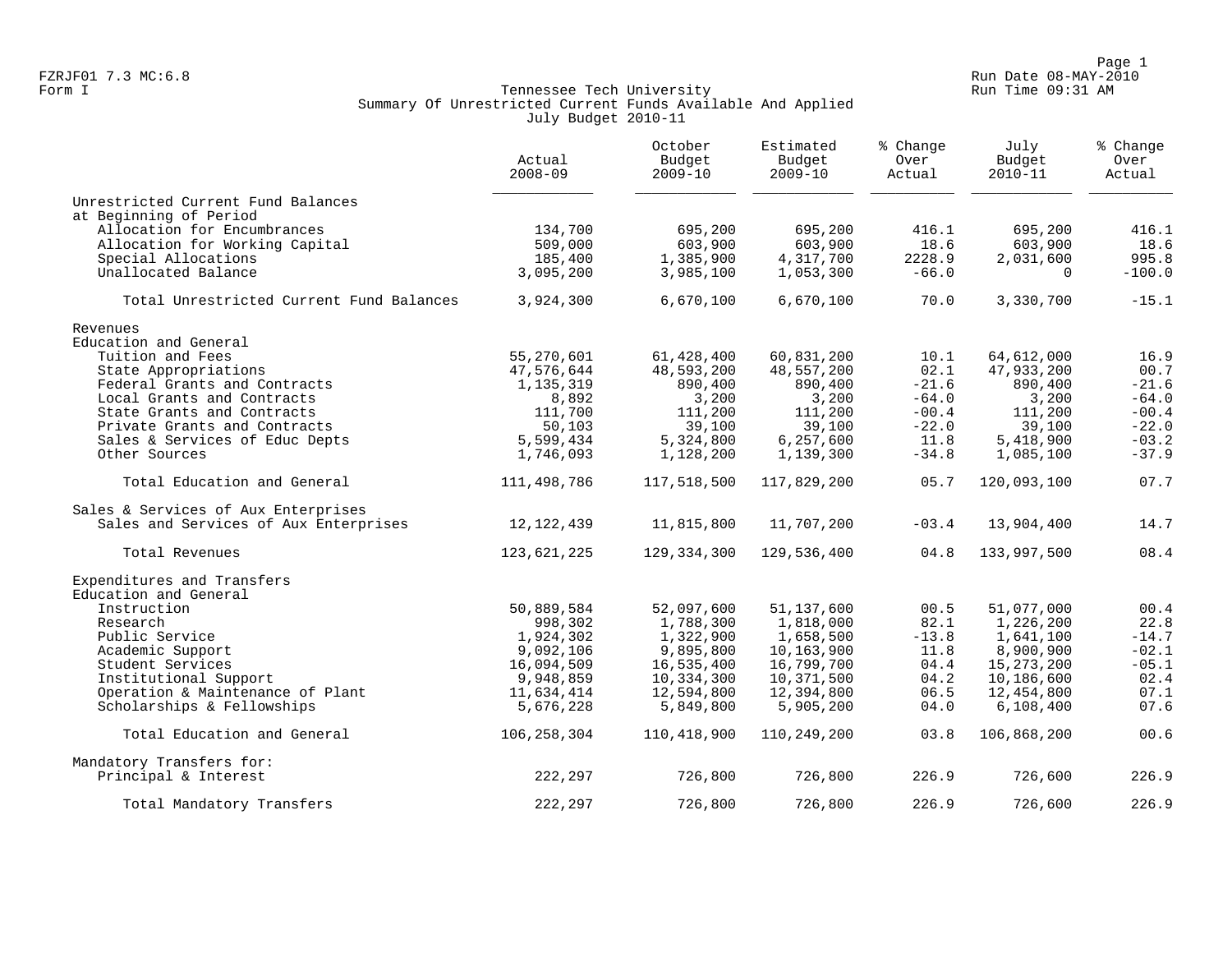FZRJF01 7.3 MC:6.8 Run Date 08-MAY-2010
Form I Run Time 09:31 AM

# Tennessee Tech University
## Summary Of Unrestricted Current Funds Available And Applied
### July Budget 2010-11

| | Actual 2008-09 | October Budget 2009-10 | Estimated Budget 2009-10 | % Change Over Actual | July Budget 2010-11 | % Change Over Actual |
|---|---|---|---|---|---|---|
| **Unrestricted Current Fund Balances at Beginning of Period** | | | | | | |
| Allocation for Encumbrances | 134,700 | 695,200 | 695,200 | 416.1 | 695,200 | 416.1 |
| Allocation for Working Capital | 509,000 | 603,900 | 603,900 | 18.6 | 603,900 | 18.6 |
| Special Allocations | 185,400 | 1,385,900 | 4,317,700 | 2228.9 | 2,031,600 | 995.8 |
| Unallocated Balance | 3,095,200 | 3,985,100 | 1,053,300 | -66.0 | 0 | -100.0 |
| Total Unrestricted Current Fund Balances | 3,924,300 | 6,670,100 | 6,670,100 | 70.0 | 3,330,700 | -15.1 |
| **Revenues** | | | | | | |
| **Education and General** | | | | | | |
| Tuition and Fees | 55,270,601 | 61,428,400 | 60,831,200 | 10.1 | 64,612,000 | 16.9 |
| State Appropriations | 47,576,644 | 48,593,200 | 48,557,200 | 02.1 | 47,933,200 | 00.7 |
| Federal Grants and Contracts | 1,135,319 | 890,400 | 890,400 | -21.6 | 890,400 | -21.6 |
| Local Grants and Contracts | 8,892 | 3,200 | 3,200 | -64.0 | 3,200 | -64.0 |
| State Grants and Contracts | 111,700 | 111,200 | 111,200 | -00.4 | 111,200 | -00.4 |
| Private Grants and Contracts | 50,103 | 39,100 | 39,100 | -22.0 | 39,100 | -22.0 |
| Sales & Services of Educ Depts | 5,599,434 | 5,324,800 | 6,257,600 | 11.8 | 5,418,900 | -03.2 |
| Other Sources | 1,746,093 | 1,128,200 | 1,139,300 | -34.8 | 1,085,100 | -37.9 |
| Total Education and General | 111,498,786 | 117,518,500 | 117,829,200 | 05.7 | 120,093,100 | 07.7 |
| **Sales & Services of Aux Enterprises** | | | | | | |
| Sales and Services of Aux Enterprises | 12,122,439 | 11,815,800 | 11,707,200 | -03.4 | 13,904,400 | 14.7 |
| Total Revenues | 123,621,225 | 129,334,300 | 129,536,400 | 04.8 | 133,997,500 | 08.4 |
| **Expenditures and Transfers** | | | | | | |
| **Education and General** | | | | | | |
| Instruction | 50,889,584 | 52,097,600 | 51,137,600 | 00.5 | 51,077,000 | 00.4 |
| Research | 998,302 | 1,788,300 | 1,818,000 | 82.1 | 1,226,200 | 22.8 |
| Public Service | 1,924,302 | 1,322,900 | 1,658,500 | -13.8 | 1,641,100 | -14.7 |
| Academic Support | 9,092,106 | 9,895,800 | 10,163,900 | 11.8 | 8,900,900 | -02.1 |
| Student Services | 16,094,509 | 16,535,400 | 16,799,700 | 04.4 | 15,273,200 | -05.1 |
| Institutional Support | 9,948,859 | 10,334,300 | 10,371,500 | 04.2 | 10,186,600 | 02.4 |
| Operation & Maintenance of Plant | 11,634,414 | 12,594,800 | 12,394,800 | 06.5 | 12,454,800 | 07.1 |
| Scholarships & Fellowships | 5,676,228 | 5,849,800 | 5,905,200 | 04.0 | 6,108,400 | 07.6 |
| Total Education and General | 106,258,304 | 110,418,900 | 110,249,200 | 03.8 | 106,868,200 | 00.6 |
| **Mandatory Transfers for:** | | | | | | |
| Principal & Interest | 222,297 | 726,800 | 726,800 | 226.9 | 726,600 | 226.9 |
| Total Mandatory Transfers | 222,297 | 726,800 | 726,800 | 226.9 | 726,600 | 226.9 |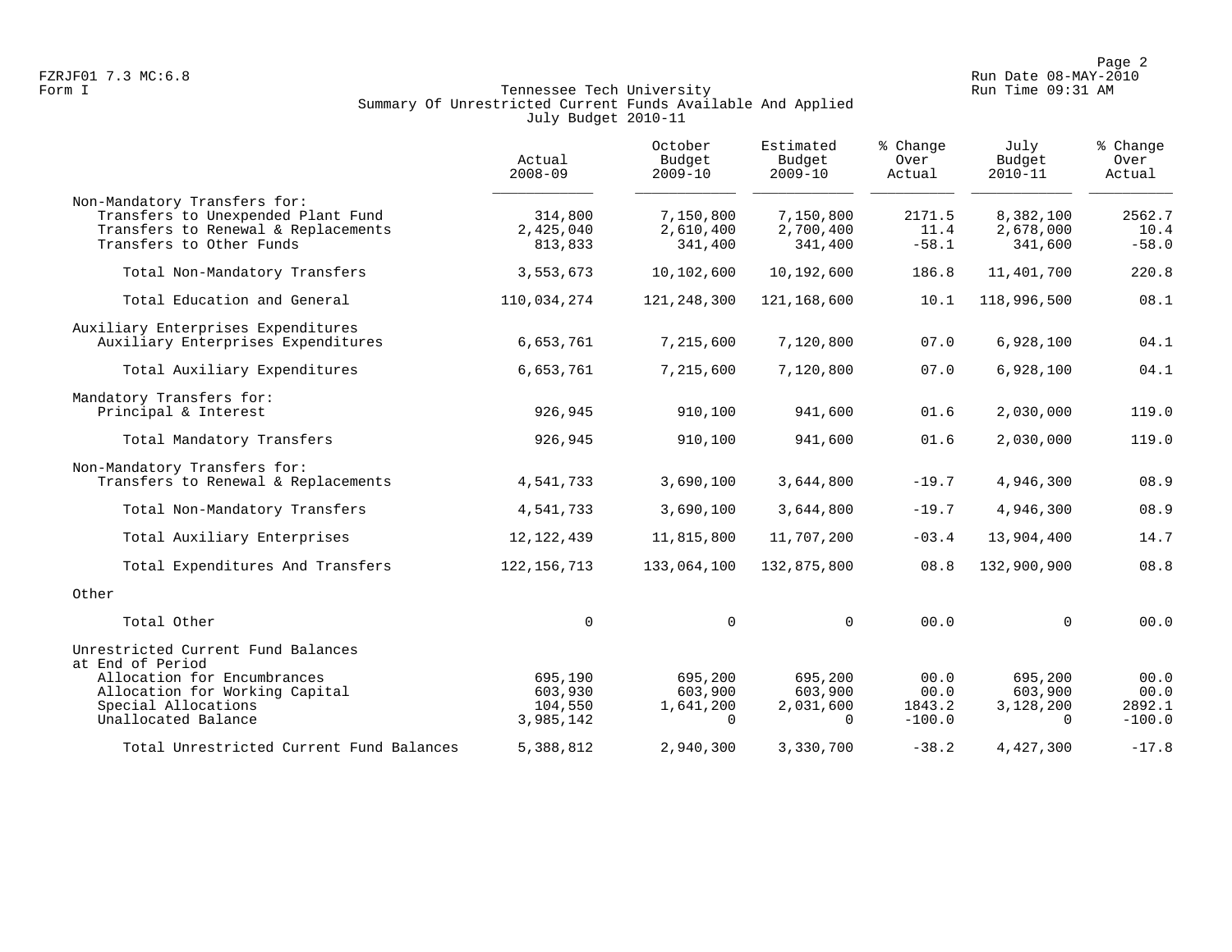Tennessee Tech University
Summary Of Unrestricted Current Funds Available And Applied
July Budget 2010-11

| | Actual 2008-09 | October Budget 2009-10 | Estimated Budget 2009-10 | % Change Over Actual | July Budget 2010-11 | % Change Over Actual |
|---|---|---|---|---|---|---|
| Non-Mandatory Transfers for: | | | | | | |
| Transfers to Unexpended Plant Fund | 314,800 | 7,150,800 | 7,150,800 | 2171.5 | 8,382,100 | 2562.7 |
| Transfers to Renewal & Replacements | 2,425,040 | 2,610,400 | 2,700,400 | 11.4 | 2,678,000 | 10.4 |
| Transfers to Other Funds | 813,833 | 341,400 | 341,400 | -58.1 | 341,600 | -58.0 |
| Total Non-Mandatory Transfers | 3,553,673 | 10,102,600 | 10,192,600 | 186.8 | 11,401,700 | 220.8 |
| Total Education and General | 110,034,274 | 121,248,300 | 121,168,600 | 10.1 | 118,996,500 | 08.1 |
| Auxiliary Enterprises Expenditures | | | | | | |
| Auxiliary Enterprises Expenditures | 6,653,761 | 7,215,600 | 7,120,800 | 07.0 | 6,928,100 | 04.1 |
| Total Auxiliary Expenditures | 6,653,761 | 7,215,600 | 7,120,800 | 07.0 | 6,928,100 | 04.1 |
| Mandatory Transfers for: | | | | | | |
| Principal & Interest | 926,945 | 910,100 | 941,600 | 01.6 | 2,030,000 | 119.0 |
| Total Mandatory Transfers | 926,945 | 910,100 | 941,600 | 01.6 | 2,030,000 | 119.0 |
| Non-Mandatory Transfers for: | | | | | | |
| Transfers to Renewal & Replacements | 4,541,733 | 3,690,100 | 3,644,800 | -19.7 | 4,946,300 | 08.9 |
| Total Non-Mandatory Transfers | 4,541,733 | 3,690,100 | 3,644,800 | -19.7 | 4,946,300 | 08.9 |
| Total Auxiliary Enterprises | 12,122,439 | 11,815,800 | 11,707,200 | -03.4 | 13,904,400 | 14.7 |
| Total Expenditures And Transfers | 122,156,713 | 133,064,100 | 132,875,800 | 08.8 | 132,900,900 | 08.8 |
| Other | | | | | | |
| Total Other | 0 | 0 | 0 | 00.0 | 0 | 00.0 |
| Unrestricted Current Fund Balances at End of Period | | | | | | |
| Allocation for Encumbrances | 695,190 | 695,200 | 695,200 | 00.0 | 695,200 | 00.0 |
| Allocation for Working Capital | 603,930 | 603,900 | 603,900 | 00.0 | 603,900 | 00.0 |
| Special Allocations | 104,550 | 1,641,200 | 2,031,600 | 1843.2 | 3,128,200 | 2892.1 |
| Unallocated Balance | 3,985,142 | 0 | 0 | -100.0 | 0 | -100.0 |
| Total Unrestricted Current Fund Balances | 5,388,812 | 2,940,300 | 3,330,700 | -38.2 | 4,427,300 | -17.8 |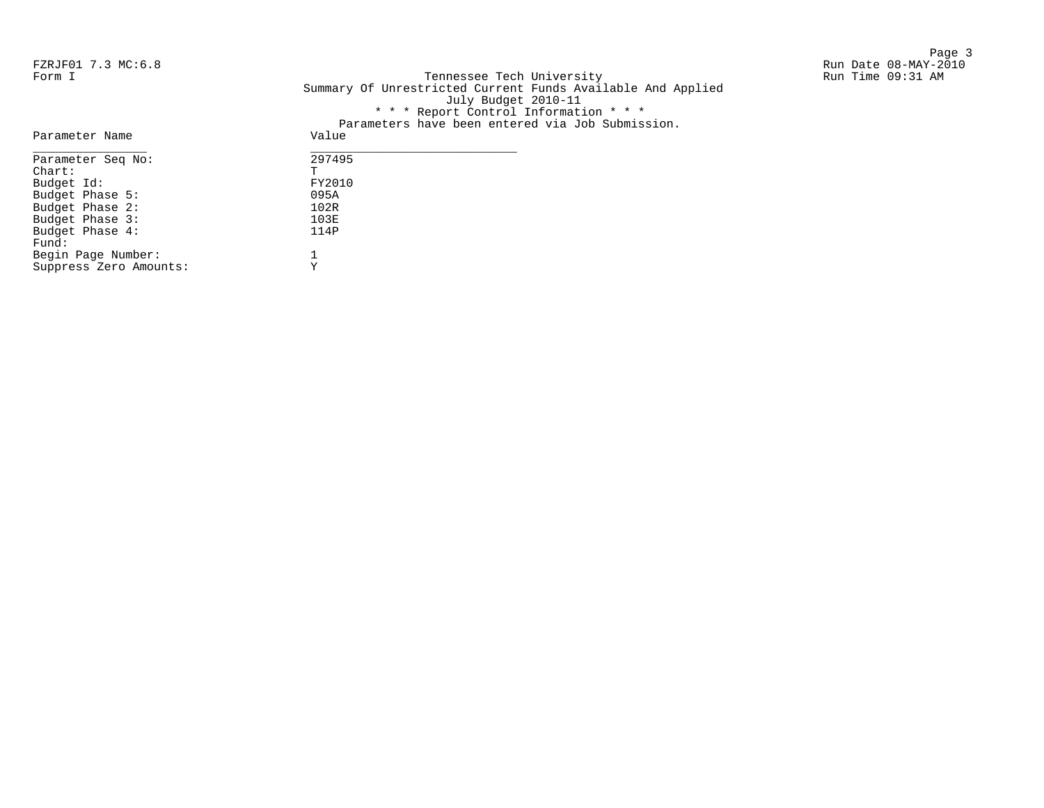FZRJF01 7.3 MC:6.8
Form I

# Tennessee Tech University

## Summary Of Unrestricted Current Funds Available And Applied

### July Budget 2010-11

Run Date 08-MAY-2010
Run Time 09:31 AM

* * * Report Control Information * * *

Parameters have been entered via Job Submission.

| Parameter Name | Value |
|---|---|
| Parameter Seq No: | 297495 |
| Chart: | T |
| Budget Id: | FY2010 |
| Budget Phase 5: | 095A |
| Budget Phase 2: | 102R |
| Budget Phase 3: | 103E |
| Budget Phase 4: | 114P |
| Fund: | |
| Begin Page Number: | 1 |
| Suppress Zero Amounts: | Y |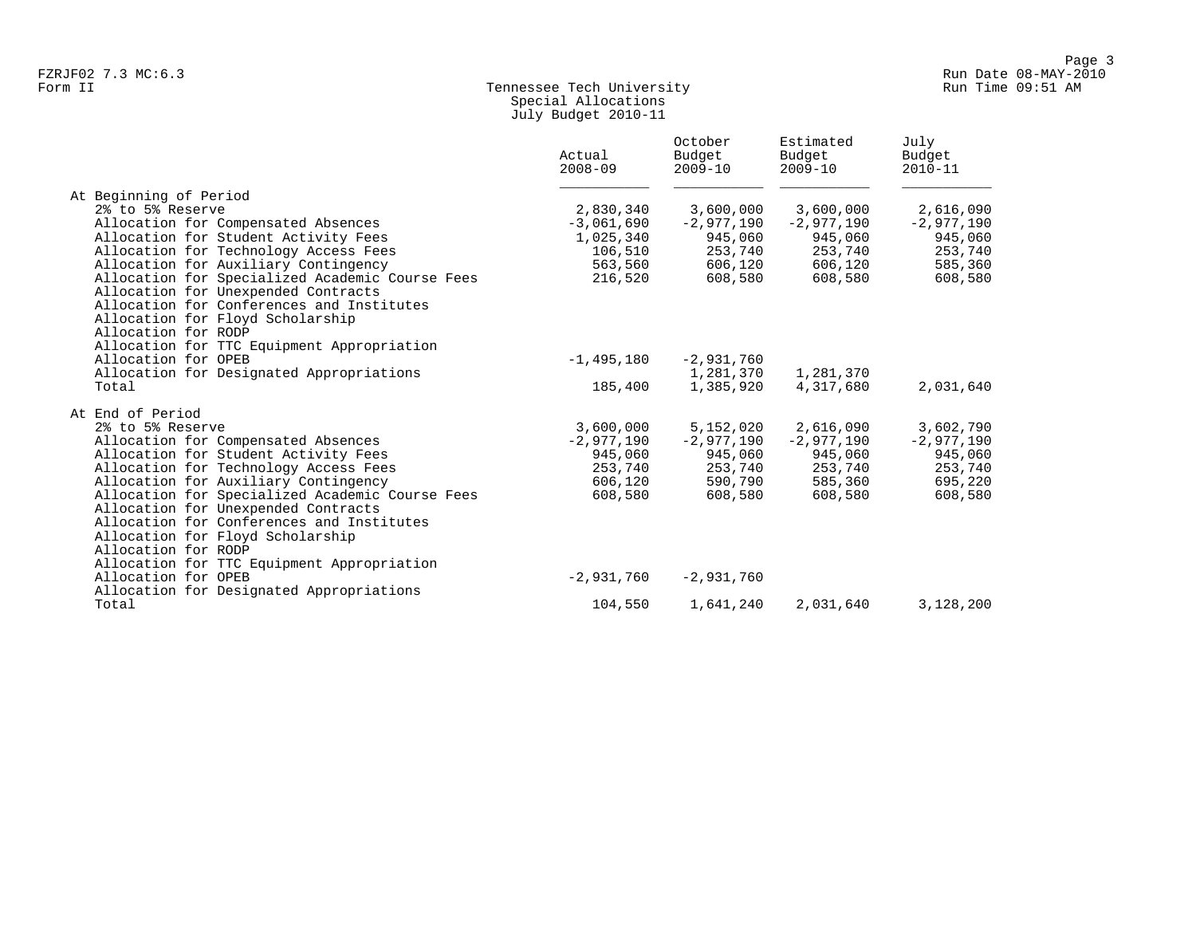Tennessee Tech University
Special Allocations
July Budget 2010-11

| | Actual 2008-09 | October Budget 2009-10 | Estimated Budget 2009-10 | July Budget 2010-11 |
|---|---|---|---|---|
| **At Beginning of Period** | | | | |
| 2% to 5% Reserve | 2,830,340 | 3,600,000 | 3,600,000 | 2,616,090 |
| Allocation for Compensated Absences | -3,061,690 | -2,977,190 | -2,977,190 | -2,977,190 |
| Allocation for Student Activity Fees | 1,025,340 | 945,060 | 945,060 | 945,060 |
| Allocation for Technology Access Fees | 106,510 | 253,740 | 253,740 | 253,740 |
| Allocation for Auxiliary Contingency | 563,560 | 606,120 | 606,120 | 585,360 |
| Allocation for Specialized Academic Course Fees | 216,520 | 608,580 | 608,580 | 608,580 |
| Allocation for Unexpended Contracts | | | | |
| Allocation for Conferences and Institutes | | | | |
| Allocation for Floyd Scholarship | | | | |
| Allocation for RODP | | | | |
| Allocation for TTC Equipment Appropriation | | | | |
| Allocation for OPEB | -1,495,180 | -2,931,760 | | |
| Allocation for Designated Appropriations | | 1,281,370 | 1,281,370 | |
| Total | 185,400 | 1,385,920 | 4,317,680 | 2,031,640 |
| **At End of Period** | | | | |
| 2% to 5% Reserve | 3,600,000 | 5,152,020 | 2,616,090 | 3,602,790 |
| Allocation for Compensated Absences | -2,977,190 | -2,977,190 | -2,977,190 | -2,977,190 |
| Allocation for Student Activity Fees | 945,060 | 945,060 | 945,060 | 945,060 |
| Allocation for Technology Access Fees | 253,740 | 253,740 | 253,740 | 253,740 |
| Allocation for Auxiliary Contingency | 606,120 | 590,790 | 585,360 | 695,220 |
| Allocation for Specialized Academic Course Fees | 608,580 | 608,580 | 608,580 | 608,580 |
| Allocation for Unexpended Contracts | | | | |
| Allocation for Conferences and Institutes | | | | |
| Allocation for Floyd Scholarship | | | | |
| Allocation for RODP | | | | |
| Allocation for TTC Equipment Appropriation | | | | |
| Allocation for OPEB | -2,931,760 | -2,931,760 | | |
| Allocation for Designated Appropriations | | | | |
| Total | 104,550 | 1,641,240 | 2,031,640 | 3,128,200 |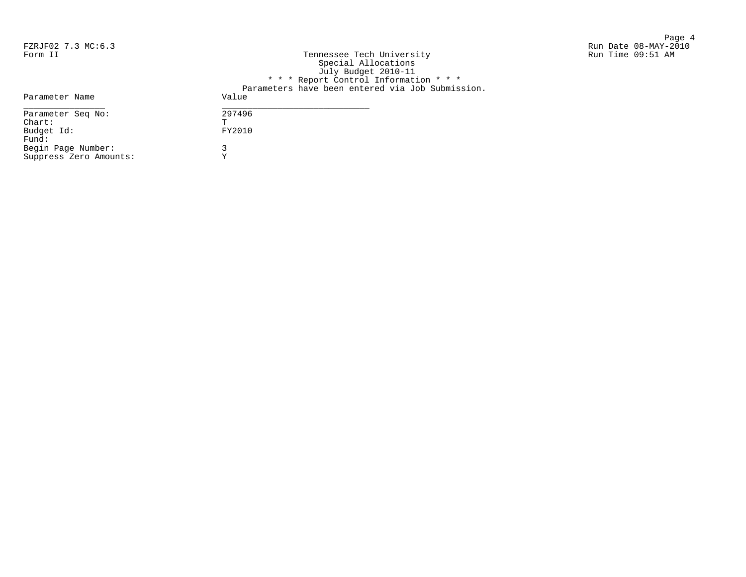FZRJF02 7.3 MC:6.3
Form II

Tennessee Tech University
Special Allocations
July Budget 2010-11

Run Date 08-MAY-2010
Run Time 09:51 AM

* * * Report Control Information * * *

Parameters have been entered via Job Submission.

| Parameter Name | Value |
|---|---|
| Parameter Seq No: | 297496 |
| Chart: | T |
| Budget Id: | FY2010 |
| Fund: | |
| Begin Page Number: | 3 |
| Suppress Zero Amounts: | Y |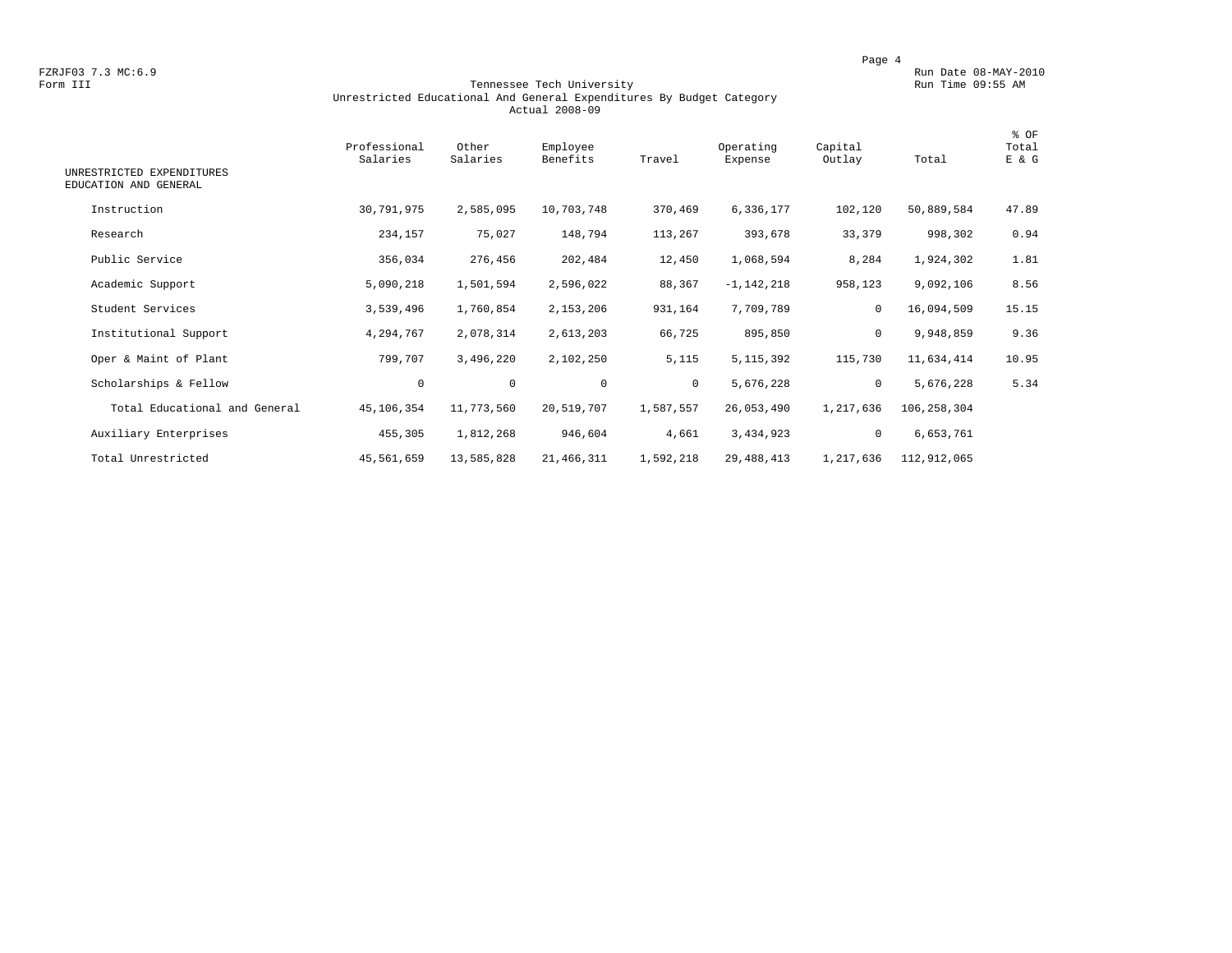FZRJF03 7.3 MC:6.9
Form III

Run Date 08-MAY-2010
Run Time 09:55 AM

# Tennessee Tech University
## Unrestricted Educational And General Expenditures By Budget Category
### Actual 2008-09

| UNRESTRICTED EXPENDITURES EDUCATION AND GENERAL | Professional Salaries | Other Salaries | Employee Benefits | Travel | Operating Expense | Capital Outlay | Total | % OF Total E & G |
|---|---|---|---|---|---|---|---|---|
| Instruction | 30,791,975 | 2,585,095 | 10,703,748 | 370,469 | 6,336,177 | 102,120 | 50,889,584 | 47.89 |
| Research | 234,157 | 75,027 | 148,794 | 113,267 | 393,678 | 33,379 | 998,302 | 0.94 |
| Public Service | 356,034 | 276,456 | 202,484 | 12,450 | 1,068,594 | 8,284 | 1,924,302 | 1.81 |
| Academic Support | 5,090,218 | 1,501,594 | 2,596,022 | 88,367 | -1,142,218 | 958,123 | 9,092,106 | 8.56 |
| Student Services | 3,539,496 | 1,760,854 | 2,153,206 | 931,164 | 7,709,789 | 0 | 16,094,509 | 15.15 |
| Institutional Support | 4,294,767 | 2,078,314 | 2,613,203 | 66,725 | 895,850 | 0 | 9,948,859 | 9.36 |
| Oper & Maint of Plant | 799,707 | 3,496,220 | 2,102,250 | 5,115 | 5,115,392 | 115,730 | 11,634,414 | 10.95 |
| Scholarships & Fellow | 0 | 0 | 0 | 0 | 5,676,228 | 0 | 5,676,228 | 5.34 |
| Total Educational and General | 45,106,354 | 11,773,560 | 20,519,707 | 1,587,557 | 26,053,490 | 1,217,636 | 106,258,304 | |
| Auxiliary Enterprises | 455,305 | 1,812,268 | 946,604 | 4,661 | 3,434,923 | 0 | 6,653,761 | |
| Total Unrestricted | 45,561,659 | 13,585,828 | 21,466,311 | 1,592,218 | 29,488,413 | 1,217,636 | 112,912,065 | |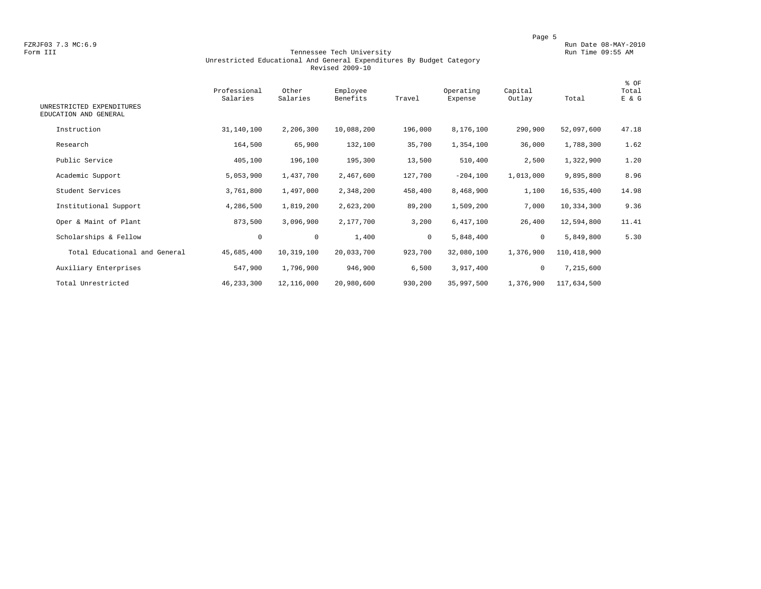FZRJF03 7.3 MC:6.9 Run Date 08-MAY-2010
Form III Run Time 09:55 AM

# Tennessee Tech University
## Unrestricted Educational And General Expenditures By Budget Category
### Revised 2009-10

| UNRESTRICTED EXPENDITURES EDUCATION AND GENERAL | Professional Salaries | Other Salaries | Employee Benefits | Travel | Operating Expense | Capital Outlay | Total | % OF Total E & G |
|---|---|---|---|---|---|---|---|---|
| Instruction | 31,140,100 | 2,206,300 | 10,088,200 | 196,000 | 8,176,100 | 290,900 | 52,097,600 | 47.18 |
| Research | 164,500 | 65,900 | 132,100 | 35,700 | 1,354,100 | 36,000 | 1,788,300 | 1.62 |
| Public Service | 405,100 | 196,100 | 195,300 | 13,500 | 510,400 | 2,500 | 1,322,900 | 1.20 |
| Academic Support | 5,053,900 | 1,437,700 | 2,467,600 | 127,700 | -204,100 | 1,013,000 | 9,895,800 | 8.96 |
| Student Services | 3,761,800 | 1,497,000 | 2,348,200 | 458,400 | 8,468,900 | 1,100 | 16,535,400 | 14.98 |
| Institutional Support | 4,286,500 | 1,819,200 | 2,623,200 | 89,200 | 1,509,200 | 7,000 | 10,334,300 | 9.36 |
| Oper & Maint of Plant | 873,500 | 3,096,900 | 2,177,700 | 3,200 | 6,417,100 | 26,400 | 12,594,800 | 11.41 |
| Scholarships & Fellow | 0 | 0 | 1,400 | 0 | 5,848,400 | 0 | 5,849,800 | 5.30 |
| Total Educational and General | 45,685,400 | 10,319,100 | 20,033,700 | 923,700 | 32,080,100 | 1,376,900 | 110,418,900 | |
| Auxiliary Enterprises | 547,900 | 1,796,900 | 946,900 | 6,500 | 3,917,400 | 0 | 7,215,600 | |
| Total Unrestricted | 46,233,300 | 12,116,000 | 20,980,600 | 930,200 | 35,997,500 | 1,376,900 | 117,634,500 | |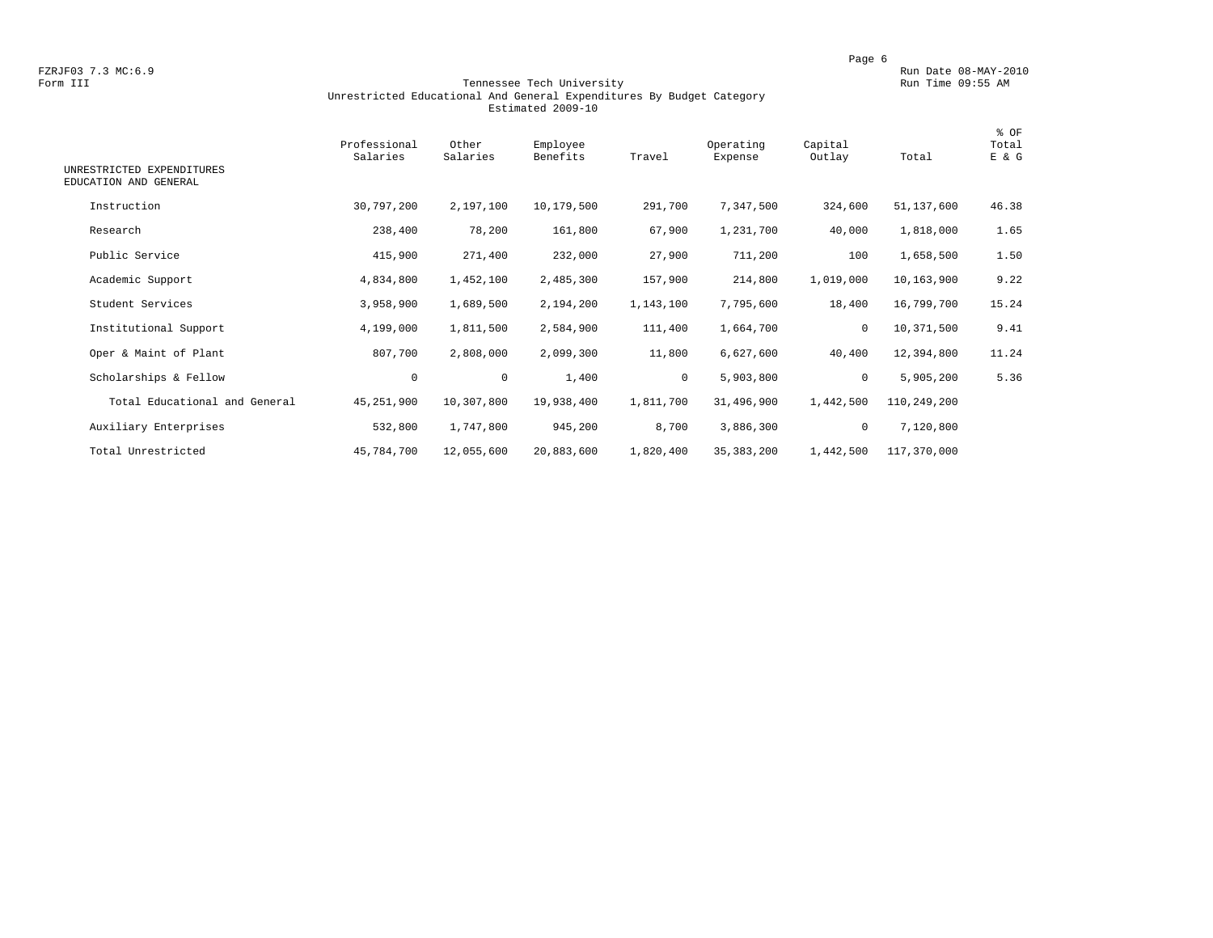FZRJF03 7.3 MC:6.9 Run Date 08-MAY-2010

Form III Run Time 09:55 AM

# Tennessee Tech University

## Unrestricted Educational And General Expenditures By Budget Category

### Estimated 2009-10

| UNRESTRICTED EXPENDITURES EDUCATION AND GENERAL | Professional Salaries | Other Salaries | Employee Benefits | Travel | Operating Expense | Capital Outlay | Total | % OF Total E & G |
|---|---|---|---|---|---|---|---|---|
| Instruction | 30,797,200 | 2,197,100 | 10,179,500 | 291,700 | 7,347,500 | 324,600 | 51,137,600 | 46.38 |
| Research | 238,400 | 78,200 | 161,800 | 67,900 | 1,231,700 | 40,000 | 1,818,000 | 1.65 |
| Public Service | 415,900 | 271,400 | 232,000 | 27,900 | 711,200 | 100 | 1,658,500 | 1.50 |
| Academic Support | 4,834,800 | 1,452,100 | 2,485,300 | 157,900 | 214,800 | 1,019,000 | 10,163,900 | 9.22 |
| Student Services | 3,958,900 | 1,689,500 | 2,194,200 | 1,143,100 | 7,795,600 | 18,400 | 16,799,700 | 15.24 |
| Institutional Support | 4,199,000 | 1,811,500 | 2,584,900 | 111,400 | 1,664,700 | 0 | 10,371,500 | 9.41 |
| Oper & Maint of Plant | 807,700 | 2,808,000 | 2,099,300 | 11,800 | 6,627,600 | 40,400 | 12,394,800 | 11.24 |
| Scholarships & Fellow | 0 | 0 | 1,400 | 0 | 5,903,800 | 0 | 5,905,200 | 5.36 |
| Total Educational and General | 45,251,900 | 10,307,800 | 19,938,400 | 1,811,700 | 31,496,900 | 1,442,500 | 110,249,200 | |
| Auxiliary Enterprises | 532,800 | 1,747,800 | 945,200 | 8,700 | 3,886,300 | 0 | 7,120,800 | |
| Total Unrestricted | 45,784,700 | 12,055,600 | 20,883,600 | 1,820,400 | 35,383,200 | 1,442,500 | 117,370,000 | |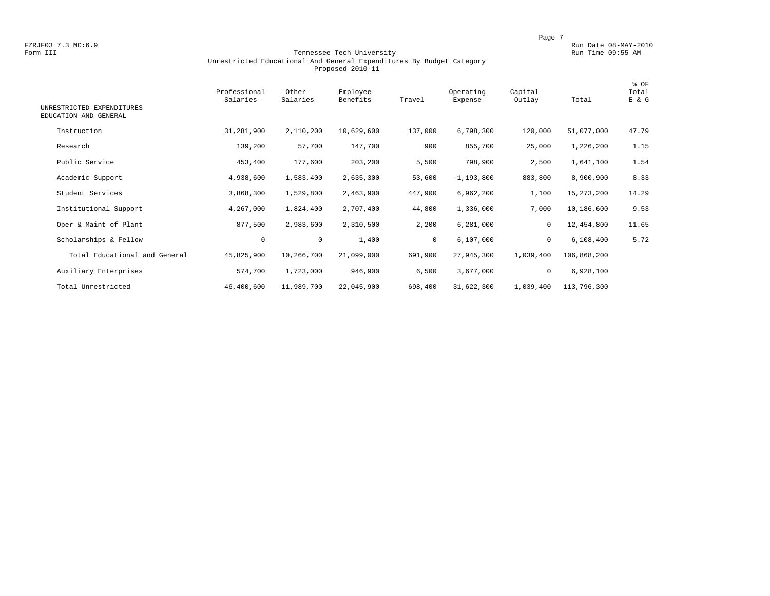FZRJF03 7.3 MC:6.9
Form III

Run Date 08-MAY-2010
Run Time 09:55 AM

# Tennessee Tech University
## Unrestricted Educational And General Expenditures By Budget Category
### Proposed 2010-11

| UNRESTRICTED EXPENDITURES EDUCATION AND GENERAL | Professional Salaries | Other Salaries | Employee Benefits | Travel | Operating Expense | Capital Outlay | Total | % OF Total E & G |
|---|---|---|---|---|---|---|---|---|
| Instruction | 31,281,900 | 2,110,200 | 10,629,600 | 137,000 | 6,798,300 | 120,000 | 51,077,000 | 47.79 |
| Research | 139,200 | 57,700 | 147,700 | 900 | 855,700 | 25,000 | 1,226,200 | 1.15 |
| Public Service | 453,400 | 177,600 | 203,200 | 5,500 | 798,900 | 2,500 | 1,641,100 | 1.54 |
| Academic Support | 4,938,600 | 1,583,400 | 2,635,300 | 53,600 | -1,193,800 | 883,800 | 8,900,900 | 8.33 |
| Student Services | 3,868,300 | 1,529,800 | 2,463,900 | 447,900 | 6,962,200 | 1,100 | 15,273,200 | 14.29 |
| Institutional Support | 4,267,000 | 1,824,400 | 2,707,400 | 44,800 | 1,336,000 | 7,000 | 10,186,600 | 9.53 |
| Oper & Maint of Plant | 877,500 | 2,983,600 | 2,310,500 | 2,200 | 6,281,000 | 0 | 12,454,800 | 11.65 |
| Scholarships & Fellow | 0 | 0 | 1,400 | 0 | 6,107,000 | 0 | 6,108,400 | 5.72 |
| Total Educational and General | 45,825,900 | 10,266,700 | 21,099,000 | 691,900 | 27,945,300 | 1,039,400 | 106,868,200 | |
| Auxiliary Enterprises | 574,700 | 1,723,000 | 946,900 | 6,500 | 3,677,000 | 0 | 6,928,100 | |
| Total Unrestricted | 46,400,600 | 11,989,700 | 22,045,900 | 698,400 | 31,622,300 | 1,039,400 | 113,796,300 | |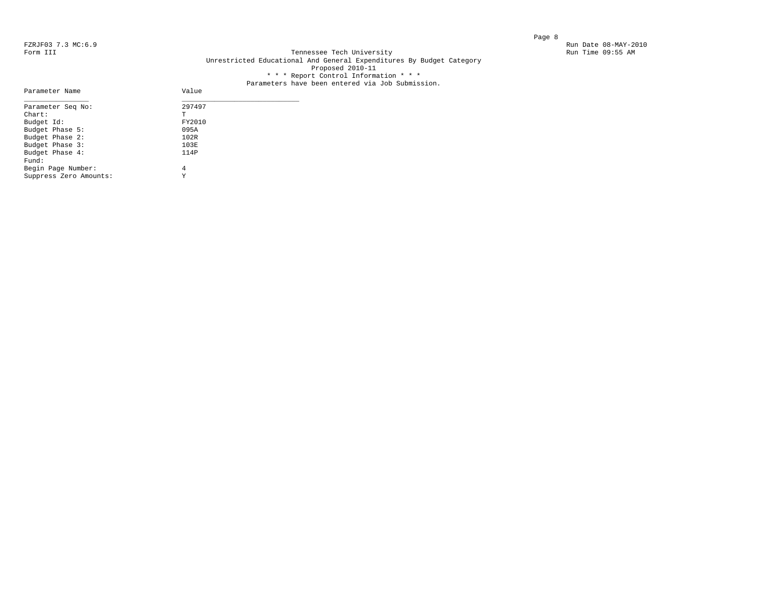FZRJF03 7.3 MC:6.9

Form III

Run Date 08-MAY-2010

Run Time 09:55 AM

# Tennessee Tech University

## Unrestricted Educational And General Expenditures By Budget Category

Proposed 2010-11

* * * Report Control Information * * *

Parameters have been entered via Job Submission.

| Parameter Name | Value |
|---|---|
| Parameter Seq No: | 297497 |
| Chart: | T |
| Budget Id: | FY2010 |
| Budget Phase 5: | 095A |
| Budget Phase 2: | 102R |
| Budget Phase 3: | 103E |
| Budget Phase 4: | 114P |
| Fund: | |
| Begin Page Number: | 4 |
| Suppress Zero Amounts: | Y |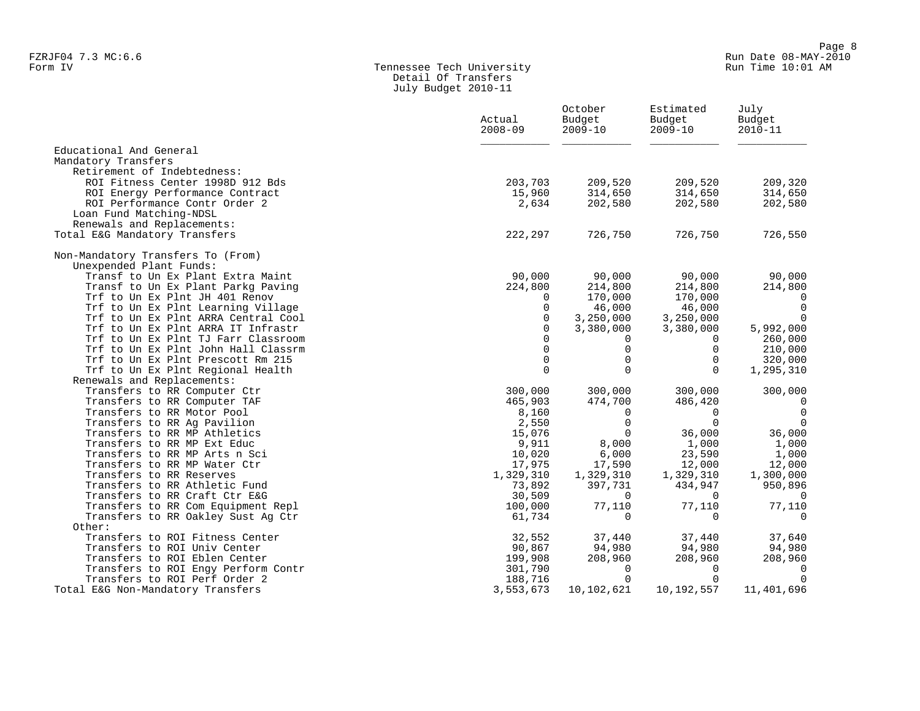FZRJF04 7.3 MC:6.6
Form IV

Tennessee Tech University
Detail Of Transfers
July Budget 2010-11

Run Date 08-MAY-2010
Run Time 10:01 AM

| | Actual 2008-09 | October Budget 2009-10 | Estimated Budget 2009-10 | July Budget 2010-11 |
|---|---|---|---|---|
| Educational And General | | | | |
| Mandatory Transfers | | | | |
| Retirement of Indebtedness: | | | | |
| ROI Fitness Center 1998D 912 Bds | 203,703 | 209,520 | 209,520 | 209,320 |
| ROI Energy Performance Contract | 15,960 | 314,650 | 314,650 | 314,650 |
| ROI Performance Contr Order 2 | 2,634 | 202,580 | 202,580 | 202,580 |
| Loan Fund Matching-NDSL | | | | |
| Renewals and Replacements: | | | | |
| Total E&G Mandatory Transfers | 222,297 | 726,750 | 726,750 | 726,550 |
| | | | | |
| Non-Mandatory Transfers To (From) | | | | |
| Unexpended Plant Funds: | | | | |
| Transf to Un Ex Plant Extra Maint | 90,000 | 90,000 | 90,000 | 90,000 |
| Transf to Un Ex Plant Parkg Paving | 224,800 | 214,800 | 214,800 | 214,800 |
| Trf to Un Ex Plnt JH 401 Renov | 0 | 170,000 | 170,000 | 0 |
| Trf to Un Ex Plnt Learning Village | 0 | 46,000 | 46,000 | 0 |
| Trf to Un Ex Plnt ARRA Central Cool | 0 | 3,250,000 | 3,250,000 | 0 |
| Trf to Un Ex Plnt ARRA IT Infrastr | 0 | 3,380,000 | 3,380,000 | 5,992,000 |
| Trf to Un Ex Plnt TJ Farr Classroom | 0 | 0 | 0 | 260,000 |
| Trf to Un Ex Plnt John Hall Classrm | 0 | 0 | 0 | 210,000 |
| Trf to Un Ex Plnt Prescott Rm 215 | 0 | 0 | 0 | 320,000 |
| Trf to Un Ex Plnt Regional Health | 0 | 0 | 0 | 1,295,310 |
| Renewals and Replacements: | | | | |
| Transfers to RR Computer Ctr | 300,000 | 300,000 | 300,000 | 300,000 |
| Transfers to RR Computer TAF | 465,903 | 474,700 | 486,420 | 0 |
| Transfers to RR Motor Pool | 8,160 | 0 | 0 | 0 |
| Transfers to RR Ag Pavilion | 2,550 | 0 | 0 | 0 |
| Transfers to RR MP Athletics | 15,076 | 0 | 36,000 | 36,000 |
| Transfers to RR MP Ext Educ | 9,911 | 8,000 | 1,000 | 1,000 |
| Transfers to RR MP Arts n Sci | 10,020 | 6,000 | 23,590 | 1,000 |
| Transfers to RR MP Water Ctr | 17,975 | 17,590 | 12,000 | 12,000 |
| Transfers to RR Reserves | 1,329,310 | 1,329,310 | 1,329,310 | 1,300,000 |
| Transfers to RR Athletic Fund | 73,892 | 397,731 | 434,947 | 950,896 |
| Transfers to RR Craft Ctr E&G | 30,509 | 0 | 0 | 0 |
| Transfers to RR Com Equipment Repl | 100,000 | 77,110 | 77,110 | 77,110 |
| Transfers to RR Oakley Sust Ag Ctr | 61,734 | 0 | 0 | 0 |
| Other: | | | | |
| Transfers to ROI Fitness Center | 32,552 | 37,440 | 37,440 | 37,640 |
| Transfers to ROI Univ Center | 90,867 | 94,980 | 94,980 | 94,980 |
| Transfers to ROI Eblen Center | 199,908 | 208,960 | 208,960 | 208,960 |
| Transfers to ROI Engy Perform Contr | 301,790 | 0 | 0 | 0 |
| Transfers to ROI Perf Order 2 | 188,716 | 0 | 0 | 0 |
| Total E&G Non-Mandatory Transfers | 3,553,673 | 10,102,621 | 10,192,557 | 11,401,696 |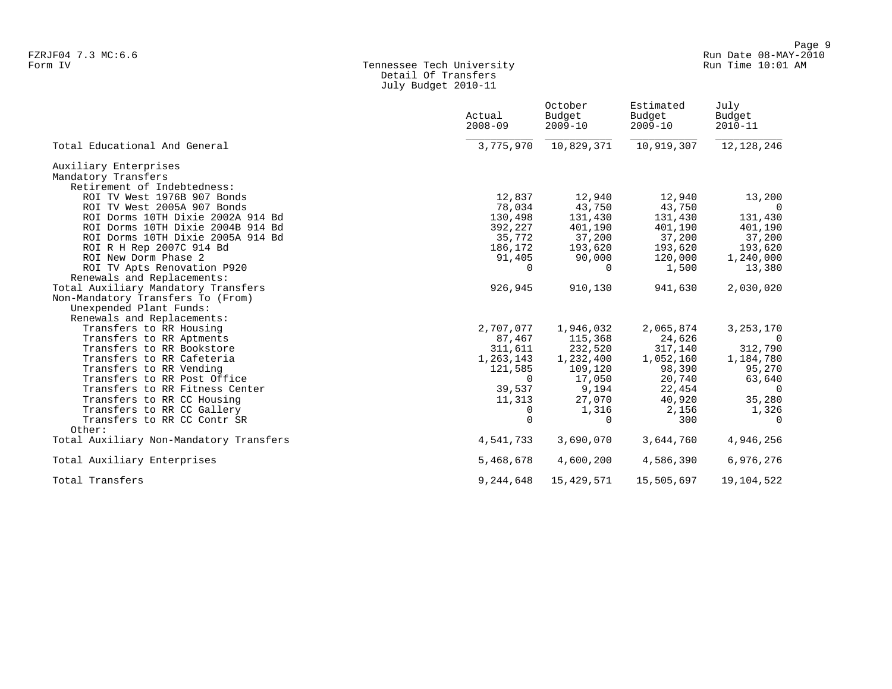FZRJF04 7.3 MC:6.6
Form IV

Tennessee Tech University
Detail Of Transfers
July Budget 2010-11

| | Actual 2008-09 | October Budget 2009-10 | Estimated Budget 2009-10 | July Budget 2010-11 |
|---|---|---|---|---|
| Total Educational And General | 3,775,970 | 10,829,371 | 10,919,307 | 12,128,246 |
| Auxiliary Enterprises | | | | |
| Mandatory Transfers | | | | |
| Retirement of Indebtedness: | | | | |
| ROI TV West 1976B 907 Bonds | 12,837 | 12,940 | 12,940 | 13,200 |
| ROI TV West 2005A 907 Bonds | 78,034 | 43,750 | 43,750 | 0 |
| ROI Dorms 10TH Dixie 2002A 914 Bd | 130,498 | 131,430 | 131,430 | 131,430 |
| ROI Dorms 10TH Dixie 2004B 914 Bd | 392,227 | 401,190 | 401,190 | 401,190 |
| ROI Dorms 10TH Dixie 2005A 914 Bd | 35,772 | 37,200 | 37,200 | 37,200 |
| ROI R H Rep 2007C 914 Bd | 186,172 | 193,620 | 193,620 | 193,620 |
| ROI New Dorm Phase 2 | 91,405 | 90,000 | 120,000 | 1,240,000 |
| ROI TV Apts Renovation P920 | 0 | 0 | 1,500 | 13,380 |
| Renewals and Replacements: | | | | |
| Total Auxiliary Mandatory Transfers | 926,945 | 910,130 | 941,630 | 2,030,020 |
| Non-Mandatory Transfers To (From) | | | | |
| Unexpended Plant Funds: | | | | |
| Renewals and Replacements: | | | | |
| Transfers to RR Housing | 2,707,077 | 1,946,032 | 2,065,874 | 3,253,170 |
| Transfers to RR Aptments | 87,467 | 115,368 | 24,626 | 0 |
| Transfers to RR Bookstore | 311,611 | 232,520 | 317,140 | 312,790 |
| Transfers to RR Cafeteria | 1,263,143 | 1,232,400 | 1,052,160 | 1,184,780 |
| Transfers to RR Vending | 121,585 | 109,120 | 98,390 | 95,270 |
| Transfers to RR Post Office | 0 | 17,050 | 20,740 | 63,640 |
| Transfers to RR Fitness Center | 39,537 | 9,194 | 22,454 | 0 |
| Transfers to RR CC Housing | 11,313 | 27,070 | 40,920 | 35,280 |
| Transfers to RR CC Gallery | 0 | 1,316 | 2,156 | 1,326 |
| Transfers to RR CC Contr SR | 0 | 0 | 300 | 0 |
| Other: | | | | |
| Total Auxiliary Non-Mandatory Transfers | 4,541,733 | 3,690,070 | 3,644,760 | 4,946,256 |
| Total Auxiliary Enterprises | 5,468,678 | 4,600,200 | 4,586,390 | 6,976,276 |
| Total Transfers | 9,244,648 | 15,429,571 | 15,505,697 | 19,104,522 |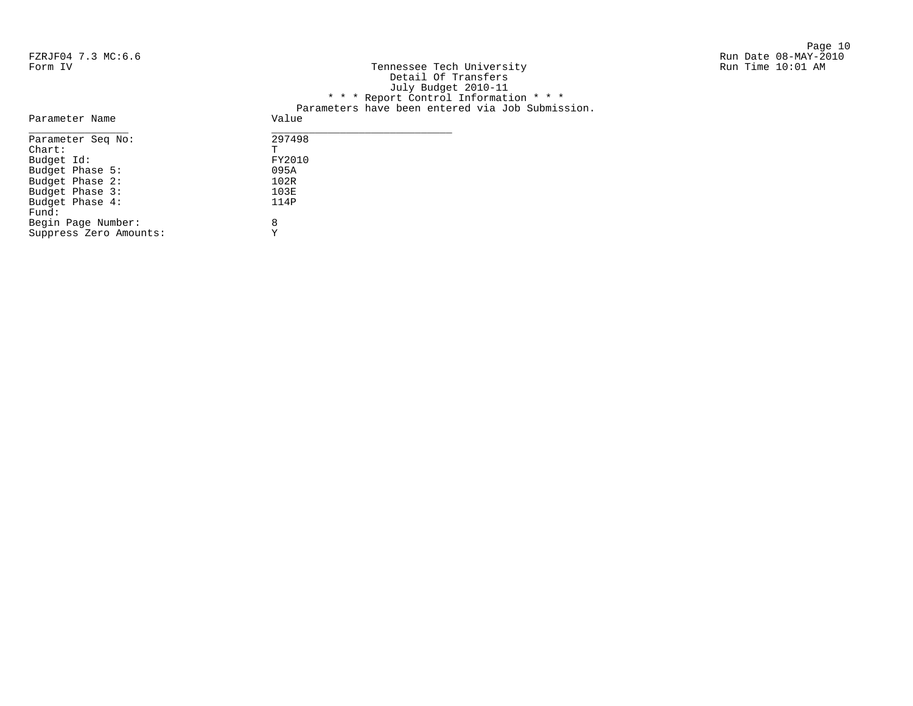FZRJF04 7.3 MC:6.6
Form IV

Run Date 08-MAY-2010
Run Time 10:01 AM

Tennessee Tech University
Detail Of Transfers
July Budget 2010-11
* * * Report Control Information * * *
Parameters have been entered via Job Submission.

| Parameter Name | Value |
|---|---|
| Parameter Seq No: | 297498 |
| Chart: | T |
| Budget Id: | FY2010 |
| Budget Phase 5: | 095A |
| Budget Phase 2: | 102R |
| Budget Phase 3: | 103E |
| Budget Phase 4: | 114P |
| Fund: | |
| Begin Page Number: | 8 |
| Suppress Zero Amounts: | Y |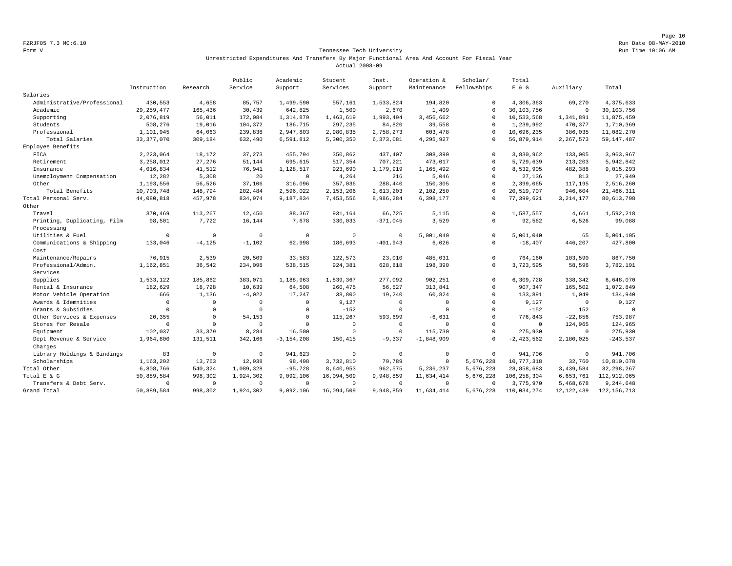Form V

Tennessee Tech University

Unrestricted Expenditures And Transfers By Major Functional Area And Account For Fiscal Year

Actual 2008-09

| | Instruction | Research | Public Service | Academic Support | Student Services | Inst. Support | Operation & Maintenance | Scholar/ Fellowships | Total E & G | Auxiliary | Total |
|---|---|---|---|---|---|---|---|---|---|---|---|
| Salaries | | | | | | | | | | | |
| Administrative/Professional | 430,553 | 4,658 | 85,757 | 1,499,590 | 557,161 | 1,533,824 | 194,820 | 0 | 4,306,363 | 69,270 | 4,375,633 |
| Academic | 29,259,477 | 165,436 | 30,439 | 642,825 | 1,500 | 2,670 | 1,409 | 0 | 30,103,756 | 0 | 30,103,756 |
| Supporting | 2,076,819 | 56,011 | 172,084 | 1,314,879 | 1,463,619 | 1,993,494 | 3,456,662 | 0 | 10,533,568 | 1,341,891 | 11,875,459 |
| Students | 508,276 | 19,016 | 104,372 | 186,715 | 297,235 | 84,820 | 39,558 | 0 | 1,239,992 | 470,377 | 1,710,369 |
| Professional | 1,101,945 | 64,063 | 239,838 | 2,947,803 | 2,980,835 | 2,758,273 | 603,478 | 0 | 10,696,235 | 386,035 | 11,082,270 |
| Total Salaries | 33,377,070 | 309,184 | 632,490 | 6,591,812 | 5,300,350 | 6,373,081 | 4,295,927 | 0 | 56,879,914 | 2,267,573 | 59,147,487 |
| Employee Benefits | | | | | | | | | | | |
| FICA | 2,223,064 | 18,172 | 37,273 | 455,794 | 350,862 | 437,407 | 308,390 | 0 | 3,830,962 | 133,005 | 3,963,967 |
| Retirement | 3,258,012 | 27,276 | 51,144 | 695,615 | 517,354 | 707,221 | 473,017 | 0 | 5,729,639 | 213,203 | 5,942,842 |
| Insurance | 4,016,834 | 41,512 | 76,941 | 1,128,517 | 923,690 | 1,179,919 | 1,165,492 | 0 | 8,532,905 | 482,388 | 9,015,293 |
| Unemployment Compensation | 12,282 | 5,308 | 20 | 0 | 4,264 | 216 | 5,046 | 0 | 27,136 | 813 | 27,949 |
| Other | 1,193,556 | 56,526 | 37,106 | 316,096 | 357,036 | 288,440 | 150,305 | 0 | 2,399,065 | 117,195 | 2,516,260 |
| Total Benefits | 10,703,748 | 148,794 | 202,484 | 2,596,022 | 2,153,206 | 2,613,203 | 2,102,250 | 0 | 20,519,707 | 946,604 | 21,466,311 |
| Total Personal Serv. | 44,080,818 | 457,978 | 834,974 | 9,187,834 | 7,453,556 | 8,986,284 | 6,398,177 | 0 | 77,399,621 | 3,214,177 | 80,613,798 |
| Other | | | | | | | | | | | |
| Travel | 370,469 | 113,267 | 12,450 | 88,367 | 931,164 | 66,725 | 5,115 | 0 | 1,587,557 | 4,661 | 1,592,218 |
| Printing, Duplicating, Film Processing | 98,501 | 7,722 | 16,144 | 7,678 | 330,033 | -371,045 | 3,529 | 0 | 92,562 | 6,526 | 99,088 |
| Utilities & Fuel | 0 | 0 | 0 | 0 | 0 | 0 | 5,001,040 | 0 | 5,001,040 | 65 | 5,001,105 |
| Communications & Shipping Cost | 133,046 | -4,125 | -1,102 | 62,998 | 186,693 | -401,943 | 6,026 | 0 | -18,407 | 446,207 | 427,800 |
| Maintenance/Repairs | 76,915 | 2,539 | 20,509 | 33,583 | 122,573 | 23,010 | 485,031 | 0 | 764,160 | 103,590 | 867,750 |
| Professional/Admin. Services | 1,162,851 | 36,542 | 234,098 | 538,515 | 924,381 | 628,818 | 198,390 | 0 | 3,723,595 | 58,596 | 3,782,191 |
| Supplies | 1,533,122 | 185,862 | 383,071 | 1,188,963 | 1,839,367 | 277,092 | 902,251 | 0 | 6,309,728 | 338,342 | 6,648,070 |
| Rental & Insurance | 182,629 | 18,728 | 10,639 | 64,508 | 260,475 | 56,527 | 313,841 | 0 | 907,347 | 165,502 | 1,072,849 |
| Motor Vehicle Operation | 666 | 1,136 | -4,022 | 17,247 | 38,800 | 19,240 | 60,824 | 0 | 133,891 | 1,049 | 134,940 |
| Awards & Idemnities | 0 | 0 | 0 | 0 | 9,127 | 0 | 0 | 0 | 9,127 | 0 | 9,127 |
| Grants & Subsidies | 0 | 0 | 0 | 0 | -152 | 0 | 0 | 0 | -152 | 152 | 0 |
| Other Services & Expenses | 20,355 | 0 | 54,153 | 0 | 115,267 | 593,699 | -6,631 | 0 | 776,843 | -22,856 | 753,987 |
| Stores for Resale | 0 | 0 | 0 | 0 | 0 | 0 | 0 | 0 | 0 | 124,965 | 124,965 |
| Equipment | 102,037 | 33,379 | 8,284 | 16,500 | 0 | 0 | 115,730 | 0 | 275,930 | 0 | 275,930 |
| Dept Revenue & Service Charges | 1,964,800 | 131,511 | 342,166 | -3,154,208 | 150,415 | -9,337 | -1,848,909 | 0 | -2,423,562 | 2,180,025 | -243,537 |
| Library Holdings & Bindings | 83 | 0 | 0 | 941,623 | 0 | 0 | 0 | 0 | 941,706 | 0 | 941,706 |
| Scholarships | 1,163,292 | 13,763 | 12,938 | 98,498 | 3,732,810 | 79,789 | 0 | 5,676,228 | 10,777,318 | 32,760 | 10,810,078 |
| Total Other | 6,808,766 | 540,324 | 1,089,328 | -95,728 | 8,640,953 | 962,575 | 5,236,237 | 5,676,228 | 28,858,683 | 3,439,584 | 32,298,267 |
| Total E & G | 50,889,584 | 998,302 | 1,924,302 | 9,092,106 | 16,094,509 | 9,948,859 | 11,634,414 | 5,676,228 | 106,258,304 | 6,653,761 | 112,912,065 |
| Transfers & Debt Serv. | 0 | 0 | 0 | 0 | 0 | 0 | 0 | 0 | 3,775,970 | 5,468,678 | 9,244,648 |
| Grand Total | 50,889,584 | 998,302 | 1,924,302 | 9,092,106 | 16,094,509 | 9,948,859 | 11,634,414 | 5,676,228 | 110,034,274 | 12,122,439 | 122,156,713 |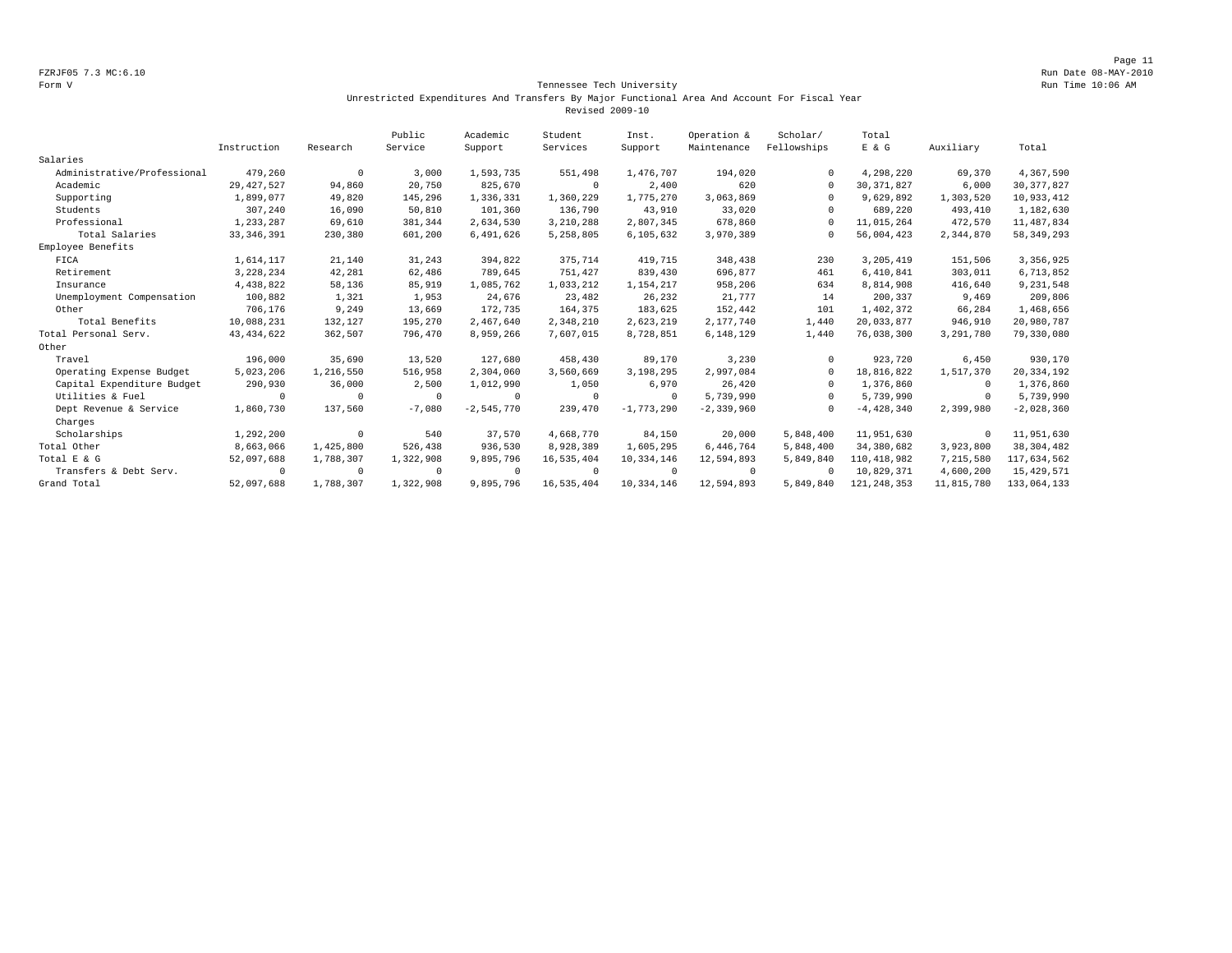FZRJF05 7.3 MC:6.10

Form V

# Tennessee Tech University

## Unrestricted Expenditures And Transfers By Major Functional Area And Account For Fiscal Year

### Revised 2009-10

Run Date 08-MAY-2010

Run Time 10:06 AM

| | Instruction | Research | Public Service | Academic Support | Student Services | Inst. Support | Operation & Maintenance | Scholar/ Fellowships | Total E & G | Auxiliary | Total |
|---|---|---|---|---|---|---|---|---|---|---|---|
| Salaries | | | | | | | | | | | |
| Administrative/Professional | 479,260 | 0 | 3,000 | 1,593,735 | 551,498 | 1,476,707 | 194,020 | 0 | 4,298,220 | 69,370 | 4,367,590 |
| Academic | 29,427,527 | 94,860 | 20,750 | 825,670 | 0 | 2,400 | 620 | 0 | 30,371,827 | 6,000 | 30,377,827 |
| Supporting | 1,899,077 | 49,820 | 145,296 | 1,336,331 | 1,360,229 | 1,775,270 | 3,063,869 | 0 | 9,629,892 | 1,303,520 | 10,933,412 |
| Students | 307,240 | 16,090 | 50,810 | 101,360 | 136,790 | 43,910 | 33,020 | 0 | 689,220 | 493,410 | 1,182,630 |
| Professional | 1,233,287 | 69,610 | 381,344 | 2,634,530 | 3,210,288 | 2,807,345 | 678,860 | 0 | 11,015,264 | 472,570 | 11,487,834 |
| Total Salaries | 33,346,391 | 230,380 | 601,200 | 6,491,626 | 5,258,805 | 6,105,632 | 3,970,389 | 0 | 56,004,423 | 2,344,870 | 58,349,293 |
| Employee Benefits | | | | | | | | | | | |
| FICA | 1,614,117 | 21,140 | 31,243 | 394,822 | 375,714 | 419,715 | 348,438 | 230 | 3,205,419 | 151,506 | 3,356,925 |
| Retirement | 3,228,234 | 42,281 | 62,486 | 789,645 | 751,427 | 839,430 | 696,877 | 461 | 6,410,841 | 303,011 | 6,713,852 |
| Insurance | 4,438,822 | 58,136 | 85,919 | 1,085,762 | 1,033,212 | 1,154,217 | 958,206 | 634 | 8,814,908 | 416,640 | 9,231,548 |
| Unemployment Compensation | 100,882 | 1,321 | 1,953 | 24,676 | 23,482 | 26,232 | 21,777 | 14 | 200,337 | 9,469 | 209,806 |
| Other | 706,176 | 9,249 | 13,669 | 172,735 | 164,375 | 183,625 | 152,442 | 101 | 1,402,372 | 66,284 | 1,468,656 |
| Total Benefits | 10,088,231 | 132,127 | 195,270 | 2,467,640 | 2,348,210 | 2,623,219 | 2,177,740 | 1,440 | 20,033,877 | 946,910 | 20,980,787 |
| Total Personal Serv. | 43,434,622 | 362,507 | 796,470 | 8,959,266 | 7,607,015 | 8,728,851 | 6,148,129 | 1,440 | 76,038,300 | 3,291,780 | 79,330,080 |
| Other | | | | | | | | | | | |
| Travel | 196,000 | 35,690 | 13,520 | 127,680 | 458,430 | 89,170 | 3,230 | 0 | 923,720 | 6,450 | 930,170 |
| Operating Expense Budget | 5,023,206 | 1,216,550 | 516,958 | 2,304,060 | 3,560,669 | 3,198,295 | 2,997,084 | 0 | 18,816,822 | 1,517,370 | 20,334,192 |
| Capital Expenditure Budget | 290,930 | 36,000 | 2,500 | 1,012,990 | 1,050 | 6,970 | 26,420 | 0 | 1,376,860 | 0 | 1,376,860 |
| Utilities & Fuel | 0 | 0 | 0 | 0 | 0 | 0 | 5,739,990 | 0 | 5,739,990 | 0 | 5,739,990 |
| Dept Revenue & Service Charges | 1,860,730 | 137,560 | -7,080 | -2,545,770 | 239,470 | -1,773,290 | -2,339,960 | 0 | -4,428,340 | 2,399,980 | -2,028,360 |
| Scholarships | 1,292,200 | 0 | 540 | 37,570 | 4,668,770 | 84,150 | 20,000 | 5,848,400 | 11,951,630 | 0 | 11,951,630 |
| Total Other | 8,663,066 | 1,425,800 | 526,438 | 936,530 | 8,928,389 | 1,605,295 | 6,446,764 | 5,848,400 | 34,380,682 | 3,923,800 | 38,304,482 |
| Total E & G | 52,097,688 | 1,788,307 | 1,322,908 | 9,895,796 | 16,535,404 | 10,334,146 | 12,594,893 | 5,849,840 | 110,418,982 | 7,215,580 | 117,634,562 |
| Transfers & Debt Serv. | 0 | 0 | 0 | 0 | 0 | 0 | 0 | 0 | 10,829,371 | 4,600,200 | 15,429,571 |
| Grand Total | 52,097,688 | 1,788,307 | 1,322,908 | 9,895,796 | 16,535,404 | 10,334,146 | 12,594,893 | 5,849,840 | 121,248,353 | 11,815,780 | 133,064,133 |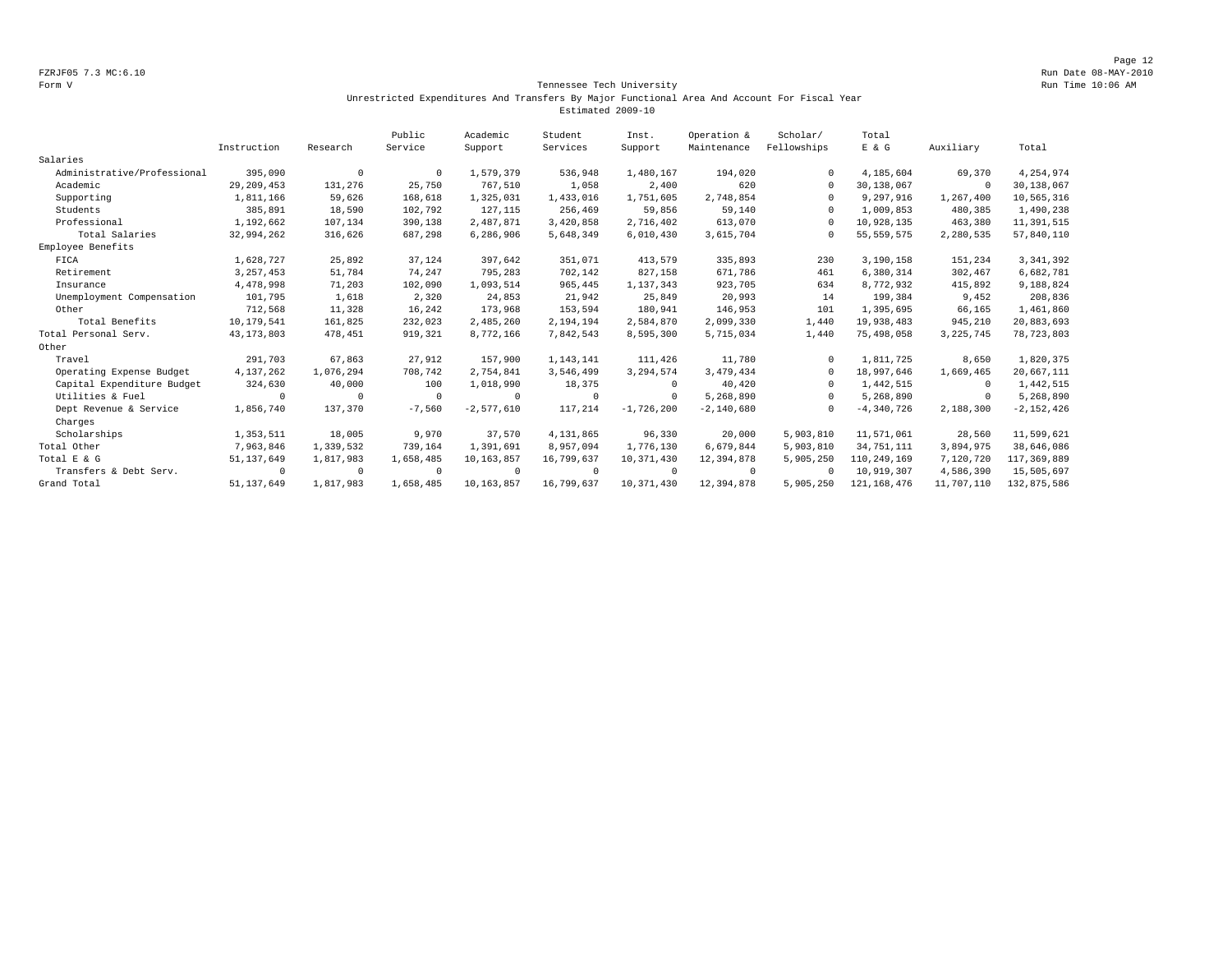FZRJF05 7.3 MC:6.10
Form V

Run Date 08-MAY-2010
Run Time 10:06 AM

Tennessee Tech University
Unrestricted Expenditures And Transfers By Major Functional Area And Account For Fiscal Year
Estimated 2009-10

| | Instruction | Research | Public Service | Academic Support | Student Services | Inst. Support | Operation & Maintenance | Scholar/ Fellowships | Total E & G | Auxiliary | Total |
|---|---|---|---|---|---|---|---|---|---|---|---|
| Salaries | | | | | | | | | | | |
| Administrative/Professional | 395,090 | 0 | 0 | 1,579,379 | 536,948 | 1,480,167 | 194,020 | 0 | 4,185,604 | 69,370 | 4,254,974 |
| Academic | 29,209,453 | 131,276 | 25,750 | 767,510 | 1,058 | 2,400 | 620 | 0 | 30,138,067 | 0 | 30,138,067 |
| Supporting | 1,811,166 | 59,626 | 168,618 | 1,325,031 | 1,433,016 | 1,751,605 | 2,748,854 | 0 | 9,297,916 | 1,267,400 | 10,565,316 |
| Students | 385,891 | 18,590 | 102,792 | 127,115 | 256,469 | 59,856 | 59,140 | 0 | 1,009,853 | 480,385 | 1,490,238 |
| Professional | 1,192,662 | 107,134 | 390,138 | 2,487,871 | 3,420,858 | 2,716,402 | 613,070 | 0 | 10,928,135 | 463,380 | 11,391,515 |
| Total Salaries | 32,994,262 | 316,626 | 687,298 | 6,286,906 | 5,648,349 | 6,010,430 | 3,615,704 | 0 | 55,559,575 | 2,280,535 | 57,840,110 |
| Employee Benefits | | | | | | | | | | | |
| FICA | 1,628,727 | 25,892 | 37,124 | 397,642 | 351,071 | 413,579 | 335,893 | 230 | 3,190,158 | 151,234 | 3,341,392 |
| Retirement | 3,257,453 | 51,784 | 74,247 | 795,283 | 702,142 | 827,158 | 671,786 | 461 | 6,380,314 | 302,467 | 6,682,781 |
| Insurance | 4,478,998 | 71,203 | 102,090 | 1,093,514 | 965,445 | 1,137,343 | 923,705 | 634 | 8,772,932 | 415,892 | 9,188,824 |
| Unemployment Compensation | 101,795 | 1,618 | 2,320 | 24,853 | 21,942 | 25,849 | 20,993 | 14 | 199,384 | 9,452 | 208,836 |
| Other | 712,568 | 11,328 | 16,242 | 173,968 | 153,594 | 180,941 | 146,953 | 101 | 1,395,695 | 66,165 | 1,461,860 |
| Total Benefits | 10,179,541 | 161,825 | 232,023 | 2,485,260 | 2,194,194 | 2,584,870 | 2,099,330 | 1,440 | 19,938,483 | 945,210 | 20,883,693 |
| Total Personal Serv. | 43,173,803 | 478,451 | 919,321 | 8,772,166 | 7,842,543 | 8,595,300 | 5,715,034 | 1,440 | 75,498,058 | 3,225,745 | 78,723,803 |
| Other | | | | | | | | | | | |
| Travel | 291,703 | 67,863 | 27,912 | 157,900 | 1,143,141 | 111,426 | 11,780 | 0 | 1,811,725 | 8,650 | 1,820,375 |
| Operating Expense Budget | 4,137,262 | 1,076,294 | 708,742 | 2,754,841 | 3,546,499 | 3,294,574 | 3,479,434 | 0 | 18,997,646 | 1,669,465 | 20,667,111 |
| Capital Expenditure Budget | 324,630 | 40,000 | 100 | 1,018,990 | 18,375 | 0 | 40,420 | 0 | 1,442,515 | 0 | 1,442,515 |
| Utilities & Fuel | 0 | 0 | 0 | 0 | 0 | 0 | 5,268,890 | 0 | 5,268,890 | 0 | 5,268,890 |
| Dept Revenue & Service Charges | 1,856,740 | 137,370 | -7,560 | -2,577,610 | 117,214 | -1,726,200 | -2,140,680 | 0 | -4,340,726 | 2,188,300 | -2,152,426 |
| Scholarships | 1,353,511 | 18,005 | 9,970 | 37,570 | 4,131,865 | 96,330 | 20,000 | 5,903,810 | 11,571,061 | 28,560 | 11,599,621 |
| Total Other | 7,963,846 | 1,339,532 | 739,164 | 1,391,691 | 8,957,094 | 1,776,130 | 6,679,844 | 5,903,810 | 34,751,111 | 3,894,975 | 38,646,086 |
| Total E & G | 51,137,649 | 1,817,983 | 1,658,485 | 10,163,857 | 16,799,637 | 10,371,430 | 12,394,878 | 5,905,250 | 110,249,169 | 7,120,720 | 117,369,889 |
| Transfers & Debt Serv. | 0 | 0 | 0 | 0 | 0 | 0 | 0 | 0 | 10,919,307 | 4,586,390 | 15,505,697 |
| Grand Total | 51,137,649 | 1,817,983 | 1,658,485 | 10,163,857 | 16,799,637 | 10,371,430 | 12,394,878 | 5,905,250 | 121,168,476 | 11,707,110 | 132,875,586 |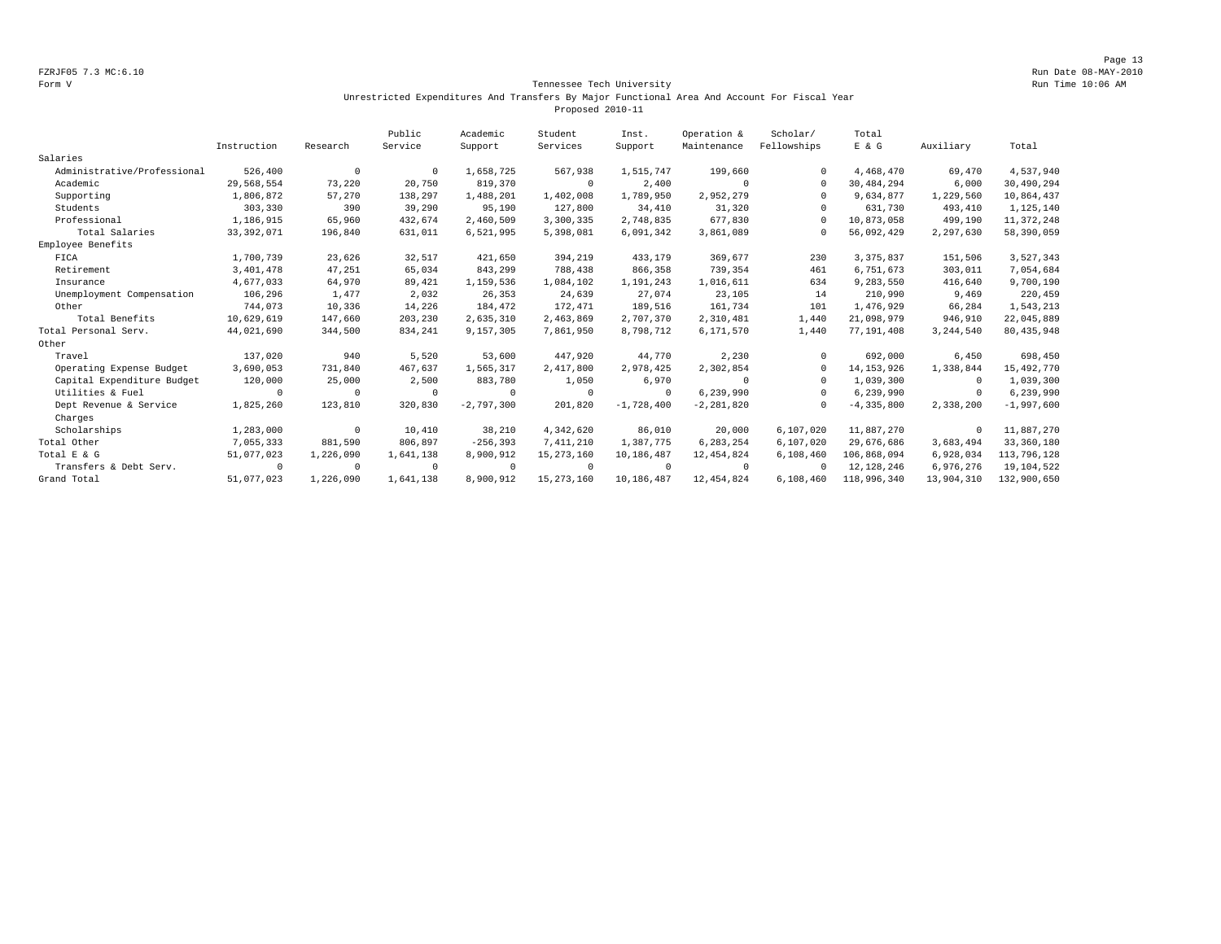FZRJF05 7.3 MC:6.10
Form V

Run Date 08-MAY-2010
Run Time 10:06 AM

## Tennessee Tech University

### Unrestricted Expenditures And Transfers By Major Functional Area And Account For Fiscal Year Proposed 2010-11

| | Instruction | Research | Public Service | Academic Support | Student Services | Inst. Support | Operation & Maintenance | Scholar/ Fellowships | Total E & G | Auxiliary | Total |
|---|---|---|---|---|---|---|---|---|---|---|---|
| Salaries | | | | | | | | | | | |
| Administrative/Professional | 526,400 | 0 | 0 | 1,658,725 | 567,938 | 1,515,747 | 199,660 | 0 | 4,468,470 | 69,470 | 4,537,940 |
| Academic | 29,568,554 | 73,220 | 20,750 | 819,370 | 0 | 2,400 | 0 | 0 | 30,484,294 | 6,000 | 30,490,294 |
| Supporting | 1,806,872 | 57,270 | 138,297 | 1,488,201 | 1,402,008 | 1,789,950 | 2,952,279 | 0 | 9,634,877 | 1,229,560 | 10,864,437 |
| Students | 303,330 | 390 | 39,290 | 95,190 | 127,800 | 34,410 | 31,320 | 0 | 631,730 | 493,410 | 1,125,140 |
| Professional | 1,186,915 | 65,960 | 432,674 | 2,460,509 | 3,300,335 | 2,748,835 | 677,830 | 0 | 10,873,058 | 499,190 | 11,372,248 |
| Total Salaries | 33,392,071 | 196,840 | 631,011 | 6,521,995 | 5,398,081 | 6,091,342 | 3,861,089 | 0 | 56,092,429 | 2,297,630 | 58,390,059 |
| Employee Benefits | | | | | | | | | | | |
| FICA | 1,700,739 | 23,626 | 32,517 | 421,650 | 394,219 | 433,179 | 369,677 | 230 | 3,375,837 | 151,506 | 3,527,343 |
| Retirement | 3,401,478 | 47,251 | 65,034 | 843,299 | 788,438 | 866,358 | 739,354 | 461 | 6,751,673 | 303,011 | 7,054,684 |
| Insurance | 4,677,033 | 64,970 | 89,421 | 1,159,536 | 1,084,102 | 1,191,243 | 1,016,611 | 634 | 9,283,550 | 416,640 | 9,700,190 |
| Unemployment Compensation | 106,296 | 1,477 | 2,032 | 26,353 | 24,639 | 27,074 | 23,105 | 14 | 210,990 | 9,469 | 220,459 |
| Other | 744,073 | 10,336 | 14,226 | 184,472 | 172,471 | 189,516 | 161,734 | 101 | 1,476,929 | 66,284 | 1,543,213 |
| Total Benefits | 10,629,619 | 147,660 | 203,230 | 2,635,310 | 2,463,869 | 2,707,370 | 2,310,481 | 1,440 | 21,098,979 | 946,910 | 22,045,889 |
| Total Personal Serv. | 44,021,690 | 344,500 | 834,241 | 9,157,305 | 7,861,950 | 8,798,712 | 6,171,570 | 1,440 | 77,191,408 | 3,244,540 | 80,435,948 |
| Other | | | | | | | | | | | |
| Travel | 137,020 | 940 | 5,520 | 53,600 | 447,920 | 44,770 | 2,230 | 0 | 692,000 | 6,450 | 698,450 |
| Operating Expense Budget | 3,690,053 | 731,840 | 467,637 | 1,565,317 | 2,417,800 | 2,978,425 | 2,302,854 | 0 | 14,153,926 | 1,338,844 | 15,492,770 |
| Capital Expenditure Budget | 120,000 | 25,000 | 2,500 | 883,780 | 1,050 | 6,970 | 0 | 0 | 1,039,300 | 0 | 1,039,300 |
| Utilities & Fuel | 0 | 0 | 0 | 0 | 0 | 0 | 6,239,990 | 0 | 6,239,990 | 0 | 6,239,990 |
| Dept Revenue & Service Charges | 1,825,260 | 123,810 | 320,830 | -2,797,300 | 201,820 | -1,728,400 | -2,281,820 | 0 | -4,335,800 | 2,338,200 | -1,997,600 |
| Scholarships | 1,283,000 | 0 | 10,410 | 38,210 | 4,342,620 | 86,010 | 20,000 | 6,107,020 | 11,887,270 | 0 | 11,887,270 |
| Total Other | 7,055,333 | 881,590 | 806,897 | -256,393 | 7,411,210 | 1,387,775 | 6,283,254 | 6,107,020 | 29,676,686 | 3,683,494 | 33,360,180 |
| Total E & G | 51,077,023 | 1,226,090 | 1,641,138 | 8,900,912 | 15,273,160 | 10,186,487 | 12,454,824 | 6,108,460 | 106,868,094 | 6,928,034 | 113,796,128 |
| Transfers & Debt Serv. | 0 | 0 | 0 | 0 | 0 | 0 | 0 | 0 | 12,128,246 | 6,976,276 | 19,104,522 |
| Grand Total | 51,077,023 | 1,226,090 | 1,641,138 | 8,900,912 | 15,273,160 | 10,186,487 | 12,454,824 | 6,108,460 | 118,996,340 | 13,904,310 | 132,900,650 |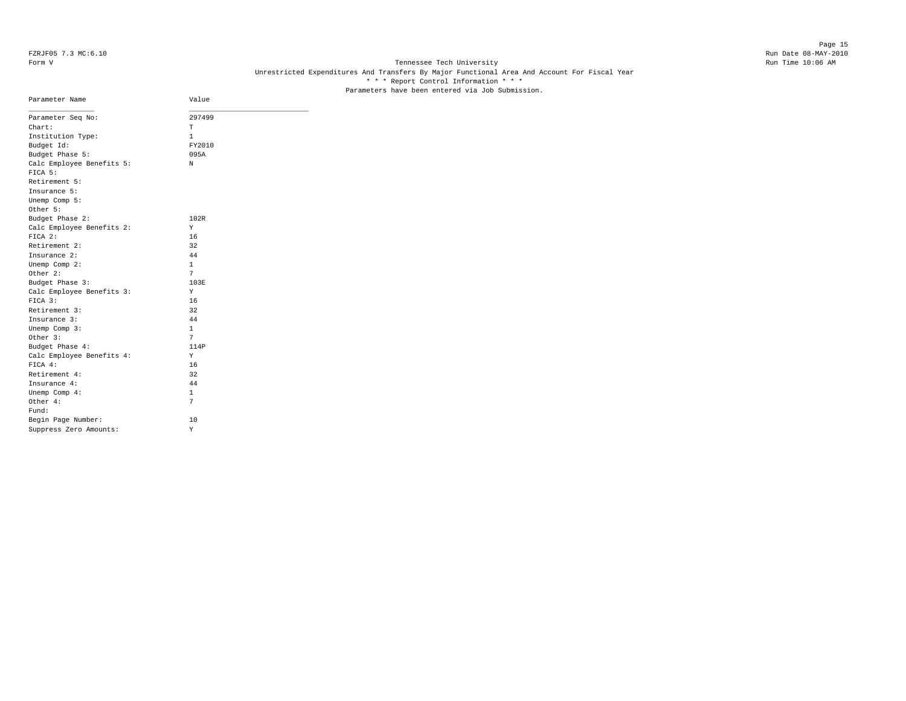Tennessee Tech University

Unrestricted Expenditures And Transfers By Major Functional Area And Account For Fiscal Year

\* \* \* Report Control Information \* \* \*

Parameters have been entered via Job Submission.

| Parameter Name | Value |
|---|---|
| Parameter Seq No: | 297499 |
| Chart: | T |
| Institution Type: | 1 |
| Budget Id: | FY2010 |
| Budget Phase 5: | 095A |
| Calc Employee Benefits 5: | N |
| FICA 5: | |
| Retirement 5: | |
| Insurance 5: | |
| Unemp Comp 5: | |
| Other 5: | |
| Budget Phase 2: | 102R |
| Calc Employee Benefits 2: | Y |
| FICA 2: | 16 |
| Retirement 2: | 32 |
| Insurance 2: | 44 |
| Unemp Comp 2: | 1 |
| Other 2: | 7 |
| Budget Phase 3: | 103E |
| Calc Employee Benefits 3: | Y |
| FICA 3: | 16 |
| Retirement 3: | 32 |
| Insurance 3: | 44 |
| Unemp Comp 3: | 1 |
| Other 3: | 7 |
| Budget Phase 4: | 114P |
| Calc Employee Benefits 4: | Y |
| FICA 4: | 16 |
| Retirement 4: | 32 |
| Insurance 4: | 44 |
| Unemp Comp 4: | 1 |
| Other 4: | 7 |
| Fund: | |
| Begin Page Number: | 10 |
| Suppress Zero Amounts: | Y |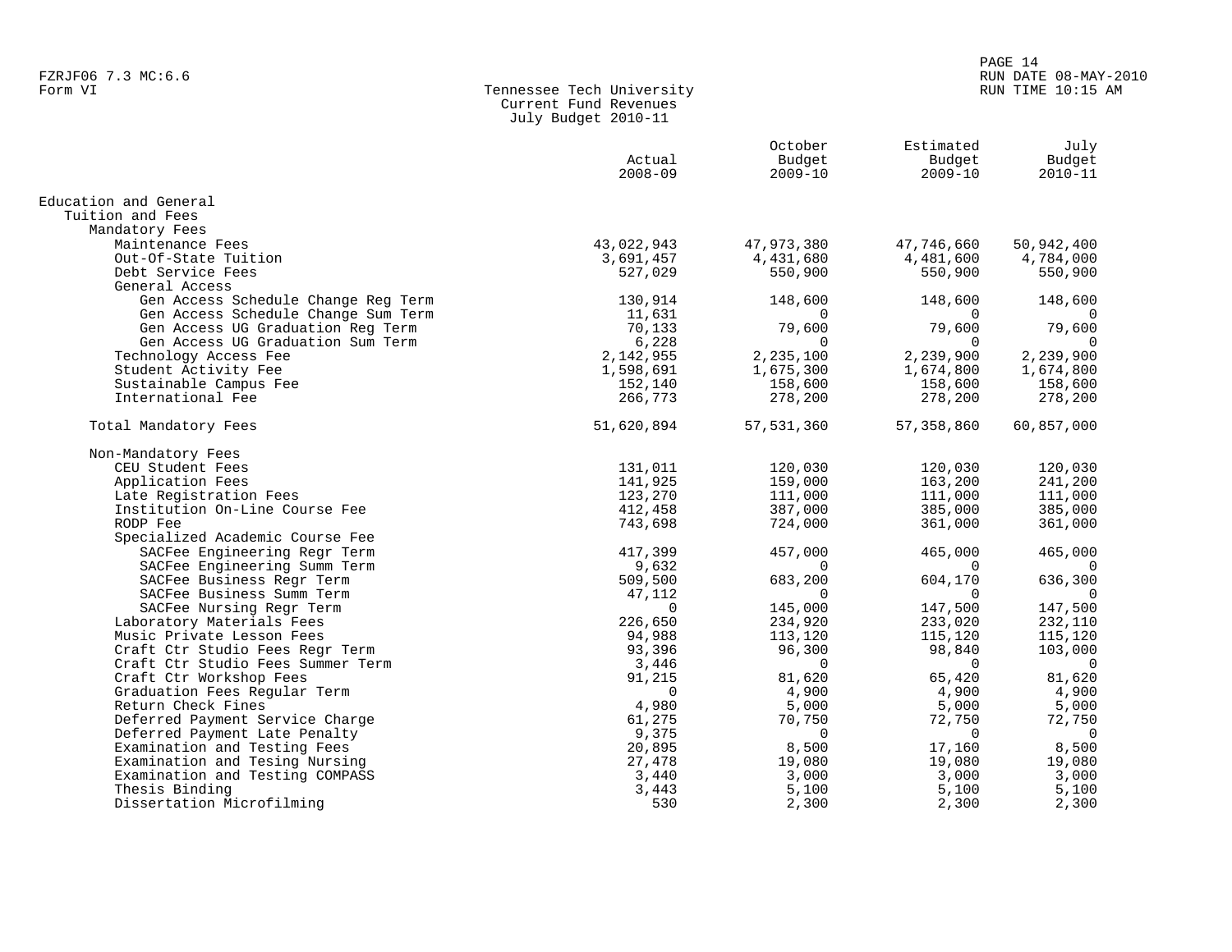Form VI

Tennessee Tech University
Current Fund Revenues
July Budget 2010-11

| | Actual 2008-09 | October Budget 2009-10 | Estimated Budget 2009-10 | July Budget 2010-11 |
|---|---|---|---|---|
| Education and General | | | | |
| Tuition and Fees | | | | |
| Mandatory Fees | | | | |
| Maintenance Fees | 43,022,943 | 47,973,380 | 47,746,660 | 50,942,400 |
| Out-Of-State Tuition | 3,691,457 | 4,431,680 | 4,481,600 | 4,784,000 |
| Debt Service Fees | 527,029 | 550,900 | 550,900 | 550,900 |
| General Access | | | | |
| Gen Access Schedule Change Reg Term | 130,914 | 148,600 | 148,600 | 148,600 |
| Gen Access Schedule Change Sum Term | 11,631 | 0 | 0 | 0 |
| Gen Access UG Graduation Reg Term | 70,133 | 79,600 | 79,600 | 79,600 |
| Gen Access UG Graduation Sum Term | 6,228 | 0 | 0 | 0 |
| Technology Access Fee | 2,142,955 | 2,235,100 | 2,239,900 | 2,239,900 |
| Student Activity Fee | 1,598,691 | 1,675,300 | 1,674,800 | 1,674,800 |
| Sustainable Campus Fee | 152,140 | 158,600 | 158,600 | 158,600 |
| International Fee | 266,773 | 278,200 | 278,200 | 278,200 |
| Total Mandatory Fees | 51,620,894 | 57,531,360 | 57,358,860 | 60,857,000 |
| Non-Mandatory Fees | | | | |
| CEU Student Fees | 131,011 | 120,030 | 120,030 | 120,030 |
| Application Fees | 141,925 | 159,000 | 163,200 | 241,200 |
| Late Registration Fees | 123,270 | 111,000 | 111,000 | 111,000 |
| Institution On-Line Course Fee | 412,458 | 387,000 | 385,000 | 385,000 |
| RODP Fee | 743,698 | 724,000 | 361,000 | 361,000 |
| Specialized Academic Course Fee | | | | |
| SACFee Engineering Regr Term | 417,399 | 457,000 | 465,000 | 465,000 |
| SACFee Engineering Summ Term | 9,632 | 0 | 0 | 0 |
| SACFee Business Regr Term | 509,500 | 683,200 | 604,170 | 636,300 |
| SACFee Business Summ Term | 47,112 | 0 | 0 | 0 |
| SACFee Nursing Regr Term | 0 | 145,000 | 147,500 | 147,500 |
| Laboratory Materials Fees | 226,650 | 234,920 | 233,020 | 232,110 |
| Music Private Lesson Fees | 94,988 | 113,120 | 115,120 | 115,120 |
| Craft Ctr Studio Fees Regr Term | 93,396 | 96,300 | 98,840 | 103,000 |
| Craft Ctr Studio Fees Summer Term | 3,446 | 0 | 0 | 0 |
| Craft Ctr Workshop Fees | 91,215 | 81,620 | 65,420 | 81,620 |
| Graduation Fees Regular Term | 0 | 4,900 | 4,900 | 4,900 |
| Return Check Fines | 4,980 | 5,000 | 5,000 | 5,000 |
| Deferred Payment Service Charge | 61,275 | 70,750 | 72,750 | 72,750 |
| Deferred Payment Late Penalty | 9,375 | 0 | 0 | 0 |
| Examination and Testing Fees | 20,895 | 8,500 | 17,160 | 8,500 |
| Examination and Tesing Nursing | 27,478 | 19,080 | 19,080 | 19,080 |
| Examination and Testing COMPASS | 3,440 | 3,000 | 3,000 | 3,000 |
| Thesis Binding | 3,443 | 5,100 | 5,100 | 5,100 |
| Dissertation Microfilming | 530 | 2,300 | 2,300 | 2,300 |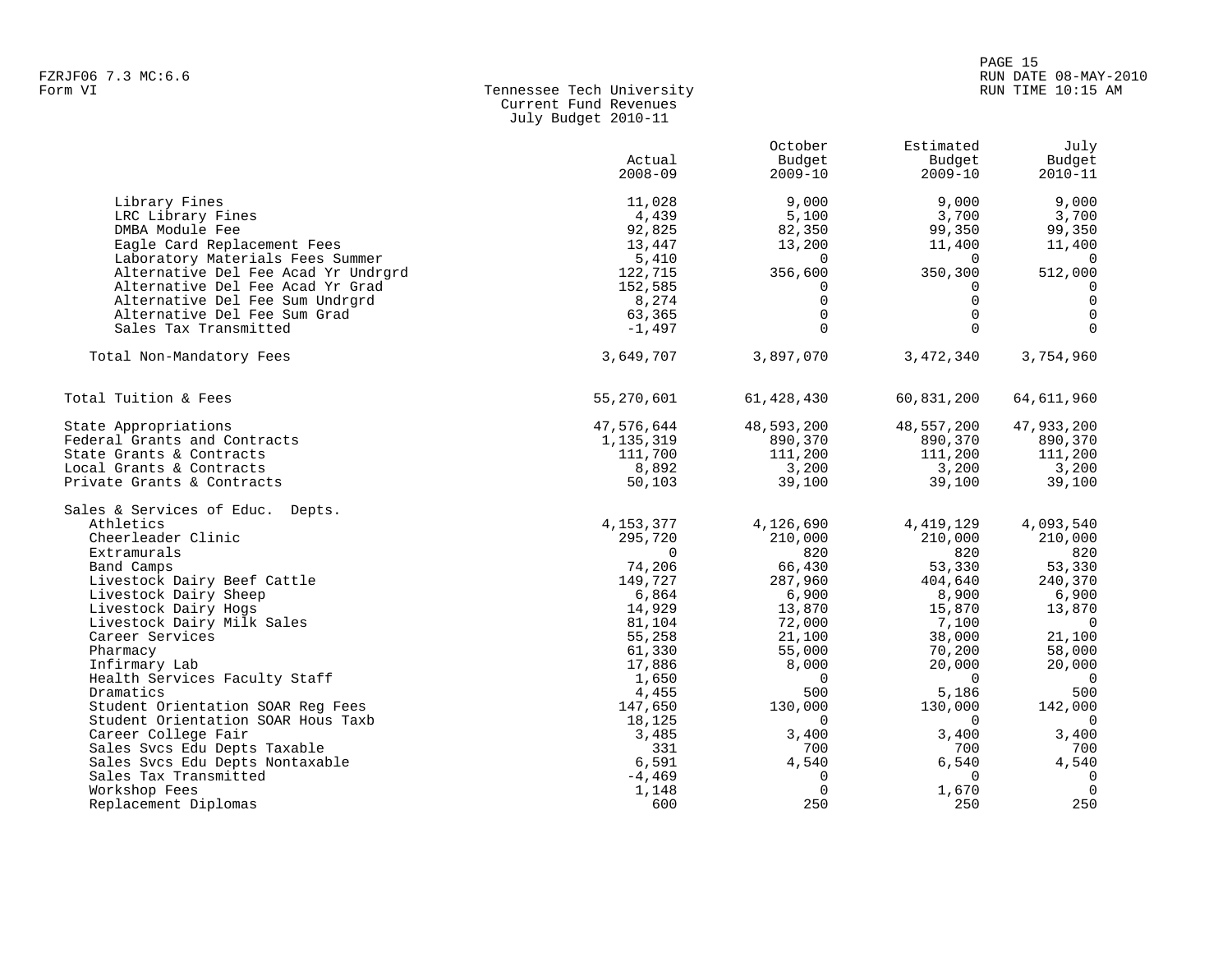Tennessee Tech University
Current Fund Revenues
July Budget 2010-11

| | Actual 2008-09 | October Budget 2009-10 | Estimated Budget 2009-10 | July Budget 2010-11 |
|---|---|---|---|---|
| Library Fines | 11,028 | 9,000 | 9,000 | 9,000 |
| LRC Library Fines | 4,439 | 5,100 | 3,700 | 3,700 |
| DMBA Module Fee | 92,825 | 82,350 | 99,350 | 99,350 |
| Eagle Card Replacement Fees | 13,447 | 13,200 | 11,400 | 11,400 |
| Laboratory Materials Fees Summer | 5,410 | 0 | 0 | 0 |
| Alternative Del Fee Acad Yr Undrgrd | 122,715 | 356,600 | 350,300 | 512,000 |
| Alternative Del Fee Acad Yr Grad | 152,585 | 0 | 0 | 0 |
| Alternative Del Fee Sum Undrgrd | 8,274 | 0 | 0 | 0 |
| Alternative Del Fee Sum Grad | 63,365 | 0 | 0 | 0 |
| Sales Tax Transmitted | -1,497 | 0 | 0 | 0 |
| Total Non-Mandatory Fees | 3,649,707 | 3,897,070 | 3,472,340 | 3,754,960 |
| Total Tuition & Fees | 55,270,601 | 61,428,430 | 60,831,200 | 64,611,960 |
| State Appropriations | 47,576,644 | 48,593,200 | 48,557,200 | 47,933,200 |
| Federal Grants and Contracts | 1,135,319 | 890,370 | 890,370 | 890,370 |
| State Grants & Contracts | 111,700 | 111,200 | 111,200 | 111,200 |
| Local Grants & Contracts | 8,892 | 3,200 | 3,200 | 3,200 |
| Private Grants & Contracts | 50,103 | 39,100 | 39,100 | 39,100 |
| Sales & Services of Educ. Depts. | | | | |
| Athletics | 4,153,377 | 4,126,690 | 4,419,129 | 4,093,540 |
| Cheerleader Clinic | 295,720 | 210,000 | 210,000 | 210,000 |
| Extramurals | 0 | 820 | 820 | 820 |
| Band Camps | 74,206 | 66,430 | 53,330 | 53,330 |
| Livestock Dairy Beef Cattle | 149,727 | 287,960 | 404,640 | 240,370 |
| Livestock Dairy Sheep | 6,864 | 6,900 | 8,900 | 6,900 |
| Livestock Dairy Hogs | 14,929 | 13,870 | 15,870 | 13,870 |
| Livestock Dairy Milk Sales | 81,104 | 72,000 | 7,100 | 0 |
| Career Services | 55,258 | 21,100 | 38,000 | 21,100 |
| Pharmacy | 61,330 | 55,000 | 70,200 | 58,000 |
| Infirmary Lab | 17,886 | 8,000 | 20,000 | 20,000 |
| Health Services Faculty Staff | 1,650 | 0 | 0 | 0 |
| Dramatics | 4,455 | 500 | 5,186 | 500 |
| Student Orientation SOAR Reg Fees | 147,650 | 130,000 | 130,000 | 142,000 |
| Student Orientation SOAR Hous Taxb | 18,125 | 0 | 0 | 0 |
| Career College Fair | 3,485 | 3,400 | 3,400 | 3,400 |
| Sales Svcs Edu Depts Taxable | 331 | 700 | 700 | 700 |
| Sales Svcs Edu Depts Nontaxable | 6,591 | 4,540 | 6,540 | 4,540 |
| Sales Tax Transmitted | -4,469 | 0 | 0 | 0 |
| Workshop Fees | 1,148 | 0 | 1,670 | 0 |
| Replacement Diplomas | 600 | 250 | 250 | 250 |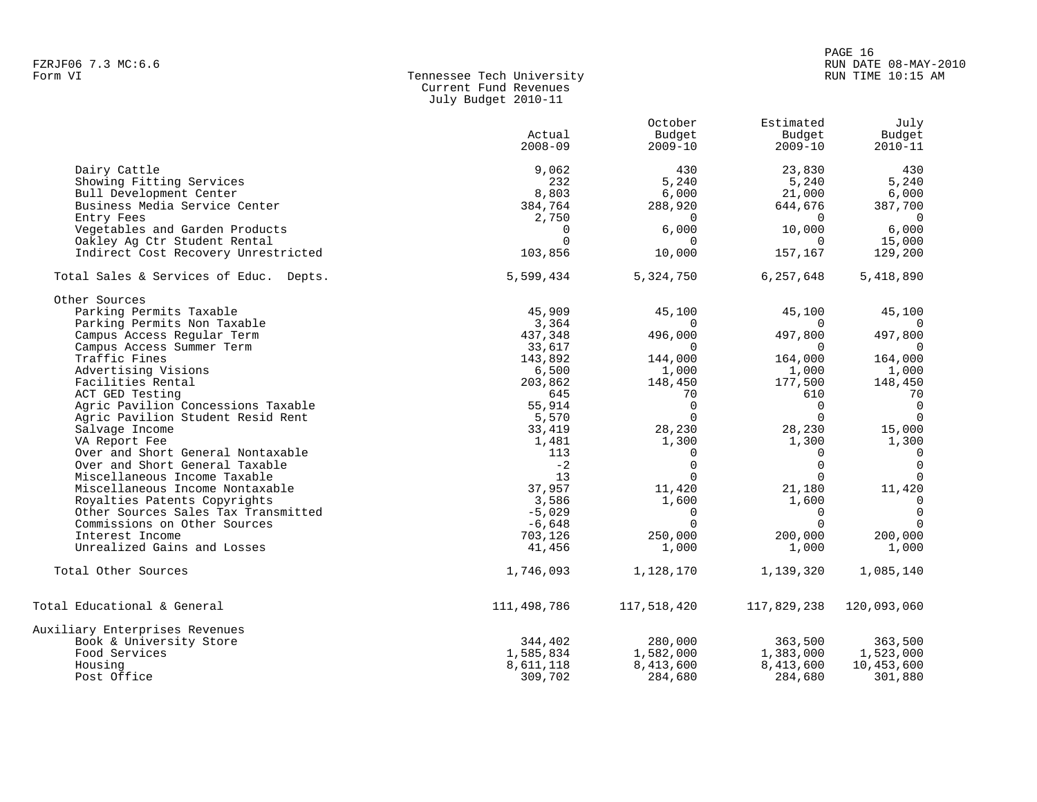Tennessee Tech University
Current Fund Revenues
July Budget 2010-11

Form VI

| | Actual 2008-09 | October Budget 2009-10 | Estimated Budget 2009-10 | July Budget 2010-11 |
|---|---|---|---|---|
| Dairy Cattle | 9,062 | 430 | 23,830 | 430 |
| Showing Fitting Services | 232 | 5,240 | 5,240 | 5,240 |
| Bull Development Center | 8,803 | 6,000 | 21,000 | 6,000 |
| Business Media Service Center | 384,764 | 288,920 | 644,676 | 387,700 |
| Entry Fees | 2,750 | 0 | 0 | 0 |
| Vegetables and Garden Products | 0 | 6,000 | 10,000 | 6,000 |
| Oakley Ag Ctr Student Rental | 0 | 0 | 0 | 15,000 |
| Indirect Cost Recovery Unrestricted | 103,856 | 10,000 | 157,167 | 129,200 |
| Total Sales & Services of Educ. Depts. | 5,599,434 | 5,324,750 | 6,257,648 | 5,418,890 |
| Other Sources | | | | |
| Parking Permits Taxable | 45,909 | 45,100 | 45,100 | 45,100 |
| Parking Permits Non Taxable | 3,364 | 0 | 0 | 0 |
| Campus Access Regular Term | 437,348 | 496,000 | 497,800 | 497,800 |
| Campus Access Summer Term | 33,617 | 0 | 0 | 0 |
| Traffic Fines | 143,892 | 144,000 | 164,000 | 164,000 |
| Advertising Visions | 6,500 | 1,000 | 1,000 | 1,000 |
| Facilities Rental | 203,862 | 148,450 | 177,500 | 148,450 |
| ACT GED Testing | 645 | 70 | 610 | 70 |
| Agric Pavilion Concessions Taxable | 55,914 | 0 | 0 | 0 |
| Agric Pavilion Student Resid Rent | 5,570 | 0 | 0 | 0 |
| Salvage Income | 33,419 | 28,230 | 28,230 | 15,000 |
| VA Report Fee | 1,481 | 1,300 | 1,300 | 1,300 |
| Over and Short General Nontaxable | 113 | 0 | 0 | 0 |
| Over and Short General Taxable | -2 | 0 | 0 | 0 |
| Miscellaneous Income Taxable | 13 | 0 | 0 | 0 |
| Miscellaneous Income Nontaxable | 37,957 | 11,420 | 21,180 | 11,420 |
| Royalties Patents Copyrights | 3,586 | 1,600 | 1,600 | 0 |
| Other Sources Sales Tax Transmitted | -5,029 | 0 | 0 | 0 |
| Commissions on Other Sources | -6,648 | 0 | 0 | 0 |
| Interest Income | 703,126 | 250,000 | 200,000 | 200,000 |
| Unrealized Gains and Losses | 41,456 | 1,000 | 1,000 | 1,000 |
| Total Other Sources | 1,746,093 | 1,128,170 | 1,139,320 | 1,085,140 |
| Total Educational & General | 111,498,786 | 117,518,420 | 117,829,238 | 120,093,060 |
| Auxiliary Enterprises Revenues | | | | |
| Book & University Store | 344,402 | 280,000 | 363,500 | 363,500 |
| Food Services | 1,585,834 | 1,582,000 | 1,383,000 | 1,523,000 |
| Housing | 8,611,118 | 8,413,600 | 8,413,600 | 10,453,600 |
| Post Office | 309,702 | 284,680 | 284,680 | 301,880 |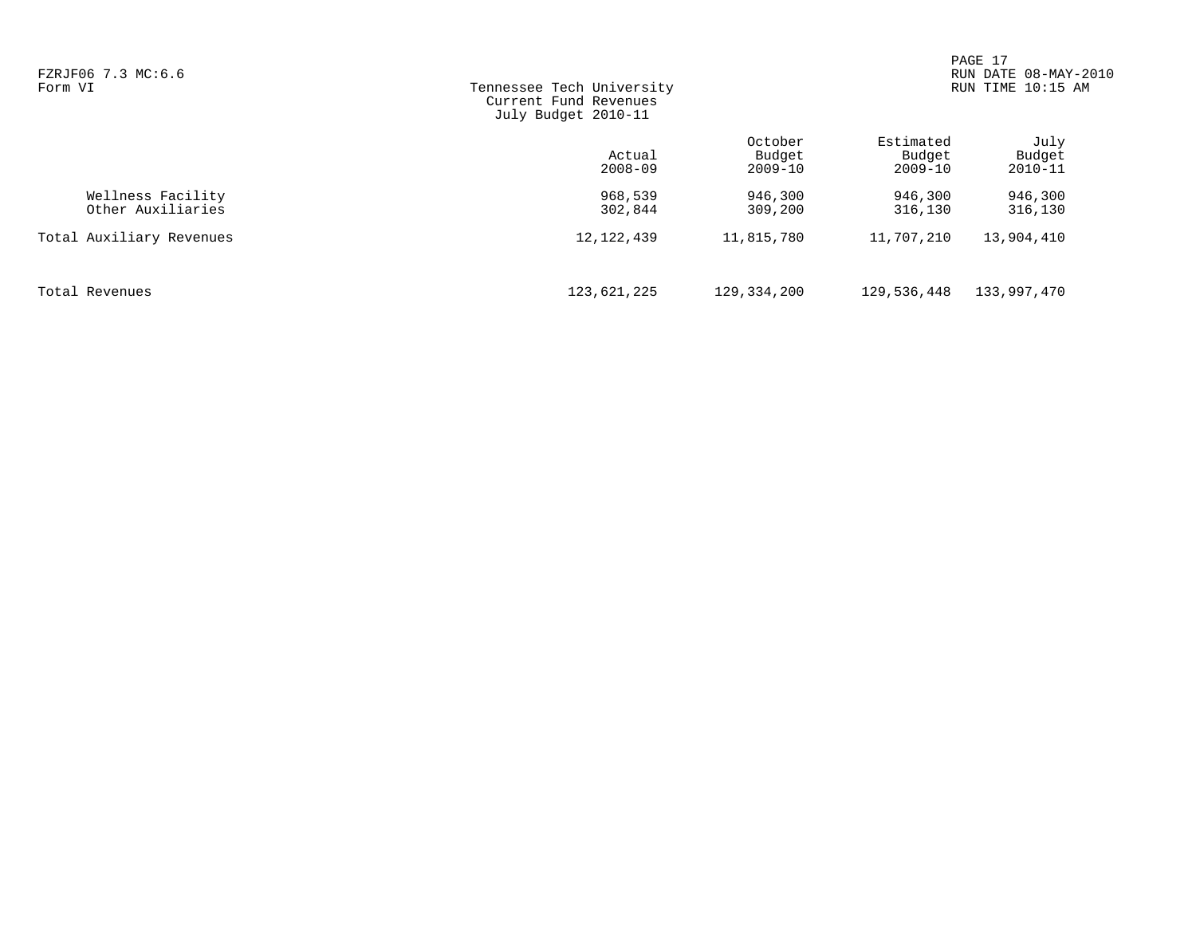FZRJF06 7.3 MC:6.6
Form VI

# Tennessee Tech University
## Current Fund Revenues
### July Budget 2010-11

| | Actual 2008-09 | October Budget 2009-10 | Estimated Budget 2009-10 | July Budget 2010-11 |
|---|---|---|---|---|
| Wellness Facility | 968,539 | 946,300 | 946,300 | 946,300 |
| Other Auxiliaries | 302,844 | 309,200 | 316,130 | 316,130 |
| Total Auxiliary Revenues | 12,122,439 | 11,815,780 | 11,707,210 | 13,904,410 |
| Total Revenues | 123,621,225 | 129,334,200 | 129,536,448 | 133,997,470 |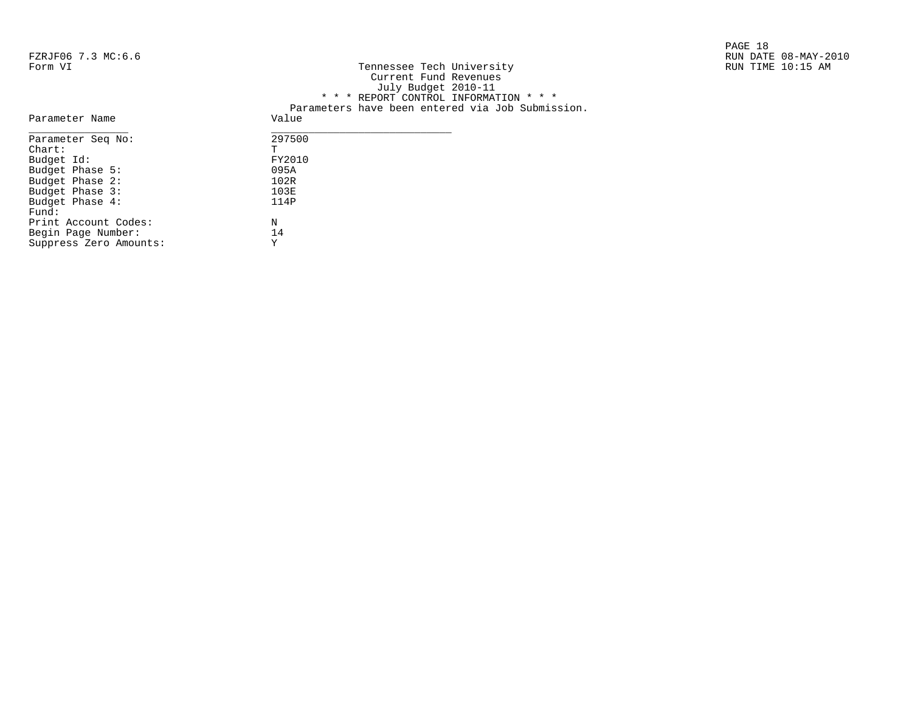FZRJF06 7.3 MC:6.6
Form VI

Tennessee Tech University
Current Fund Revenues
July Budget 2010-11

RUN DATE 08-MAY-2010
RUN TIME 10:15 AM

* * * REPORT CONTROL INFORMATION * * *

Parameters have been entered via Job Submission.

| Parameter Name | Value |
|---|---|
| Parameter Seq No: | 297500 |
| Chart: | T |
| Budget Id: | FY2010 |
| Budget Phase 5: | 095A |
| Budget Phase 2: | 102R |
| Budget Phase 3: | 103E |
| Budget Phase 4: | 114P |
| Fund: | |
| Print Account Codes: | N |
| Begin Page Number: | 14 |
| Suppress Zero Amounts: | Y |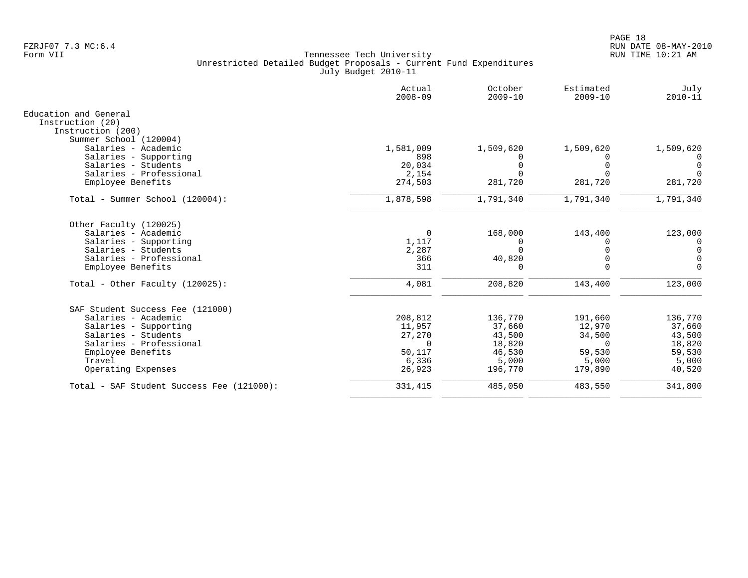FZRJF07 7.3 MC:6.4
Form VII

Tennessee Tech University
Unrestricted Detailed Budget Proposals - Current Fund Expenditures
July Budget 2010-11

RUN DATE 08-MAY-2010
RUN TIME 10:21 AM

| | Actual 2008-09 | October 2009-10 | Estimated 2009-10 | July 2010-11 |
|---|---|---|---|---|
| Education and General | | | | |
| Instruction (20) | | | | |
| Instruction (200) | | | | |
| Summer School (120004) | | | | |
| Salaries - Academic | 1,581,009 | 1,509,620 | 1,509,620 | 1,509,620 |
| Salaries - Supporting | 898 | 0 | 0 | 0 |
| Salaries - Students | 20,034 | 0 | 0 | 0 |
| Salaries - Professional | 2,154 | 0 | 0 | 0 |
| Employee Benefits | 274,503 | 281,720 | 281,720 | 281,720 |
| Total - Summer School (120004): | 1,878,598 | 1,791,340 | 1,791,340 | 1,791,340 |
| Other Faculty (120025) | | | | |
| Salaries - Academic | 0 | 168,000 | 143,400 | 123,000 |
| Salaries - Supporting | 1,117 | 0 | 0 | 0 |
| Salaries - Students | 2,287 | 0 | 0 | 0 |
| Salaries - Professional | 366 | 40,820 | 0 | 0 |
| Employee Benefits | 311 | 0 | 0 | 0 |
| Total - Other Faculty (120025): | 4,081 | 208,820 | 143,400 | 123,000 |
| SAF Student Success Fee (121000) | | | | |
| Salaries - Academic | 208,812 | 136,770 | 191,660 | 136,770 |
| Salaries - Supporting | 11,957 | 37,660 | 12,970 | 37,660 |
| Salaries - Students | 27,270 | 43,500 | 34,500 | 43,500 |
| Salaries - Professional | 0 | 18,820 | 0 | 18,820 |
| Employee Benefits | 50,117 | 46,530 | 59,530 | 59,530 |
| Travel | 6,336 | 5,000 | 5,000 | 5,000 |
| Operating Expenses | 26,923 | 196,770 | 179,890 | 40,520 |
| Total - SAF Student Success Fee (121000): | 331,415 | 485,050 | 483,550 | 341,800 |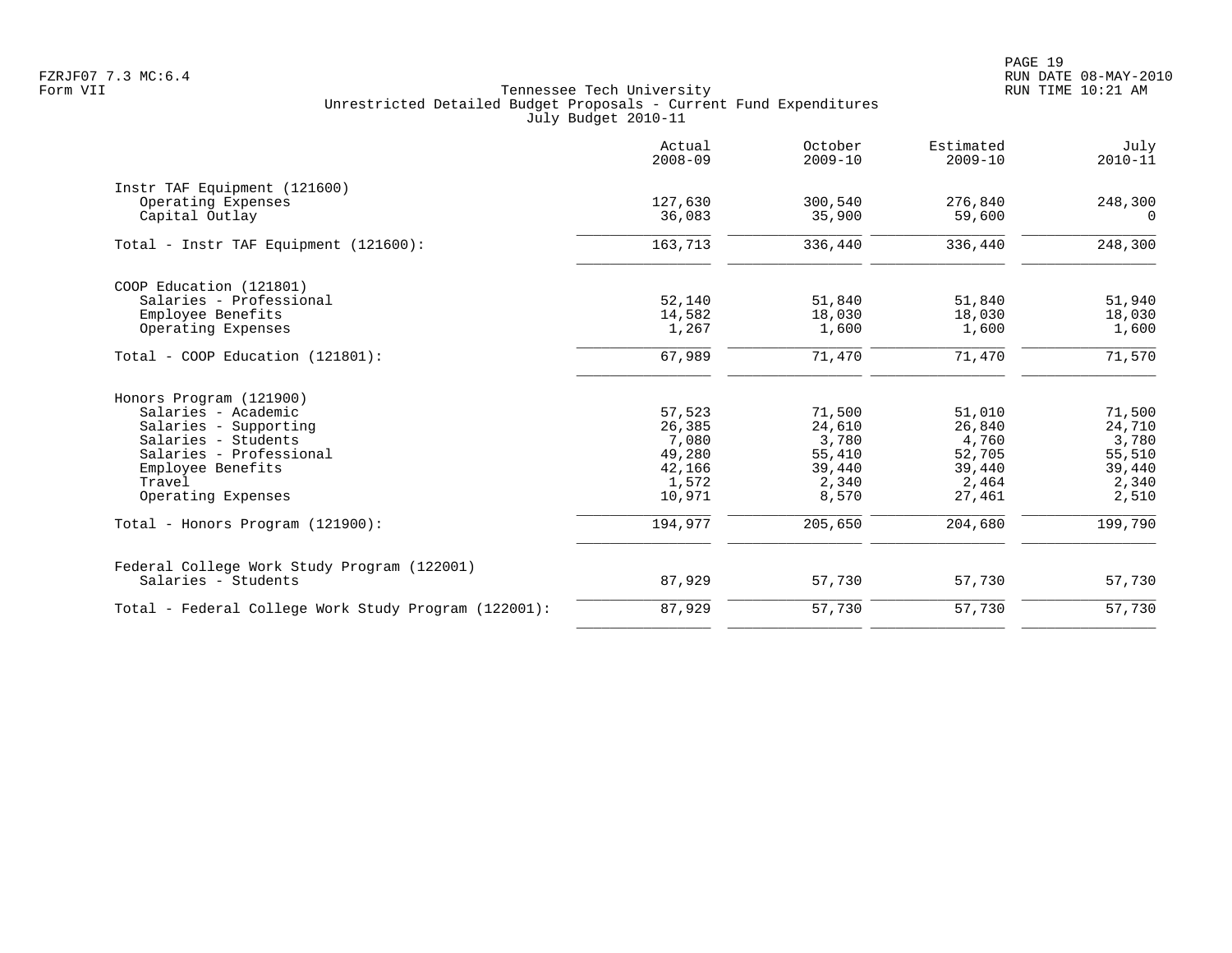Tennessee Tech University
Unrestricted Detailed Budget Proposals - Current Fund Expenditures
July Budget 2010-11

FZRJF07 7.3 MC:6.4
Form VII

RUN DATE 08-MAY-2010
RUN TIME 10:21 AM

| | Actual 2008-09 | October 2009-10 | Estimated 2009-10 | July 2010-11 |
|---|---|---|---|---|
| **Instr TAF Equipment (121600)** | | | | |
| Operating Expenses | 127,630 | 300,540 | 276,840 | 248,300 |
| Capital Outlay | 36,083 | 35,900 | 59,600 | 0 |
| Total - Instr TAF Equipment (121600): | 163,713 | 336,440 | 336,440 | 248,300 |
| **COOP Education (121801)** | | | | |
| Salaries - Professional | 52,140 | 51,840 | 51,840 | 51,940 |
| Employee Benefits | 14,582 | 18,030 | 18,030 | 18,030 |
| Operating Expenses | 1,267 | 1,600 | 1,600 | 1,600 |
| Total - COOP Education (121801): | 67,989 | 71,470 | 71,470 | 71,570 |
| **Honors Program (121900)** | | | | |
| Salaries - Academic | 57,523 | 71,500 | 51,010 | 71,500 |
| Salaries - Supporting | 26,385 | 24,610 | 26,840 | 24,710 |
| Salaries - Students | 7,080 | 3,780 | 4,760 | 3,780 |
| Salaries - Professional | 49,280 | 55,410 | 52,705 | 55,510 |
| Employee Benefits | 42,166 | 39,440 | 39,440 | 39,440 |
| Travel | 1,572 | 2,340 | 2,464 | 2,340 |
| Operating Expenses | 10,971 | 8,570 | 27,461 | 2,510 |
| Total - Honors Program (121900): | 194,977 | 205,650 | 204,680 | 199,790 |
| **Federal College Work Study Program (122001)** | | | | |
| Salaries - Students | 87,929 | 57,730 | 57,730 | 57,730 |
| Total - Federal College Work Study Program (122001): | 87,929 | 57,730 | 57,730 | 57,730 |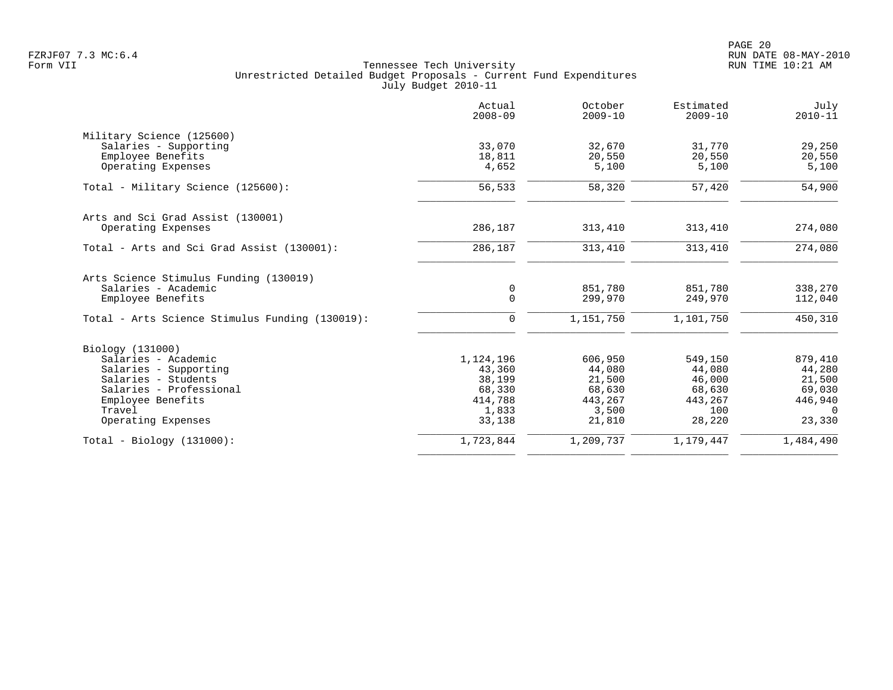Tennessee Tech University
Unrestricted Detailed Budget Proposals - Current Fund Expenditures
July Budget 2010-11

| | Actual 2008-09 | October 2009-10 | Estimated 2009-10 | July 2010-11 |
|---|---|---|---|---|
| Military Science (125600) | | | | |
| Salaries - Supporting | 33,070 | 32,670 | 31,770 | 29,250 |
| Employee Benefits | 18,811 | 20,550 | 20,550 | 20,550 |
| Operating Expenses | 4,652 | 5,100 | 5,100 | 5,100 |
| Total - Military Science (125600): | 56,533 | 58,320 | 57,420 | 54,900 |
| Arts and Sci Grad Assist (130001) | | | | |
| Operating Expenses | 286,187 | 313,410 | 313,410 | 274,080 |
| Total - Arts and Sci Grad Assist (130001): | 286,187 | 313,410 | 313,410 | 274,080 |
| Arts Science Stimulus Funding (130019) | | | | |
| Salaries - Academic | 0 | 851,780 | 851,780 | 338,270 |
| Employee Benefits | 0 | 299,970 | 249,970 | 112,040 |
| Total - Arts Science Stimulus Funding (130019): | 0 | 1,151,750 | 1,101,750 | 450,310 |
| Biology (131000) | | | | |
| Salaries - Academic | 1,124,196 | 606,950 | 549,150 | 879,410 |
| Salaries - Supporting | 43,360 | 44,080 | 44,080 | 44,280 |
| Salaries - Students | 38,199 | 21,500 | 46,000 | 21,500 |
| Salaries - Professional | 68,330 | 68,630 | 68,630 | 69,030 |
| Employee Benefits | 414,788 | 443,267 | 443,267 | 446,940 |
| Travel | 1,833 | 3,500 | 100 | 0 |
| Operating Expenses | 33,138 | 21,810 | 28,220 | 23,330 |
| Total - Biology (131000): | 1,723,844 | 1,209,737 | 1,179,447 | 1,484,490 |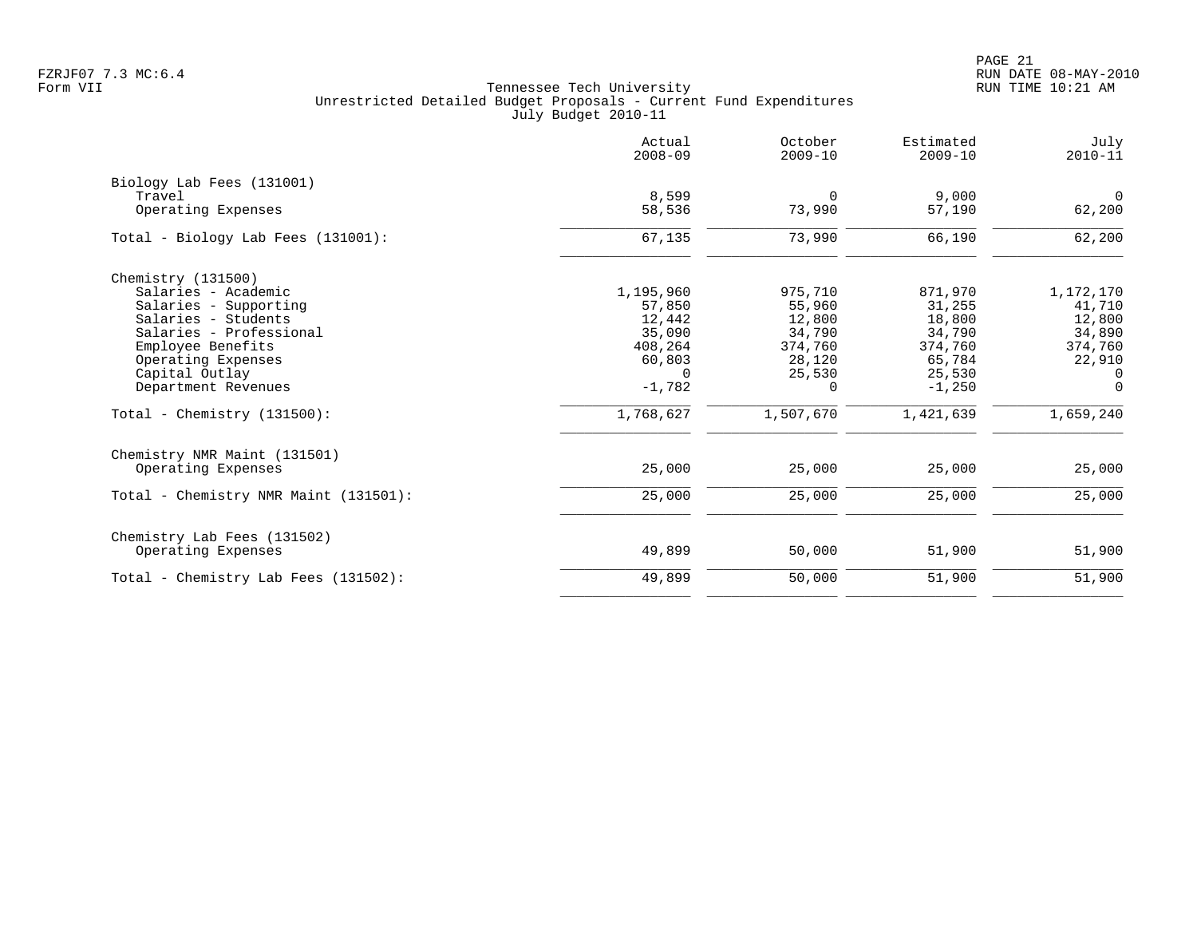FZRJF07 7.3 MC:6.4
Form VII

Tennessee Tech University
Unrestricted Detailed Budget Proposals - Current Fund Expenditures
July Budget 2010-11

| | Actual 2008-09 | October 2009-10 | Estimated 2009-10 | July 2010-11 |
|---|---|---|---|---|
| Biology Lab Fees (131001) | | | | |
| Travel | 8,599 | 0 | 9,000 | 0 |
| Operating Expenses | 58,536 | 73,990 | 57,190 | 62,200 |
| Total - Biology Lab Fees (131001): | 67,135 | 73,990 | 66,190 | 62,200 |
| Chemistry (131500) | | | | |
| Salaries - Academic | 1,195,960 | 975,710 | 871,970 | 1,172,170 |
| Salaries - Supporting | 57,850 | 55,960 | 31,255 | 41,710 |
| Salaries - Students | 12,442 | 12,800 | 18,800 | 12,800 |
| Salaries - Professional | 35,090 | 34,790 | 34,790 | 34,890 |
| Employee Benefits | 408,264 | 374,760 | 374,760 | 374,760 |
| Operating Expenses | 60,803 | 28,120 | 65,784 | 22,910 |
| Capital Outlay | 0 | 25,530 | 25,530 | 0 |
| Department Revenues | -1,782 | 0 | -1,250 | 0 |
| Total - Chemistry (131500): | 1,768,627 | 1,507,670 | 1,421,639 | 1,659,240 |
| Chemistry NMR Maint (131501) | | | | |
| Operating Expenses | 25,000 | 25,000 | 25,000 | 25,000 |
| Total - Chemistry NMR Maint (131501): | 25,000 | 25,000 | 25,000 | 25,000 |
| Chemistry Lab Fees (131502) | | | | |
| Operating Expenses | 49,899 | 50,000 | 51,900 | 51,900 |
| Total - Chemistry Lab Fees (131502): | 49,899 | 50,000 | 51,900 | 51,900 |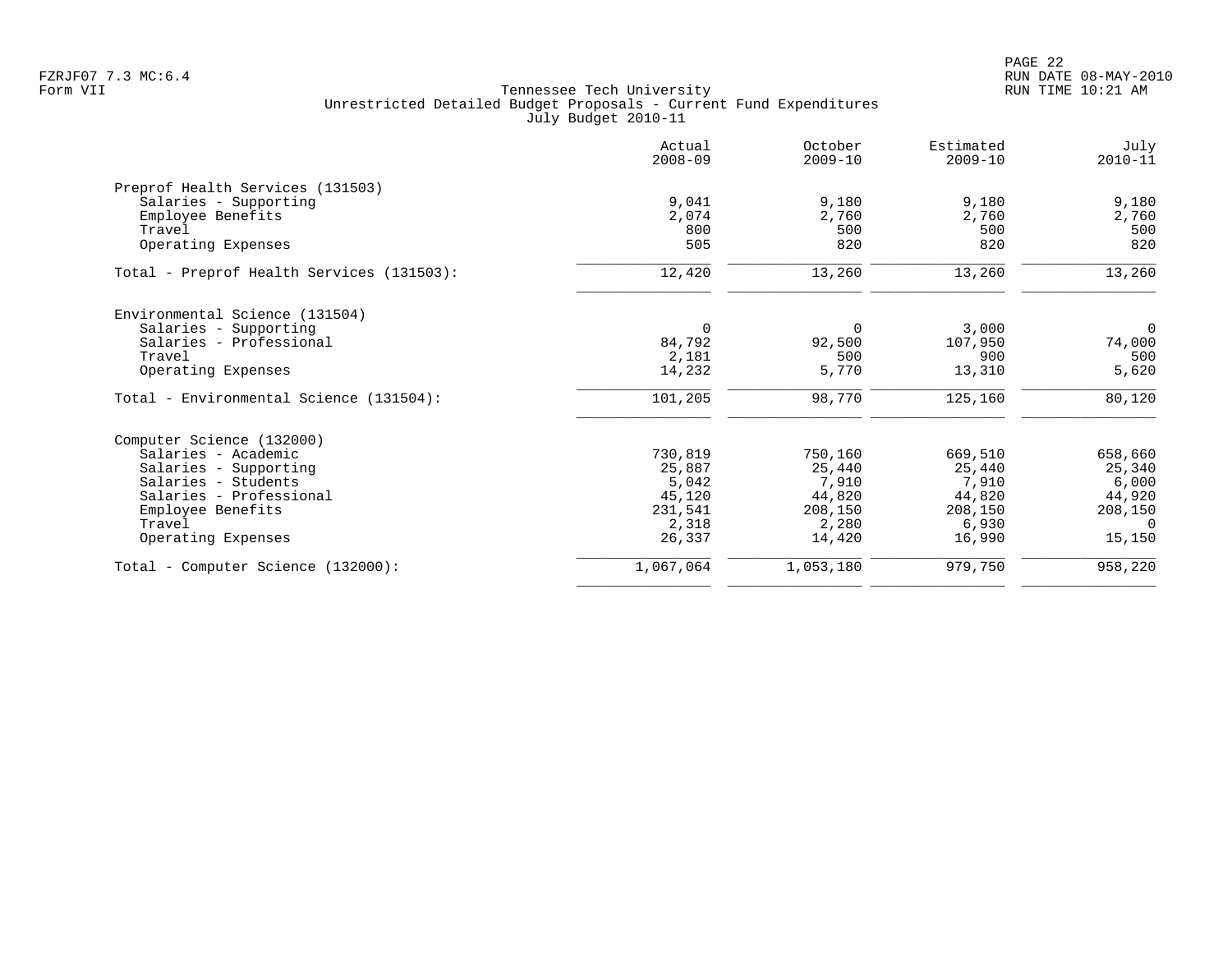Tennessee Tech University
Unrestricted Detailed Budget Proposals - Current Fund Expenditures
July Budget 2010-11

| | Actual 2008-09 | October 2009-10 | Estimated 2009-10 | July 2010-11 |
|---|---|---|---|---|
| **Preprof Health Services (131503)** | | | | |
| Salaries - Supporting | 9,041 | 9,180 | 9,180 | 9,180 |
| Employee Benefits | 2,074 | 2,760 | 2,760 | 2,760 |
| Travel | 800 | 500 | 500 | 500 |
| Operating Expenses | 505 | 820 | 820 | 820 |
| Total - Preprof Health Services (131503): | 12,420 | 13,260 | 13,260 | 13,260 |
| **Environmental Science (131504)** | | | | |
| Salaries - Supporting | 0 | 0 | 3,000 | 0 |
| Salaries - Professional | 84,792 | 92,500 | 107,950 | 74,000 |
| Travel | 2,181 | 500 | 900 | 500 |
| Operating Expenses | 14,232 | 5,770 | 13,310 | 5,620 |
| Total - Environmental Science (131504): | 101,205 | 98,770 | 125,160 | 80,120 |
| **Computer Science (132000)** | | | | |
| Salaries - Academic | 730,819 | 750,160 | 669,510 | 658,660 |
| Salaries - Supporting | 25,887 | 25,440 | 25,440 | 25,340 |
| Salaries - Students | 5,042 | 7,910 | 7,910 | 6,000 |
| Salaries - Professional | 45,120 | 44,820 | 44,820 | 44,920 |
| Employee Benefits | 231,541 | 208,150 | 208,150 | 208,150 |
| Travel | 2,318 | 2,280 | 6,930 | 0 |
| Operating Expenses | 26,337 | 14,420 | 16,990 | 15,150 |
| Total - Computer Science (132000): | 1,067,064 | 1,053,180 | 979,750 | 958,220 |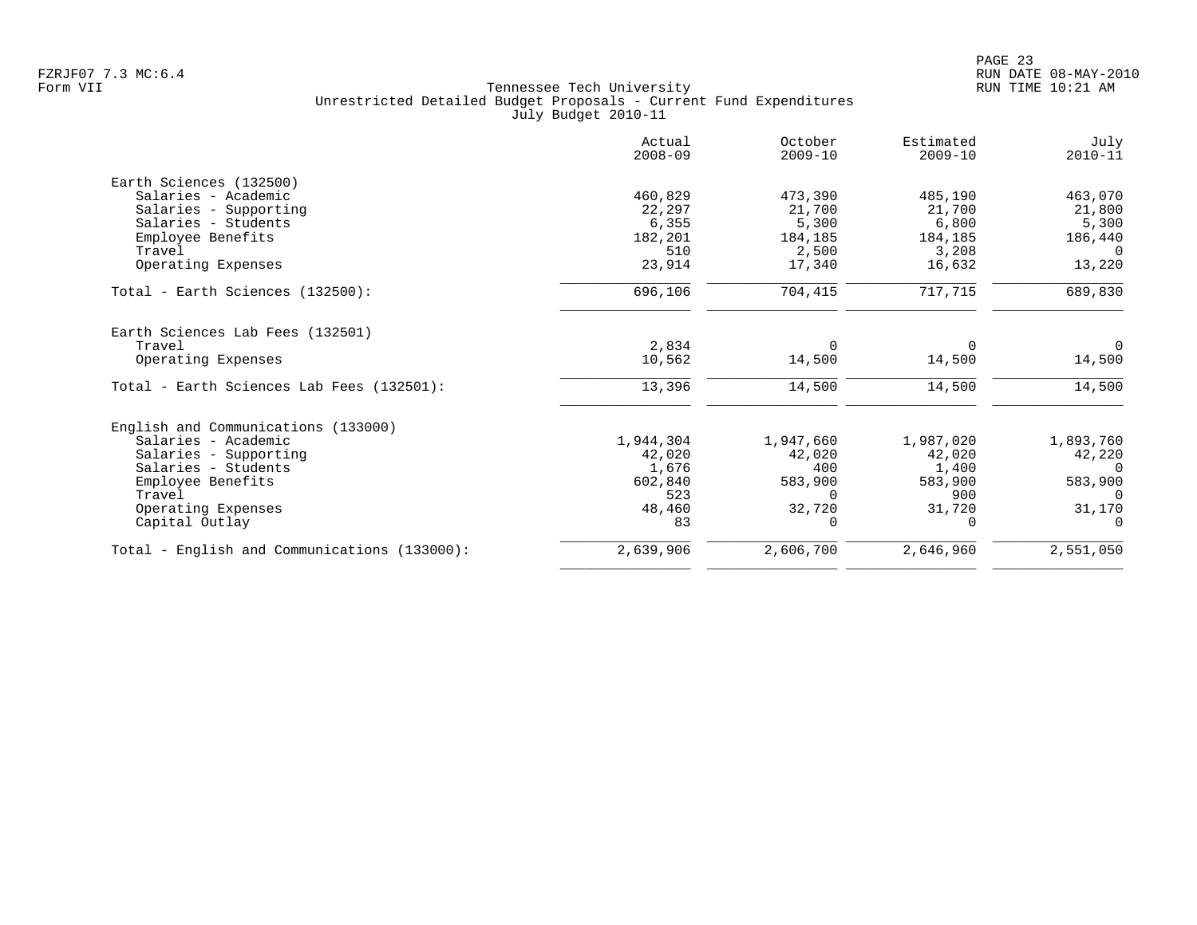FZRJF07 7.3 MC:6.4
Form VII

Tennessee Tech University
Unrestricted Detailed Budget Proposals - Current Fund Expenditures
July Budget 2010-11

| | Actual 2008-09 | October 2009-10 | Estimated 2009-10 | July 2010-11 |
|---|---|---|---|---|
| Earth Sciences (132500) | | | | |
| Salaries - Academic | 460,829 | 473,390 | 485,190 | 463,070 |
| Salaries - Supporting | 22,297 | 21,700 | 21,700 | 21,800 |
| Salaries - Students | 6,355 | 5,300 | 6,800 | 5,300 |
| Employee Benefits | 182,201 | 184,185 | 184,185 | 186,440 |
| Travel | 510 | 2,500 | 3,208 | 0 |
| Operating Expenses | 23,914 | 17,340 | 16,632 | 13,220 |
| Total - Earth Sciences (132500): | 696,106 | 704,415 | 717,715 | 689,830 |
| Earth Sciences Lab Fees (132501) | | | | |
| Travel | 2,834 | 0 | 0 | 0 |
| Operating Expenses | 10,562 | 14,500 | 14,500 | 14,500 |
| Total - Earth Sciences Lab Fees (132501): | 13,396 | 14,500 | 14,500 | 14,500 |
| English and Communications (133000) | | | | |
| Salaries - Academic | 1,944,304 | 1,947,660 | 1,987,020 | 1,893,760 |
| Salaries - Supporting | 42,020 | 42,020 | 42,020 | 42,220 |
| Salaries - Students | 1,676 | 400 | 1,400 | 0 |
| Employee Benefits | 602,840 | 583,900 | 583,900 | 583,900 |
| Travel | 523 | 0 | 900 | 0 |
| Operating Expenses | 48,460 | 32,720 | 31,720 | 31,170 |
| Capital Outlay | 83 | 0 | 0 | 0 |
| Total - English and Communications (133000): | 2,639,906 | 2,606,700 | 2,646,960 | 2,551,050 |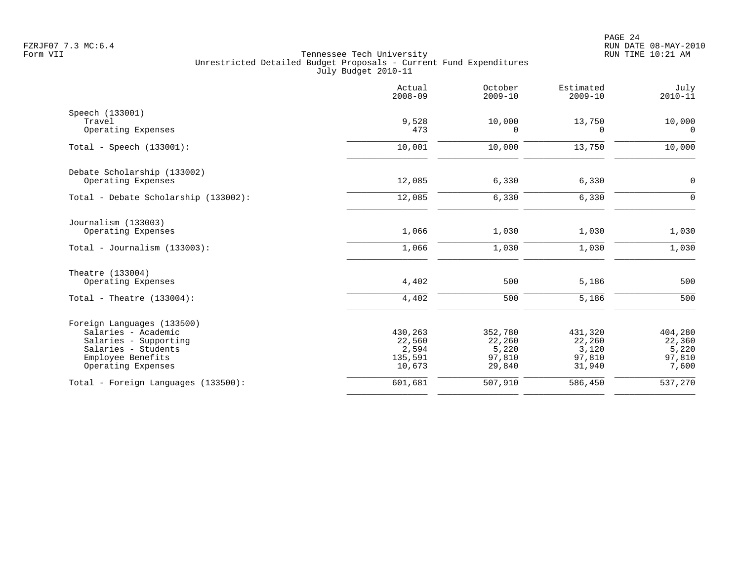Tennessee Tech University
Unrestricted Detailed Budget Proposals - Current Fund Expenditures
July Budget 2010-11

Form VII

| | Actual 2008-09 | October 2009-10 | Estimated 2009-10 | July 2010-11 |
|---|---|---|---|---|
| **Speech (133001)** | | | | |
| Travel | 9,528 | 10,000 | 13,750 | 10,000 |
| Operating Expenses | 473 | 0 | 0 | 0 |
| Total - Speech (133001): | 10,001 | 10,000 | 13,750 | 10,000 |
| **Debate Scholarship (133002)** | | | | |
| Operating Expenses | 12,085 | 6,330 | 6,330 | 0 |
| Total - Debate Scholarship (133002): | 12,085 | 6,330 | 6,330 | 0 |
| **Journalism (133003)** | | | | |
| Operating Expenses | 1,066 | 1,030 | 1,030 | 1,030 |
| Total - Journalism (133003): | 1,066 | 1,030 | 1,030 | 1,030 |
| **Theatre (133004)** | | | | |
| Operating Expenses | 4,402 | 500 | 5,186 | 500 |
| Total - Theatre (133004): | 4,402 | 500 | 5,186 | 500 |
| **Foreign Languages (133500)** | | | | |
| Salaries - Academic | 430,263 | 352,780 | 431,320 | 404,280 |
| Salaries - Supporting | 22,560 | 22,260 | 22,260 | 22,360 |
| Salaries - Students | 2,594 | 5,220 | 3,120 | 5,220 |
| Employee Benefits | 135,591 | 97,810 | 97,810 | 97,810 |
| Operating Expenses | 10,673 | 29,840 | 31,940 | 7,600 |
| Total - Foreign Languages (133500): | 601,681 | 507,910 | 586,450 | 537,270 |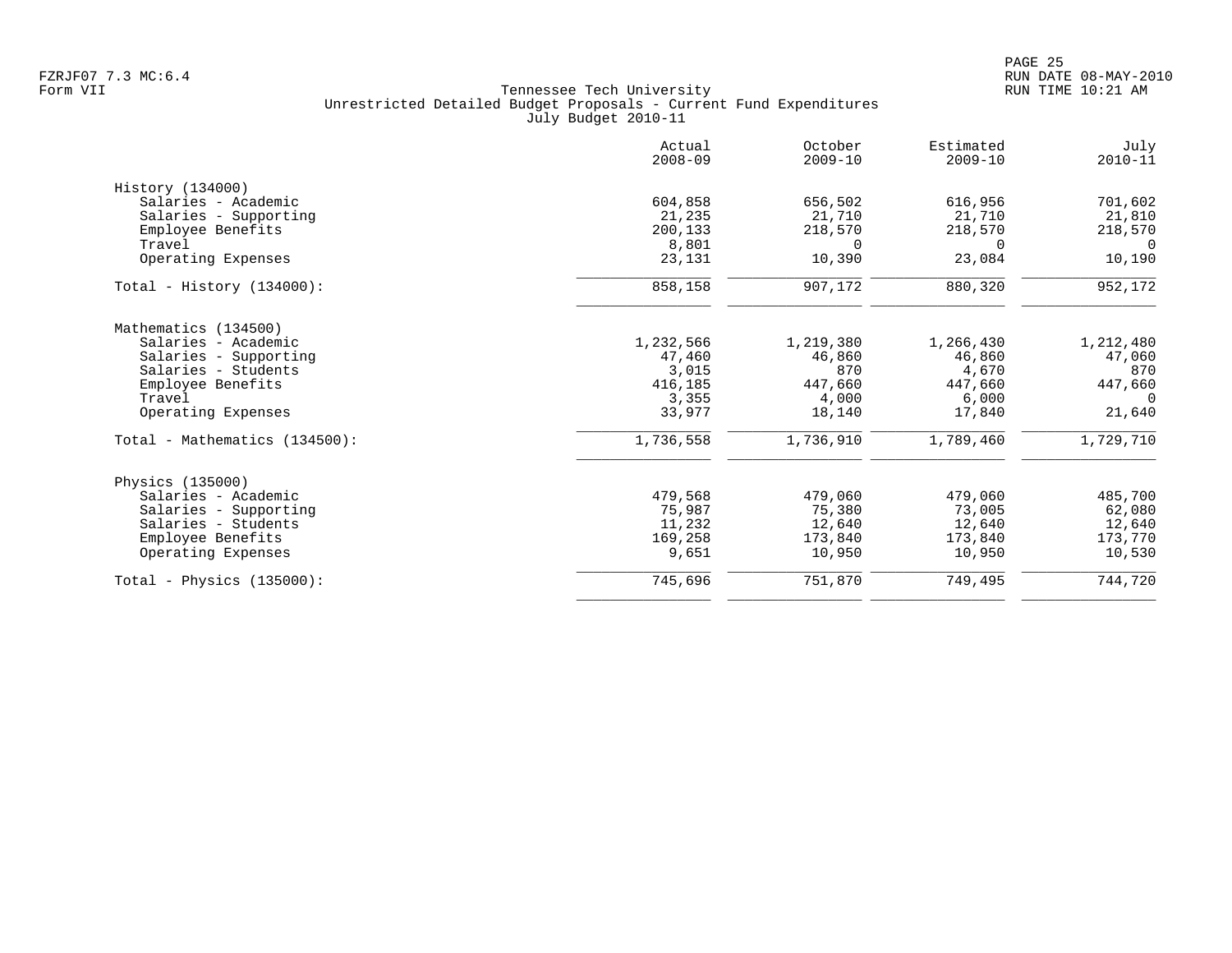Tennessee Tech University
Unrestricted Detailed Budget Proposals - Current Fund Expenditures
July Budget 2010-11

| | Actual 2008-09 | October 2009-10 | Estimated 2009-10 | July 2010-11 |
|---|---|---|---|---|
| **History (134000)** | | | | |
| Salaries - Academic | 604,858 | 656,502 | 616,956 | 701,602 |
| Salaries - Supporting | 21,235 | 21,710 | 21,710 | 21,810 |
| Employee Benefits | 200,133 | 218,570 | 218,570 | 218,570 |
| Travel | 8,801 | 0 | 0 | 0 |
| Operating Expenses | 23,131 | 10,390 | 23,084 | 10,190 |
| Total - History (134000): | 858,158 | 907,172 | 880,320 | 952,172 |
| **Mathematics (134500)** | | | | |
| Salaries - Academic | 1,232,566 | 1,219,380 | 1,266,430 | 1,212,480 |
| Salaries - Supporting | 47,460 | 46,860 | 46,860 | 47,060 |
| Salaries - Students | 3,015 | 870 | 4,670 | 870 |
| Employee Benefits | 416,185 | 447,660 | 447,660 | 447,660 |
| Travel | 3,355 | 4,000 | 6,000 | 0 |
| Operating Expenses | 33,977 | 18,140 | 17,840 | 21,640 |
| Total - Mathematics (134500): | 1,736,558 | 1,736,910 | 1,789,460 | 1,729,710 |
| **Physics (135000)** | | | | |
| Salaries - Academic | 479,568 | 479,060 | 479,060 | 485,700 |
| Salaries - Supporting | 75,987 | 75,380 | 73,005 | 62,080 |
| Salaries - Students | 11,232 | 12,640 | 12,640 | 12,640 |
| Employee Benefits | 169,258 | 173,840 | 173,840 | 173,770 |
| Operating Expenses | 9,651 | 10,950 | 10,950 | 10,530 |
| Total - Physics (135000): | 745,696 | 751,870 | 749,495 | 744,720 |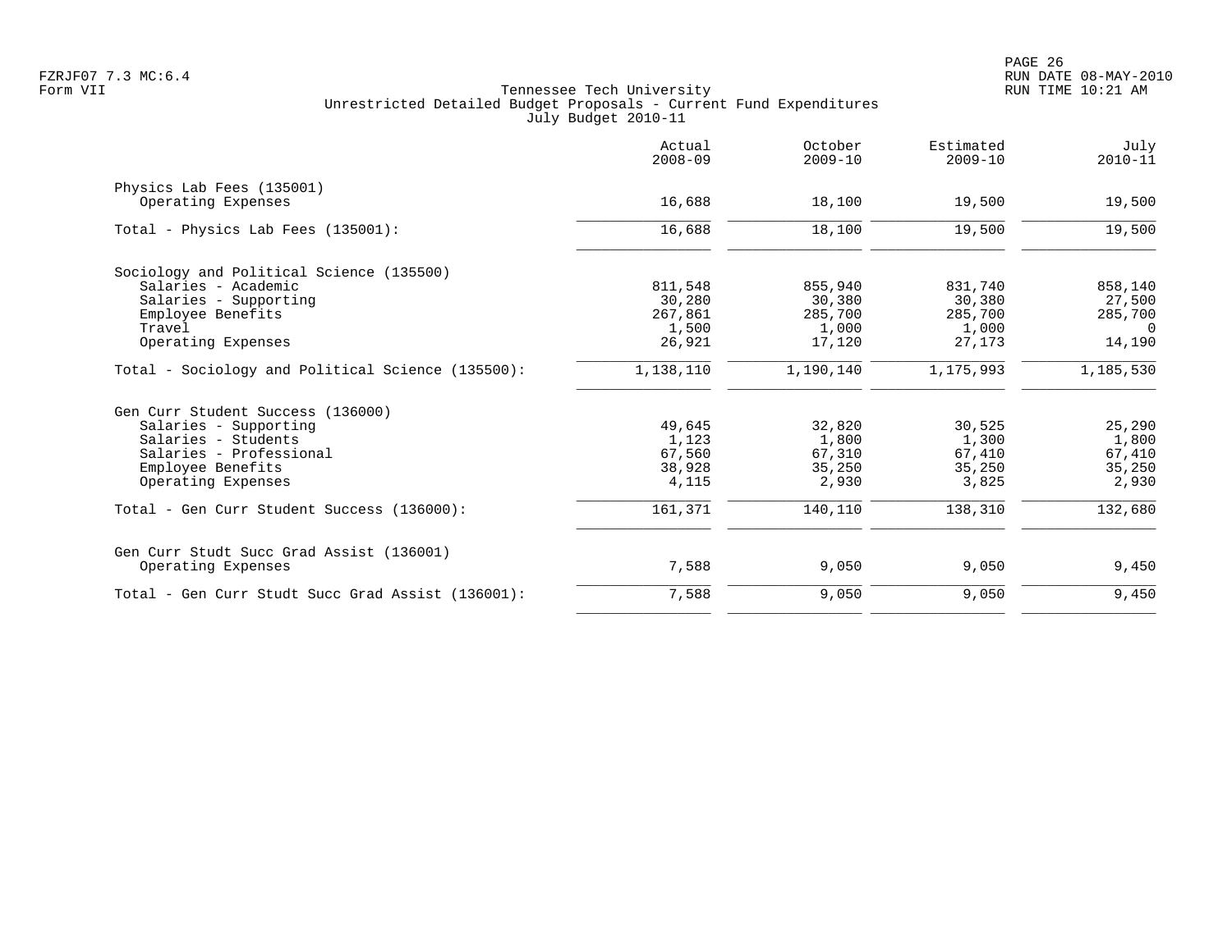Tennessee Tech University
Unrestricted Detailed Budget Proposals - Current Fund Expenditures
July Budget 2010-11

Form VII

| | Actual 2008-09 | October 2009-10 | Estimated 2009-10 | July 2010-11 |
|---|---|---|---|---|
| **Physics Lab Fees (135001)** | | | | |
| Operating Expenses | 16,688 | 18,100 | 19,500 | 19,500 |
| Total - Physics Lab Fees (135001): | 16,688 | 18,100 | 19,500 | 19,500 |
| **Sociology and Political Science (135500)** | | | | |
| Salaries - Academic | 811,548 | 855,940 | 831,740 | 858,140 |
| Salaries - Supporting | 30,280 | 30,380 | 30,380 | 27,500 |
| Employee Benefits | 267,861 | 285,700 | 285,700 | 285,700 |
| Travel | 1,500 | 1,000 | 1,000 | 0 |
| Operating Expenses | 26,921 | 17,120 | 27,173 | 14,190 |
| Total - Sociology and Political Science (135500): | 1,138,110 | 1,190,140 | 1,175,993 | 1,185,530 |
| **Gen Curr Student Success (136000)** | | | | |
| Salaries - Supporting | 49,645 | 32,820 | 30,525 | 25,290 |
| Salaries - Students | 1,123 | 1,800 | 1,300 | 1,800 |
| Salaries - Professional | 67,560 | 67,310 | 67,410 | 67,410 |
| Employee Benefits | 38,928 | 35,250 | 35,250 | 35,250 |
| Operating Expenses | 4,115 | 2,930 | 3,825 | 2,930 |
| Total - Gen Curr Student Success (136000): | 161,371 | 140,110 | 138,310 | 132,680 |
| **Gen Curr Studt Succ Grad Assist (136001)** | | | | |
| Operating Expenses | 7,588 | 9,050 | 9,050 | 9,450 |
| Total - Gen Curr Studt Succ Grad Assist (136001): | 7,588 | 9,050 | 9,050 | 9,450 |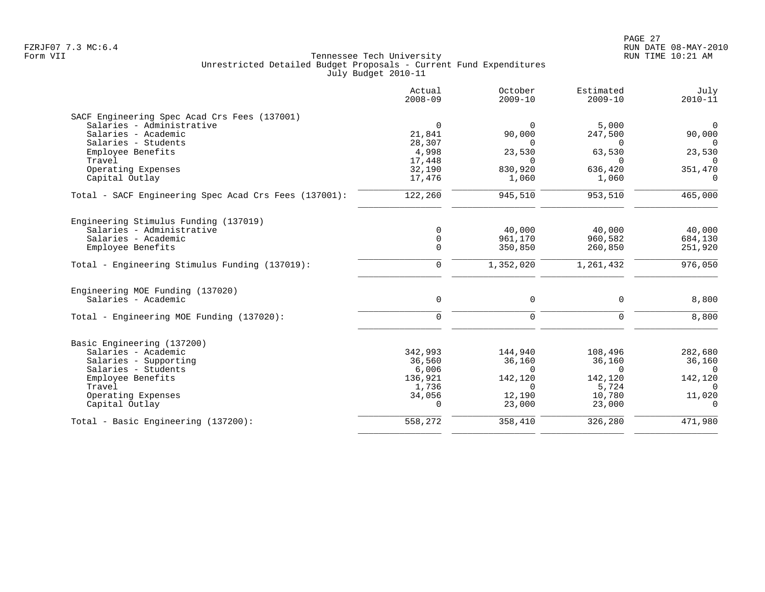Tennessee Tech University
Unrestricted Detailed Budget Proposals - Current Fund Expenditures
July Budget 2010-11

| | Actual 2008-09 | October 2009-10 | Estimated 2009-10 | July 2010-11 |
|---|---|---|---|---|
| **SACF Engineering Spec Acad Crs Fees (137001)** | | | | |
| Salaries - Administrative | 0 | 0 | 5,000 | 0 |
| Salaries - Academic | 21,841 | 90,000 | 247,500 | 90,000 |
| Salaries - Students | 28,307 | 0 | 0 | 0 |
| Employee Benefits | 4,998 | 23,530 | 63,530 | 23,530 |
| Travel | 17,448 | 0 | 0 | 0 |
| Operating Expenses | 32,190 | 830,920 | 636,420 | 351,470 |
| Capital Outlay | 17,476 | 1,060 | 1,060 | 0 |
| Total - SACF Engineering Spec Acad Crs Fees (137001): | 122,260 | 945,510 | 953,510 | 465,000 |
| **Engineering Stimulus Funding (137019)** | | | | |
| Salaries - Administrative | 0 | 40,000 | 40,000 | 40,000 |
| Salaries - Academic | 0 | 961,170 | 960,582 | 684,130 |
| Employee Benefits | 0 | 350,850 | 260,850 | 251,920 |
| Total - Engineering Stimulus Funding (137019): | 0 | 1,352,020 | 1,261,432 | 976,050 |
| **Engineering MOE Funding (137020)** | | | | |
| Salaries - Academic | 0 | 0 | 0 | 8,800 |
| Total - Engineering MOE Funding (137020): | 0 | 0 | 0 | 8,800 |
| **Basic Engineering (137200)** | | | | |
| Salaries - Academic | 342,993 | 144,940 | 108,496 | 282,680 |
| Salaries - Supporting | 36,560 | 36,160 | 36,160 | 36,160 |
| Salaries - Students | 6,006 | 0 | 0 | 0 |
| Employee Benefits | 136,921 | 142,120 | 142,120 | 142,120 |
| Travel | 1,736 | 0 | 5,724 | 0 |
| Operating Expenses | 34,056 | 12,190 | 10,780 | 11,020 |
| Capital Outlay | 0 | 23,000 | 23,000 | 0 |
| Total - Basic Engineering (137200): | 558,272 | 358,410 | 326,280 | 471,980 |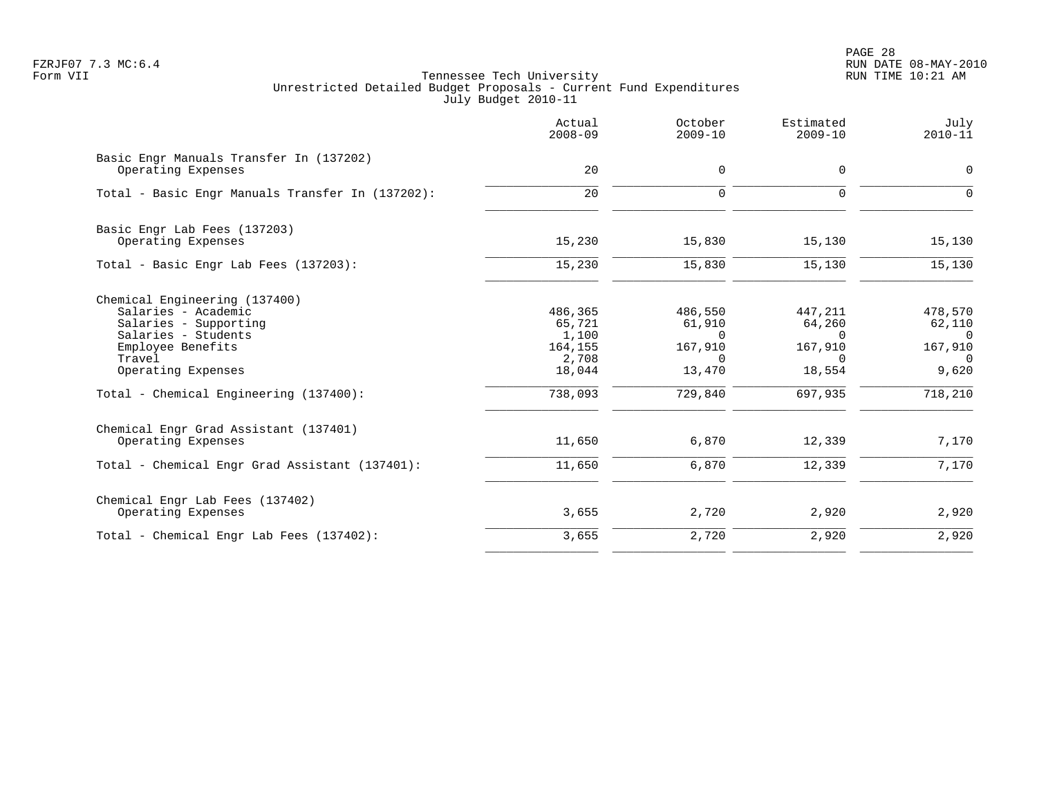Tennessee Tech University
Unrestricted Detailed Budget Proposals - Current Fund Expenditures
July Budget 2010-11

| | Actual 2008-09 | October 2009-10 | Estimated 2009-10 | July 2010-11 |
|---|---|---|---|---|
| Basic Engr Manuals Transfer In (137202) | | | | |
| Operating Expenses | 20 | 0 | 0 | 0 |
| Total - Basic Engr Manuals Transfer In (137202): | 20 | 0 | 0 | 0 |
| Basic Engr Lab Fees (137203) | | | | |
| Operating Expenses | 15,230 | 15,830 | 15,130 | 15,130 |
| Total - Basic Engr Lab Fees (137203): | 15,230 | 15,830 | 15,130 | 15,130 |
| Chemical Engineering (137400) | | | | |
| Salaries - Academic | 486,365 | 486,550 | 447,211 | 478,570 |
| Salaries - Supporting | 65,721 | 61,910 | 64,260 | 62,110 |
| Salaries - Students | 1,100 | 0 | 0 | 0 |
| Employee Benefits | 164,155 | 167,910 | 167,910 | 167,910 |
| Travel | 2,708 | 0 | 0 | 0 |
| Operating Expenses | 18,044 | 13,470 | 18,554 | 9,620 |
| Total - Chemical Engineering (137400): | 738,093 | 729,840 | 697,935 | 718,210 |
| Chemical Engr Grad Assistant (137401) | | | | |
| Operating Expenses | 11,650 | 6,870 | 12,339 | 7,170 |
| Total - Chemical Engr Grad Assistant (137401): | 11,650 | 6,870 | 12,339 | 7,170 |
| Chemical Engr Lab Fees (137402) | | | | |
| Operating Expenses | 3,655 | 2,720 | 2,920 | 2,920 |
| Total - Chemical Engr Lab Fees (137402): | 3,655 | 2,720 | 2,920 | 2,920 |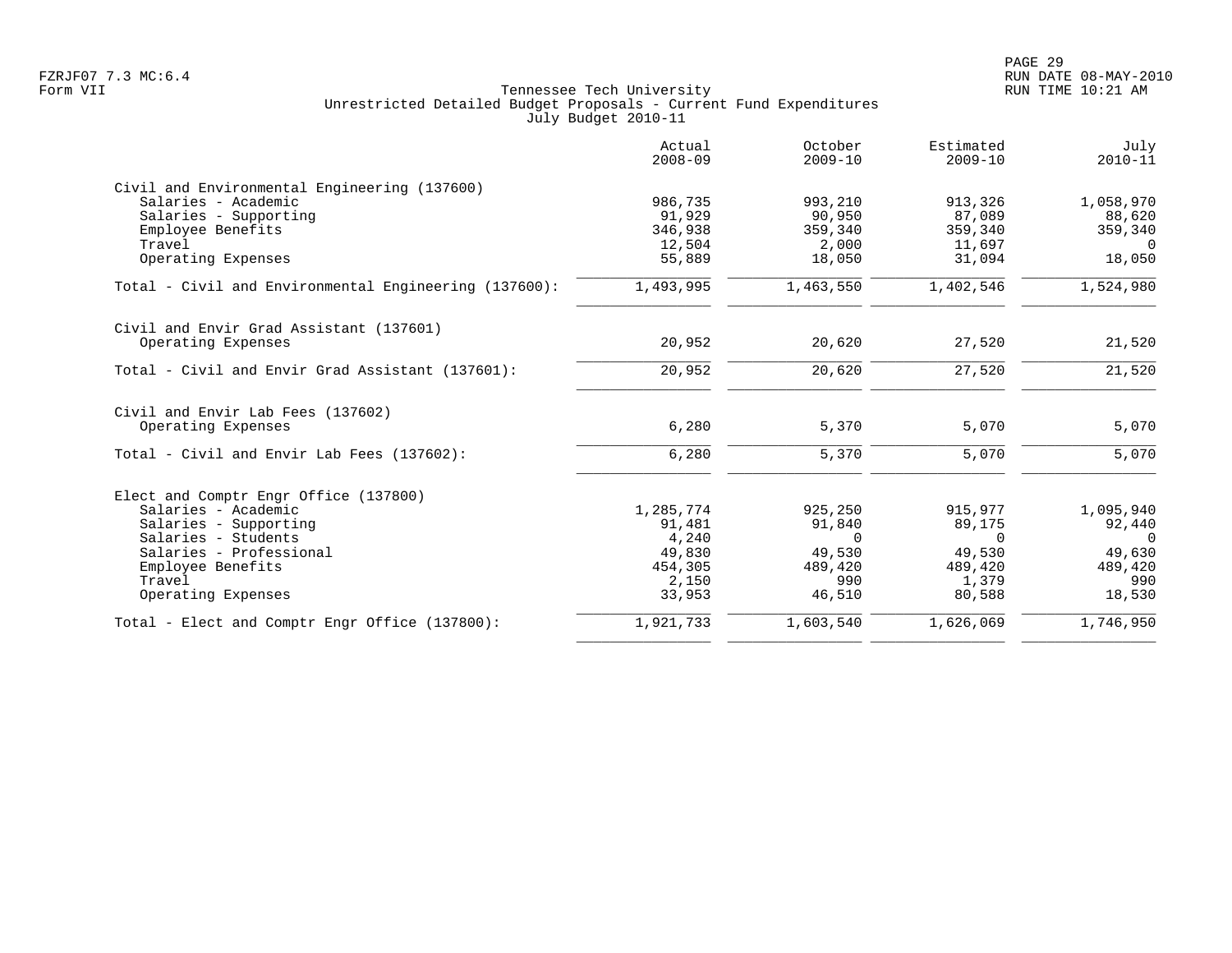FZRJF07 7.3 MC:6.4
Form VII

Tennessee Tech University
Unrestricted Detailed Budget Proposals - Current Fund Expenditures
July Budget 2010-11

RUN DATE 08-MAY-2010
RUN TIME 10:21 AM

| | Actual 2008-09 | October 2009-10 | Estimated 2009-10 | July 2010-11 |
|---|---|---|---|---|
| **Civil and Environmental Engineering (137600)** | | | | |
| Salaries - Academic | 986,735 | 993,210 | 913,326 | 1,058,970 |
| Salaries - Supporting | 91,929 | 90,950 | 87,089 | 88,620 |
| Employee Benefits | 346,938 | 359,340 | 359,340 | 359,340 |
| Travel | 12,504 | 2,000 | 11,697 | 0 |
| Operating Expenses | 55,889 | 18,050 | 31,094 | 18,050 |
| Total - Civil and Environmental Engineering (137600): | 1,493,995 | 1,463,550 | 1,402,546 | 1,524,980 |
| **Civil and Envir Grad Assistant (137601)** | | | | |
| Operating Expenses | 20,952 | 20,620 | 27,520 | 21,520 |
| Total - Civil and Envir Grad Assistant (137601): | 20,952 | 20,620 | 27,520 | 21,520 |
| **Civil and Envir Lab Fees (137602)** | | | | |
| Operating Expenses | 6,280 | 5,370 | 5,070 | 5,070 |
| Total - Civil and Envir Lab Fees (137602): | 6,280 | 5,370 | 5,070 | 5,070 |
| **Elect and Comptr Engr Office (137800)** | | | | |
| Salaries - Academic | 1,285,774 | 925,250 | 915,977 | 1,095,940 |
| Salaries - Supporting | 91,481 | 91,840 | 89,175 | 92,440 |
| Salaries - Students | 4,240 | 0 | 0 | 0 |
| Salaries - Professional | 49,830 | 49,530 | 49,530 | 49,630 |
| Employee Benefits | 454,305 | 489,420 | 489,420 | 489,420 |
| Travel | 2,150 | 990 | 1,379 | 990 |
| Operating Expenses | 33,953 | 46,510 | 80,588 | 18,530 |
| Total - Elect and Comptr Engr Office (137800): | 1,921,733 | 1,603,540 | 1,626,069 | 1,746,950 |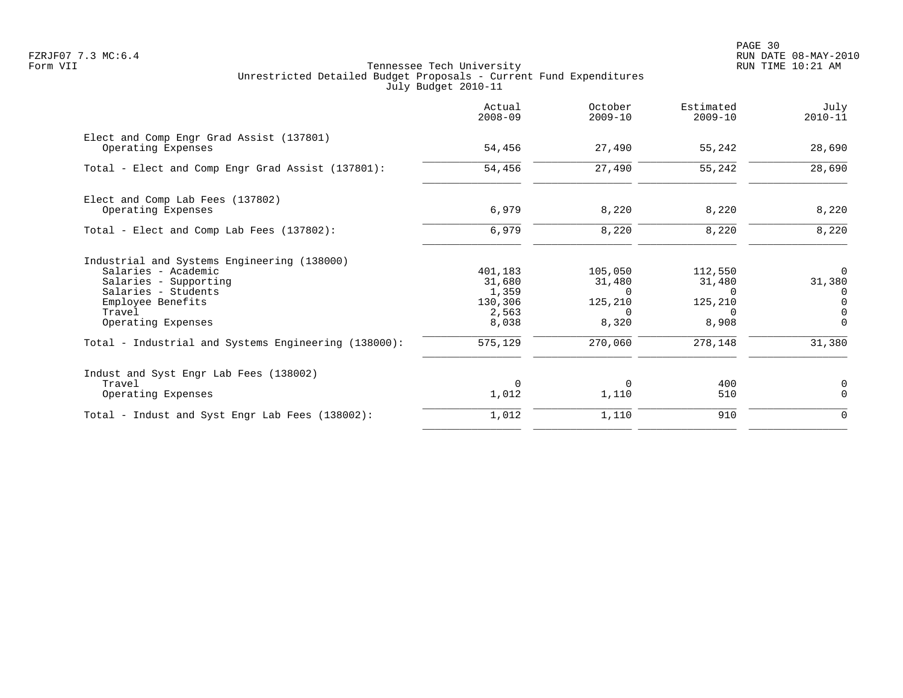Tennessee Tech University
Unrestricted Detailed Budget Proposals - Current Fund Expenditures
July Budget 2010-11

Form VII

| | Actual 2008-09 | October 2009-10 | Estimated 2009-10 | July 2010-11 |
|---|---|---|---|---|
| **Elect and Comp Engr Grad Assist (137801)** | | | | |
| Operating Expenses | 54,456 | 27,490 | 55,242 | 28,690 |
| Total - Elect and Comp Engr Grad Assist (137801): | 54,456 | 27,490 | 55,242 | 28,690 |
| **Elect and Comp Lab Fees (137802)** | | | | |
| Operating Expenses | 6,979 | 8,220 | 8,220 | 8,220 |
| Total - Elect and Comp Lab Fees (137802): | 6,979 | 8,220 | 8,220 | 8,220 |
| **Industrial and Systems Engineering (138000)** | | | | |
| Salaries - Academic | 401,183 | 105,050 | 112,550 | 0 |
| Salaries - Supporting | 31,680 | 31,480 | 31,480 | 31,380 |
| Salaries - Students | 1,359 | 0 | 0 | 0 |
| Employee Benefits | 130,306 | 125,210 | 125,210 | 0 |
| Travel | 2,563 | 0 | 0 | 0 |
| Operating Expenses | 8,038 | 8,320 | 8,908 | 0 |
| Total - Industrial and Systems Engineering (138000): | 575,129 | 270,060 | 278,148 | 31,380 |
| **Indust and Syst Engr Lab Fees (138002)** | | | | |
| Travel | 0 | 0 | 400 | 0 |
| Operating Expenses | 1,012 | 1,110 | 510 | 0 |
| Total - Indust and Syst Engr Lab Fees (138002): | 1,012 | 1,110 | 910 | 0 |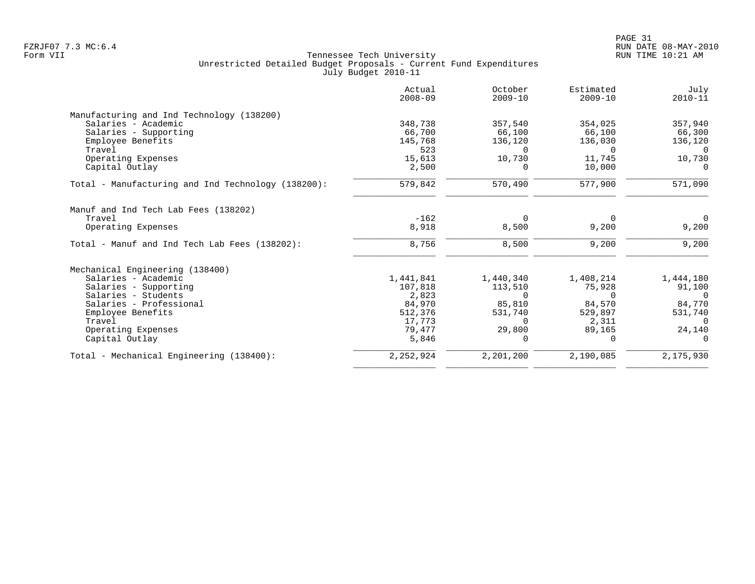Tennessee Tech University
Unrestricted Detailed Budget Proposals - Current Fund Expenditures
July Budget 2010-11

Form VII

| | Actual 2008-09 | October 2009-10 | Estimated 2009-10 | July 2010-11 |
|---|---|---|---|---|
| **Manufacturing and Ind Technology (138200)** | | | | |
| Salaries - Academic | 348,738 | 357,540 | 354,025 | 357,940 |
| Salaries - Supporting | 66,700 | 66,100 | 66,100 | 66,300 |
| Employee Benefits | 145,768 | 136,120 | 136,030 | 136,120 |
| Travel | 523 | 0 | 0 | 0 |
| Operating Expenses | 15,613 | 10,730 | 11,745 | 10,730 |
| Capital Outlay | 2,500 | 0 | 10,000 | 0 |
| Total - Manufacturing and Ind Technology (138200): | 579,842 | 570,490 | 577,900 | 571,090 |
| **Manuf and Ind Tech Lab Fees (138202)** | | | | |
| Travel | -162 | 0 | 0 | 0 |
| Operating Expenses | 8,918 | 8,500 | 9,200 | 9,200 |
| Total - Manuf and Ind Tech Lab Fees (138202): | 8,756 | 8,500 | 9,200 | 9,200 |
| **Mechanical Engineering (138400)** | | | | |
| Salaries - Academic | 1,441,841 | 1,440,340 | 1,408,214 | 1,444,180 |
| Salaries - Supporting | 107,818 | 113,510 | 75,928 | 91,100 |
| Salaries - Students | 2,823 | 0 | 0 | 0 |
| Salaries - Professional | 84,970 | 85,810 | 84,570 | 84,770 |
| Employee Benefits | 512,376 | 531,740 | 529,897 | 531,740 |
| Travel | 17,773 | 0 | 2,311 | 0 |
| Operating Expenses | 79,477 | 29,800 | 89,165 | 24,140 |
| Capital Outlay | 5,846 | 0 | 0 | 0 |
| Total - Mechanical Engineering (138400): | 2,252,924 | 2,201,200 | 2,190,085 | 2,175,930 |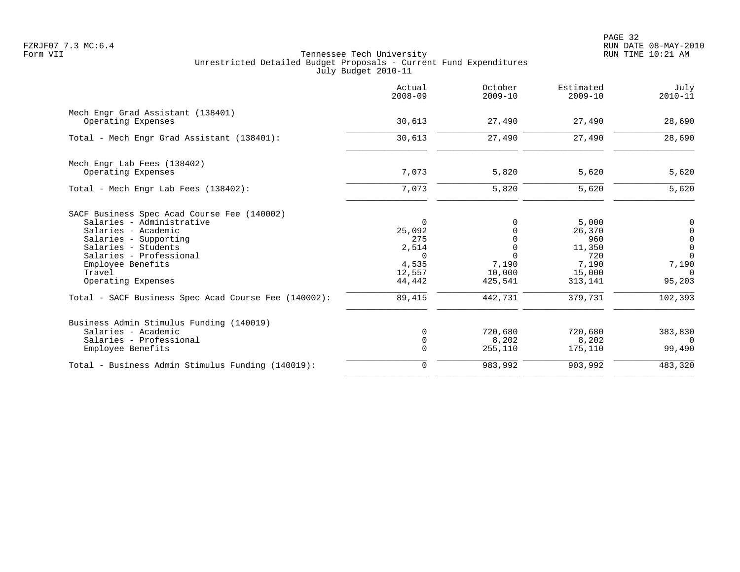Tennessee Tech University
Unrestricted Detailed Budget Proposals - Current Fund Expenditures
July Budget 2010-11

| | Actual 2008-09 | October 2009-10 | Estimated 2009-10 | July 2010-11 |
|---|---|---|---|---|
| **Mech Engr Grad Assistant (138401)** | | | | |
| Operating Expenses | 30,613 | 27,490 | 27,490 | 28,690 |
| Total - Mech Engr Grad Assistant (138401): | 30,613 | 27,490 | 27,490 | 28,690 |
| **Mech Engr Lab Fees (138402)** | | | | |
| Operating Expenses | 7,073 | 5,820 | 5,620 | 5,620 |
| Total - Mech Engr Lab Fees (138402): | 7,073 | 5,820 | 5,620 | 5,620 |
| **SACF Business Spec Acad Course Fee (140002)** | | | | |
| Salaries - Administrative | 0 | 0 | 5,000 | 0 |
| Salaries - Academic | 25,092 | 0 | 26,370 | 0 |
| Salaries - Supporting | 275 | 0 | 960 | 0 |
| Salaries - Students | 2,514 | 0 | 11,350 | 0 |
| Salaries - Professional | 0 | 0 | 720 | 0 |
| Employee Benefits | 4,535 | 7,190 | 7,190 | 7,190 |
| Travel | 12,557 | 10,000 | 15,000 | 0 |
| Operating Expenses | 44,442 | 425,541 | 313,141 | 95,203 |
| Total - SACF Business Spec Acad Course Fee (140002): | 89,415 | 442,731 | 379,731 | 102,393 |
| **Business Admin Stimulus Funding (140019)** | | | | |
| Salaries - Academic | 0 | 720,680 | 720,680 | 383,830 |
| Salaries - Professional | 0 | 8,202 | 8,202 | 0 |
| Employee Benefits | 0 | 255,110 | 175,110 | 99,490 |
| Total - Business Admin Stimulus Funding (140019): | 0 | 983,992 | 903,992 | 483,320 |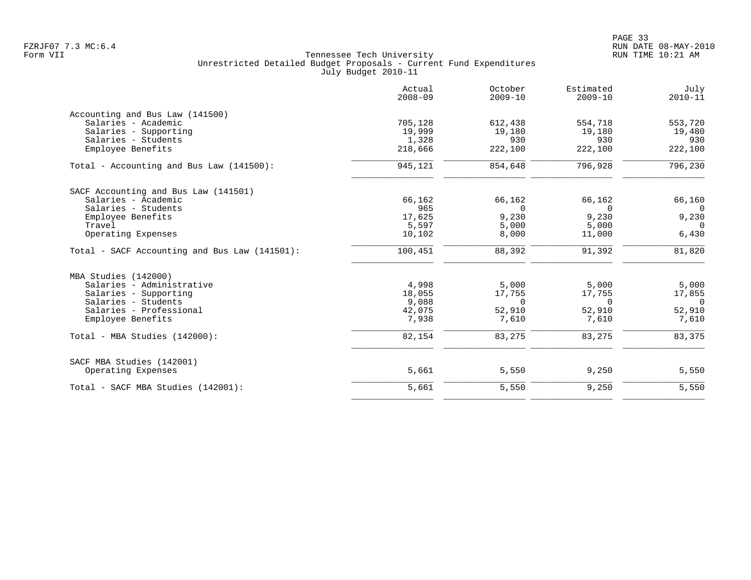Tennessee Tech University
Unrestricted Detailed Budget Proposals - Current Fund Expenditures
July Budget 2010-11

| | Actual 2008-09 | October 2009-10 | Estimated 2009-10 | July 2010-11 |
|---|---|---|---|---|
| **Accounting and Bus Law (141500)** | | | | |
| Salaries - Academic | 705,128 | 612,438 | 554,718 | 553,720 |
| Salaries - Supporting | 19,999 | 19,180 | 19,180 | 19,480 |
| Salaries - Students | 1,328 | 930 | 930 | 930 |
| Employee Benefits | 218,666 | 222,100 | 222,100 | 222,100 |
| Total - Accounting and Bus Law (141500): | 945,121 | 854,648 | 796,928 | 796,230 |
| **SACF Accounting and Bus Law (141501)** | | | | |
| Salaries - Academic | 66,162 | 66,162 | 66,162 | 66,160 |
| Salaries - Students | 965 | 0 | 0 | 0 |
| Employee Benefits | 17,625 | 9,230 | 9,230 | 9,230 |
| Travel | 5,597 | 5,000 | 5,000 | 0 |
| Operating Expenses | 10,102 | 8,000 | 11,000 | 6,430 |
| Total - SACF Accounting and Bus Law (141501): | 100,451 | 88,392 | 91,392 | 81,820 |
| **MBA Studies (142000)** | | | | |
| Salaries - Administrative | 4,998 | 5,000 | 5,000 | 5,000 |
| Salaries - Supporting | 18,055 | 17,755 | 17,755 | 17,855 |
| Salaries - Students | 9,088 | 0 | 0 | 0 |
| Salaries - Professional | 42,075 | 52,910 | 52,910 | 52,910 |
| Employee Benefits | 7,938 | 7,610 | 7,610 | 7,610 |
| Total - MBA Studies (142000): | 82,154 | 83,275 | 83,275 | 83,375 |
| **SACF MBA Studies (142001)** | | | | |
| Operating Expenses | 5,661 | 5,550 | 9,250 | 5,550 |
| Total - SACF MBA Studies (142001): | 5,661 | 5,550 | 9,250 | 5,550 |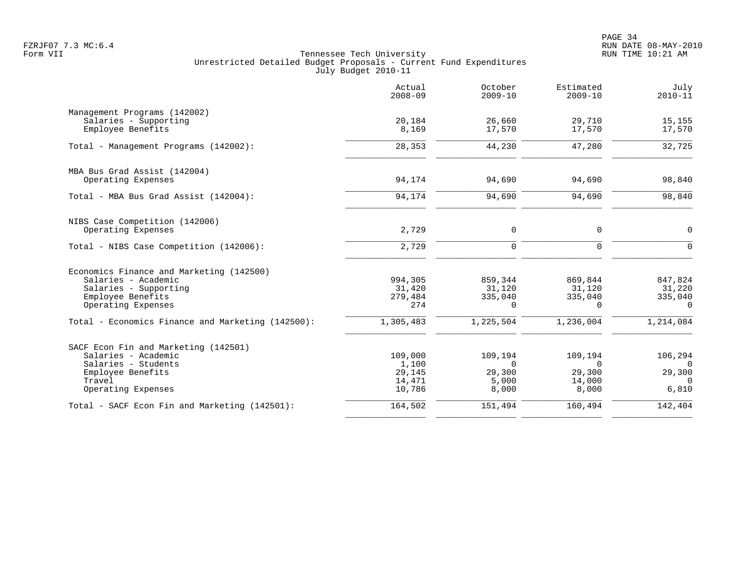Tennessee Tech University
Unrestricted Detailed Budget Proposals - Current Fund Expenditures
July Budget 2010-11

Form VII

| | Actual 2008-09 | October 2009-10 | Estimated 2009-10 | July 2010-11 |
|---|---|---|---|---|
| **Management Programs (142002)** | | | | |
| Salaries - Supporting | 20,184 | 26,660 | 29,710 | 15,155 |
| Employee Benefits | 8,169 | 17,570 | 17,570 | 17,570 |
| Total - Management Programs (142002): | 28,353 | 44,230 | 47,280 | 32,725 |
| **MBA Bus Grad Assist (142004)** | | | | |
| Operating Expenses | 94,174 | 94,690 | 94,690 | 98,840 |
| Total - MBA Bus Grad Assist (142004): | 94,174 | 94,690 | 94,690 | 98,840 |
| **NIBS Case Competition (142006)** | | | | |
| Operating Expenses | 2,729 | 0 | 0 | 0 |
| Total - NIBS Case Competition (142006): | 2,729 | 0 | 0 | 0 |
| **Economics Finance and Marketing (142500)** | | | | |
| Salaries - Academic | 994,305 | 859,344 | 869,844 | 847,824 |
| Salaries - Supporting | 31,420 | 31,120 | 31,120 | 31,220 |
| Employee Benefits | 279,484 | 335,040 | 335,040 | 335,040 |
| Operating Expenses | 274 | 0 | 0 | 0 |
| Total - Economics Finance and Marketing (142500): | 1,305,483 | 1,225,504 | 1,236,004 | 1,214,084 |
| **SACF Econ Fin and Marketing (142501)** | | | | |
| Salaries - Academic | 109,000 | 109,194 | 109,194 | 106,294 |
| Salaries - Students | 1,100 | 0 | 0 | 0 |
| Employee Benefits | 29,145 | 29,300 | 29,300 | 29,300 |
| Travel | 14,471 | 5,000 | 14,000 | 0 |
| Operating Expenses | 10,786 | 8,000 | 8,000 | 6,810 |
| Total - SACF Econ Fin and Marketing (142501): | 164,502 | 151,494 | 160,494 | 142,404 |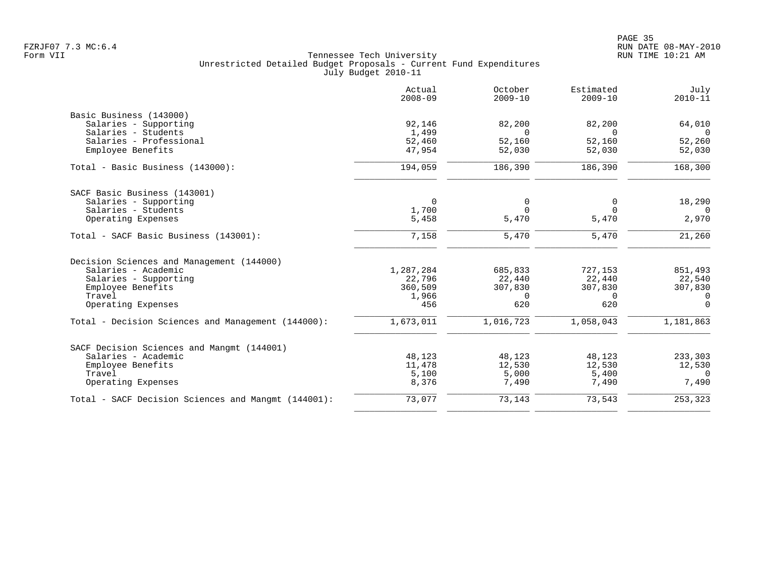Tennessee Tech University
Unrestricted Detailed Budget Proposals - Current Fund Expenditures
July Budget 2010-11

Form VII

| | Actual 2008-09 | October 2009-10 | Estimated 2009-10 | July 2010-11 |
|---|---|---|---|---|
| **Basic Business (143000)** | | | | |
| Salaries - Supporting | 92,146 | 82,200 | 82,200 | 64,010 |
| Salaries - Students | 1,499 | 0 | 0 | 0 |
| Salaries - Professional | 52,460 | 52,160 | 52,160 | 52,260 |
| Employee Benefits | 47,954 | 52,030 | 52,030 | 52,030 |
| Total - Basic Business (143000): | 194,059 | 186,390 | 186,390 | 168,300 |
| **SACF Basic Business (143001)** | | | | |
| Salaries - Supporting | 0 | 0 | 0 | 18,290 |
| Salaries - Students | 1,700 | 0 | 0 | 0 |
| Operating Expenses | 5,458 | 5,470 | 5,470 | 2,970 |
| Total - SACF Basic Business (143001): | 7,158 | 5,470 | 5,470 | 21,260 |
| **Decision Sciences and Management (144000)** | | | | |
| Salaries - Academic | 1,287,284 | 685,833 | 727,153 | 851,493 |
| Salaries - Supporting | 22,796 | 22,440 | 22,440 | 22,540 |
| Employee Benefits | 360,509 | 307,830 | 307,830 | 307,830 |
| Travel | 1,966 | 0 | 0 | 0 |
| Operating Expenses | 456 | 620 | 620 | 0 |
| Total - Decision Sciences and Management (144000): | 1,673,011 | 1,016,723 | 1,058,043 | 1,181,863 |
| **SACF Decision Sciences and Mangmt (144001)** | | | | |
| Salaries - Academic | 48,123 | 48,123 | 48,123 | 233,303 |
| Employee Benefits | 11,478 | 12,530 | 12,530 | 12,530 |
| Travel | 5,100 | 5,000 | 5,400 | 0 |
| Operating Expenses | 8,376 | 7,490 | 7,490 | 7,490 |
| Total - SACF Decision Sciences and Mangmt (144001): | 73,077 | 73,143 | 73,543 | 253,323 |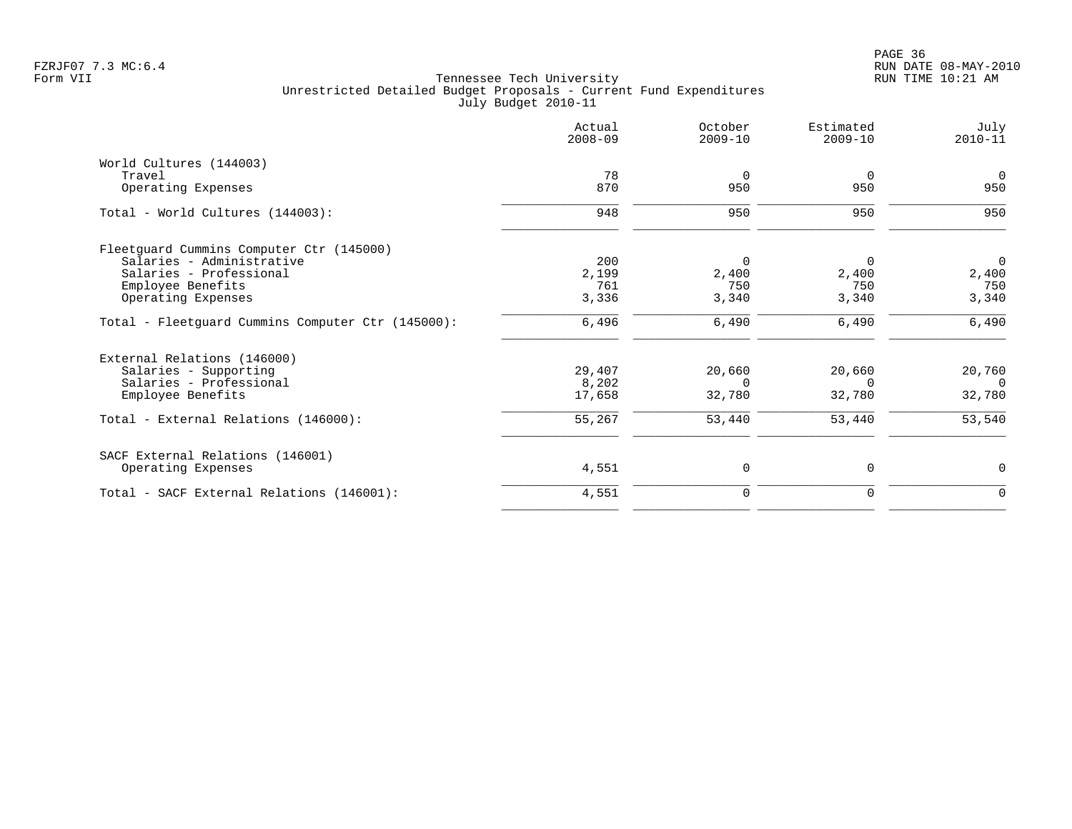Tennessee Tech University
Unrestricted Detailed Budget Proposals - Current Fund Expenditures
July Budget 2010-11

FZRJF07 7.3 MC:6.4
Form VII

RUN DATE 08-MAY-2010
RUN TIME 10:21 AM

| | Actual 2008-09 | October 2009-10 | Estimated 2009-10 | July 2010-11 |
|---|---|---|---|---|
| World Cultures (144003) | | | | |
| Travel | 78 | 0 | 0 | 0 |
| Operating Expenses | 870 | 950 | 950 | 950 |
| Total - World Cultures (144003): | 948 | 950 | 950 | 950 |
| Fleetguard Cummins Computer Ctr (145000) | | | | |
| Salaries - Administrative | 200 | 0 | 0 | 0 |
| Salaries - Professional | 2,199 | 2,400 | 2,400 | 2,400 |
| Employee Benefits | 761 | 750 | 750 | 750 |
| Operating Expenses | 3,336 | 3,340 | 3,340 | 3,340 |
| Total - Fleetguard Cummins Computer Ctr (145000): | 6,496 | 6,490 | 6,490 | 6,490 |
| External Relations (146000) | | | | |
| Salaries - Supporting | 29,407 | 20,660 | 20,660 | 20,760 |
| Salaries - Professional | 8,202 | 0 | 0 | 0 |
| Employee Benefits | 17,658 | 32,780 | 32,780 | 32,780 |
| Total - External Relations (146000): | 55,267 | 53,440 | 53,440 | 53,540 |
| SACF External Relations (146001) | | | | |
| Operating Expenses | 4,551 | 0 | 0 | 0 |
| Total - SACF External Relations (146001): | 4,551 | 0 | 0 | 0 |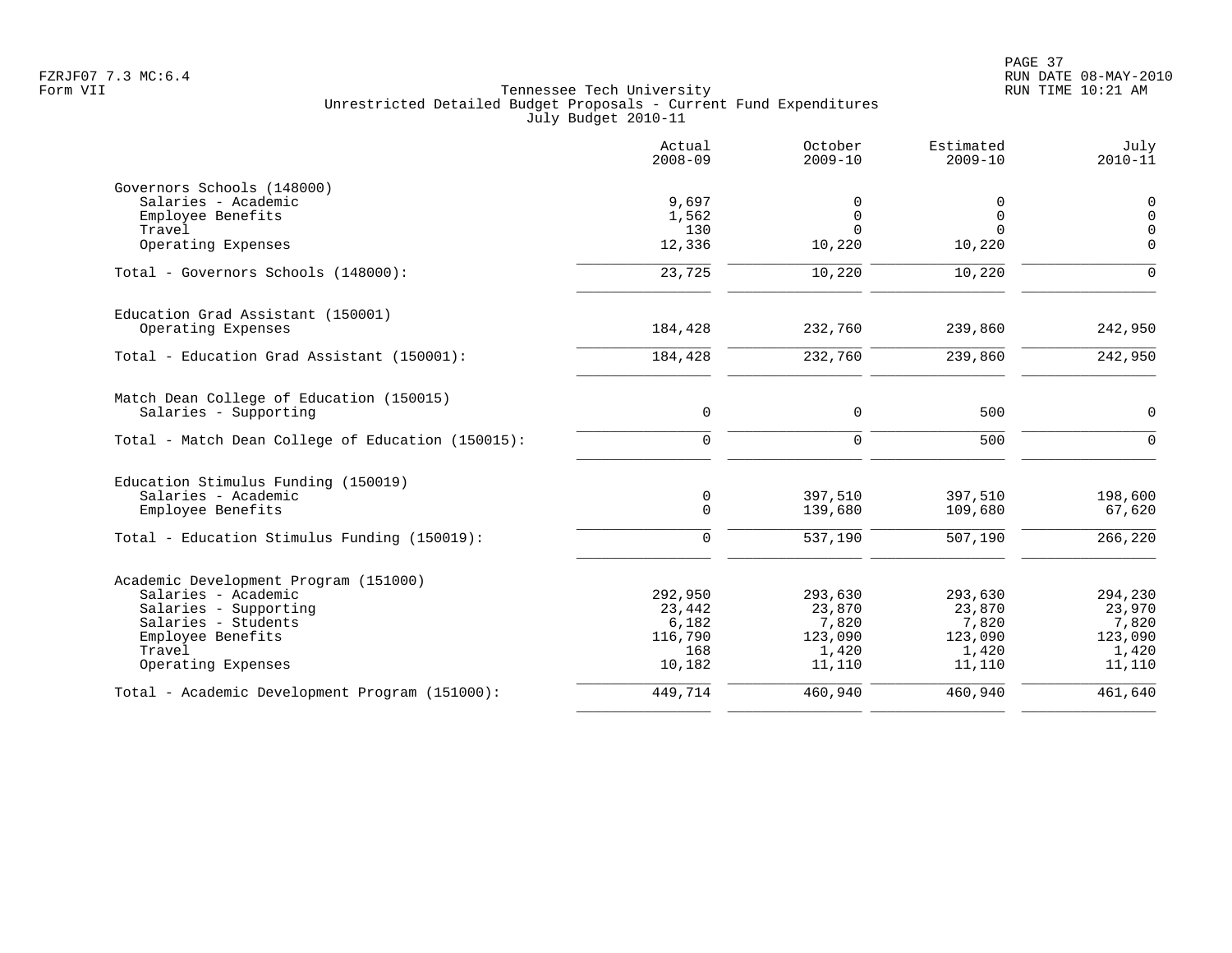Tennessee Tech University
Unrestricted Detailed Budget Proposals - Current Fund Expenditures
July Budget 2010-11

Form VII

| | Actual 2008-09 | October 2009-10 | Estimated 2009-10 | July 2010-11 |
|---|---|---|---|---|
| **Governors Schools (148000)** | | | | |
| Salaries - Academic | 9,697 | 0 | 0 | 0 |
| Employee Benefits | 1,562 | 0 | 0 | 0 |
| Travel | 130 | 0 | 0 | 0 |
| Operating Expenses | 12,336 | 10,220 | 10,220 | 0 |
| Total - Governors Schools (148000): | 23,725 | 10,220 | 10,220 | 0 |
| **Education Grad Assistant (150001)** | | | | |
| Operating Expenses | 184,428 | 232,760 | 239,860 | 242,950 |
| Total - Education Grad Assistant (150001): | 184,428 | 232,760 | 239,860 | 242,950 |
| **Match Dean College of Education (150015)** | | | | |
| Salaries - Supporting | 0 | 0 | 500 | 0 |
| Total - Match Dean College of Education (150015): | 0 | 0 | 500 | 0 |
| **Education Stimulus Funding (150019)** | | | | |
| Salaries - Academic | 0 | 397,510 | 397,510 | 198,600 |
| Employee Benefits | 0 | 139,680 | 109,680 | 67,620 |
| Total - Education Stimulus Funding (150019): | 0 | 537,190 | 507,190 | 266,220 |
| **Academic Development Program (151000)** | | | | |
| Salaries - Academic | 292,950 | 293,630 | 293,630 | 294,230 |
| Salaries - Supporting | 23,442 | 23,870 | 23,870 | 23,970 |
| Salaries - Students | 6,182 | 7,820 | 7,820 | 7,820 |
| Employee Benefits | 116,790 | 123,090 | 123,090 | 123,090 |
| Travel | 168 | 1,420 | 1,420 | 1,420 |
| Operating Expenses | 10,182 | 11,110 | 11,110 | 11,110 |
| Total - Academic Development Program (151000): | 449,714 | 460,940 | 460,940 | 461,640 |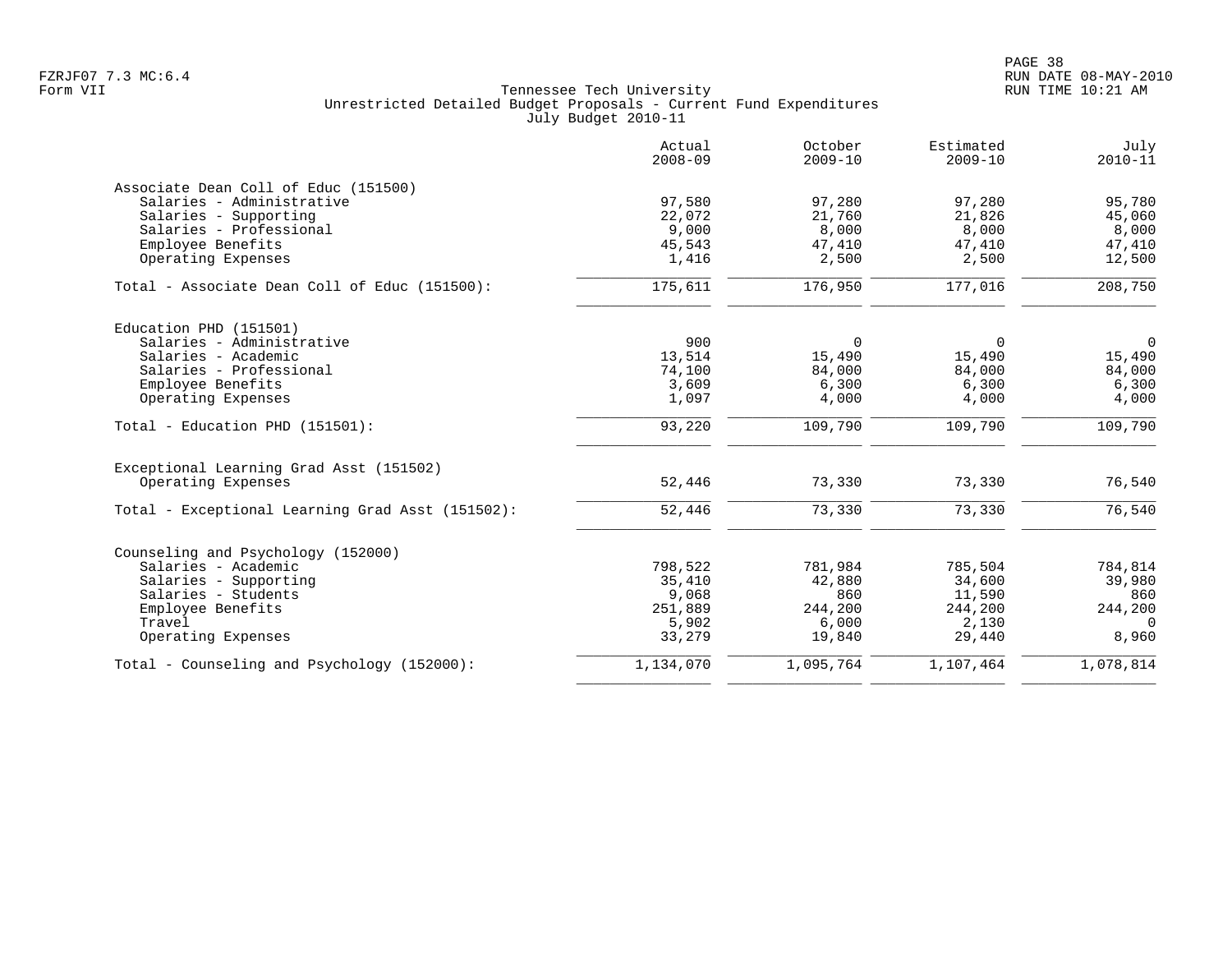FZRJF07 7.3 MC:6.4
Form VII

Tennessee Tech University
Unrestricted Detailed Budget Proposals - Current Fund Expenditures
July Budget 2010-11

RUN DATE 08-MAY-2010
RUN TIME 10:21 AM

| | Actual 2008-09 | October 2009-10 | Estimated 2009-10 | July 2010-11 |
|---|---|---|---|---|
| **Associate Dean Coll of Educ (151500)** | | | | |
| Salaries - Administrative | 97,580 | 97,280 | 97,280 | 95,780 |
| Salaries - Supporting | 22,072 | 21,760 | 21,826 | 45,060 |
| Salaries - Professional | 9,000 | 8,000 | 8,000 | 8,000 |
| Employee Benefits | 45,543 | 47,410 | 47,410 | 47,410 |
| Operating Expenses | 1,416 | 2,500 | 2,500 | 12,500 |
| Total - Associate Dean Coll of Educ (151500): | 175,611 | 176,950 | 177,016 | 208,750 |
| **Education PHD (151501)** | | | | |
| Salaries - Administrative | 900 | 0 | 0 | 0 |
| Salaries - Academic | 13,514 | 15,490 | 15,490 | 15,490 |
| Salaries - Professional | 74,100 | 84,000 | 84,000 | 84,000 |
| Employee Benefits | 3,609 | 6,300 | 6,300 | 6,300 |
| Operating Expenses | 1,097 | 4,000 | 4,000 | 4,000 |
| Total - Education PHD (151501): | 93,220 | 109,790 | 109,790 | 109,790 |
| **Exceptional Learning Grad Asst (151502)** | | | | |
| Operating Expenses | 52,446 | 73,330 | 73,330 | 76,540 |
| Total - Exceptional Learning Grad Asst (151502): | 52,446 | 73,330 | 73,330 | 76,540 |
| **Counseling and Psychology (152000)** | | | | |
| Salaries - Academic | 798,522 | 781,984 | 785,504 | 784,814 |
| Salaries - Supporting | 35,410 | 42,880 | 34,600 | 39,980 |
| Salaries - Students | 9,068 | 860 | 11,590 | 860 |
| Employee Benefits | 251,889 | 244,200 | 244,200 | 244,200 |
| Travel | 5,902 | 6,000 | 2,130 | 0 |
| Operating Expenses | 33,279 | 19,840 | 29,440 | 8,960 |
| Total - Counseling and Psychology (152000): | 1,134,070 | 1,095,764 | 1,107,464 | 1,078,814 |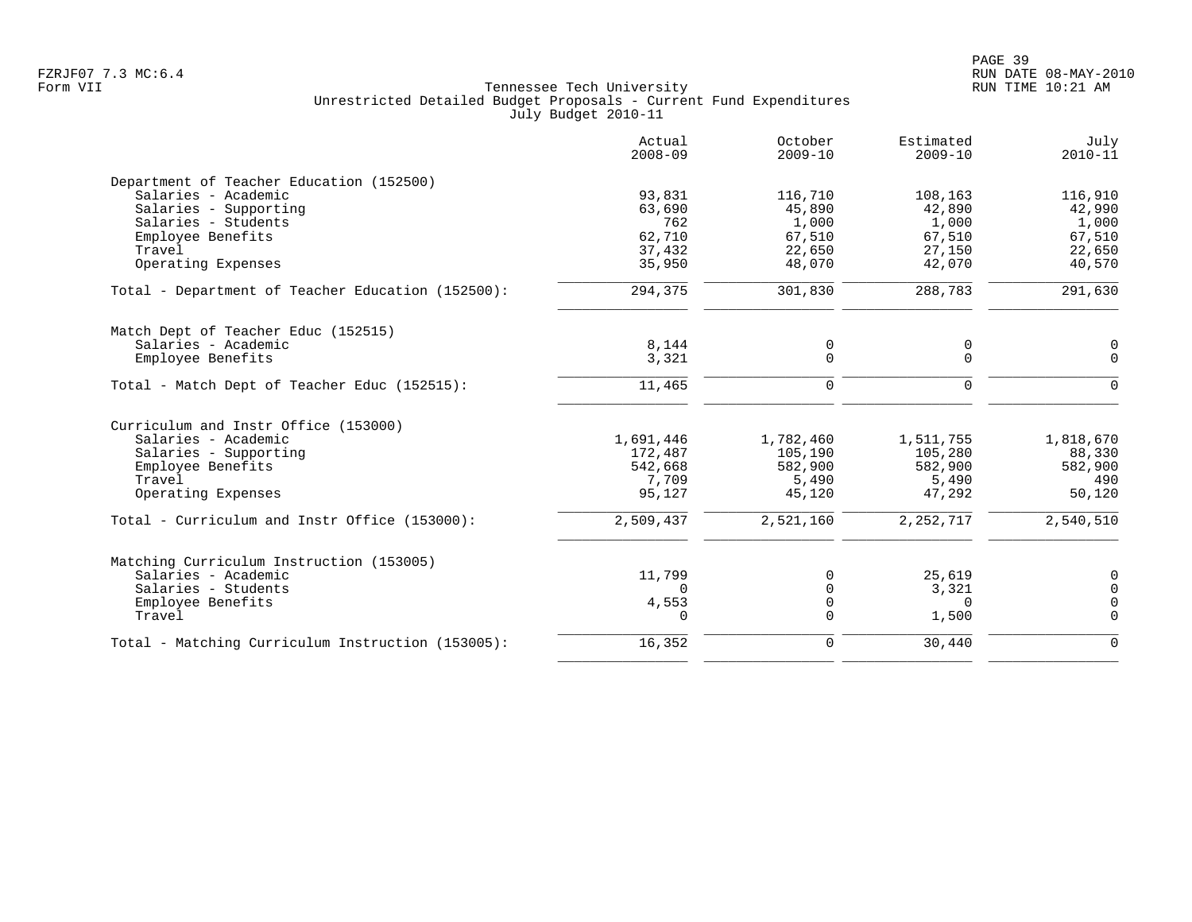Tennessee Tech University
Unrestricted Detailed Budget Proposals - Current Fund Expenditures
July Budget 2010-11

| | Actual 2008-09 | October 2009-10 | Estimated 2009-10 | July 2010-11 |
|---|---|---|---|---|
| **Department of Teacher Education (152500)** | | | | |
| Salaries - Academic | 93,831 | 116,710 | 108,163 | 116,910 |
| Salaries - Supporting | 63,690 | 45,890 | 42,890 | 42,990 |
| Salaries - Students | 762 | 1,000 | 1,000 | 1,000 |
| Employee Benefits | 62,710 | 67,510 | 67,510 | 67,510 |
| Travel | 37,432 | 22,650 | 27,150 | 22,650 |
| Operating Expenses | 35,950 | 48,070 | 42,070 | 40,570 |
| Total - Department of Teacher Education (152500): | 294,375 | 301,830 | 288,783 | 291,630 |
| **Match Dept of Teacher Educ (152515)** | | | | |
| Salaries - Academic | 8,144 | 0 | 0 | 0 |
| Employee Benefits | 3,321 | 0 | 0 | 0 |
| Total - Match Dept of Teacher Educ (152515): | 11,465 | 0 | 0 | 0 |
| **Curriculum and Instr Office (153000)** | | | | |
| Salaries - Academic | 1,691,446 | 1,782,460 | 1,511,755 | 1,818,670 |
| Salaries - Supporting | 172,487 | 105,190 | 105,280 | 88,330 |
| Employee Benefits | 542,668 | 582,900 | 582,900 | 582,900 |
| Travel | 7,709 | 5,490 | 5,490 | 490 |
| Operating Expenses | 95,127 | 45,120 | 47,292 | 50,120 |
| Total - Curriculum and Instr Office (153000): | 2,509,437 | 2,521,160 | 2,252,717 | 2,540,510 |
| **Matching Curriculum Instruction (153005)** | | | | |
| Salaries - Academic | 11,799 | 0 | 25,619 | 0 |
| Salaries - Students | 0 | 0 | 3,321 | 0 |
| Employee Benefits | 4,553 | 0 | 0 | 0 |
| Travel | 0 | 0 | 1,500 | 0 |
| Total - Matching Curriculum Instruction (153005): | 16,352 | 0 | 30,440 | 0 |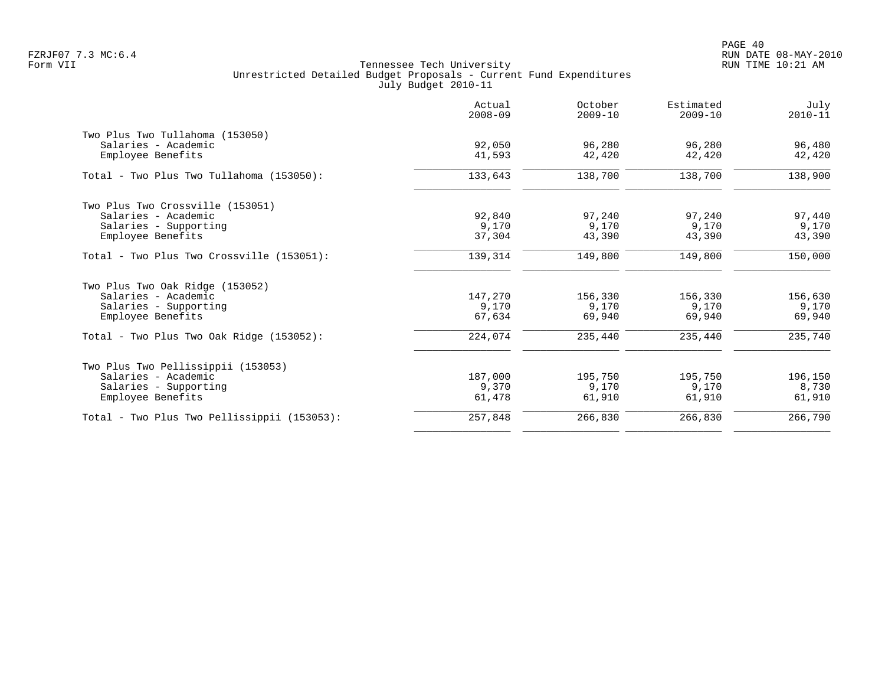FZRJF07 7.3 MC:6.4
Form VII

Tennessee Tech University
Unrestricted Detailed Budget Proposals - Current Fund Expenditures
July Budget 2010-11

RUN DATE 08-MAY-2010
RUN TIME 10:21 AM

| | Actual 2008-09 | October 2009-10 | Estimated 2009-10 | July 2010-11 |
|---|---|---|---|---|
| **Two Plus Two Tullahoma (153050)** | | | | |
| Salaries - Academic | 92,050 | 96,280 | 96,280 | 96,480 |
| Employee Benefits | 41,593 | 42,420 | 42,420 | 42,420 |
| Total - Two Plus Two Tullahoma (153050): | 133,643 | 138,700 | 138,700 | 138,900 |
| **Two Plus Two Crossville (153051)** | | | | |
| Salaries - Academic | 92,840 | 97,240 | 97,240 | 97,440 |
| Salaries - Supporting | 9,170 | 9,170 | 9,170 | 9,170 |
| Employee Benefits | 37,304 | 43,390 | 43,390 | 43,390 |
| Total - Two Plus Two Crossville (153051): | 139,314 | 149,800 | 149,800 | 150,000 |
| **Two Plus Two Oak Ridge (153052)** | | | | |
| Salaries - Academic | 147,270 | 156,330 | 156,330 | 156,630 |
| Salaries - Supporting | 9,170 | 9,170 | 9,170 | 9,170 |
| Employee Benefits | 67,634 | 69,940 | 69,940 | 69,940 |
| Total - Two Plus Two Oak Ridge (153052): | 224,074 | 235,440 | 235,440 | 235,740 |
| **Two Plus Two Pellissippii (153053)** | | | | |
| Salaries - Academic | 187,000 | 195,750 | 195,750 | 196,150 |
| Salaries - Supporting | 9,370 | 9,170 | 9,170 | 8,730 |
| Employee Benefits | 61,478 | 61,910 | 61,910 | 61,910 |
| Total - Two Plus Two Pellissippii (153053): | 257,848 | 266,830 | 266,830 | 266,790 |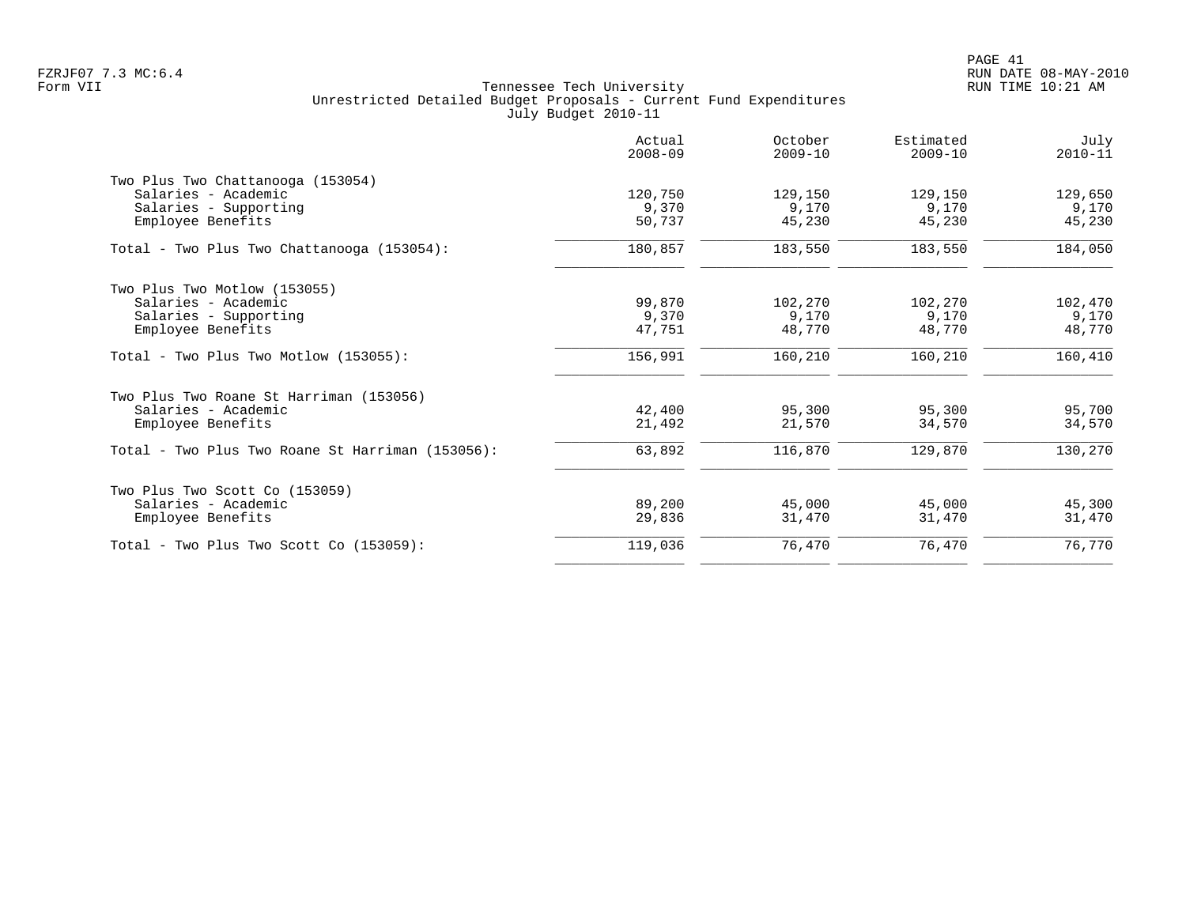Tennessee Tech University
Unrestricted Detailed Budget Proposals - Current Fund Expenditures
July Budget 2010-11

Form VII

| | Actual 2008-09 | October 2009-10 | Estimated 2009-10 | July 2010-11 |
|---|---|---|---|---|
| **Two Plus Two Chattanooga (153054)** | | | | |
| Salaries - Academic | 120,750 | 129,150 | 129,150 | 129,650 |
| Salaries - Supporting | 9,370 | 9,170 | 9,170 | 9,170 |
| Employee Benefits | 50,737 | 45,230 | 45,230 | 45,230 |
| Total - Two Plus Two Chattanooga (153054): | 180,857 | 183,550 | 183,550 | 184,050 |
| **Two Plus Two Motlow (153055)** | | | | |
| Salaries - Academic | 99,870 | 102,270 | 102,270 | 102,470 |
| Salaries - Supporting | 9,370 | 9,170 | 9,170 | 9,170 |
| Employee Benefits | 47,751 | 48,770 | 48,770 | 48,770 |
| Total - Two Plus Two Motlow (153055): | 156,991 | 160,210 | 160,210 | 160,410 |
| **Two Plus Two Roane St Harriman (153056)** | | | | |
| Salaries - Academic | 42,400 | 95,300 | 95,300 | 95,700 |
| Employee Benefits | 21,492 | 21,570 | 34,570 | 34,570 |
| Total - Two Plus Two Roane St Harriman (153056): | 63,892 | 116,870 | 129,870 | 130,270 |
| **Two Plus Two Scott Co (153059)** | | | | |
| Salaries - Academic | 89,200 | 45,000 | 45,000 | 45,300 |
| Employee Benefits | 29,836 | 31,470 | 31,470 | 31,470 |
| Total - Two Plus Two Scott Co (153059): | 119,036 | 76,470 | 76,470 | 76,770 |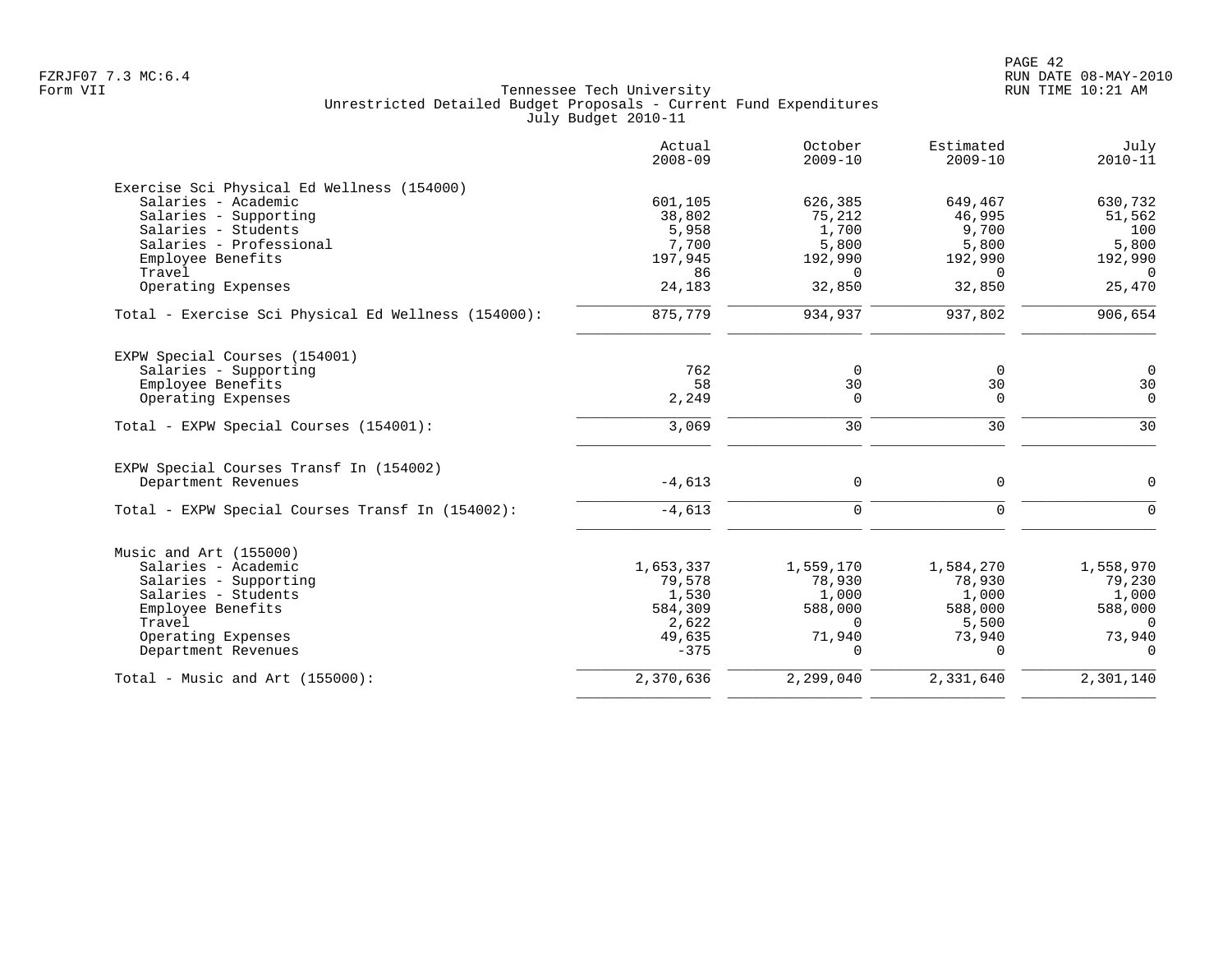Tennessee Tech University
Unrestricted Detailed Budget Proposals - Current Fund Expenditures
July Budget 2010-11

| | Actual 2008-09 | October 2009-10 | Estimated 2009-10 | July 2010-11 |
|---|---|---|---|---|
| **Exercise Sci Physical Ed Wellness (154000)** | | | | |
| Salaries - Academic | 601,105 | 626,385 | 649,467 | 630,732 |
| Salaries - Supporting | 38,802 | 75,212 | 46,995 | 51,562 |
| Salaries - Students | 5,958 | 1,700 | 9,700 | 100 |
| Salaries - Professional | 7,700 | 5,800 | 5,800 | 5,800 |
| Employee Benefits | 197,945 | 192,990 | 192,990 | 192,990 |
| Travel | 86 | 0 | 0 | 0 |
| Operating Expenses | 24,183 | 32,850 | 32,850 | 25,470 |
| Total - Exercise Sci Physical Ed Wellness (154000): | 875,779 | 934,937 | 937,802 | 906,654 |
| **EXPW Special Courses (154001)** | | | | |
| Salaries - Supporting | 762 | 0 | 0 | 0 |
| Employee Benefits | 58 | 30 | 30 | 30 |
| Operating Expenses | 2,249 | 0 | 0 | 0 |
| Total - EXPW Special Courses (154001): | 3,069 | 30 | 30 | 30 |
| **EXPW Special Courses Transf In (154002)** | | | | |
| Department Revenues | -4,613 | 0 | 0 | 0 |
| Total - EXPW Special Courses Transf In (154002): | -4,613 | 0 | 0 | 0 |
| **Music and Art (155000)** | | | | |
| Salaries - Academic | 1,653,337 | 1,559,170 | 1,584,270 | 1,558,970 |
| Salaries - Supporting | 79,578 | 78,930 | 78,930 | 79,230 |
| Salaries - Students | 1,530 | 1,000 | 1,000 | 1,000 |
| Employee Benefits | 584,309 | 588,000 | 588,000 | 588,000 |
| Travel | 2,622 | 0 | 5,500 | 0 |
| Operating Expenses | 49,635 | 71,940 | 73,940 | 73,940 |
| Department Revenues | -375 | 0 | 0 | 0 |
| Total - Music and Art (155000): | 2,370,636 | 2,299,040 | 2,331,640 | 2,301,140 |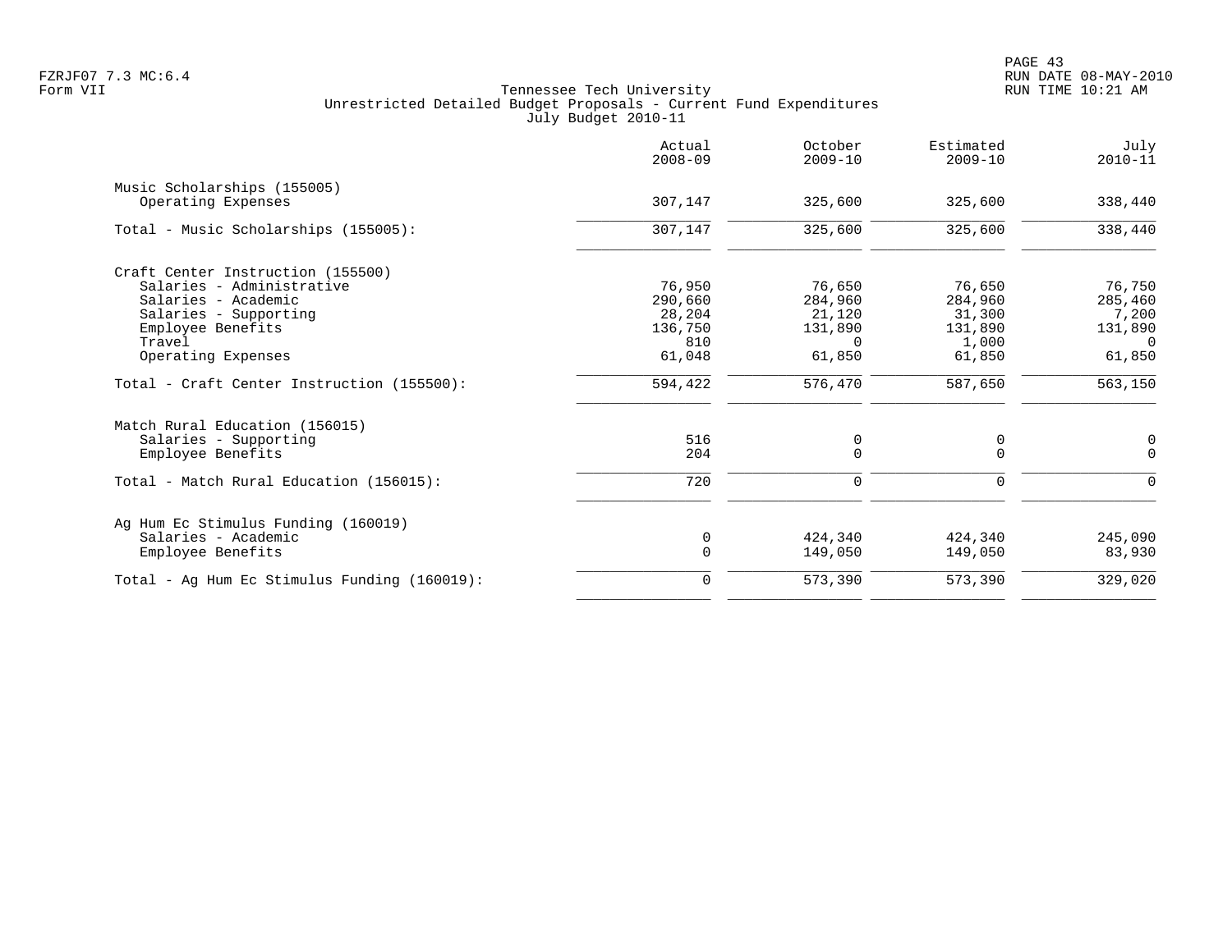Tennessee Tech University
Unrestricted Detailed Budget Proposals - Current Fund Expenditures
July Budget 2010-11

| | Actual 2008-09 | October 2009-10 | Estimated 2009-10 | July 2010-11 |
|---|---|---|---|---|
| **Music Scholarships (155005)** | | | | |
| Operating Expenses | 307,147 | 325,600 | 325,600 | 338,440 |
| Total - Music Scholarships (155005): | 307,147 | 325,600 | 325,600 | 338,440 |
| **Craft Center Instruction (155500)** | | | | |
| Salaries - Administrative | 76,950 | 76,650 | 76,650 | 76,750 |
| Salaries - Academic | 290,660 | 284,960 | 284,960 | 285,460 |
| Salaries - Supporting | 28,204 | 21,120 | 31,300 | 7,200 |
| Employee Benefits | 136,750 | 131,890 | 131,890 | 131,890 |
| Travel | 810 | 0 | 1,000 | 0 |
| Operating Expenses | 61,048 | 61,850 | 61,850 | 61,850 |
| Total - Craft Center Instruction (155500): | 594,422 | 576,470 | 587,650 | 563,150 |
| **Match Rural Education (156015)** | | | | |
| Salaries - Supporting | 516 | 0 | 0 | 0 |
| Employee Benefits | 204 | 0 | 0 | 0 |
| Total - Match Rural Education (156015): | 720 | 0 | 0 | 0 |
| **Ag Hum Ec Stimulus Funding (160019)** | | | | |
| Salaries - Academic | 0 | 424,340 | 424,340 | 245,090 |
| Employee Benefits | 0 | 149,050 | 149,050 | 83,930 |
| Total - Ag Hum Ec Stimulus Funding (160019): | 0 | 573,390 | 573,390 | 329,020 |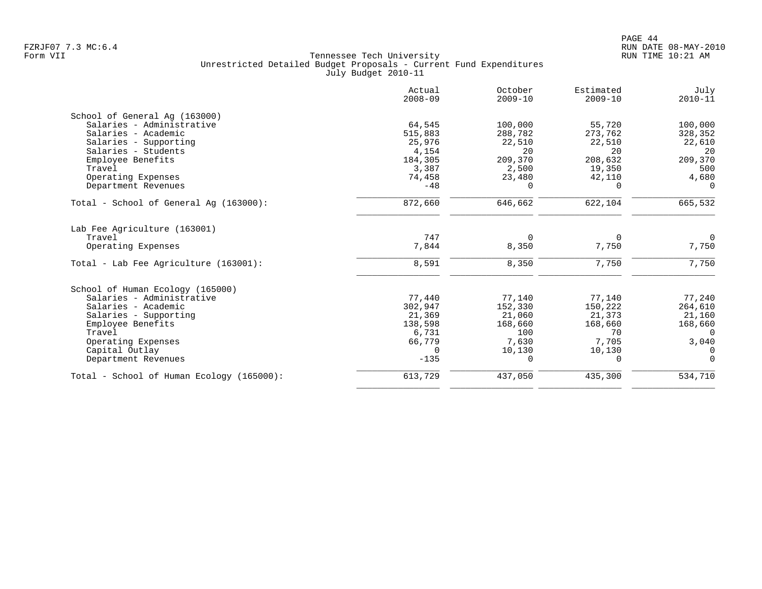Tennessee Tech University
Unrestricted Detailed Budget Proposals - Current Fund Expenditures
July Budget 2010-11

Form VII

| | Actual 2008-09 | October 2009-10 | Estimated 2009-10 | July 2010-11 |
|---|---|---|---|---|
| **School of General Ag (163000)** | | | | |
| Salaries - Administrative | 64,545 | 100,000 | 55,720 | 100,000 |
| Salaries - Academic | 515,883 | 288,782 | 273,762 | 328,352 |
| Salaries - Supporting | 25,976 | 22,510 | 22,510 | 22,610 |
| Salaries - Students | 4,154 | 20 | 20 | 20 |
| Employee Benefits | 184,305 | 209,370 | 208,632 | 209,370 |
| Travel | 3,387 | 2,500 | 19,350 | 500 |
| Operating Expenses | 74,458 | 23,480 | 42,110 | 4,680 |
| Department Revenues | -48 | 0 | 0 | 0 |
| Total - School of General Ag (163000): | 872,660 | 646,662 | 622,104 | 665,532 |
| **Lab Fee Agriculture (163001)** | | | | |
| Travel | 747 | 0 | 0 | 0 |
| Operating Expenses | 7,844 | 8,350 | 7,750 | 7,750 |
| Total - Lab Fee Agriculture (163001): | 8,591 | 8,350 | 7,750 | 7,750 |
| **School of Human Ecology (165000)** | | | | |
| Salaries - Administrative | 77,440 | 77,140 | 77,140 | 77,240 |
| Salaries - Academic | 302,947 | 152,330 | 150,222 | 264,610 |
| Salaries - Supporting | 21,369 | 21,060 | 21,373 | 21,160 |
| Employee Benefits | 138,598 | 168,660 | 168,660 | 168,660 |
| Travel | 6,731 | 100 | 70 | 0 |
| Operating Expenses | 66,779 | 7,630 | 7,705 | 3,040 |
| Capital Outlay | 0 | 10,130 | 10,130 | 0 |
| Department Revenues | -135 | 0 | 0 | 0 |
| Total - School of Human Ecology (165000): | 613,729 | 437,050 | 435,300 | 534,710 |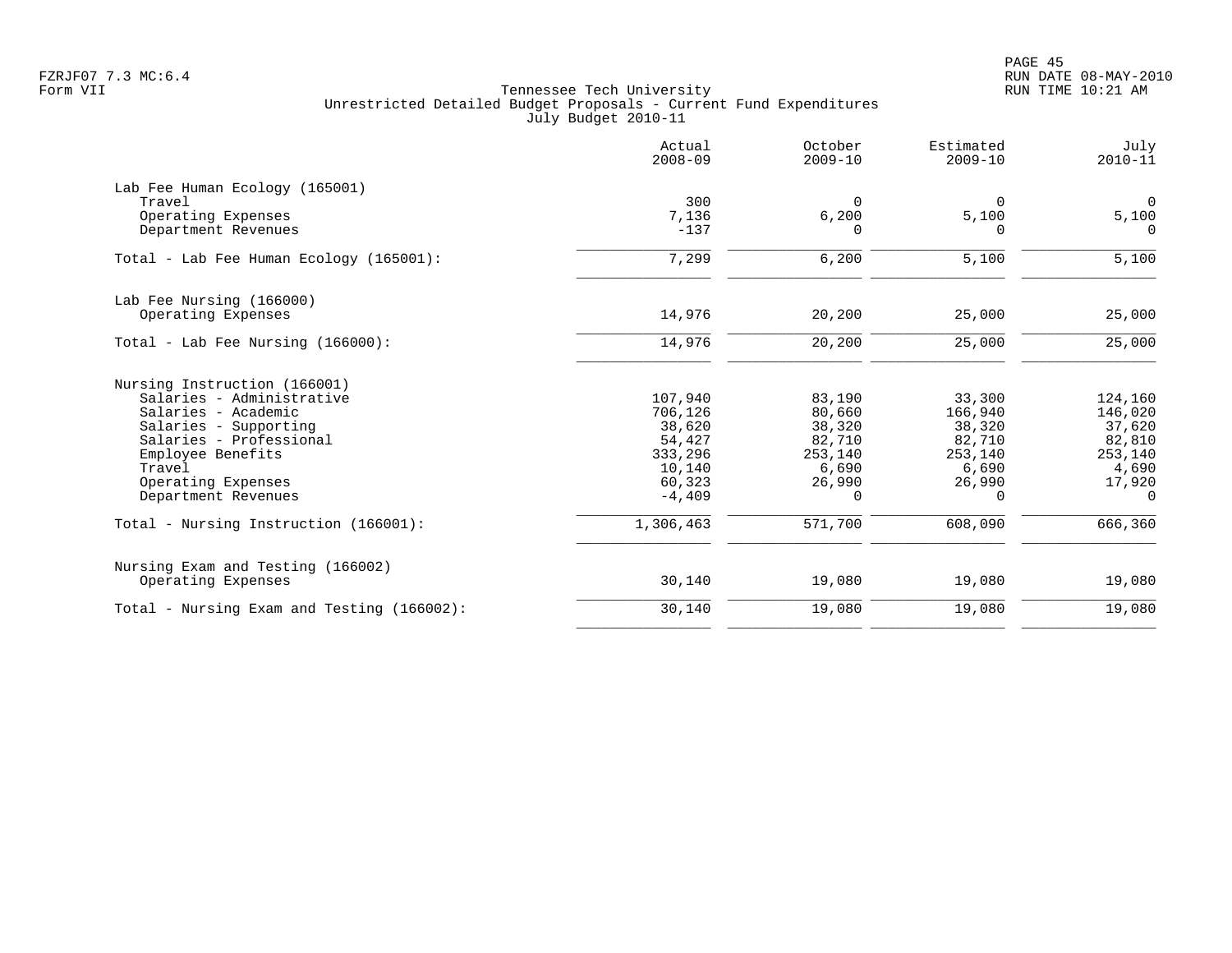Tennessee Tech University
Unrestricted Detailed Budget Proposals - Current Fund Expenditures
July Budget 2010-11

| | Actual 2008-09 | October 2009-10 | Estimated 2009-10 | July 2010-11 |
|---|---|---|---|---|
| **Lab Fee Human Ecology (165001)** | | | | |
| Travel | 300 | 0 | 0 | 0 |
| Operating Expenses | 7,136 | 6,200 | 5,100 | 5,100 |
| Department Revenues | -137 | 0 | 0 | 0 |
| Total - Lab Fee Human Ecology (165001): | 7,299 | 6,200 | 5,100 | 5,100 |
| **Lab Fee Nursing (166000)** | | | | |
| Operating Expenses | 14,976 | 20,200 | 25,000 | 25,000 |
| Total - Lab Fee Nursing (166000): | 14,976 | 20,200 | 25,000 | 25,000 |
| **Nursing Instruction (166001)** | | | | |
| Salaries - Administrative | 107,940 | 83,190 | 33,300 | 124,160 |
| Salaries - Academic | 706,126 | 80,660 | 166,940 | 146,020 |
| Salaries - Supporting | 38,620 | 38,320 | 38,320 | 37,620 |
| Salaries - Professional | 54,427 | 82,710 | 82,710 | 82,810 |
| Employee Benefits | 333,296 | 253,140 | 253,140 | 253,140 |
| Travel | 10,140 | 6,690 | 6,690 | 4,690 |
| Operating Expenses | 60,323 | 26,990 | 26,990 | 17,920 |
| Department Revenues | -4,409 | 0 | 0 | 0 |
| Total - Nursing Instruction (166001): | 1,306,463 | 571,700 | 608,090 | 666,360 |
| **Nursing Exam and Testing (166002)** | | | | |
| Operating Expenses | 30,140 | 19,080 | 19,080 | 19,080 |
| Total - Nursing Exam and Testing (166002): | 30,140 | 19,080 | 19,080 | 19,080 |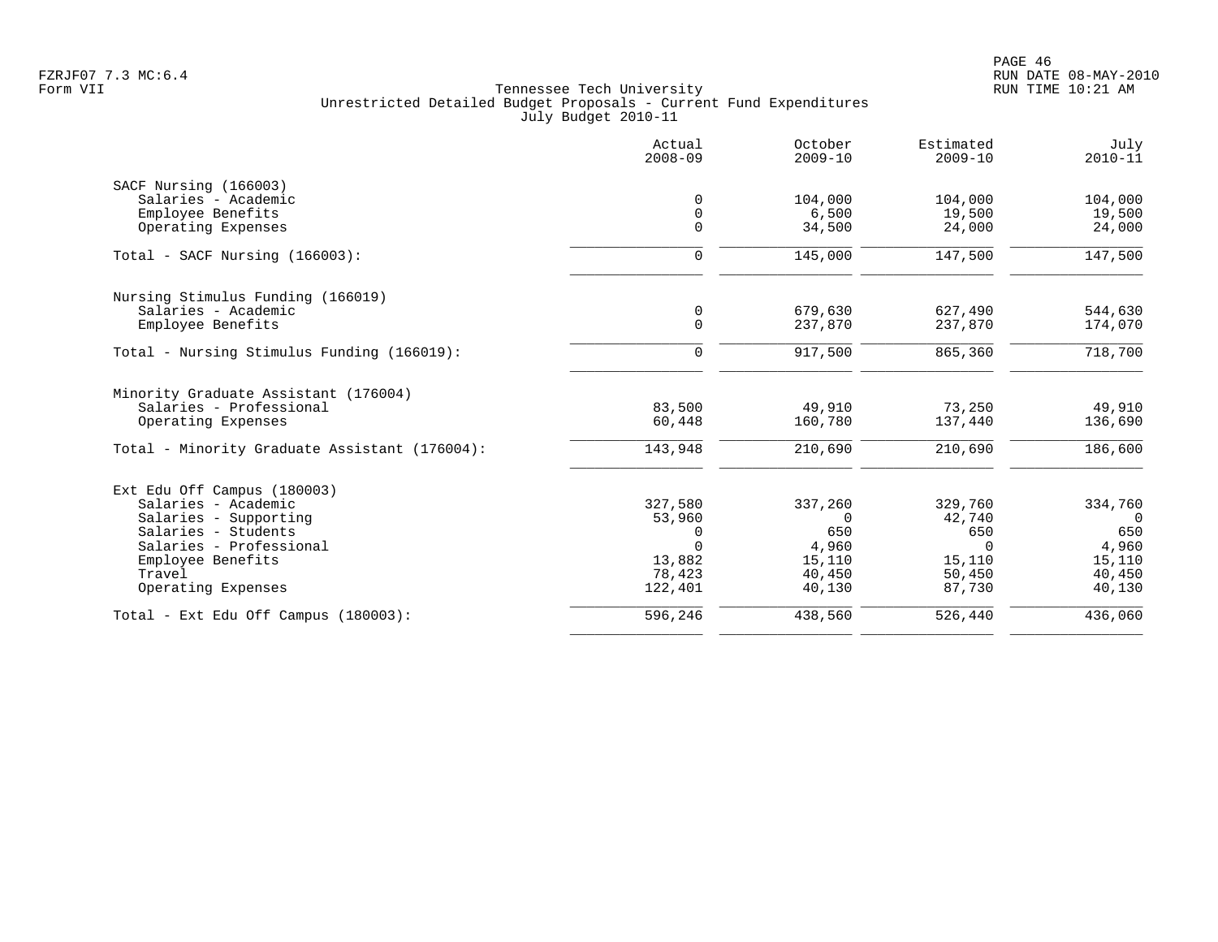Tennessee Tech University
Unrestricted Detailed Budget Proposals - Current Fund Expenditures
July Budget 2010-11

| | Actual 2008-09 | October 2009-10 | Estimated 2009-10 | July 2010-11 |
|---|---|---|---|---|
| **SACF Nursing (166003)** | | | | |
| Salaries - Academic | 0 | 104,000 | 104,000 | 104,000 |
| Employee Benefits | 0 | 6,500 | 19,500 | 19,500 |
| Operating Expenses | 0 | 34,500 | 24,000 | 24,000 |
| Total - SACF Nursing (166003): | 0 | 145,000 | 147,500 | 147,500 |
| **Nursing Stimulus Funding (166019)** | | | | |
| Salaries - Academic | 0 | 679,630 | 627,490 | 544,630 |
| Employee Benefits | 0 | 237,870 | 237,870 | 174,070 |
| Total - Nursing Stimulus Funding (166019): | 0 | 917,500 | 865,360 | 718,700 |
| **Minority Graduate Assistant (176004)** | | | | |
| Salaries - Professional | 83,500 | 49,910 | 73,250 | 49,910 |
| Operating Expenses | 60,448 | 160,780 | 137,440 | 136,690 |
| Total - Minority Graduate Assistant (176004): | 143,948 | 210,690 | 210,690 | 186,600 |
| **Ext Edu Off Campus (180003)** | | | | |
| Salaries - Academic | 327,580 | 337,260 | 329,760 | 334,760 |
| Salaries - Supporting | 53,960 | 0 | 42,740 | 0 |
| Salaries - Students | 0 | 650 | 650 | 650 |
| Salaries - Professional | 0 | 4,960 | 0 | 4,960 |
| Employee Benefits | 13,882 | 15,110 | 15,110 | 15,110 |
| Travel | 78,423 | 40,450 | 50,450 | 40,450 |
| Operating Expenses | 122,401 | 40,130 | 87,730 | 40,130 |
| Total - Ext Edu Off Campus (180003): | 596,246 | 438,560 | 526,440 | 436,060 |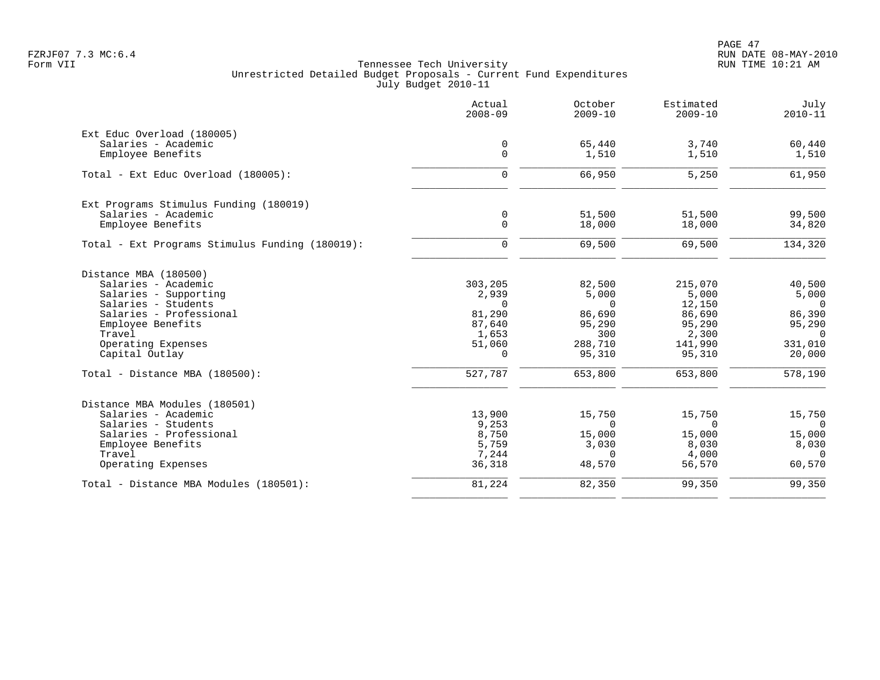Tennessee Tech University
Unrestricted Detailed Budget Proposals - Current Fund Expenditures
July Budget 2010-11

| | Actual 2008-09 | October 2009-10 | Estimated 2009-10 | July 2010-11 |
|---|---|---|---|---|
| **Ext Educ Overload (180005)** | | | | |
| Salaries - Academic | 0 | 65,440 | 3,740 | 60,440 |
| Employee Benefits | 0 | 1,510 | 1,510 | 1,510 |
| Total - Ext Educ Overload (180005): | 0 | 66,950 | 5,250 | 61,950 |
| **Ext Programs Stimulus Funding (180019)** | | | | |
| Salaries - Academic | 0 | 51,500 | 51,500 | 99,500 |
| Employee Benefits | 0 | 18,000 | 18,000 | 34,820 |
| Total - Ext Programs Stimulus Funding (180019): | 0 | 69,500 | 69,500 | 134,320 |
| **Distance MBA (180500)** | | | | |
| Salaries - Academic | 303,205 | 82,500 | 215,070 | 40,500 |
| Salaries - Supporting | 2,939 | 5,000 | 5,000 | 5,000 |
| Salaries - Students | 0 | 0 | 12,150 | 0 |
| Salaries - Professional | 81,290 | 86,690 | 86,690 | 86,390 |
| Employee Benefits | 87,640 | 95,290 | 95,290 | 95,290 |
| Travel | 1,653 | 300 | 2,300 | 0 |
| Operating Expenses | 51,060 | 288,710 | 141,990 | 331,010 |
| Capital Outlay | 0 | 95,310 | 95,310 | 20,000 |
| Total - Distance MBA (180500): | 527,787 | 653,800 | 653,800 | 578,190 |
| **Distance MBA Modules (180501)** | | | | |
| Salaries - Academic | 13,900 | 15,750 | 15,750 | 15,750 |
| Salaries - Students | 9,253 | 0 | 0 | 0 |
| Salaries - Professional | 8,750 | 15,000 | 15,000 | 15,000 |
| Employee Benefits | 5,759 | 3,030 | 8,030 | 8,030 |
| Travel | 7,244 | 0 | 4,000 | 0 |
| Operating Expenses | 36,318 | 48,570 | 56,570 | 60,570 |
| Total - Distance MBA Modules (180501): | 81,224 | 82,350 | 99,350 | 99,350 |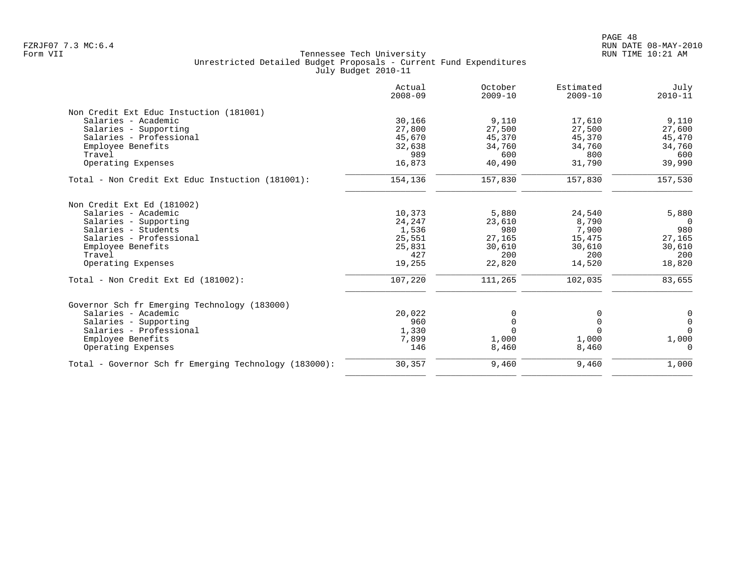Tennessee Tech University
Unrestricted Detailed Budget Proposals - Current Fund Expenditures
July Budget 2010-11

| | Actual 2008-09 | October 2009-10 | Estimated 2009-10 | July 2010-11 |
|---|---|---|---|---|
| **Non Credit Ext Educ Instuction (181001)** | | | | |
| Salaries - Academic | 30,166 | 9,110 | 17,610 | 9,110 |
| Salaries - Supporting | 27,800 | 27,500 | 27,500 | 27,600 |
| Salaries - Professional | 45,670 | 45,370 | 45,370 | 45,470 |
| Employee Benefits | 32,638 | 34,760 | 34,760 | 34,760 |
| Travel | 989 | 600 | 800 | 600 |
| Operating Expenses | 16,873 | 40,490 | 31,790 | 39,990 |
| Total - Non Credit Ext Educ Instuction (181001): | 154,136 | 157,830 | 157,830 | 157,530 |
| **Non Credit Ext Ed (181002)** | | | | |
| Salaries - Academic | 10,373 | 5,880 | 24,540 | 5,880 |
| Salaries - Supporting | 24,247 | 23,610 | 8,790 | 0 |
| Salaries - Students | 1,536 | 980 | 7,900 | 980 |
| Salaries - Professional | 25,551 | 27,165 | 15,475 | 27,165 |
| Employee Benefits | 25,831 | 30,610 | 30,610 | 30,610 |
| Travel | 427 | 200 | 200 | 200 |
| Operating Expenses | 19,255 | 22,820 | 14,520 | 18,820 |
| Total - Non Credit Ext Ed (181002): | 107,220 | 111,265 | 102,035 | 83,655 |
| **Governor Sch fr Emerging Technology (183000)** | | | | |
| Salaries - Academic | 20,022 | 0 | 0 | 0 |
| Salaries - Supporting | 960 | 0 | 0 | 0 |
| Salaries - Professional | 1,330 | 0 | 0 | 0 |
| Employee Benefits | 7,899 | 1,000 | 1,000 | 1,000 |
| Operating Expenses | 146 | 8,460 | 8,460 | 0 |
| Total - Governor Sch fr Emerging Technology (183000): | 30,357 | 9,460 | 9,460 | 1,000 |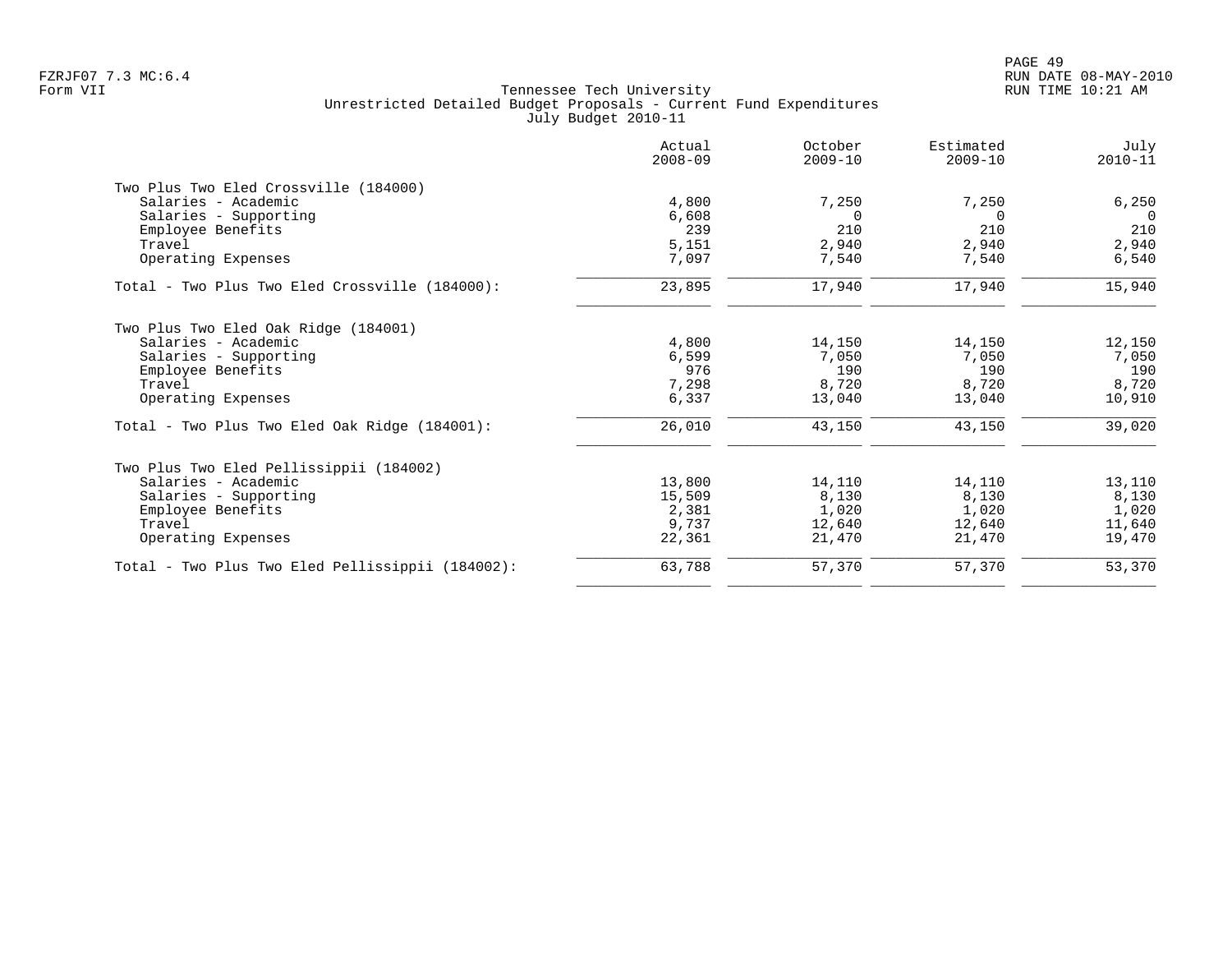Tennessee Tech University
Unrestricted Detailed Budget Proposals - Current Fund Expenditures
July Budget 2010-11

| | Actual 2008-09 | October 2009-10 | Estimated 2009-10 | July 2010-11 |
|---|---|---|---|---|
| **Two Plus Two Eled Crossville (184000)** | | | | |
| Salaries - Academic | 4,800 | 7,250 | 7,250 | 6,250 |
| Salaries - Supporting | 6,608 | 0 | 0 | 0 |
| Employee Benefits | 239 | 210 | 210 | 210 |
| Travel | 5,151 | 2,940 | 2,940 | 2,940 |
| Operating Expenses | 7,097 | 7,540 | 7,540 | 6,540 |
| Total - Two Plus Two Eled Crossville (184000): | 23,895 | 17,940 | 17,940 | 15,940 |
| **Two Plus Two Eled Oak Ridge (184001)** | | | | |
| Salaries - Academic | 4,800 | 14,150 | 14,150 | 12,150 |
| Salaries - Supporting | 6,599 | 7,050 | 7,050 | 7,050 |
| Employee Benefits | 976 | 190 | 190 | 190 |
| Travel | 7,298 | 8,720 | 8,720 | 8,720 |
| Operating Expenses | 6,337 | 13,040 | 13,040 | 10,910 |
| Total - Two Plus Two Eled Oak Ridge (184001): | 26,010 | 43,150 | 43,150 | 39,020 |
| **Two Plus Two Eled Pellissippii (184002)** | | | | |
| Salaries - Academic | 13,800 | 14,110 | 14,110 | 13,110 |
| Salaries - Supporting | 15,509 | 8,130 | 8,130 | 8,130 |
| Employee Benefits | 2,381 | 1,020 | 1,020 | 1,020 |
| Travel | 9,737 | 12,640 | 12,640 | 11,640 |
| Operating Expenses | 22,361 | 21,470 | 21,470 | 19,470 |
| Total - Two Plus Two Eled Pellissippii (184002): | 63,788 | 57,370 | 57,370 | 53,370 |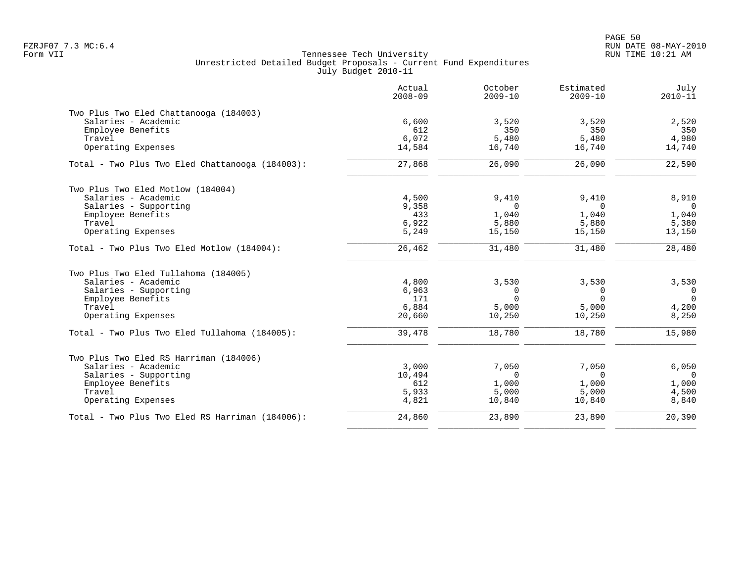Tennessee Tech University
Unrestricted Detailed Budget Proposals - Current Fund Expenditures
July Budget 2010-11

| | Actual 2008-09 | October 2009-10 | Estimated 2009-10 | July 2010-11 |
|---|---|---|---|---|
| **Two Plus Two Eled Chattanooga (184003)** | | | | |
| Salaries - Academic | 6,600 | 3,520 | 3,520 | 2,520 |
| Employee Benefits | 612 | 350 | 350 | 350 |
| Travel | 6,072 | 5,480 | 5,480 | 4,980 |
| Operating Expenses | 14,584 | 16,740 | 16,740 | 14,740 |
| Total - Two Plus Two Eled Chattanooga (184003): | 27,868 | 26,090 | 26,090 | 22,590 |
| **Two Plus Two Eled Motlow (184004)** | | | | |
| Salaries - Academic | 4,500 | 9,410 | 9,410 | 8,910 |
| Salaries - Supporting | 9,358 | 0 | 0 | 0 |
| Employee Benefits | 433 | 1,040 | 1,040 | 1,040 |
| Travel | 6,922 | 5,880 | 5,880 | 5,380 |
| Operating Expenses | 5,249 | 15,150 | 15,150 | 13,150 |
| Total - Two Plus Two Eled Motlow (184004): | 26,462 | 31,480 | 31,480 | 28,480 |
| **Two Plus Two Eled Tullahoma (184005)** | | | | |
| Salaries - Academic | 4,800 | 3,530 | 3,530 | 3,530 |
| Salaries - Supporting | 6,963 | 0 | 0 | 0 |
| Employee Benefits | 171 | 0 | 0 | 0 |
| Travel | 6,884 | 5,000 | 5,000 | 4,200 |
| Operating Expenses | 20,660 | 10,250 | 10,250 | 8,250 |
| Total - Two Plus Two Eled Tullahoma (184005): | 39,478 | 18,780 | 18,780 | 15,980 |
| **Two Plus Two Eled RS Harriman (184006)** | | | | |
| Salaries - Academic | 3,000 | 7,050 | 7,050 | 6,050 |
| Salaries - Supporting | 10,494 | 0 | 0 | 0 |
| Employee Benefits | 612 | 1,000 | 1,000 | 1,000 |
| Travel | 5,933 | 5,000 | 5,000 | 4,500 |
| Operating Expenses | 4,821 | 10,840 | 10,840 | 8,840 |
| Total - Two Plus Two Eled RS Harriman (184006): | 24,860 | 23,890 | 23,890 | 20,390 |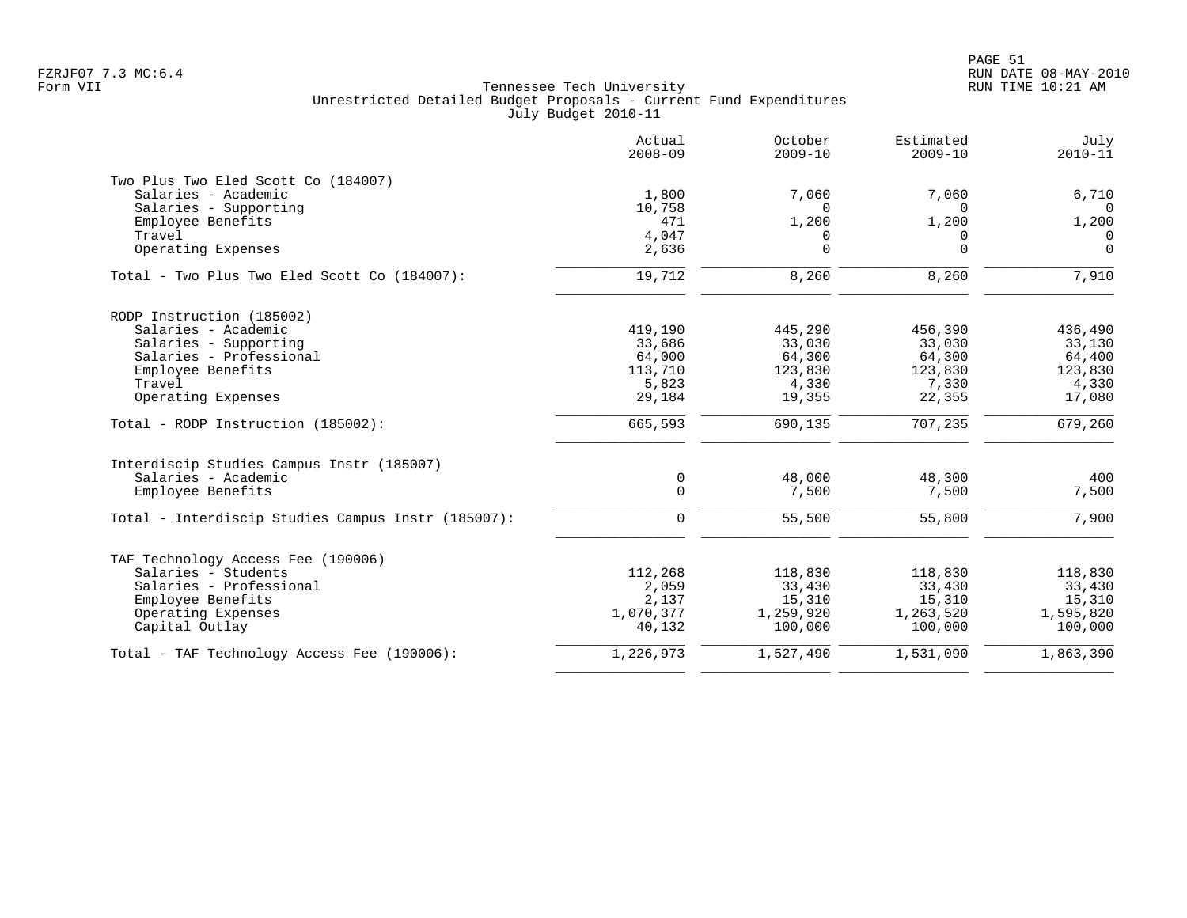Tennessee Tech University
Unrestricted Detailed Budget Proposals - Current Fund Expenditures
July Budget 2010-11

| | Actual 2008-09 | October 2009-10 | Estimated 2009-10 | July 2010-11 |
|---|---|---|---|---|
| **Two Plus Two Eled Scott Co (184007)** | | | | |
| Salaries - Academic | 1,800 | 7,060 | 7,060 | 6,710 |
| Salaries - Supporting | 10,758 | 0 | 0 | 0 |
| Employee Benefits | 471 | 1,200 | 1,200 | 1,200 |
| Travel | 4,047 | 0 | 0 | 0 |
| Operating Expenses | 2,636 | 0 | 0 | 0 |
| Total - Two Plus Two Eled Scott Co (184007): | 19,712 | 8,260 | 8,260 | 7,910 |
| **RODP Instruction (185002)** | | | | |
| Salaries - Academic | 419,190 | 445,290 | 456,390 | 436,490 |
| Salaries - Supporting | 33,686 | 33,030 | 33,030 | 33,130 |
| Salaries - Professional | 64,000 | 64,300 | 64,300 | 64,400 |
| Employee Benefits | 113,710 | 123,830 | 123,830 | 123,830 |
| Travel | 5,823 | 4,330 | 7,330 | 4,330 |
| Operating Expenses | 29,184 | 19,355 | 22,355 | 17,080 |
| Total - RODP Instruction (185002): | 665,593 | 690,135 | 707,235 | 679,260 |
| **Interdiscip Studies Campus Instr (185007)** | | | | |
| Salaries - Academic | 0 | 48,000 | 48,300 | 400 |
| Employee Benefits | 0 | 7,500 | 7,500 | 7,500 |
| Total - Interdiscip Studies Campus Instr (185007): | 0 | 55,500 | 55,800 | 7,900 |
| **TAF Technology Access Fee (190006)** | | | | |
| Salaries - Students | 112,268 | 118,830 | 118,830 | 118,830 |
| Salaries - Professional | 2,059 | 33,430 | 33,430 | 33,430 |
| Employee Benefits | 2,137 | 15,310 | 15,310 | 15,310 |
| Operating Expenses | 1,070,377 | 1,259,920 | 1,263,520 | 1,595,820 |
| Capital Outlay | 40,132 | 100,000 | 100,000 | 100,000 |
| Total - TAF Technology Access Fee (190006): | 1,226,973 | 1,527,490 | 1,531,090 | 1,863,390 |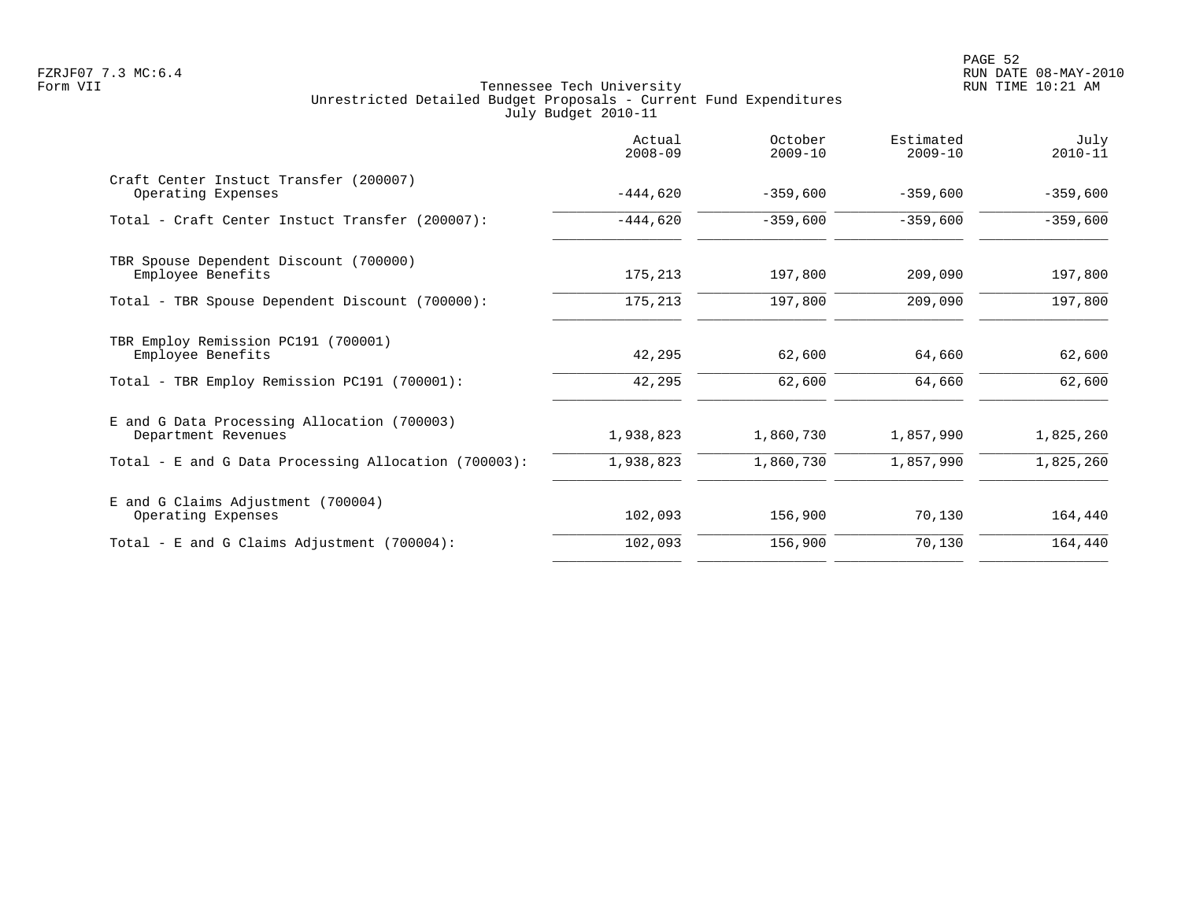Tennessee Tech University
Unrestricted Detailed Budget Proposals - Current Fund Expenditures
July Budget 2010-11

Form VII

| | Actual 2008-09 | October 2009-10 | Estimated 2009-10 | July 2010-11 |
|---|---|---|---|---|
| Craft Center Instuct Transfer (200007) | | | | |
| Operating Expenses | -444,620 | -359,600 | -359,600 | -359,600 |
| Total - Craft Center Instuct Transfer (200007): | -444,620 | -359,600 | -359,600 | -359,600 |
| TBR Spouse Dependent Discount (700000) | | | | |
| Employee Benefits | 175,213 | 197,800 | 209,090 | 197,800 |
| Total - TBR Spouse Dependent Discount (700000): | 175,213 | 197,800 | 209,090 | 197,800 |
| TBR Employ Remission PC191 (700001) | | | | |
| Employee Benefits | 42,295 | 62,600 | 64,660 | 62,600 |
| Total - TBR Employ Remission PC191 (700001): | 42,295 | 62,600 | 64,660 | 62,600 |
| E and G Data Processing Allocation (700003) | | | | |
| Department Revenues | 1,938,823 | 1,860,730 | 1,857,990 | 1,825,260 |
| Total - E and G Data Processing Allocation (700003): | 1,938,823 | 1,860,730 | 1,857,990 | 1,825,260 |
| E and G Claims Adjustment (700004) | | | | |
| Operating Expenses | 102,093 | 156,900 | 70,130 | 164,440 |
| Total - E and G Claims Adjustment (700004): | 102,093 | 156,900 | 70,130 | 164,440 |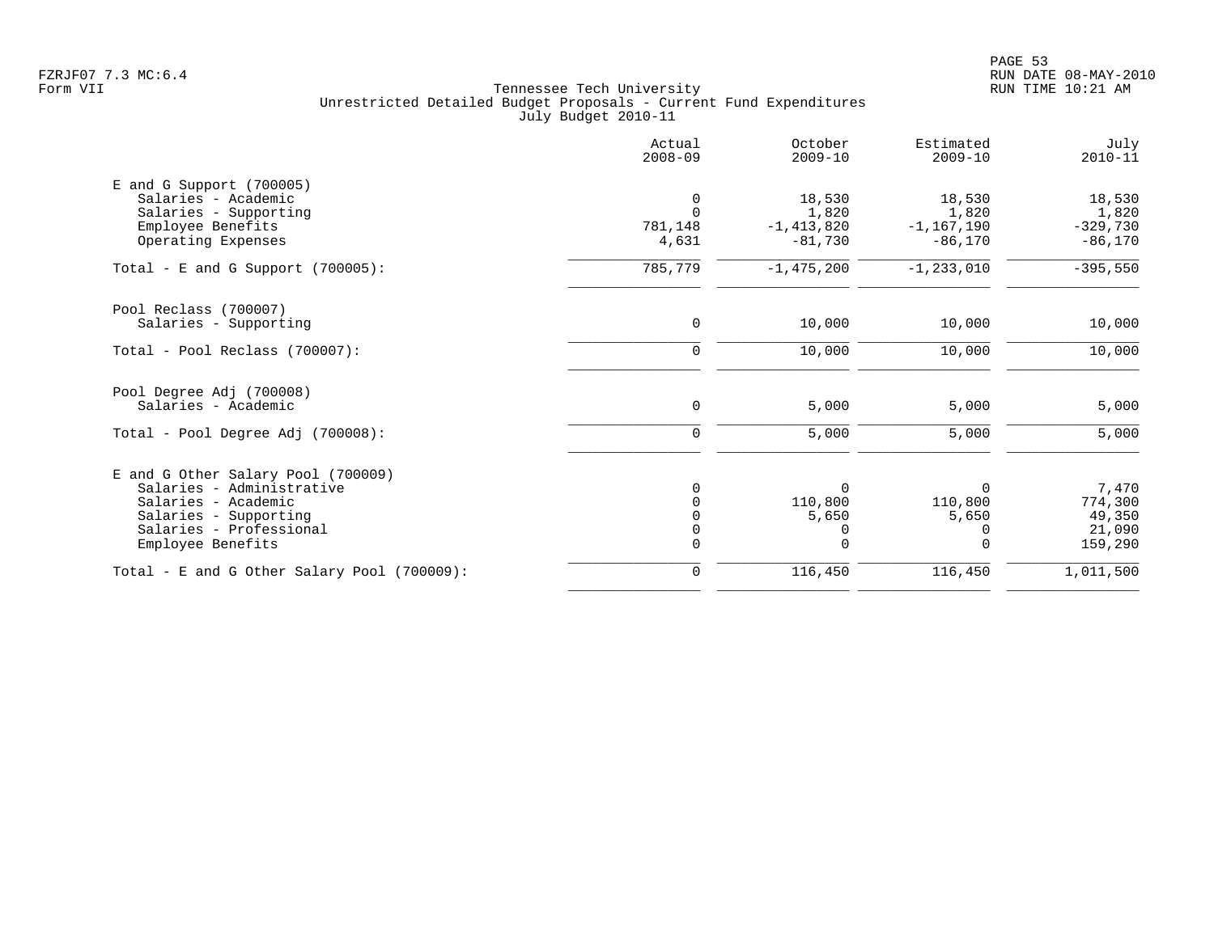Tennessee Tech University
Unrestricted Detailed Budget Proposals - Current Fund Expenditures
July Budget 2010-11

FZRJF07 7.3 MC:6.4
Form VII

RUN DATE 08-MAY-2010
RUN TIME 10:21 AM

| | Actual 2008-09 | October 2009-10 | Estimated 2009-10 | July 2010-11 |
|---|---|---|---|---|
| **E and G Support (700005)** | | | | |
| Salaries - Academic | 0 | 18,530 | 18,530 | 18,530 |
| Salaries - Supporting | 0 | 1,820 | 1,820 | 1,820 |
| Employee Benefits | 781,148 | -1,413,820 | -1,167,190 | -329,730 |
| Operating Expenses | 4,631 | -81,730 | -86,170 | -86,170 |
| Total - E and G Support (700005): | 785,779 | -1,475,200 | -1,233,010 | -395,550 |
| **Pool Reclass (700007)** | | | | |
| Salaries - Supporting | 0 | 10,000 | 10,000 | 10,000 |
| Total - Pool Reclass (700007): | 0 | 10,000 | 10,000 | 10,000 |
| **Pool Degree Adj (700008)** | | | | |
| Salaries - Academic | 0 | 5,000 | 5,000 | 5,000 |
| Total - Pool Degree Adj (700008): | 0 | 5,000 | 5,000 | 5,000 |
| **E and G Other Salary Pool (700009)** | | | | |
| Salaries - Administrative | 0 | 0 | 0 | 7,470 |
| Salaries - Academic | 0 | 110,800 | 110,800 | 774,300 |
| Salaries - Supporting | 0 | 5,650 | 5,650 | 49,350 |
| Salaries - Professional | 0 | 0 | 0 | 21,090 |
| Employee Benefits | 0 | 0 | 0 | 159,290 |
| Total - E and G Other Salary Pool (700009): | 0 | 116,450 | 116,450 | 1,011,500 |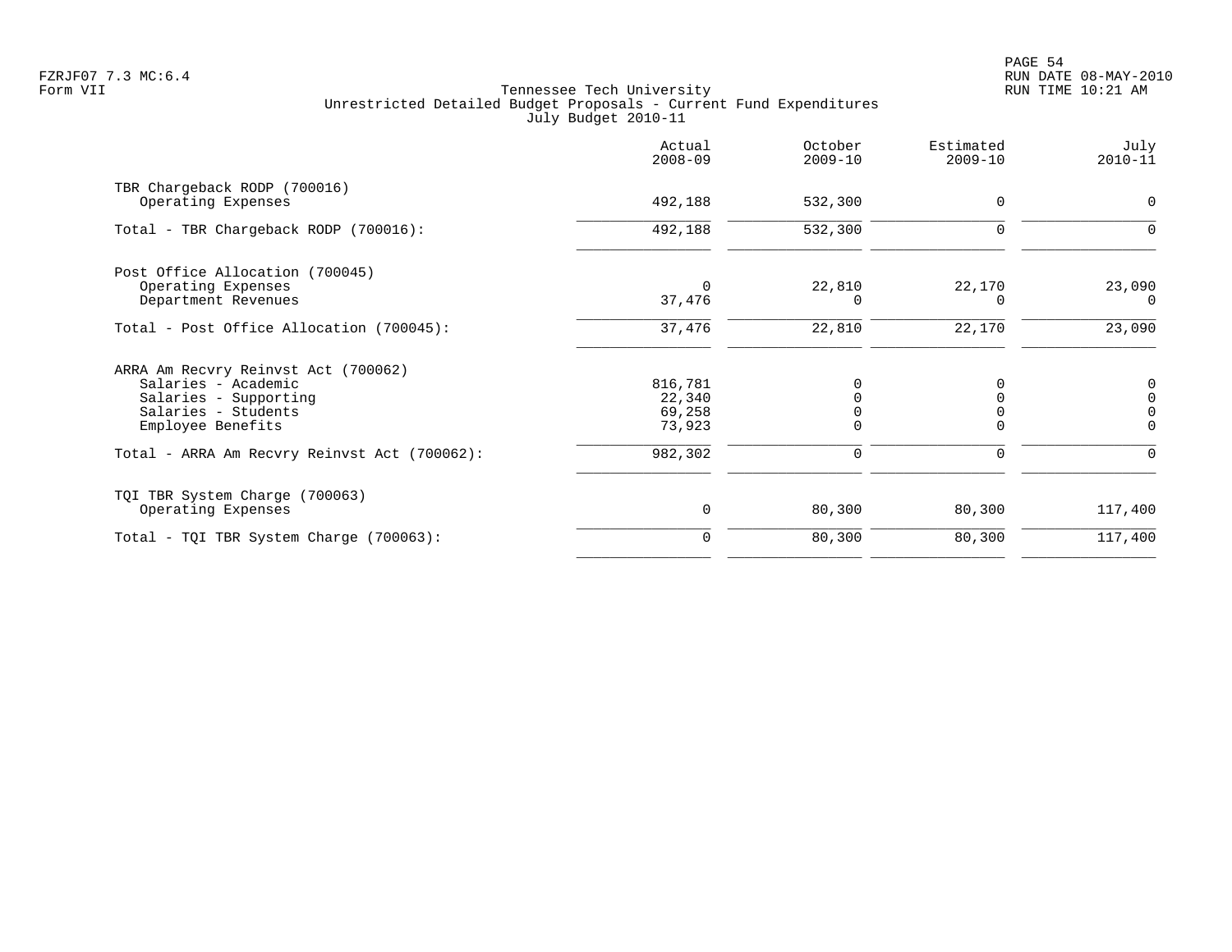Tennessee Tech University
Unrestricted Detailed Budget Proposals - Current Fund Expenditures
July Budget 2010-11

| | Actual 2008-09 | October 2009-10 | Estimated 2009-10 | July 2010-11 |
|---|---|---|---|---|
| **TBR Chargeback RODP (700016)** | | | | |
| Operating Expenses | 492,188 | 532,300 | 0 | 0 |
| Total - TBR Chargeback RODP (700016): | 492,188 | 532,300 | 0 | 0 |
| **Post Office Allocation (700045)** | | | | |
| Operating Expenses | 0 | 22,810 | 22,170 | 23,090 |
| Department Revenues | 37,476 | 0 | 0 | 0 |
| Total - Post Office Allocation (700045): | 37,476 | 22,810 | 22,170 | 23,090 |
| **ARRA Am Recvry Reinvst Act (700062)** | | | | |
| Salaries - Academic | 816,781 | 0 | 0 | 0 |
| Salaries - Supporting | 22,340 | 0 | 0 | 0 |
| Salaries - Students | 69,258 | 0 | 0 | 0 |
| Employee Benefits | 73,923 | 0 | 0 | 0 |
| Total - ARRA Am Recvry Reinvst Act (700062): | 982,302 | 0 | 0 | 0 |
| **TQI TBR System Charge (700063)** | | | | |
| Operating Expenses | 0 | 80,300 | 80,300 | 117,400 |
| Total - TQI TBR System Charge (700063): | 0 | 80,300 | 80,300 | 117,400 |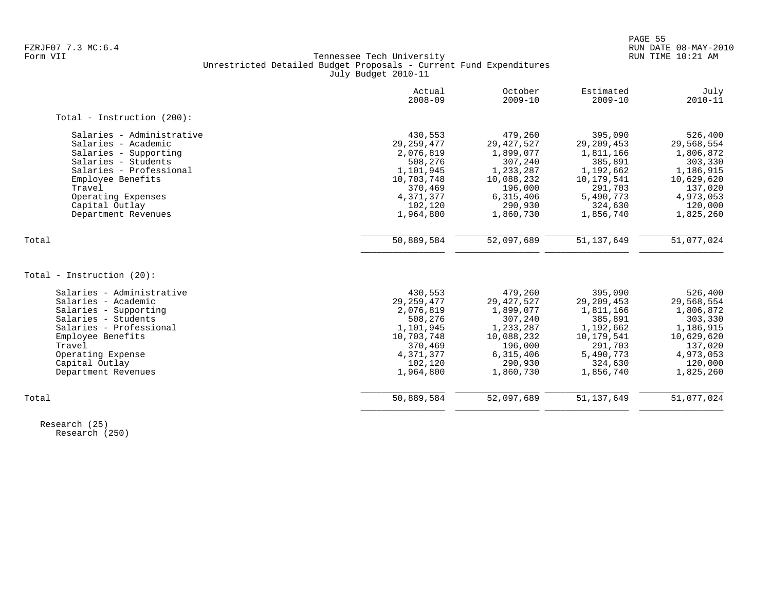FZRJF07 7.3 MC:6.4
Form VII

Tennessee Tech University
Unrestricted Detailed Budget Proposals - Current Fund Expenditures
July Budget 2010-11

| | Actual 2008-09 | October 2009-10 | Estimated 2009-10 | July 2010-11 |
|---|---|---|---|---|
| **Total - Instruction (200):** | | | | |
| Salaries - Administrative | 430,553 | 479,260 | 395,090 | 526,400 |
| Salaries - Academic | 29,259,477 | 29,427,527 | 29,209,453 | 29,568,554 |
| Salaries - Supporting | 2,076,819 | 1,899,077 | 1,811,166 | 1,806,872 |
| Salaries - Students | 508,276 | 307,240 | 385,891 | 303,330 |
| Salaries - Professional | 1,101,945 | 1,233,287 | 1,192,662 | 1,186,915 |
| Employee Benefits | 10,703,748 | 10,088,232 | 10,179,541 | 10,629,620 |
| Travel | 370,469 | 196,000 | 291,703 | 137,020 |
| Operating Expenses | 4,371,377 | 6,315,406 | 5,490,773 | 4,973,053 |
| Capital Outlay | 102,120 | 290,930 | 324,630 | 120,000 |
| Department Revenues | 1,964,800 | 1,860,730 | 1,856,740 | 1,825,260 |
| Total | 50,889,584 | 52,097,689 | 51,137,649 | 51,077,024 |
| **Total - Instruction (20):** | | | | |
| Salaries - Administrative | 430,553 | 479,260 | 395,090 | 526,400 |
| Salaries - Academic | 29,259,477 | 29,427,527 | 29,209,453 | 29,568,554 |
| Salaries - Supporting | 2,076,819 | 1,899,077 | 1,811,166 | 1,806,872 |
| Salaries - Students | 508,276 | 307,240 | 385,891 | 303,330 |
| Salaries - Professional | 1,101,945 | 1,233,287 | 1,192,662 | 1,186,915 |
| Employee Benefits | 10,703,748 | 10,088,232 | 10,179,541 | 10,629,620 |
| Travel | 370,469 | 196,000 | 291,703 | 137,020 |
| Operating Expense | 4,371,377 | 6,315,406 | 5,490,773 | 4,973,053 |
| Capital Outlay | 102,120 | 290,930 | 324,630 | 120,000 |
| Department Revenues | 1,964,800 | 1,860,730 | 1,856,740 | 1,825,260 |
| Total | 50,889,584 | 52,097,689 | 51,137,649 | 51,077,024 |

Research (25)
Research (250)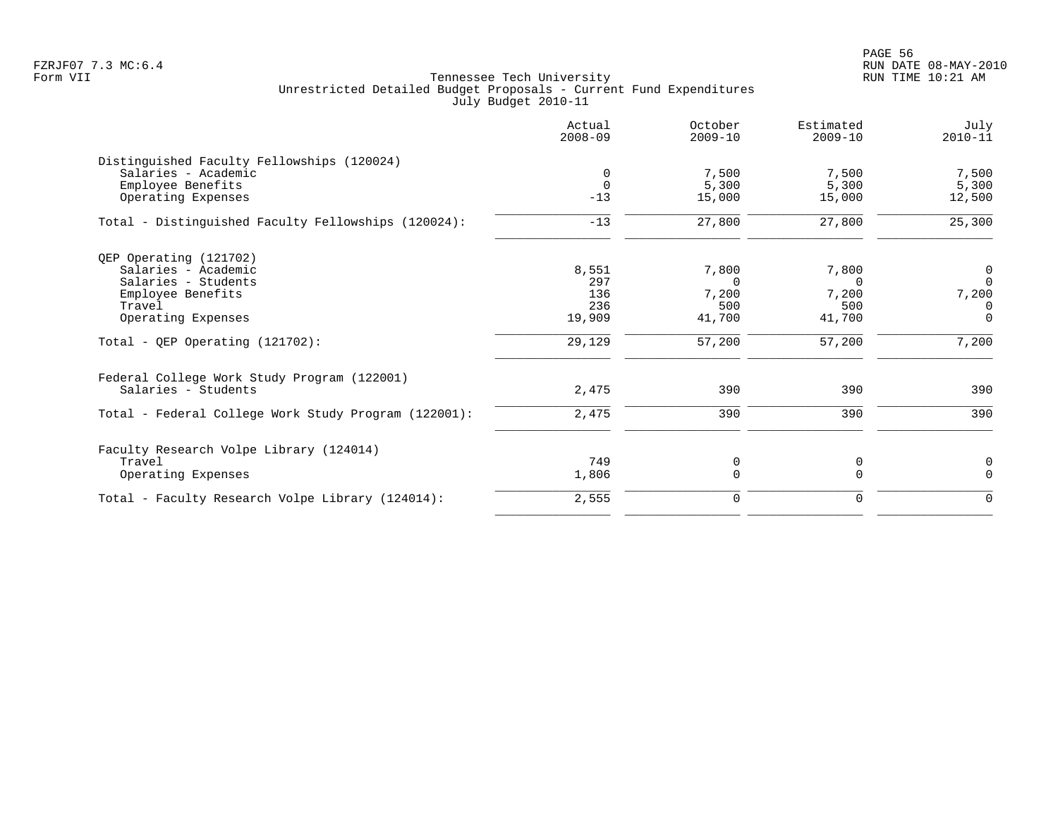Tennessee Tech University
Unrestricted Detailed Budget Proposals - Current Fund Expenditures
July Budget 2010-11

FZRJF07 7.3 MC:6.4
Form VII

RUN DATE 08-MAY-2010
RUN TIME 10:21 AM

| | Actual 2008-09 | October 2009-10 | Estimated 2009-10 | July 2010-11 |
|---|---|---|---|---|
| **Distinguished Faculty Fellowships (120024)** | | | | |
| Salaries - Academic | 0 | 7,500 | 7,500 | 7,500 |
| Employee Benefits | 0 | 5,300 | 5,300 | 5,300 |
| Operating Expenses | -13 | 15,000 | 15,000 | 12,500 |
| Total - Distinguished Faculty Fellowships (120024): | -13 | 27,800 | 27,800 | 25,300 |
| **QEP Operating (121702)** | | | | |
| Salaries - Academic | 8,551 | 7,800 | 7,800 | 0 |
| Salaries - Students | 297 | 0 | 0 | 0 |
| Employee Benefits | 136 | 7,200 | 7,200 | 7,200 |
| Travel | 236 | 500 | 500 | 0 |
| Operating Expenses | 19,909 | 41,700 | 41,700 | 0 |
| Total - QEP Operating (121702): | 29,129 | 57,200 | 57,200 | 7,200 |
| **Federal College Work Study Program (122001)** | | | | |
| Salaries - Students | 2,475 | 390 | 390 | 390 |
| Total - Federal College Work Study Program (122001): | 2,475 | 390 | 390 | 390 |
| **Faculty Research Volpe Library (124014)** | | | | |
| Travel | 749 | 0 | 0 | 0 |
| Operating Expenses | 1,806 | 0 | 0 | 0 |
| Total - Faculty Research Volpe Library (124014): | 2,555 | 0 | 0 | 0 |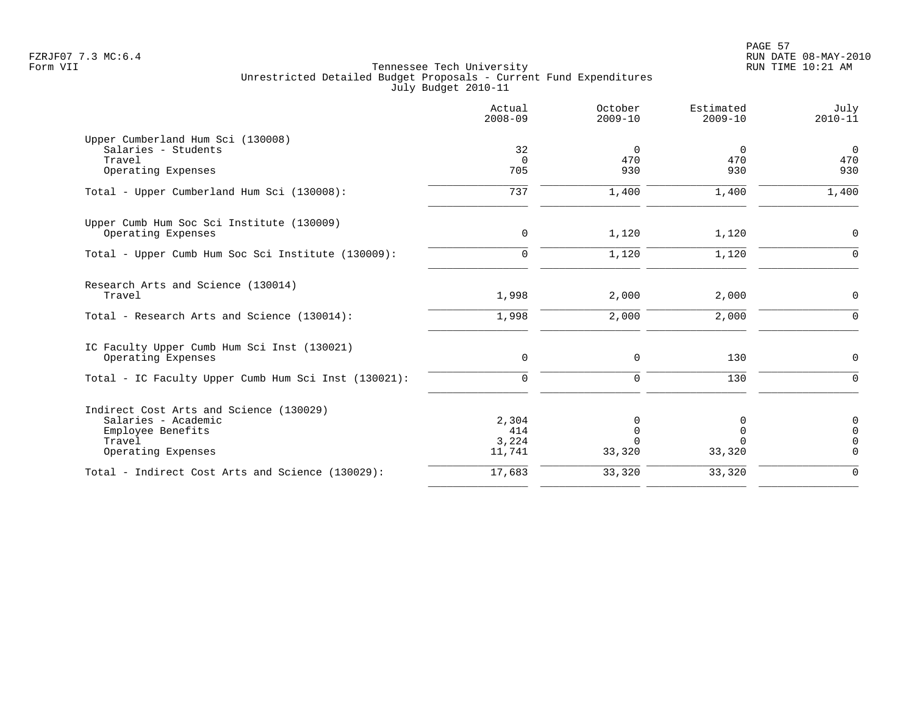FZRJF07 7.3 MC:6.4
Form VII

Tennessee Tech University
Unrestricted Detailed Budget Proposals - Current Fund Expenditures
July Budget 2010-11

| | Actual 2008-09 | October 2009-10 | Estimated 2009-10 | July 2010-11 |
|---|---|---|---|---|
| **Upper Cumberland Hum Sci (130008)** | | | | |
| Salaries - Students | 32 | 0 | 0 | 0 |
| Travel | 0 | 470 | 470 | 470 |
| Operating Expenses | 705 | 930 | 930 | 930 |
| Total - Upper Cumberland Hum Sci (130008): | 737 | 1,400 | 1,400 | 1,400 |
| **Upper Cumb Hum Soc Sci Institute (130009)** | | | | |
| Operating Expenses | 0 | 1,120 | 1,120 | 0 |
| Total - Upper Cumb Hum Soc Sci Institute (130009): | 0 | 1,120 | 1,120 | 0 |
| **Research Arts and Science (130014)** | | | | |
| Travel | 1,998 | 2,000 | 2,000 | 0 |
| Total - Research Arts and Science (130014): | 1,998 | 2,000 | 2,000 | 0 |
| **IC Faculty Upper Cumb Hum Sci Inst (130021)** | | | | |
| Operating Expenses | 0 | 0 | 130 | 0 |
| Total - IC Faculty Upper Cumb Hum Sci Inst (130021): | 0 | 0 | 130 | 0 |
| **Indirect Cost Arts and Science (130029)** | | | | |
| Salaries - Academic | 2,304 | 0 | 0 | 0 |
| Employee Benefits | 414 | 0 | 0 | 0 |
| Travel | 3,224 | 0 | 0 | 0 |
| Operating Expenses | 11,741 | 33,320 | 33,320 | 0 |
| Total - Indirect Cost Arts and Science (130029): | 17,683 | 33,320 | 33,320 | 0 |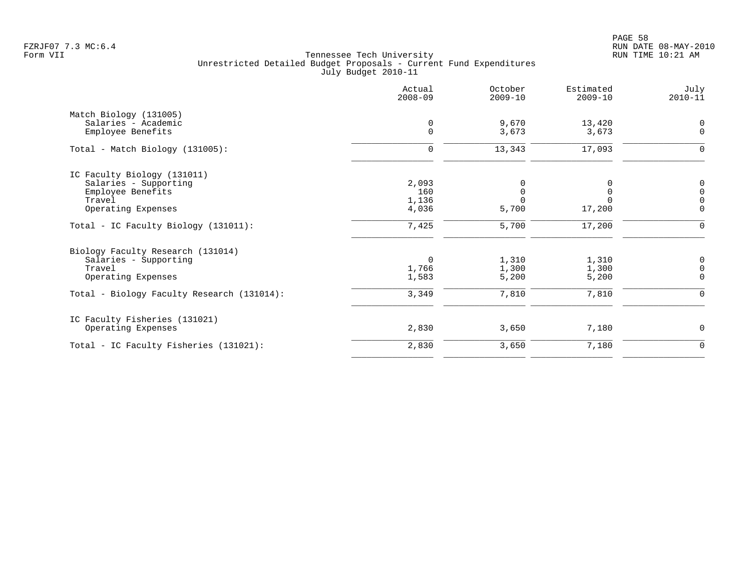Tennessee Tech University
Unrestricted Detailed Budget Proposals - Current Fund Expenditures
July Budget 2010-11

FZRJF07 7.3 MC:6.4
Form VII

RUN DATE 08-MAY-2010
RUN TIME 10:21 AM

| | Actual 2008-09 | October 2009-10 | Estimated 2009-10 | July 2010-11 |
|---|---|---|---|---|
| Match Biology (131005) | | | | |
| Salaries - Academic | 0 | 9,670 | 13,420 | 0 |
| Employee Benefits | 0 | 3,673 | 3,673 | 0 |
| Total - Match Biology (131005): | 0 | 13,343 | 17,093 | 0 |
| IC Faculty Biology (131011) | | | | |
| Salaries - Supporting | 2,093 | 0 | 0 | 0 |
| Employee Benefits | 160 | 0 | 0 | 0 |
| Travel | 1,136 | 0 | 0 | 0 |
| Operating Expenses | 4,036 | 5,700 | 17,200 | 0 |
| Total - IC Faculty Biology (131011): | 7,425 | 5,700 | 17,200 | 0 |
| Biology Faculty Research (131014) | | | | |
| Salaries - Supporting | 0 | 1,310 | 1,310 | 0 |
| Travel | 1,766 | 1,300 | 1,300 | 0 |
| Operating Expenses | 1,583 | 5,200 | 5,200 | 0 |
| Total - Biology Faculty Research (131014): | 3,349 | 7,810 | 7,810 | 0 |
| IC Faculty Fisheries (131021) | | | | |
| Operating Expenses | 2,830 | 3,650 | 7,180 | 0 |
| Total - IC Faculty Fisheries (131021): | 2,830 | 3,650 | 7,180 | 0 |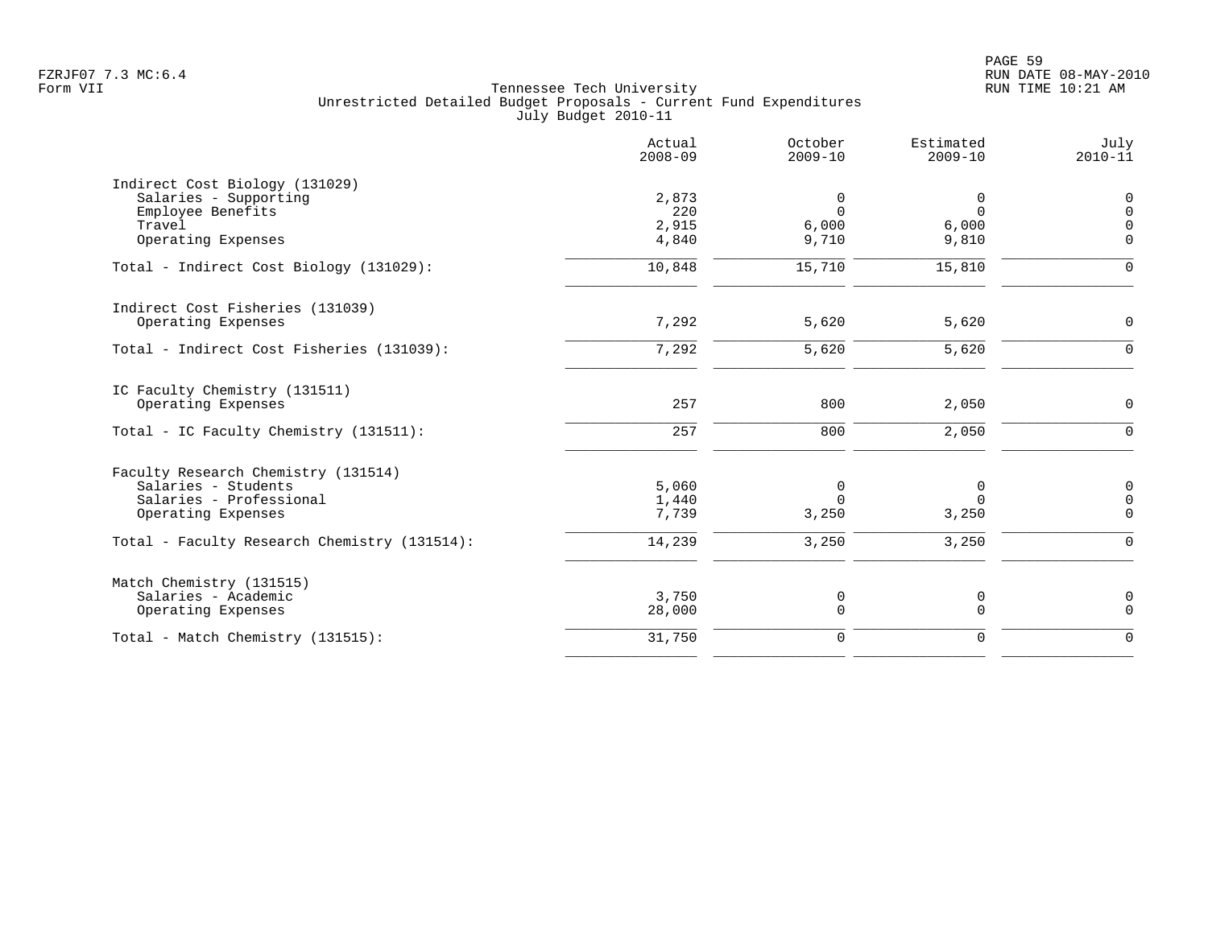Tennessee Tech University
Unrestricted Detailed Budget Proposals - Current Fund Expenditures
July Budget 2010-11

| | Actual 2008-09 | October 2009-10 | Estimated 2009-10 | July 2010-11 |
|---|---|---|---|---|
| **Indirect Cost Biology (131029)** | | | | |
| Salaries - Supporting | 2,873 | 0 | 0 | 0 |
| Employee Benefits | 220 | 0 | 0 | 0 |
| Travel | 2,915 | 6,000 | 6,000 | 0 |
| Operating Expenses | 4,840 | 9,710 | 9,810 | 0 |
| Total - Indirect Cost Biology (131029): | 10,848 | 15,710 | 15,810 | 0 |
| **Indirect Cost Fisheries (131039)** | | | | |
| Operating Expenses | 7,292 | 5,620 | 5,620 | 0 |
| Total - Indirect Cost Fisheries (131039): | 7,292 | 5,620 | 5,620 | 0 |
| **IC Faculty Chemistry (131511)** | | | | |
| Operating Expenses | 257 | 800 | 2,050 | 0 |
| Total - IC Faculty Chemistry (131511): | 257 | 800 | 2,050 | 0 |
| **Faculty Research Chemistry (131514)** | | | | |
| Salaries - Students | 5,060 | 0 | 0 | 0 |
| Salaries - Professional | 1,440 | 0 | 0 | 0 |
| Operating Expenses | 7,739 | 3,250 | 3,250 | 0 |
| Total - Faculty Research Chemistry (131514): | 14,239 | 3,250 | 3,250 | 0 |
| **Match Chemistry (131515)** | | | | |
| Salaries - Academic | 3,750 | 0 | 0 | 0 |
| Operating Expenses | 28,000 | 0 | 0 | 0 |
| Total - Match Chemistry (131515): | 31,750 | 0 | 0 | 0 |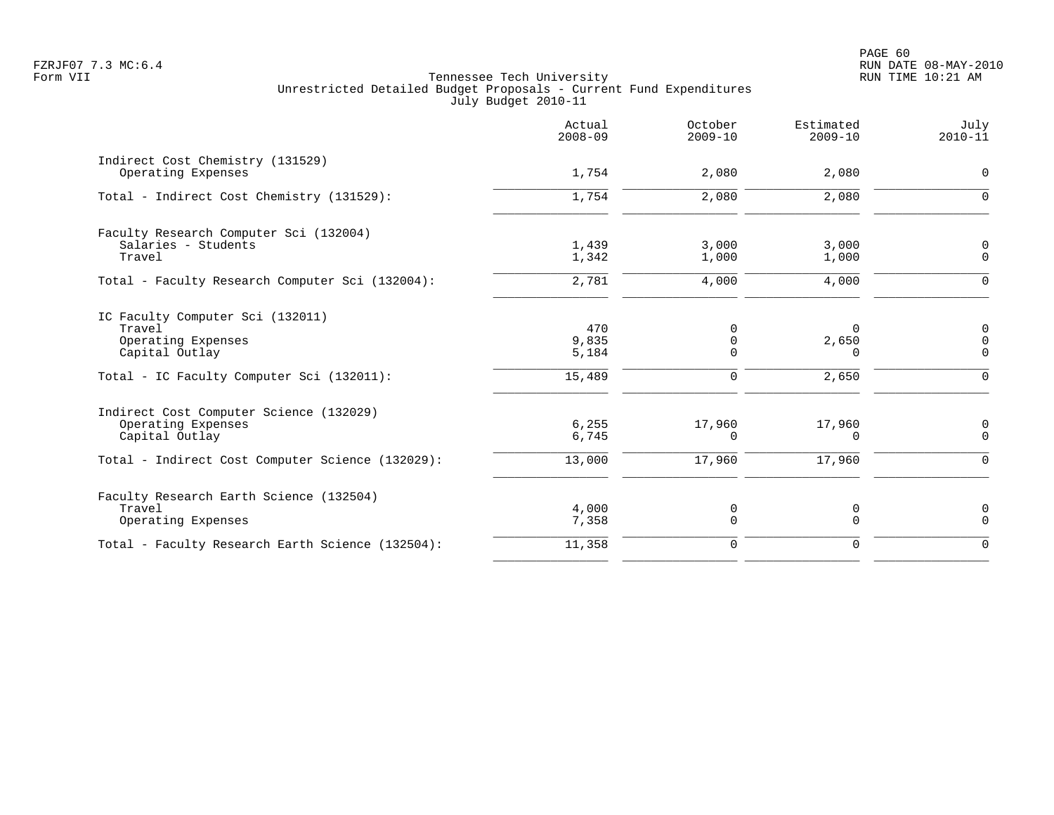FZRJF07 7.3 MC:6.4
Form VII

Tennessee Tech University
Unrestricted Detailed Budget Proposals - Current Fund Expenditures
July Budget 2010-11

RUN DATE 08-MAY-2010
RUN TIME 10:21 AM

| | Actual 2008-09 | October 2009-10 | Estimated 2009-10 | July 2010-11 |
|---|---|---|---|---|
| **Indirect Cost Chemistry (131529)** | | | | |
| Operating Expenses | 1,754 | 2,080 | 2,080 | 0 |
| Total - Indirect Cost Chemistry (131529): | 1,754 | 2,080 | 2,080 | 0 |
| **Faculty Research Computer Sci (132004)** | | | | |
| Salaries - Students | 1,439 | 3,000 | 3,000 | 0 |
| Travel | 1,342 | 1,000 | 1,000 | 0 |
| Total - Faculty Research Computer Sci (132004): | 2,781 | 4,000 | 4,000 | 0 |
| **IC Faculty Computer Sci (132011)** | | | | |
| Travel | 470 | 0 | 0 | 0 |
| Operating Expenses | 9,835 | 0 | 2,650 | 0 |
| Capital Outlay | 5,184 | 0 | 0 | 0 |
| Total - IC Faculty Computer Sci (132011): | 15,489 | 0 | 2,650 | 0 |
| **Indirect Cost Computer Science (132029)** | | | | |
| Operating Expenses | 6,255 | 17,960 | 17,960 | 0 |
| Capital Outlay | 6,745 | 0 | 0 | 0 |
| Total - Indirect Cost Computer Science (132029): | 13,000 | 17,960 | 17,960 | 0 |
| **Faculty Research Earth Science (132504)** | | | | |
| Travel | 4,000 | 0 | 0 | 0 |
| Operating Expenses | 7,358 | 0 | 0 | 0 |
| Total - Faculty Research Earth Science (132504): | 11,358 | 0 | 0 | 0 |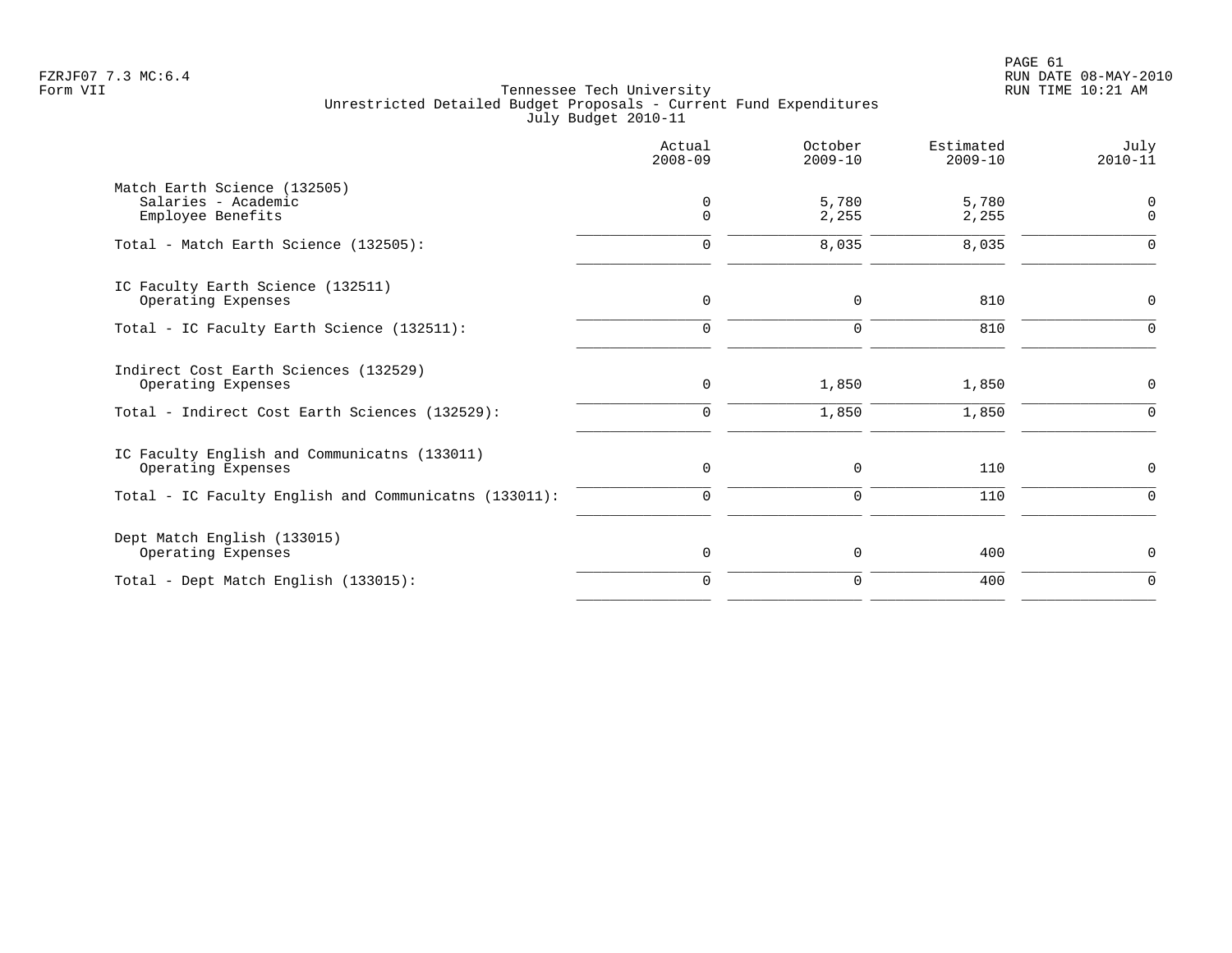Tennessee Tech University
Unrestricted Detailed Budget Proposals - Current Fund Expenditures
July Budget 2010-11

FZRJF07 7.3 MC:6.4
Form VII

RUN DATE 08-MAY-2010
RUN TIME 10:21 AM

| | Actual 2008-09 | October 2009-10 | Estimated 2009-10 | July 2010-11 |
|---|---|---|---|---|
| Match Earth Science (132505) | | | | |
| Salaries - Academic | 0 | 5,780 | 5,780 | 0 |
| Employee Benefits | 0 | 2,255 | 2,255 | 0 |
| Total - Match Earth Science (132505): | 0 | 8,035 | 8,035 | 0 |
| IC Faculty Earth Science (132511) | | | | |
| Operating Expenses | 0 | 0 | 810 | 0 |
| Total - IC Faculty Earth Science (132511): | 0 | 0 | 810 | 0 |
| Indirect Cost Earth Sciences (132529) | | | | |
| Operating Expenses | 0 | 1,850 | 1,850 | 0 |
| Total - Indirect Cost Earth Sciences (132529): | 0 | 1,850 | 1,850 | 0 |
| IC Faculty English and Communicatns (133011) | | | | |
| Operating Expenses | 0 | 0 | 110 | 0 |
| Total - IC Faculty English and Communicatns (133011): | 0 | 0 | 110 | 0 |
| Dept Match English (133015) | | | | |
| Operating Expenses | 0 | 0 | 400 | 0 |
| Total - Dept Match English (133015): | 0 | 0 | 400 | 0 |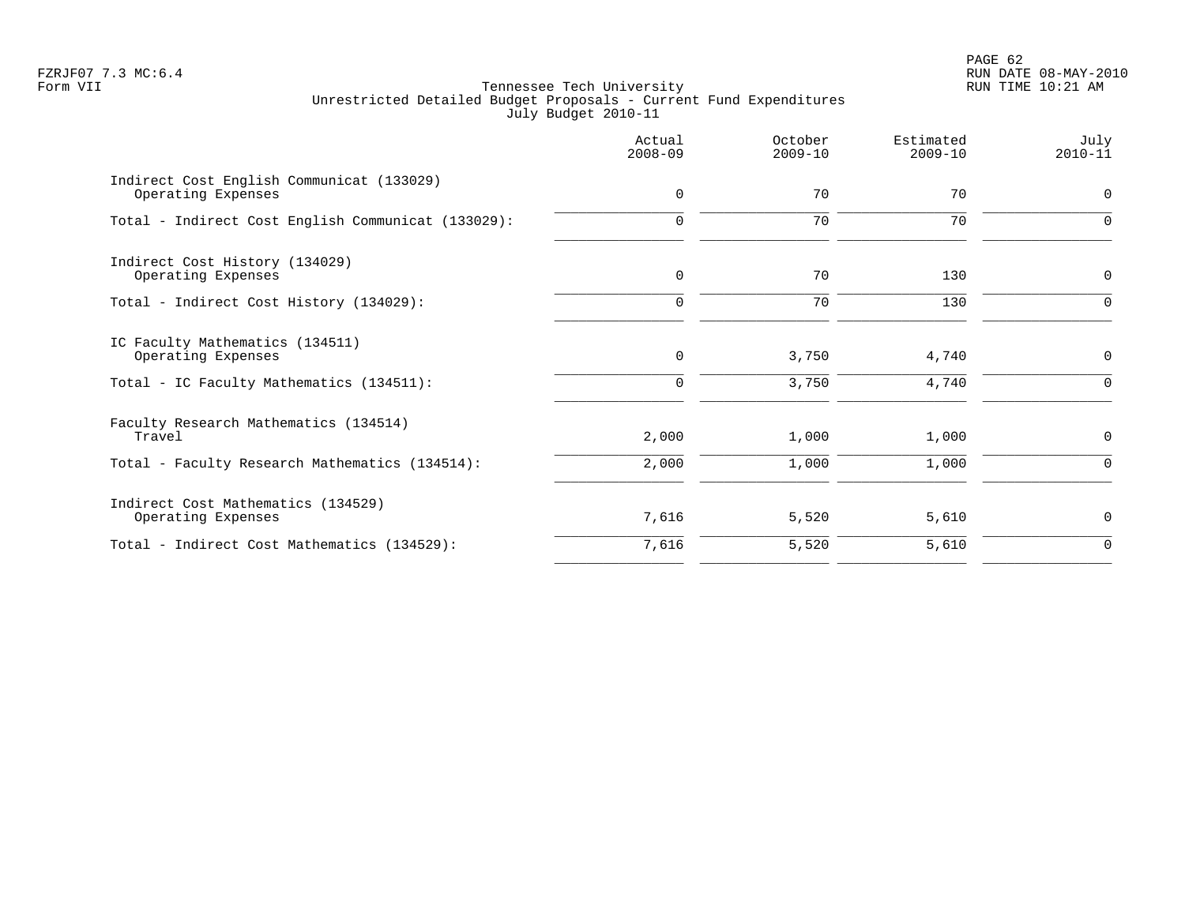Tennessee Tech University
Unrestricted Detailed Budget Proposals - Current Fund Expenditures
July Budget 2010-11

| | Actual 2008-09 | October 2009-10 | Estimated 2009-10 | July 2010-11 |
|---|---|---|---|---|
| Indirect Cost English Communicat (133029) | | | | |
| Operating Expenses | 0 | 70 | 70 | 0 |
| Total - Indirect Cost English Communicat (133029): | 0 | 70 | 70 | 0 |
| Indirect Cost History (134029) | | | | |
| Operating Expenses | 0 | 70 | 130 | 0 |
| Total - Indirect Cost History (134029): | 0 | 70 | 130 | 0 |
| IC Faculty Mathematics (134511) | | | | |
| Operating Expenses | 0 | 3,750 | 4,740 | 0 |
| Total - IC Faculty Mathematics (134511): | 0 | 3,750 | 4,740 | 0 |
| Faculty Research Mathematics (134514) | | | | |
| Travel | 2,000 | 1,000 | 1,000 | 0 |
| Total - Faculty Research Mathematics (134514): | 2,000 | 1,000 | 1,000 | 0 |
| Indirect Cost Mathematics (134529) | | | | |
| Operating Expenses | 7,616 | 5,520 | 5,610 | 0 |
| Total - Indirect Cost Mathematics (134529): | 7,616 | 5,520 | 5,610 | 0 |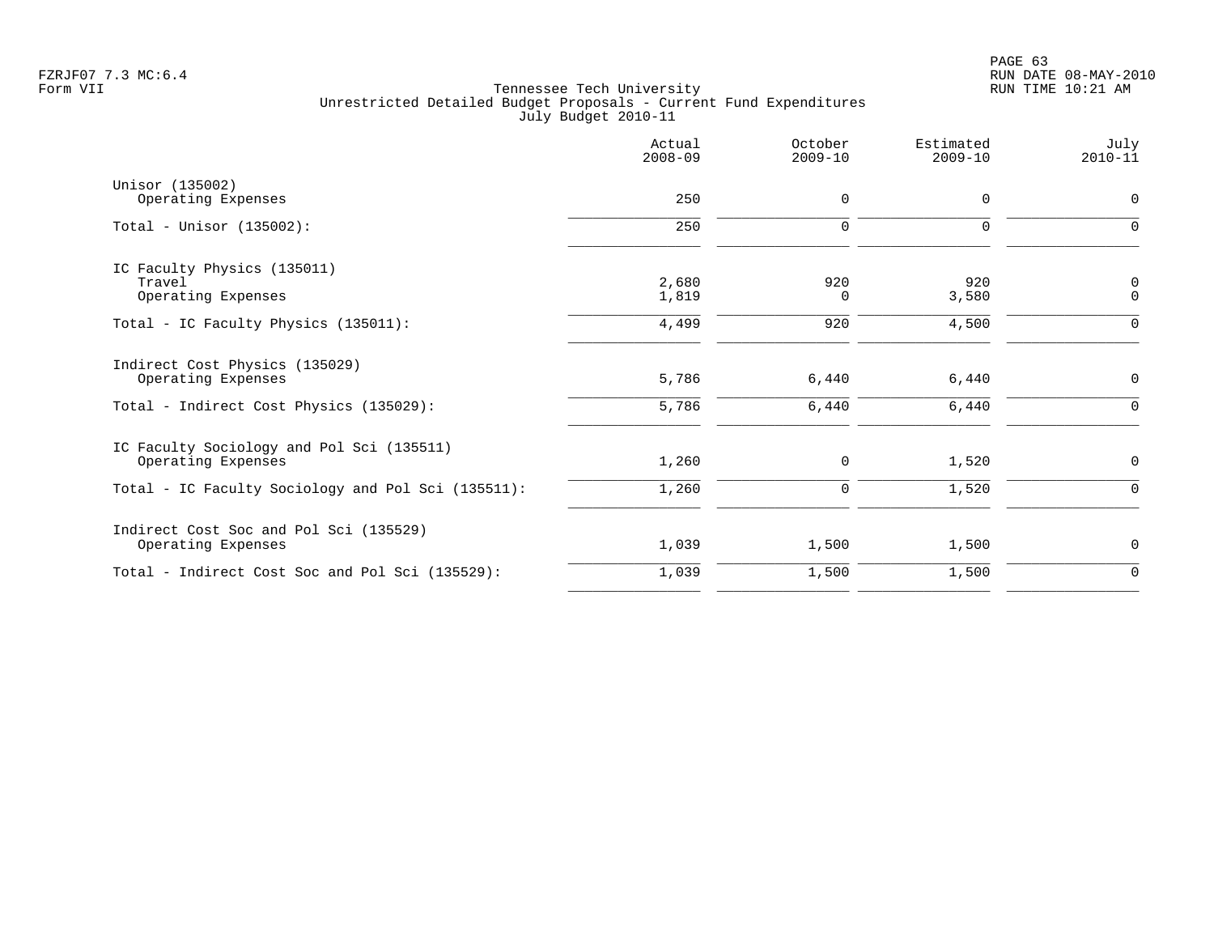Tennessee Tech University
Unrestricted Detailed Budget Proposals - Current Fund Expenditures
July Budget 2010-11

FZRJF07 7.3 MC:6.4
Form VII

RUN DATE 08-MAY-2010
RUN TIME 10:21 AM

| | Actual 2008-09 | October 2009-10 | Estimated 2009-10 | July 2010-11 |
|---|---|---|---|---|
| **Unisor (135002)** | | | | |
| Operating Expenses | 250 | 0 | 0 | 0 |
| Total - Unisor (135002): | 250 | 0 | 0 | 0 |
| **IC Faculty Physics (135011)** | | | | |
| Travel | 2,680 | 920 | 920 | 0 |
| Operating Expenses | 1,819 | 0 | 3,580 | 0 |
| Total - IC Faculty Physics (135011): | 4,499 | 920 | 4,500 | 0 |
| **Indirect Cost Physics (135029)** | | | | |
| Operating Expenses | 5,786 | 6,440 | 6,440 | 0 |
| Total - Indirect Cost Physics (135029): | 5,786 | 6,440 | 6,440 | 0 |
| **IC Faculty Sociology and Pol Sci (135511)** | | | | |
| Operating Expenses | 1,260 | 0 | 1,520 | 0 |
| Total - IC Faculty Sociology and Pol Sci (135511): | 1,260 | 0 | 1,520 | 0 |
| **Indirect Cost Soc and Pol Sci (135529)** | | | | |
| Operating Expenses | 1,039 | 1,500 | 1,500 | 0 |
| Total - Indirect Cost Soc and Pol Sci (135529): | 1,039 | 1,500 | 1,500 | 0 |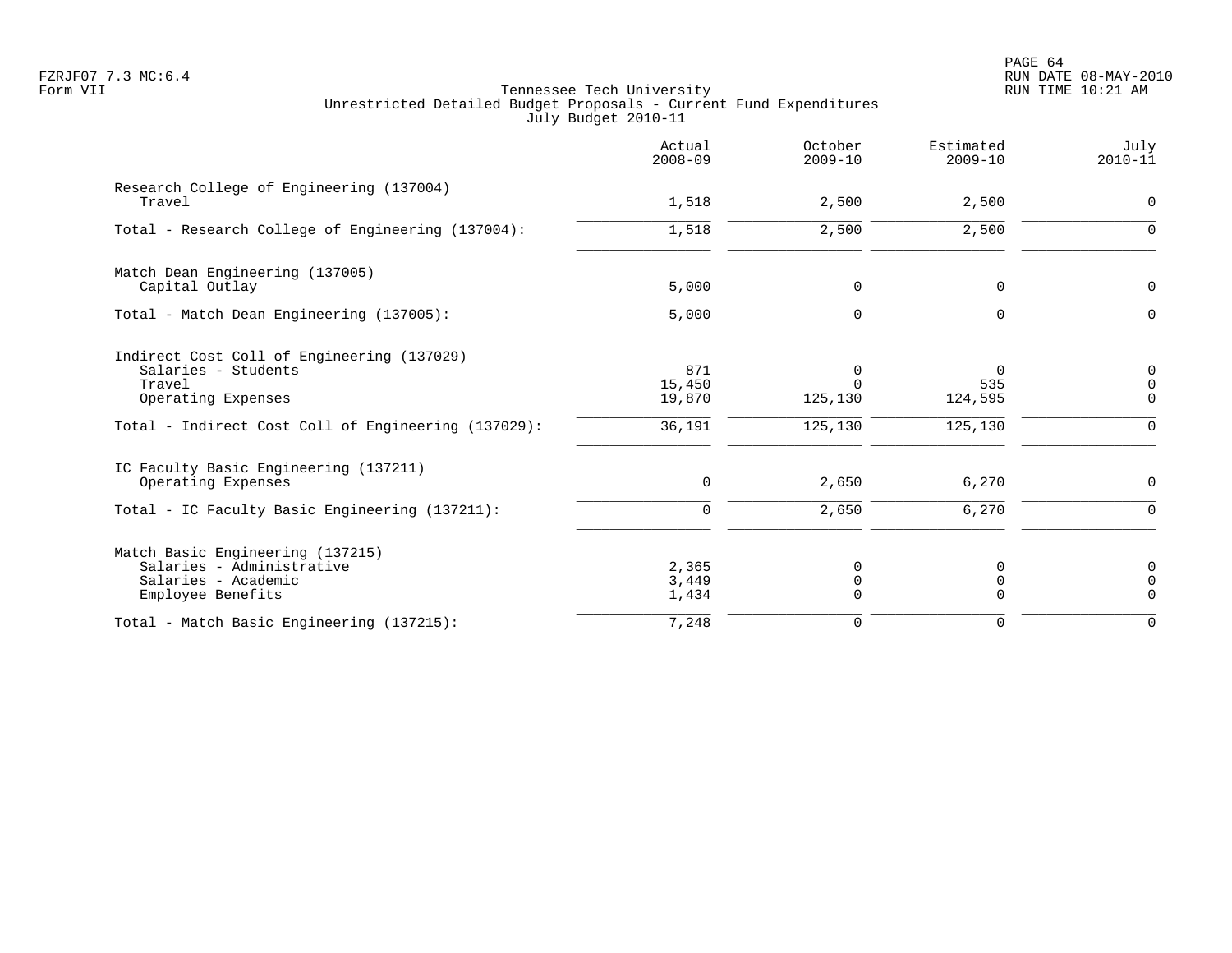Tennessee Tech University
Unrestricted Detailed Budget Proposals - Current Fund Expenditures
July Budget 2010-11

| | Actual 2008-09 | October 2009-10 | Estimated 2009-10 | July 2010-11 |
|---|---|---|---|---|
| **Research College of Engineering (137004)** | | | | |
| Travel | 1,518 | 2,500 | 2,500 | 0 |
| Total - Research College of Engineering (137004): | 1,518 | 2,500 | 2,500 | 0 |
| **Match Dean Engineering (137005)** | | | | |
| Capital Outlay | 5,000 | 0 | 0 | 0 |
| Total - Match Dean Engineering (137005): | 5,000 | 0 | 0 | 0 |
| **Indirect Cost Coll of Engineering (137029)** | | | | |
| Salaries - Students | 871 | 0 | 0 | 0 |
| Travel | 15,450 | 0 | 535 | 0 |
| Operating Expenses | 19,870 | 125,130 | 124,595 | 0 |
| Total - Indirect Cost Coll of Engineering (137029): | 36,191 | 125,130 | 125,130 | 0 |
| **IC Faculty Basic Engineering (137211)** | | | | |
| Operating Expenses | 0 | 2,650 | 6,270 | 0 |
| Total - IC Faculty Basic Engineering (137211): | 0 | 2,650 | 6,270 | 0 |
| **Match Basic Engineering (137215)** | | | | |
| Salaries - Administrative | 2,365 | 0 | 0 | 0 |
| Salaries - Academic | 3,449 | 0 | 0 | 0 |
| Employee Benefits | 1,434 | 0 | 0 | 0 |
| Total - Match Basic Engineering (137215): | 7,248 | 0 | 0 | 0 |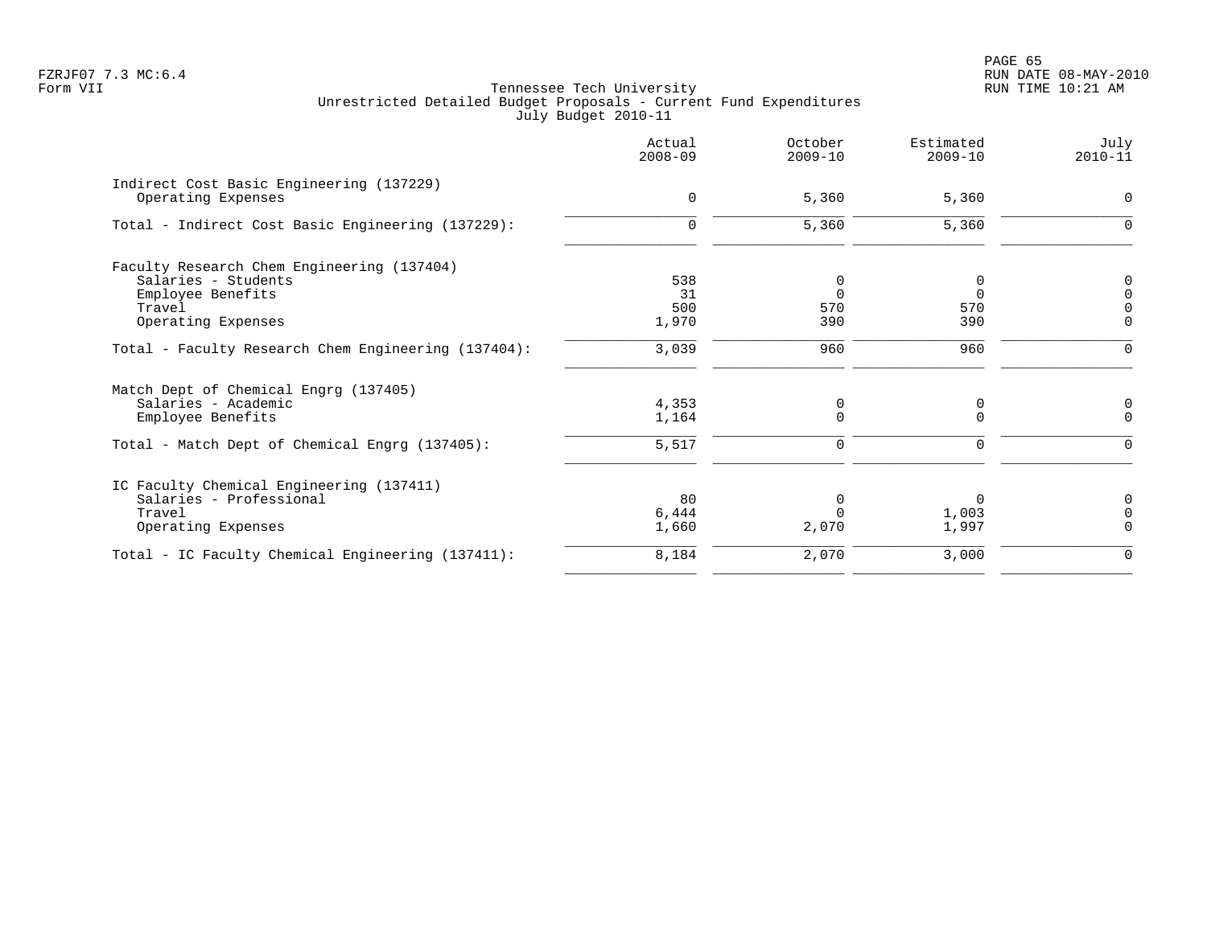Tennessee Tech University
Unrestricted Detailed Budget Proposals - Current Fund Expenditures
July Budget 2010-11

FZRJF07 7.3 MC:6.4
Form VII

RUN DATE 08-MAY-2010
RUN TIME 10:21 AM

| | Actual 2008-09 | October 2009-10 | Estimated 2009-10 | July 2010-11 |
|---|---|---|---|---|
| Indirect Cost Basic Engineering (137229) | | | | |
| Operating Expenses | 0 | 5,360 | 5,360 | 0 |
| Total - Indirect Cost Basic Engineering (137229): | 0 | 5,360 | 5,360 | 0 |
| Faculty Research Chem Engineering (137404) | | | | |
| Salaries - Students | 538 | 0 | 0 | 0 |
| Employee Benefits | 31 | 0 | 0 | 0 |
| Travel | 500 | 570 | 570 | 0 |
| Operating Expenses | 1,970 | 390 | 390 | 0 |
| Total - Faculty Research Chem Engineering (137404): | 3,039 | 960 | 960 | 0 |
| Match Dept of Chemical Engrg (137405) | | | | |
| Salaries - Academic | 4,353 | 0 | 0 | 0 |
| Employee Benefits | 1,164 | 0 | 0 | 0 |
| Total - Match Dept of Chemical Engrg (137405): | 5,517 | 0 | 0 | 0 |
| IC Faculty Chemical Engineering (137411) | | | | |
| Salaries - Professional | 80 | 0 | 0 | 0 |
| Travel | 6,444 | 0 | 1,003 | 0 |
| Operating Expenses | 1,660 | 2,070 | 1,997 | 0 |
| Total - IC Faculty Chemical Engineering (137411): | 8,184 | 2,070 | 3,000 | 0 |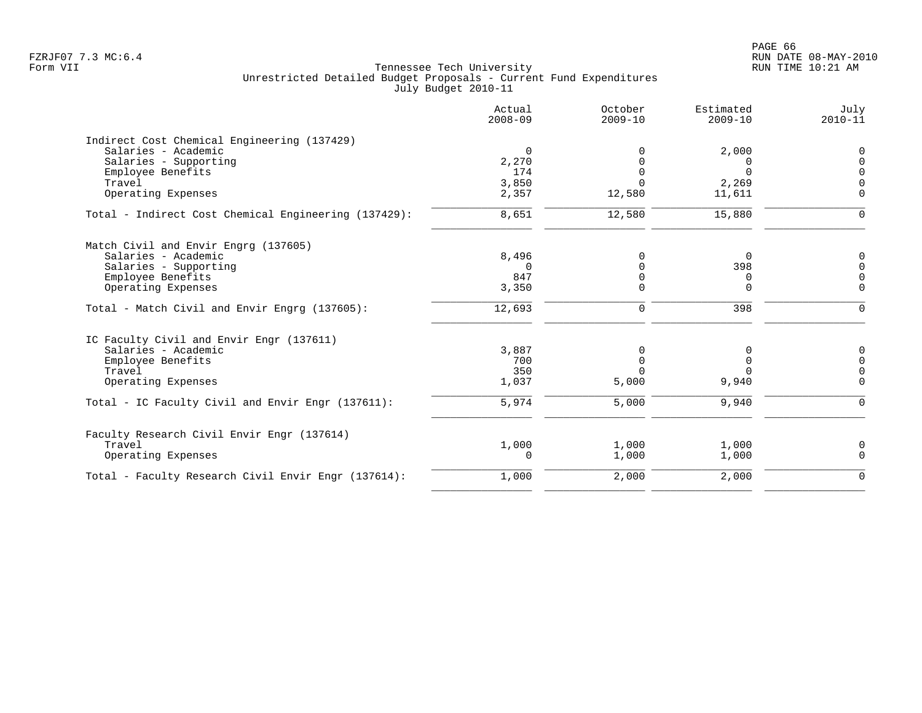Tennessee Tech University
Unrestricted Detailed Budget Proposals - Current Fund Expenditures
July Budget 2010-11

| | Actual 2008-09 | October 2009-10 | Estimated 2009-10 | July 2010-11 |
|---|---|---|---|---|
| **Indirect Cost Chemical Engineering (137429)** | | | | |
| Salaries - Academic | 0 | 0 | 2,000 | 0 |
| Salaries - Supporting | 2,270 | 0 | 0 | 0 |
| Employee Benefits | 174 | 0 | 0 | 0 |
| Travel | 3,850 | 0 | 2,269 | 0 |
| Operating Expenses | 2,357 | 12,580 | 11,611 | 0 |
| Total - Indirect Cost Chemical Engineering (137429): | 8,651 | 12,580 | 15,880 | 0 |
| **Match Civil and Envir Engrg (137605)** | | | | |
| Salaries - Academic | 8,496 | 0 | 0 | 0 |
| Salaries - Supporting | 0 | 0 | 398 | 0 |
| Employee Benefits | 847 | 0 | 0 | 0 |
| Operating Expenses | 3,350 | 0 | 0 | 0 |
| Total - Match Civil and Envir Engrg (137605): | 12,693 | 0 | 398 | 0 |
| **IC Faculty Civil and Envir Engr (137611)** | | | | |
| Salaries - Academic | 3,887 | 0 | 0 | 0 |
| Employee Benefits | 700 | 0 | 0 | 0 |
| Travel | 350 | 0 | 0 | 0 |
| Operating Expenses | 1,037 | 5,000 | 9,940 | 0 |
| Total - IC Faculty Civil and Envir Engr (137611): | 5,974 | 5,000 | 9,940 | 0 |
| **Faculty Research Civil Envir Engr (137614)** | | | | |
| Travel | 1,000 | 1,000 | 1,000 | 0 |
| Operating Expenses | 0 | 1,000 | 1,000 | 0 |
| Total - Faculty Research Civil Envir Engr (137614): | 1,000 | 2,000 | 2,000 | 0 |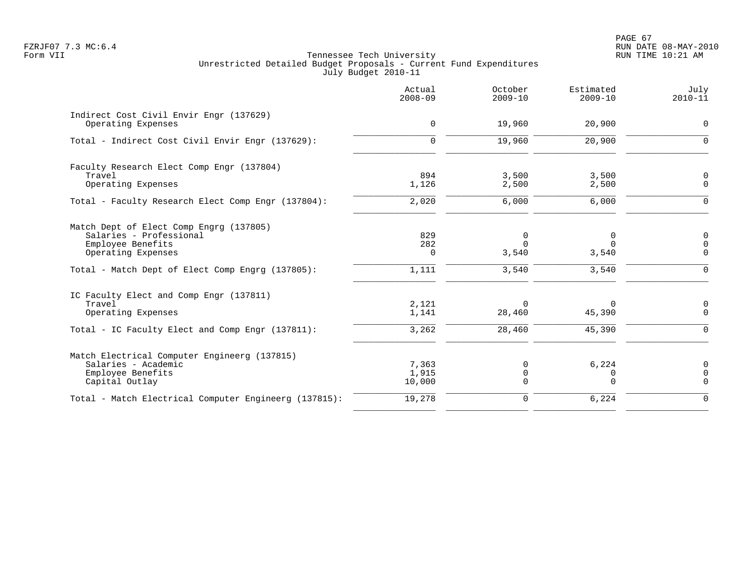FZRJF07 7.3 MC:6.4
Form VII

Tennessee Tech University
Unrestricted Detailed Budget Proposals - Current Fund Expenditures
July Budget 2010-11

RUN DATE 08-MAY-2010
RUN TIME 10:21 AM

| | Actual 2008-09 | October 2009-10 | Estimated 2009-10 | July 2010-11 |
|---|---|---|---|---|
| **Indirect Cost Civil Envir Engr (137629)** | | | | |
| Operating Expenses | 0 | 19,960 | 20,900 | 0 |
| Total - Indirect Cost Civil Envir Engr (137629): | 0 | 19,960 | 20,900 | 0 |
| **Faculty Research Elect Comp Engr (137804)** | | | | |
| Travel | 894 | 3,500 | 3,500 | 0 |
| Operating Expenses | 1,126 | 2,500 | 2,500 | 0 |
| Total - Faculty Research Elect Comp Engr (137804): | 2,020 | 6,000 | 6,000 | 0 |
| **Match Dept of Elect Comp Engrg (137805)** | | | | |
| Salaries - Professional | 829 | 0 | 0 | 0 |
| Employee Benefits | 282 | 0 | 0 | 0 |
| Operating Expenses | 0 | 3,540 | 3,540 | 0 |
| Total - Match Dept of Elect Comp Engrg (137805): | 1,111 | 3,540 | 3,540 | 0 |
| **IC Faculty Elect and Comp Engr (137811)** | | | | |
| Travel | 2,121 | 0 | 0 | 0 |
| Operating Expenses | 1,141 | 28,460 | 45,390 | 0 |
| Total - IC Faculty Elect and Comp Engr (137811): | 3,262 | 28,460 | 45,390 | 0 |
| **Match Electrical Computer Engineerg (137815)** | | | | |
| Salaries - Academic | 7,363 | 0 | 6,224 | 0 |
| Employee Benefits | 1,915 | 0 | 0 | 0 |
| Capital Outlay | 10,000 | 0 | 0 | 0 |
| Total - Match Electrical Computer Engineerg (137815): | 19,278 | 0 | 6,224 | 0 |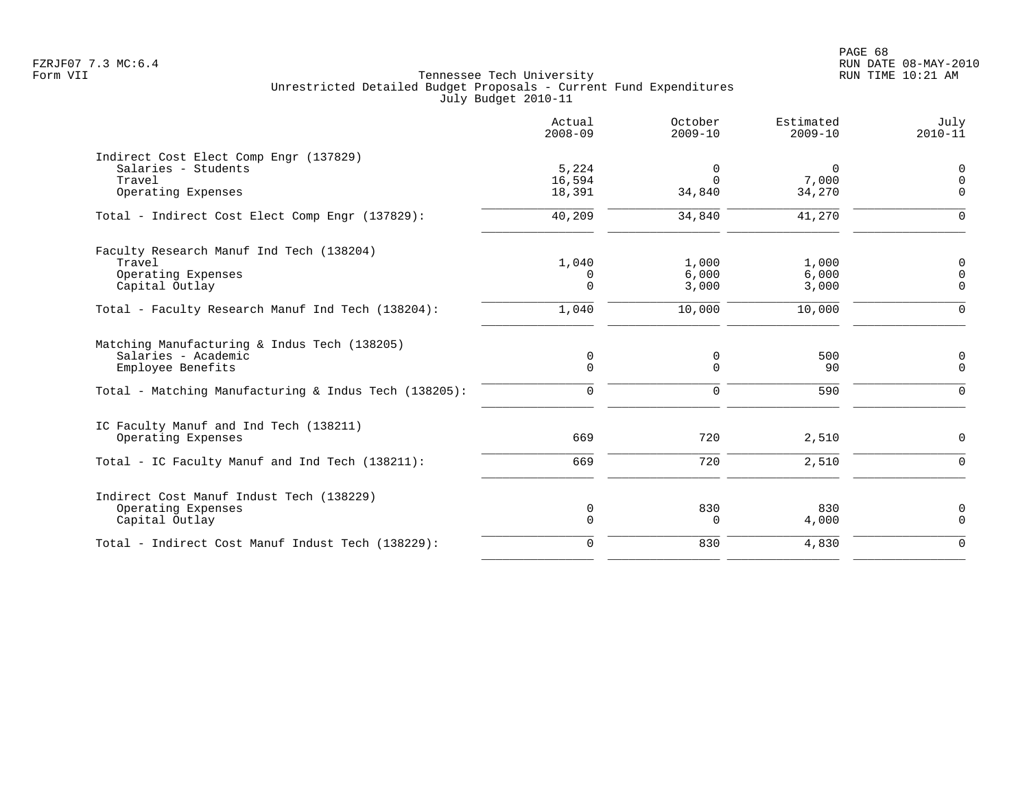Tennessee Tech University
Unrestricted Detailed Budget Proposals - Current Fund Expenditures
July Budget 2010-11

| | Actual 2008-09 | October 2009-10 | Estimated 2009-10 | July 2010-11 |
|---|---:|---:|---:|---:|
| **Indirect Cost Elect Comp Engr (137829)** | | | | |
| Salaries - Students | 5,224 | 0 | 0 | 0 |
| Travel | 16,594 | 0 | 7,000 | 0 |
| Operating Expenses | 18,391 | 34,840 | 34,270 | 0 |
| Total - Indirect Cost Elect Comp Engr (137829): | 40,209 | 34,840 | 41,270 | 0 |
| **Faculty Research Manuf Ind Tech (138204)** | | | | |
| Travel | 1,040 | 1,000 | 1,000 | 0 |
| Operating Expenses | 0 | 6,000 | 6,000 | 0 |
| Capital Outlay | 0 | 3,000 | 3,000 | 0 |
| Total - Faculty Research Manuf Ind Tech (138204): | 1,040 | 10,000 | 10,000 | 0 |
| **Matching Manufacturing & Indus Tech (138205)** | | | | |
| Salaries - Academic | 0 | 0 | 500 | 0 |
| Employee Benefits | 0 | 0 | 90 | 0 |
| Total - Matching Manufacturing & Indus Tech (138205): | 0 | 0 | 590 | 0 |
| **IC Faculty Manuf and Ind Tech (138211)** | | | | |
| Operating Expenses | 669 | 720 | 2,510 | 0 |
| Total - IC Faculty Manuf and Ind Tech (138211): | 669 | 720 | 2,510 | 0 |
| **Indirect Cost Manuf Indust Tech (138229)** | | | | |
| Operating Expenses | 0 | 830 | 830 | 0 |
| Capital Outlay | 0 | 0 | 4,000 | 0 |
| Total - Indirect Cost Manuf Indust Tech (138229): | 0 | 830 | 4,830 | 0 |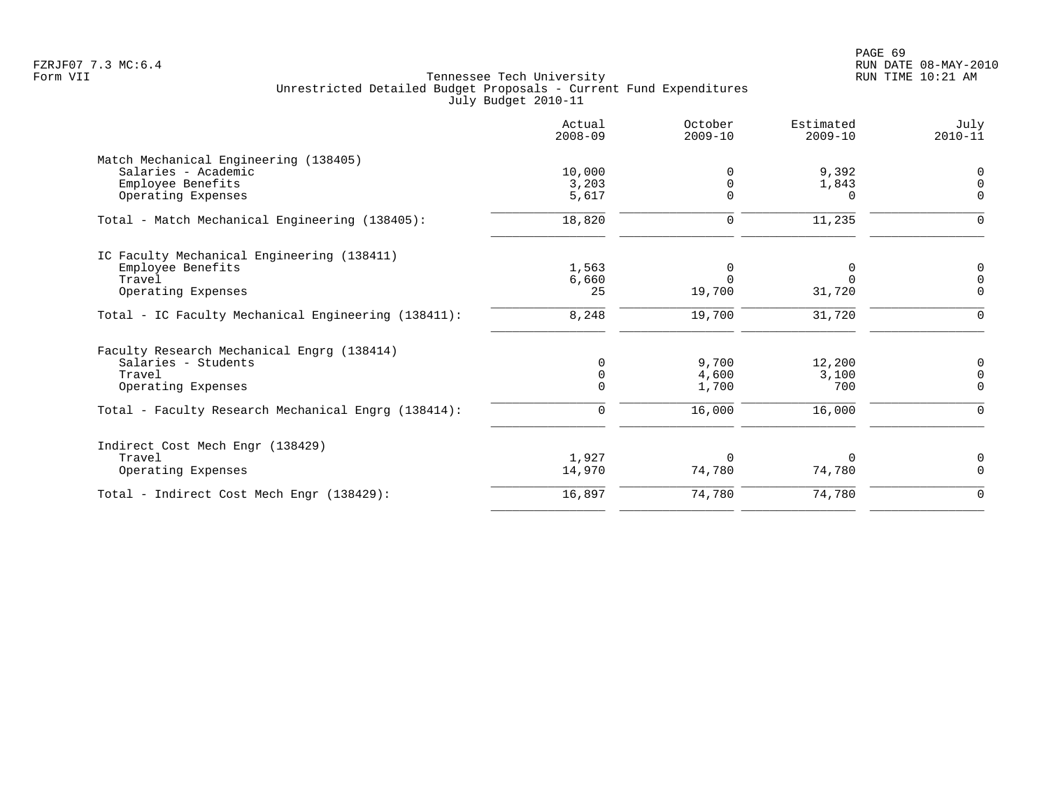FZRJF07 7.3 MC:6.4
Form VII

Tennessee Tech University
Unrestricted Detailed Budget Proposals - Current Fund Expenditures
July Budget 2010-11

RUN DATE 08-MAY-2010
RUN TIME 10:21 AM

| | Actual 2008-09 | October 2009-10 | Estimated 2009-10 | July 2010-11 |
|---|---|---|---|---|
| **Match Mechanical Engineering (138405)** | | | | |
| Salaries - Academic | 10,000 | 0 | 9,392 | 0 |
| Employee Benefits | 3,203 | 0 | 1,843 | 0 |
| Operating Expenses | 5,617 | 0 | 0 | 0 |
| Total - Match Mechanical Engineering (138405): | 18,820 | 0 | 11,235 | 0 |
| **IC Faculty Mechanical Engineering (138411)** | | | | |
| Employee Benefits | 1,563 | 0 | 0 | 0 |
| Travel | 6,660 | 0 | 0 | 0 |
| Operating Expenses | 25 | 19,700 | 31,720 | 0 |
| Total - IC Faculty Mechanical Engineering (138411): | 8,248 | 19,700 | 31,720 | 0 |
| **Faculty Research Mechanical Engrg (138414)** | | | | |
| Salaries - Students | 0 | 9,700 | 12,200 | 0 |
| Travel | 0 | 4,600 | 3,100 | 0 |
| Operating Expenses | 0 | 1,700 | 700 | 0 |
| Total - Faculty Research Mechanical Engrg (138414): | 0 | 16,000 | 16,000 | 0 |
| **Indirect Cost Mech Engr (138429)** | | | | |
| Travel | 1,927 | 0 | 0 | 0 |
| Operating Expenses | 14,970 | 74,780 | 74,780 | 0 |
| Total - Indirect Cost Mech Engr (138429): | 16,897 | 74,780 | 74,780 | 0 |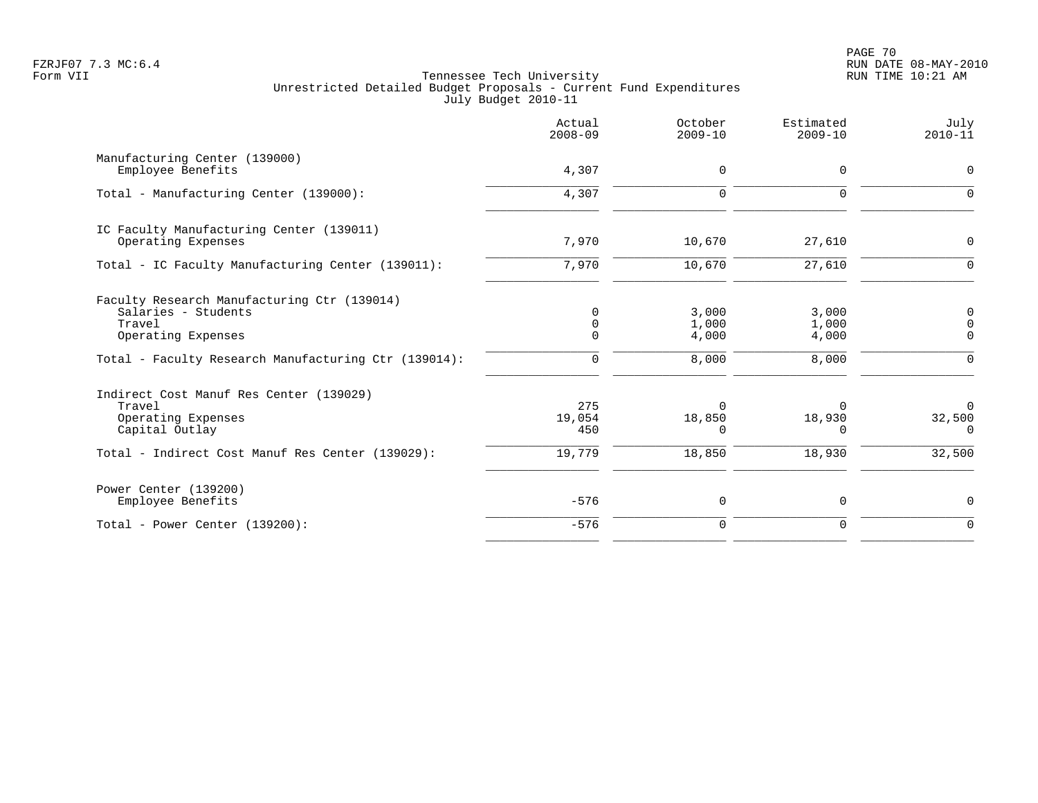FZRJF07 7.3 MC:6.4
Form VII

Tennessee Tech University
Unrestricted Detailed Budget Proposals - Current Fund Expenditures
July Budget 2010-11

PAGE 70
RUN DATE 08-MAY-2010
RUN TIME 10:21 AM

| | Actual 2008-09 | October 2009-10 | Estimated 2009-10 | July 2010-11 |
|---|---|---|---|---|
| **Manufacturing Center (139000)** | | | | |
| Employee Benefits | 4,307 | 0 | 0 | 0 |
| Total - Manufacturing Center (139000): | 4,307 | 0 | 0 | 0 |
| **IC Faculty Manufacturing Center (139011)** | | | | |
| Operating Expenses | 7,970 | 10,670 | 27,610 | 0 |
| Total - IC Faculty Manufacturing Center (139011): | 7,970 | 10,670 | 27,610 | 0 |
| **Faculty Research Manufacturing Ctr (139014)** | | | | |
| Salaries - Students | 0 | 3,000 | 3,000 | 0 |
| Travel | 0 | 1,000 | 1,000 | 0 |
| Operating Expenses | 0 | 4,000 | 4,000 | 0 |
| Total - Faculty Research Manufacturing Ctr (139014): | 0 | 8,000 | 8,000 | 0 |
| **Indirect Cost Manuf Res Center (139029)** | | | | |
| Travel | 275 | 0 | 0 | 0 |
| Operating Expenses | 19,054 | 18,850 | 18,930 | 32,500 |
| Capital Outlay | 450 | 0 | 0 | 0 |
| Total - Indirect Cost Manuf Res Center (139029): | 19,779 | 18,850 | 18,930 | 32,500 |
| **Power Center (139200)** | | | | |
| Employee Benefits | -576 | 0 | 0 | 0 |
| Total - Power Center (139200): | -576 | 0 | 0 | 0 |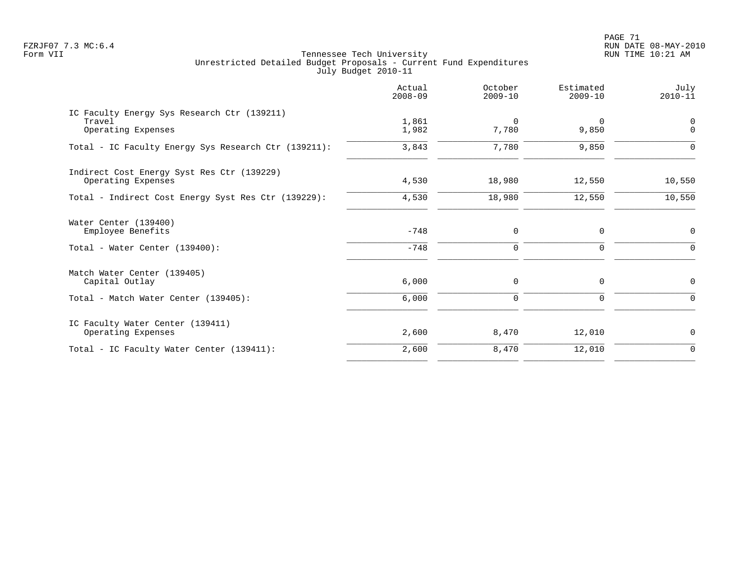Tennessee Tech University
Unrestricted Detailed Budget Proposals - Current Fund Expenditures
July Budget 2010-11

| | Actual 2008-09 | October 2009-10 | Estimated 2009-10 | July 2010-11 |
|---|---|---|---|---|
| **IC Faculty Energy Sys Research Ctr (139211)** | | | | |
| Travel | 1,861 | 0 | 0 | 0 |
| Operating Expenses | 1,982 | 7,780 | 9,850 | 0 |
| Total - IC Faculty Energy Sys Research Ctr (139211): | 3,843 | 7,780 | 9,850 | 0 |
| **Indirect Cost Energy Syst Res Ctr (139229)** | | | | |
| Operating Expenses | 4,530 | 18,980 | 12,550 | 10,550 |
| Total - Indirect Cost Energy Syst Res Ctr (139229): | 4,530 | 18,980 | 12,550 | 10,550 |
| **Water Center (139400)** | | | | |
| Employee Benefits | -748 | 0 | 0 | 0 |
| Total - Water Center (139400): | -748 | 0 | 0 | 0 |
| **Match Water Center (139405)** | | | | |
| Capital Outlay | 6,000 | 0 | 0 | 0 |
| Total - Match Water Center (139405): | 6,000 | 0 | 0 | 0 |
| **IC Faculty Water Center (139411)** | | | | |
| Operating Expenses | 2,600 | 8,470 | 12,010 | 0 |
| Total - IC Faculty Water Center (139411): | 2,600 | 8,470 | 12,010 | 0 |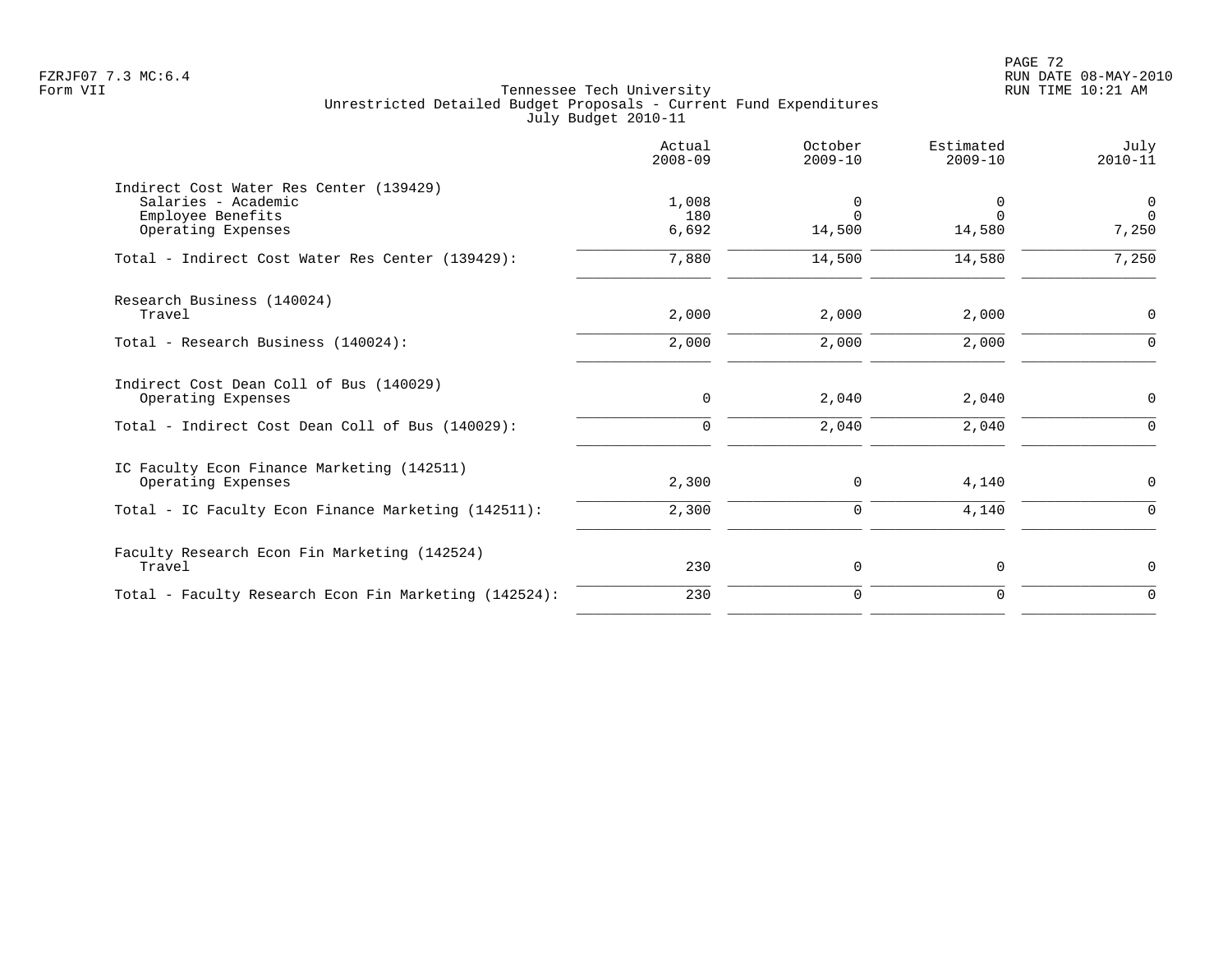Tennessee Tech University
Unrestricted Detailed Budget Proposals - Current Fund Expenditures
July Budget 2010-11

| | Actual 2008-09 | October 2009-10 | Estimated 2009-10 | July 2010-11 |
|---|---|---|---|---|
| Indirect Cost Water Res Center (139429) | | | | |
| Salaries - Academic | 1,008 | 0 | 0 | 0 |
| Employee Benefits | 180 | 0 | 0 | 0 |
| Operating Expenses | 6,692 | 14,500 | 14,580 | 7,250 |
| Total - Indirect Cost Water Res Center (139429): | 7,880 | 14,500 | 14,580 | 7,250 |
| Research Business (140024) | | | | |
| Travel | 2,000 | 2,000 | 2,000 | 0 |
| Total - Research Business (140024): | 2,000 | 2,000 | 2,000 | 0 |
| Indirect Cost Dean Coll of Bus (140029) | | | | |
| Operating Expenses | 0 | 2,040 | 2,040 | 0 |
| Total - Indirect Cost Dean Coll of Bus (140029): | 0 | 2,040 | 2,040 | 0 |
| IC Faculty Econ Finance Marketing (142511) | | | | |
| Operating Expenses | 2,300 | 0 | 4,140 | 0 |
| Total - IC Faculty Econ Finance Marketing (142511): | 2,300 | 0 | 4,140 | 0 |
| Faculty Research Econ Fin Marketing (142524) | | | | |
| Travel | 230 | 0 | 0 | 0 |
| Total - Faculty Research Econ Fin Marketing (142524): | 230 | 0 | 0 | 0 |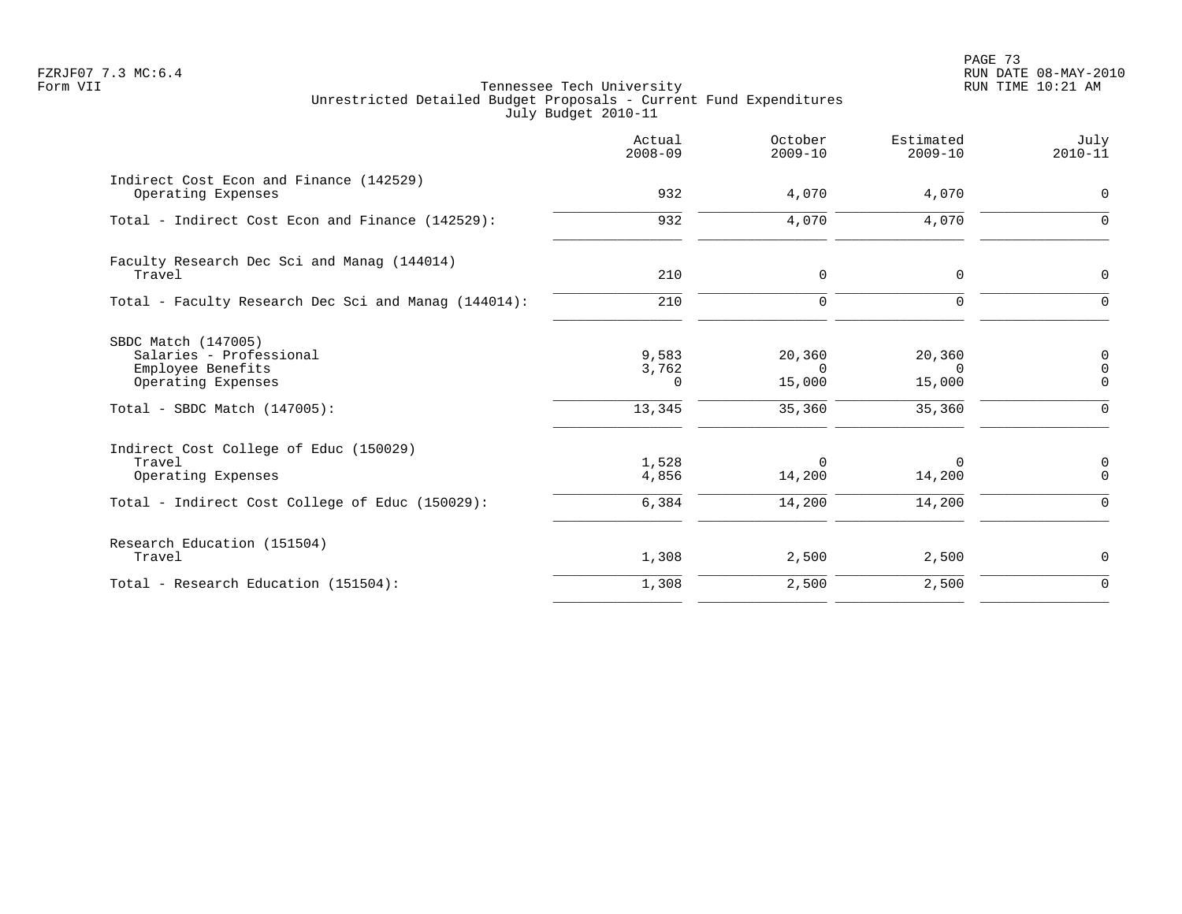# Tennessee Tech University

## Unrestricted Detailed Budget Proposals - Current Fund Expenditures

### July Budget 2010-11

| | Actual 2008-09 | October 2009-10 | Estimated 2009-10 | July 2010-11 |
|---|---|---|---|---|
| **Indirect Cost Econ and Finance (142529)** | | | | |
| Operating Expenses | 932 | 4,070 | 4,070 | 0 |
| Total - Indirect Cost Econ and Finance (142529): | 932 | 4,070 | 4,070 | 0 |
| **Faculty Research Dec Sci and Manag (144014)** | | | | |
| Travel | 210 | 0 | 0 | 0 |
| Total - Faculty Research Dec Sci and Manag (144014): | 210 | 0 | 0 | 0 |
| **SBDC Match (147005)** | | | | |
| Salaries - Professional | 9,583 | 20,360 | 20,360 | 0 |
| Employee Benefits | 3,762 | 0 | 0 | 0 |
| Operating Expenses | 0 | 15,000 | 15,000 | 0 |
| Total - SBDC Match (147005): | 13,345 | 35,360 | 35,360 | 0 |
| **Indirect Cost College of Educ (150029)** | | | | |
| Travel | 1,528 | 0 | 0 | 0 |
| Operating Expenses | 4,856 | 14,200 | 14,200 | 0 |
| Total - Indirect Cost College of Educ (150029): | 6,384 | 14,200 | 14,200 | 0 |
| **Research Education (151504)** | | | | |
| Travel | 1,308 | 2,500 | 2,500 | 0 |
| Total - Research Education (151504): | 1,308 | 2,500 | 2,500 | 0 |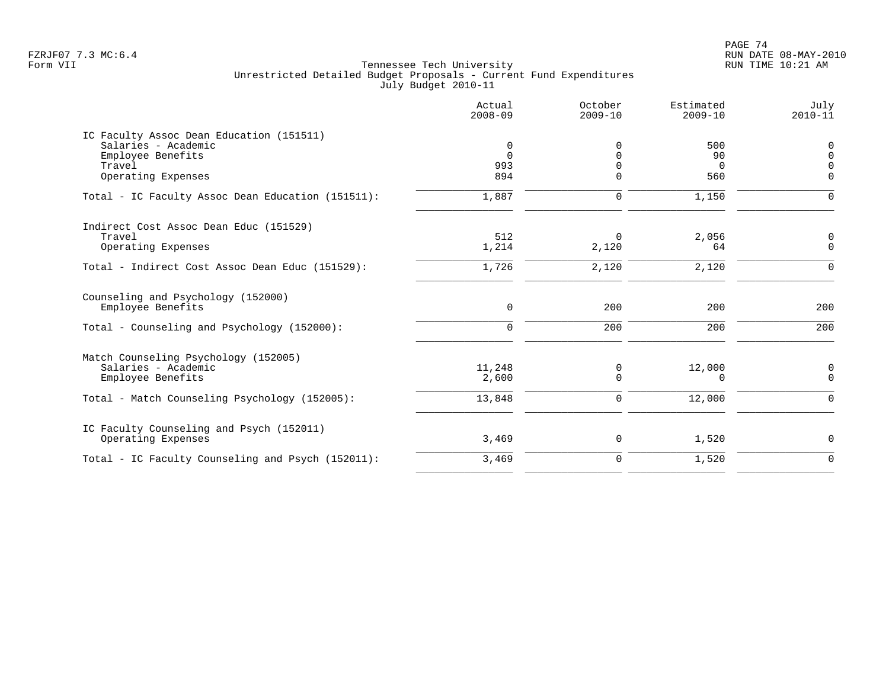FZRJF07 7.3 MC:6.4
Form VII

Tennessee Tech University
Unrestricted Detailed Budget Proposals - Current Fund Expenditures
July Budget 2010-11

RUN DATE 08-MAY-2010
RUN TIME 10:21 AM

| | Actual 2008-09 | October 2009-10 | Estimated 2009-10 | July 2010-11 |
|---|---|---|---|---|
| IC Faculty Assoc Dean Education (151511) | | | | |
| Salaries - Academic | 0 | 0 | 500 | 0 |
| Employee Benefits | 0 | 0 | 90 | 0 |
| Travel | 993 | 0 | 0 | 0 |
| Operating Expenses | 894 | 0 | 560 | 0 |
| Total - IC Faculty Assoc Dean Education (151511): | 1,887 | 0 | 1,150 | 0 |
| Indirect Cost Assoc Dean Educ (151529) | | | | |
| Travel | 512 | 0 | 2,056 | 0 |
| Operating Expenses | 1,214 | 2,120 | 64 | 0 |
| Total - Indirect Cost Assoc Dean Educ (151529): | 1,726 | 2,120 | 2,120 | 0 |
| Counseling and Psychology (152000) | | | | |
| Employee Benefits | 0 | 200 | 200 | 200 |
| Total - Counseling and Psychology (152000): | 0 | 200 | 200 | 200 |
| Match Counseling Psychology (152005) | | | | |
| Salaries - Academic | 11,248 | 0 | 12,000 | 0 |
| Employee Benefits | 2,600 | 0 | 0 | 0 |
| Total - Match Counseling Psychology (152005): | 13,848 | 0 | 12,000 | 0 |
| IC Faculty Counseling and Psych (152011) | | | | |
| Operating Expenses | 3,469 | 0 | 1,520 | 0 |
| Total - IC Faculty Counseling and Psych (152011): | 3,469 | 0 | 1,520 | 0 |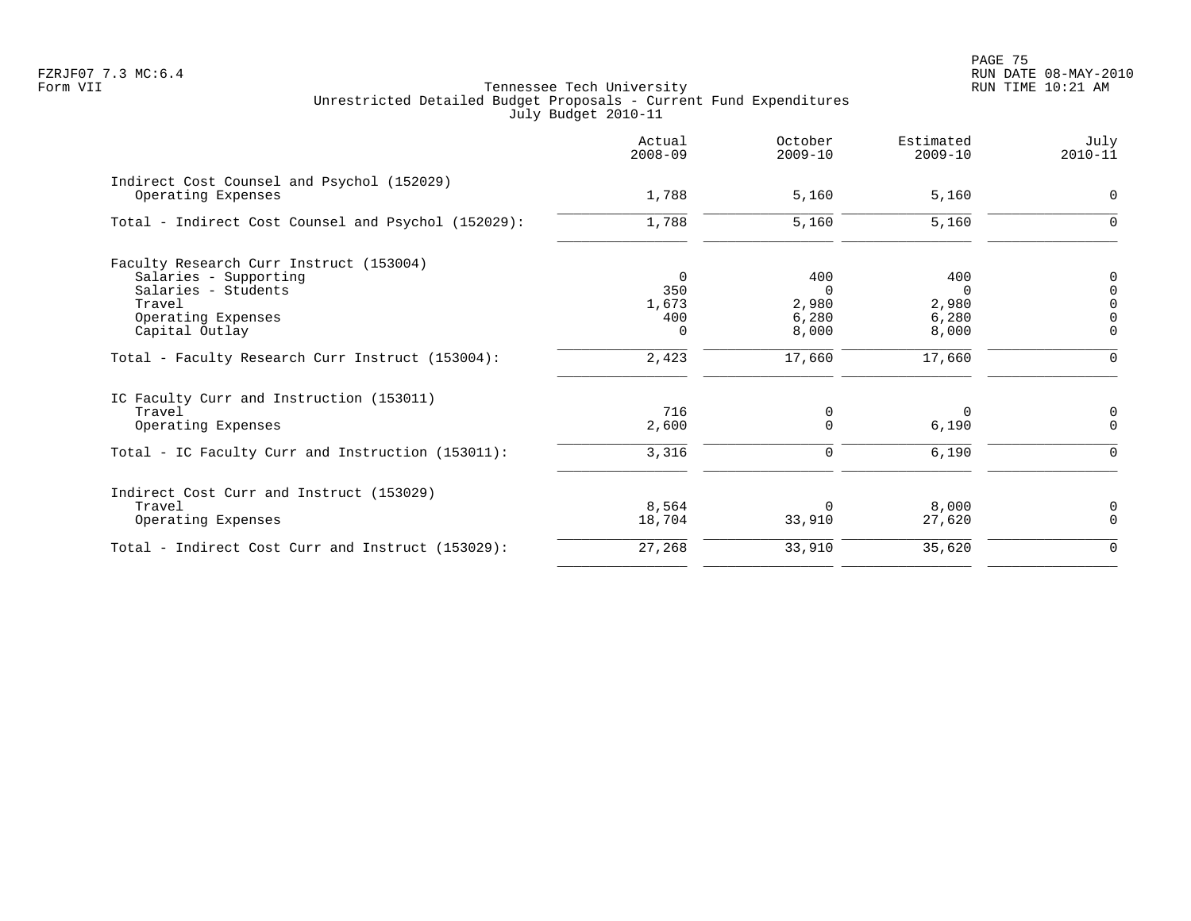Tennessee Tech University
Unrestricted Detailed Budget Proposals - Current Fund Expenditures
July Budget 2010-11

FZRJF07 7.3 MC:6.4
Form VII

RUN DATE 08-MAY-2010
RUN TIME 10:21 AM

| | Actual 2008-09 | October 2009-10 | Estimated 2009-10 | July 2010-11 |
|---|---|---|---|---|
| **Indirect Cost Counsel and Psychol (152029)** | | | | |
| Operating Expenses | 1,788 | 5,160 | 5,160 | 0 |
| Total - Indirect Cost Counsel and Psychol (152029): | 1,788 | 5,160 | 5,160 | 0 |
| **Faculty Research Curr Instruct (153004)** | | | | |
| Salaries - Supporting | 0 | 400 | 400 | 0 |
| Salaries - Students | 350 | 0 | 0 | 0 |
| Travel | 1,673 | 2,980 | 2,980 | 0 |
| Operating Expenses | 400 | 6,280 | 6,280 | 0 |
| Capital Outlay | 0 | 8,000 | 8,000 | 0 |
| Total - Faculty Research Curr Instruct (153004): | 2,423 | 17,660 | 17,660 | 0 |
| **IC Faculty Curr and Instruction (153011)** | | | | |
| Travel | 716 | 0 | 0 | 0 |
| Operating Expenses | 2,600 | 0 | 6,190 | 0 |
| Total - IC Faculty Curr and Instruction (153011): | 3,316 | 0 | 6,190 | 0 |
| **Indirect Cost Curr and Instruct (153029)** | | | | |
| Travel | 8,564 | 0 | 8,000 | 0 |
| Operating Expenses | 18,704 | 33,910 | 27,620 | 0 |
| Total - Indirect Cost Curr and Instruct (153029): | 27,268 | 33,910 | 35,620 | 0 |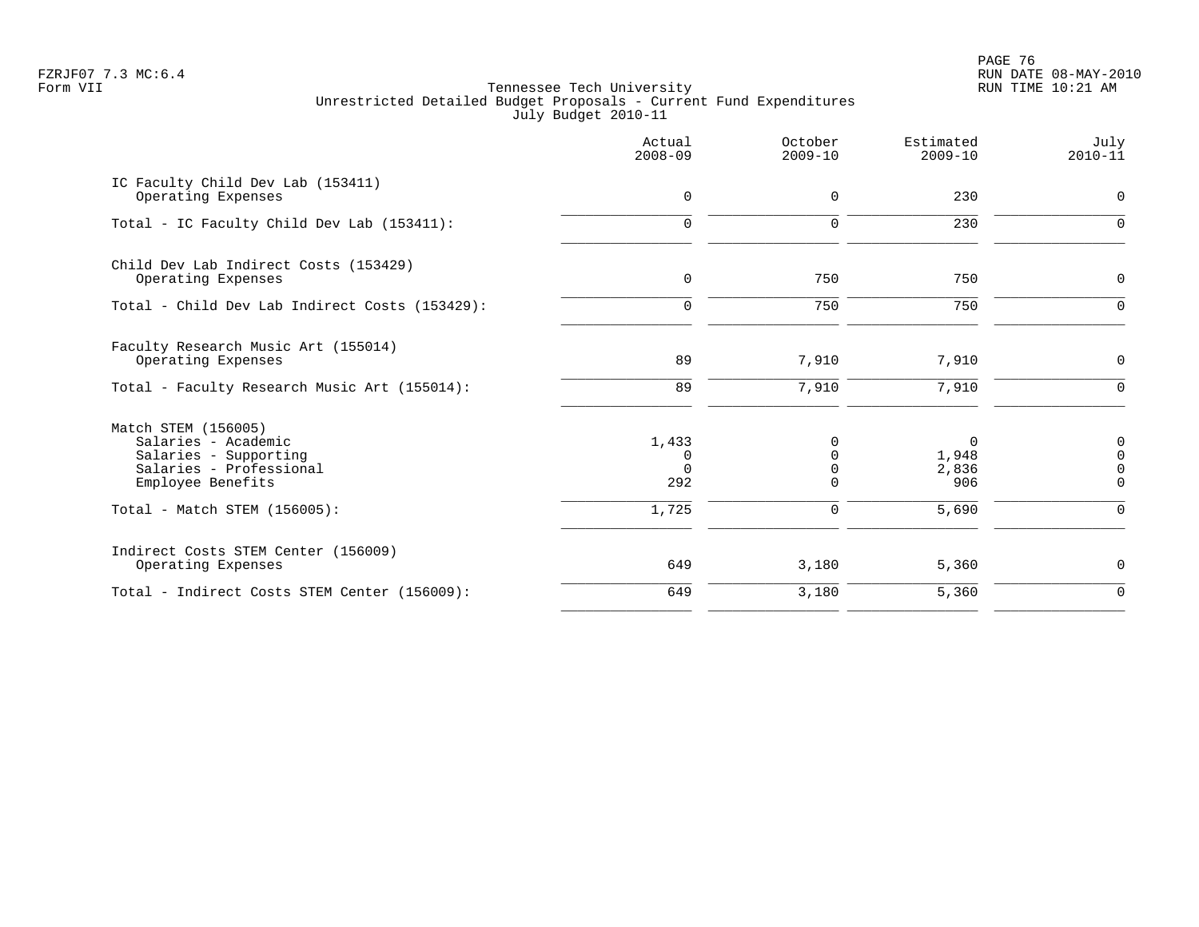FZRJF07 7.3 MC:6.4
Form VII

Tennessee Tech University
Unrestricted Detailed Budget Proposals - Current Fund Expenditures
July Budget 2010-11

RUN DATE 08-MAY-2010
RUN TIME 10:21 AM

| | Actual 2008-09 | October 2009-10 | Estimated 2009-10 | July 2010-11 |
|---|---|---|---|---|
| IC Faculty Child Dev Lab (153411) | | | | |
| Operating Expenses | 0 | 0 | 230 | 0 |
| Total - IC Faculty Child Dev Lab (153411): | 0 | 0 | 230 | 0 |
| Child Dev Lab Indirect Costs (153429) | | | | |
| Operating Expenses | 0 | 750 | 750 | 0 |
| Total - Child Dev Lab Indirect Costs (153429): | 0 | 750 | 750 | 0 |
| Faculty Research Music Art (155014) | | | | |
| Operating Expenses | 89 | 7,910 | 7,910 | 0 |
| Total - Faculty Research Music Art (155014): | 89 | 7,910 | 7,910 | 0 |
| Match STEM (156005) | | | | |
| Salaries - Academic | 1,433 | 0 | 0 | 0 |
| Salaries - Supporting | 0 | 0 | 1,948 | 0 |
| Salaries - Professional | 0 | 0 | 2,836 | 0 |
| Employee Benefits | 292 | 0 | 906 | 0 |
| Total - Match STEM (156005): | 1,725 | 0 | 5,690 | 0 |
| Indirect Costs STEM Center (156009) | | | | |
| Operating Expenses | 649 | 3,180 | 5,360 | 0 |
| Total - Indirect Costs STEM Center (156009): | 649 | 3,180 | 5,360 | 0 |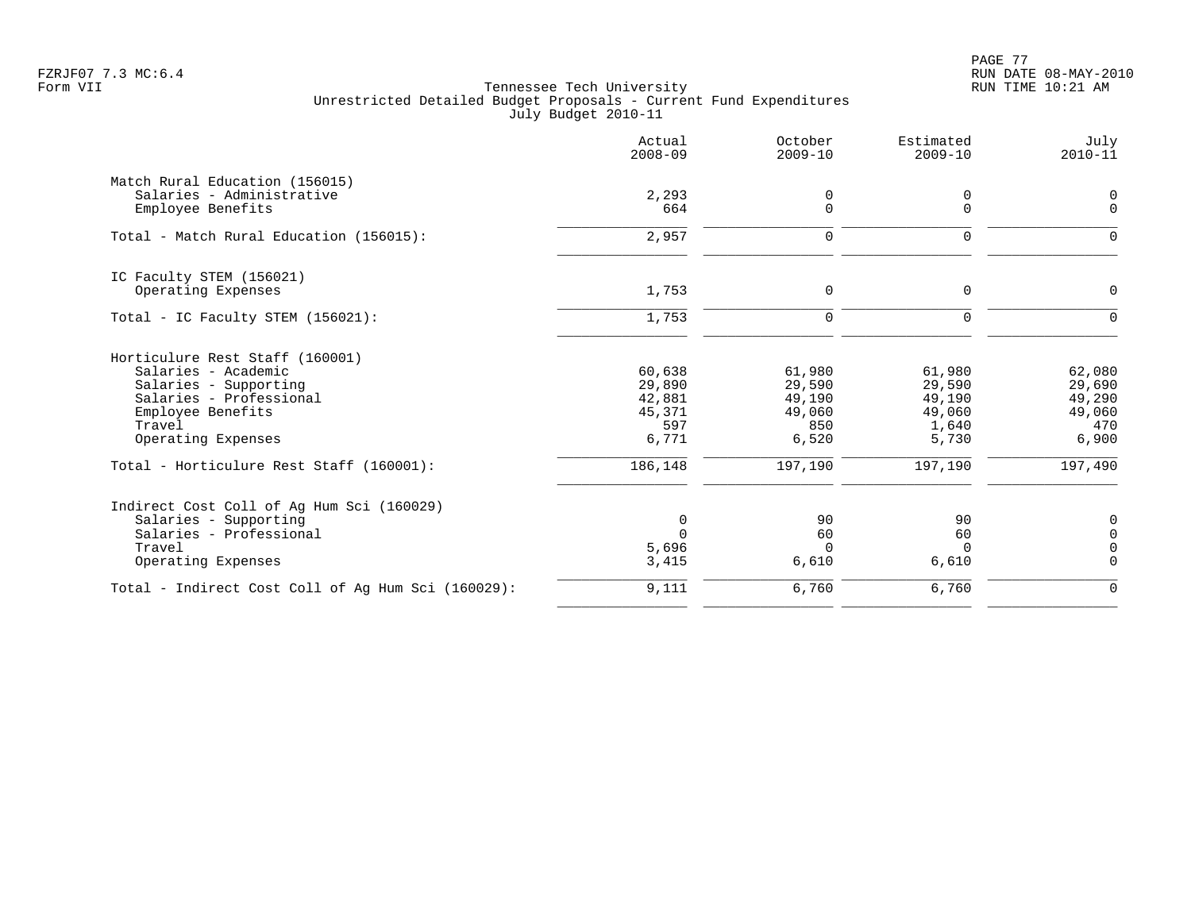FZRJF07 7.3 MC:6.4
Form VII

Tennessee Tech University
Unrestricted Detailed Budget Proposals - Current Fund Expenditures
July Budget 2010-11

RUN DATE 08-MAY-2010
RUN TIME 10:21 AM

| | Actual 2008-09 | October 2009-10 | Estimated 2009-10 | July 2010-11 |
|---|---|---|---|---|
| Match Rural Education (156015) | | | | |
| Salaries - Administrative | 2,293 | 0 | 0 | 0 |
| Employee Benefits | 664 | 0 | 0 | 0 |
| Total - Match Rural Education (156015): | 2,957 | 0 | 0 | 0 |
| IC Faculty STEM (156021) | | | | |
| Operating Expenses | 1,753 | 0 | 0 | 0 |
| Total - IC Faculty STEM (156021): | 1,753 | 0 | 0 | 0 |
| Horticulure Rest Staff (160001) | | | | |
| Salaries - Academic | 60,638 | 61,980 | 61,980 | 62,080 |
| Salaries - Supporting | 29,890 | 29,590 | 29,590 | 29,690 |
| Salaries - Professional | 42,881 | 49,190 | 49,190 | 49,290 |
| Employee Benefits | 45,371 | 49,060 | 49,060 | 49,060 |
| Travel | 597 | 850 | 1,640 | 470 |
| Operating Expenses | 6,771 | 6,520 | 5,730 | 6,900 |
| Total - Horticulure Rest Staff (160001): | 186,148 | 197,190 | 197,190 | 197,490 |
| Indirect Cost Coll of Ag Hum Sci (160029) | | | | |
| Salaries - Supporting | 0 | 90 | 90 | 0 |
| Salaries - Professional | 0 | 60 | 60 | 0 |
| Travel | 5,696 | 0 | 0 | 0 |
| Operating Expenses | 3,415 | 6,610 | 6,610 | 0 |
| Total - Indirect Cost Coll of Ag Hum Sci (160029): | 9,111 | 6,760 | 6,760 | 0 |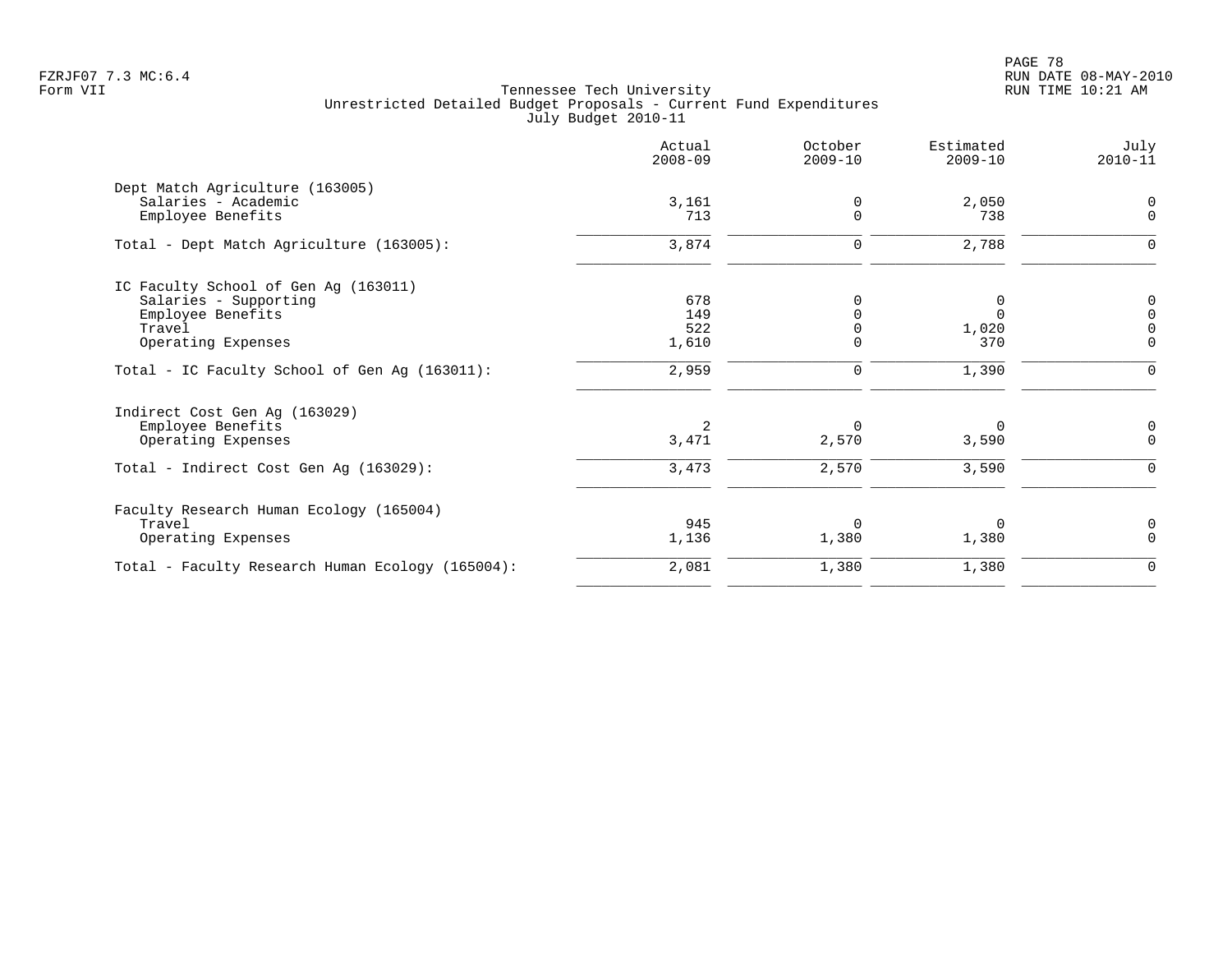FZRJF07 7.3 MC:6.4
Form VII

Tennessee Tech University
Unrestricted Detailed Budget Proposals - Current Fund Expenditures
July Budget 2010-11

RUN DATE 08-MAY-2010
RUN TIME 10:21 AM

| | Actual 2008-09 | October 2009-10 | Estimated 2009-10 | July 2010-11 |
|---|---|---|---|---|
| Dept Match Agriculture (163005) | | | | |
| Salaries - Academic | 3,161 | 0 | 2,050 | 0 |
| Employee Benefits | 713 | 0 | 738 | 0 |
| Total - Dept Match Agriculture (163005): | 3,874 | 0 | 2,788 | 0 |
| IC Faculty School of Gen Ag (163011) | | | | |
| Salaries - Supporting | 678 | 0 | 0 | 0 |
| Employee Benefits | 149 | 0 | 0 | 0 |
| Travel | 522 | 0 | 1,020 | 0 |
| Operating Expenses | 1,610 | 0 | 370 | 0 |
| Total - IC Faculty School of Gen Ag (163011): | 2,959 | 0 | 1,390 | 0 |
| Indirect Cost Gen Ag (163029) | | | | |
| Employee Benefits | 2 | 0 | 0 | 0 |
| Operating Expenses | 3,471 | 2,570 | 3,590 | 0 |
| Total - Indirect Cost Gen Ag (163029): | 3,473 | 2,570 | 3,590 | 0 |
| Faculty Research Human Ecology (165004) | | | | |
| Travel | 945 | 0 | 0 | 0 |
| Operating Expenses | 1,136 | 1,380 | 1,380 | 0 |
| Total - Faculty Research Human Ecology (165004): | 2,081 | 1,380 | 1,380 | 0 |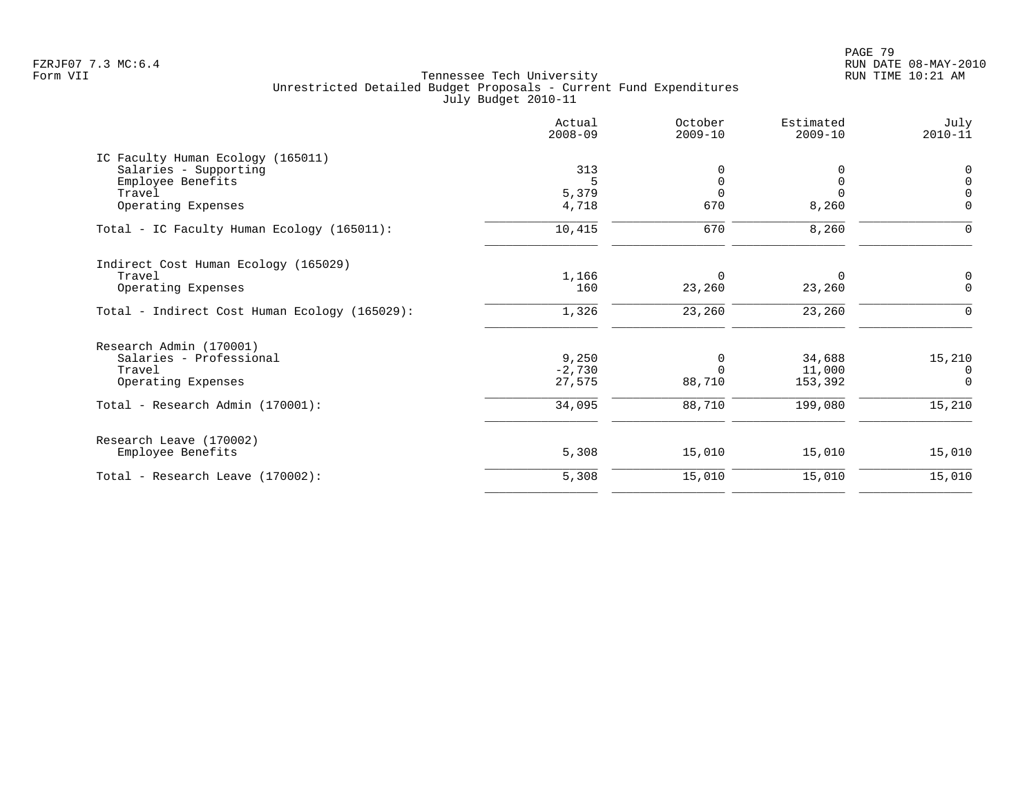Tennessee Tech University
Unrestricted Detailed Budget Proposals - Current Fund Expenditures
July Budget 2010-11

Form VII

| | Actual 2008-09 | October 2009-10 | Estimated 2009-10 | July 2010-11 |
|---|---|---|---|---|
| **IC Faculty Human Ecology (165011)** | | | | |
| Salaries - Supporting | 313 | 0 | 0 | 0 |
| Employee Benefits | 5 | 0 | 0 | 0 |
| Travel | 5,379 | 0 | 0 | 0 |
| Operating Expenses | 4,718 | 670 | 8,260 | 0 |
| Total - IC Faculty Human Ecology (165011): | 10,415 | 670 | 8,260 | 0 |
| **Indirect Cost Human Ecology (165029)** | | | | |
| Travel | 1,166 | 0 | 0 | 0 |
| Operating Expenses | 160 | 23,260 | 23,260 | 0 |
| Total - Indirect Cost Human Ecology (165029): | 1,326 | 23,260 | 23,260 | 0 |
| **Research Admin (170001)** | | | | |
| Salaries - Professional | 9,250 | 0 | 34,688 | 15,210 |
| Travel | -2,730 | 0 | 11,000 | 0 |
| Operating Expenses | 27,575 | 88,710 | 153,392 | 0 |
| Total - Research Admin (170001): | 34,095 | 88,710 | 199,080 | 15,210 |
| **Research Leave (170002)** | | | | |
| Employee Benefits | 5,308 | 15,010 | 15,010 | 15,010 |
| Total - Research Leave (170002): | 5,308 | 15,010 | 15,010 | 15,010 |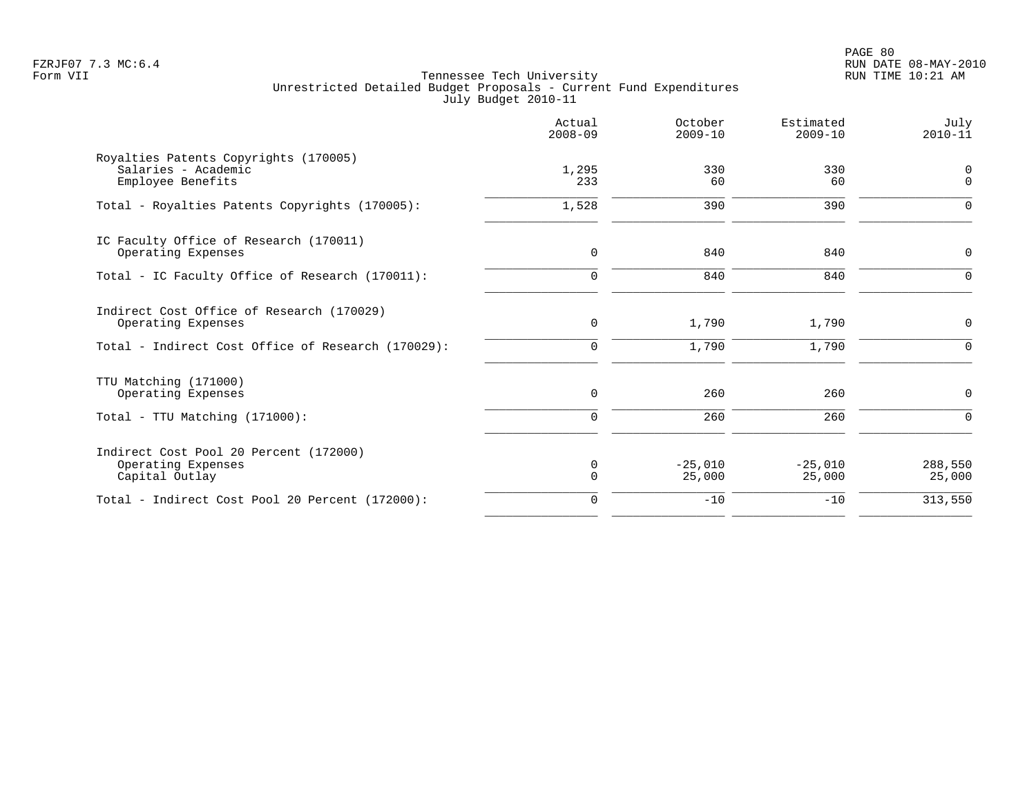Tennessee Tech University
Unrestricted Detailed Budget Proposals - Current Fund Expenditures
July Budget 2010-11

| | Actual 2008-09 | October 2009-10 | Estimated 2009-10 | July 2010-11 |
|---|---|---|---|---|
| Royalties Patents Copyrights (170005) | | | | |
| Salaries - Academic | 1,295 | 330 | 330 | 0 |
| Employee Benefits | 233 | 60 | 60 | 0 |
| Total - Royalties Patents Copyrights (170005): | 1,528 | 390 | 390 | 0 |
| IC Faculty Office of Research (170011) | | | | |
| Operating Expenses | 0 | 840 | 840 | 0 |
| Total - IC Faculty Office of Research (170011): | 0 | 840 | 840 | 0 |
| Indirect Cost Office of Research (170029) | | | | |
| Operating Expenses | 0 | 1,790 | 1,790 | 0 |
| Total - Indirect Cost Office of Research (170029): | 0 | 1,790 | 1,790 | 0 |
| TTU Matching (171000) | | | | |
| Operating Expenses | 0 | 260 | 260 | 0 |
| Total - TTU Matching (171000): | 0 | 260 | 260 | 0 |
| Indirect Cost Pool 20 Percent (172000) | | | | |
| Operating Expenses | 0 | -25,010 | -25,010 | 288,550 |
| Capital Outlay | 0 | 25,000 | 25,000 | 25,000 |
| Total - Indirect Cost Pool 20 Percent (172000): | 0 | -10 | -10 | 313,550 |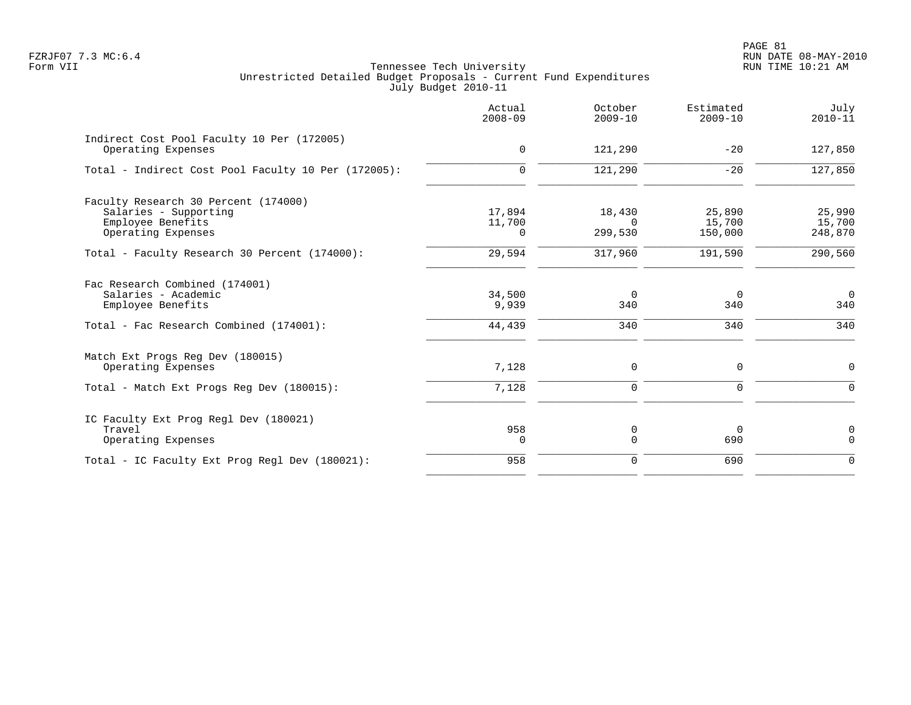Tennessee Tech University
Unrestricted Detailed Budget Proposals - Current Fund Expenditures
July Budget 2010-11

FZRJF07 7.3 MC:6.4
Form VII

RUN DATE 08-MAY-2010
RUN TIME 10:21 AM

| | Actual 2008-09 | October 2009-10 | Estimated 2009-10 | July 2010-11 |
|---|---|---|---|---|
| **Indirect Cost Pool Faculty 10 Per (172005)** | | | | |
| Operating Expenses | 0 | 121,290 | -20 | 127,850 |
| Total - Indirect Cost Pool Faculty 10 Per (172005): | 0 | 121,290 | -20 | 127,850 |
| **Faculty Research 30 Percent (174000)** | | | | |
| Salaries - Supporting | 17,894 | 18,430 | 25,890 | 25,990 |
| Employee Benefits | 11,700 | 0 | 15,700 | 15,700 |
| Operating Expenses | 0 | 299,530 | 150,000 | 248,870 |
| Total - Faculty Research 30 Percent (174000): | 29,594 | 317,960 | 191,590 | 290,560 |
| **Fac Research Combined (174001)** | | | | |
| Salaries - Academic | 34,500 | 0 | 0 | 0 |
| Employee Benefits | 9,939 | 340 | 340 | 340 |
| Total - Fac Research Combined (174001): | 44,439 | 340 | 340 | 340 |
| **Match Ext Progs Reg Dev (180015)** | | | | |
| Operating Expenses | 7,128 | 0 | 0 | 0 |
| Total - Match Ext Progs Reg Dev (180015): | 7,128 | 0 | 0 | 0 |
| **IC Faculty Ext Prog Regl Dev (180021)** | | | | |
| Travel | 958 | 0 | 0 | 0 |
| Operating Expenses | 0 | 0 | 690 | 0 |
| Total - IC Faculty Ext Prog Regl Dev (180021): | 958 | 0 | 690 | 0 |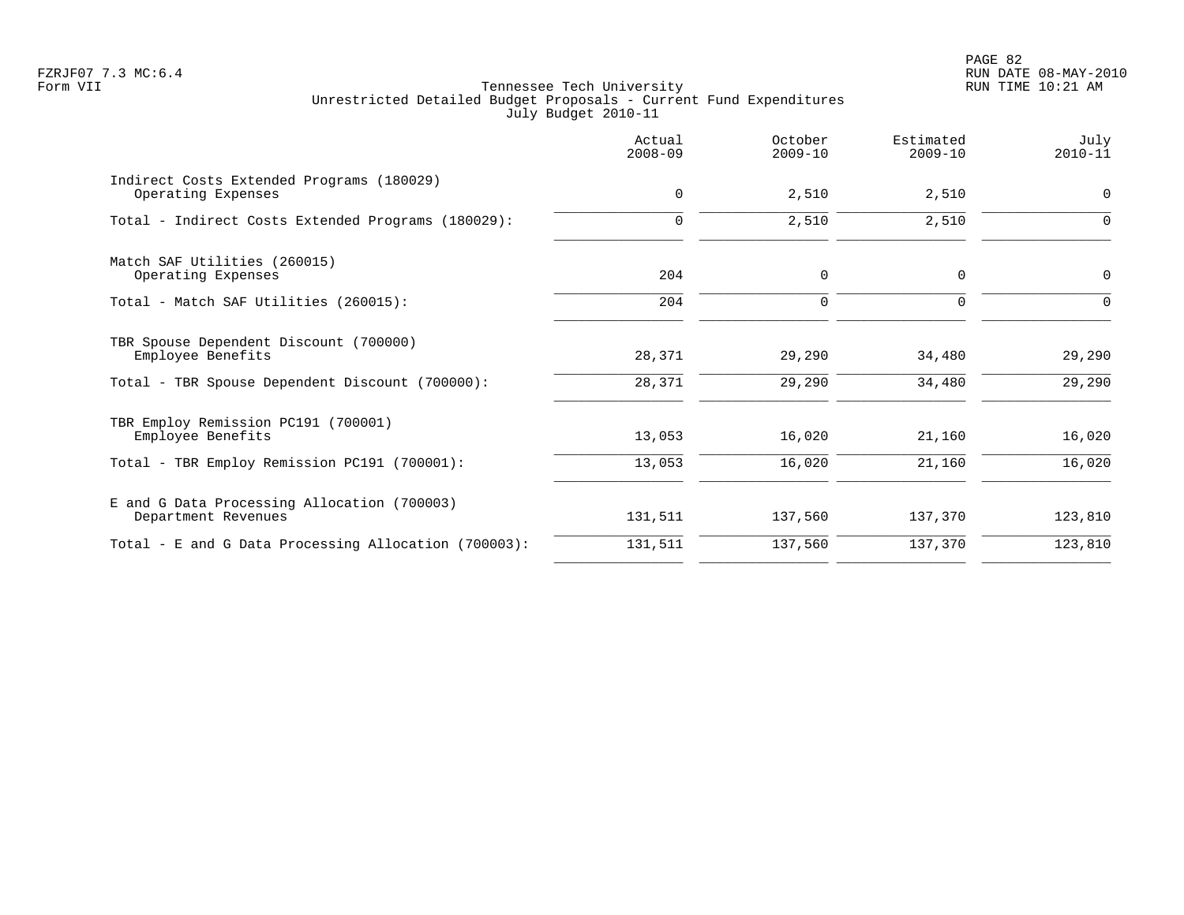FZRJF07 7.3 MC:6.4
Form VII

Tennessee Tech University
Unrestricted Detailed Budget Proposals - Current Fund Expenditures
July Budget 2010-11

RUN DATE 08-MAY-2010
RUN TIME 10:21 AM

| | Actual 2008-09 | October 2009-10 | Estimated 2009-10 | July 2010-11 |
|---|---|---|---|---|
| Indirect Costs Extended Programs (180029) | | | | |
| Operating Expenses | 0 | 2,510 | 2,510 | 0 |
| Total - Indirect Costs Extended Programs (180029): | 0 | 2,510 | 2,510 | 0 |
| Match SAF Utilities (260015) | | | | |
| Operating Expenses | 204 | 0 | 0 | 0 |
| Total - Match SAF Utilities (260015): | 204 | 0 | 0 | 0 |
| TBR Spouse Dependent Discount (700000) | | | | |
| Employee Benefits | 28,371 | 29,290 | 34,480 | 29,290 |
| Total - TBR Spouse Dependent Discount (700000): | 28,371 | 29,290 | 34,480 | 29,290 |
| TBR Employ Remission PC191 (700001) | | | | |
| Employee Benefits | 13,053 | 16,020 | 21,160 | 16,020 |
| Total - TBR Employ Remission PC191 (700001): | 13,053 | 16,020 | 21,160 | 16,020 |
| E and G Data Processing Allocation (700003) | | | | |
| Department Revenues | 131,511 | 137,560 | 137,370 | 123,810 |
| Total - E and G Data Processing Allocation (700003): | 131,511 | 137,560 | 137,370 | 123,810 |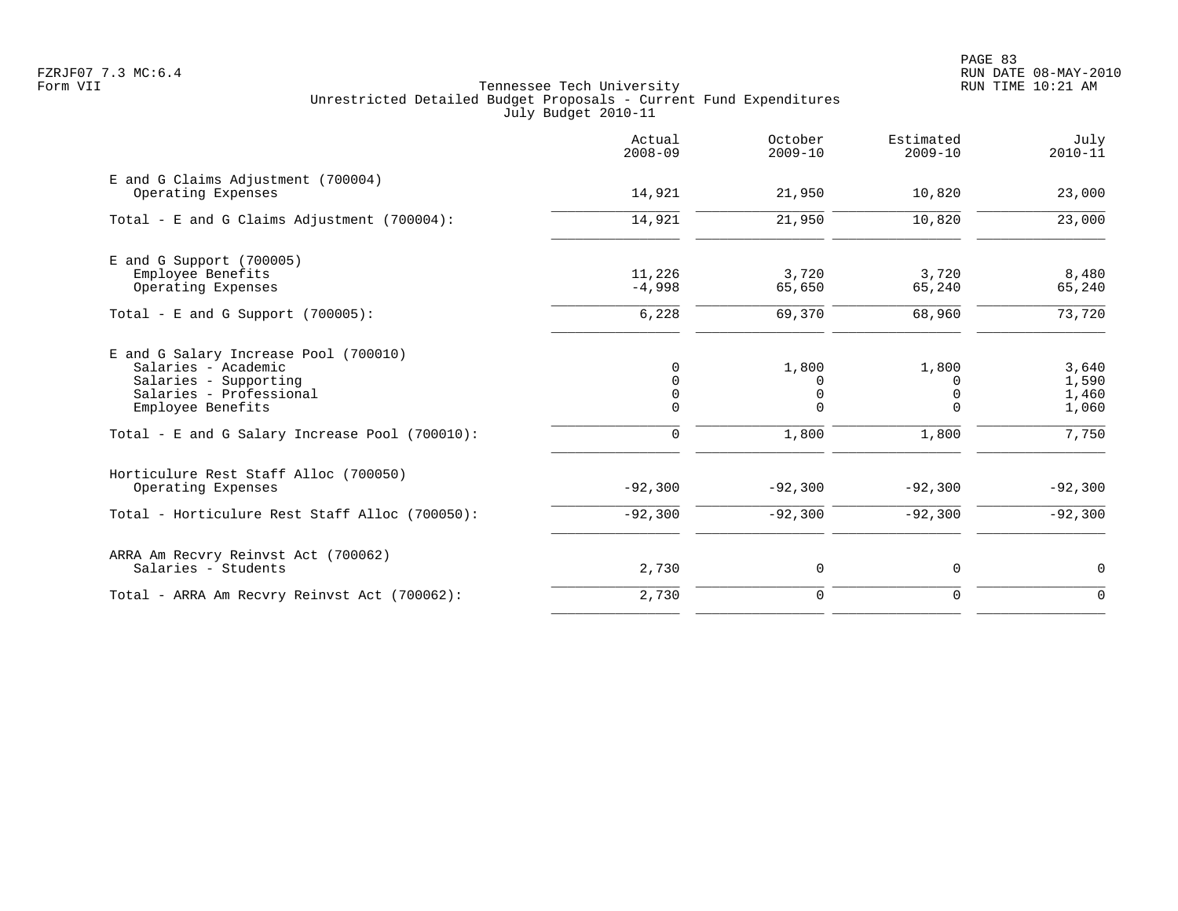Tennessee Tech University
Unrestricted Detailed Budget Proposals - Current Fund Expenditures
July Budget 2010-11

| | Actual 2008-09 | October 2009-10 | Estimated 2009-10 | July 2010-11 |
|---|---|---|---|---|
| E and G Claims Adjustment (700004) | | | | |
| Operating Expenses | 14,921 | 21,950 | 10,820 | 23,000 |
| Total - E and G Claims Adjustment (700004): | 14,921 | 21,950 | 10,820 | 23,000 |
| E and G Support (700005) | | | | |
| Employee Benefits | 11,226 | 3,720 | 3,720 | 8,480 |
| Operating Expenses | -4,998 | 65,650 | 65,240 | 65,240 |
| Total - E and G Support (700005): | 6,228 | 69,370 | 68,960 | 73,720 |
| E and G Salary Increase Pool (700010) | | | | |
| Salaries - Academic | 0 | 1,800 | 1,800 | 3,640 |
| Salaries - Supporting | 0 | 0 | 0 | 1,590 |
| Salaries - Professional | 0 | 0 | 0 | 1,460 |
| Employee Benefits | 0 | 0 | 0 | 1,060 |
| Total - E and G Salary Increase Pool (700010): | 0 | 1,800 | 1,800 | 7,750 |
| Horticulure Rest Staff Alloc (700050) | | | | |
| Operating Expenses | -92,300 | -92,300 | -92,300 | -92,300 |
| Total - Horticulure Rest Staff Alloc (700050): | -92,300 | -92,300 | -92,300 | -92,300 |
| ARRA Am Recvry Reinvst Act (700062) | | | | |
| Salaries - Students | 2,730 | 0 | 0 | 0 |
| Total - ARRA Am Recvry Reinvst Act (700062): | 2,730 | 0 | 0 | 0 |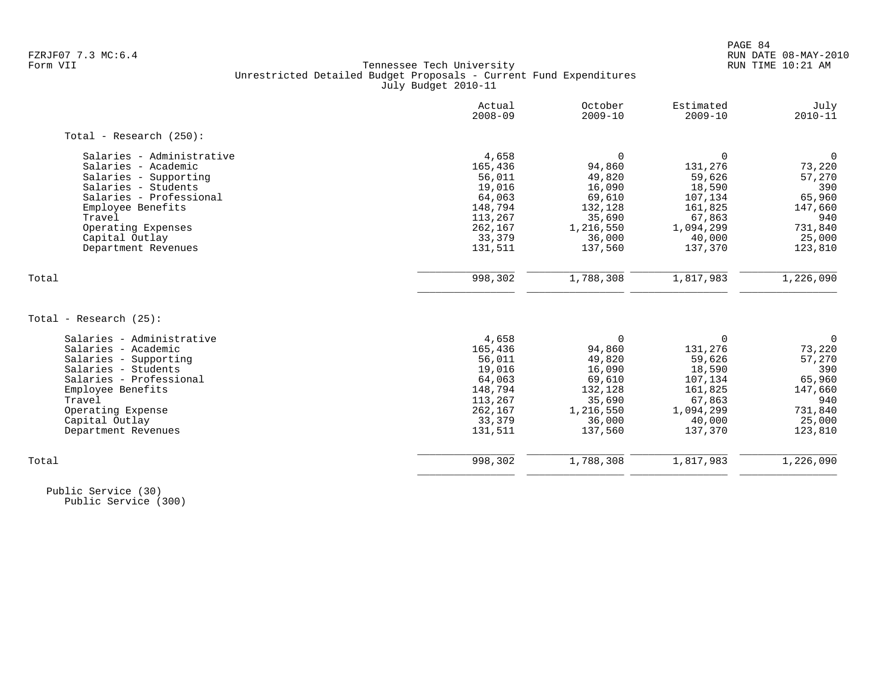Tennessee Tech University
Unrestricted Detailed Budget Proposals - Current Fund Expenditures
July Budget 2010-11

| | Actual 2008-09 | October 2009-10 | Estimated 2009-10 | July 2010-11 |
|---|---|---|---|---|
| **Total - Research (250):** | | | | |
| Salaries - Administrative | 4,658 | 0 | 0 | 0 |
| Salaries - Academic | 165,436 | 94,860 | 131,276 | 73,220 |
| Salaries - Supporting | 56,011 | 49,820 | 59,626 | 57,270 |
| Salaries - Students | 19,016 | 16,090 | 18,590 | 390 |
| Salaries - Professional | 64,063 | 69,610 | 107,134 | 65,960 |
| Employee Benefits | 148,794 | 132,128 | 161,825 | 147,660 |
| Travel | 113,267 | 35,690 | 67,863 | 940 |
| Operating Expenses | 262,167 | 1,216,550 | 1,094,299 | 731,840 |
| Capital Outlay | 33,379 | 36,000 | 40,000 | 25,000 |
| Department Revenues | 131,511 | 137,560 | 137,370 | 123,810 |
| Total | 998,302 | 1,788,308 | 1,817,983 | 1,226,090 |
| **Total - Research (25):** | | | | |
| Salaries - Administrative | 4,658 | 0 | 0 | 0 |
| Salaries - Academic | 165,436 | 94,860 | 131,276 | 73,220 |
| Salaries - Supporting | 56,011 | 49,820 | 59,626 | 57,270 |
| Salaries - Students | 19,016 | 16,090 | 18,590 | 390 |
| Salaries - Professional | 64,063 | 69,610 | 107,134 | 65,960 |
| Employee Benefits | 148,794 | 132,128 | 161,825 | 147,660 |
| Travel | 113,267 | 35,690 | 67,863 | 940 |
| Operating Expense | 262,167 | 1,216,550 | 1,094,299 | 731,840 |
| Capital Outlay | 33,379 | 36,000 | 40,000 | 25,000 |
| Department Revenues | 131,511 | 137,560 | 137,370 | 123,810 |
| Total | 998,302 | 1,788,308 | 1,817,983 | 1,226,090 |

Public Service (30)
Public Service (300)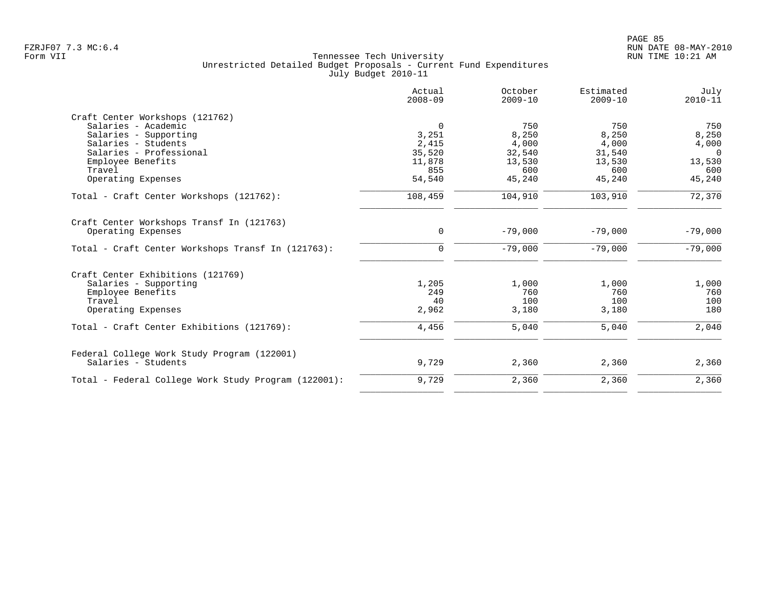Tennessee Tech University
Unrestricted Detailed Budget Proposals - Current Fund Expenditures
July Budget 2010-11

Form VII

| | Actual 2008-09 | October 2009-10 | Estimated 2009-10 | July 2010-11 |
|---|---|---|---|---|
| **Craft Center Workshops (121762)** | | | | |
| Salaries - Academic | 0 | 750 | 750 | 750 |
| Salaries - Supporting | 3,251 | 8,250 | 8,250 | 8,250 |
| Salaries - Students | 2,415 | 4,000 | 4,000 | 4,000 |
| Salaries - Professional | 35,520 | 32,540 | 31,540 | 0 |
| Employee Benefits | 11,878 | 13,530 | 13,530 | 13,530 |
| Travel | 855 | 600 | 600 | 600 |
| Operating Expenses | 54,540 | 45,240 | 45,240 | 45,240 |
| Total - Craft Center Workshops (121762): | 108,459 | 104,910 | 103,910 | 72,370 |
| **Craft Center Workshops Transf In (121763)** | | | | |
| Operating Expenses | 0 | -79,000 | -79,000 | -79,000 |
| Total - Craft Center Workshops Transf In (121763): | 0 | -79,000 | -79,000 | -79,000 |
| **Craft Center Exhibitions (121769)** | | | | |
| Salaries - Supporting | 1,205 | 1,000 | 1,000 | 1,000 |
| Employee Benefits | 249 | 760 | 760 | 760 |
| Travel | 40 | 100 | 100 | 100 |
| Operating Expenses | 2,962 | 3,180 | 3,180 | 180 |
| Total - Craft Center Exhibitions (121769): | 4,456 | 5,040 | 5,040 | 2,040 |
| **Federal College Work Study Program (122001)** | | | | |
| Salaries - Students | 9,729 | 2,360 | 2,360 | 2,360 |
| Total - Federal College Work Study Program (122001): | 9,729 | 2,360 | 2,360 | 2,360 |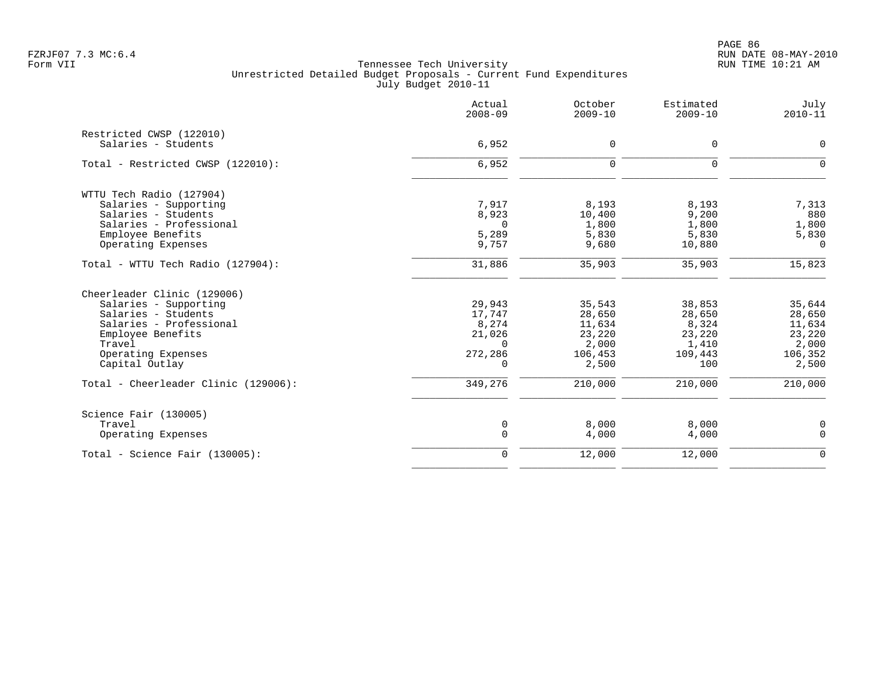Tennessee Tech University
Unrestricted Detailed Budget Proposals - Current Fund Expenditures
July Budget 2010-11

| | Actual 2008-09 | October 2009-10 | Estimated 2009-10 | July 2010-11 |
|---|---|---|---|---|
| **Restricted CWSP (122010)** | | | | |
| Salaries - Students | 6,952 | 0 | 0 | 0 |
| Total - Restricted CWSP (122010): | 6,952 | 0 | 0 | 0 |
| **WTTU Tech Radio (127904)** | | | | |
| Salaries - Supporting | 7,917 | 8,193 | 8,193 | 7,313 |
| Salaries - Students | 8,923 | 10,400 | 9,200 | 880 |
| Salaries - Professional | 0 | 1,800 | 1,800 | 1,800 |
| Employee Benefits | 5,289 | 5,830 | 5,830 | 5,830 |
| Operating Expenses | 9,757 | 9,680 | 10,880 | 0 |
| Total - WTTU Tech Radio (127904): | 31,886 | 35,903 | 35,903 | 15,823 |
| **Cheerleader Clinic (129006)** | | | | |
| Salaries - Supporting | 29,943 | 35,543 | 38,853 | 35,644 |
| Salaries - Students | 17,747 | 28,650 | 28,650 | 28,650 |
| Salaries - Professional | 8,274 | 11,634 | 8,324 | 11,634 |
| Employee Benefits | 21,026 | 23,220 | 23,220 | 23,220 |
| Travel | 0 | 2,000 | 1,410 | 2,000 |
| Operating Expenses | 272,286 | 106,453 | 109,443 | 106,352 |
| Capital Outlay | 0 | 2,500 | 100 | 2,500 |
| Total - Cheerleader Clinic (129006): | 349,276 | 210,000 | 210,000 | 210,000 |
| **Science Fair (130005)** | | | | |
| Travel | 0 | 8,000 | 8,000 | 0 |
| Operating Expenses | 0 | 4,000 | 4,000 | 0 |
| Total - Science Fair (130005): | 0 | 12,000 | 12,000 | 0 |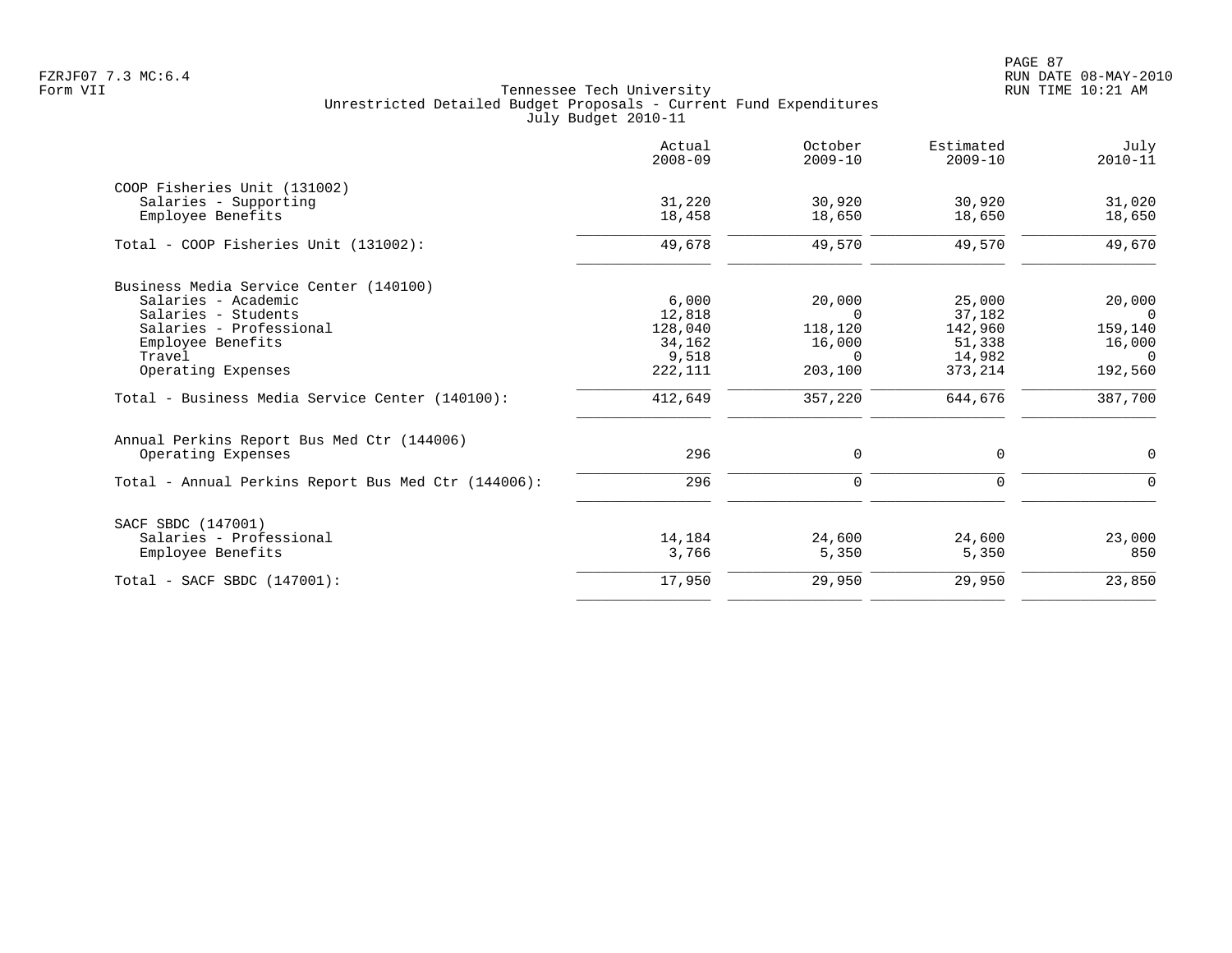Tennessee Tech University
Unrestricted Detailed Budget Proposals - Current Fund Expenditures
July Budget 2010-11

FZRJF07 7.3 MC:6.4
Form VII

RUN DATE 08-MAY-2010
RUN TIME 10:21 AM

| | Actual 2008-09 | October 2009-10 | Estimated 2009-10 | July 2010-11 |
|---|---|---|---|---|
| COOP Fisheries Unit (131002) | | | | |
| Salaries - Supporting | 31,220 | 30,920 | 30,920 | 31,020 |
| Employee Benefits | 18,458 | 18,650 | 18,650 | 18,650 |
| Total - COOP Fisheries Unit (131002): | 49,678 | 49,570 | 49,570 | 49,670 |
| Business Media Service Center (140100) | | | | |
| Salaries - Academic | 6,000 | 20,000 | 25,000 | 20,000 |
| Salaries - Students | 12,818 | 0 | 37,182 | 0 |
| Salaries - Professional | 128,040 | 118,120 | 142,960 | 159,140 |
| Employee Benefits | 34,162 | 16,000 | 51,338 | 16,000 |
| Travel | 9,518 | 0 | 14,982 | 0 |
| Operating Expenses | 222,111 | 203,100 | 373,214 | 192,560 |
| Total - Business Media Service Center (140100): | 412,649 | 357,220 | 644,676 | 387,700 |
| Annual Perkins Report Bus Med Ctr (144006) | | | | |
| Operating Expenses | 296 | 0 | 0 | 0 |
| Total - Annual Perkins Report Bus Med Ctr (144006): | 296 | 0 | 0 | 0 |
| SACF SBDC (147001) | | | | |
| Salaries - Professional | 14,184 | 24,600 | 24,600 | 23,000 |
| Employee Benefits | 3,766 | 5,350 | 5,350 | 850 |
| Total - SACF SBDC (147001): | 17,950 | 29,950 | 29,950 | 23,850 |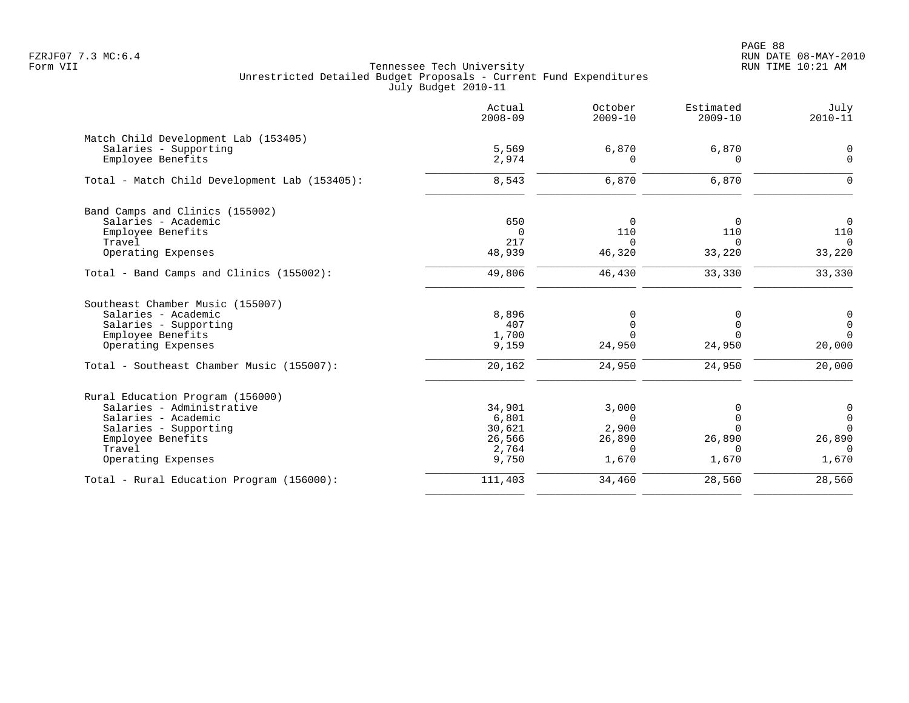FZRJF07 7.3 MC:6.4
Form VII

Tennessee Tech University
Unrestricted Detailed Budget Proposals - Current Fund Expenditures
July Budget 2010-11

RUN DATE 08-MAY-2010
RUN TIME 10:21 AM

| | Actual 2008-09 | October 2009-10 | Estimated 2009-10 | July 2010-11 |
|---|---:|---:|---:|---:|
| Match Child Development Lab (153405) | | | | |
| Salaries - Supporting | 5,569 | 6,870 | 6,870 | 0 |
| Employee Benefits | 2,974 | 0 | 0 | 0 |
| Total - Match Child Development Lab (153405): | 8,543 | 6,870 | 6,870 | 0 |
| Band Camps and Clinics (155002) | | | | |
| Salaries - Academic | 650 | 0 | 0 | 0 |
| Employee Benefits | 0 | 110 | 110 | 110 |
| Travel | 217 | 0 | 0 | 0 |
| Operating Expenses | 48,939 | 46,320 | 33,220 | 33,220 |
| Total - Band Camps and Clinics (155002): | 49,806 | 46,430 | 33,330 | 33,330 |
| Southeast Chamber Music (155007) | | | | |
| Salaries - Academic | 8,896 | 0 | 0 | 0 |
| Salaries - Supporting | 407 | 0 | 0 | 0 |
| Employee Benefits | 1,700 | 0 | 0 | 0 |
| Operating Expenses | 9,159 | 24,950 | 24,950 | 20,000 |
| Total - Southeast Chamber Music (155007): | 20,162 | 24,950 | 24,950 | 20,000 |
| Rural Education Program (156000) | | | | |
| Salaries - Administrative | 34,901 | 3,000 | 0 | 0 |
| Salaries - Academic | 6,801 | 0 | 0 | 0 |
| Salaries - Supporting | 30,621 | 2,900 | 0 | 0 |
| Employee Benefits | 26,566 | 26,890 | 26,890 | 26,890 |
| Travel | 2,764 | 0 | 0 | 0 |
| Operating Expenses | 9,750 | 1,670 | 1,670 | 1,670 |
| Total - Rural Education Program (156000): | 111,403 | 34,460 | 28,560 | 28,560 |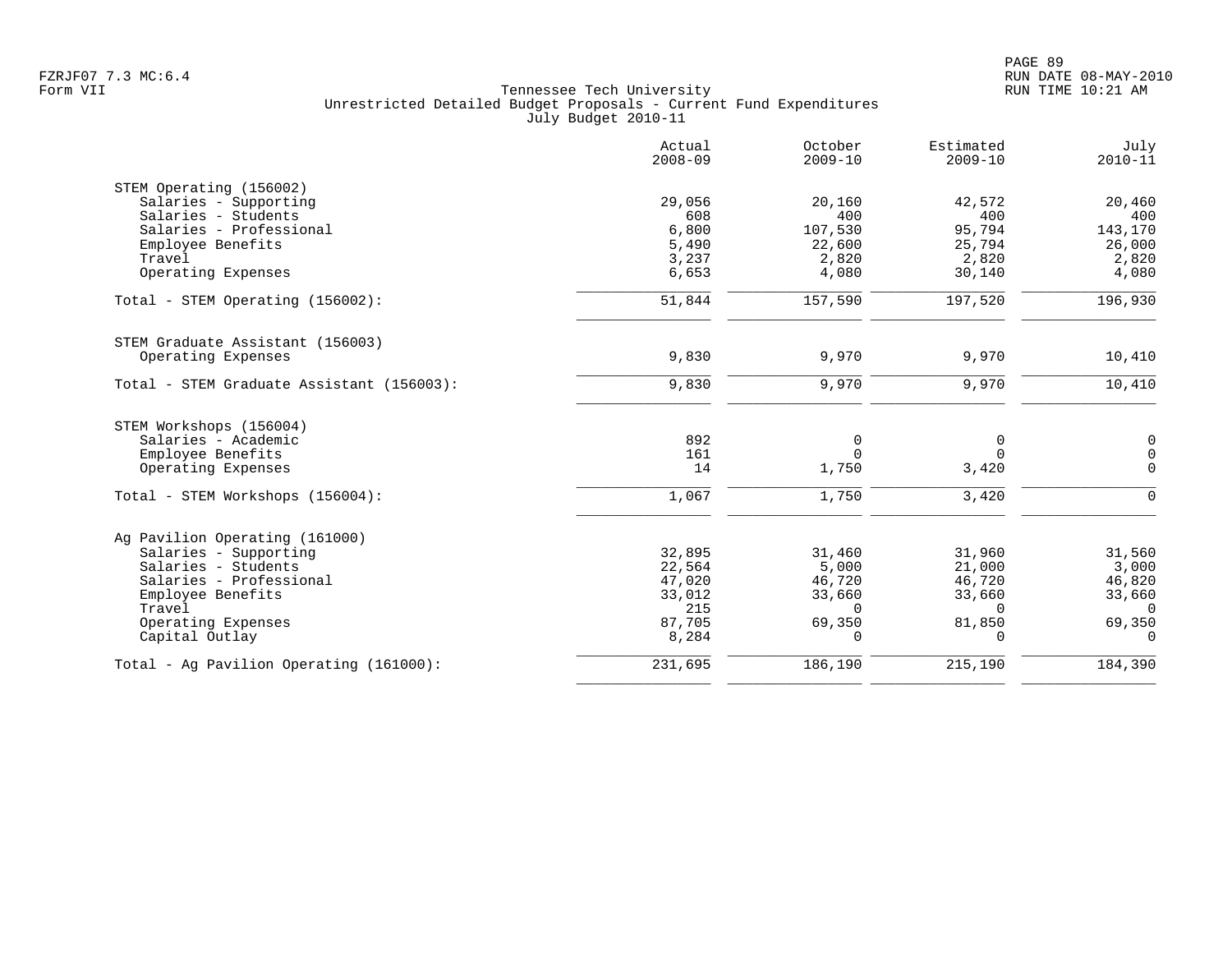Tennessee Tech University
Unrestricted Detailed Budget Proposals - Current Fund Expenditures
July Budget 2010-11

|  | Actual 2008-09 | October 2009-10 | Estimated 2009-10 | July 2010-11 |
|---|---|---|---|---|
| STEM Operating (156002) |  |  |  |  |
| Salaries - Supporting | 29,056 | 20,160 | 42,572 | 20,460 |
| Salaries - Students | 608 | 400 | 400 | 400 |
| Salaries - Professional | 6,800 | 107,530 | 95,794 | 143,170 |
| Employee Benefits | 5,490 | 22,600 | 25,794 | 26,000 |
| Travel | 3,237 | 2,820 | 2,820 | 2,820 |
| Operating Expenses | 6,653 | 4,080 | 30,140 | 4,080 |
| Total - STEM Operating (156002): | 51,844 | 157,590 | 197,520 | 196,930 |
| STEM Graduate Assistant (156003) |  |  |  |  |
| Operating Expenses | 9,830 | 9,970 | 9,970 | 10,410 |
| Total - STEM Graduate Assistant (156003): | 9,830 | 9,970 | 9,970 | 10,410 |
| STEM Workshops (156004) |  |  |  |  |
| Salaries - Academic | 892 | 0 | 0 | 0 |
| Employee Benefits | 161 | 0 | 0 | 0 |
| Operating Expenses | 14 | 1,750 | 3,420 | 0 |
| Total - STEM Workshops (156004): | 1,067 | 1,750 | 3,420 | 0 |
| Ag Pavilion Operating (161000) |  |  |  |  |
| Salaries - Supporting | 32,895 | 31,460 | 31,960 | 31,560 |
| Salaries - Students | 22,564 | 5,000 | 21,000 | 3,000 |
| Salaries - Professional | 47,020 | 46,720 | 46,720 | 46,820 |
| Employee Benefits | 33,012 | 33,660 | 33,660 | 33,660 |
| Travel | 215 | 0 | 0 | 0 |
| Operating Expenses | 87,705 | 69,350 | 81,850 | 69,350 |
| Capital Outlay | 8,284 | 0 | 0 | 0 |
| Total - Ag Pavilion Operating (161000): | 231,695 | 186,190 | 215,190 | 184,390 |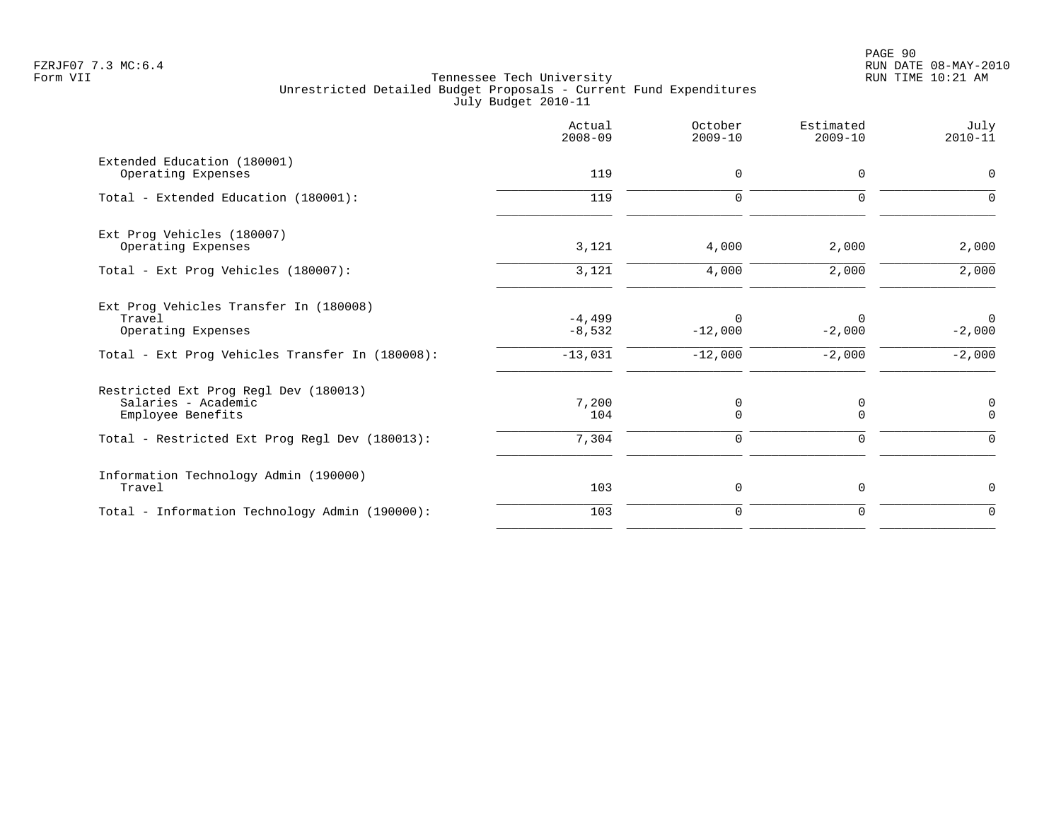FZRJF07 7.3 MC:6.4
Form VII

Tennessee Tech University
Unrestricted Detailed Budget Proposals - Current Fund Expenditures
July Budget 2010-11

| | Actual 2008-09 | October 2009-10 | Estimated 2009-10 | July 2010-11 |
|---|---|---|---|---|
| Extended Education (180001) | | | | |
| Operating Expenses | 119 | 0 | 0 | 0 |
| Total - Extended Education (180001): | 119 | 0 | 0 | 0 |
| Ext Prog Vehicles (180007) | | | | |
| Operating Expenses | 3,121 | 4,000 | 2,000 | 2,000 |
| Total - Ext Prog Vehicles (180007): | 3,121 | 4,000 | 2,000 | 2,000 |
| Ext Prog Vehicles Transfer In (180008) | | | | |
| Travel | -4,499 | 0 | 0 | 0 |
| Operating Expenses | -8,532 | -12,000 | -2,000 | -2,000 |
| Total - Ext Prog Vehicles Transfer In (180008): | -13,031 | -12,000 | -2,000 | -2,000 |
| Restricted Ext Prog Regl Dev (180013) | | | | |
| Salaries - Academic | 7,200 | 0 | 0 | 0 |
| Employee Benefits | 104 | 0 | 0 | 0 |
| Total - Restricted Ext Prog Regl Dev (180013): | 7,304 | 0 | 0 | 0 |
| Information Technology Admin (190000) | | | | |
| Travel | 103 | 0 | 0 | 0 |
| Total - Information Technology Admin (190000): | 103 | 0 | 0 | 0 |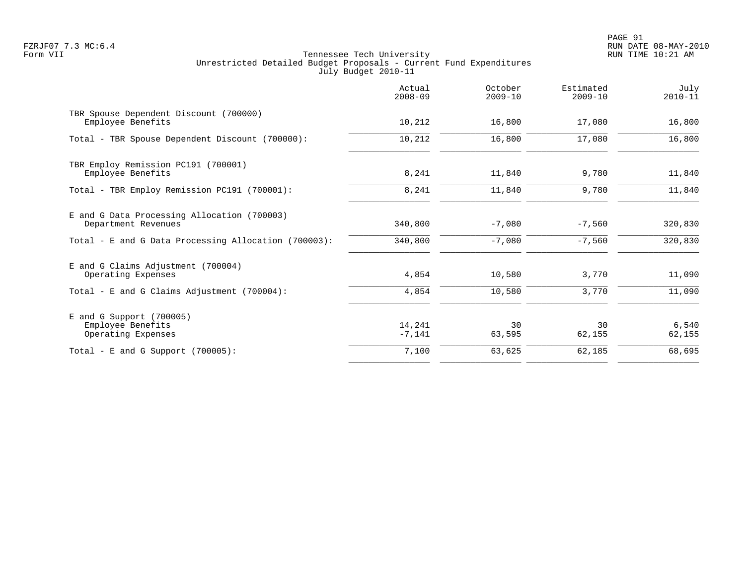Tennessee Tech University
Unrestricted Detailed Budget Proposals - Current Fund Expenditures
July Budget 2010-11

| | Actual 2008-09 | October 2009-10 | Estimated 2009-10 | July 2010-11 |
|---|---|---|---|---|
| TBR Spouse Dependent Discount (700000) | | | | |
| Employee Benefits | 10,212 | 16,800 | 17,080 | 16,800 |
| Total - TBR Spouse Dependent Discount (700000): | 10,212 | 16,800 | 17,080 | 16,800 |
| TBR Employ Remission PC191 (700001) | | | | |
| Employee Benefits | 8,241 | 11,840 | 9,780 | 11,840 |
| Total - TBR Employ Remission PC191 (700001): | 8,241 | 11,840 | 9,780 | 11,840 |
| E and G Data Processing Allocation (700003) | | | | |
| Department Revenues | 340,800 | -7,080 | -7,560 | 320,830 |
| Total - E and G Data Processing Allocation (700003): | 340,800 | -7,080 | -7,560 | 320,830 |
| E and G Claims Adjustment (700004) | | | | |
| Operating Expenses | 4,854 | 10,580 | 3,770 | 11,090 |
| Total - E and G Claims Adjustment (700004): | 4,854 | 10,580 | 3,770 | 11,090 |
| E and G Support (700005) | | | | |
| Employee Benefits | 14,241 | 30 | 30 | 6,540 |
| Operating Expenses | -7,141 | 63,595 | 62,155 | 62,155 |
| Total - E and G Support (700005): | 7,100 | 63,625 | 62,185 | 68,695 |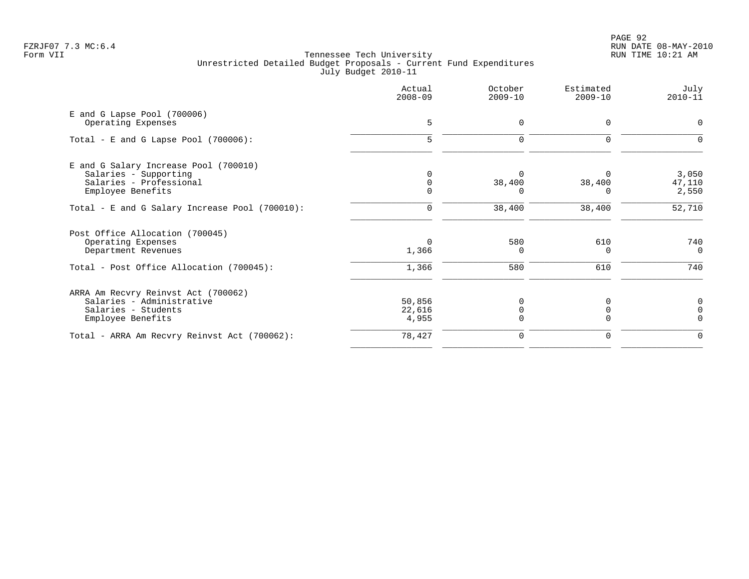Tennessee Tech University
Unrestricted Detailed Budget Proposals - Current Fund Expenditures
July Budget 2010-11

| | Actual 2008-09 | October 2009-10 | Estimated 2009-10 | July 2010-11 |
|---|---|---|---|---|
| E and G Lapse Pool (700006) | | | | |
| Operating Expenses | 5 | 0 | 0 | 0 |
| Total - E and G Lapse Pool (700006): | 5 | 0 | 0 | 0 |
| E and G Salary Increase Pool (700010) | | | | |
| Salaries - Supporting | 0 | 0 | 0 | 3,050 |
| Salaries - Professional | 0 | 38,400 | 38,400 | 47,110 |
| Employee Benefits | 0 | 0 | 0 | 2,550 |
| Total - E and G Salary Increase Pool (700010): | 0 | 38,400 | 38,400 | 52,710 |
| Post Office Allocation (700045) | | | | |
| Operating Expenses | 0 | 580 | 610 | 740 |
| Department Revenues | 1,366 | 0 | 0 | 0 |
| Total - Post Office Allocation (700045): | 1,366 | 580 | 610 | 740 |
| ARRA Am Recvry Reinvst Act (700062) | | | | |
| Salaries - Administrative | 50,856 | 0 | 0 | 0 |
| Salaries - Students | 22,616 | 0 | 0 | 0 |
| Employee Benefits | 4,955 | 0 | 0 | 0 |
| Total - ARRA Am Recvry Reinvst Act (700062): | 78,427 | 0 | 0 | 0 |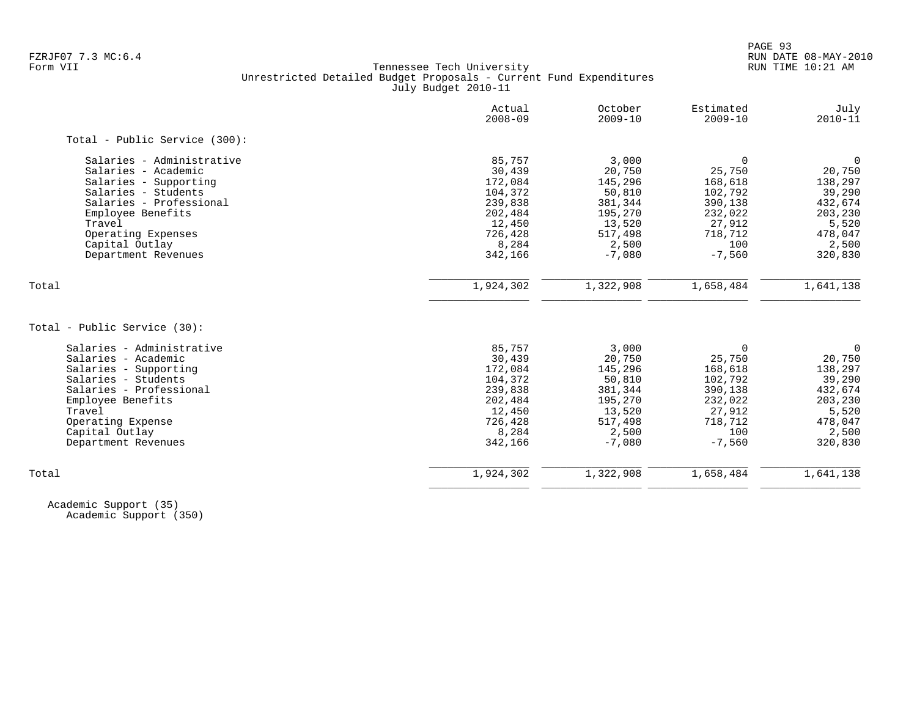FZRJF07 7.3 MC:6.4
Form VII

Tennessee Tech University
Unrestricted Detailed Budget Proposals - Current Fund Expenditures
July Budget 2010-11

RUN DATE 08-MAY-2010
RUN TIME 10:21 AM

| | Actual 2008-09 | October 2009-10 | Estimated 2009-10 | July 2010-11 |
|---|---|---|---|---|
| **Total - Public Service (300):** | | | | |
| Salaries - Administrative | 85,757 | 3,000 | 0 | 0 |
| Salaries - Academic | 30,439 | 20,750 | 25,750 | 20,750 |
| Salaries - Supporting | 172,084 | 145,296 | 168,618 | 138,297 |
| Salaries - Students | 104,372 | 50,810 | 102,792 | 39,290 |
| Salaries - Professional | 239,838 | 381,344 | 390,138 | 432,674 |
| Employee Benefits | 202,484 | 195,270 | 232,022 | 203,230 |
| Travel | 12,450 | 13,520 | 27,912 | 5,520 |
| Operating Expenses | 726,428 | 517,498 | 718,712 | 478,047 |
| Capital Outlay | 8,284 | 2,500 | 100 | 2,500 |
| Department Revenues | 342,166 | -7,080 | -7,560 | 320,830 |
| Total | 1,924,302 | 1,322,908 | 1,658,484 | 1,641,138 |
| **Total - Public Service (30):** | | | | |
| Salaries - Administrative | 85,757 | 3,000 | 0 | 0 |
| Salaries - Academic | 30,439 | 20,750 | 25,750 | 20,750 |
| Salaries - Supporting | 172,084 | 145,296 | 168,618 | 138,297 |
| Salaries - Students | 104,372 | 50,810 | 102,792 | 39,290 |
| Salaries - Professional | 239,838 | 381,344 | 390,138 | 432,674 |
| Employee Benefits | 202,484 | 195,270 | 232,022 | 203,230 |
| Travel | 12,450 | 13,520 | 27,912 | 5,520 |
| Operating Expense | 726,428 | 517,498 | 718,712 | 478,047 |
| Capital Outlay | 8,284 | 2,500 | 100 | 2,500 |
| Department Revenues | 342,166 | -7,080 | -7,560 | 320,830 |
| Total | 1,924,302 | 1,322,908 | 1,658,484 | 1,641,138 |

Academic Support (35)
Academic Support (350)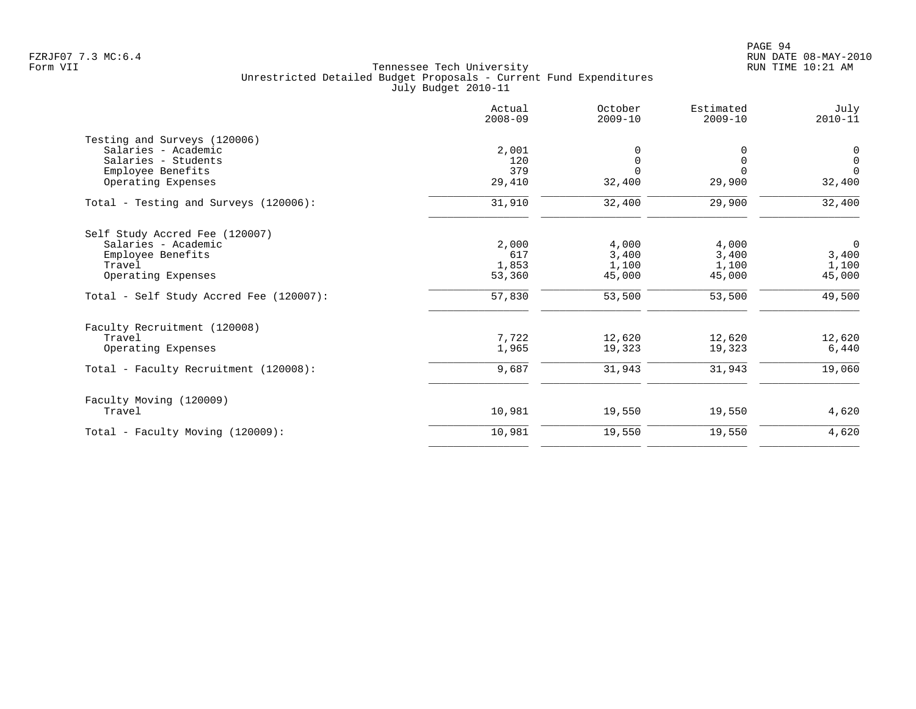FZRJF07 7.3 MC:6.4
Form VII

Tennessee Tech University
Unrestricted Detailed Budget Proposals - Current Fund Expenditures
July Budget 2010-11

RUN DATE 08-MAY-2010
RUN TIME 10:21 AM

| | Actual 2008-09 | October 2009-10 | Estimated 2009-10 | July 2010-11 |
|---|---|---|---|---|
| Testing and Surveys (120006) | | | | |
| Salaries - Academic | 2,001 | 0 | 0 | 0 |
| Salaries - Students | 120 | 0 | 0 | 0 |
| Employee Benefits | 379 | 0 | 0 | 0 |
| Operating Expenses | 29,410 | 32,400 | 29,900 | 32,400 |
| Total - Testing and Surveys (120006): | 31,910 | 32,400 | 29,900 | 32,400 |
| Self Study Accred Fee (120007) | | | | |
| Salaries - Academic | 2,000 | 4,000 | 4,000 | 0 |
| Employee Benefits | 617 | 3,400 | 3,400 | 3,400 |
| Travel | 1,853 | 1,100 | 1,100 | 1,100 |
| Operating Expenses | 53,360 | 45,000 | 45,000 | 45,000 |
| Total - Self Study Accred Fee (120007): | 57,830 | 53,500 | 53,500 | 49,500 |
| Faculty Recruitment (120008) | | | | |
| Travel | 7,722 | 12,620 | 12,620 | 12,620 |
| Operating Expenses | 1,965 | 19,323 | 19,323 | 6,440 |
| Total - Faculty Recruitment (120008): | 9,687 | 31,943 | 31,943 | 19,060 |
| Faculty Moving (120009) | | | | |
| Travel | 10,981 | 19,550 | 19,550 | 4,620 |
| Total - Faculty Moving (120009): | 10,981 | 19,550 | 19,550 | 4,620 |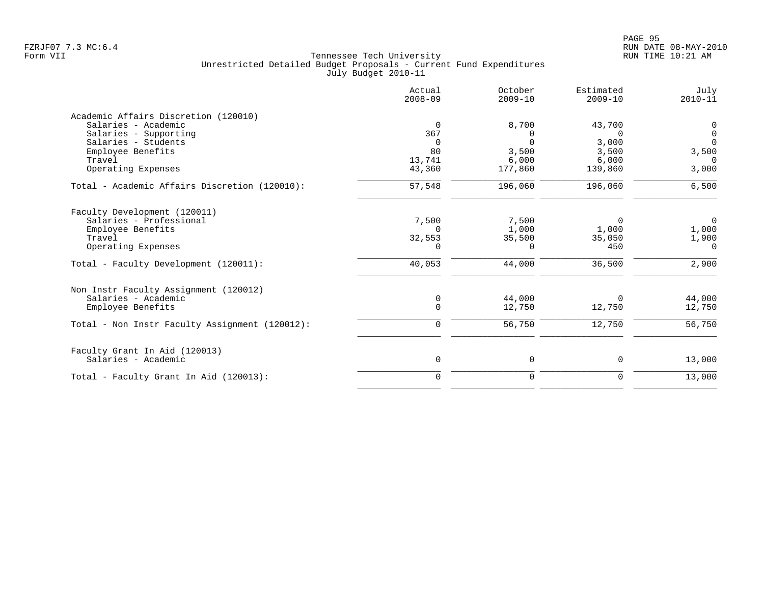Tennessee Tech University
Unrestricted Detailed Budget Proposals - Current Fund Expenditures
July Budget 2010-11

| | Actual 2008-09 | October 2009-10 | Estimated 2009-10 | July 2010-11 |
|---|---|---|---|---|
| **Academic Affairs Discretion (120010)** | | | | |
| Salaries - Academic | 0 | 8,700 | 43,700 | 0 |
| Salaries - Supporting | 367 | 0 | 0 | 0 |
| Salaries - Students | 0 | 0 | 3,000 | 0 |
| Employee Benefits | 80 | 3,500 | 3,500 | 3,500 |
| Travel | 13,741 | 6,000 | 6,000 | 0 |
| Operating Expenses | 43,360 | 177,860 | 139,860 | 3,000 |
| Total - Academic Affairs Discretion (120010): | 57,548 | 196,060 | 196,060 | 6,500 |
| **Faculty Development (120011)** | | | | |
| Salaries - Professional | 7,500 | 7,500 | 0 | 0 |
| Employee Benefits | 0 | 1,000 | 1,000 | 1,000 |
| Travel | 32,553 | 35,500 | 35,050 | 1,900 |
| Operating Expenses | 0 | 0 | 450 | 0 |
| Total - Faculty Development (120011): | 40,053 | 44,000 | 36,500 | 2,900 |
| **Non Instr Faculty Assignment (120012)** | | | | |
| Salaries - Academic | 0 | 44,000 | 0 | 44,000 |
| Employee Benefits | 0 | 12,750 | 12,750 | 12,750 |
| Total - Non Instr Faculty Assignment (120012): | 0 | 56,750 | 12,750 | 56,750 |
| **Faculty Grant In Aid (120013)** | | | | |
| Salaries - Academic | 0 | 0 | 0 | 13,000 |
| Total - Faculty Grant In Aid (120013): | 0 | 0 | 0 | 13,000 |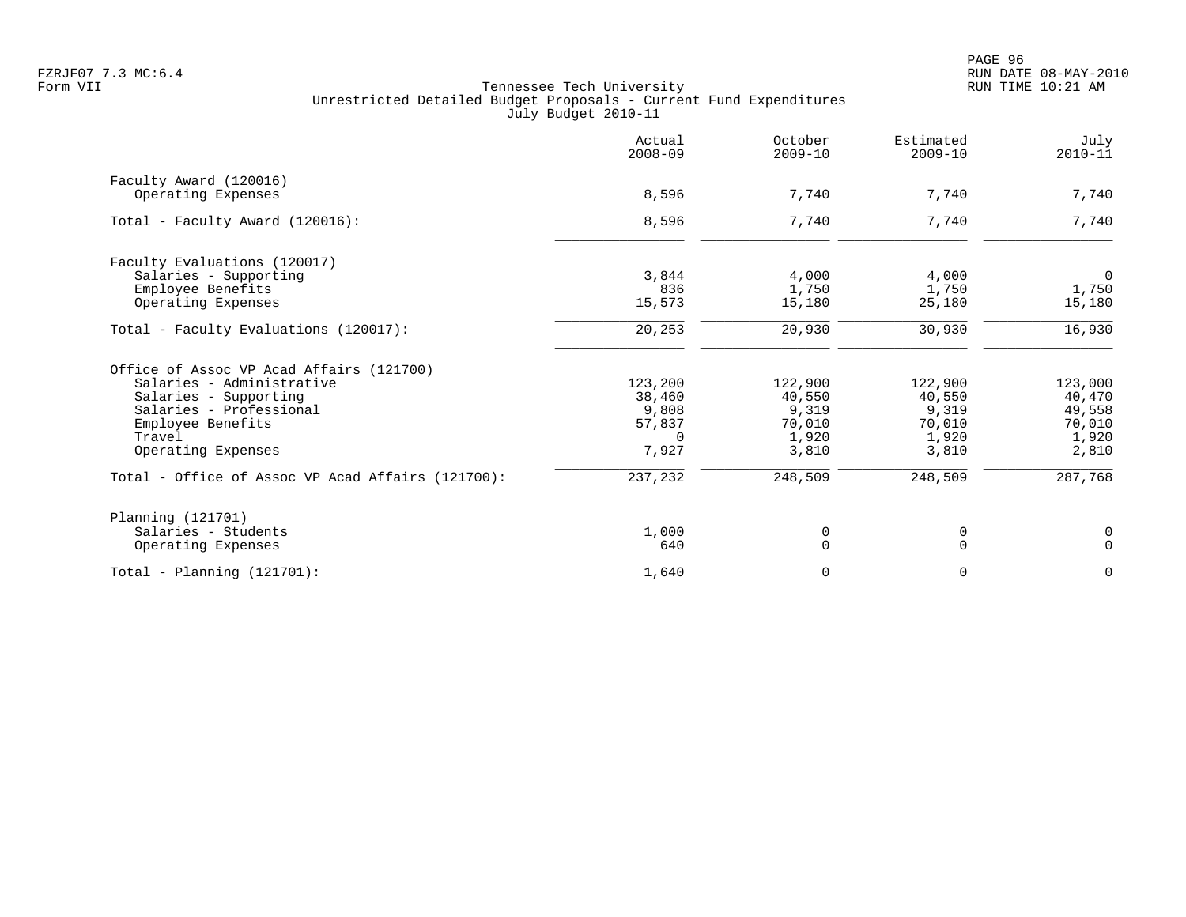Tennessee Tech University
Unrestricted Detailed Budget Proposals - Current Fund Expenditures
July Budget 2010-11

| | Actual 2008-09 | October 2009-10 | Estimated 2009-10 | July 2010-11 |
|---|---|---|---|---|
| **Faculty Award (120016)** | | | | |
| Operating Expenses | 8,596 | 7,740 | 7,740 | 7,740 |
| Total - Faculty Award (120016): | 8,596 | 7,740 | 7,740 | 7,740 |
| **Faculty Evaluations (120017)** | | | | |
| Salaries - Supporting | 3,844 | 4,000 | 4,000 | 0 |
| Employee Benefits | 836 | 1,750 | 1,750 | 1,750 |
| Operating Expenses | 15,573 | 15,180 | 25,180 | 15,180 |
| Total - Faculty Evaluations (120017): | 20,253 | 20,930 | 30,930 | 16,930 |
| **Office of Assoc VP Acad Affairs (121700)** | | | | |
| Salaries - Administrative | 123,200 | 122,900 | 122,900 | 123,000 |
| Salaries - Supporting | 38,460 | 40,550 | 40,550 | 40,470 |
| Salaries - Professional | 9,808 | 9,319 | 9,319 | 49,558 |
| Employee Benefits | 57,837 | 70,010 | 70,010 | 70,010 |
| Travel | 0 | 1,920 | 1,920 | 1,920 |
| Operating Expenses | 7,927 | 3,810 | 3,810 | 2,810 |
| Total - Office of Assoc VP Acad Affairs (121700): | 237,232 | 248,509 | 248,509 | 287,768 |
| **Planning (121701)** | | | | |
| Salaries - Students | 1,000 | 0 | 0 | 0 |
| Operating Expenses | 640 | 0 | 0 | 0 |
| Total - Planning (121701): | 1,640 | 0 | 0 | 0 |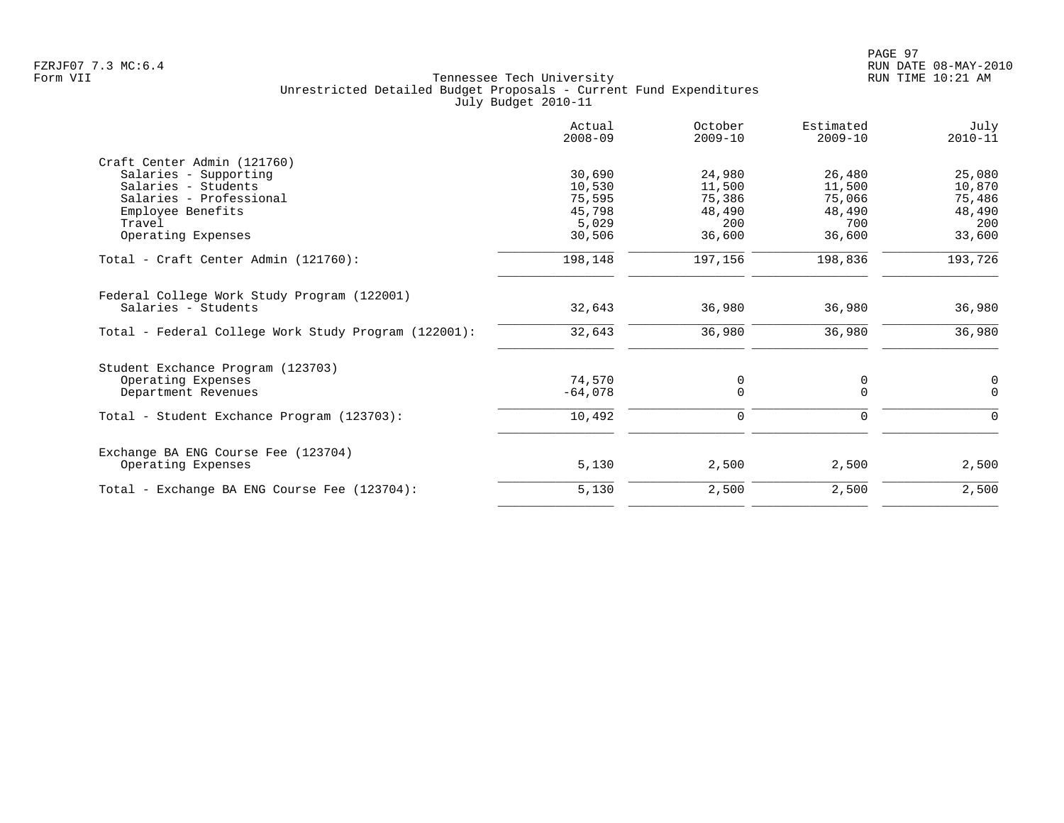Tennessee Tech University
Unrestricted Detailed Budget Proposals - Current Fund Expenditures
July Budget 2010-11

Form VII

| | Actual 2008-09 | October 2009-10 | Estimated 2009-10 | July 2010-11 |
|---|---|---|---|---|
| **Craft Center Admin (121760)** | | | | |
| Salaries - Supporting | 30,690 | 24,980 | 26,480 | 25,080 |
| Salaries - Students | 10,530 | 11,500 | 11,500 | 10,870 |
| Salaries - Professional | 75,595 | 75,386 | 75,066 | 75,486 |
| Employee Benefits | 45,798 | 48,490 | 48,490 | 48,490 |
| Travel | 5,029 | 200 | 700 | 200 |
| Operating Expenses | 30,506 | 36,600 | 36,600 | 33,600 |
| Total - Craft Center Admin (121760): | 198,148 | 197,156 | 198,836 | 193,726 |
| **Federal College Work Study Program (122001)** | | | | |
| Salaries - Students | 32,643 | 36,980 | 36,980 | 36,980 |
| Total - Federal College Work Study Program (122001): | 32,643 | 36,980 | 36,980 | 36,980 |
| **Student Exchance Program (123703)** | | | | |
| Operating Expenses | 74,570 | 0 | 0 | 0 |
| Department Revenues | -64,078 | 0 | 0 | 0 |
| Total - Student Exchance Program (123703): | 10,492 | 0 | 0 | 0 |
| **Exchange BA ENG Course Fee (123704)** | | | | |
| Operating Expenses | 5,130 | 2,500 | 2,500 | 2,500 |
| Total - Exchange BA ENG Course Fee (123704): | 5,130 | 2,500 | 2,500 | 2,500 |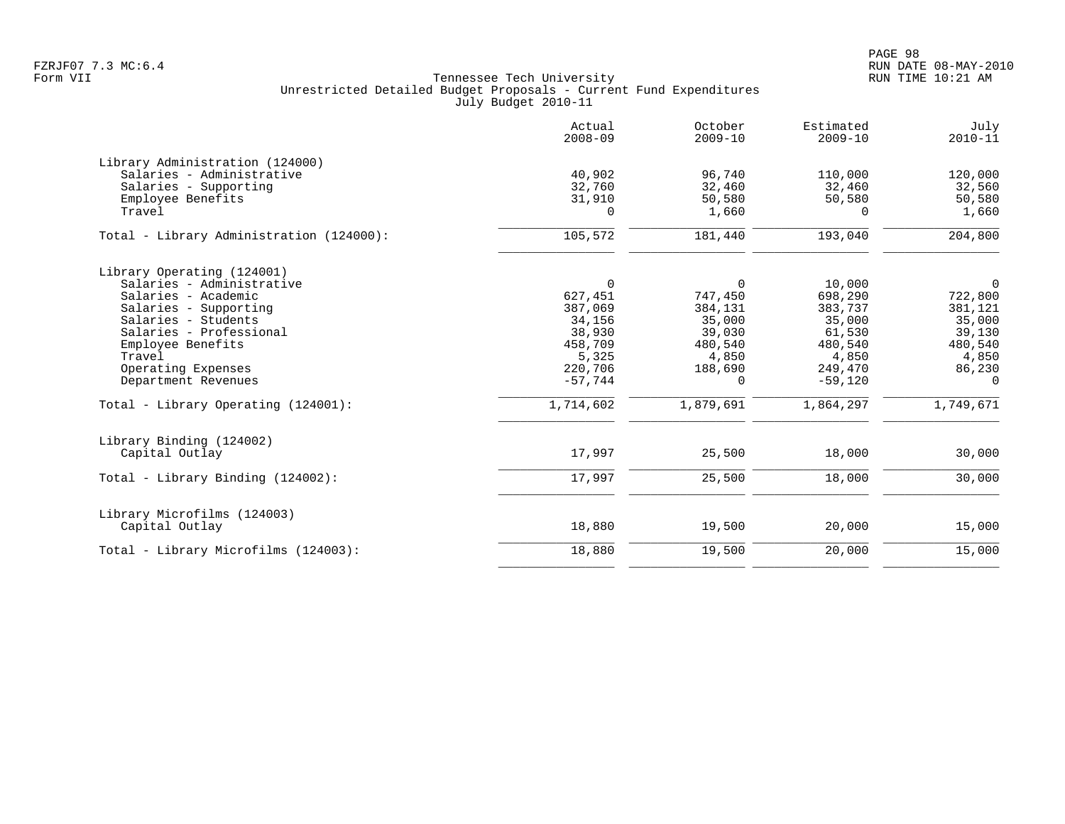Tennessee Tech University
Unrestricted Detailed Budget Proposals - Current Fund Expenditures
July Budget 2010-11

| | Actual 2008-09 | October 2009-10 | Estimated 2009-10 | July 2010-11 |
|---|---|---|---|---|
| **Library Administration (124000)** | | | | |
| Salaries - Administrative | 40,902 | 96,740 | 110,000 | 120,000 |
| Salaries - Supporting | 32,760 | 32,460 | 32,460 | 32,560 |
| Employee Benefits | 31,910 | 50,580 | 50,580 | 50,580 |
| Travel | 0 | 1,660 | 0 | 1,660 |
| Total - Library Administration (124000): | 105,572 | 181,440 | 193,040 | 204,800 |
| **Library Operating (124001)** | | | | |
| Salaries - Administrative | 0 | 0 | 10,000 | 0 |
| Salaries - Academic | 627,451 | 747,450 | 698,290 | 722,800 |
| Salaries - Supporting | 387,069 | 384,131 | 383,737 | 381,121 |
| Salaries - Students | 34,156 | 35,000 | 35,000 | 35,000 |
| Salaries - Professional | 38,930 | 39,030 | 61,530 | 39,130 |
| Employee Benefits | 458,709 | 480,540 | 480,540 | 480,540 |
| Travel | 5,325 | 4,850 | 4,850 | 4,850 |
| Operating Expenses | 220,706 | 188,690 | 249,470 | 86,230 |
| Department Revenues | -57,744 | 0 | -59,120 | 0 |
| Total - Library Operating (124001): | 1,714,602 | 1,879,691 | 1,864,297 | 1,749,671 |
| **Library Binding (124002)** | | | | |
| Capital Outlay | 17,997 | 25,500 | 18,000 | 30,000 |
| Total - Library Binding (124002): | 17,997 | 25,500 | 18,000 | 30,000 |
| **Library Microfilms (124003)** | | | | |
| Capital Outlay | 18,880 | 19,500 | 20,000 | 15,000 |
| Total - Library Microfilms (124003): | 18,880 | 19,500 | 20,000 | 15,000 |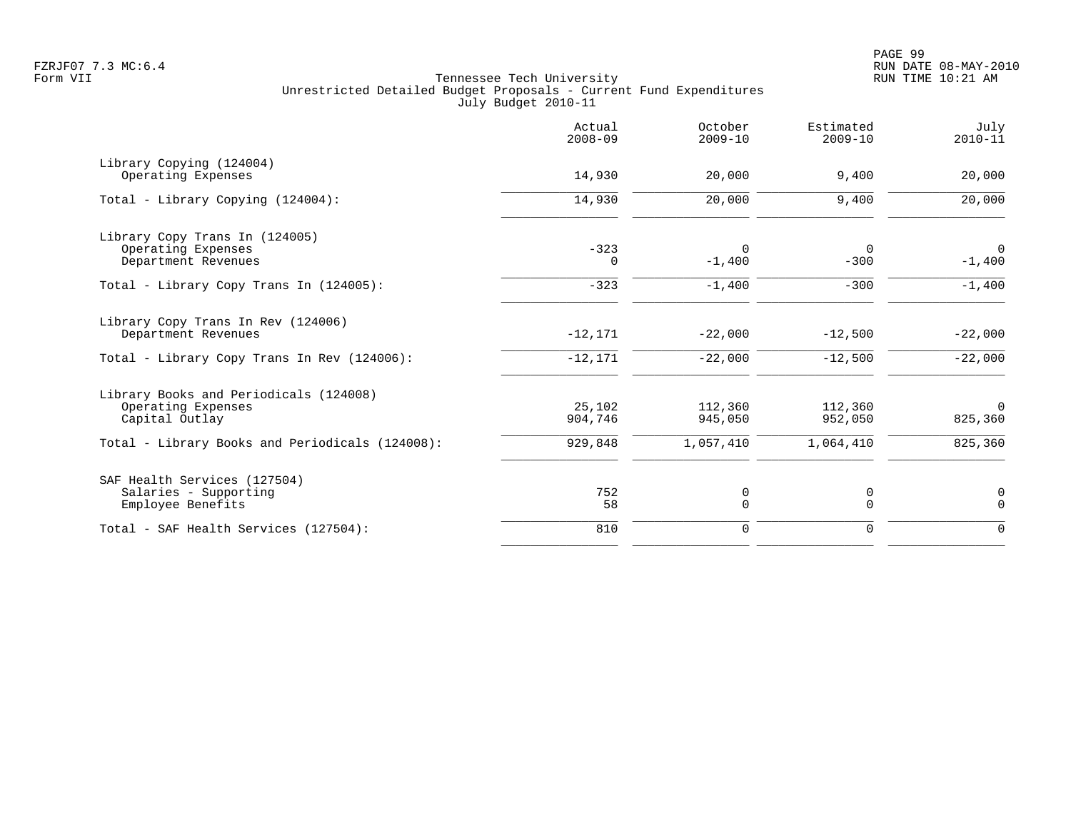Tennessee Tech University
Unrestricted Detailed Budget Proposals - Current Fund Expenditures
July Budget 2010-11

| | Actual 2008-09 | October 2009-10 | Estimated 2009-10 | July 2010-11 |
|---|---|---|---|---|
| Library Copying (124004) | | | | |
| Operating Expenses | 14,930 | 20,000 | 9,400 | 20,000 |
| Total - Library Copying (124004): | 14,930 | 20,000 | 9,400 | 20,000 |
| Library Copy Trans In (124005) | | | | |
| Operating Expenses | -323 | 0 | 0 | 0 |
| Department Revenues | 0 | -1,400 | -300 | -1,400 |
| Total - Library Copy Trans In (124005): | -323 | -1,400 | -300 | -1,400 |
| Library Copy Trans In Rev (124006) | | | | |
| Department Revenues | -12,171 | -22,000 | -12,500 | -22,000 |
| Total - Library Copy Trans In Rev (124006): | -12,171 | -22,000 | -12,500 | -22,000 |
| Library Books and Periodicals (124008) | | | | |
| Operating Expenses | 25,102 | 112,360 | 112,360 | 0 |
| Capital Outlay | 904,746 | 945,050 | 952,050 | 825,360 |
| Total - Library Books and Periodicals (124008): | 929,848 | 1,057,410 | 1,064,410 | 825,360 |
| SAF Health Services (127504) | | | | |
| Salaries - Supporting | 752 | 0 | 0 | 0 |
| Employee Benefits | 58 | 0 | 0 | 0 |
| Total - SAF Health Services (127504): | 810 | 0 | 0 | 0 |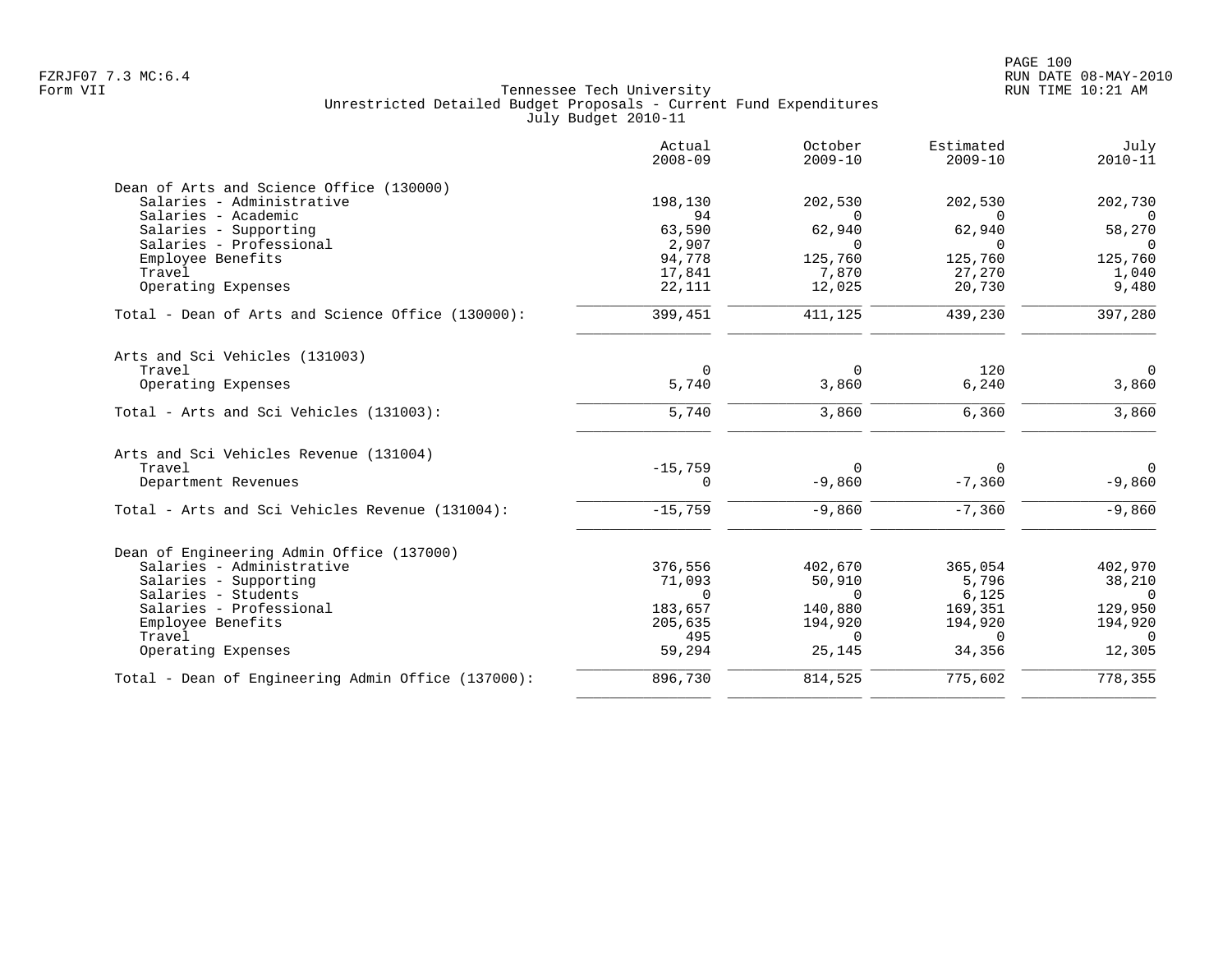Tennessee Tech University
Unrestricted Detailed Budget Proposals - Current Fund Expenditures
July Budget 2010-11

FZRJF07 7.3 MC:6.4
Form VII

RUN DATE 08-MAY-2010
RUN TIME 10:21 AM

| | Actual 2008-09 | October 2009-10 | Estimated 2009-10 | July 2010-11 |
|---|---|---|---|---|
| **Dean of Arts and Science Office (130000)** | | | | |
| Salaries - Administrative | 198,130 | 202,530 | 202,530 | 202,730 |
| Salaries - Academic | 94 | 0 | 0 | 0 |
| Salaries - Supporting | 63,590 | 62,940 | 62,940 | 58,270 |
| Salaries - Professional | 2,907 | 0 | 0 | 0 |
| Employee Benefits | 94,778 | 125,760 | 125,760 | 125,760 |
| Travel | 17,841 | 7,870 | 27,270 | 1,040 |
| Operating Expenses | 22,111 | 12,025 | 20,730 | 9,480 |
| Total - Dean of Arts and Science Office (130000): | 399,451 | 411,125 | 439,230 | 397,280 |
| **Arts and Sci Vehicles (131003)** | | | | |
| Travel | 0 | 0 | 120 | 0 |
| Operating Expenses | 5,740 | 3,860 | 6,240 | 3,860 |
| Total - Arts and Sci Vehicles (131003): | 5,740 | 3,860 | 6,360 | 3,860 |
| **Arts and Sci Vehicles Revenue (131004)** | | | | |
| Travel | -15,759 | 0 | 0 | 0 |
| Department Revenues | 0 | -9,860 | -7,360 | -9,860 |
| Total - Arts and Sci Vehicles Revenue (131004): | -15,759 | -9,860 | -7,360 | -9,860 |
| **Dean of Engineering Admin Office (137000)** | | | | |
| Salaries - Administrative | 376,556 | 402,670 | 365,054 | 402,970 |
| Salaries - Supporting | 71,093 | 50,910 | 5,796 | 38,210 |
| Salaries - Students | 0 | 0 | 6,125 | 0 |
| Salaries - Professional | 183,657 | 140,880 | 169,351 | 129,950 |
| Employee Benefits | 205,635 | 194,920 | 194,920 | 194,920 |
| Travel | 495 | 0 | 0 | 0 |
| Operating Expenses | 59,294 | 25,145 | 34,356 | 12,305 |
| Total - Dean of Engineering Admin Office (137000): | 896,730 | 814,525 | 775,602 | 778,355 |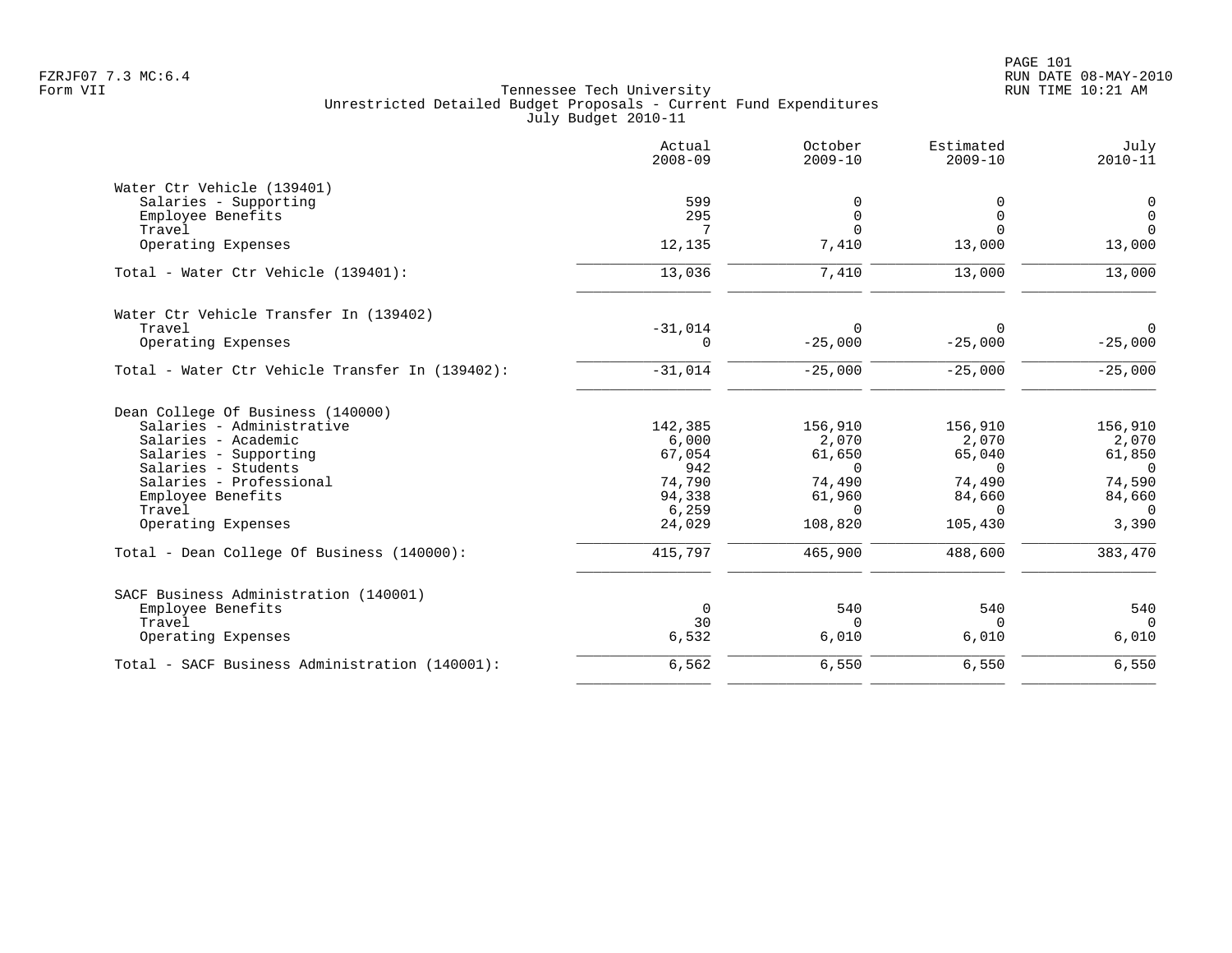Tennessee Tech University
Unrestricted Detailed Budget Proposals - Current Fund Expenditures
July Budget 2010-11

Form VII

| | Actual 2008-09 | October 2009-10 | Estimated 2009-10 | July 2010-11 |
|---|---|---|---|---|
| **Water Ctr Vehicle (139401)** | | | | |
| Salaries - Supporting | 599 | 0 | 0 | 0 |
| Employee Benefits | 295 | 0 | 0 | 0 |
| Travel | 7 | 0 | 0 | 0 |
| Operating Expenses | 12,135 | 7,410 | 13,000 | 13,000 |
| Total - Water Ctr Vehicle (139401): | 13,036 | 7,410 | 13,000 | 13,000 |
| **Water Ctr Vehicle Transfer In (139402)** | | | | |
| Travel | -31,014 | 0 | 0 | 0 |
| Operating Expenses | 0 | -25,000 | -25,000 | -25,000 |
| Total - Water Ctr Vehicle Transfer In (139402): | -31,014 | -25,000 | -25,000 | -25,000 |
| **Dean College Of Business (140000)** | | | | |
| Salaries - Administrative | 142,385 | 156,910 | 156,910 | 156,910 |
| Salaries - Academic | 6,000 | 2,070 | 2,070 | 2,070 |
| Salaries - Supporting | 67,054 | 61,650 | 65,040 | 61,850 |
| Salaries - Students | 942 | 0 | 0 | 0 |
| Salaries - Professional | 74,790 | 74,490 | 74,490 | 74,590 |
| Employee Benefits | 94,338 | 61,960 | 84,660 | 84,660 |
| Travel | 6,259 | 0 | 0 | 0 |
| Operating Expenses | 24,029 | 108,820 | 105,430 | 3,390 |
| Total - Dean College Of Business (140000): | 415,797 | 465,900 | 488,600 | 383,470 |
| **SACF Business Administration (140001)** | | | | |
| Employee Benefits | 0 | 540 | 540 | 540 |
| Travel | 30 | 0 | 0 | 0 |
| Operating Expenses | 6,532 | 6,010 | 6,010 | 6,010 |
| Total - SACF Business Administration (140001): | 6,562 | 6,550 | 6,550 | 6,550 |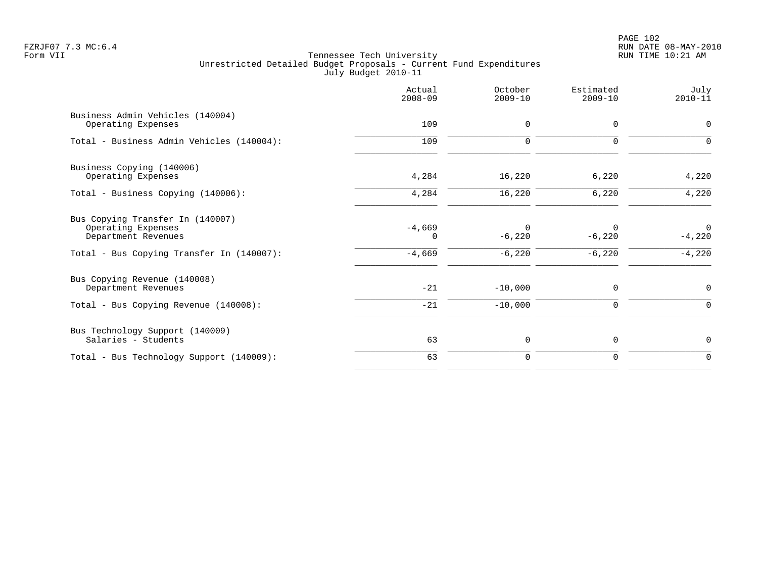Tennessee Tech University
Unrestricted Detailed Budget Proposals - Current Fund Expenditures
July Budget 2010-11

FZRJF07 7.3 MC:6.4
Form VII

RUN DATE 08-MAY-2010
RUN TIME 10:21 AM

| | Actual 2008-09 | October 2009-10 | Estimated 2009-10 | July 2010-11 |
|---|---|---|---|---|
| **Business Admin Vehicles (140004)** | | | | |
| Operating Expenses | 109 | 0 | 0 | 0 |
| Total - Business Admin Vehicles (140004): | 109 | 0 | 0 | 0 |
| **Business Copying (140006)** | | | | |
| Operating Expenses | 4,284 | 16,220 | 6,220 | 4,220 |
| Total - Business Copying (140006): | 4,284 | 16,220 | 6,220 | 4,220 |
| **Bus Copying Transfer In (140007)** | | | | |
| Operating Expenses | -4,669 | 0 | 0 | 0 |
| Department Revenues | 0 | -6,220 | -6,220 | -4,220 |
| Total - Bus Copying Transfer In (140007): | -4,669 | -6,220 | -6,220 | -4,220 |
| **Bus Copying Revenue (140008)** | | | | |
| Department Revenues | -21 | -10,000 | 0 | 0 |
| Total - Bus Copying Revenue (140008): | -21 | -10,000 | 0 | 0 |
| **Bus Technology Support (140009)** | | | | |
| Salaries - Students | 63 | 0 | 0 | 0 |
| Total - Bus Technology Support (140009): | 63 | 0 | 0 | 0 |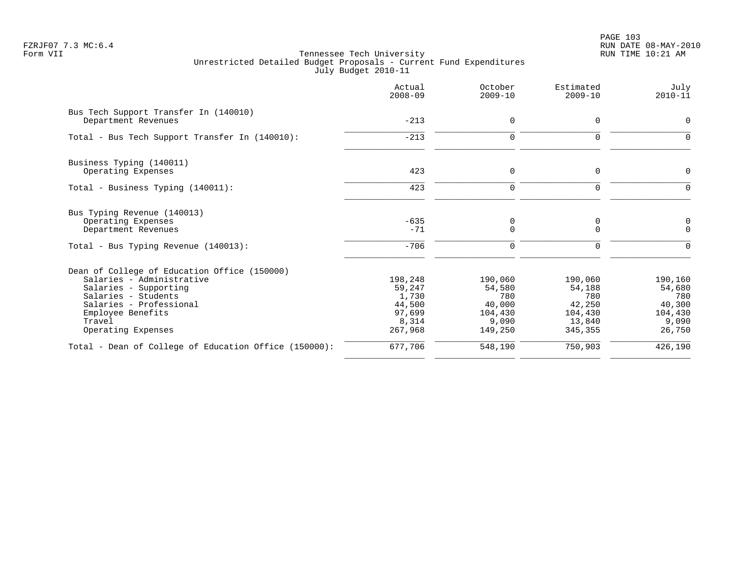Tennessee Tech University
Unrestricted Detailed Budget Proposals - Current Fund Expenditures
July Budget 2010-11

| | Actual 2008-09 | October 2009-10 | Estimated 2009-10 | July 2010-11 |
|---|---|---|---|---|
| **Bus Tech Support Transfer In (140010)** | | | | |
| Department Revenues | -213 | 0 | 0 | 0 |
| Total - Bus Tech Support Transfer In (140010): | -213 | 0 | 0 | 0 |
| **Business Typing (140011)** | | | | |
| Operating Expenses | 423 | 0 | 0 | 0 |
| Total - Business Typing (140011): | 423 | 0 | 0 | 0 |
| **Bus Typing Revenue (140013)** | | | | |
| Operating Expenses | -635 | 0 | 0 | 0 |
| Department Revenues | -71 | 0 | 0 | 0 |
| Total - Bus Typing Revenue (140013): | -706 | 0 | 0 | 0 |
| **Dean of College of Education Office (150000)** | | | | |
| Salaries - Administrative | 198,248 | 190,060 | 190,060 | 190,160 |
| Salaries - Supporting | 59,247 | 54,580 | 54,188 | 54,680 |
| Salaries - Students | 1,730 | 780 | 780 | 780 |
| Salaries - Professional | 44,500 | 40,000 | 42,250 | 40,300 |
| Employee Benefits | 97,699 | 104,430 | 104,430 | 104,430 |
| Travel | 8,314 | 9,090 | 13,840 | 9,090 |
| Operating Expenses | 267,968 | 149,250 | 345,355 | 26,750 |
| Total - Dean of College of Education Office (150000): | 677,706 | 548,190 | 750,903 | 426,190 |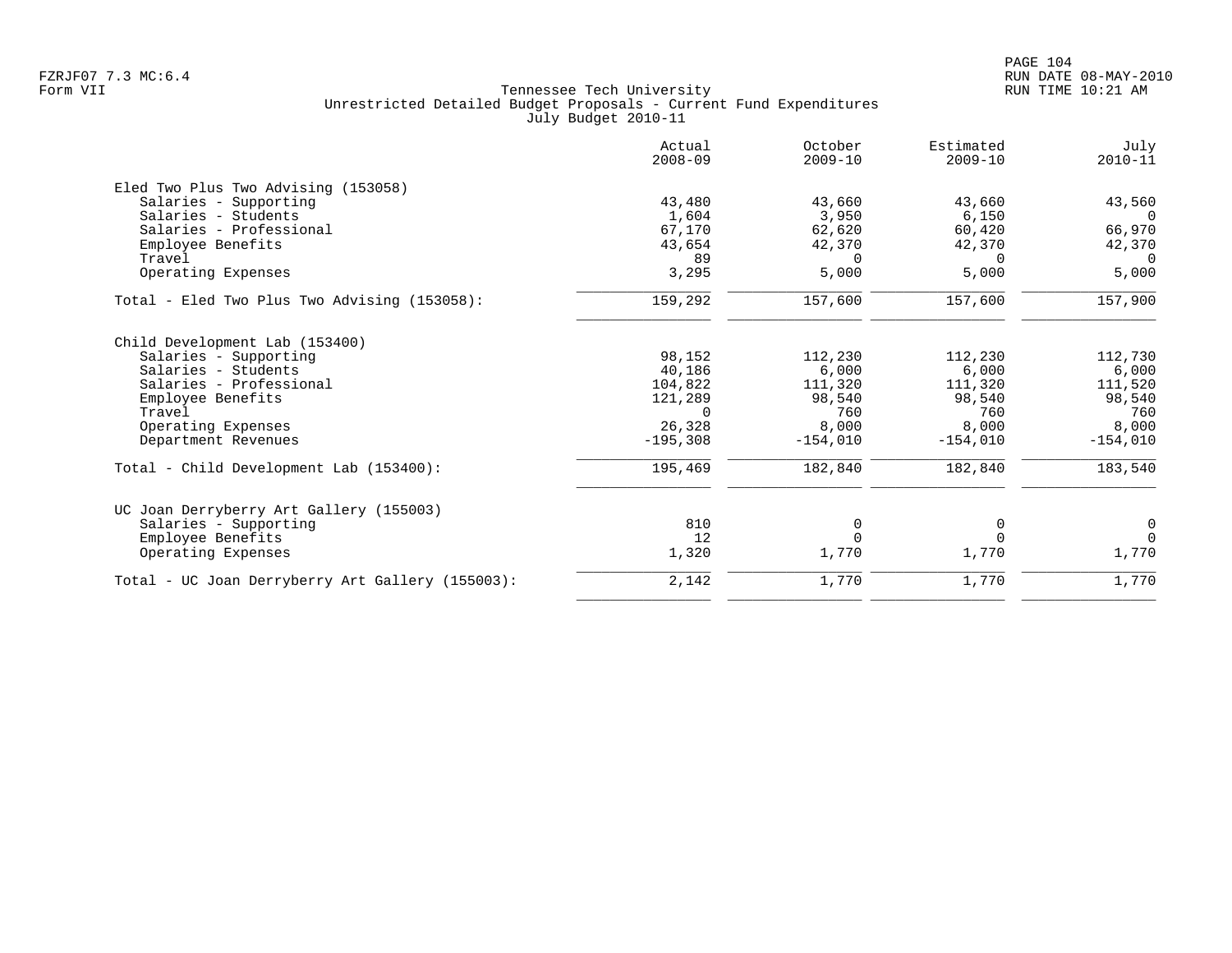Tennessee Tech University
Unrestricted Detailed Budget Proposals - Current Fund Expenditures
July Budget 2010-11

FZRJF07 7.3 MC:6.4
Form VII

RUN DATE 08-MAY-2010
RUN TIME 10:21 AM

| | Actual 2008-09 | October 2009-10 | Estimated 2009-10 | July 2010-11 |
|---|---:|---:|---:|---:|
| **Eled Two Plus Two Advising (153058)** | | | | |
| Salaries - Supporting | 43,480 | 43,660 | 43,660 | 43,560 |
| Salaries - Students | 1,604 | 3,950 | 6,150 | 0 |
| Salaries - Professional | 67,170 | 62,620 | 60,420 | 66,970 |
| Employee Benefits | 43,654 | 42,370 | 42,370 | 42,370 |
| Travel | 89 | 0 | 0 | 0 |
| Operating Expenses | 3,295 | 5,000 | 5,000 | 5,000 |
| Total - Eled Two Plus Two Advising (153058): | 159,292 | 157,600 | 157,600 | 157,900 |
| **Child Development Lab (153400)** | | | | |
| Salaries - Supporting | 98,152 | 112,230 | 112,230 | 112,730 |
| Salaries - Students | 40,186 | 6,000 | 6,000 | 6,000 |
| Salaries - Professional | 104,822 | 111,320 | 111,320 | 111,520 |
| Employee Benefits | 121,289 | 98,540 | 98,540 | 98,540 |
| Travel | 0 | 760 | 760 | 760 |
| Operating Expenses | 26,328 | 8,000 | 8,000 | 8,000 |
| Department Revenues | -195,308 | -154,010 | -154,010 | -154,010 |
| Total - Child Development Lab (153400): | 195,469 | 182,840 | 182,840 | 183,540 |
| **UC Joan Derryberry Art Gallery (155003)** | | | | |
| Salaries - Supporting | 810 | 0 | 0 | 0 |
| Employee Benefits | 12 | 0 | 0 | 0 |
| Operating Expenses | 1,320 | 1,770 | 1,770 | 1,770 |
| Total - UC Joan Derryberry Art Gallery (155003): | 2,142 | 1,770 | 1,770 | 1,770 |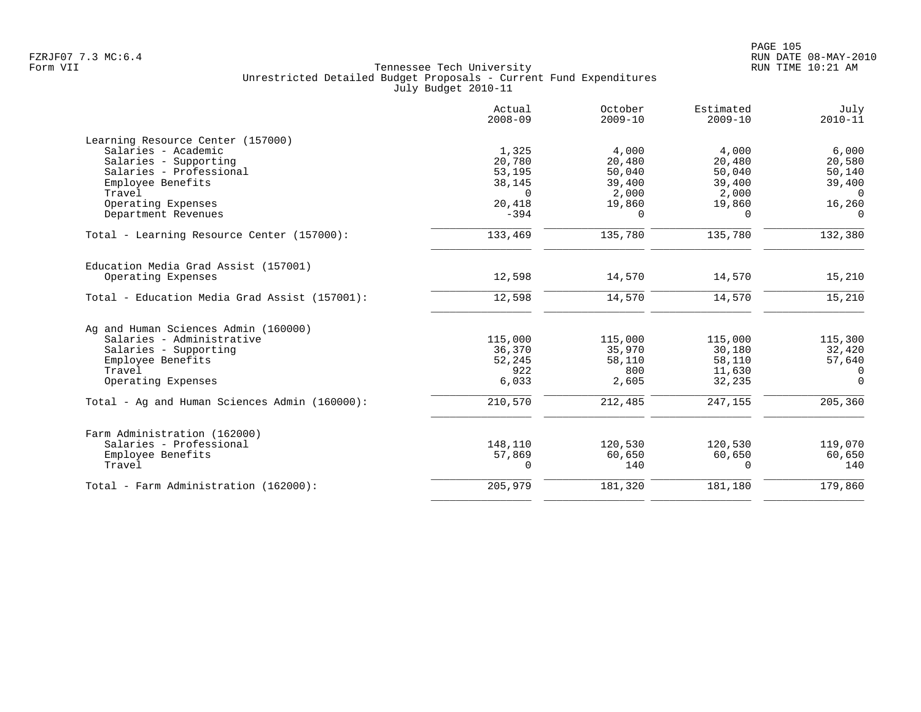Tennessee Tech University
Unrestricted Detailed Budget Proposals - Current Fund Expenditures
July Budget 2010-11

| | Actual 2008-09 | October 2009-10 | Estimated 2009-10 | July 2010-11 |
|---|---|---|---|---|
| **Learning Resource Center (157000)** | | | | |
| Salaries - Academic | 1,325 | 4,000 | 4,000 | 6,000 |
| Salaries - Supporting | 20,780 | 20,480 | 20,480 | 20,580 |
| Salaries - Professional | 53,195 | 50,040 | 50,040 | 50,140 |
| Employee Benefits | 38,145 | 39,400 | 39,400 | 39,400 |
| Travel | 0 | 2,000 | 2,000 | 0 |
| Operating Expenses | 20,418 | 19,860 | 19,860 | 16,260 |
| Department Revenues | -394 | 0 | 0 | 0 |
| Total - Learning Resource Center (157000): | 133,469 | 135,780 | 135,780 | 132,380 |
| **Education Media Grad Assist (157001)** | | | | |
| Operating Expenses | 12,598 | 14,570 | 14,570 | 15,210 |
| Total - Education Media Grad Assist (157001): | 12,598 | 14,570 | 14,570 | 15,210 |
| **Ag and Human Sciences Admin (160000)** | | | | |
| Salaries - Administrative | 115,000 | 115,000 | 115,000 | 115,300 |
| Salaries - Supporting | 36,370 | 35,970 | 30,180 | 32,420 |
| Employee Benefits | 52,245 | 58,110 | 58,110 | 57,640 |
| Travel | 922 | 800 | 11,630 | 0 |
| Operating Expenses | 6,033 | 2,605 | 32,235 | 0 |
| Total - Ag and Human Sciences Admin (160000): | 210,570 | 212,485 | 247,155 | 205,360 |
| **Farm Administration (162000)** | | | | |
| Salaries - Professional | 148,110 | 120,530 | 120,530 | 119,070 |
| Employee Benefits | 57,869 | 60,650 | 60,650 | 60,650 |
| Travel | 0 | 140 | 0 | 140 |
| Total - Farm Administration (162000): | 205,979 | 181,320 | 181,180 | 179,860 |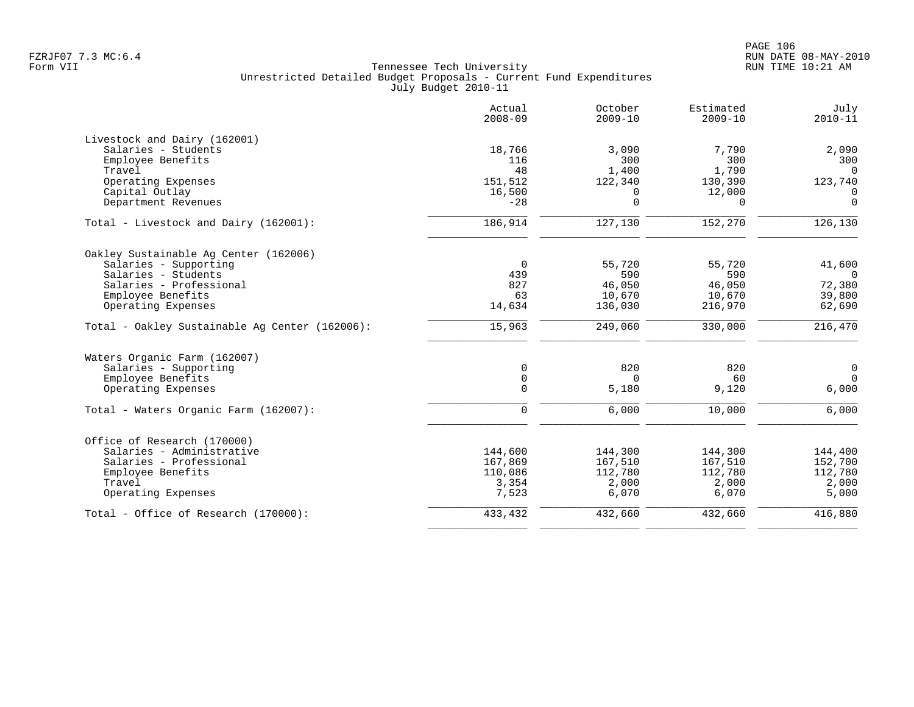Tennessee Tech University
Unrestricted Detailed Budget Proposals - Current Fund Expenditures
July Budget 2010-11

| | Actual 2008-09 | October 2009-10 | Estimated 2009-10 | July 2010-11 |
|---|---|---|---|---|
| **Livestock and Dairy (162001)** | | | | |
| Salaries - Students | 18,766 | 3,090 | 7,790 | 2,090 |
| Employee Benefits | 116 | 300 | 300 | 300 |
| Travel | 48 | 1,400 | 1,790 | 0 |
| Operating Expenses | 151,512 | 122,340 | 130,390 | 123,740 |
| Capital Outlay | 16,500 | 0 | 12,000 | 0 |
| Department Revenues | -28 | 0 | 0 | 0 |
| Total - Livestock and Dairy (162001): | 186,914 | 127,130 | 152,270 | 126,130 |
| **Oakley Sustainable Ag Center (162006)** | | | | |
| Salaries - Supporting | 0 | 55,720 | 55,720 | 41,600 |
| Salaries - Students | 439 | 590 | 590 | 0 |
| Salaries - Professional | 827 | 46,050 | 46,050 | 72,380 |
| Employee Benefits | 63 | 10,670 | 10,670 | 39,800 |
| Operating Expenses | 14,634 | 136,030 | 216,970 | 62,690 |
| Total - Oakley Sustainable Ag Center (162006): | 15,963 | 249,060 | 330,000 | 216,470 |
| **Waters Organic Farm (162007)** | | | | |
| Salaries - Supporting | 0 | 820 | 820 | 0 |
| Employee Benefits | 0 | 0 | 60 | 0 |
| Operating Expenses | 0 | 5,180 | 9,120 | 6,000 |
| Total - Waters Organic Farm (162007): | 0 | 6,000 | 10,000 | 6,000 |
| **Office of Research (170000)** | | | | |
| Salaries - Administrative | 144,600 | 144,300 | 144,300 | 144,400 |
| Salaries - Professional | 167,869 | 167,510 | 167,510 | 152,700 |
| Employee Benefits | 110,086 | 112,780 | 112,780 | 112,780 |
| Travel | 3,354 | 2,000 | 2,000 | 2,000 |
| Operating Expenses | 7,523 | 6,070 | 6,070 | 5,000 |
| Total - Office of Research (170000): | 433,432 | 432,660 | 432,660 | 416,880 |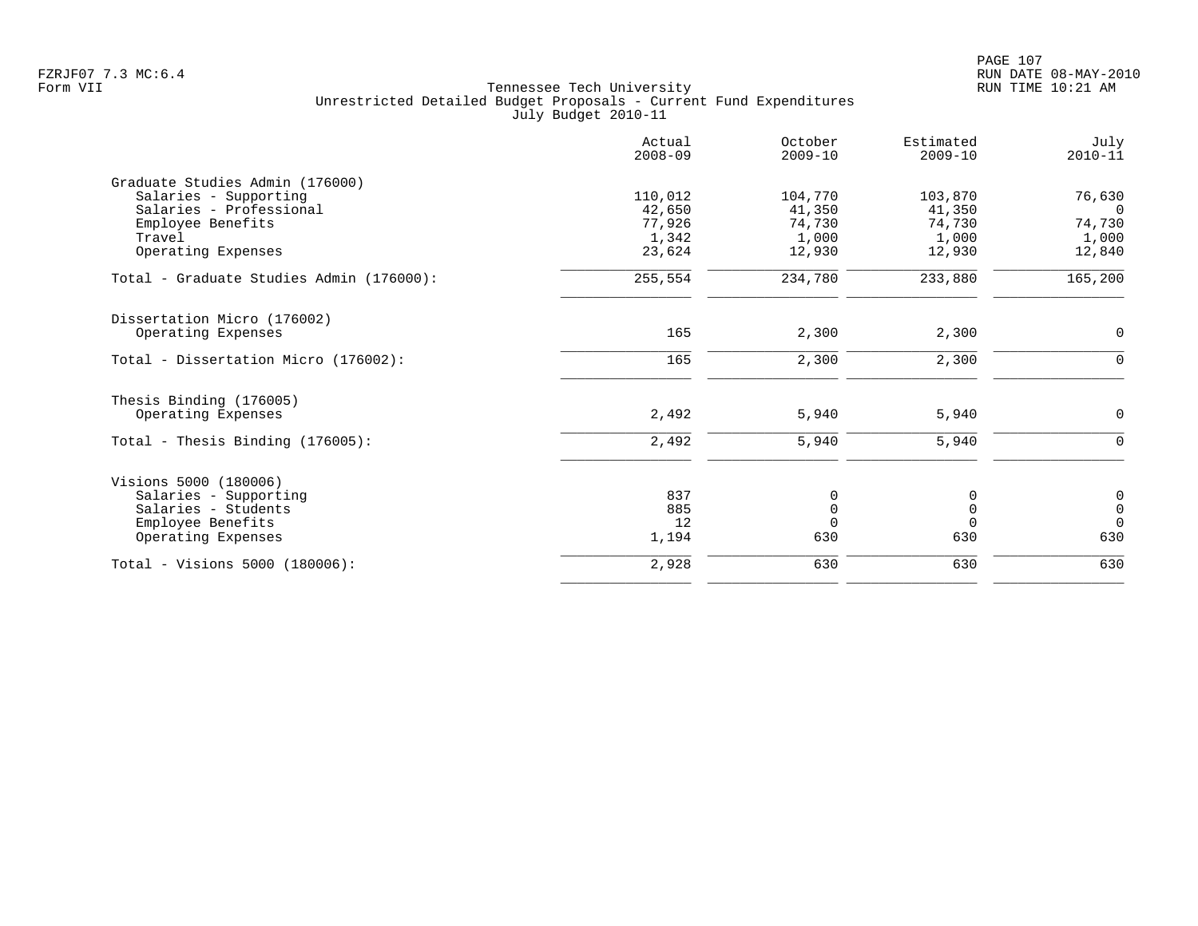FZRJF07 7.3 MC:6.4
Form VII

Tennessee Tech University
Unrestricted Detailed Budget Proposals - Current Fund Expenditures
July Budget 2010-11

RUN DATE 08-MAY-2010
RUN TIME 10:21 AM

| | Actual 2008-09 | October 2009-10 | Estimated 2009-10 | July 2010-11 |
|---|---|---|---|---|
| **Graduate Studies Admin (176000)** | | | | |
| Salaries - Supporting | 110,012 | 104,770 | 103,870 | 76,630 |
| Salaries - Professional | 42,650 | 41,350 | 41,350 | 0 |
| Employee Benefits | 77,926 | 74,730 | 74,730 | 74,730 |
| Travel | 1,342 | 1,000 | 1,000 | 1,000 |
| Operating Expenses | 23,624 | 12,930 | 12,930 | 12,840 |
| Total - Graduate Studies Admin (176000): | 255,554 | 234,780 | 233,880 | 165,200 |
| **Dissertation Micro (176002)** | | | | |
| Operating Expenses | 165 | 2,300 | 2,300 | 0 |
| Total - Dissertation Micro (176002): | 165 | 2,300 | 2,300 | 0 |
| **Thesis Binding (176005)** | | | | |
| Operating Expenses | 2,492 | 5,940 | 5,940 | 0 |
| Total - Thesis Binding (176005): | 2,492 | 5,940 | 5,940 | 0 |
| **Visions 5000 (180006)** | | | | |
| Salaries - Supporting | 837 | 0 | 0 | 0 |
| Salaries - Students | 885 | 0 | 0 | 0 |
| Employee Benefits | 12 | 0 | 0 | 0 |
| Operating Expenses | 1,194 | 630 | 630 | 630 |
| Total - Visions 5000 (180006): | 2,928 | 630 | 630 | 630 |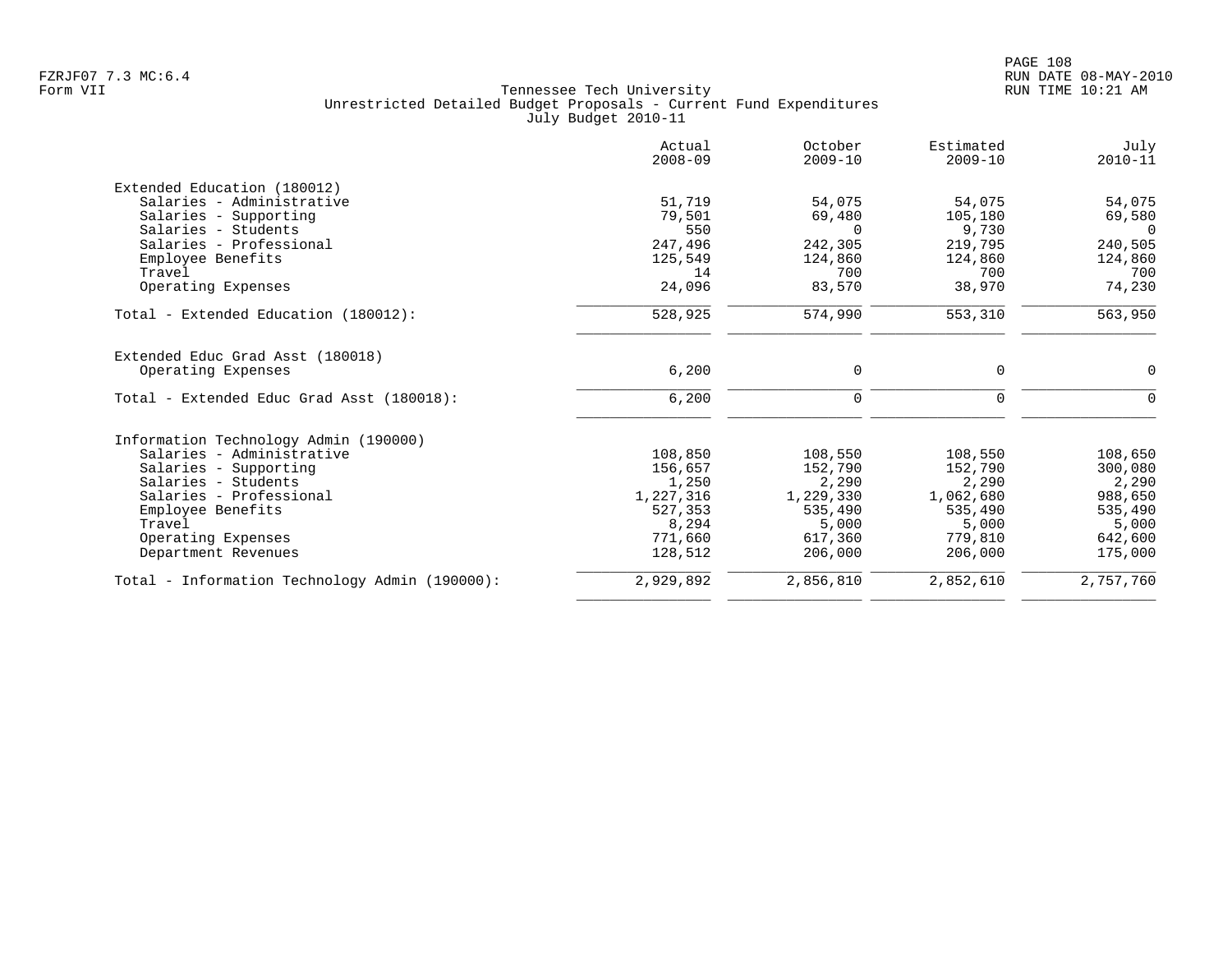Tennessee Tech University
Unrestricted Detailed Budget Proposals - Current Fund Expenditures
July Budget 2010-11

Form VII

| | Actual 2008-09 | October 2009-10 | Estimated 2009-10 | July 2010-11 |
|---|---|---|---|---|
| **Extended Education (180012)** | | | | |
| Salaries - Administrative | 51,719 | 54,075 | 54,075 | 54,075 |
| Salaries - Supporting | 79,501 | 69,480 | 105,180 | 69,580 |
| Salaries - Students | 550 | 0 | 9,730 | 0 |
| Salaries - Professional | 247,496 | 242,305 | 219,795 | 240,505 |
| Employee Benefits | 125,549 | 124,860 | 124,860 | 124,860 |
| Travel | 14 | 700 | 700 | 700 |
| Operating Expenses | 24,096 | 83,570 | 38,970 | 74,230 |
| Total - Extended Education (180012): | 528,925 | 574,990 | 553,310 | 563,950 |
| **Extended Educ Grad Asst (180018)** | | | | |
| Operating Expenses | 6,200 | 0 | 0 | 0 |
| Total - Extended Educ Grad Asst (180018): | 6,200 | 0 | 0 | 0 |
| **Information Technology Admin (190000)** | | | | |
| Salaries - Administrative | 108,850 | 108,550 | 108,550 | 108,650 |
| Salaries - Supporting | 156,657 | 152,790 | 152,790 | 300,080 |
| Salaries - Students | 1,250 | 2,290 | 2,290 | 2,290 |
| Salaries - Professional | 1,227,316 | 1,229,330 | 1,062,680 | 988,650 |
| Employee Benefits | 527,353 | 535,490 | 535,490 | 535,490 |
| Travel | 8,294 | 5,000 | 5,000 | 5,000 |
| Operating Expenses | 771,660 | 617,360 | 779,810 | 642,600 |
| Department Revenues | 128,512 | 206,000 | 206,000 | 175,000 |
| Total - Information Technology Admin (190000): | 2,929,892 | 2,856,810 | 2,852,610 | 2,757,760 |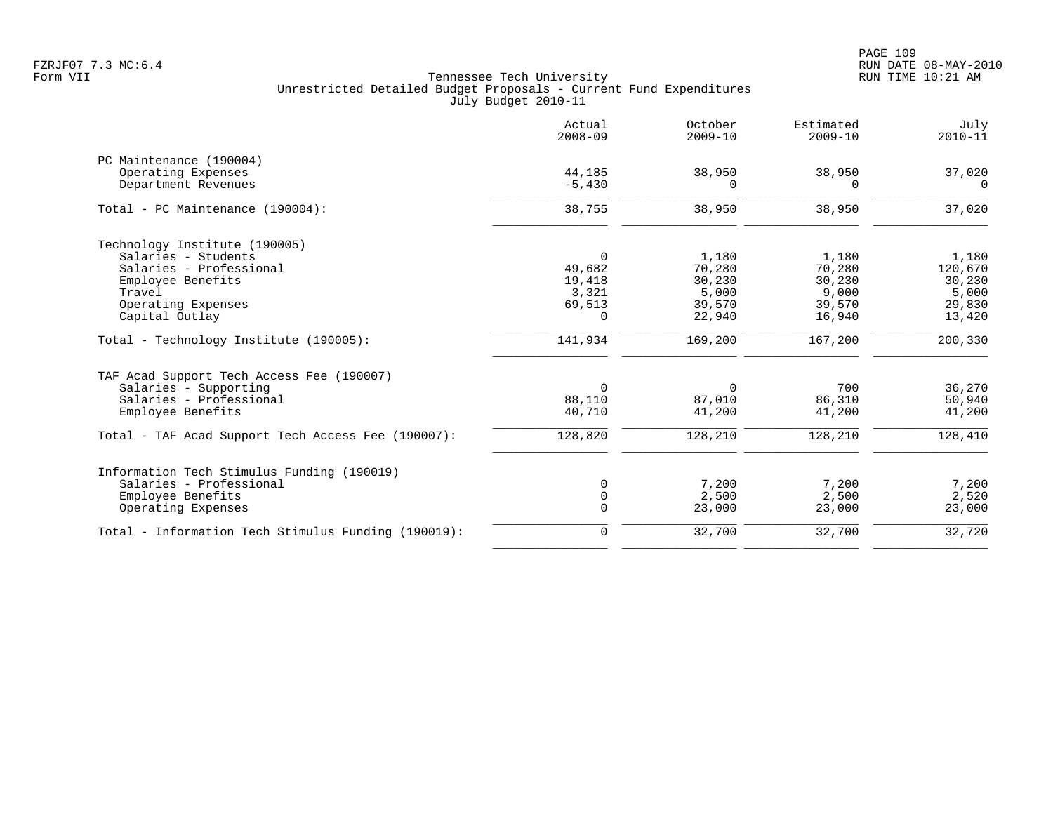Tennessee Tech University
Unrestricted Detailed Budget Proposals - Current Fund Expenditures
July Budget 2010-11

Form VII

| | Actual 2008-09 | October 2009-10 | Estimated 2009-10 | July 2010-11 |
|---|---|---|---|---|
| **PC Maintenance (190004)** | | | | |
| Operating Expenses | 44,185 | 38,950 | 38,950 | 37,020 |
| Department Revenues | -5,430 | 0 | 0 | 0 |
| Total - PC Maintenance (190004): | 38,755 | 38,950 | 38,950 | 37,020 |
| **Technology Institute (190005)** | | | | |
| Salaries - Students | 0 | 1,180 | 1,180 | 1,180 |
| Salaries - Professional | 49,682 | 70,280 | 70,280 | 120,670 |
| Employee Benefits | 19,418 | 30,230 | 30,230 | 30,230 |
| Travel | 3,321 | 5,000 | 9,000 | 5,000 |
| Operating Expenses | 69,513 | 39,570 | 39,570 | 29,830 |
| Capital Outlay | 0 | 22,940 | 16,940 | 13,420 |
| Total - Technology Institute (190005): | 141,934 | 169,200 | 167,200 | 200,330 |
| **TAF Acad Support Tech Access Fee (190007)** | | | | |
| Salaries - Supporting | 0 | 0 | 700 | 36,270 |
| Salaries - Professional | 88,110 | 87,010 | 86,310 | 50,940 |
| Employee Benefits | 40,710 | 41,200 | 41,200 | 41,200 |
| Total - TAF Acad Support Tech Access Fee (190007): | 128,820 | 128,210 | 128,210 | 128,410 |
| **Information Tech Stimulus Funding (190019)** | | | | |
| Salaries - Professional | 0 | 7,200 | 7,200 | 7,200 |
| Employee Benefits | 0 | 2,500 | 2,500 | 2,520 |
| Operating Expenses | 0 | 23,000 | 23,000 | 23,000 |
| Total - Information Tech Stimulus Funding (190019): | 0 | 32,700 | 32,700 | 32,720 |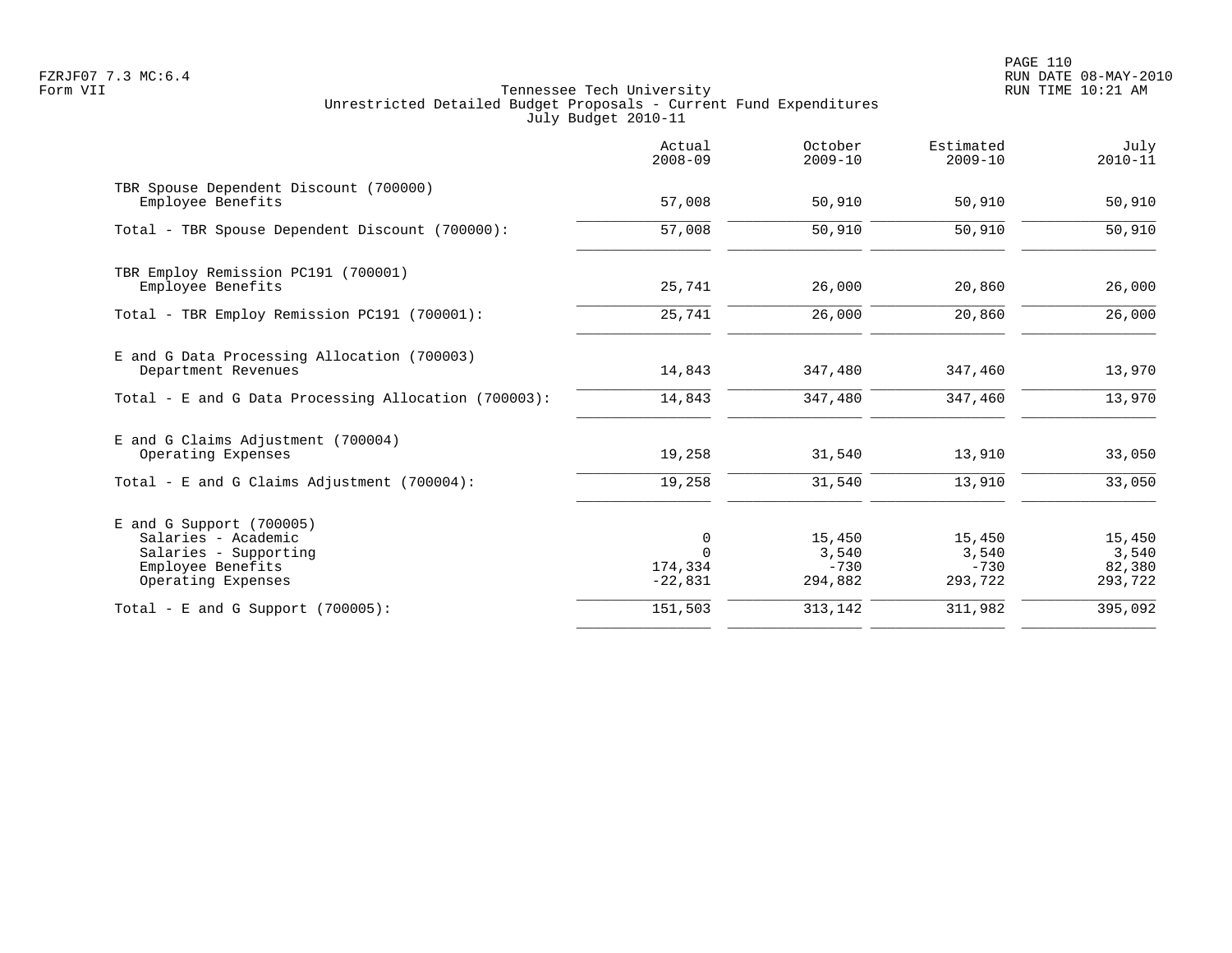Tennessee Tech University
Unrestricted Detailed Budget Proposals - Current Fund Expenditures
July Budget 2010-11

| | Actual 2008-09 | October 2009-10 | Estimated 2009-10 | July 2010-11 |
|---|---|---|---|---|
| **TBR Spouse Dependent Discount (700000)** | | | | |
| Employee Benefits | 57,008 | 50,910 | 50,910 | 50,910 |
| Total - TBR Spouse Dependent Discount (700000): | 57,008 | 50,910 | 50,910 | 50,910 |
| **TBR Employ Remission PC191 (700001)** | | | | |
| Employee Benefits | 25,741 | 26,000 | 20,860 | 26,000 |
| Total - TBR Employ Remission PC191 (700001): | 25,741 | 26,000 | 20,860 | 26,000 |
| **E and G Data Processing Allocation (700003)** | | | | |
| Department Revenues | 14,843 | 347,480 | 347,460 | 13,970 |
| Total - E and G Data Processing Allocation (700003): | 14,843 | 347,480 | 347,460 | 13,970 |
| **E and G Claims Adjustment (700004)** | | | | |
| Operating Expenses | 19,258 | 31,540 | 13,910 | 33,050 |
| Total - E and G Claims Adjustment (700004): | 19,258 | 31,540 | 13,910 | 33,050 |
| **E and G Support (700005)** | | | | |
| Salaries - Academic | 0 | 15,450 | 15,450 | 15,450 |
| Salaries - Supporting | 0 | 3,540 | 3,540 | 3,540 |
| Employee Benefits | 174,334 | -730 | -730 | 82,380 |
| Operating Expenses | -22,831 | 294,882 | 293,722 | 293,722 |
| Total - E and G Support (700005): | 151,503 | 313,142 | 311,982 | 395,092 |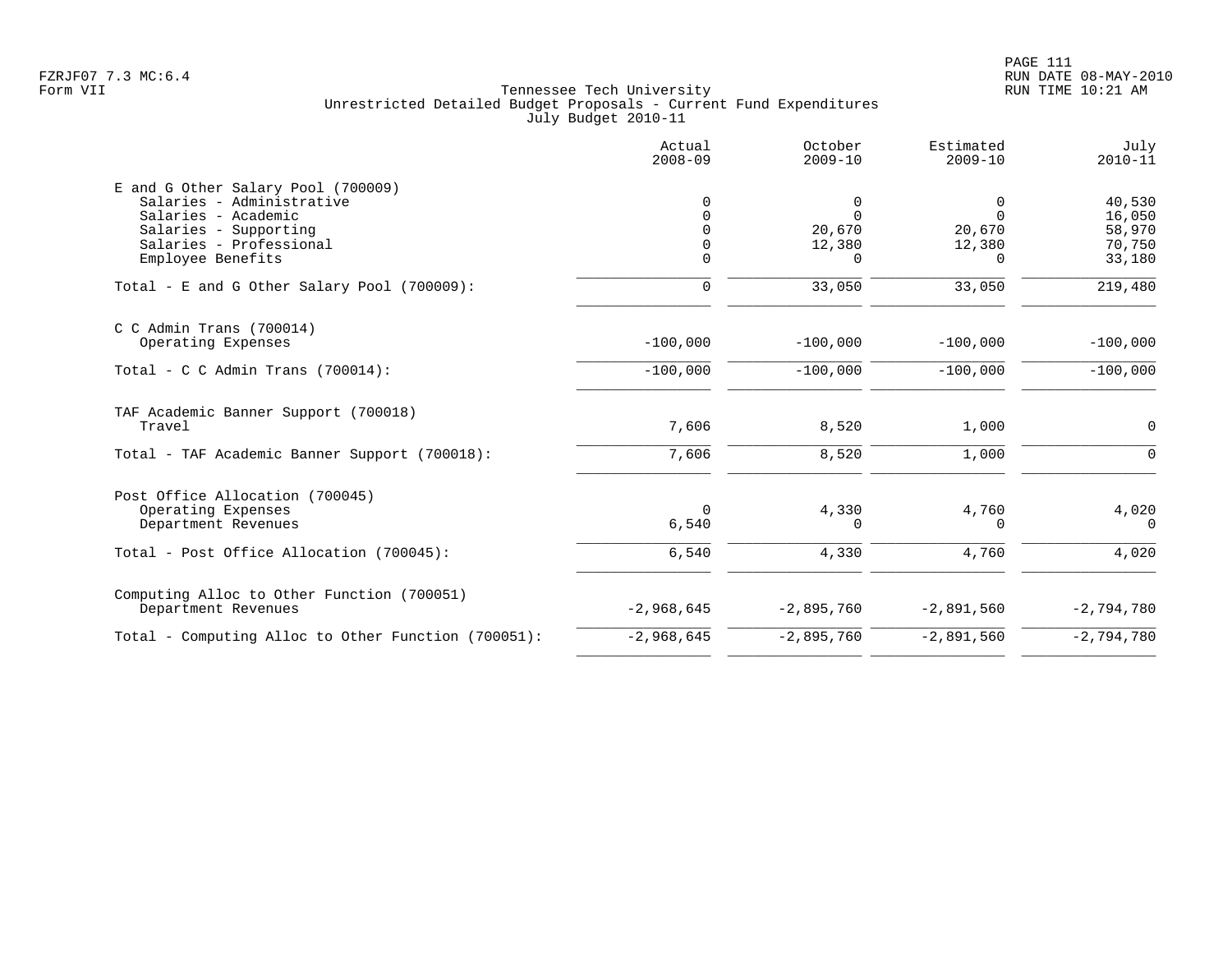Tennessee Tech University
Unrestricted Detailed Budget Proposals - Current Fund Expenditures
July Budget 2010-11

Form VII

| | Actual 2008-09 | October 2009-10 | Estimated 2009-10 | July 2010-11 |
|---|---|---|---|---|
| **E and G Other Salary Pool (700009)** | | | | |
| Salaries - Administrative | 0 | 0 | 0 | 40,530 |
| Salaries - Academic | 0 | 0 | 0 | 16,050 |
| Salaries - Supporting | 0 | 20,670 | 20,670 | 58,970 |
| Salaries - Professional | 0 | 12,380 | 12,380 | 70,750 |
| Employee Benefits | 0 | 0 | 0 | 33,180 |
| Total - E and G Other Salary Pool (700009): | 0 | 33,050 | 33,050 | 219,480 |
| **C C Admin Trans (700014)** | | | | |
| Operating Expenses | -100,000 | -100,000 | -100,000 | -100,000 |
| Total - C C Admin Trans (700014): | -100,000 | -100,000 | -100,000 | -100,000 |
| **TAF Academic Banner Support (700018)** | | | | |
| Travel | 7,606 | 8,520 | 1,000 | 0 |
| Total - TAF Academic Banner Support (700018): | 7,606 | 8,520 | 1,000 | 0 |
| **Post Office Allocation (700045)** | | | | |
| Operating Expenses | 0 | 4,330 | 4,760 | 4,020 |
| Department Revenues | 6,540 | 0 | 0 | 0 |
| Total - Post Office Allocation (700045): | 6,540 | 4,330 | 4,760 | 4,020 |
| **Computing Alloc to Other Function (700051)** | | | | |
| Department Revenues | -2,968,645 | -2,895,760 | -2,891,560 | -2,794,780 |
| Total - Computing Alloc to Other Function (700051): | -2,968,645 | -2,895,760 | -2,891,560 | -2,794,780 |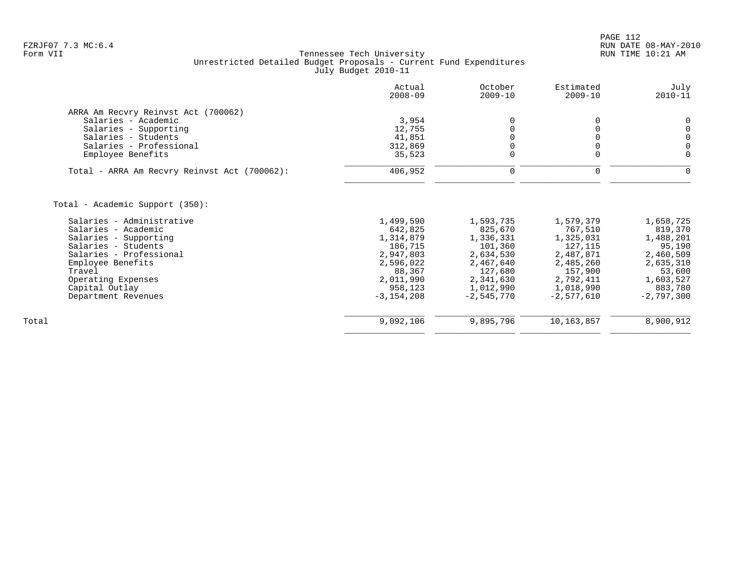Tennessee Tech University
Unrestricted Detailed Budget Proposals - Current Fund Expenditures
July Budget 2010-11

| | Actual 2008-09 | October 2009-10 | Estimated 2009-10 | July 2010-11 |
|---|---|---|---|---|
| **ARRA Am Recvry Reinvst Act (700062)** | | | | |
| Salaries - Academic | 3,954 | 0 | 0 | 0 |
| Salaries - Supporting | 12,755 | 0 | 0 | 0 |
| Salaries - Students | 41,851 | 0 | 0 | 0 |
| Salaries - Professional | 312,869 | 0 | 0 | 0 |
| Employee Benefits | 35,523 | 0 | 0 | 0 |
| Total - ARRA Am Recvry Reinvst Act (700062): | 406,952 | 0 | 0 | 0 |
| **Total - Academic Support (350):** | | | | |
| Salaries - Administrative | 1,499,590 | 1,593,735 | 1,579,379 | 1,658,725 |
| Salaries - Academic | 642,825 | 825,670 | 767,510 | 819,370 |
| Salaries - Supporting | 1,314,879 | 1,336,331 | 1,325,031 | 1,488,201 |
| Salaries - Students | 186,715 | 101,360 | 127,115 | 95,190 |
| Salaries - Professional | 2,947,803 | 2,634,530 | 2,487,871 | 2,460,509 |
| Employee Benefits | 2,596,022 | 2,467,640 | 2,485,260 | 2,635,310 |
| Travel | 88,367 | 127,680 | 157,900 | 53,600 |
| Operating Expenses | 2,011,990 | 2,341,630 | 2,792,411 | 1,603,527 |
| Capital Outlay | 958,123 | 1,012,990 | 1,018,990 | 883,780 |
| Department Revenues | -3,154,208 | -2,545,770 | -2,577,610 | -2,797,300 |
| Total | 9,092,106 | 9,895,796 | 10,163,857 | 8,900,912 |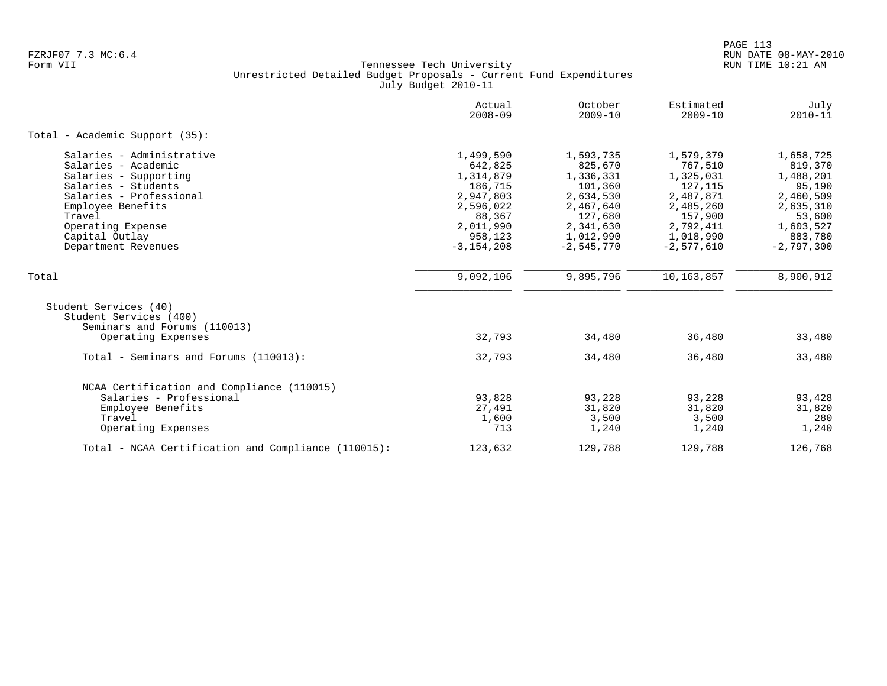Tennessee Tech University
Unrestricted Detailed Budget Proposals - Current Fund Expenditures
July Budget 2010-11

| | Actual 2008-09 | October 2009-10 | Estimated 2009-10 | July 2010-11 |
|---|---|---|---|---|
| Total - Academic Support (35): | | | | |
| Salaries - Administrative | 1,499,590 | 1,593,735 | 1,579,379 | 1,658,725 |
| Salaries - Academic | 642,825 | 825,670 | 767,510 | 819,370 |
| Salaries - Supporting | 1,314,879 | 1,336,331 | 1,325,031 | 1,488,201 |
| Salaries - Students | 186,715 | 101,360 | 127,115 | 95,190 |
| Salaries - Professional | 2,947,803 | 2,634,530 | 2,487,871 | 2,460,509 |
| Employee Benefits | 2,596,022 | 2,467,640 | 2,485,260 | 2,635,310 |
| Travel | 88,367 | 127,680 | 157,900 | 53,600 |
| Operating Expense | 2,011,990 | 2,341,630 | 2,792,411 | 1,603,527 |
| Capital Outlay | 958,123 | 1,012,990 | 1,018,990 | 883,780 |
| Department Revenues | -3,154,208 | -2,545,770 | -2,577,610 | -2,797,300 |
| Total | 9,092,106 | 9,895,796 | 10,163,857 | 8,900,912 |
| Student Services (40) | | | | |
| Student Services (400) | | | | |
| Seminars and Forums (110013) | | | | |
| Operating Expenses | 32,793 | 34,480 | 36,480 | 33,480 |
| Total - Seminars and Forums (110013): | 32,793 | 34,480 | 36,480 | 33,480 |
| NCAA Certification and Compliance (110015) | | | | |
| Salaries - Professional | 93,828 | 93,228 | 93,228 | 93,428 |
| Employee Benefits | 27,491 | 31,820 | 31,820 | 31,820 |
| Travel | 1,600 | 3,500 | 3,500 | 280 |
| Operating Expenses | 713 | 1,240 | 1,240 | 1,240 |
| Total - NCAA Certification and Compliance (110015): | 123,632 | 129,788 | 129,788 | 126,768 |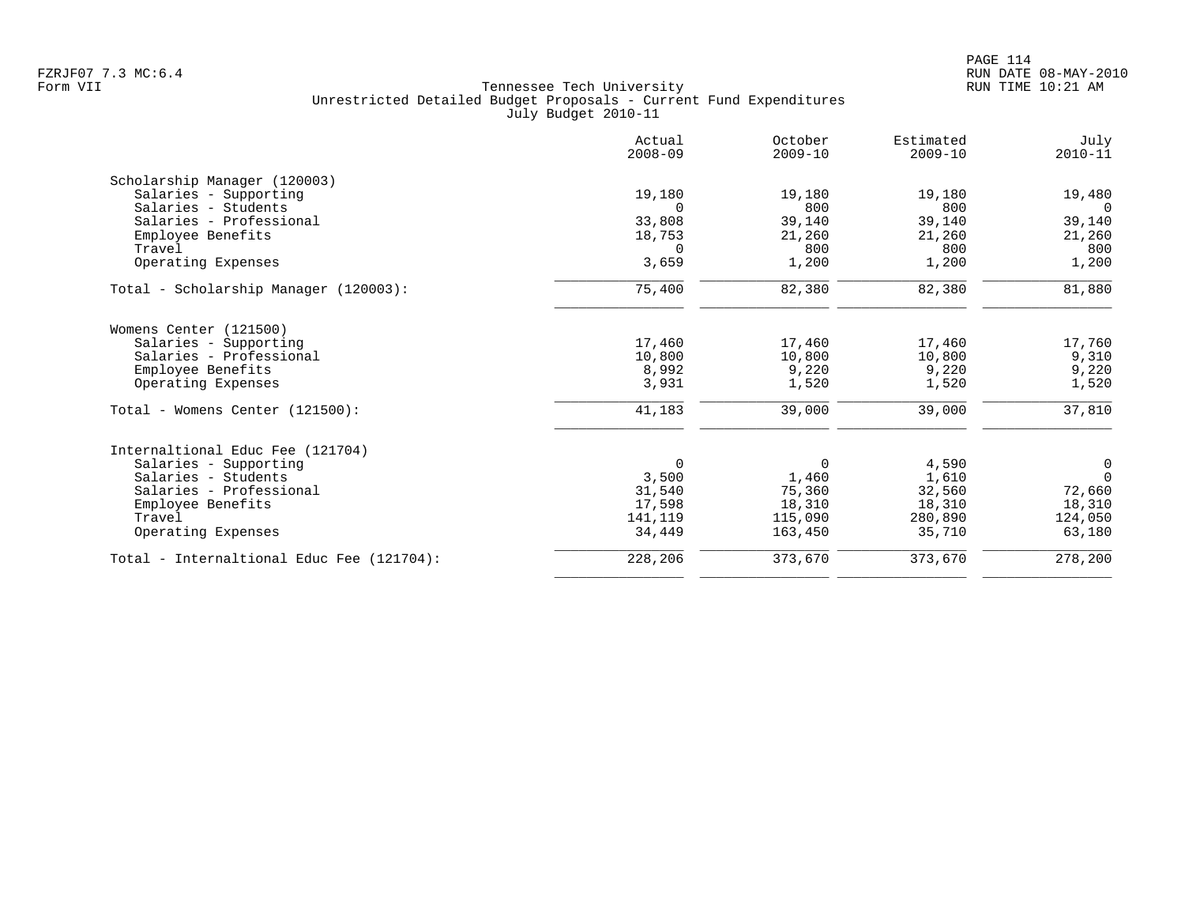Tennessee Tech University
Unrestricted Detailed Budget Proposals - Current Fund Expenditures
July Budget 2010-11

| | Actual 2008-09 | October 2009-10 | Estimated 2009-10 | July 2010-11 |
|---|---|---|---|---|
| **Scholarship Manager (120003)** | | | | |
| Salaries - Supporting | 19,180 | 19,180 | 19,180 | 19,480 |
| Salaries - Students | 0 | 800 | 800 | 0 |
| Salaries - Professional | 33,808 | 39,140 | 39,140 | 39,140 |
| Employee Benefits | 18,753 | 21,260 | 21,260 | 21,260 |
| Travel | 0 | 800 | 800 | 800 |
| Operating Expenses | 3,659 | 1,200 | 1,200 | 1,200 |
| Total - Scholarship Manager (120003): | 75,400 | 82,380 | 82,380 | 81,880 |
| **Womens Center (121500)** | | | | |
| Salaries - Supporting | 17,460 | 17,460 | 17,460 | 17,760 |
| Salaries - Professional | 10,800 | 10,800 | 10,800 | 9,310 |
| Employee Benefits | 8,992 | 9,220 | 9,220 | 9,220 |
| Operating Expenses | 3,931 | 1,520 | 1,520 | 1,520 |
| Total - Womens Center (121500): | 41,183 | 39,000 | 39,000 | 37,810 |
| **Internaltional Educ Fee (121704)** | | | | |
| Salaries - Supporting | 0 | 0 | 4,590 | 0 |
| Salaries - Students | 3,500 | 1,460 | 1,610 | 0 |
| Salaries - Professional | 31,540 | 75,360 | 32,560 | 72,660 |
| Employee Benefits | 17,598 | 18,310 | 18,310 | 18,310 |
| Travel | 141,119 | 115,090 | 280,890 | 124,050 |
| Operating Expenses | 34,449 | 163,450 | 35,710 | 63,180 |
| Total - Internaltional Educ Fee (121704): | 228,206 | 373,670 | 373,670 | 278,200 |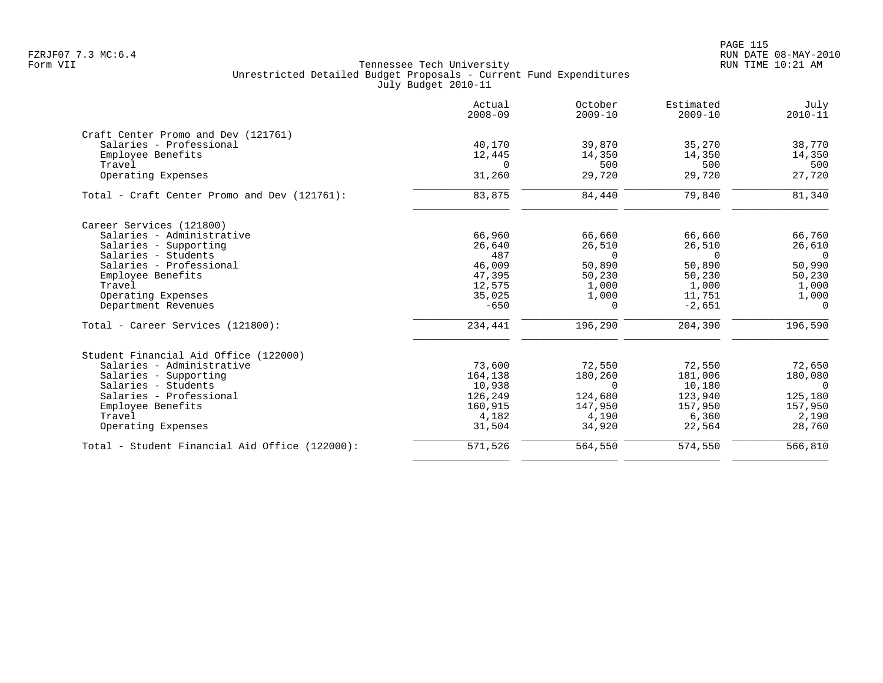Tennessee Tech University
Unrestricted Detailed Budget Proposals - Current Fund Expenditures
July Budget 2010-11

| | Actual 2008-09 | October 2009-10 | Estimated 2009-10 | July 2010-11 |
|---|---|---|---|---|
| **Craft Center Promo and Dev (121761)** | | | | |
| Salaries - Professional | 40,170 | 39,870 | 35,270 | 38,770 |
| Employee Benefits | 12,445 | 14,350 | 14,350 | 14,350 |
| Travel | 0 | 500 | 500 | 500 |
| Operating Expenses | 31,260 | 29,720 | 29,720 | 27,720 |
| Total - Craft Center Promo and Dev (121761): | 83,875 | 84,440 | 79,840 | 81,340 |
| **Career Services (121800)** | | | | |
| Salaries - Administrative | 66,960 | 66,660 | 66,660 | 66,760 |
| Salaries - Supporting | 26,640 | 26,510 | 26,510 | 26,610 |
| Salaries - Students | 487 | 0 | 0 | 0 |
| Salaries - Professional | 46,009 | 50,890 | 50,890 | 50,990 |
| Employee Benefits | 47,395 | 50,230 | 50,230 | 50,230 |
| Travel | 12,575 | 1,000 | 1,000 | 1,000 |
| Operating Expenses | 35,025 | 1,000 | 11,751 | 1,000 |
| Department Revenues | -650 | 0 | -2,651 | 0 |
| Total - Career Services (121800): | 234,441 | 196,290 | 204,390 | 196,590 |
| **Student Financial Aid Office (122000)** | | | | |
| Salaries - Administrative | 73,600 | 72,550 | 72,550 | 72,650 |
| Salaries - Supporting | 164,138 | 180,260 | 181,006 | 180,080 |
| Salaries - Students | 10,938 | 0 | 10,180 | 0 |
| Salaries - Professional | 126,249 | 124,680 | 123,940 | 125,180 |
| Employee Benefits | 160,915 | 147,950 | 157,950 | 157,950 |
| Travel | 4,182 | 4,190 | 6,360 | 2,190 |
| Operating Expenses | 31,504 | 34,920 | 22,564 | 28,760 |
| Total - Student Financial Aid Office (122000): | 571,526 | 564,550 | 574,550 | 566,810 |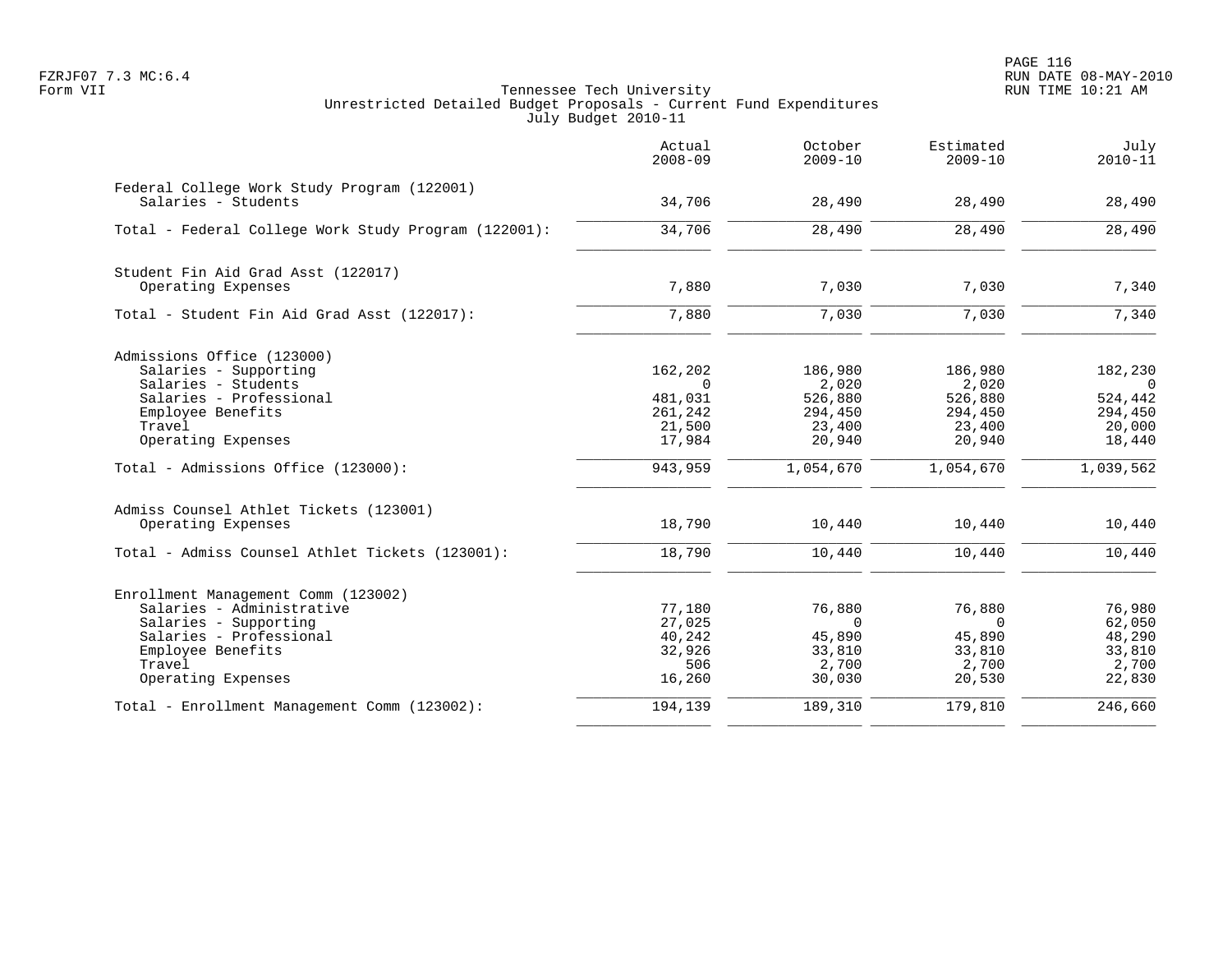Tennessee Tech University
Unrestricted Detailed Budget Proposals - Current Fund Expenditures
July Budget 2010-11

| | Actual 2008-09 | October 2009-10 | Estimated 2009-10 | July 2010-11 |
|---|---|---|---|---|
| **Federal College Work Study Program (122001)** | | | | |
| Salaries - Students | 34,706 | 28,490 | 28,490 | 28,490 |
| Total - Federal College Work Study Program (122001): | 34,706 | 28,490 | 28,490 | 28,490 |
| **Student Fin Aid Grad Asst (122017)** | | | | |
| Operating Expenses | 7,880 | 7,030 | 7,030 | 7,340 |
| Total - Student Fin Aid Grad Asst (122017): | 7,880 | 7,030 | 7,030 | 7,340 |
| **Admissions Office (123000)** | | | | |
| Salaries - Supporting | 162,202 | 186,980 | 186,980 | 182,230 |
| Salaries - Students | 0 | 2,020 | 2,020 | 0 |
| Salaries - Professional | 481,031 | 526,880 | 526,880 | 524,442 |
| Employee Benefits | 261,242 | 294,450 | 294,450 | 294,450 |
| Travel | 21,500 | 23,400 | 23,400 | 20,000 |
| Operating Expenses | 17,984 | 20,940 | 20,940 | 18,440 |
| Total - Admissions Office (123000): | 943,959 | 1,054,670 | 1,054,670 | 1,039,562 |
| **Admiss Counsel Athlet Tickets (123001)** | | | | |
| Operating Expenses | 18,790 | 10,440 | 10,440 | 10,440 |
| Total - Admiss Counsel Athlet Tickets (123001): | 18,790 | 10,440 | 10,440 | 10,440 |
| **Enrollment Management Comm (123002)** | | | | |
| Salaries - Administrative | 77,180 | 76,880 | 76,880 | 76,980 |
| Salaries - Supporting | 27,025 | 0 | 0 | 62,050 |
| Salaries - Professional | 40,242 | 45,890 | 45,890 | 48,290 |
| Employee Benefits | 32,926 | 33,810 | 33,810 | 33,810 |
| Travel | 506 | 2,700 | 2,700 | 2,700 |
| Operating Expenses | 16,260 | 30,030 | 20,530 | 22,830 |
| Total - Enrollment Management Comm (123002): | 194,139 | 189,310 | 179,810 | 246,660 |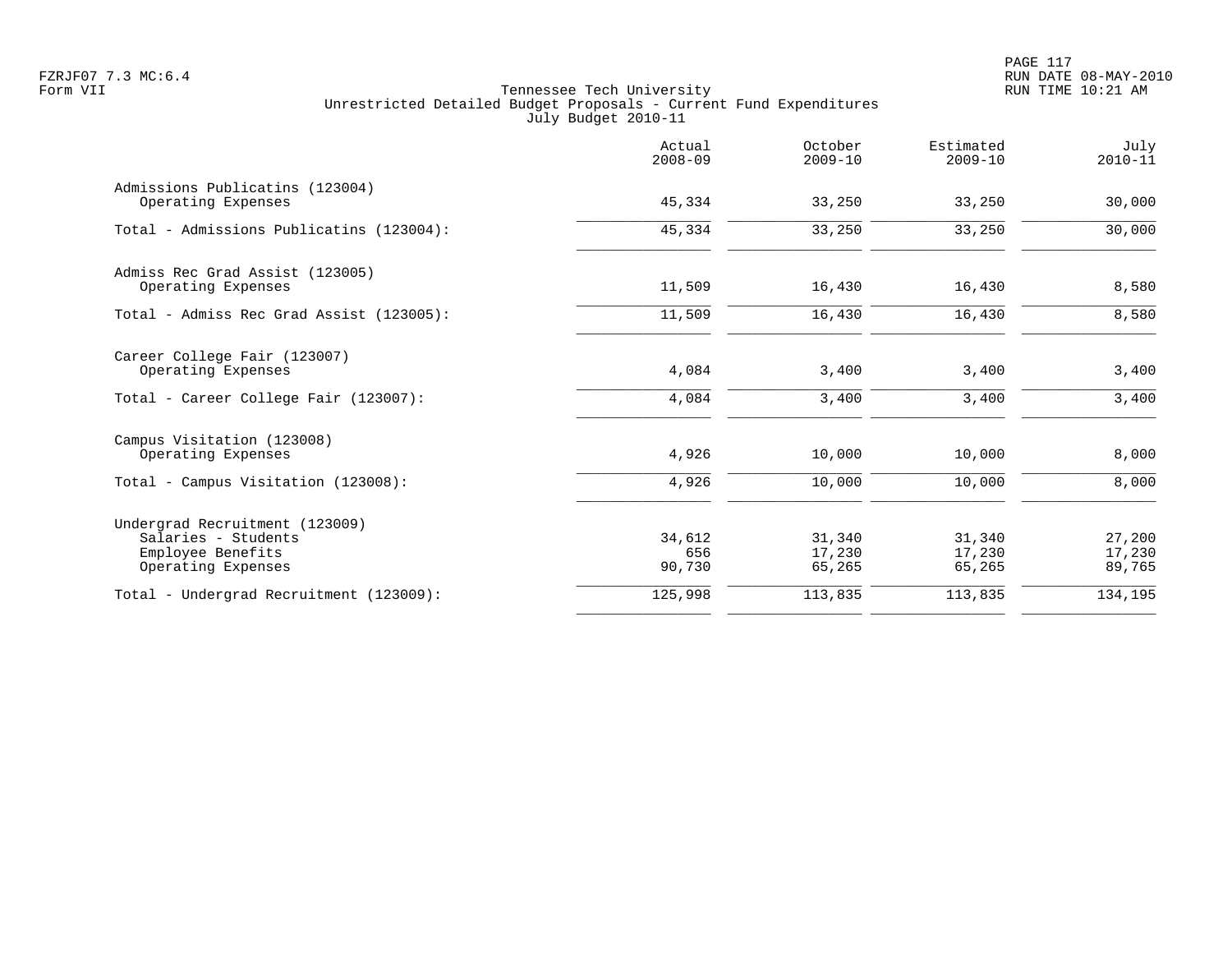Tennessee Tech University
Unrestricted Detailed Budget Proposals - Current Fund Expenditures
July Budget 2010-11

| | Actual 2008-09 | October 2009-10 | Estimated 2009-10 | July 2010-11 |
|---|---|---|---|---|
| Admissions Publicatins (123004) | | | | |
| Operating Expenses | 45,334 | 33,250 | 33,250 | 30,000 |
| Total - Admissions Publicatins (123004): | 45,334 | 33,250 | 33,250 | 30,000 |
| Admiss Rec Grad Assist (123005) | | | | |
| Operating Expenses | 11,509 | 16,430 | 16,430 | 8,580 |
| Total - Admiss Rec Grad Assist (123005): | 11,509 | 16,430 | 16,430 | 8,580 |
| Career College Fair (123007) | | | | |
| Operating Expenses | 4,084 | 3,400 | 3,400 | 3,400 |
| Total - Career College Fair (123007): | 4,084 | 3,400 | 3,400 | 3,400 |
| Campus Visitation (123008) | | | | |
| Operating Expenses | 4,926 | 10,000 | 10,000 | 8,000 |
| Total - Campus Visitation (123008): | 4,926 | 10,000 | 10,000 | 8,000 |
| Undergrad Recruitment (123009) | | | | |
| Salaries - Students | 34,612 | 31,340 | 31,340 | 27,200 |
| Employee Benefits | 656 | 17,230 | 17,230 | 17,230 |
| Operating Expenses | 90,730 | 65,265 | 65,265 | 89,765 |
| Total - Undergrad Recruitment (123009): | 125,998 | 113,835 | 113,835 | 134,195 |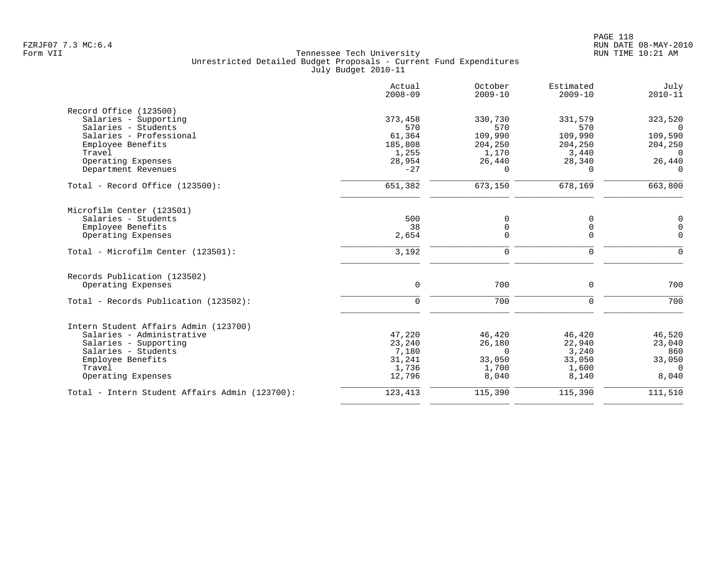Tennessee Tech University
Unrestricted Detailed Budget Proposals - Current Fund Expenditures
July Budget 2010-11

Form VII

| | Actual 2008-09 | October 2009-10 | Estimated 2009-10 | July 2010-11 |
|---|---|---|---|---|
| **Record Office (123500)** | | | | |
| Salaries - Supporting | 373,458 | 330,730 | 331,579 | 323,520 |
| Salaries - Students | 570 | 570 | 570 | 0 |
| Salaries - Professional | 61,364 | 109,990 | 109,990 | 109,590 |
| Employee Benefits | 185,808 | 204,250 | 204,250 | 204,250 |
| Travel | 1,255 | 1,170 | 3,440 | 0 |
| Operating Expenses | 28,954 | 26,440 | 28,340 | 26,440 |
| Department Revenues | -27 | 0 | 0 | 0 |
| Total - Record Office (123500): | 651,382 | 673,150 | 678,169 | 663,800 |
| **Microfilm Center (123501)** | | | | |
| Salaries - Students | 500 | 0 | 0 | 0 |
| Employee Benefits | 38 | 0 | 0 | 0 |
| Operating Expenses | 2,654 | 0 | 0 | 0 |
| Total - Microfilm Center (123501): | 3,192 | 0 | 0 | 0 |
| **Records Publication (123502)** | | | | |
| Operating Expenses | 0 | 700 | 0 | 700 |
| Total - Records Publication (123502): | 0 | 700 | 0 | 700 |
| **Intern Student Affairs Admin (123700)** | | | | |
| Salaries - Administrative | 47,220 | 46,420 | 46,420 | 46,520 |
| Salaries - Supporting | 23,240 | 26,180 | 22,940 | 23,040 |
| Salaries - Students | 7,180 | 0 | 3,240 | 860 |
| Employee Benefits | 31,241 | 33,050 | 33,050 | 33,050 |
| Travel | 1,736 | 1,700 | 1,600 | 0 |
| Operating Expenses | 12,796 | 8,040 | 8,140 | 8,040 |
| Total - Intern Student Affairs Admin (123700): | 123,413 | 115,390 | 115,390 | 111,510 |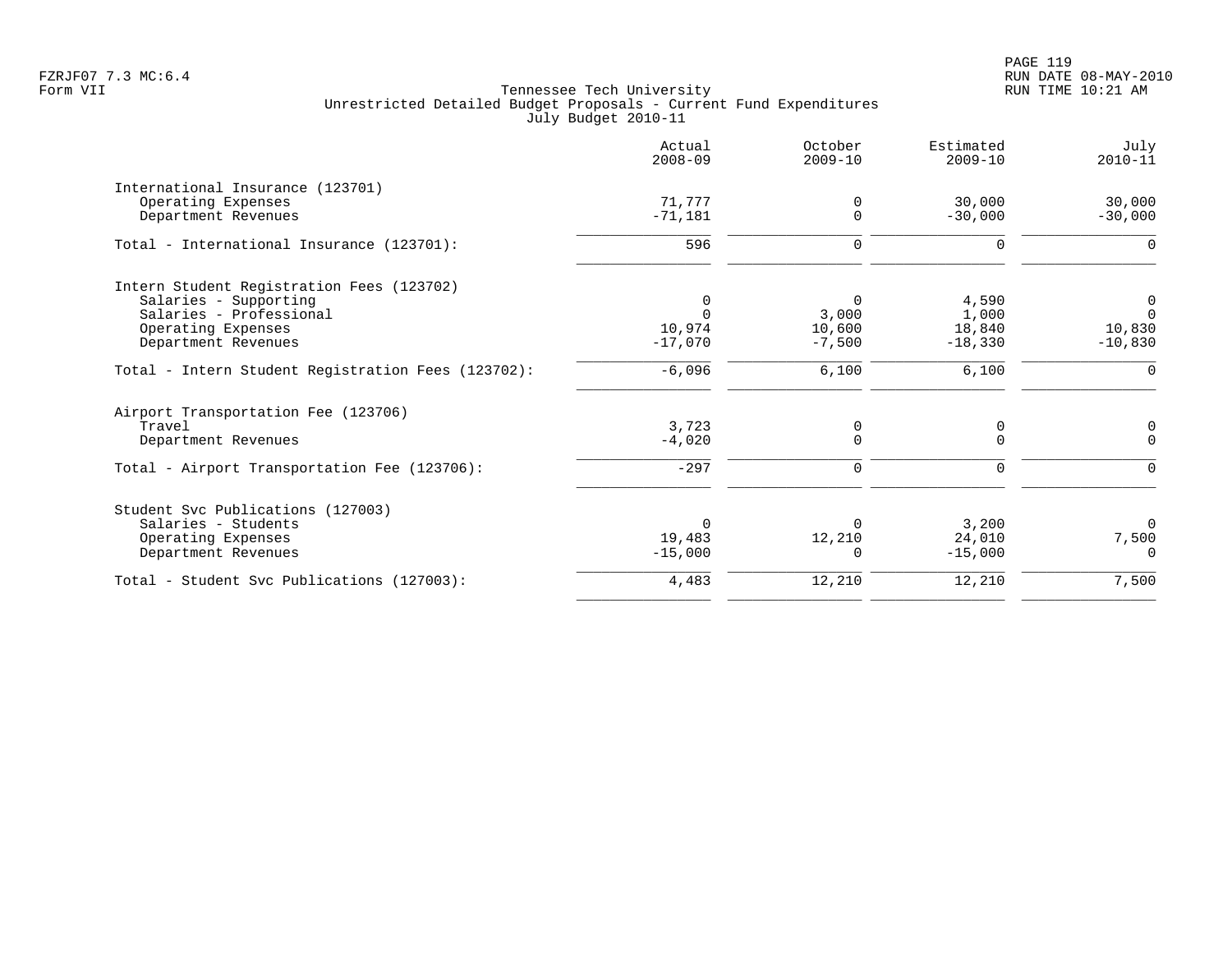Tennessee Tech University
Unrestricted Detailed Budget Proposals - Current Fund Expenditures
July Budget 2010-11

FZRJF07 7.3 MC:6.4
Form VII

RUN DATE 08-MAY-2010
RUN TIME 10:21 AM

| | Actual 2008-09 | October 2009-10 | Estimated 2009-10 | July 2010-11 |
|---|---:|---:|---:|---:|
| **International Insurance (123701)** | | | | |
| Operating Expenses | 71,777 | 0 | 30,000 | 30,000 |
| Department Revenues | -71,181 | 0 | -30,000 | -30,000 |
| Total - International Insurance (123701): | 596 | 0 | 0 | 0 |
| **Intern Student Registration Fees (123702)** | | | | |
| Salaries - Supporting | 0 | 0 | 4,590 | 0 |
| Salaries - Professional | 0 | 3,000 | 1,000 | 0 |
| Operating Expenses | 10,974 | 10,600 | 18,840 | 10,830 |
| Department Revenues | -17,070 | -7,500 | -18,330 | -10,830 |
| Total - Intern Student Registration Fees (123702): | -6,096 | 6,100 | 6,100 | 0 |
| **Airport Transportation Fee (123706)** | | | | |
| Travel | 3,723 | 0 | 0 | 0 |
| Department Revenues | -4,020 | 0 | 0 | 0 |
| Total - Airport Transportation Fee (123706): | -297 | 0 | 0 | 0 |
| **Student Svc Publications (127003)** | | | | |
| Salaries - Students | 0 | 0 | 3,200 | 0 |
| Operating Expenses | 19,483 | 12,210 | 24,010 | 7,500 |
| Department Revenues | -15,000 | 0 | -15,000 | 0 |
| Total - Student Svc Publications (127003): | 4,483 | 12,210 | 12,210 | 7,500 |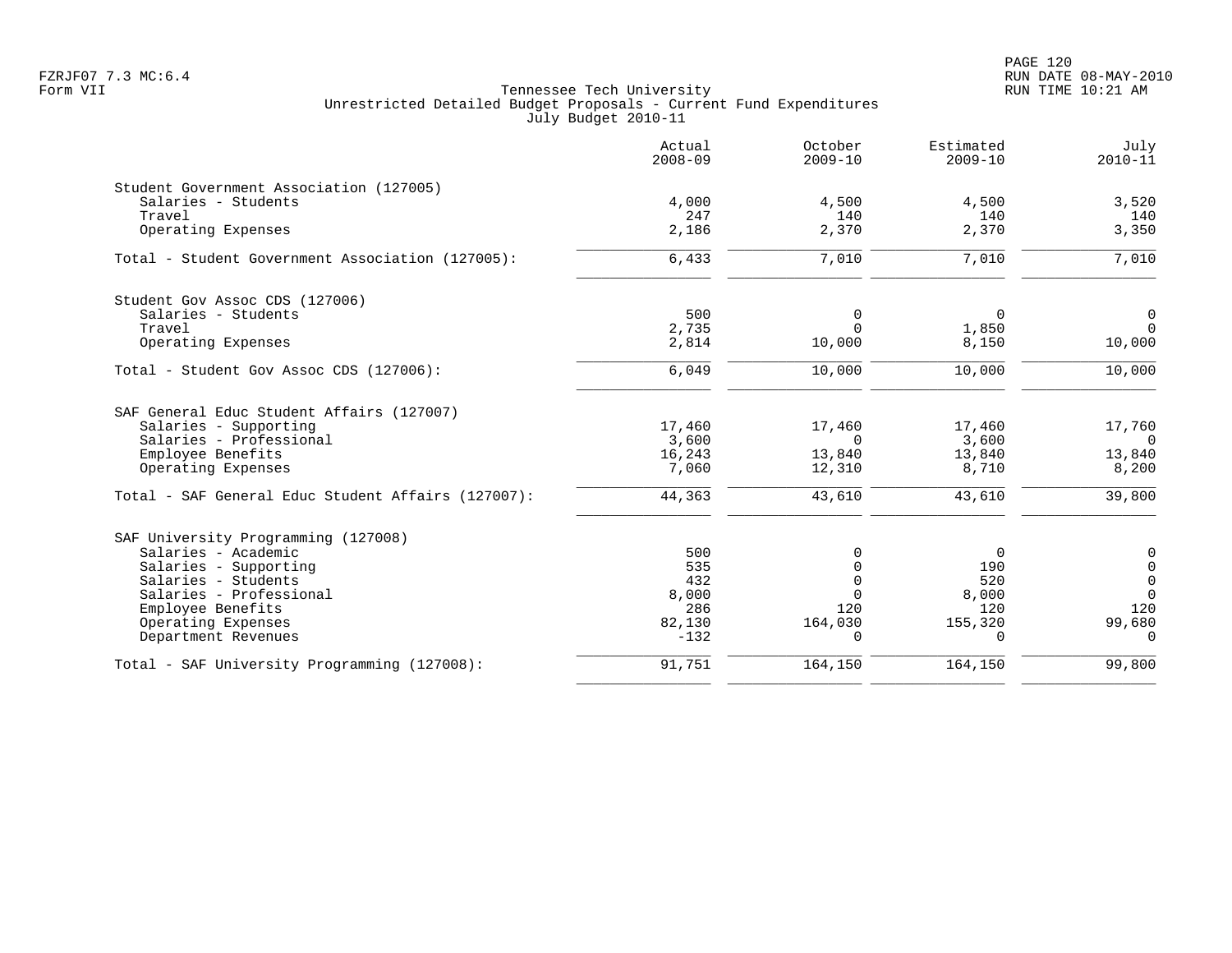Tennessee Tech University
Unrestricted Detailed Budget Proposals - Current Fund Expenditures
July Budget 2010-11

|  | Actual 2008-09 | October 2009-10 | Estimated 2009-10 | July 2010-11 |
|---|---|---|---|---|
| **Student Government Association (127005)** | | | | |
| Salaries - Students | 4,000 | 4,500 | 4,500 | 3,520 |
| Travel | 247 | 140 | 140 | 140 |
| Operating Expenses | 2,186 | 2,370 | 2,370 | 3,350 |
| Total - Student Government Association (127005): | 6,433 | 7,010 | 7,010 | 7,010 |
| **Student Gov Assoc CDS (127006)** | | | | |
| Salaries - Students | 500 | 0 | 0 | 0 |
| Travel | 2,735 | 0 | 1,850 | 0 |
| Operating Expenses | 2,814 | 10,000 | 8,150 | 10,000 |
| Total - Student Gov Assoc CDS (127006): | 6,049 | 10,000 | 10,000 | 10,000 |
| **SAF General Educ Student Affairs (127007)** | | | | |
| Salaries - Supporting | 17,460 | 17,460 | 17,460 | 17,760 |
| Salaries - Professional | 3,600 | 0 | 3,600 | 0 |
| Employee Benefits | 16,243 | 13,840 | 13,840 | 13,840 |
| Operating Expenses | 7,060 | 12,310 | 8,710 | 8,200 |
| Total - SAF General Educ Student Affairs (127007): | 44,363 | 43,610 | 43,610 | 39,800 |
| **SAF University Programming (127008)** | | | | |
| Salaries - Academic | 500 | 0 | 0 | 0 |
| Salaries - Supporting | 535 | 0 | 190 | 0 |
| Salaries - Students | 432 | 0 | 520 | 0 |
| Salaries - Professional | 8,000 | 0 | 8,000 | 0 |
| Employee Benefits | 286 | 120 | 120 | 120 |
| Operating Expenses | 82,130 | 164,030 | 155,320 | 99,680 |
| Department Revenues | -132 | 0 | 0 | 0 |
| Total - SAF University Programming (127008): | 91,751 | 164,150 | 164,150 | 99,800 |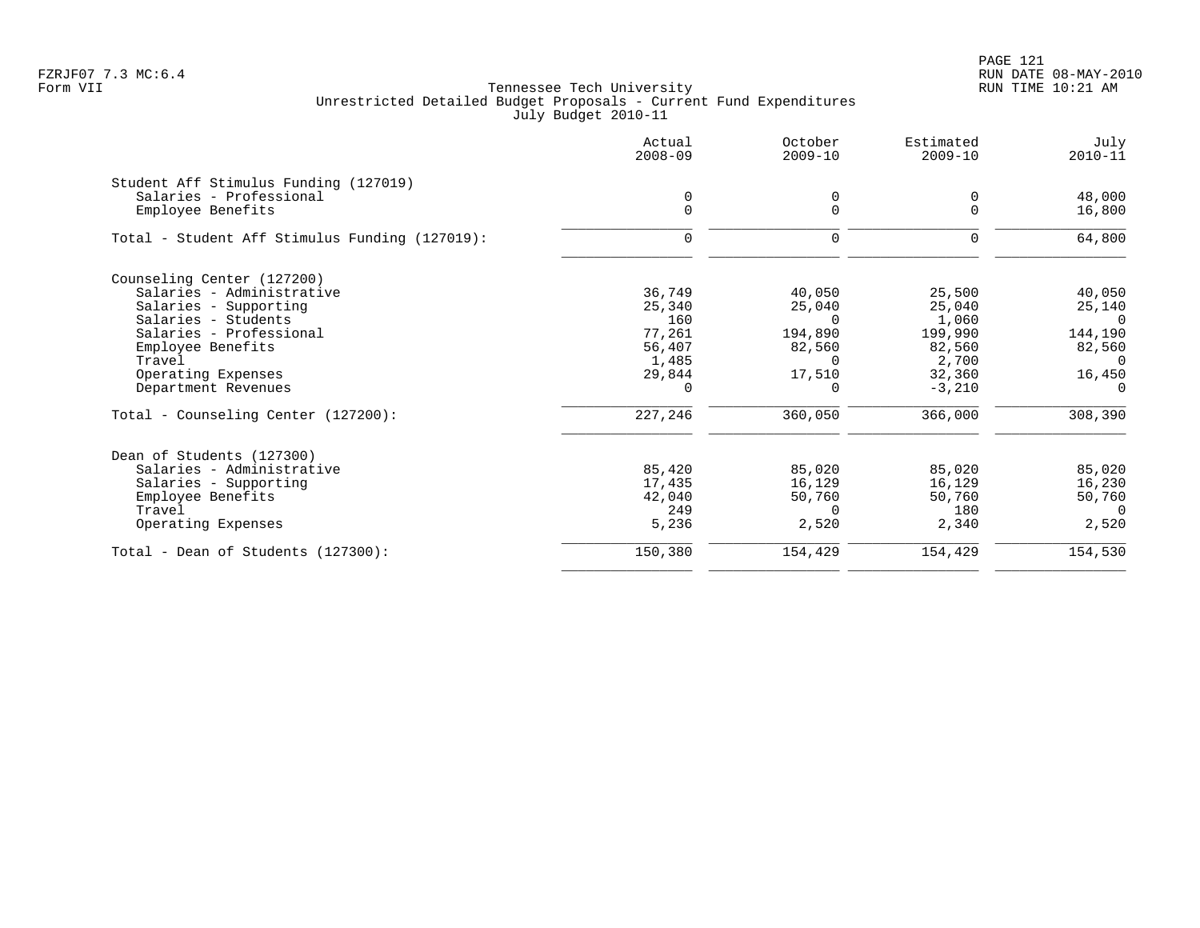Tennessee Tech University
Unrestricted Detailed Budget Proposals - Current Fund Expenditures
July Budget 2010-11

| | Actual 2008-09 | October 2009-10 | Estimated 2009-10 | July 2010-11 |
|---|---|---|---|---|
| **Student Aff Stimulus Funding (127019)** | | | | |
| Salaries - Professional | 0 | 0 | 0 | 48,000 |
| Employee Benefits | 0 | 0 | 0 | 16,800 |
| Total - Student Aff Stimulus Funding (127019): | 0 | 0 | 0 | 64,800 |
| **Counseling Center (127200)** | | | | |
| Salaries - Administrative | 36,749 | 40,050 | 25,500 | 40,050 |
| Salaries - Supporting | 25,340 | 25,040 | 25,040 | 25,140 |
| Salaries - Students | 160 | 0 | 1,060 | 0 |
| Salaries - Professional | 77,261 | 194,890 | 199,990 | 144,190 |
| Employee Benefits | 56,407 | 82,560 | 82,560 | 82,560 |
| Travel | 1,485 | 0 | 2,700 | 0 |
| Operating Expenses | 29,844 | 17,510 | 32,360 | 16,450 |
| Department Revenues | 0 | 0 | -3,210 | 0 |
| Total - Counseling Center (127200): | 227,246 | 360,050 | 366,000 | 308,390 |
| **Dean of Students (127300)** | | | | |
| Salaries - Administrative | 85,420 | 85,020 | 85,020 | 85,020 |
| Salaries - Supporting | 17,435 | 16,129 | 16,129 | 16,230 |
| Employee Benefits | 42,040 | 50,760 | 50,760 | 50,760 |
| Travel | 249 | 0 | 180 | 0 |
| Operating Expenses | 5,236 | 2,520 | 2,340 | 2,520 |
| Total - Dean of Students (127300): | 150,380 | 154,429 | 154,429 | 154,530 |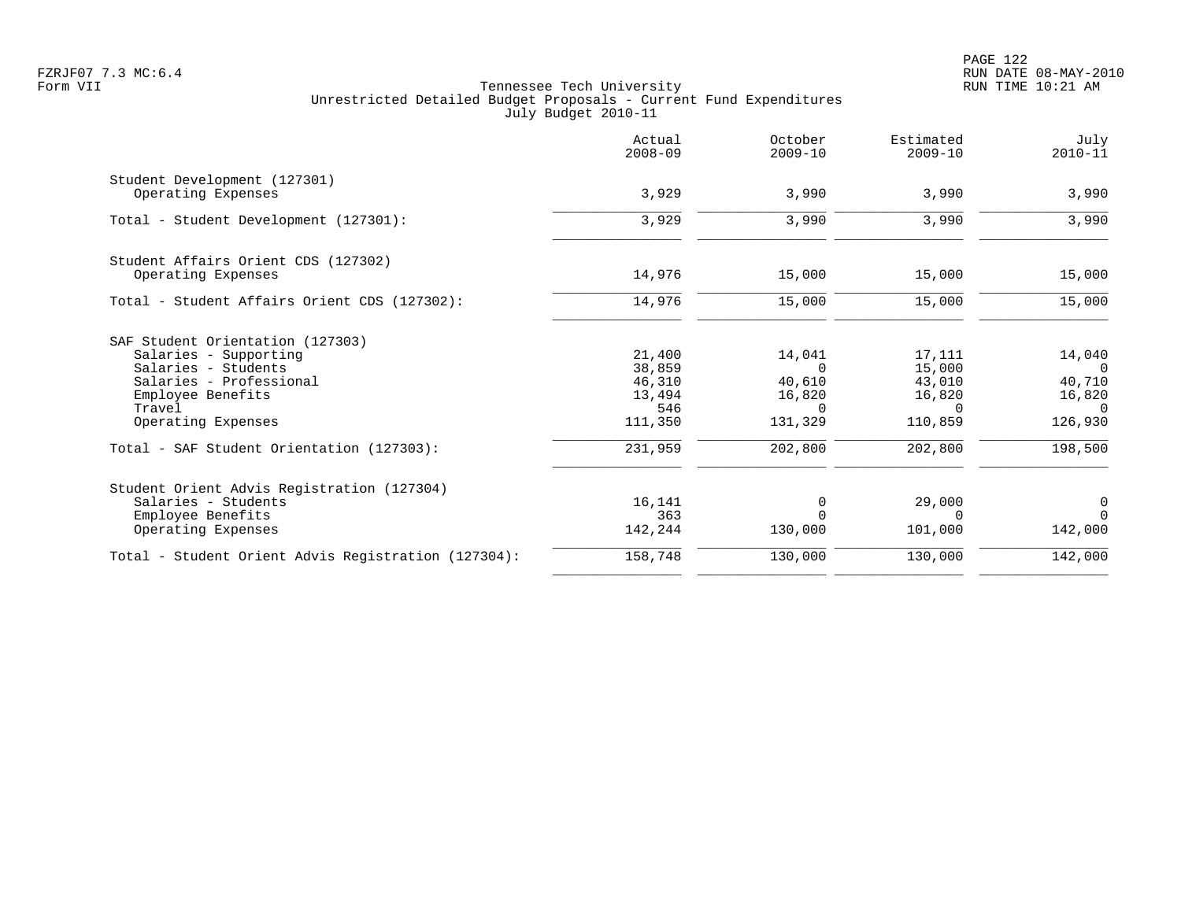Tennessee Tech University
Unrestricted Detailed Budget Proposals - Current Fund Expenditures
July Budget 2010-11

| | Actual 2008-09 | October 2009-10 | Estimated 2009-10 | July 2010-11 |
|---|---|---|---|---|
| **Student Development (127301)** | | | | |
| Operating Expenses | 3,929 | 3,990 | 3,990 | 3,990 |
| Total - Student Development (127301): | 3,929 | 3,990 | 3,990 | 3,990 |
| **Student Affairs Orient CDS (127302)** | | | | |
| Operating Expenses | 14,976 | 15,000 | 15,000 | 15,000 |
| Total - Student Affairs Orient CDS (127302): | 14,976 | 15,000 | 15,000 | 15,000 |
| **SAF Student Orientation (127303)** | | | | |
| Salaries - Supporting | 21,400 | 14,041 | 17,111 | 14,040 |
| Salaries - Students | 38,859 | 0 | 15,000 | 0 |
| Salaries - Professional | 46,310 | 40,610 | 43,010 | 40,710 |
| Employee Benefits | 13,494 | 16,820 | 16,820 | 16,820 |
| Travel | 546 | 0 | 0 | 0 |
| Operating Expenses | 111,350 | 131,329 | 110,859 | 126,930 |
| Total - SAF Student Orientation (127303): | 231,959 | 202,800 | 202,800 | 198,500 |
| **Student Orient Advis Registration (127304)** | | | | |
| Salaries - Students | 16,141 | 0 | 29,000 | 0 |
| Employee Benefits | 363 | 0 | 0 | 0 |
| Operating Expenses | 142,244 | 130,000 | 101,000 | 142,000 |
| Total - Student Orient Advis Registration (127304): | 158,748 | 130,000 | 130,000 | 142,000 |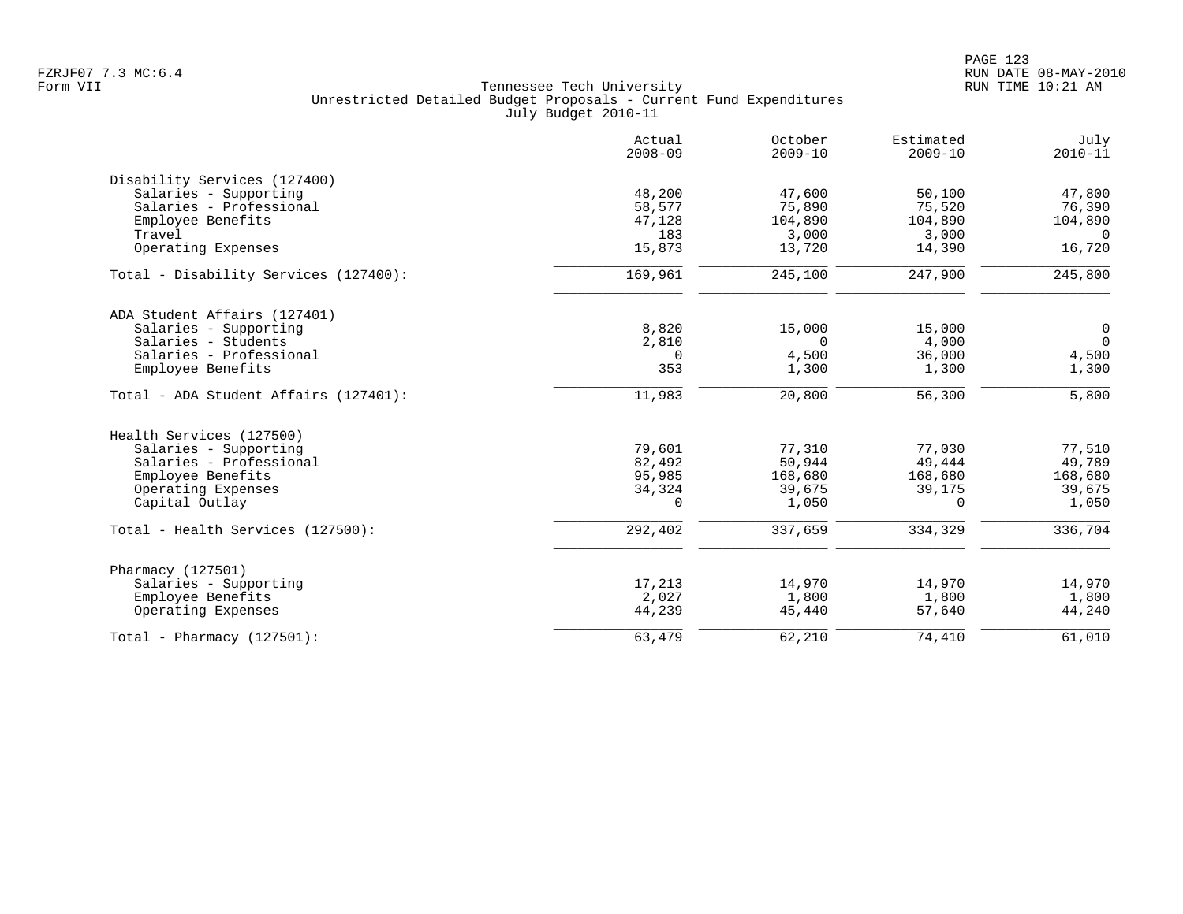Tennessee Tech University
Unrestricted Detailed Budget Proposals - Current Fund Expenditures
July Budget 2010-11

Form VII

| | Actual 2008-09 | October 2009-10 | Estimated 2009-10 | July 2010-11 |
|---|---|---|---|---|
| **Disability Services (127400)** | | | | |
| Salaries - Supporting | 48,200 | 47,600 | 50,100 | 47,800 |
| Salaries - Professional | 58,577 | 75,890 | 75,520 | 76,390 |
| Employee Benefits | 47,128 | 104,890 | 104,890 | 104,890 |
| Travel | 183 | 3,000 | 3,000 | 0 |
| Operating Expenses | 15,873 | 13,720 | 14,390 | 16,720 |
| Total - Disability Services (127400): | 169,961 | 245,100 | 247,900 | 245,800 |
| **ADA Student Affairs (127401)** | | | | |
| Salaries - Supporting | 8,820 | 15,000 | 15,000 | 0 |
| Salaries - Students | 2,810 | 0 | 4,000 | 0 |
| Salaries - Professional | 0 | 4,500 | 36,000 | 4,500 |
| Employee Benefits | 353 | 1,300 | 1,300 | 1,300 |
| Total - ADA Student Affairs (127401): | 11,983 | 20,800 | 56,300 | 5,800 |
| **Health Services (127500)** | | | | |
| Salaries - Supporting | 79,601 | 77,310 | 77,030 | 77,510 |
| Salaries - Professional | 82,492 | 50,944 | 49,444 | 49,789 |
| Employee Benefits | 95,985 | 168,680 | 168,680 | 168,680 |
| Operating Expenses | 34,324 | 39,675 | 39,175 | 39,675 |
| Capital Outlay | 0 | 1,050 | 0 | 1,050 |
| Total - Health Services (127500): | 292,402 | 337,659 | 334,329 | 336,704 |
| **Pharmacy (127501)** | | | | |
| Salaries - Supporting | 17,213 | 14,970 | 14,970 | 14,970 |
| Employee Benefits | 2,027 | 1,800 | 1,800 | 1,800 |
| Operating Expenses | 44,239 | 45,440 | 57,640 | 44,240 |
| Total - Pharmacy (127501): | 63,479 | 62,210 | 74,410 | 61,010 |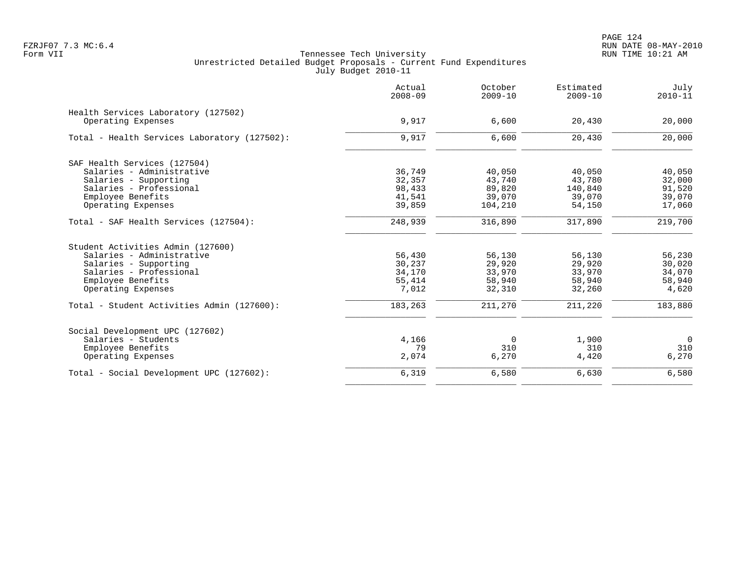Tennessee Tech University
Unrestricted Detailed Budget Proposals - Current Fund Expenditures
July Budget 2010-11

| | Actual 2008-09 | October 2009-10 | Estimated 2009-10 | July 2010-11 |
|---|---|---|---|---|
| **Health Services Laboratory (127502)** | | | | |
| Operating Expenses | 9,917 | 6,600 | 20,430 | 20,000 |
| Total - Health Services Laboratory (127502): | 9,917 | 6,600 | 20,430 | 20,000 |
| **SAF Health Services (127504)** | | | | |
| Salaries - Administrative | 36,749 | 40,050 | 40,050 | 40,050 |
| Salaries - Supporting | 32,357 | 43,740 | 43,780 | 32,000 |
| Salaries - Professional | 98,433 | 89,820 | 140,840 | 91,520 |
| Employee Benefits | 41,541 | 39,070 | 39,070 | 39,070 |
| Operating Expenses | 39,859 | 104,210 | 54,150 | 17,060 |
| Total - SAF Health Services (127504): | 248,939 | 316,890 | 317,890 | 219,700 |
| **Student Activities Admin (127600)** | | | | |
| Salaries - Administrative | 56,430 | 56,130 | 56,130 | 56,230 |
| Salaries - Supporting | 30,237 | 29,920 | 29,920 | 30,020 |
| Salaries - Professional | 34,170 | 33,970 | 33,970 | 34,070 |
| Employee Benefits | 55,414 | 58,940 | 58,940 | 58,940 |
| Operating Expenses | 7,012 | 32,310 | 32,260 | 4,620 |
| Total - Student Activities Admin (127600): | 183,263 | 211,270 | 211,220 | 183,880 |
| **Social Development UPC (127602)** | | | | |
| Salaries - Students | 4,166 | 0 | 1,900 | 0 |
| Employee Benefits | 79 | 310 | 310 | 310 |
| Operating Expenses | 2,074 | 6,270 | 4,420 | 6,270 |
| Total - Social Development UPC (127602): | 6,319 | 6,580 | 6,630 | 6,580 |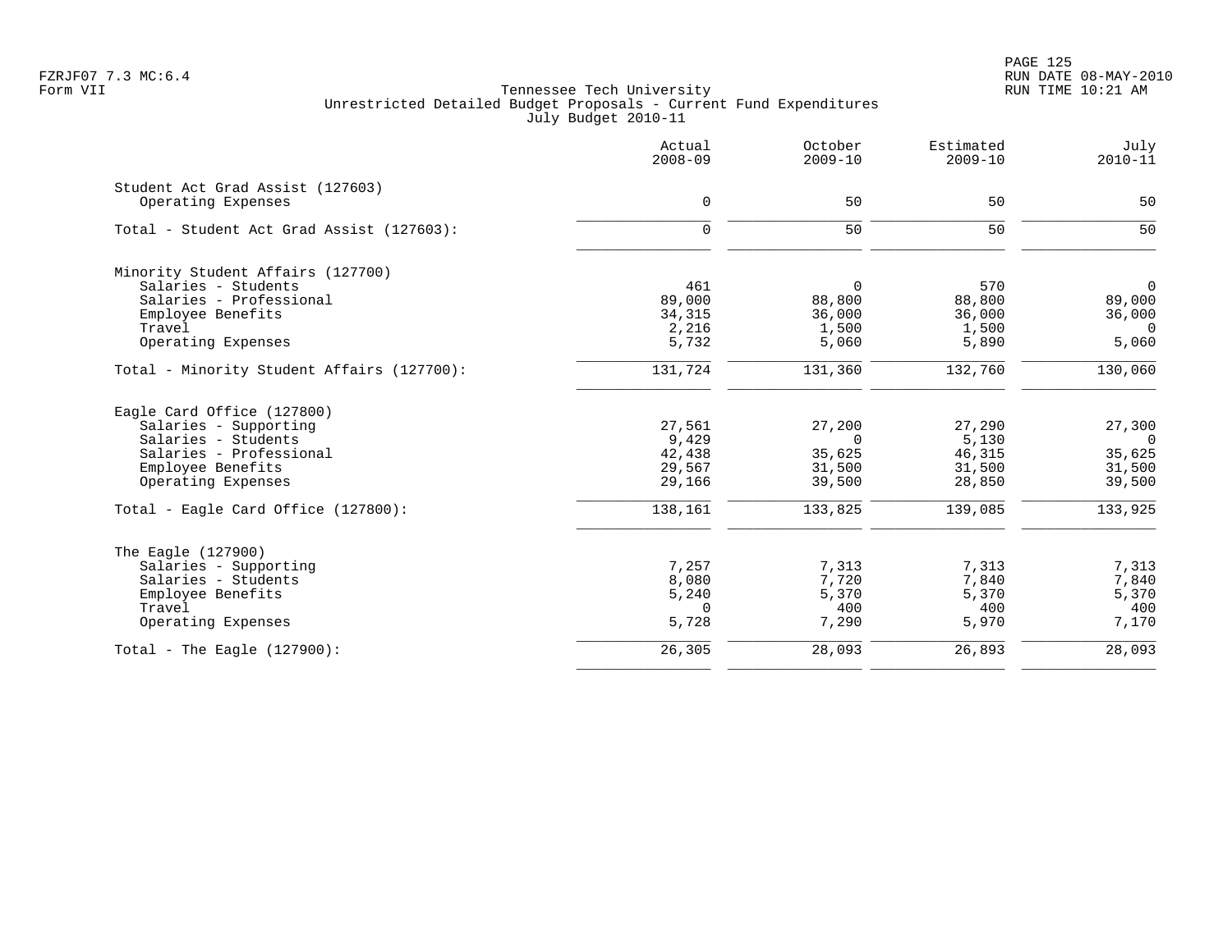Tennessee Tech University
Unrestricted Detailed Budget Proposals - Current Fund Expenditures
July Budget 2010-11

| | Actual 2008-09 | October 2009-10 | Estimated 2009-10 | July 2010-11 |
|---|---|---|---|---|
| **Student Act Grad Assist (127603)** | | | | |
| Operating Expenses | 0 | 50 | 50 | 50 |
| Total - Student Act Grad Assist (127603): | 0 | 50 | 50 | 50 |
| **Minority Student Affairs (127700)** | | | | |
| Salaries - Students | 461 | 0 | 570 | 0 |
| Salaries - Professional | 89,000 | 88,800 | 88,800 | 89,000 |
| Employee Benefits | 34,315 | 36,000 | 36,000 | 36,000 |
| Travel | 2,216 | 1,500 | 1,500 | 0 |
| Operating Expenses | 5,732 | 5,060 | 5,890 | 5,060 |
| Total - Minority Student Affairs (127700): | 131,724 | 131,360 | 132,760 | 130,060 |
| **Eagle Card Office (127800)** | | | | |
| Salaries - Supporting | 27,561 | 27,200 | 27,290 | 27,300 |
| Salaries - Students | 9,429 | 0 | 5,130 | 0 |
| Salaries - Professional | 42,438 | 35,625 | 46,315 | 35,625 |
| Employee Benefits | 29,567 | 31,500 | 31,500 | 31,500 |
| Operating Expenses | 29,166 | 39,500 | 28,850 | 39,500 |
| Total - Eagle Card Office (127800): | 138,161 | 133,825 | 139,085 | 133,925 |
| **The Eagle (127900)** | | | | |
| Salaries - Supporting | 7,257 | 7,313 | 7,313 | 7,313 |
| Salaries - Students | 8,080 | 7,720 | 7,840 | 7,840 |
| Employee Benefits | 5,240 | 5,370 | 5,370 | 5,370 |
| Travel | 0 | 400 | 400 | 400 |
| Operating Expenses | 5,728 | 7,290 | 5,970 | 7,170 |
| Total - The Eagle (127900): | 26,305 | 28,093 | 26,893 | 28,093 |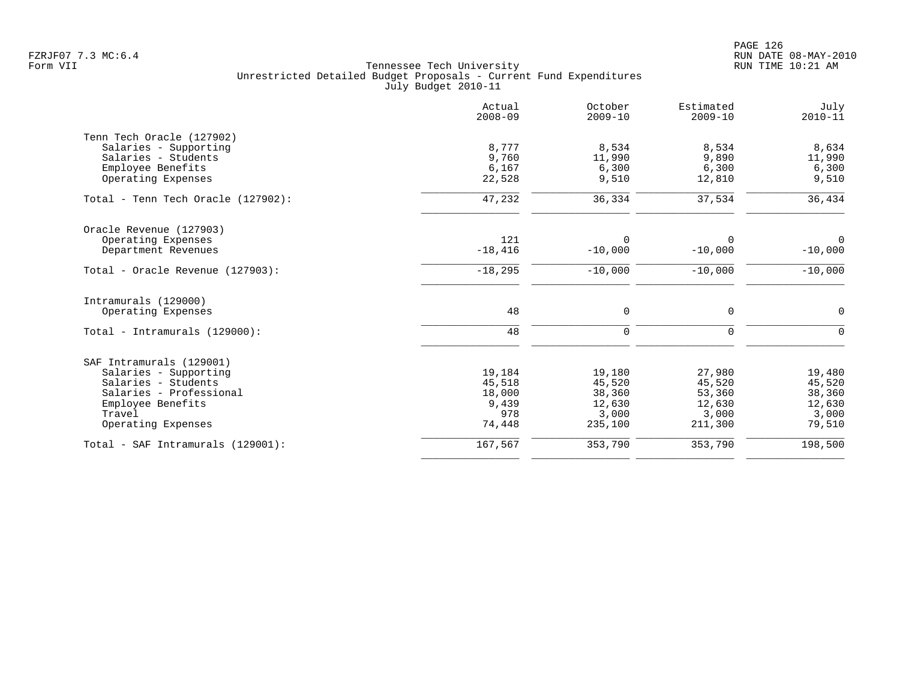FZRJF07 7.3 MC:6.4
Form VII

Tennessee Tech University
Unrestricted Detailed Budget Proposals - Current Fund Expenditures
July Budget 2010-11

RUN DATE 08-MAY-2010
RUN TIME 10:21 AM

| | Actual 2008-09 | October 2009-10 | Estimated 2009-10 | July 2010-11 |
|---|---|---|---|---|
| **Tenn Tech Oracle (127902)** | | | | |
| Salaries - Supporting | 8,777 | 8,534 | 8,534 | 8,634 |
| Salaries - Students | 9,760 | 11,990 | 9,890 | 11,990 |
| Employee Benefits | 6,167 | 6,300 | 6,300 | 6,300 |
| Operating Expenses | 22,528 | 9,510 | 12,810 | 9,510 |
| Total - Tenn Tech Oracle (127902): | 47,232 | 36,334 | 37,534 | 36,434 |
| **Oracle Revenue (127903)** | | | | |
| Operating Expenses | 121 | 0 | 0 | 0 |
| Department Revenues | -18,416 | -10,000 | -10,000 | -10,000 |
| Total - Oracle Revenue (127903): | -18,295 | -10,000 | -10,000 | -10,000 |
| **Intramurals (129000)** | | | | |
| Operating Expenses | 48 | 0 | 0 | 0 |
| Total - Intramurals (129000): | 48 | 0 | 0 | 0 |
| **SAF Intramurals (129001)** | | | | |
| Salaries - Supporting | 19,184 | 19,180 | 27,980 | 19,480 |
| Salaries - Students | 45,518 | 45,520 | 45,520 | 45,520 |
| Salaries - Professional | 18,000 | 38,360 | 53,360 | 38,360 |
| Employee Benefits | 9,439 | 12,630 | 12,630 | 12,630 |
| Travel | 978 | 3,000 | 3,000 | 3,000 |
| Operating Expenses | 74,448 | 235,100 | 211,300 | 79,510 |
| Total - SAF Intramurals (129001): | 167,567 | 353,790 | 353,790 | 198,500 |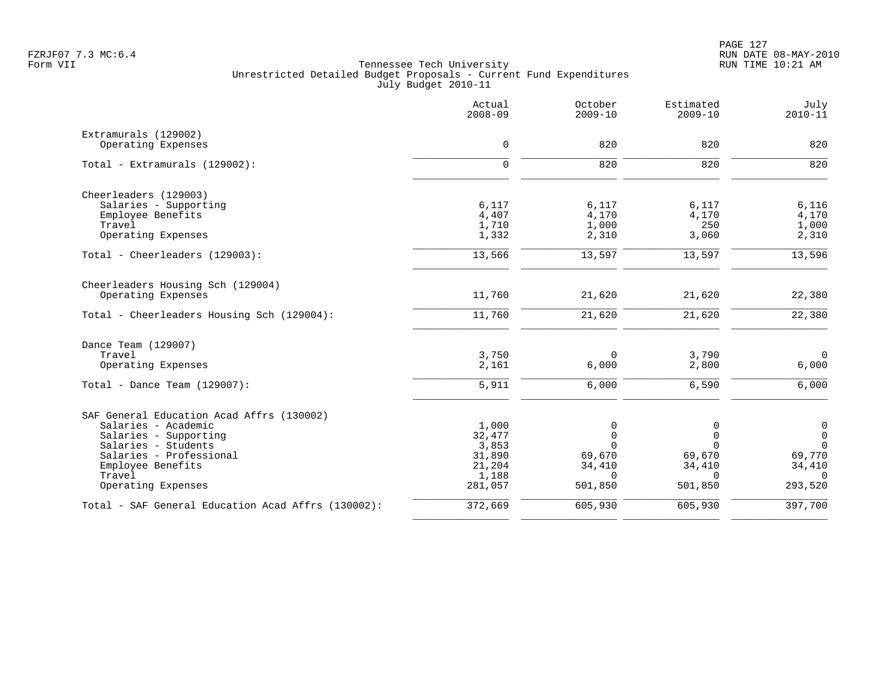Tennessee Tech University
Unrestricted Detailed Budget Proposals - Current Fund Expenditures
July Budget 2010-11

Form VII

| | Actual 2008-09 | October 2009-10 | Estimated 2009-10 | July 2010-11 |
|---|---|---|---|---|
| **Extramurals (129002)** | | | | |
| Operating Expenses | 0 | 820 | 820 | 820 |
| Total - Extramurals (129002): | 0 | 820 | 820 | 820 |
| **Cheerleaders (129003)** | | | | |
| Salaries - Supporting | 6,117 | 6,117 | 6,117 | 6,116 |
| Employee Benefits | 4,407 | 4,170 | 4,170 | 4,170 |
| Travel | 1,710 | 1,000 | 250 | 1,000 |
| Operating Expenses | 1,332 | 2,310 | 3,060 | 2,310 |
| Total - Cheerleaders (129003): | 13,566 | 13,597 | 13,597 | 13,596 |
| **Cheerleaders Housing Sch (129004)** | | | | |
| Operating Expenses | 11,760 | 21,620 | 21,620 | 22,380 |
| Total - Cheerleaders Housing Sch (129004): | 11,760 | 21,620 | 21,620 | 22,380 |
| **Dance Team (129007)** | | | | |
| Travel | 3,750 | 0 | 3,790 | 0 |
| Operating Expenses | 2,161 | 6,000 | 2,800 | 6,000 |
| Total - Dance Team (129007): | 5,911 | 6,000 | 6,590 | 6,000 |
| **SAF General Education Acad Affrs (130002)** | | | | |
| Salaries - Academic | 1,000 | 0 | 0 | 0 |
| Salaries - Supporting | 32,477 | 0 | 0 | 0 |
| Salaries - Students | 3,853 | 0 | 0 | 0 |
| Salaries - Professional | 31,890 | 69,670 | 69,670 | 69,770 |
| Employee Benefits | 21,204 | 34,410 | 34,410 | 34,410 |
| Travel | 1,188 | 0 | 0 | 0 |
| Operating Expenses | 281,057 | 501,850 | 501,850 | 293,520 |
| Total - SAF General Education Acad Affrs (130002): | 372,669 | 605,930 | 605,930 | 397,700 |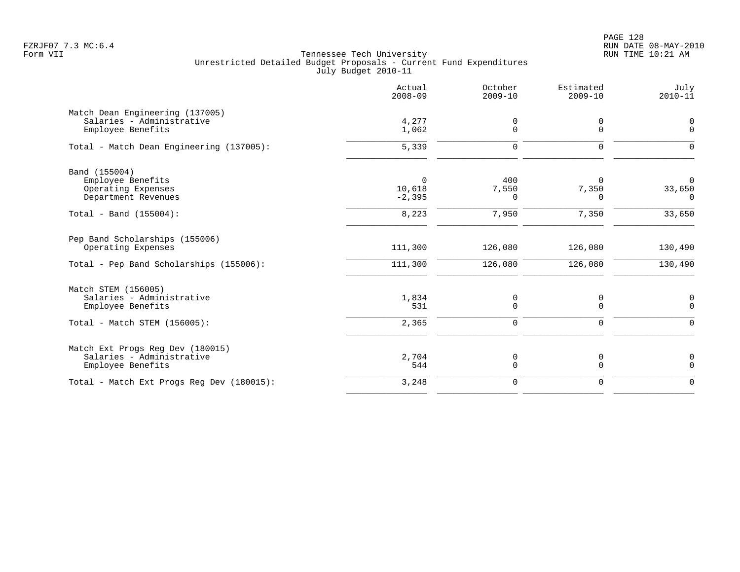FZRJF07 7.3 MC:6.4
Form VII

Tennessee Tech University
Unrestricted Detailed Budget Proposals - Current Fund Expenditures
July Budget 2010-11

RUN DATE 08-MAY-2010
RUN TIME 10:21 AM

| | Actual 2008-09 | October 2009-10 | Estimated 2009-10 | July 2010-11 |
|---|---|---|---|---|
| **Match Dean Engineering (137005)** | | | | |
| Salaries - Administrative | 4,277 | 0 | 0 | 0 |
| Employee Benefits | 1,062 | 0 | 0 | 0 |
| Total - Match Dean Engineering (137005): | 5,339 | 0 | 0 | 0 |
| **Band (155004)** | | | | |
| Employee Benefits | 0 | 400 | 0 | 0 |
| Operating Expenses | 10,618 | 7,550 | 7,350 | 33,650 |
| Department Revenues | -2,395 | 0 | 0 | 0 |
| Total - Band (155004): | 8,223 | 7,950 | 7,350 | 33,650 |
| **Pep Band Scholarships (155006)** | | | | |
| Operating Expenses | 111,300 | 126,080 | 126,080 | 130,490 |
| Total - Pep Band Scholarships (155006): | 111,300 | 126,080 | 126,080 | 130,490 |
| **Match STEM (156005)** | | | | |
| Salaries - Administrative | 1,834 | 0 | 0 | 0 |
| Employee Benefits | 531 | 0 | 0 | 0 |
| Total - Match STEM (156005): | 2,365 | 0 | 0 | 0 |
| **Match Ext Progs Reg Dev (180015)** | | | | |
| Salaries - Administrative | 2,704 | 0 | 0 | 0 |
| Employee Benefits | 544 | 0 | 0 | 0 |
| Total - Match Ext Progs Reg Dev (180015): | 3,248 | 0 | 0 | 0 |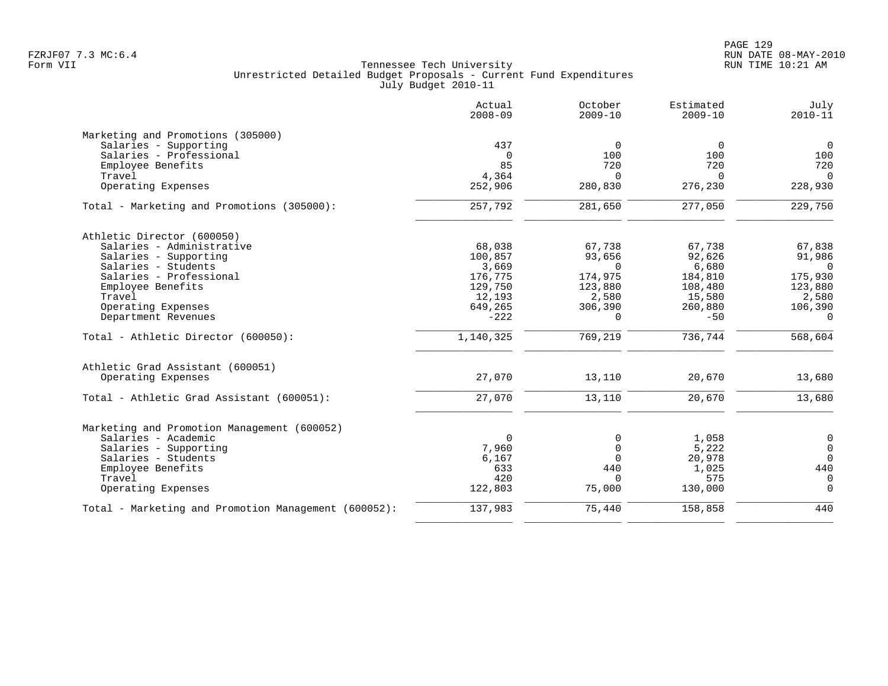Tennessee Tech University
Unrestricted Detailed Budget Proposals - Current Fund Expenditures
July Budget 2010-11

| | Actual 2008-09 | October 2009-10 | Estimated 2009-10 | July 2010-11 |
|---|---|---|---|---|
| **Marketing and Promotions (305000)** | | | | |
| Salaries - Supporting | 437 | 0 | 0 | 0 |
| Salaries - Professional | 0 | 100 | 100 | 100 |
| Employee Benefits | 85 | 720 | 720 | 720 |
| Travel | 4,364 | 0 | 0 | 0 |
| Operating Expenses | 252,906 | 280,830 | 276,230 | 228,930 |
| Total - Marketing and Promotions (305000): | 257,792 | 281,650 | 277,050 | 229,750 |
| **Athletic Director (600050)** | | | | |
| Salaries - Administrative | 68,038 | 67,738 | 67,738 | 67,838 |
| Salaries - Supporting | 100,857 | 93,656 | 92,626 | 91,986 |
| Salaries - Students | 3,669 | 0 | 6,680 | 0 |
| Salaries - Professional | 176,775 | 174,975 | 184,810 | 175,930 |
| Employee Benefits | 129,750 | 123,880 | 108,480 | 123,880 |
| Travel | 12,193 | 2,580 | 15,580 | 2,580 |
| Operating Expenses | 649,265 | 306,390 | 260,880 | 106,390 |
| Department Revenues | -222 | 0 | -50 | 0 |
| Total - Athletic Director (600050): | 1,140,325 | 769,219 | 736,744 | 568,604 |
| **Athletic Grad Assistant (600051)** | | | | |
| Operating Expenses | 27,070 | 13,110 | 20,670 | 13,680 |
| Total - Athletic Grad Assistant (600051): | 27,070 | 13,110 | 20,670 | 13,680 |
| **Marketing and Promotion Management (600052)** | | | | |
| Salaries - Academic | 0 | 0 | 1,058 | 0 |
| Salaries - Supporting | 7,960 | 0 | 5,222 | 0 |
| Salaries - Students | 6,167 | 0 | 20,978 | 0 |
| Employee Benefits | 633 | 440 | 1,025 | 440 |
| Travel | 420 | 0 | 575 | 0 |
| Operating Expenses | 122,803 | 75,000 | 130,000 | 0 |
| Total - Marketing and Promotion Management (600052): | 137,983 | 75,440 | 158,858 | 440 |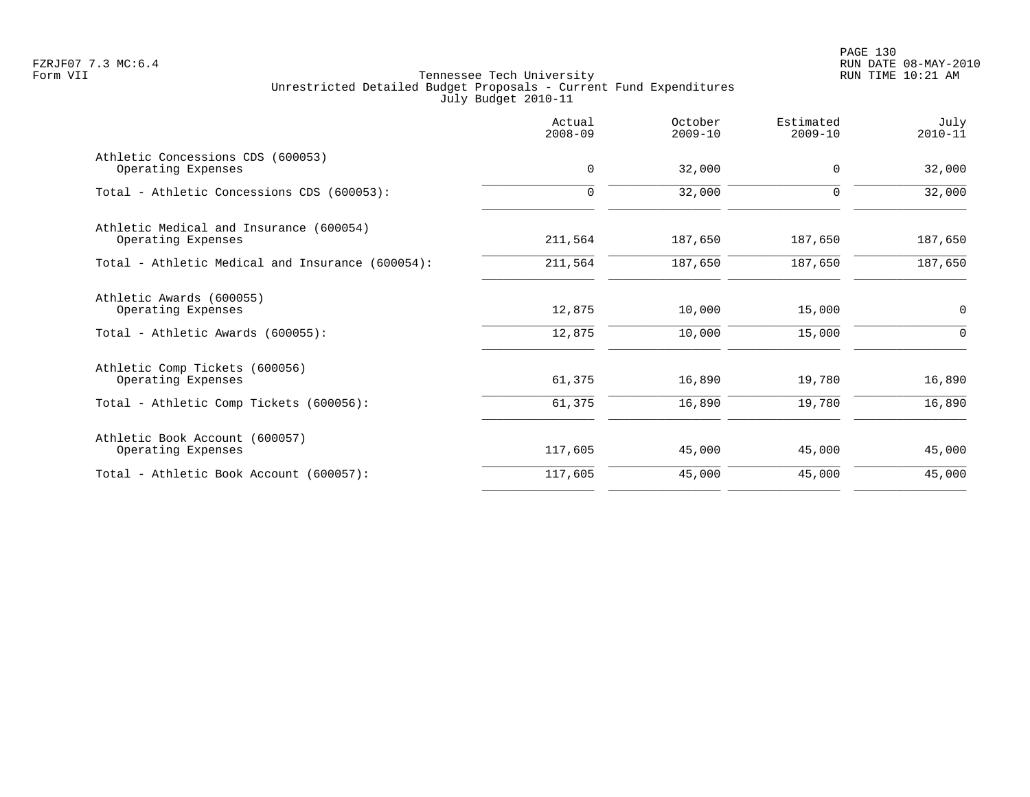FZRJF07 7.3 MC:6.4
Form VII

Tennessee Tech University
Unrestricted Detailed Budget Proposals - Current Fund Expenditures
July Budget 2010-11

| | Actual 2008-09 | October 2009-10 | Estimated 2009-10 | July 2010-11 |
|---|---|---|---|---|
| Athletic Concessions CDS (600053) | | | | |
| Operating Expenses | 0 | 32,000 | 0 | 32,000 |
| Total - Athletic Concessions CDS (600053): | 0 | 32,000 | 0 | 32,000 |
| Athletic Medical and Insurance (600054) | | | | |
| Operating Expenses | 211,564 | 187,650 | 187,650 | 187,650 |
| Total - Athletic Medical and Insurance (600054): | 211,564 | 187,650 | 187,650 | 187,650 |
| Athletic Awards (600055) | | | | |
| Operating Expenses | 12,875 | 10,000 | 15,000 | 0 |
| Total - Athletic Awards (600055): | 12,875 | 10,000 | 15,000 | 0 |
| Athletic Comp Tickets (600056) | | | | |
| Operating Expenses | 61,375 | 16,890 | 19,780 | 16,890 |
| Total - Athletic Comp Tickets (600056): | 61,375 | 16,890 | 19,780 | 16,890 |
| Athletic Book Account (600057) | | | | |
| Operating Expenses | 117,605 | 45,000 | 45,000 | 45,000 |
| Total - Athletic Book Account (600057): | 117,605 | 45,000 | 45,000 | 45,000 |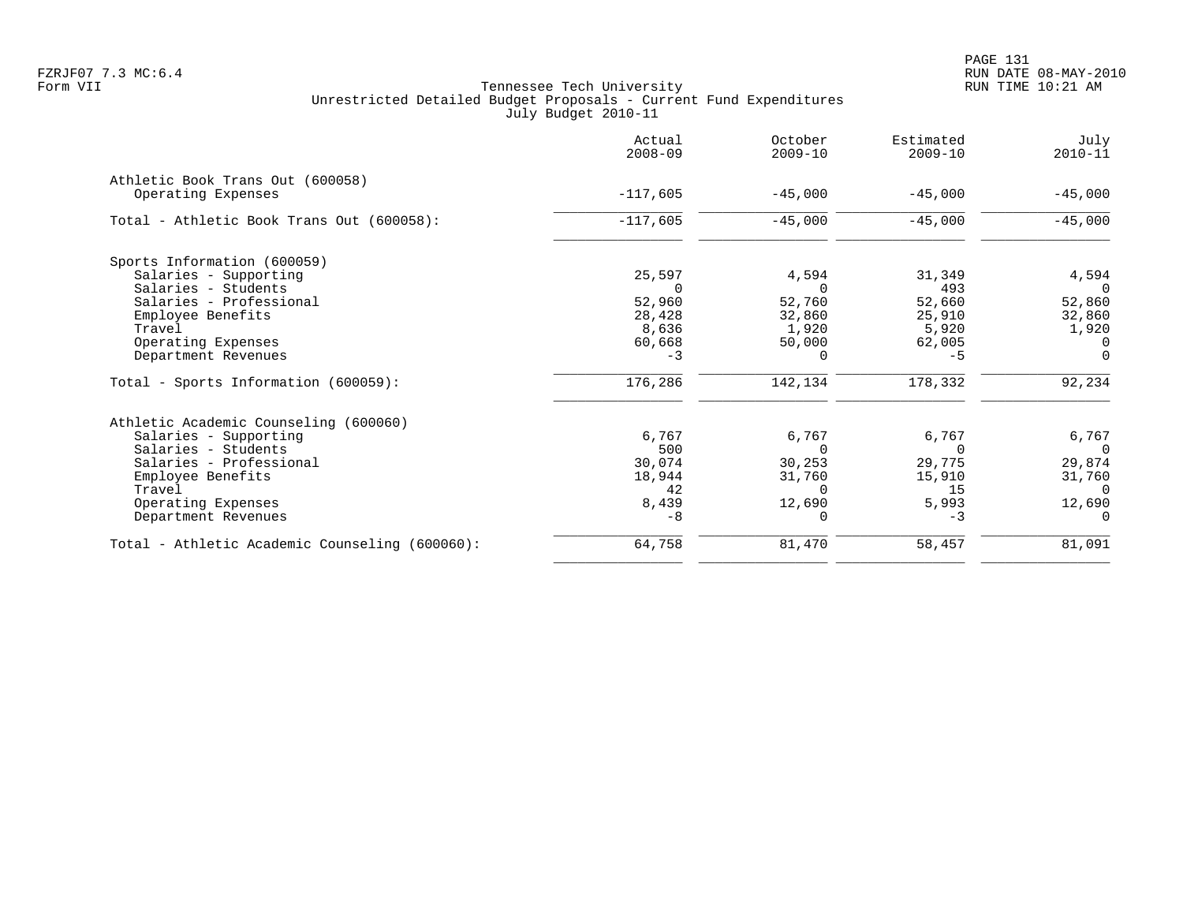Tennessee Tech University
Unrestricted Detailed Budget Proposals - Current Fund Expenditures
July Budget 2010-11

|  | Actual 2008-09 | October 2009-10 | Estimated 2009-10 | July 2010-11 |
|---|---|---|---|---|
| **Athletic Book Trans Out (600058)** |  |  |  |  |
| Operating Expenses | -117,605 | -45,000 | -45,000 | -45,000 |
| Total - Athletic Book Trans Out (600058): | -117,605 | -45,000 | -45,000 | -45,000 |
| **Sports Information (600059)** |  |  |  |  |
| Salaries - Supporting | 25,597 | 4,594 | 31,349 | 4,594 |
| Salaries - Students | 0 | 0 | 493 | 0 |
| Salaries - Professional | 52,960 | 52,760 | 52,660 | 52,860 |
| Employee Benefits | 28,428 | 32,860 | 25,910 | 32,860 |
| Travel | 8,636 | 1,920 | 5,920 | 1,920 |
| Operating Expenses | 60,668 | 50,000 | 62,005 | 0 |
| Department Revenues | -3 | 0 | -5 | 0 |
| Total - Sports Information (600059): | 176,286 | 142,134 | 178,332 | 92,234 |
| **Athletic Academic Counseling (600060)** |  |  |  |  |
| Salaries - Supporting | 6,767 | 6,767 | 6,767 | 6,767 |
| Salaries - Students | 500 | 0 | 0 | 0 |
| Salaries - Professional | 30,074 | 30,253 | 29,775 | 29,874 |
| Employee Benefits | 18,944 | 31,760 | 15,910 | 31,760 |
| Travel | 42 | 0 | 15 | 0 |
| Operating Expenses | 8,439 | 12,690 | 5,993 | 12,690 |
| Department Revenues | -8 | 0 | -3 | 0 |
| Total - Athletic Academic Counseling (600060): | 64,758 | 81,470 | 58,457 | 81,091 |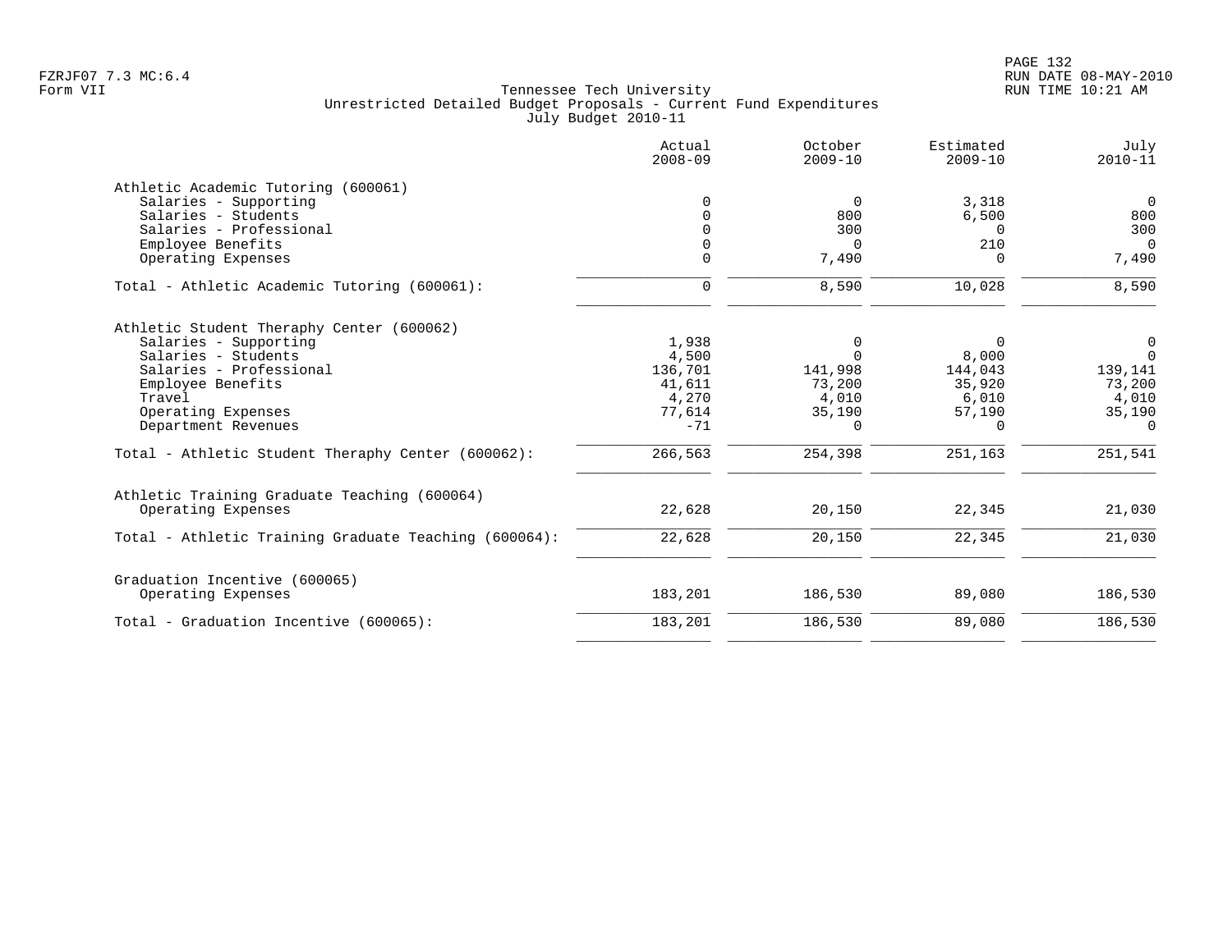Tennessee Tech University
Unrestricted Detailed Budget Proposals - Current Fund Expenditures
July Budget 2010-11

| | Actual 2008-09 | October 2009-10 | Estimated 2009-10 | July 2010-11 |
|---|---|---|---|---|
| **Athletic Academic Tutoring (600061)** | | | | |
| Salaries - Supporting | 0 | 0 | 3,318 | 0 |
| Salaries - Students | 0 | 800 | 6,500 | 800 |
| Salaries - Professional | 0 | 300 | 0 | 300 |
| Employee Benefits | 0 | 0 | 210 | 0 |
| Operating Expenses | 0 | 7,490 | 0 | 7,490 |
| Total - Athletic Academic Tutoring (600061): | 0 | 8,590 | 10,028 | 8,590 |
| **Athletic Student Theraphy Center (600062)** | | | | |
| Salaries - Supporting | 1,938 | 0 | 0 | 0 |
| Salaries - Students | 4,500 | 0 | 8,000 | 0 |
| Salaries - Professional | 136,701 | 141,998 | 144,043 | 139,141 |
| Employee Benefits | 41,611 | 73,200 | 35,920 | 73,200 |
| Travel | 4,270 | 4,010 | 6,010 | 4,010 |
| Operating Expenses | 77,614 | 35,190 | 57,190 | 35,190 |
| Department Revenues | -71 | 0 | 0 | 0 |
| Total - Athletic Student Theraphy Center (600062): | 266,563 | 254,398 | 251,163 | 251,541 |
| **Athletic Training Graduate Teaching (600064)** | | | | |
| Operating Expenses | 22,628 | 20,150 | 22,345 | 21,030 |
| Total - Athletic Training Graduate Teaching (600064): | 22,628 | 20,150 | 22,345 | 21,030 |
| **Graduation Incentive (600065)** | | | | |
| Operating Expenses | 183,201 | 186,530 | 89,080 | 186,530 |
| Total - Graduation Incentive (600065): | 183,201 | 186,530 | 89,080 | 186,530 |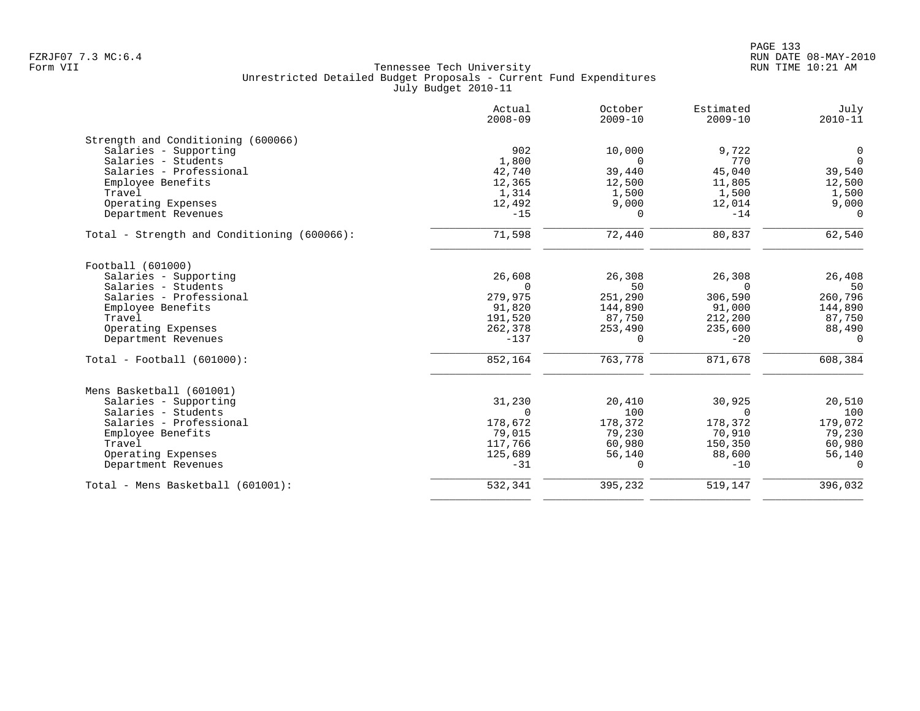Tennessee Tech University
Unrestricted Detailed Budget Proposals - Current Fund Expenditures
July Budget 2010-11

| | Actual 2008-09 | October 2009-10 | Estimated 2009-10 | July 2010-11 |
|---|---|---|---|---|
| **Strength and Conditioning (600066)** | | | | |
| Salaries - Supporting | 902 | 10,000 | 9,722 | 0 |
| Salaries - Students | 1,800 | 0 | 770 | 0 |
| Salaries - Professional | 42,740 | 39,440 | 45,040 | 39,540 |
| Employee Benefits | 12,365 | 12,500 | 11,805 | 12,500 |
| Travel | 1,314 | 1,500 | 1,500 | 1,500 |
| Operating Expenses | 12,492 | 9,000 | 12,014 | 9,000 |
| Department Revenues | -15 | 0 | -14 | 0 |
| Total - Strength and Conditioning (600066): | 71,598 | 72,440 | 80,837 | 62,540 |
| **Football (601000)** | | | | |
| Salaries - Supporting | 26,608 | 26,308 | 26,308 | 26,408 |
| Salaries - Students | 0 | 50 | 0 | 50 |
| Salaries - Professional | 279,975 | 251,290 | 306,590 | 260,796 |
| Employee Benefits | 91,820 | 144,890 | 91,000 | 144,890 |
| Travel | 191,520 | 87,750 | 212,200 | 87,750 |
| Operating Expenses | 262,378 | 253,490 | 235,600 | 88,490 |
| Department Revenues | -137 | 0 | -20 | 0 |
| Total - Football (601000): | 852,164 | 763,778 | 871,678 | 608,384 |
| **Mens Basketball (601001)** | | | | |
| Salaries - Supporting | 31,230 | 20,410 | 30,925 | 20,510 |
| Salaries - Students | 0 | 100 | 0 | 100 |
| Salaries - Professional | 178,672 | 178,372 | 178,372 | 179,072 |
| Employee Benefits | 79,015 | 79,230 | 70,910 | 79,230 |
| Travel | 117,766 | 60,980 | 150,350 | 60,980 |
| Operating Expenses | 125,689 | 56,140 | 88,600 | 56,140 |
| Department Revenues | -31 | 0 | -10 | 0 |
| Total - Mens Basketball (601001): | 532,341 | 395,232 | 519,147 | 396,032 |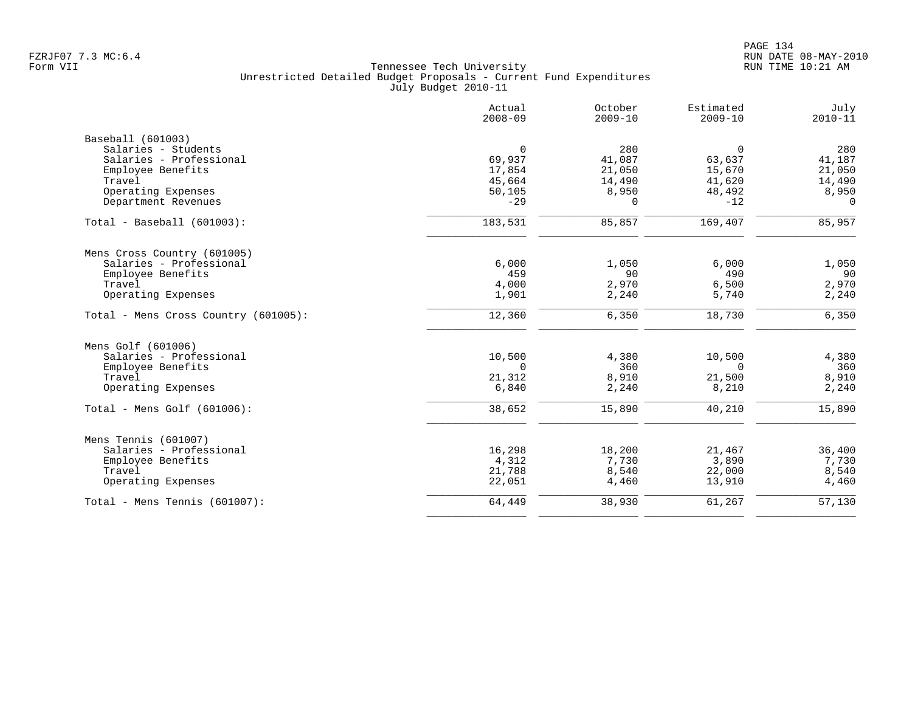Tennessee Tech University
Unrestricted Detailed Budget Proposals - Current Fund Expenditures
July Budget 2010-11

| | Actual 2008-09 | October 2009-10 | Estimated 2009-10 | July 2010-11 |
|---|---|---|---|---|
| **Baseball (601003)** | | | | |
| Salaries - Students | 0 | 280 | 0 | 280 |
| Salaries - Professional | 69,937 | 41,087 | 63,637 | 41,187 |
| Employee Benefits | 17,854 | 21,050 | 15,670 | 21,050 |
| Travel | 45,664 | 14,490 | 41,620 | 14,490 |
| Operating Expenses | 50,105 | 8,950 | 48,492 | 8,950 |
| Department Revenues | -29 | 0 | -12 | 0 |
| Total - Baseball (601003): | 183,531 | 85,857 | 169,407 | 85,957 |
| **Mens Cross Country (601005)** | | | | |
| Salaries - Professional | 6,000 | 1,050 | 6,000 | 1,050 |
| Employee Benefits | 459 | 90 | 490 | 90 |
| Travel | 4,000 | 2,970 | 6,500 | 2,970 |
| Operating Expenses | 1,901 | 2,240 | 5,740 | 2,240 |
| Total - Mens Cross Country (601005): | 12,360 | 6,350 | 18,730 | 6,350 |
| **Mens Golf (601006)** | | | | |
| Salaries - Professional | 10,500 | 4,380 | 10,500 | 4,380 |
| Employee Benefits | 0 | 360 | 0 | 360 |
| Travel | 21,312 | 8,910 | 21,500 | 8,910 |
| Operating Expenses | 6,840 | 2,240 | 8,210 | 2,240 |
| Total - Mens Golf (601006): | 38,652 | 15,890 | 40,210 | 15,890 |
| **Mens Tennis (601007)** | | | | |
| Salaries - Professional | 16,298 | 18,200 | 21,467 | 36,400 |
| Employee Benefits | 4,312 | 7,730 | 3,890 | 7,730 |
| Travel | 21,788 | 8,540 | 22,000 | 8,540 |
| Operating Expenses | 22,051 | 4,460 | 13,910 | 4,460 |
| Total - Mens Tennis (601007): | 64,449 | 38,930 | 61,267 | 57,130 |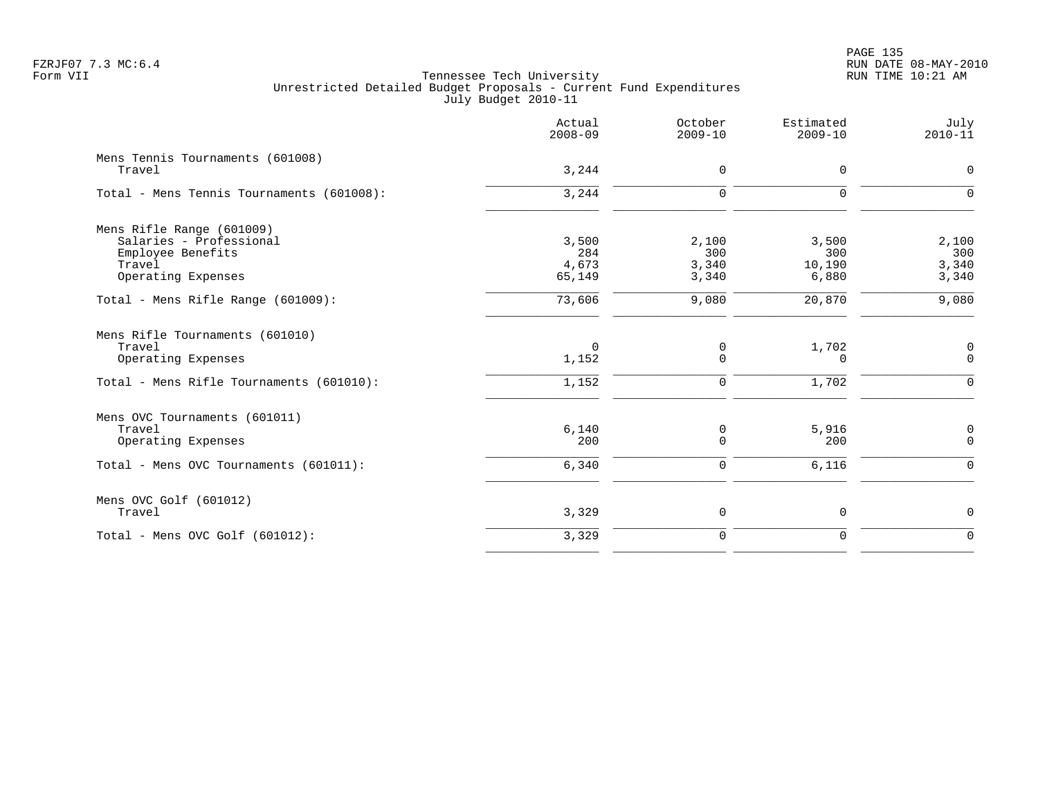Tennessee Tech University
Unrestricted Detailed Budget Proposals - Current Fund Expenditures
July Budget 2010-11

| | Actual 2008-09 | October 2009-10 | Estimated 2009-10 | July 2010-11 |
|---|---|---|---|---|
| **Mens Tennis Tournaments (601008)** | | | | |
| Travel | 3,244 | 0 | 0 | 0 |
| Total - Mens Tennis Tournaments (601008): | 3,244 | 0 | 0 | 0 |
| **Mens Rifle Range (601009)** | | | | |
| Salaries - Professional | 3,500 | 2,100 | 3,500 | 2,100 |
| Employee Benefits | 284 | 300 | 300 | 300 |
| Travel | 4,673 | 3,340 | 10,190 | 3,340 |
| Operating Expenses | 65,149 | 3,340 | 6,880 | 3,340 |
| Total - Mens Rifle Range (601009): | 73,606 | 9,080 | 20,870 | 9,080 |
| **Mens Rifle Tournaments (601010)** | | | | |
| Travel | 0 | 0 | 1,702 | 0 |
| Operating Expenses | 1,152 | 0 | 0 | 0 |
| Total - Mens Rifle Tournaments (601010): | 1,152 | 0 | 1,702 | 0 |
| **Mens OVC Tournaments (601011)** | | | | |
| Travel | 6,140 | 0 | 5,916 | 0 |
| Operating Expenses | 200 | 0 | 200 | 0 |
| Total - Mens OVC Tournaments (601011): | 6,340 | 0 | 6,116 | 0 |
| **Mens OVC Golf (601012)** | | | | |
| Travel | 3,329 | 0 | 0 | 0 |
| Total - Mens OVC Golf (601012): | 3,329 | 0 | 0 | 0 |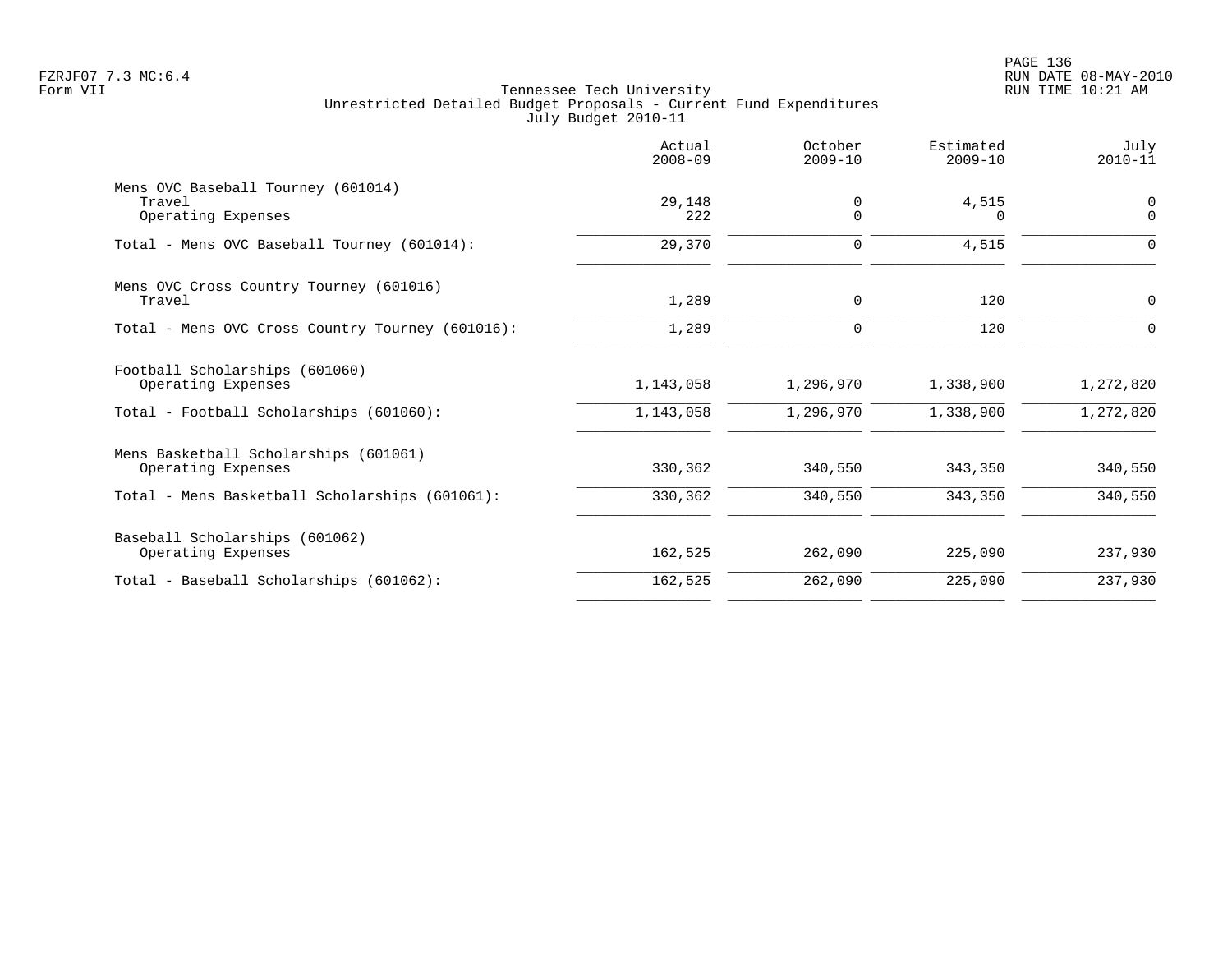Tennessee Tech University
Unrestricted Detailed Budget Proposals - Current Fund Expenditures
July Budget 2010-11

| | Actual 2008-09 | October 2009-10 | Estimated 2009-10 | July 2010-11 |
|---|---|---|---|---|
| Mens OVC Baseball Tourney (601014) | | | | |
| Travel | 29,148 | 0 | 4,515 | 0 |
| Operating Expenses | 222 | 0 | 0 | 0 |
| Total - Mens OVC Baseball Tourney (601014): | 29,370 | 0 | 4,515 | 0 |
| Mens OVC Cross Country Tourney (601016) | | | | |
| Travel | 1,289 | 0 | 120 | 0 |
| Total - Mens OVC Cross Country Tourney (601016): | 1,289 | 0 | 120 | 0 |
| Football Scholarships (601060) | | | | |
| Operating Expenses | 1,143,058 | 1,296,970 | 1,338,900 | 1,272,820 |
| Total - Football Scholarships (601060): | 1,143,058 | 1,296,970 | 1,338,900 | 1,272,820 |
| Mens Basketball Scholarships (601061) | | | | |
| Operating Expenses | 330,362 | 340,550 | 343,350 | 340,550 |
| Total - Mens Basketball Scholarships (601061): | 330,362 | 340,550 | 343,350 | 340,550 |
| Baseball Scholarships (601062) | | | | |
| Operating Expenses | 162,525 | 262,090 | 225,090 | 237,930 |
| Total - Baseball Scholarships (601062): | 162,525 | 262,090 | 225,090 | 237,930 |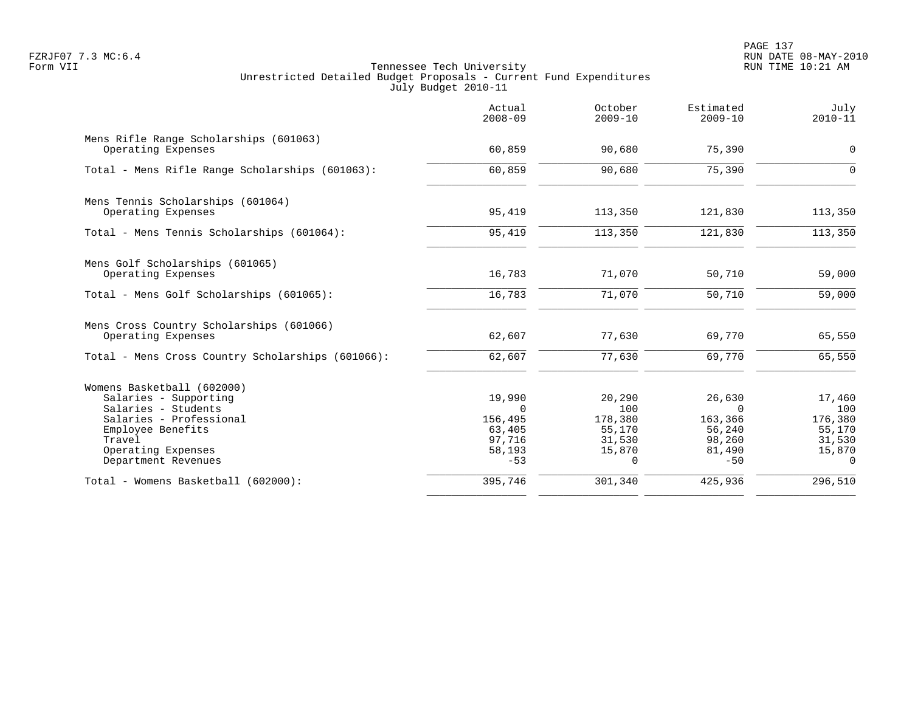Tennessee Tech University
Unrestricted Detailed Budget Proposals - Current Fund Expenditures
July Budget 2010-11

Form VII

| | Actual 2008-09 | October 2009-10 | Estimated 2009-10 | July 2010-11 |
|---|---|---|---|---|
| **Mens Rifle Range Scholarships (601063)** | | | | |
| Operating Expenses | 60,859 | 90,680 | 75,390 | 0 |
| Total - Mens Rifle Range Scholarships (601063): | 60,859 | 90,680 | 75,390 | 0 |
| **Mens Tennis Scholarships (601064)** | | | | |
| Operating Expenses | 95,419 | 113,350 | 121,830 | 113,350 |
| Total - Mens Tennis Scholarships (601064): | 95,419 | 113,350 | 121,830 | 113,350 |
| **Mens Golf Scholarships (601065)** | | | | |
| Operating Expenses | 16,783 | 71,070 | 50,710 | 59,000 |
| Total - Mens Golf Scholarships (601065): | 16,783 | 71,070 | 50,710 | 59,000 |
| **Mens Cross Country Scholarships (601066)** | | | | |
| Operating Expenses | 62,607 | 77,630 | 69,770 | 65,550 |
| Total - Mens Cross Country Scholarships (601066): | 62,607 | 77,630 | 69,770 | 65,550 |
| **Womens Basketball (602000)** | | | | |
| Salaries - Supporting | 19,990 | 20,290 | 26,630 | 17,460 |
| Salaries - Students | 0 | 100 | 0 | 100 |
| Salaries - Professional | 156,495 | 178,380 | 163,366 | 176,380 |
| Employee Benefits | 63,405 | 55,170 | 56,240 | 55,170 |
| Travel | 97,716 | 31,530 | 98,260 | 31,530 |
| Operating Expenses | 58,193 | 15,870 | 81,490 | 15,870 |
| Department Revenues | -53 | 0 | -50 | 0 |
| Total - Womens Basketball (602000): | 395,746 | 301,340 | 425,936 | 296,510 |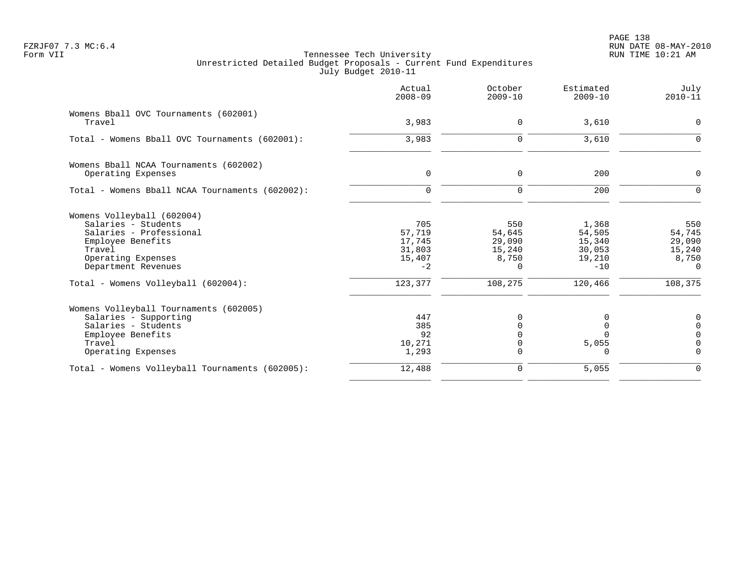Tennessee Tech University
Unrestricted Detailed Budget Proposals - Current Fund Expenditures
July Budget 2010-11

|  | Actual 2008-09 | October 2009-10 | Estimated 2009-10 | July 2010-11 |
|---|---|---|---|---|
| **Womens Bball OVC Tournaments (602001)** | | | | |
| Travel | 3,983 | 0 | 3,610 | 0 |
| Total - Womens Bball OVC Tournaments (602001): | 3,983 | 0 | 3,610 | 0 |
| **Womens Bball NCAA Tournaments (602002)** | | | | |
| Operating Expenses | 0 | 0 | 200 | 0 |
| Total - Womens Bball NCAA Tournaments (602002): | 0 | 0 | 200 | 0 |
| **Womens Volleyball (602004)** | | | | |
| Salaries - Students | 705 | 550 | 1,368 | 550 |
| Salaries - Professional | 57,719 | 54,645 | 54,505 | 54,745 |
| Employee Benefits | 17,745 | 29,090 | 15,340 | 29,090 |
| Travel | 31,803 | 15,240 | 30,053 | 15,240 |
| Operating Expenses | 15,407 | 8,750 | 19,210 | 8,750 |
| Department Revenues | -2 | 0 | -10 | 0 |
| Total - Womens Volleyball (602004): | 123,377 | 108,275 | 120,466 | 108,375 |
| **Womens Volleyball Tournaments (602005)** | | | | |
| Salaries - Supporting | 447 | 0 | 0 | 0 |
| Salaries - Students | 385 | 0 | 0 | 0 |
| Employee Benefits | 92 | 0 | 0 | 0 |
| Travel | 10,271 | 0 | 5,055 | 0 |
| Operating Expenses | 1,293 | 0 | 0 | 0 |
| Total - Womens Volleyball Tournaments (602005): | 12,488 | 0 | 5,055 | 0 |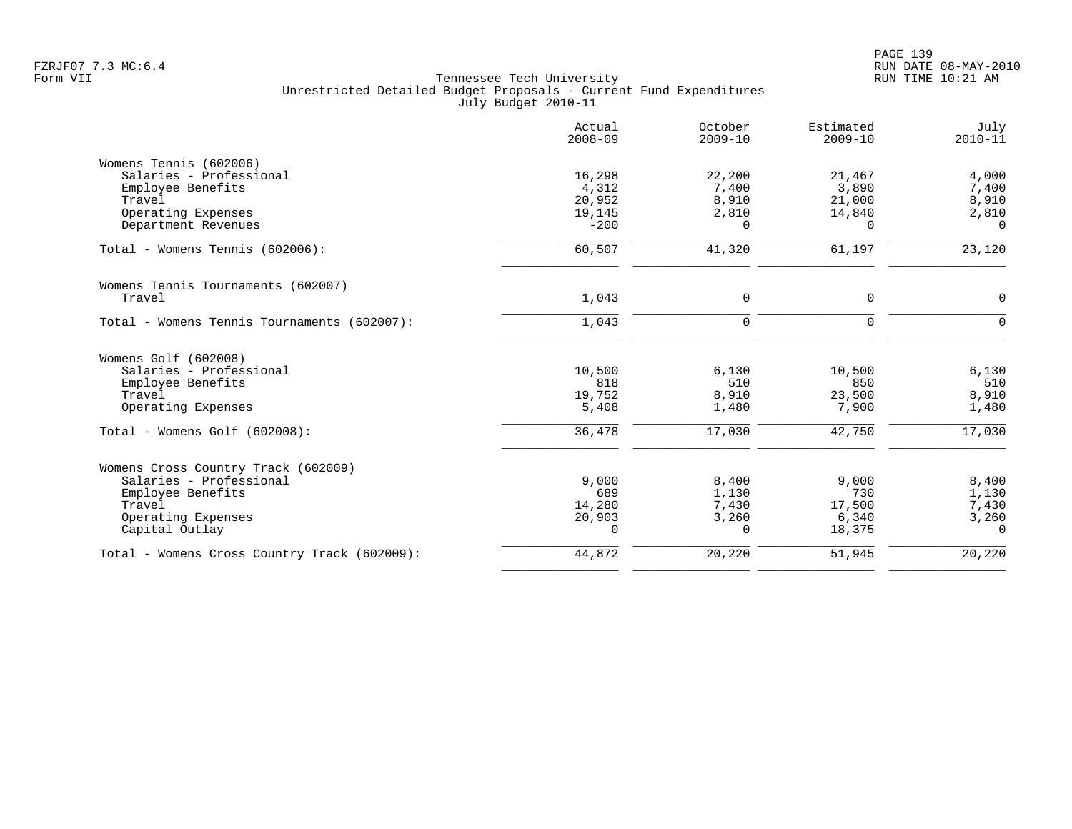Tennessee Tech University
Unrestricted Detailed Budget Proposals - Current Fund Expenditures
July Budget 2010-11

Form VII

| | Actual 2008-09 | October 2009-10 | Estimated 2009-10 | July 2010-11 |
|---|---|---|---|---|
| **Womens Tennis (602006)** | | | | |
| Salaries - Professional | 16,298 | 22,200 | 21,467 | 4,000 |
| Employee Benefits | 4,312 | 7,400 | 3,890 | 7,400 |
| Travel | 20,952 | 8,910 | 21,000 | 8,910 |
| Operating Expenses | 19,145 | 2,810 | 14,840 | 2,810 |
| Department Revenues | -200 | 0 | 0 | 0 |
| Total - Womens Tennis (602006): | 60,507 | 41,320 | 61,197 | 23,120 |
| **Womens Tennis Tournaments (602007)** | | | | |
| Travel | 1,043 | 0 | 0 | 0 |
| Total - Womens Tennis Tournaments (602007): | 1,043 | 0 | 0 | 0 |
| **Womens Golf (602008)** | | | | |
| Salaries - Professional | 10,500 | 6,130 | 10,500 | 6,130 |
| Employee Benefits | 818 | 510 | 850 | 510 |
| Travel | 19,752 | 8,910 | 23,500 | 8,910 |
| Operating Expenses | 5,408 | 1,480 | 7,900 | 1,480 |
| Total - Womens Golf (602008): | 36,478 | 17,030 | 42,750 | 17,030 |
| **Womens Cross Country Track (602009)** | | | | |
| Salaries - Professional | 9,000 | 8,400 | 9,000 | 8,400 |
| Employee Benefits | 689 | 1,130 | 730 | 1,130 |
| Travel | 14,280 | 7,430 | 17,500 | 7,430 |
| Operating Expenses | 20,903 | 3,260 | 6,340 | 3,260 |
| Capital Outlay | 0 | 0 | 18,375 | 0 |
| Total - Womens Cross Country Track (602009): | 44,872 | 20,220 | 51,945 | 20,220 |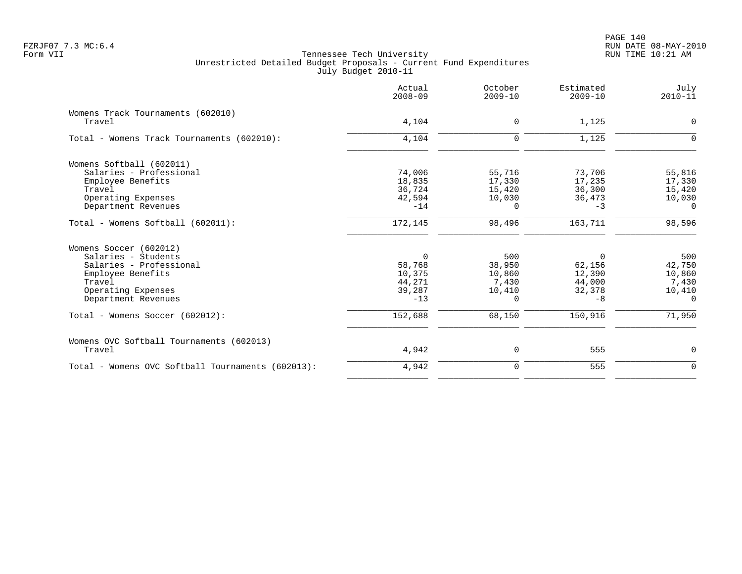Tennessee Tech University
Unrestricted Detailed Budget Proposals - Current Fund Expenditures
July Budget 2010-11

| | Actual 2008-09 | October 2009-10 | Estimated 2009-10 | July 2010-11 |
|---|---|---|---|---|
| **Womens Track Tournaments (602010)** | | | | |
| Travel | 4,104 | 0 | 1,125 | 0 |
| Total - Womens Track Tournaments (602010): | 4,104 | 0 | 1,125 | 0 |
| **Womens Softball (602011)** | | | | |
| Salaries - Professional | 74,006 | 55,716 | 73,706 | 55,816 |
| Employee Benefits | 18,835 | 17,330 | 17,235 | 17,330 |
| Travel | 36,724 | 15,420 | 36,300 | 15,420 |
| Operating Expenses | 42,594 | 10,030 | 36,473 | 10,030 |
| Department Revenues | -14 | 0 | -3 | 0 |
| Total - Womens Softball (602011): | 172,145 | 98,496 | 163,711 | 98,596 |
| **Womens Soccer (602012)** | | | | |
| Salaries - Students | 0 | 500 | 0 | 500 |
| Salaries - Professional | 58,768 | 38,950 | 62,156 | 42,750 |
| Employee Benefits | 10,375 | 10,860 | 12,390 | 10,860 |
| Travel | 44,271 | 7,430 | 44,000 | 7,430 |
| Operating Expenses | 39,287 | 10,410 | 32,378 | 10,410 |
| Department Revenues | -13 | 0 | -8 | 0 |
| Total - Womens Soccer (602012): | 152,688 | 68,150 | 150,916 | 71,950 |
| **Womens OVC Softball Tournaments (602013)** | | | | |
| Travel | 4,942 | 0 | 555 | 0 |
| Total - Womens OVC Softball Tournaments (602013): | 4,942 | 0 | 555 | 0 |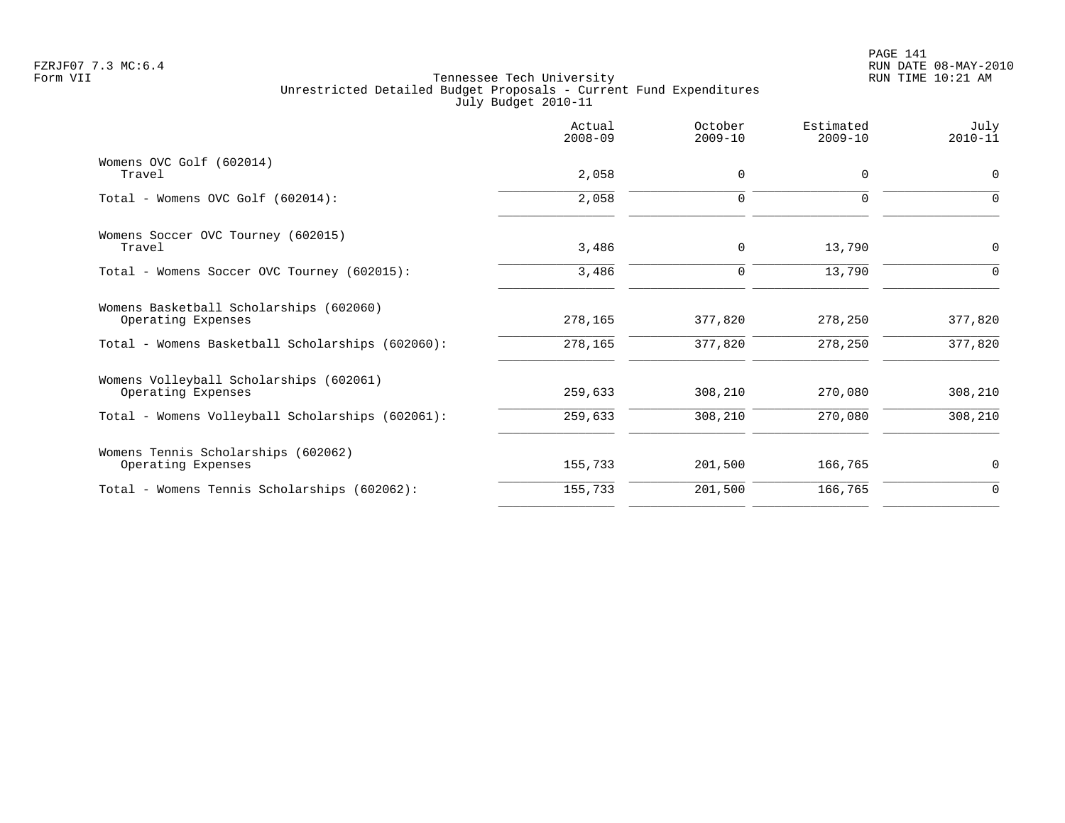FZRJF07 7.3 MC:6.4
Form VII

Tennessee Tech University
Unrestricted Detailed Budget Proposals - Current Fund Expenditures
July Budget 2010-11

| | Actual 2008-09 | October 2009-10 | Estimated 2009-10 | July 2010-11 |
|---|---|---|---|---|
| Womens OVC Golf (602014) | | | | |
| Travel | 2,058 | 0 | 0 | 0 |
| Total - Womens OVC Golf (602014): | 2,058 | 0 | 0 | 0 |
| Womens Soccer OVC Tourney (602015) | | | | |
| Travel | 3,486 | 0 | 13,790 | 0 |
| Total - Womens Soccer OVC Tourney (602015): | 3,486 | 0 | 13,790 | 0 |
| Womens Basketball Scholarships (602060) | | | | |
| Operating Expenses | 278,165 | 377,820 | 278,250 | 377,820 |
| Total - Womens Basketball Scholarships (602060): | 278,165 | 377,820 | 278,250 | 377,820 |
| Womens Volleyball Scholarships (602061) | | | | |
| Operating Expenses | 259,633 | 308,210 | 270,080 | 308,210 |
| Total - Womens Volleyball Scholarships (602061): | 259,633 | 308,210 | 270,080 | 308,210 |
| Womens Tennis Scholarships (602062) | | | | |
| Operating Expenses | 155,733 | 201,500 | 166,765 | 0 |
| Total - Womens Tennis Scholarships (602062): | 155,733 | 201,500 | 166,765 | 0 |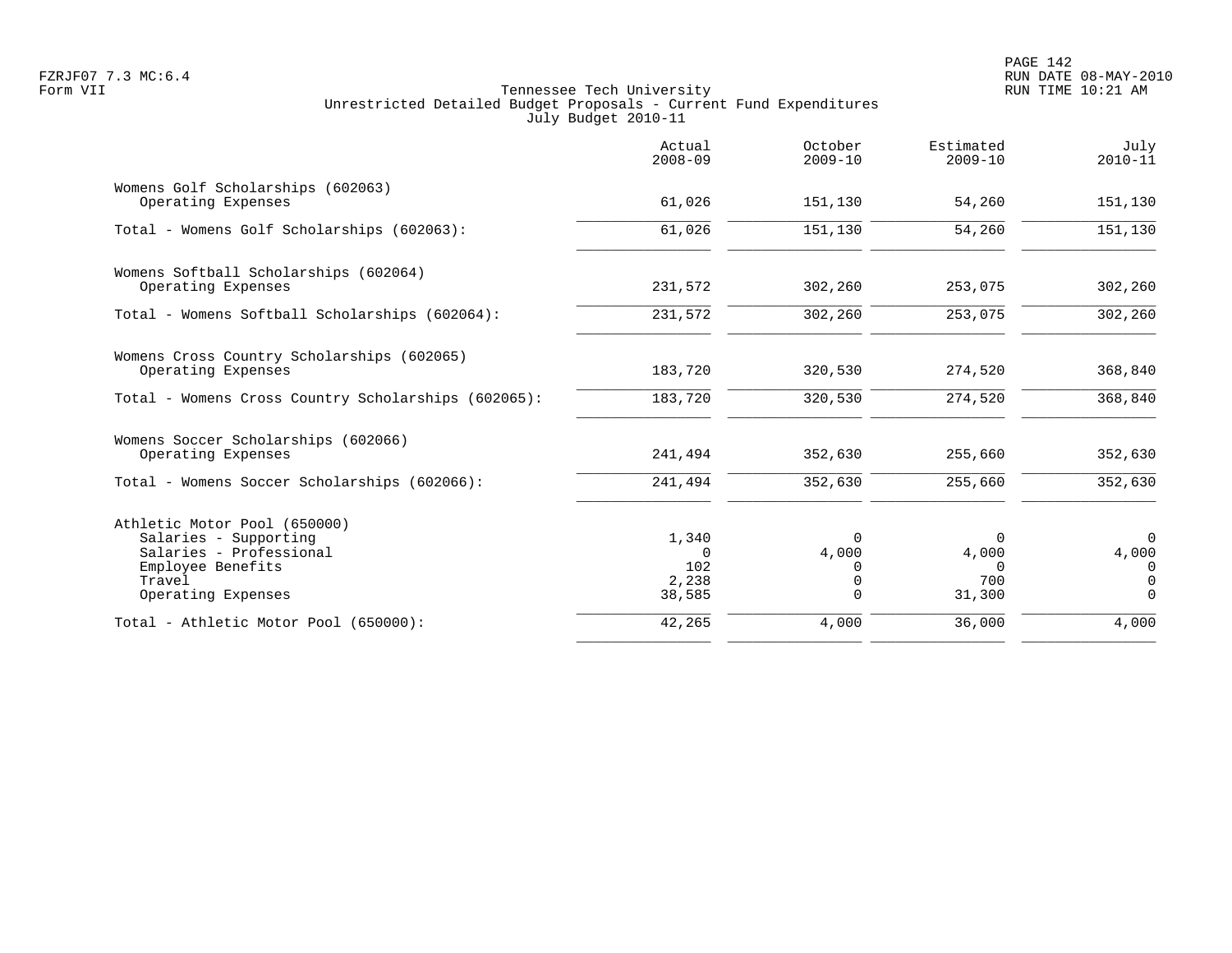Tennessee Tech University
Unrestricted Detailed Budget Proposals - Current Fund Expenditures
July Budget 2010-11

| | Actual 2008-09 | October 2009-10 | Estimated 2009-10 | July 2010-11 |
|---|---|---|---|---|
| Womens Golf Scholarships (602063) | | | | |
| Operating Expenses | 61,026 | 151,130 | 54,260 | 151,130 |
| Total - Womens Golf Scholarships (602063): | 61,026 | 151,130 | 54,260 | 151,130 |
| Womens Softball Scholarships (602064) | | | | |
| Operating Expenses | 231,572 | 302,260 | 253,075 | 302,260 |
| Total - Womens Softball Scholarships (602064): | 231,572 | 302,260 | 253,075 | 302,260 |
| Womens Cross Country Scholarships (602065) | | | | |
| Operating Expenses | 183,720 | 320,530 | 274,520 | 368,840 |
| Total - Womens Cross Country Scholarships (602065): | 183,720 | 320,530 | 274,520 | 368,840 |
| Womens Soccer Scholarships (602066) | | | | |
| Operating Expenses | 241,494 | 352,630 | 255,660 | 352,630 |
| Total - Womens Soccer Scholarships (602066): | 241,494 | 352,630 | 255,660 | 352,630 |
| Athletic Motor Pool (650000) | | | | |
| Salaries - Supporting | 1,340 | 0 | 0 | 0 |
| Salaries - Professional | 0 | 4,000 | 4,000 | 4,000 |
| Employee Benefits | 102 | 0 | 0 | 0 |
| Travel | 2,238 | 0 | 700 | 0 |
| Operating Expenses | 38,585 | 0 | 31,300 | 0 |
| Total - Athletic Motor Pool (650000): | 42,265 | 4,000 | 36,000 | 4,000 |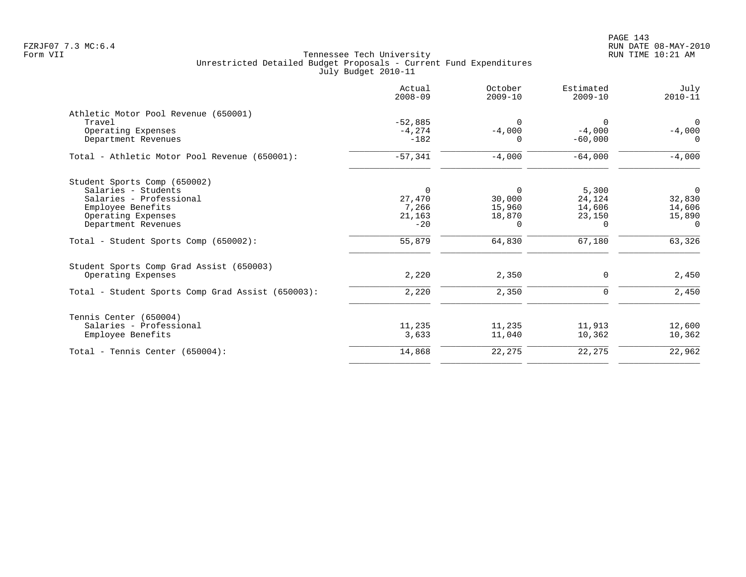Tennessee Tech University
Unrestricted Detailed Budget Proposals - Current Fund Expenditures
July Budget 2010-11

| | Actual 2008-09 | October 2009-10 | Estimated 2009-10 | July 2010-11 |
|---|---|---|---|---|
| **Athletic Motor Pool Revenue (650001)** | | | | |
| Travel | -52,885 | 0 | 0 | 0 |
| Operating Expenses | -4,274 | -4,000 | -4,000 | -4,000 |
| Department Revenues | -182 | 0 | -60,000 | 0 |
| Total - Athletic Motor Pool Revenue (650001): | -57,341 | -4,000 | -64,000 | -4,000 |
| **Student Sports Comp (650002)** | | | | |
| Salaries - Students | 0 | 0 | 5,300 | 0 |
| Salaries - Professional | 27,470 | 30,000 | 24,124 | 32,830 |
| Employee Benefits | 7,266 | 15,960 | 14,606 | 14,606 |
| Operating Expenses | 21,163 | 18,870 | 23,150 | 15,890 |
| Department Revenues | -20 | 0 | 0 | 0 |
| Total - Student Sports Comp (650002): | 55,879 | 64,830 | 67,180 | 63,326 |
| **Student Sports Comp Grad Assist (650003)** | | | | |
| Operating Expenses | 2,220 | 2,350 | 0 | 2,450 |
| Total - Student Sports Comp Grad Assist (650003): | 2,220 | 2,350 | 0 | 2,450 |
| **Tennis Center (650004)** | | | | |
| Salaries - Professional | 11,235 | 11,235 | 11,913 | 12,600 |
| Employee Benefits | 3,633 | 11,040 | 10,362 | 10,362 |
| Total - Tennis Center (650004): | 14,868 | 22,275 | 22,275 | 22,962 |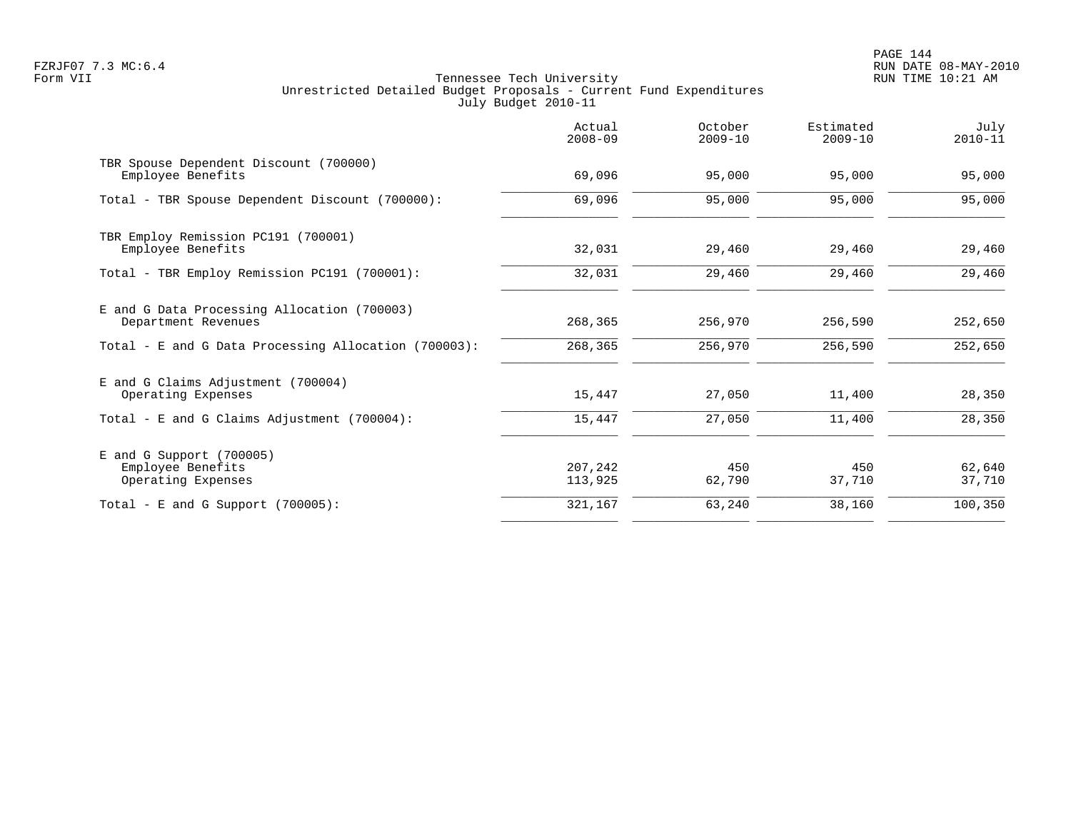Tennessee Tech University
Unrestricted Detailed Budget Proposals - Current Fund Expenditures
July Budget 2010-11

FZRJF07 7.3 MC:6.4
Form VII

RUN DATE 08-MAY-2010
RUN TIME 10:21 AM

| | Actual 2008-09 | October 2009-10 | Estimated 2009-10 | July 2010-11 |
|---|---|---|---|---|
| TBR Spouse Dependent Discount (700000) | | | | |
| Employee Benefits | 69,096 | 95,000 | 95,000 | 95,000 |
| Total - TBR Spouse Dependent Discount (700000): | 69,096 | 95,000 | 95,000 | 95,000 |
| TBR Employ Remission PC191 (700001) | | | | |
| Employee Benefits | 32,031 | 29,460 | 29,460 | 29,460 |
| Total - TBR Employ Remission PC191 (700001): | 32,031 | 29,460 | 29,460 | 29,460 |
| E and G Data Processing Allocation (700003) | | | | |
| Department Revenues | 268,365 | 256,970 | 256,590 | 252,650 |
| Total - E and G Data Processing Allocation (700003): | 268,365 | 256,970 | 256,590 | 252,650 |
| E and G Claims Adjustment (700004) | | | | |
| Operating Expenses | 15,447 | 27,050 | 11,400 | 28,350 |
| Total - E and G Claims Adjustment (700004): | 15,447 | 27,050 | 11,400 | 28,350 |
| E and G Support (700005) | | | | |
| Employee Benefits | 207,242 | 450 | 450 | 62,640 |
| Operating Expenses | 113,925 | 62,790 | 37,710 | 37,710 |
| Total - E and G Support (700005): | 321,167 | 63,240 | 38,160 | 100,350 |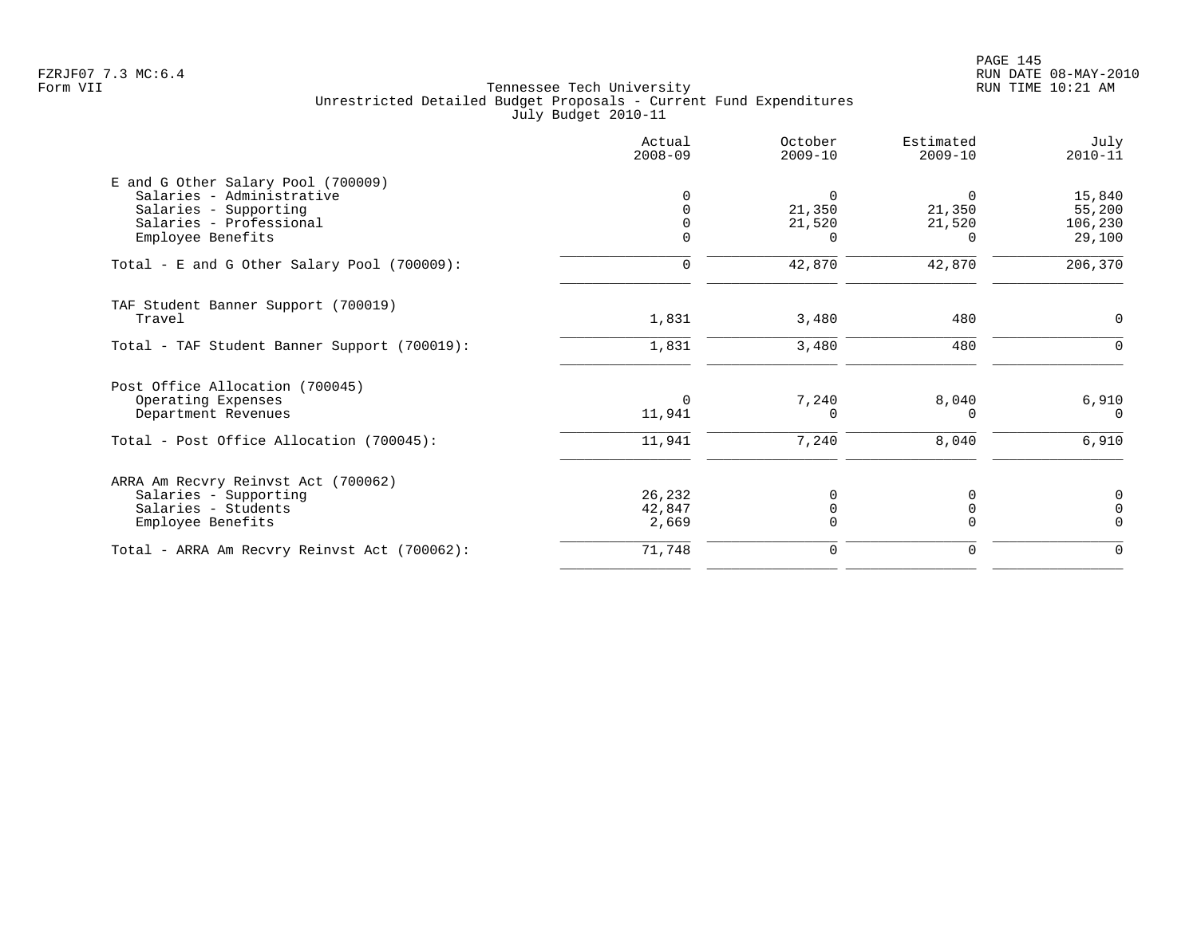Tennessee Tech University
Unrestricted Detailed Budget Proposals - Current Fund Expenditures
July Budget 2010-11

| | Actual 2008-09 | October 2009-10 | Estimated 2009-10 | July 2010-11 |
|---|---|---|---|---|
| E and G Other Salary Pool (700009) | | | | |
| Salaries - Administrative | 0 | 0 | 0 | 15,840 |
| Salaries - Supporting | 0 | 21,350 | 21,350 | 55,200 |
| Salaries - Professional | 0 | 21,520 | 21,520 | 106,230 |
| Employee Benefits | 0 | 0 | 0 | 29,100 |
| Total - E and G Other Salary Pool (700009): | 0 | 42,870 | 42,870 | 206,370 |
| TAF Student Banner Support (700019) | | | | |
| Travel | 1,831 | 3,480 | 480 | 0 |
| Total - TAF Student Banner Support (700019): | 1,831 | 3,480 | 480 | 0 |
| Post Office Allocation (700045) | | | | |
| Operating Expenses | 0 | 7,240 | 8,040 | 6,910 |
| Department Revenues | 11,941 | 0 | 0 | 0 |
| Total - Post Office Allocation (700045): | 11,941 | 7,240 | 8,040 | 6,910 |
| ARRA Am Recvry Reinvst Act (700062) | | | | |
| Salaries - Supporting | 26,232 | 0 | 0 | 0 |
| Salaries - Students | 42,847 | 0 | 0 | 0 |
| Employee Benefits | 2,669 | 0 | 0 | 0 |
| Total - ARRA Am Recvry Reinvst Act (700062): | 71,748 | 0 | 0 | 0 |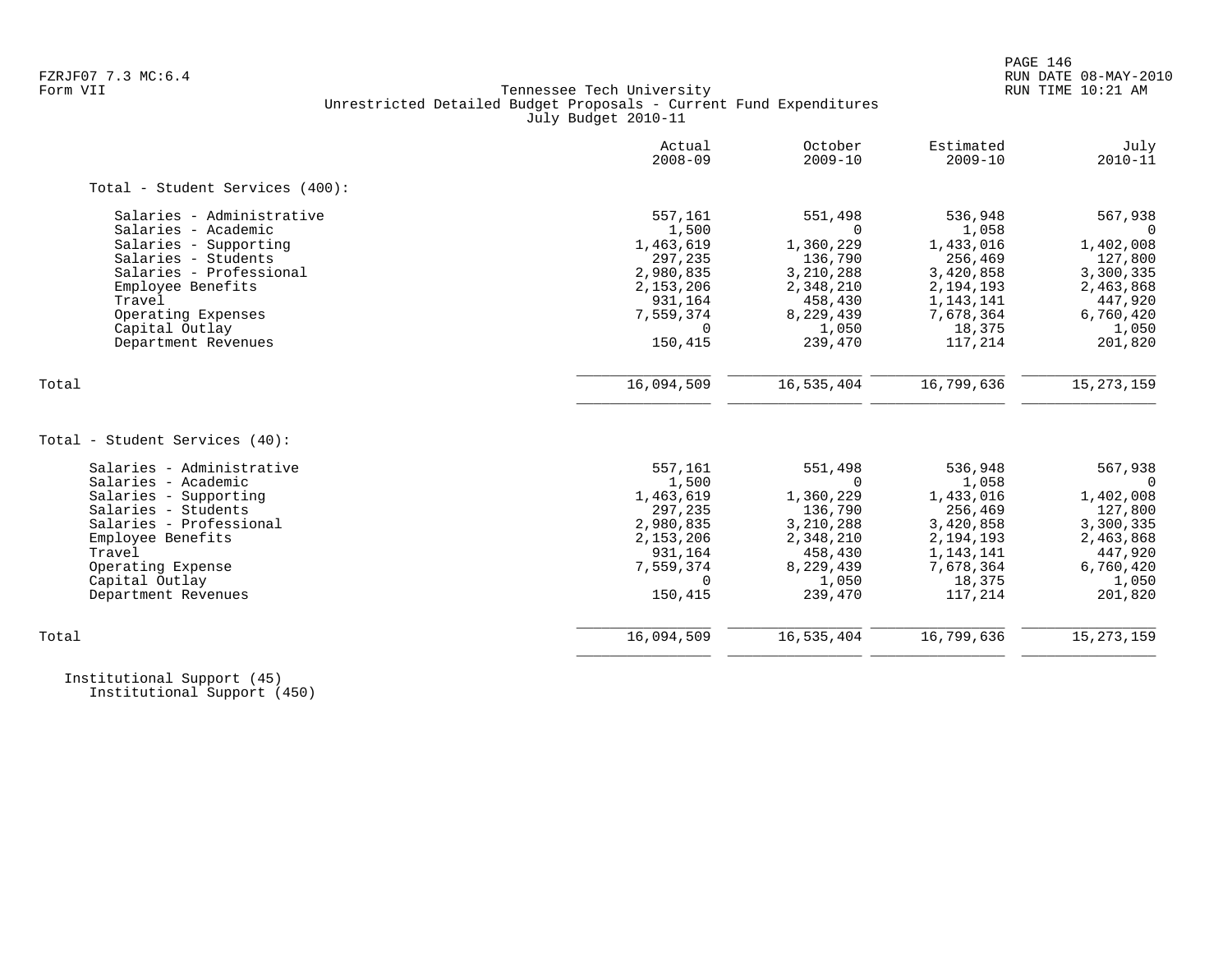Tennessee Tech University
Unrestricted Detailed Budget Proposals - Current Fund Expenditures
July Budget 2010-11

FZRJF07 7.3 MC:6.4
Form VII

| | Actual 2008-09 | October 2009-10 | Estimated 2009-10 | July 2010-11 |
|---|---|---|---|---|
| **Total - Student Services (400):** | | | | |
| Salaries - Administrative | 557,161 | 551,498 | 536,948 | 567,938 |
| Salaries - Academic | 1,500 | 0 | 1,058 | 0 |
| Salaries - Supporting | 1,463,619 | 1,360,229 | 1,433,016 | 1,402,008 |
| Salaries - Students | 297,235 | 136,790 | 256,469 | 127,800 |
| Salaries - Professional | 2,980,835 | 3,210,288 | 3,420,858 | 3,300,335 |
| Employee Benefits | 2,153,206 | 2,348,210 | 2,194,193 | 2,463,868 |
| Travel | 931,164 | 458,430 | 1,143,141 | 447,920 |
| Operating Expenses | 7,559,374 | 8,229,439 | 7,678,364 | 6,760,420 |
| Capital Outlay | 0 | 1,050 | 18,375 | 1,050 |
| Department Revenues | 150,415 | 239,470 | 117,214 | 201,820 |
| Total | 16,094,509 | 16,535,404 | 16,799,636 | 15,273,159 |

| | Actual 2008-09 | October 2009-10 | Estimated 2009-10 | July 2010-11 |
|---|---|---|---|---|
| **Total - Student Services (40):** | | | | |
| Salaries - Administrative | 557,161 | 551,498 | 536,948 | 567,938 |
| Salaries - Academic | 1,500 | 0 | 1,058 | 0 |
| Salaries - Supporting | 1,463,619 | 1,360,229 | 1,433,016 | 1,402,008 |
| Salaries - Students | 297,235 | 136,790 | 256,469 | 127,800 |
| Salaries - Professional | 2,980,835 | 3,210,288 | 3,420,858 | 3,300,335 |
| Employee Benefits | 2,153,206 | 2,348,210 | 2,194,193 | 2,463,868 |
| Travel | 931,164 | 458,430 | 1,143,141 | 447,920 |
| Operating Expense | 7,559,374 | 8,229,439 | 7,678,364 | 6,760,420 |
| Capital Outlay | 0 | 1,050 | 18,375 | 1,050 |
| Department Revenues | 150,415 | 239,470 | 117,214 | 201,820 |
| Total | 16,094,509 | 16,535,404 | 16,799,636 | 15,273,159 |

Institutional Support (45)
Institutional Support (450)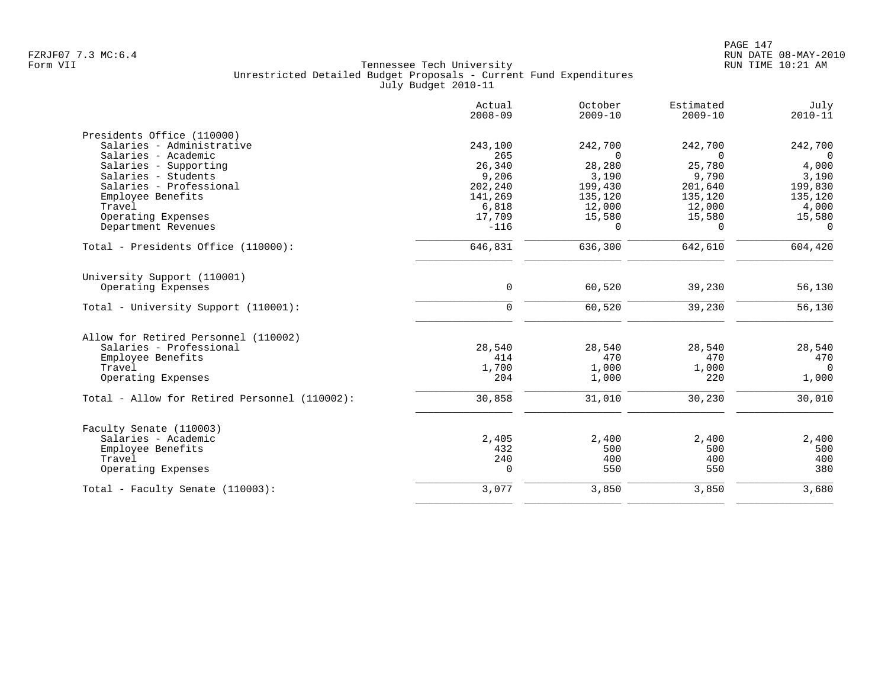FZRJF07 7.3 MC:6.4
Form VII

Tennessee Tech University
Unrestricted Detailed Budget Proposals - Current Fund Expenditures
July Budget 2010-11

RUN DATE 08-MAY-2010
RUN TIME 10:21 AM

| | Actual 2008-09 | October 2009-10 | Estimated 2009-10 | July 2010-11 |
|---|---|---|---|---|
| **Presidents Office (110000)** | | | | |
| Salaries - Administrative | 243,100 | 242,700 | 242,700 | 242,700 |
| Salaries - Academic | 265 | 0 | 0 | 0 |
| Salaries - Supporting | 26,340 | 28,280 | 25,780 | 4,000 |
| Salaries - Students | 9,206 | 3,190 | 9,790 | 3,190 |
| Salaries - Professional | 202,240 | 199,430 | 201,640 | 199,830 |
| Employee Benefits | 141,269 | 135,120 | 135,120 | 135,120 |
| Travel | 6,818 | 12,000 | 12,000 | 4,000 |
| Operating Expenses | 17,709 | 15,580 | 15,580 | 15,580 |
| Department Revenues | -116 | 0 | 0 | 0 |
| Total - Presidents Office (110000): | 646,831 | 636,300 | 642,610 | 604,420 |
| **University Support (110001)** | | | | |
| Operating Expenses | 0 | 60,520 | 39,230 | 56,130 |
| Total - University Support (110001): | 0 | 60,520 | 39,230 | 56,130 |
| **Allow for Retired Personnel (110002)** | | | | |
| Salaries - Professional | 28,540 | 28,540 | 28,540 | 28,540 |
| Employee Benefits | 414 | 470 | 470 | 470 |
| Travel | 1,700 | 1,000 | 1,000 | 0 |
| Operating Expenses | 204 | 1,000 | 220 | 1,000 |
| Total - Allow for Retired Personnel (110002): | 30,858 | 31,010 | 30,230 | 30,010 |
| **Faculty Senate (110003)** | | | | |
| Salaries - Academic | 2,405 | 2,400 | 2,400 | 2,400 |
| Employee Benefits | 432 | 500 | 500 | 500 |
| Travel | 240 | 400 | 400 | 400 |
| Operating Expenses | 0 | 550 | 550 | 380 |
| Total - Faculty Senate (110003): | 3,077 | 3,850 | 3,850 | 3,680 |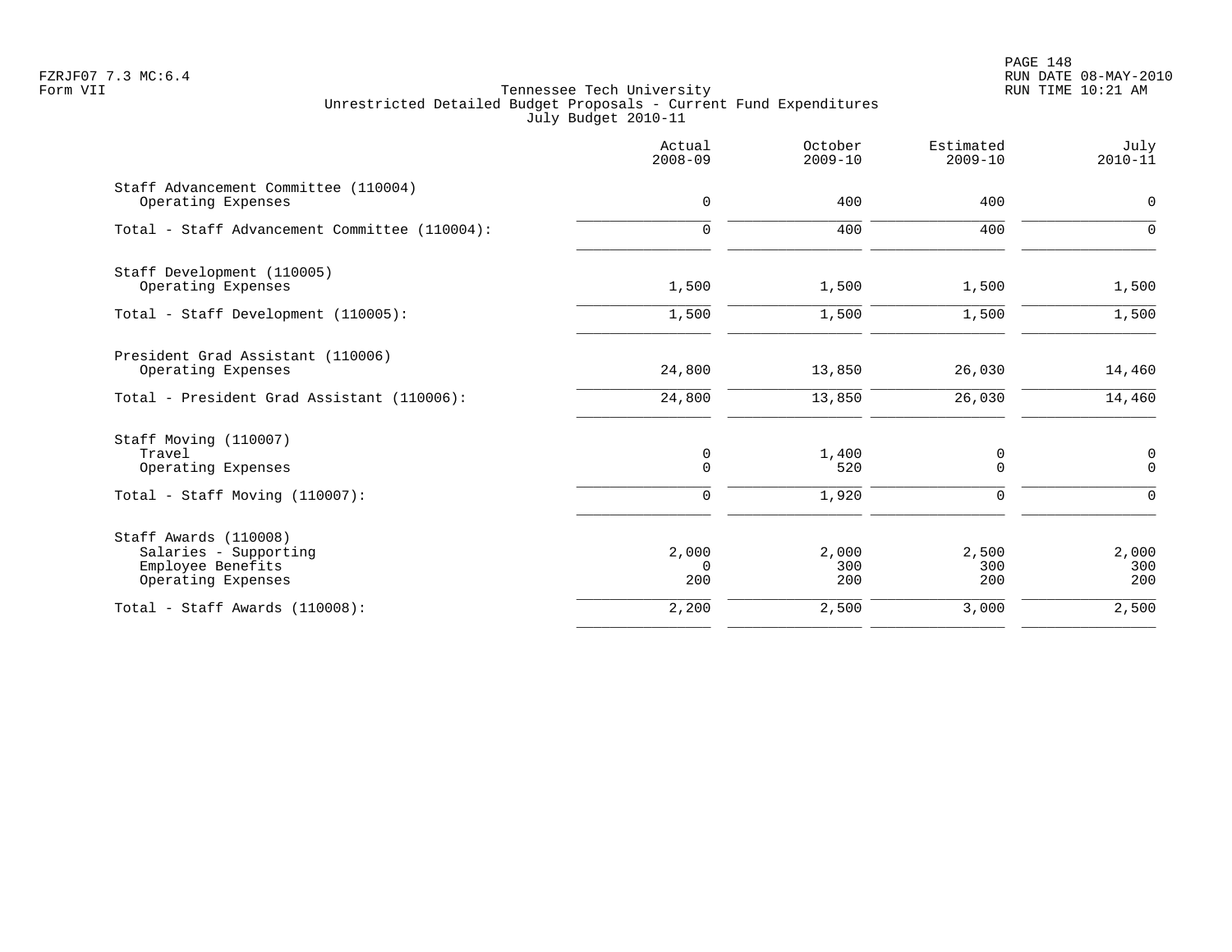Tennessee Tech University
Unrestricted Detailed Budget Proposals - Current Fund Expenditures
July Budget 2010-11

| | Actual 2008-09 | October 2009-10 | Estimated 2009-10 | July 2010-11 |
|---|---|---|---|---|
| Staff Advancement Committee (110004) | | | | |
| Operating Expenses | 0 | 400 | 400 | 0 |
| Total - Staff Advancement Committee (110004): | 0 | 400 | 400 | 0 |
| Staff Development (110005) | | | | |
| Operating Expenses | 1,500 | 1,500 | 1,500 | 1,500 |
| Total - Staff Development (110005): | 1,500 | 1,500 | 1,500 | 1,500 |
| President Grad Assistant (110006) | | | | |
| Operating Expenses | 24,800 | 13,850 | 26,030 | 14,460 |
| Total - President Grad Assistant (110006): | 24,800 | 13,850 | 26,030 | 14,460 |
| Staff Moving (110007) | | | | |
| Travel | 0 | 1,400 | 0 | 0 |
| Operating Expenses | 0 | 520 | 0 | 0 |
| Total - Staff Moving (110007): | 0 | 1,920 | 0 | 0 |
| Staff Awards (110008) | | | | |
| Salaries - Supporting | 2,000 | 2,000 | 2,500 | 2,000 |
| Employee Benefits | 0 | 300 | 300 | 300 |
| Operating Expenses | 200 | 200 | 200 | 200 |
| Total - Staff Awards (110008): | 2,200 | 2,500 | 3,000 | 2,500 |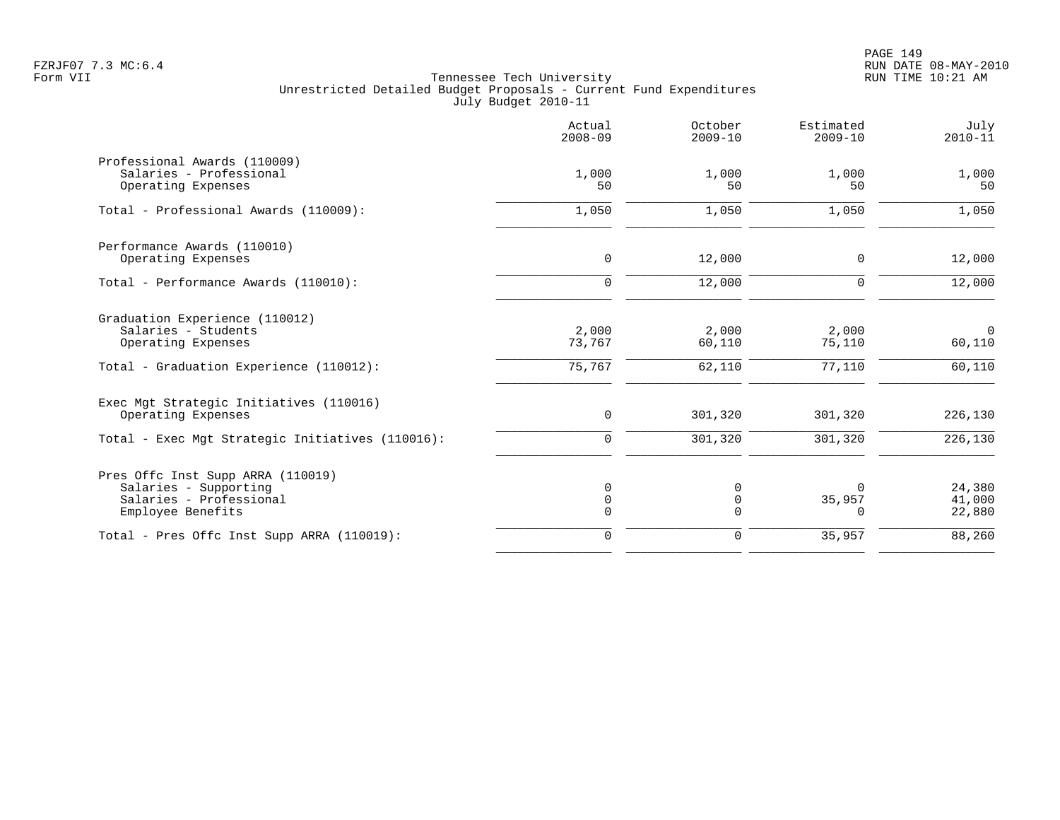Tennessee Tech University
Unrestricted Detailed Budget Proposals - Current Fund Expenditures
July Budget 2010-11

FZRJF07 7.3 MC:6.4
Form VII

RUN DATE 08-MAY-2010
RUN TIME 10:21 AM

| | Actual 2008-09 | October 2009-10 | Estimated 2009-10 | July 2010-11 |
|---|---:|---:|---:|---:|
| Professional Awards (110009) | | | | |
| Salaries - Professional | 1,000 | 1,000 | 1,000 | 1,000 |
| Operating Expenses | 50 | 50 | 50 | 50 |
| Total - Professional Awards (110009): | 1,050 | 1,050 | 1,050 | 1,050 |
| Performance Awards (110010) | | | | |
| Operating Expenses | 0 | 12,000 | 0 | 12,000 |
| Total - Performance Awards (110010): | 0 | 12,000 | 0 | 12,000 |
| Graduation Experience (110012) | | | | |
| Salaries - Students | 2,000 | 2,000 | 2,000 | 0 |
| Operating Expenses | 73,767 | 60,110 | 75,110 | 60,110 |
| Total - Graduation Experience (110012): | 75,767 | 62,110 | 77,110 | 60,110 |
| Exec Mgt Strategic Initiatives (110016) | | | | |
| Operating Expenses | 0 | 301,320 | 301,320 | 226,130 |
| Total - Exec Mgt Strategic Initiatives (110016): | 0 | 301,320 | 301,320 | 226,130 |
| Pres Offc Inst Supp ARRA (110019) | | | | |
| Salaries - Supporting | 0 | 0 | 0 | 24,380 |
| Salaries - Professional | 0 | 0 | 35,957 | 41,000 |
| Employee Benefits | 0 | 0 | 0 | 22,880 |
| Total - Pres Offc Inst Supp ARRA (110019): | 0 | 0 | 35,957 | 88,260 |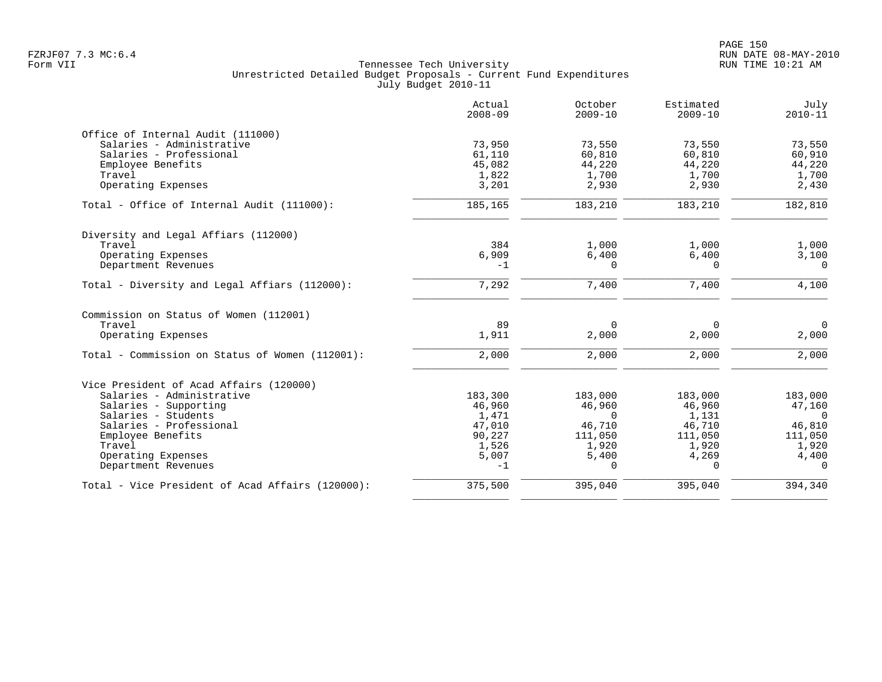Tennessee Tech University
Unrestricted Detailed Budget Proposals - Current Fund Expenditures
July Budget 2010-11

| | Actual 2008-09 | October 2009-10 | Estimated 2009-10 | July 2010-11 |
|---|---|---|---|---|
| **Office of Internal Audit (111000)** | | | | |
| Salaries - Administrative | 73,950 | 73,550 | 73,550 | 73,550 |
| Salaries - Professional | 61,110 | 60,810 | 60,810 | 60,910 |
| Employee Benefits | 45,082 | 44,220 | 44,220 | 44,220 |
| Travel | 1,822 | 1,700 | 1,700 | 1,700 |
| Operating Expenses | 3,201 | 2,930 | 2,930 | 2,430 |
| Total - Office of Internal Audit (111000): | 185,165 | 183,210 | 183,210 | 182,810 |
| **Diversity and Legal Affiars (112000)** | | | | |
| Travel | 384 | 1,000 | 1,000 | 1,000 |
| Operating Expenses | 6,909 | 6,400 | 6,400 | 3,100 |
| Department Revenues | -1 | 0 | 0 | 0 |
| Total - Diversity and Legal Affiars (112000): | 7,292 | 7,400 | 7,400 | 4,100 |
| **Commission on Status of Women (112001)** | | | | |
| Travel | 89 | 0 | 0 | 0 |
| Operating Expenses | 1,911 | 2,000 | 2,000 | 2,000 |
| Total - Commission on Status of Women (112001): | 2,000 | 2,000 | 2,000 | 2,000 |
| **Vice President of Acad Affairs (120000)** | | | | |
| Salaries - Administrative | 183,300 | 183,000 | 183,000 | 183,000 |
| Salaries - Supporting | 46,960 | 46,960 | 46,960 | 47,160 |
| Salaries - Students | 1,471 | 0 | 1,131 | 0 |
| Salaries - Professional | 47,010 | 46,710 | 46,710 | 46,810 |
| Employee Benefits | 90,227 | 111,050 | 111,050 | 111,050 |
| Travel | 1,526 | 1,920 | 1,920 | 1,920 |
| Operating Expenses | 5,007 | 5,400 | 4,269 | 4,400 |
| Department Revenues | -1 | 0 | 0 | 0 |
| Total - Vice President of Acad Affairs (120000): | 375,500 | 395,040 | 395,040 | 394,340 |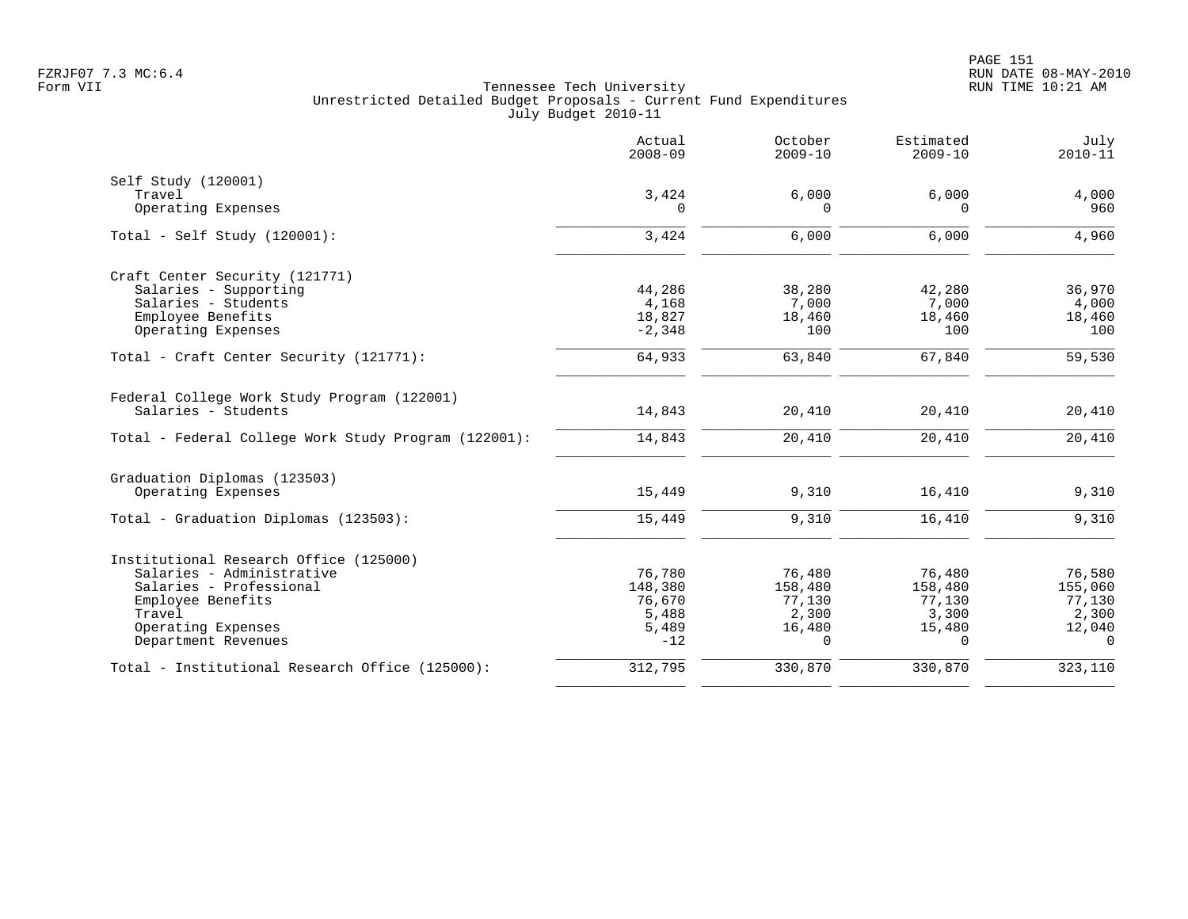Tennessee Tech University
Unrestricted Detailed Budget Proposals - Current Fund Expenditures
July Budget 2010-11

FZRJF07 7.3 MC:6.4
Form VII

RUN DATE 08-MAY-2010
RUN TIME 10:21 AM

| | Actual 2008-09 | October 2009-10 | Estimated 2009-10 | July 2010-11 |
|---|---|---|---|---|
| **Self Study (120001)** | | | | |
| Travel | 3,424 | 6,000 | 6,000 | 4,000 |
| Operating Expenses | 0 | 0 | 0 | 960 |
| Total - Self Study (120001): | 3,424 | 6,000 | 6,000 | 4,960 |
| **Craft Center Security (121771)** | | | | |
| Salaries - Supporting | 44,286 | 38,280 | 42,280 | 36,970 |
| Salaries - Students | 4,168 | 7,000 | 7,000 | 4,000 |
| Employee Benefits | 18,827 | 18,460 | 18,460 | 18,460 |
| Operating Expenses | -2,348 | 100 | 100 | 100 |
| Total - Craft Center Security (121771): | 64,933 | 63,840 | 67,840 | 59,530 |
| **Federal College Work Study Program (122001)** | | | | |
| Salaries - Students | 14,843 | 20,410 | 20,410 | 20,410 |
| Total - Federal College Work Study Program (122001): | 14,843 | 20,410 | 20,410 | 20,410 |
| **Graduation Diplomas (123503)** | | | | |
| Operating Expenses | 15,449 | 9,310 | 16,410 | 9,310 |
| Total - Graduation Diplomas (123503): | 15,449 | 9,310 | 16,410 | 9,310 |
| **Institutional Research Office (125000)** | | | | |
| Salaries - Administrative | 76,780 | 76,480 | 76,480 | 76,580 |
| Salaries - Professional | 148,380 | 158,480 | 158,480 | 155,060 |
| Employee Benefits | 76,670 | 77,130 | 77,130 | 77,130 |
| Travel | 5,488 | 2,300 | 3,300 | 2,300 |
| Operating Expenses | 5,489 | 16,480 | 15,480 | 12,040 |
| Department Revenues | -12 | 0 | 0 | 0 |
| Total - Institutional Research Office (125000): | 312,795 | 330,870 | 330,870 | 323,110 |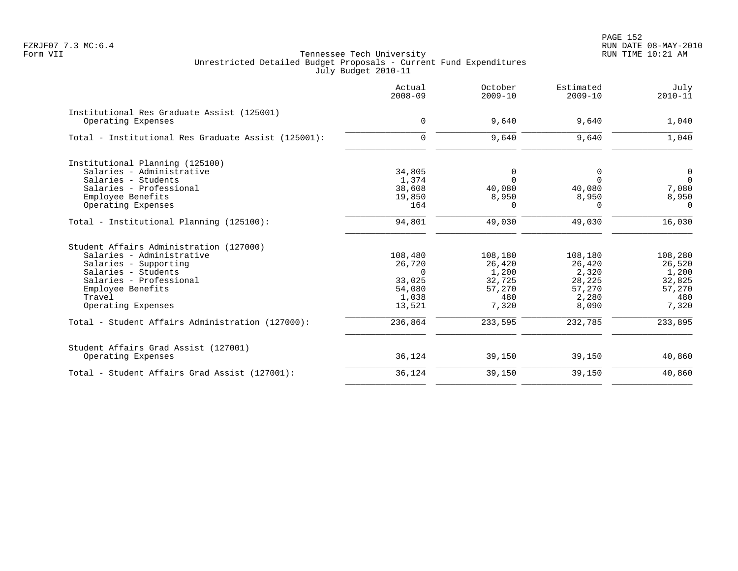FZRJF07 7.3 MC:6.4
Form VII

Tennessee Tech University
Unrestricted Detailed Budget Proposals - Current Fund Expenditures
July Budget 2010-11

RUN DATE 08-MAY-2010
RUN TIME 10:21 AM

| | Actual 2008-09 | October 2009-10 | Estimated 2009-10 | July 2010-11 |
|---|---|---|---|---|
| Institutional Res Graduate Assist (125001) | | | | |
| Operating Expenses | 0 | 9,640 | 9,640 | 1,040 |
| Total - Institutional Res Graduate Assist (125001): | 0 | 9,640 | 9,640 | 1,040 |
| Institutional Planning (125100) | | | | |
| Salaries - Administrative | 34,805 | 0 | 0 | 0 |
| Salaries - Students | 1,374 | 0 | 0 | 0 |
| Salaries - Professional | 38,608 | 40,080 | 40,080 | 7,080 |
| Employee Benefits | 19,850 | 8,950 | 8,950 | 8,950 |
| Operating Expenses | 164 | 0 | 0 | 0 |
| Total - Institutional Planning (125100): | 94,801 | 49,030 | 49,030 | 16,030 |
| Student Affairs Administration (127000) | | | | |
| Salaries - Administrative | 108,480 | 108,180 | 108,180 | 108,280 |
| Salaries - Supporting | 26,720 | 26,420 | 26,420 | 26,520 |
| Salaries - Students | 0 | 1,200 | 2,320 | 1,200 |
| Salaries - Professional | 33,025 | 32,725 | 28,225 | 32,825 |
| Employee Benefits | 54,080 | 57,270 | 57,270 | 57,270 |
| Travel | 1,038 | 480 | 2,280 | 480 |
| Operating Expenses | 13,521 | 7,320 | 8,090 | 7,320 |
| Total - Student Affairs Administration (127000): | 236,864 | 233,595 | 232,785 | 233,895 |
| Student Affairs Grad Assist (127001) | | | | |
| Operating Expenses | 36,124 | 39,150 | 39,150 | 40,860 |
| Total - Student Affairs Grad Assist (127001): | 36,124 | 39,150 | 39,150 | 40,860 |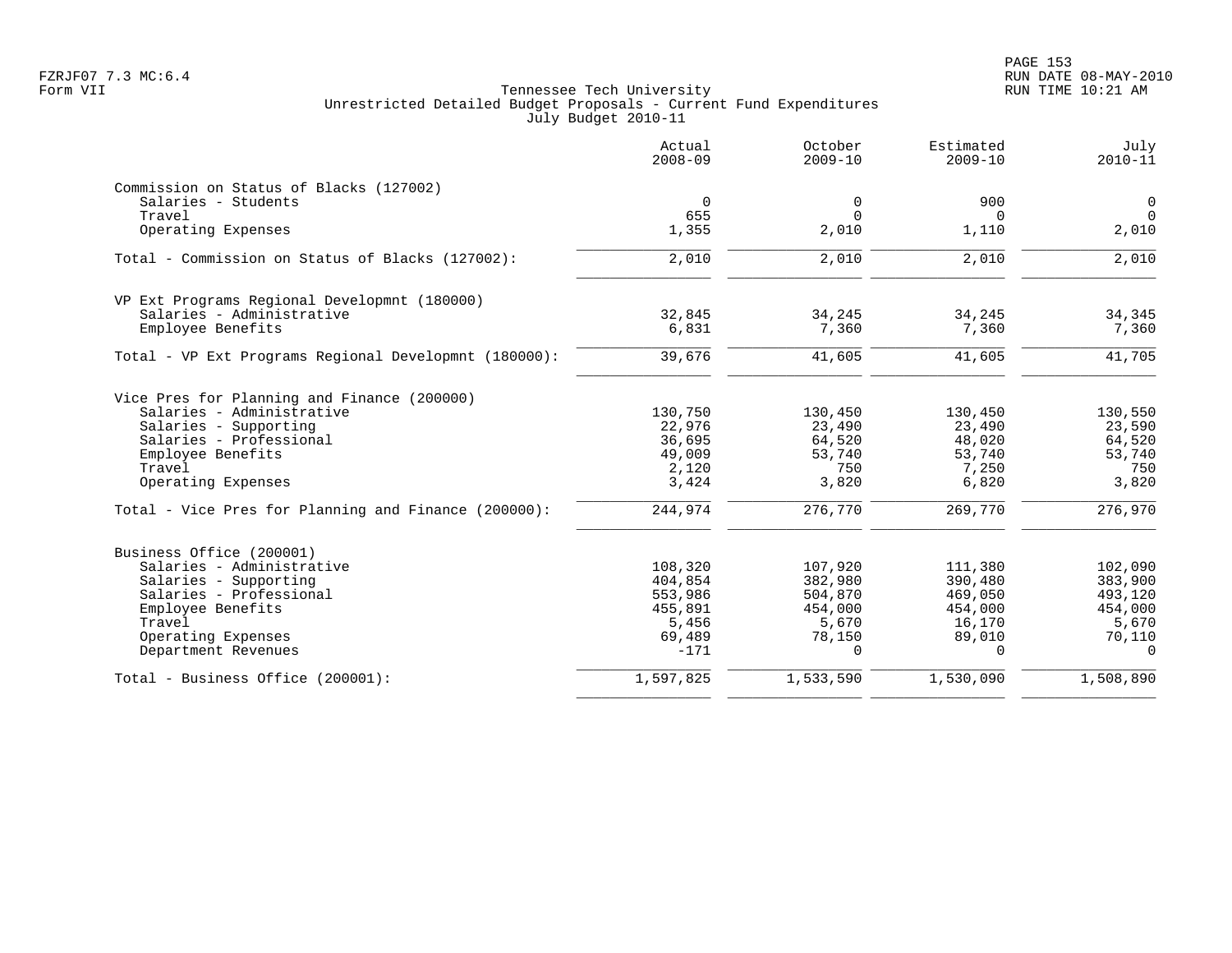Tennessee Tech University
Unrestricted Detailed Budget Proposals - Current Fund Expenditures
July Budget 2010-11

| | Actual 2008-09 | October 2009-10 | Estimated 2009-10 | July 2010-11 |
|---|---|---|---|---|
| **Commission on Status of Blacks (127002)** | | | | |
| Salaries - Students | 0 | 0 | 900 | 0 |
| Travel | 655 | 0 | 0 | 0 |
| Operating Expenses | 1,355 | 2,010 | 1,110 | 2,010 |
| Total - Commission on Status of Blacks (127002): | 2,010 | 2,010 | 2,010 | 2,010 |
| **VP Ext Programs Regional Developmnt (180000)** | | | | |
| Salaries - Administrative | 32,845 | 34,245 | 34,245 | 34,345 |
| Employee Benefits | 6,831 | 7,360 | 7,360 | 7,360 |
| Total - VP Ext Programs Regional Developmnt (180000): | 39,676 | 41,605 | 41,605 | 41,705 |
| **Vice Pres for Planning and Finance (200000)** | | | | |
| Salaries - Administrative | 130,750 | 130,450 | 130,450 | 130,550 |
| Salaries - Supporting | 22,976 | 23,490 | 23,490 | 23,590 |
| Salaries - Professional | 36,695 | 64,520 | 48,020 | 64,520 |
| Employee Benefits | 49,009 | 53,740 | 53,740 | 53,740 |
| Travel | 2,120 | 750 | 7,250 | 750 |
| Operating Expenses | 3,424 | 3,820 | 6,820 | 3,820 |
| Total - Vice Pres for Planning and Finance (200000): | 244,974 | 276,770 | 269,770 | 276,970 |
| **Business Office (200001)** | | | | |
| Salaries - Administrative | 108,320 | 107,920 | 111,380 | 102,090 |
| Salaries - Supporting | 404,854 | 382,980 | 390,480 | 383,900 |
| Salaries - Professional | 553,986 | 504,870 | 469,050 | 493,120 |
| Employee Benefits | 455,891 | 454,000 | 454,000 | 454,000 |
| Travel | 5,456 | 5,670 | 16,170 | 5,670 |
| Operating Expenses | 69,489 | 78,150 | 89,010 | 70,110 |
| Department Revenues | -171 | 0 | 0 | 0 |
| Total - Business Office (200001): | 1,597,825 | 1,533,590 | 1,530,090 | 1,508,890 |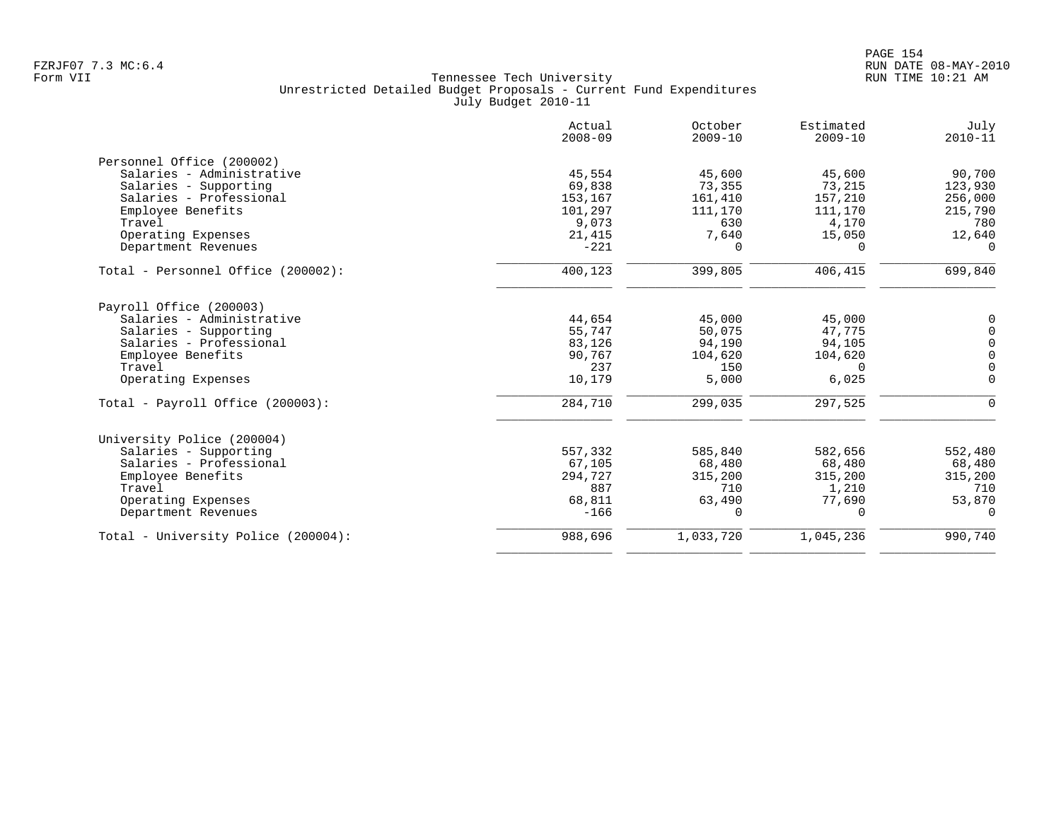FZRJF07 7.3 MC:6.4
Form VII

Tennessee Tech University
Unrestricted Detailed Budget Proposals - Current Fund Expenditures
July Budget 2010-11

RUN DATE 08-MAY-2010
RUN TIME 10:21 AM

| | Actual 2008-09 | October 2009-10 | Estimated 2009-10 | July 2010-11 |
|---|---|---|---|---|
| Personnel Office (200002) | | | | |
| Salaries - Administrative | 45,554 | 45,600 | 45,600 | 90,700 |
| Salaries - Supporting | 69,838 | 73,355 | 73,215 | 123,930 |
| Salaries - Professional | 153,167 | 161,410 | 157,210 | 256,000 |
| Employee Benefits | 101,297 | 111,170 | 111,170 | 215,790 |
| Travel | 9,073 | 630 | 4,170 | 780 |
| Operating Expenses | 21,415 | 7,640 | 15,050 | 12,640 |
| Department Revenues | -221 | 0 | 0 | 0 |
| Total - Personnel Office (200002): | 400,123 | 399,805 | 406,415 | 699,840 |
| Payroll Office (200003) | | | | |
| Salaries - Administrative | 44,654 | 45,000 | 45,000 | 0 |
| Salaries - Supporting | 55,747 | 50,075 | 47,775 | 0 |
| Salaries - Professional | 83,126 | 94,190 | 94,105 | 0 |
| Employee Benefits | 90,767 | 104,620 | 104,620 | 0 |
| Travel | 237 | 150 | 0 | 0 |
| Operating Expenses | 10,179 | 5,000 | 6,025 | 0 |
| Total - Payroll Office (200003): | 284,710 | 299,035 | 297,525 | 0 |
| University Police (200004) | | | | |
| Salaries - Supporting | 557,332 | 585,840 | 582,656 | 552,480 |
| Salaries - Professional | 67,105 | 68,480 | 68,480 | 68,480 |
| Employee Benefits | 294,727 | 315,200 | 315,200 | 315,200 |
| Travel | 887 | 710 | 1,210 | 710 |
| Operating Expenses | 68,811 | 63,490 | 77,690 | 53,870 |
| Department Revenues | -166 | 0 | 0 | 0 |
| Total - University Police (200004): | 988,696 | 1,033,720 | 1,045,236 | 990,740 |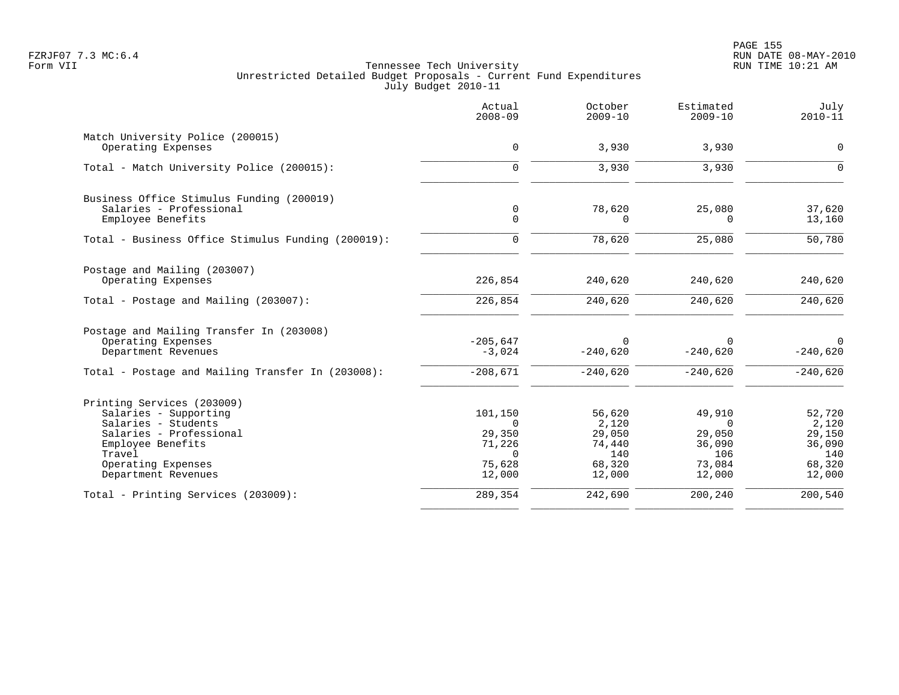Tennessee Tech University
Unrestricted Detailed Budget Proposals - Current Fund Expenditures
July Budget 2010-11

FZRJF07 7.3 MC:6.4
Form VII

RUN DATE 08-MAY-2010
RUN TIME 10:21 AM

| | Actual 2008-09 | October 2009-10 | Estimated 2009-10 | July 2010-11 |
|---|---|---|---|---|
| Match University Police (200015) | | | | |
| Operating Expenses | 0 | 3,930 | 3,930 | 0 |
| Total - Match University Police (200015): | 0 | 3,930 | 3,930 | 0 |
| Business Office Stimulus Funding (200019) | | | | |
| Salaries - Professional | 0 | 78,620 | 25,080 | 37,620 |
| Employee Benefits | 0 | 0 | 0 | 13,160 |
| Total - Business Office Stimulus Funding (200019): | 0 | 78,620 | 25,080 | 50,780 |
| Postage and Mailing (203007) | | | | |
| Operating Expenses | 226,854 | 240,620 | 240,620 | 240,620 |
| Total - Postage and Mailing (203007): | 226,854 | 240,620 | 240,620 | 240,620 |
| Postage and Mailing Transfer In (203008) | | | | |
| Operating Expenses | -205,647 | 0 | 0 | 0 |
| Department Revenues | -3,024 | -240,620 | -240,620 | -240,620 |
| Total - Postage and Mailing Transfer In (203008): | -208,671 | -240,620 | -240,620 | -240,620 |
| Printing Services (203009) | | | | |
| Salaries - Supporting | 101,150 | 56,620 | 49,910 | 52,720 |
| Salaries - Students | 0 | 2,120 | 0 | 2,120 |
| Salaries - Professional | 29,350 | 29,050 | 29,050 | 29,150 |
| Employee Benefits | 71,226 | 74,440 | 36,090 | 36,090 |
| Travel | 0 | 140 | 106 | 140 |
| Operating Expenses | 75,628 | 68,320 | 73,084 | 68,320 |
| Department Revenues | 12,000 | 12,000 | 12,000 | 12,000 |
| Total - Printing Services (203009): | 289,354 | 242,690 | 200,240 | 200,540 |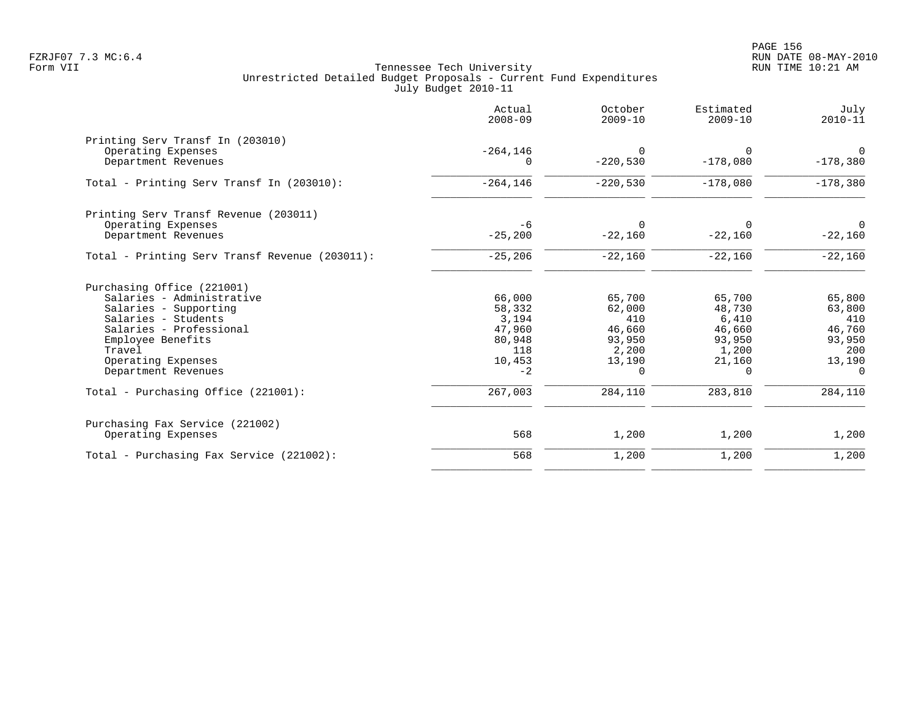FZRJF07 7.3 MC:6.4
Form VII

Tennessee Tech University
Unrestricted Detailed Budget Proposals - Current Fund Expenditures
July Budget 2010-11

|  | Actual 2008-09 | October 2009-10 | Estimated 2009-10 | July 2010-11 |
|---|---|---|---|---|
| **Printing Serv Transf In (203010)** | | | | |
| Operating Expenses | -264,146 | 0 | 0 | 0 |
| Department Revenues | 0 | -220,530 | -178,080 | -178,380 |
| Total - Printing Serv Transf In (203010): | -264,146 | -220,530 | -178,080 | -178,380 |
| **Printing Serv Transf Revenue (203011)** | | | | |
| Operating Expenses | -6 | 0 | 0 | 0 |
| Department Revenues | -25,200 | -22,160 | -22,160 | -22,160 |
| Total - Printing Serv Transf Revenue (203011): | -25,206 | -22,160 | -22,160 | -22,160 |
| **Purchasing Office (221001)** | | | | |
| Salaries - Administrative | 66,000 | 65,700 | 65,700 | 65,800 |
| Salaries - Supporting | 58,332 | 62,000 | 48,730 | 63,800 |
| Salaries - Students | 3,194 | 410 | 6,410 | 410 |
| Salaries - Professional | 47,960 | 46,660 | 46,660 | 46,760 |
| Employee Benefits | 80,948 | 93,950 | 93,950 | 93,950 |
| Travel | 118 | 2,200 | 1,200 | 200 |
| Operating Expenses | 10,453 | 13,190 | 21,160 | 13,190 |
| Department Revenues | -2 | 0 | 0 | 0 |
| Total - Purchasing Office (221001): | 267,003 | 284,110 | 283,810 | 284,110 |
| **Purchasing Fax Service (221002)** | | | | |
| Operating Expenses | 568 | 1,200 | 1,200 | 1,200 |
| Total - Purchasing Fax Service (221002): | 568 | 1,200 | 1,200 | 1,200 |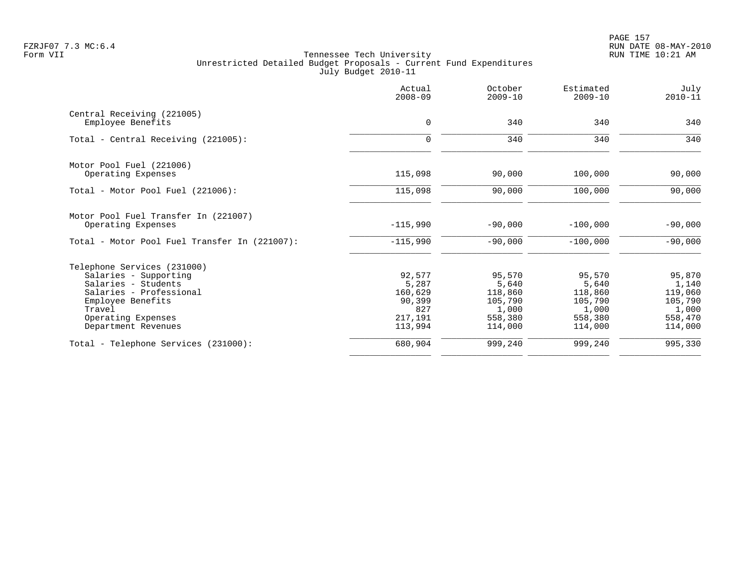Tennessee Tech University
Unrestricted Detailed Budget Proposals - Current Fund Expenditures
July Budget 2010-11

Form VII

| | Actual 2008-09 | October 2009-10 | Estimated 2009-10 | July 2010-11 |
|---|---|---|---|---|
| **Central Receiving (221005)** | | | | |
| Employee Benefits | 0 | 340 | 340 | 340 |
| Total - Central Receiving (221005): | 0 | 340 | 340 | 340 |
| **Motor Pool Fuel (221006)** | | | | |
| Operating Expenses | 115,098 | 90,000 | 100,000 | 90,000 |
| Total - Motor Pool Fuel (221006): | 115,098 | 90,000 | 100,000 | 90,000 |
| **Motor Pool Fuel Transfer In (221007)** | | | | |
| Operating Expenses | -115,990 | -90,000 | -100,000 | -90,000 |
| Total - Motor Pool Fuel Transfer In (221007): | -115,990 | -90,000 | -100,000 | -90,000 |
| **Telephone Services (231000)** | | | | |
| Salaries - Supporting | 92,577 | 95,570 | 95,570 | 95,870 |
| Salaries - Students | 5,287 | 5,640 | 5,640 | 1,140 |
| Salaries - Professional | 160,629 | 118,860 | 118,860 | 119,060 |
| Employee Benefits | 90,399 | 105,790 | 105,790 | 105,790 |
| Travel | 827 | 1,000 | 1,000 | 1,000 |
| Operating Expenses | 217,191 | 558,380 | 558,380 | 558,470 |
| Department Revenues | 113,994 | 114,000 | 114,000 | 114,000 |
| Total - Telephone Services (231000): | 680,904 | 999,240 | 999,240 | 995,330 |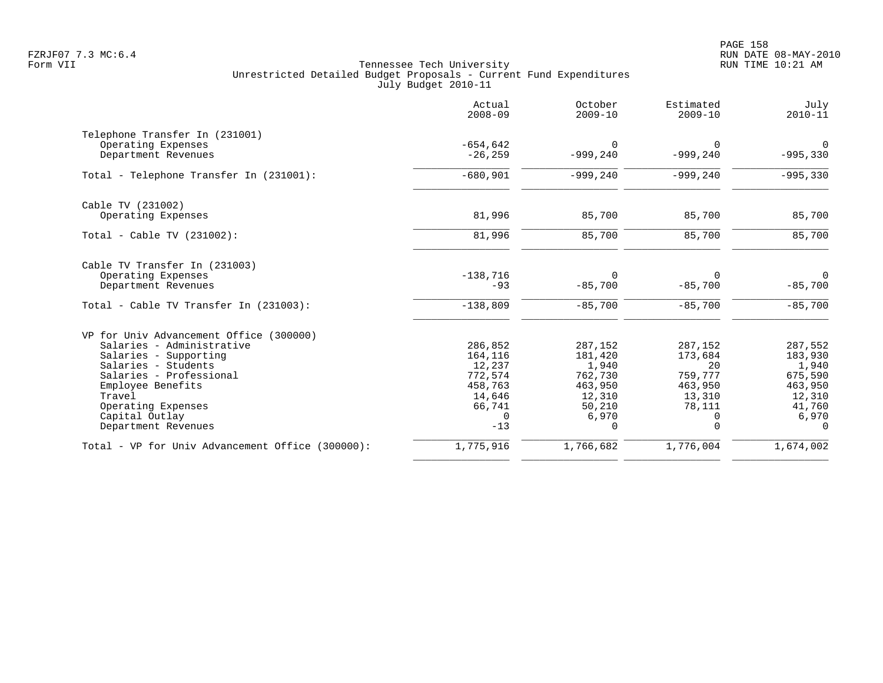Tennessee Tech University
Unrestricted Detailed Budget Proposals - Current Fund Expenditures
July Budget 2010-11

| | Actual 2008-09 | October 2009-10 | Estimated 2009-10 | July 2010-11 |
|---|---:|---:|---:|---:|
| **Telephone Transfer In (231001)** | | | | |
| Operating Expenses | -654,642 | 0 | 0 | 0 |
| Department Revenues | -26,259 | -999,240 | -999,240 | -995,330 |
| Total - Telephone Transfer In (231001): | -680,901 | -999,240 | -999,240 | -995,330 |
| **Cable TV (231002)** | | | | |
| Operating Expenses | 81,996 | 85,700 | 85,700 | 85,700 |
| Total - Cable TV (231002): | 81,996 | 85,700 | 85,700 | 85,700 |
| **Cable TV Transfer In (231003)** | | | | |
| Operating Expenses | -138,716 | 0 | 0 | 0 |
| Department Revenues | -93 | -85,700 | -85,700 | -85,700 |
| Total - Cable TV Transfer In (231003): | -138,809 | -85,700 | -85,700 | -85,700 |
| **VP for Univ Advancement Office (300000)** | | | | |
| Salaries - Administrative | 286,852 | 287,152 | 287,152 | 287,552 |
| Salaries - Supporting | 164,116 | 181,420 | 173,684 | 183,930 |
| Salaries - Students | 12,237 | 1,940 | 20 | 1,940 |
| Salaries - Professional | 772,574 | 762,730 | 759,777 | 675,590 |
| Employee Benefits | 458,763 | 463,950 | 463,950 | 463,950 |
| Travel | 14,646 | 12,310 | 13,310 | 12,310 |
| Operating Expenses | 66,741 | 50,210 | 78,111 | 41,760 |
| Capital Outlay | 0 | 6,970 | 0 | 6,970 |
| Department Revenues | -13 | 0 | 0 | 0 |
| Total - VP for Univ Advancement Office (300000): | 1,775,916 | 1,766,682 | 1,776,004 | 1,674,002 |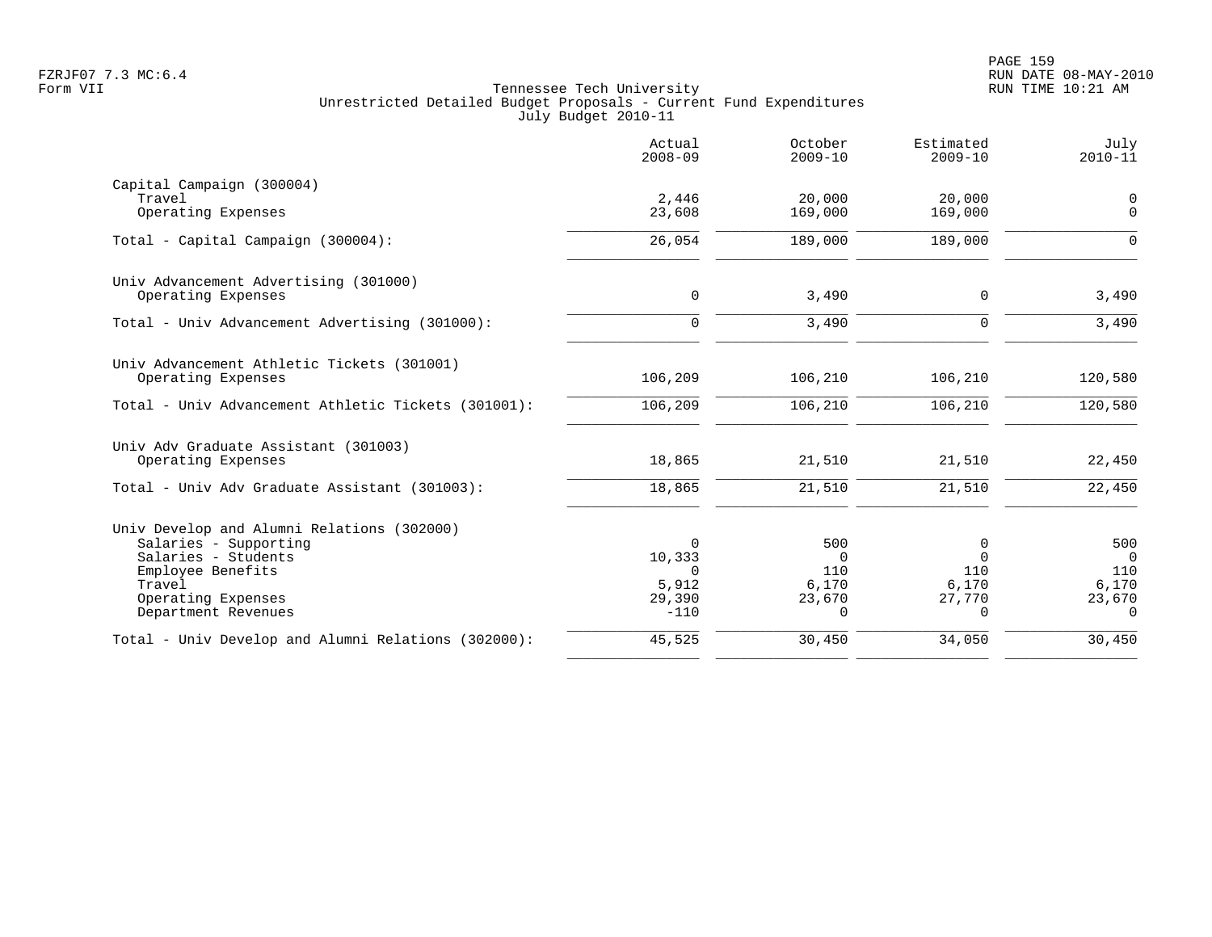Tennessee Tech University
Unrestricted Detailed Budget Proposals - Current Fund Expenditures
July Budget 2010-11

FZRJF07 7.3 MC:6.4
Form VII

RUN DATE 08-MAY-2010
RUN TIME 10:21 AM

| | Actual 2008-09 | October 2009-10 | Estimated 2009-10 | July 2010-11 |
|---|---|---|---|---|
| Capital Campaign (300004) | | | | |
| Travel | 2,446 | 20,000 | 20,000 | 0 |
| Operating Expenses | 23,608 | 169,000 | 169,000 | 0 |
| Total - Capital Campaign (300004): | 26,054 | 189,000 | 189,000 | 0 |
| Univ Advancement Advertising (301000) | | | | |
| Operating Expenses | 0 | 3,490 | 0 | 3,490 |
| Total - Univ Advancement Advertising (301000): | 0 | 3,490 | 0 | 3,490 |
| Univ Advancement Athletic Tickets (301001) | | | | |
| Operating Expenses | 106,209 | 106,210 | 106,210 | 120,580 |
| Total - Univ Advancement Athletic Tickets (301001): | 106,209 | 106,210 | 106,210 | 120,580 |
| Univ Adv Graduate Assistant (301003) | | | | |
| Operating Expenses | 18,865 | 21,510 | 21,510 | 22,450 |
| Total - Univ Adv Graduate Assistant (301003): | 18,865 | 21,510 | 21,510 | 22,450 |
| Univ Develop and Alumni Relations (302000) | | | | |
| Salaries - Supporting | 0 | 500 | 0 | 500 |
| Salaries - Students | 10,333 | 0 | 0 | 0 |
| Employee Benefits | 0 | 110 | 110 | 110 |
| Travel | 5,912 | 6,170 | 6,170 | 6,170 |
| Operating Expenses | 29,390 | 23,670 | 27,770 | 23,670 |
| Department Revenues | -110 | 0 | 0 | 0 |
| Total - Univ Develop and Alumni Relations (302000): | 45,525 | 30,450 | 34,050 | 30,450 |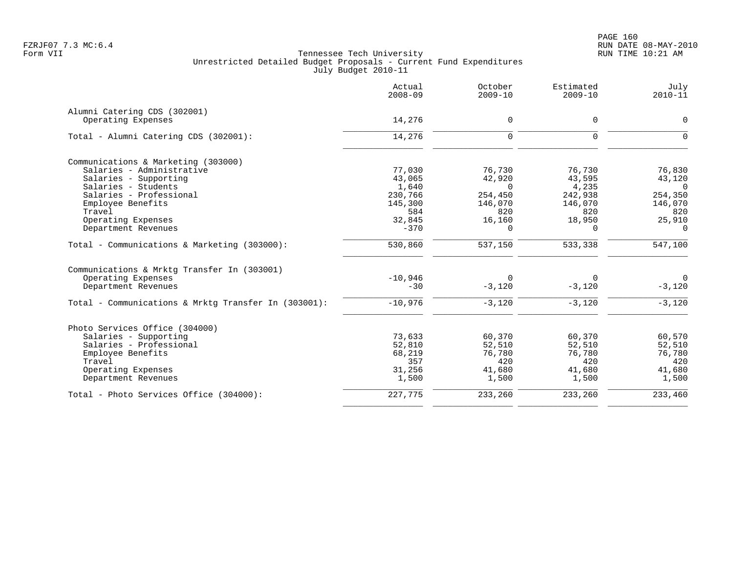Tennessee Tech University
Unrestricted Detailed Budget Proposals - Current Fund Expenditures
July Budget 2010-11

| | Actual 2008-09 | October 2009-10 | Estimated 2009-10 | July 2010-11 |
|---|---|---|---|---|
| **Alumni Catering CDS (302001)** | | | | |
| Operating Expenses | 14,276 | 0 | 0 | 0 |
| Total - Alumni Catering CDS (302001): | 14,276 | 0 | 0 | 0 |
| **Communications & Marketing (303000)** | | | | |
| Salaries - Administrative | 77,030 | 76,730 | 76,730 | 76,830 |
| Salaries - Supporting | 43,065 | 42,920 | 43,595 | 43,120 |
| Salaries - Students | 1,640 | 0 | 4,235 | 0 |
| Salaries - Professional | 230,766 | 254,450 | 242,938 | 254,350 |
| Employee Benefits | 145,300 | 146,070 | 146,070 | 146,070 |
| Travel | 584 | 820 | 820 | 820 |
| Operating Expenses | 32,845 | 16,160 | 18,950 | 25,910 |
| Department Revenues | -370 | 0 | 0 | 0 |
| Total - Communications & Marketing (303000): | 530,860 | 537,150 | 533,338 | 547,100 |
| **Communications & Mrktg Transfer In (303001)** | | | | |
| Operating Expenses | -10,946 | 0 | 0 | 0 |
| Department Revenues | -30 | -3,120 | -3,120 | -3,120 |
| Total - Communications & Mrktg Transfer In (303001): | -10,976 | -3,120 | -3,120 | -3,120 |
| **Photo Services Office (304000)** | | | | |
| Salaries - Supporting | 73,633 | 60,370 | 60,370 | 60,570 |
| Salaries - Professional | 52,810 | 52,510 | 52,510 | 52,510 |
| Employee Benefits | 68,219 | 76,780 | 76,780 | 76,780 |
| Travel | 357 | 420 | 420 | 420 |
| Operating Expenses | 31,256 | 41,680 | 41,680 | 41,680 |
| Department Revenues | 1,500 | 1,500 | 1,500 | 1,500 |
| Total - Photo Services Office (304000): | 227,775 | 233,260 | 233,260 | 233,460 |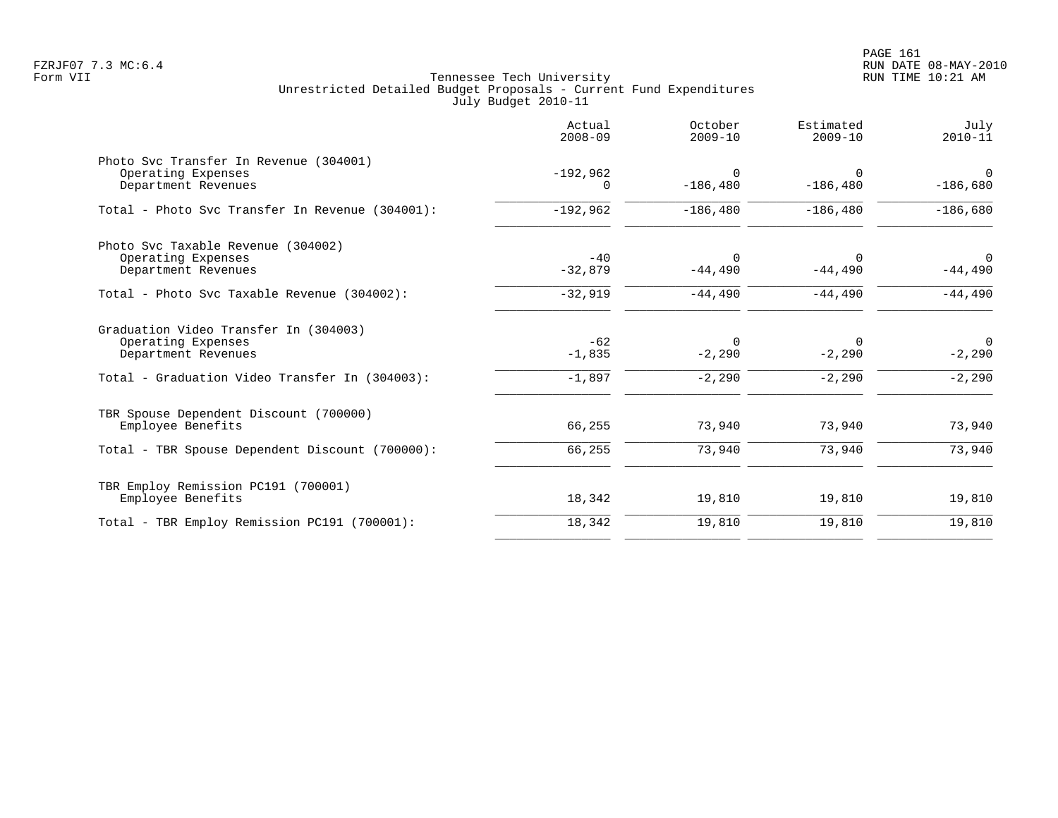Tennessee Tech University
Unrestricted Detailed Budget Proposals - Current Fund Expenditures
July Budget 2010-11

| | Actual 2008-09 | October 2009-10 | Estimated 2009-10 | July 2010-11 |
|---|---|---|---|---|
| **Photo Svc Transfer In Revenue (304001)** | | | | |
| Operating Expenses | -192,962 | 0 | 0 | 0 |
| Department Revenues | 0 | -186,480 | -186,480 | -186,680 |
| Total - Photo Svc Transfer In Revenue (304001): | -192,962 | -186,480 | -186,480 | -186,680 |
| **Photo Svc Taxable Revenue (304002)** | | | | |
| Operating Expenses | -40 | 0 | 0 | 0 |
| Department Revenues | -32,879 | -44,490 | -44,490 | -44,490 |
| Total - Photo Svc Taxable Revenue (304002): | -32,919 | -44,490 | -44,490 | -44,490 |
| **Graduation Video Transfer In (304003)** | | | | |
| Operating Expenses | -62 | 0 | 0 | 0 |
| Department Revenues | -1,835 | -2,290 | -2,290 | -2,290 |
| Total - Graduation Video Transfer In (304003): | -1,897 | -2,290 | -2,290 | -2,290 |
| **TBR Spouse Dependent Discount (700000)** | | | | |
| Employee Benefits | 66,255 | 73,940 | 73,940 | 73,940 |
| Total - TBR Spouse Dependent Discount (700000): | 66,255 | 73,940 | 73,940 | 73,940 |
| **TBR Employ Remission PC191 (700001)** | | | | |
| Employee Benefits | 18,342 | 19,810 | 19,810 | 19,810 |
| Total - TBR Employ Remission PC191 (700001): | 18,342 | 19,810 | 19,810 | 19,810 |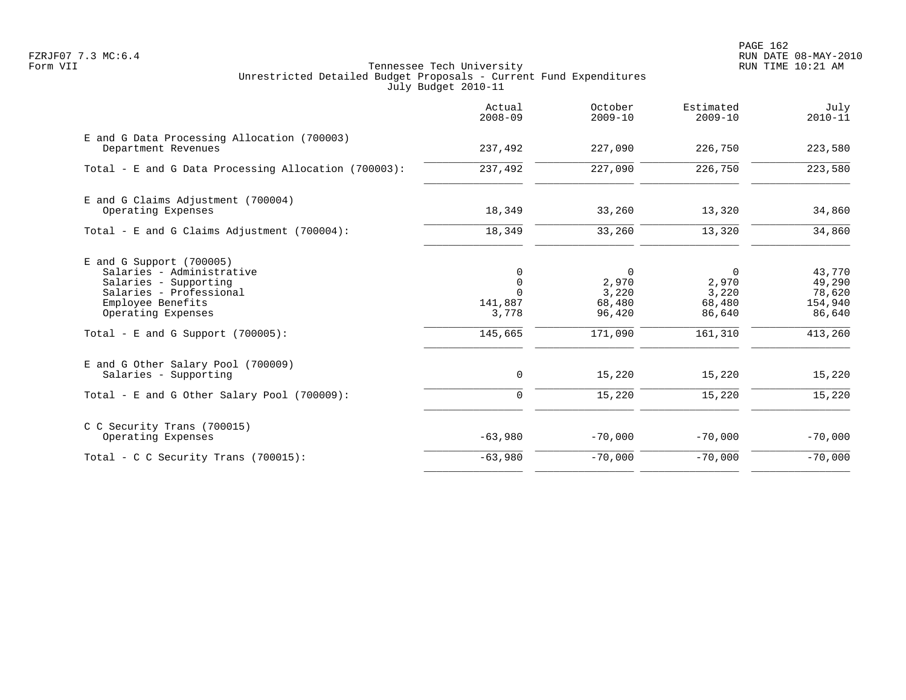Tennessee Tech University
Unrestricted Detailed Budget Proposals - Current Fund Expenditures
July Budget 2010-11

| | Actual 2008-09 | October 2009-10 | Estimated 2009-10 | July 2010-11 |
|---|---|---|---|---|
| E and G Data Processing Allocation (700003) | | | | |
| Department Revenues | 237,492 | 227,090 | 226,750 | 223,580 |
| Total - E and G Data Processing Allocation (700003): | 237,492 | 227,090 | 226,750 | 223,580 |
| E and G Claims Adjustment (700004) | | | | |
| Operating Expenses | 18,349 | 33,260 | 13,320 | 34,860 |
| Total - E and G Claims Adjustment (700004): | 18,349 | 33,260 | 13,320 | 34,860 |
| E and G Support (700005) | | | | |
| Salaries - Administrative | 0 | 0 | 0 | 43,770 |
| Salaries - Supporting | 0 | 2,970 | 2,970 | 49,290 |
| Salaries - Professional | 0 | 3,220 | 3,220 | 78,620 |
| Employee Benefits | 141,887 | 68,480 | 68,480 | 154,940 |
| Operating Expenses | 3,778 | 96,420 | 86,640 | 86,640 |
| Total - E and G Support (700005): | 145,665 | 171,090 | 161,310 | 413,260 |
| E and G Other Salary Pool (700009) | | | | |
| Salaries - Supporting | 0 | 15,220 | 15,220 | 15,220 |
| Total - E and G Other Salary Pool (700009): | 0 | 15,220 | 15,220 | 15,220 |
| C C Security Trans (700015) | | | | |
| Operating Expenses | -63,980 | -70,000 | -70,000 | -70,000 |
| Total - C C Security Trans (700015): | -63,980 | -70,000 | -70,000 | -70,000 |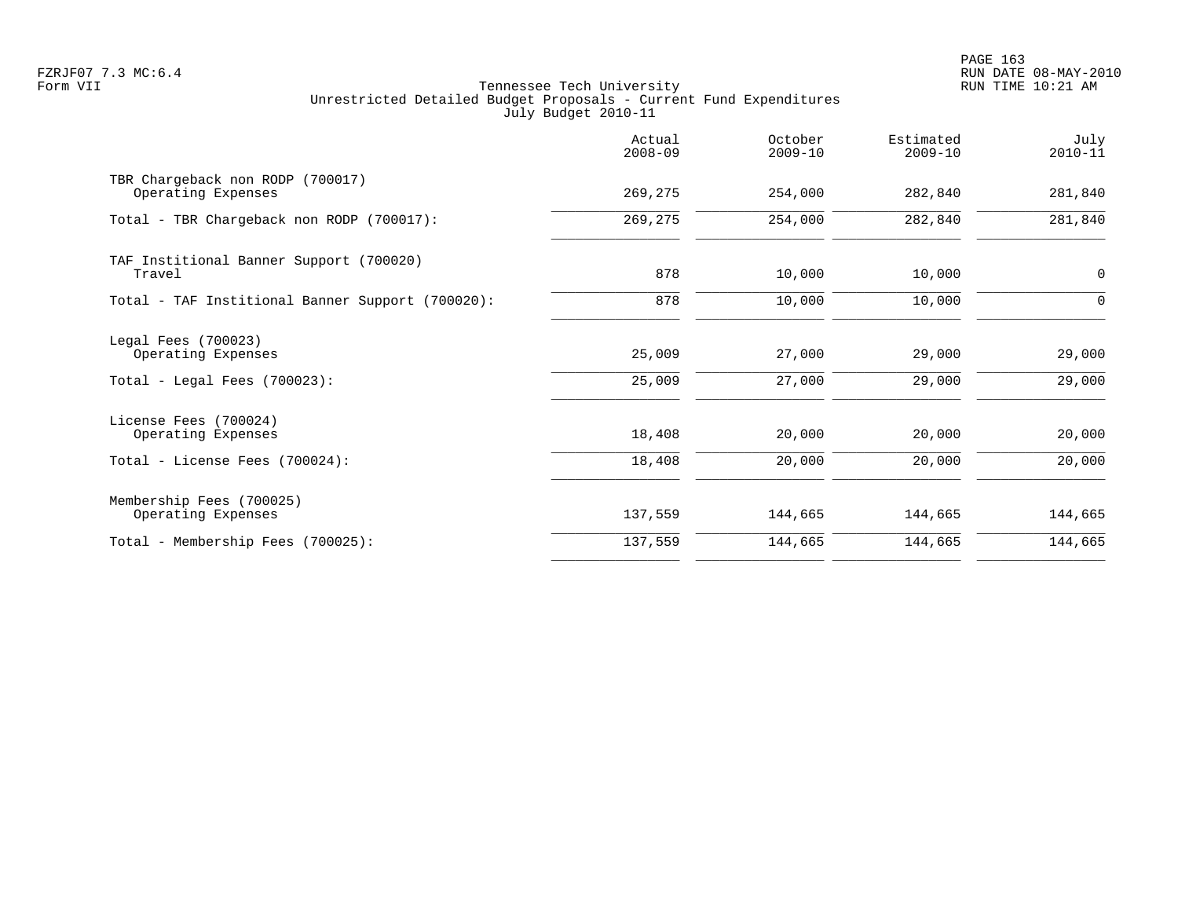FZRJF07 7.3 MC:6.4
Form VII

Tennessee Tech University
Unrestricted Detailed Budget Proposals - Current Fund Expenditures
July Budget 2010-11

RUN DATE 08-MAY-2010
RUN TIME 10:21 AM

| | Actual 2008-09 | October 2009-10 | Estimated 2009-10 | July 2010-11 |
|---|---|---|---|---|
| TBR Chargeback non RODP (700017) | | | | |
| Operating Expenses | 269,275 | 254,000 | 282,840 | 281,840 |
| Total - TBR Chargeback non RODP (700017): | 269,275 | 254,000 | 282,840 | 281,840 |
| TAF Institional Banner Support (700020) | | | | |
| Travel | 878 | 10,000 | 10,000 | 0 |
| Total - TAF Institional Banner Support (700020): | 878 | 10,000 | 10,000 | 0 |
| Legal Fees (700023) | | | | |
| Operating Expenses | 25,009 | 27,000 | 29,000 | 29,000 |
| Total - Legal Fees (700023): | 25,009 | 27,000 | 29,000 | 29,000 |
| License Fees (700024) | | | | |
| Operating Expenses | 18,408 | 20,000 | 20,000 | 20,000 |
| Total - License Fees (700024): | 18,408 | 20,000 | 20,000 | 20,000 |
| Membership Fees (700025) | | | | |
| Operating Expenses | 137,559 | 144,665 | 144,665 | 144,665 |
| Total - Membership Fees (700025): | 137,559 | 144,665 | 144,665 | 144,665 |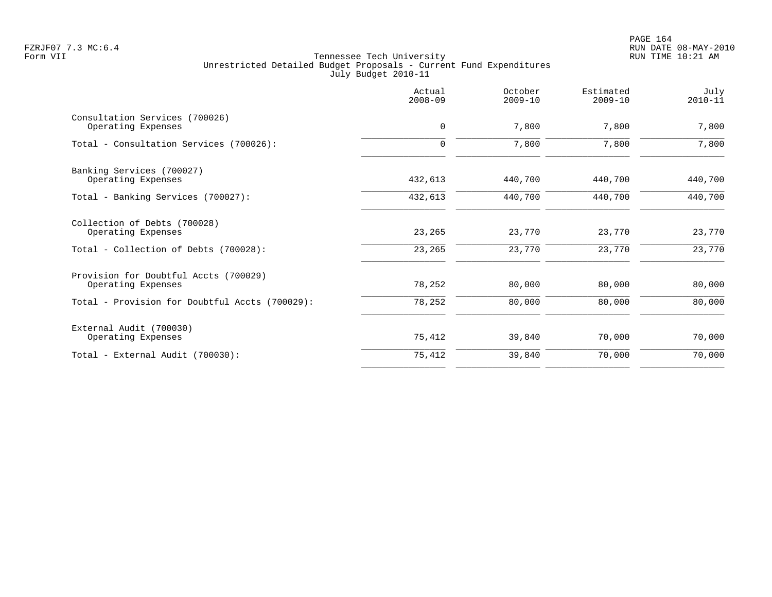FZRJF07 7.3 MC:6.4
Form VII

Tennessee Tech University
Unrestricted Detailed Budget Proposals - Current Fund Expenditures
July Budget 2010-11

| | Actual 2008-09 | October 2009-10 | Estimated 2009-10 | July 2010-11 |
|---|---|---|---|---|
| Consultation Services (700026) | | | | |
| Operating Expenses | 0 | 7,800 | 7,800 | 7,800 |
| Total - Consultation Services (700026): | 0 | 7,800 | 7,800 | 7,800 |
| Banking Services (700027) | | | | |
| Operating Expenses | 432,613 | 440,700 | 440,700 | 440,700 |
| Total - Banking Services (700027): | 432,613 | 440,700 | 440,700 | 440,700 |
| Collection of Debts (700028) | | | | |
| Operating Expenses | 23,265 | 23,770 | 23,770 | 23,770 |
| Total - Collection of Debts (700028): | 23,265 | 23,770 | 23,770 | 23,770 |
| Provision for Doubtful Accts (700029) | | | | |
| Operating Expenses | 78,252 | 80,000 | 80,000 | 80,000 |
| Total - Provision for Doubtful Accts (700029): | 78,252 | 80,000 | 80,000 | 80,000 |
| External Audit (700030) | | | | |
| Operating Expenses | 75,412 | 39,840 | 70,000 | 70,000 |
| Total - External Audit (700030): | 75,412 | 39,840 | 70,000 | 70,000 |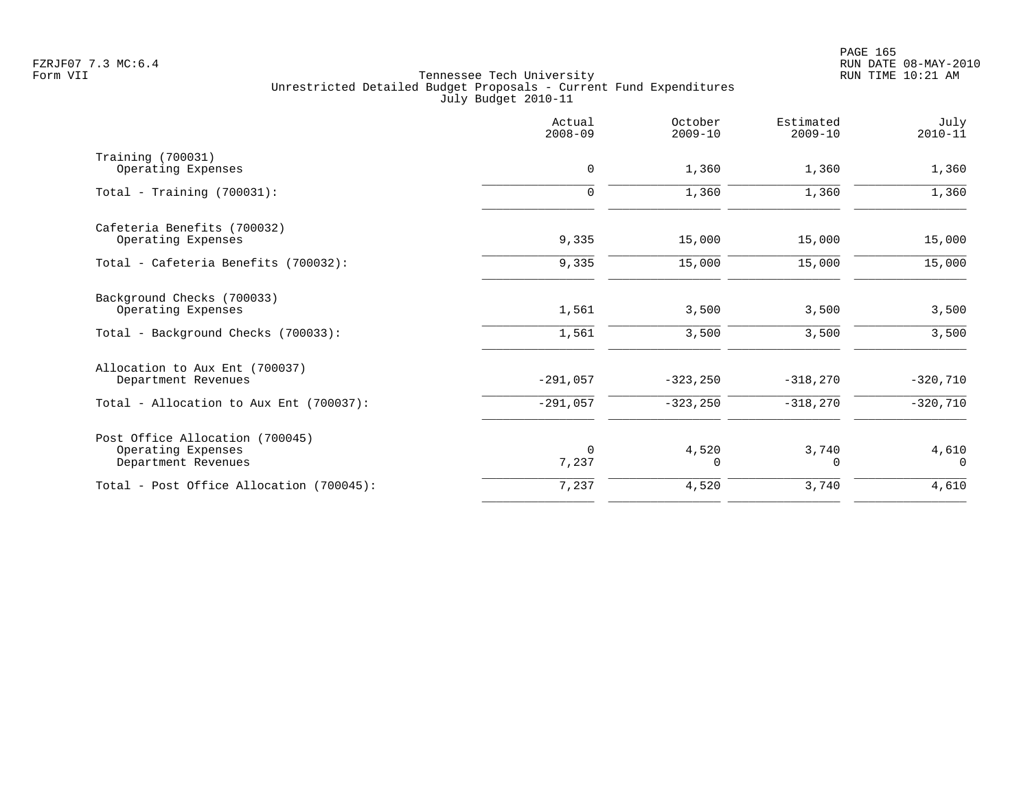Tennessee Tech University
Unrestricted Detailed Budget Proposals - Current Fund Expenditures
July Budget 2010-11

| | Actual 2008-09 | October 2009-10 | Estimated 2009-10 | July 2010-11 |
|---|---|---|---|---|
| Training (700031) | | | | |
| Operating Expenses | 0 | 1,360 | 1,360 | 1,360 |
| Total - Training (700031): | 0 | 1,360 | 1,360 | 1,360 |
| Cafeteria Benefits (700032) | | | | |
| Operating Expenses | 9,335 | 15,000 | 15,000 | 15,000 |
| Total - Cafeteria Benefits (700032): | 9,335 | 15,000 | 15,000 | 15,000 |
| Background Checks (700033) | | | | |
| Operating Expenses | 1,561 | 3,500 | 3,500 | 3,500 |
| Total - Background Checks (700033): | 1,561 | 3,500 | 3,500 | 3,500 |
| Allocation to Aux Ent (700037) | | | | |
| Department Revenues | -291,057 | -323,250 | -318,270 | -320,710 |
| Total - Allocation to Aux Ent (700037): | -291,057 | -323,250 | -318,270 | -320,710 |
| Post Office Allocation (700045) | | | | |
| Operating Expenses | 0 | 4,520 | 3,740 | 4,610 |
| Department Revenues | 7,237 | 0 | 0 | 0 |
| Total - Post Office Allocation (700045): | 7,237 | 4,520 | 3,740 | 4,610 |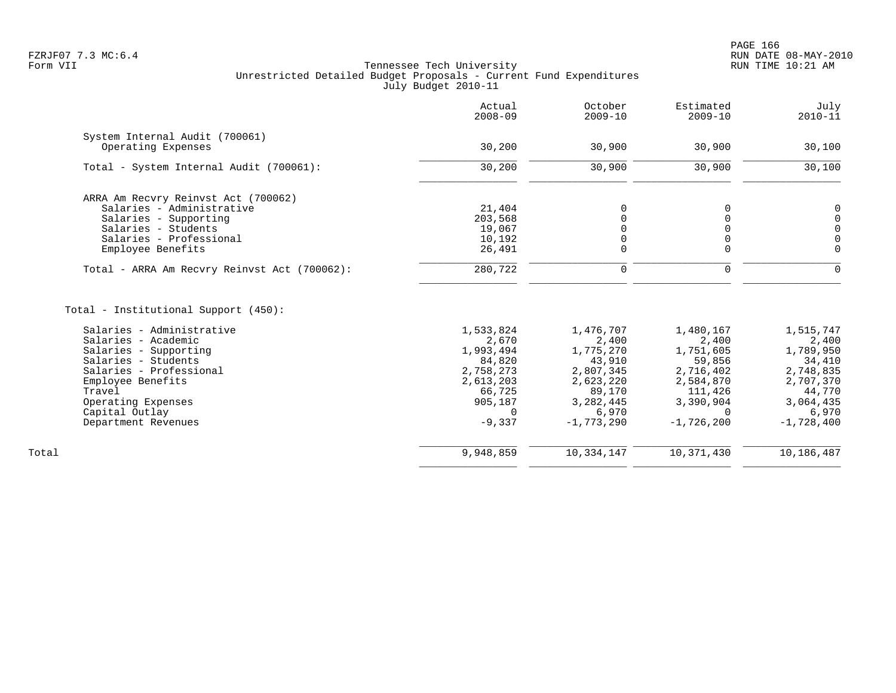Tennessee Tech University
Unrestricted Detailed Budget Proposals - Current Fund Expenditures
July Budget 2010-11

| | Actual 2008-09 | October 2009-10 | Estimated 2009-10 | July 2010-11 |
|---|---|---|---|---|
| **System Internal Audit (700061)** | | | | |
| Operating Expenses | 30,200 | 30,900 | 30,900 | 30,100 |
| Total - System Internal Audit (700061): | 30,200 | 30,900 | 30,900 | 30,100 |
| **ARRA Am Recvry Reinvst Act (700062)** | | | | |
| Salaries - Administrative | 21,404 | 0 | 0 | 0 |
| Salaries - Supporting | 203,568 | 0 | 0 | 0 |
| Salaries - Students | 19,067 | 0 | 0 | 0 |
| Salaries - Professional | 10,192 | 0 | 0 | 0 |
| Employee Benefits | 26,491 | 0 | 0 | 0 |
| Total - ARRA Am Recvry Reinvst Act (700062): | 280,722 | 0 | 0 | 0 |
| **Total - Institutional Support (450):** | | | | |
| Salaries - Administrative | 1,533,824 | 1,476,707 | 1,480,167 | 1,515,747 |
| Salaries - Academic | 2,670 | 2,400 | 2,400 | 2,400 |
| Salaries - Supporting | 1,993,494 | 1,775,270 | 1,751,605 | 1,789,950 |
| Salaries - Students | 84,820 | 43,910 | 59,856 | 34,410 |
| Salaries - Professional | 2,758,273 | 2,807,345 | 2,716,402 | 2,748,835 |
| Employee Benefits | 2,613,203 | 2,623,220 | 2,584,870 | 2,707,370 |
| Travel | 66,725 | 89,170 | 111,426 | 44,770 |
| Operating Expenses | 905,187 | 3,282,445 | 3,390,904 | 3,064,435 |
| Capital Outlay | 0 | 6,970 | 0 | 6,970 |
| Department Revenues | -9,337 | -1,773,290 | -1,726,200 | -1,728,400 |
| Total | 9,948,859 | 10,334,147 | 10,371,430 | 10,186,487 |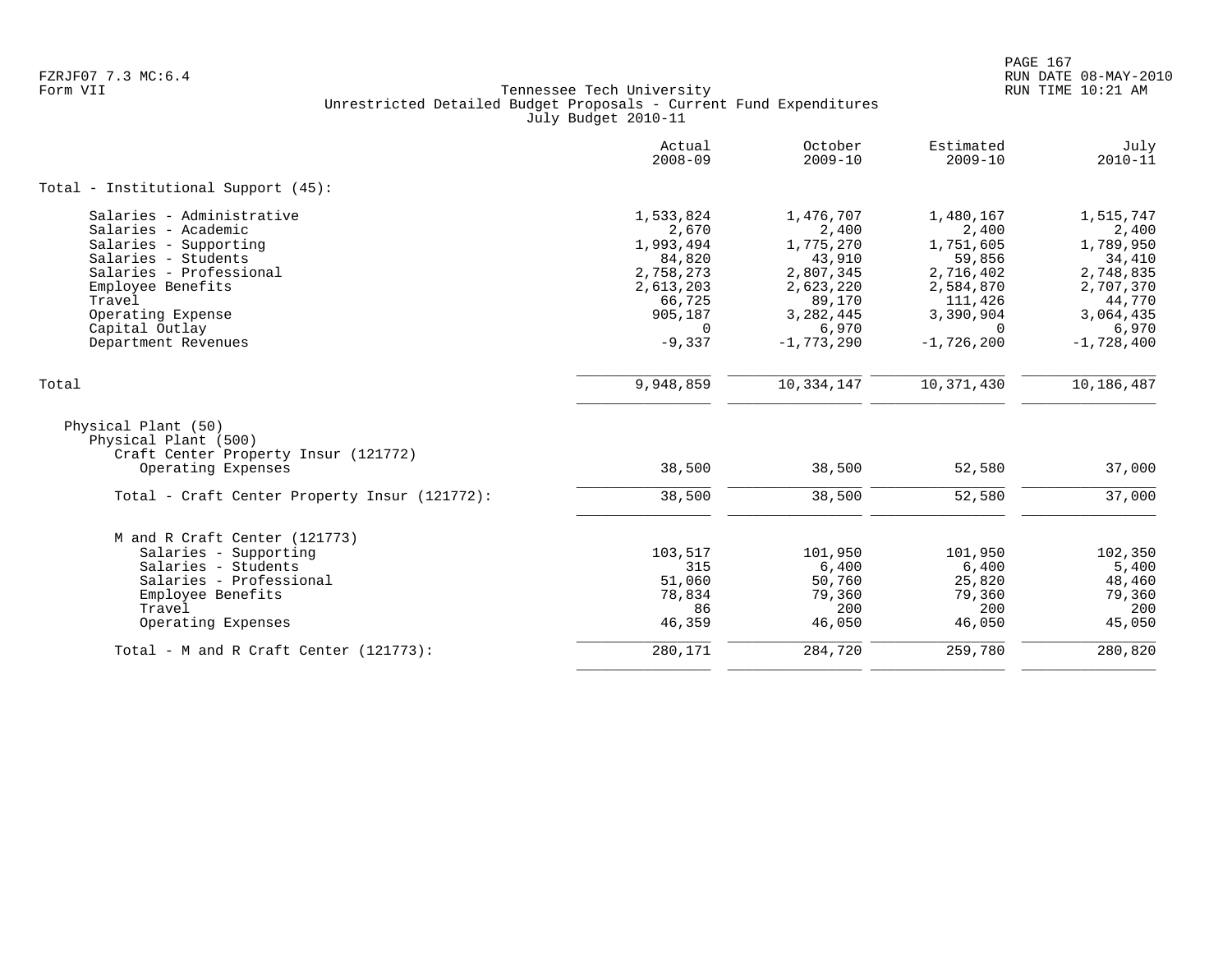Tennessee Tech University
Unrestricted Detailed Budget Proposals - Current Fund Expenditures
July Budget 2010-11

| | Actual 2008-09 | October 2009-10 | Estimated 2009-10 | July 2010-11 |
|---|---|---|---|---|
| **Total - Institutional Support (45):** | | | | |
| Salaries - Administrative | 1,533,824 | 1,476,707 | 1,480,167 | 1,515,747 |
| Salaries - Academic | 2,670 | 2,400 | 2,400 | 2,400 |
| Salaries - Supporting | 1,993,494 | 1,775,270 | 1,751,605 | 1,789,950 |
| Salaries - Students | 84,820 | 43,910 | 59,856 | 34,410 |
| Salaries - Professional | 2,758,273 | 2,807,345 | 2,716,402 | 2,748,835 |
| Employee Benefits | 2,613,203 | 2,623,220 | 2,584,870 | 2,707,370 |
| Travel | 66,725 | 89,170 | 111,426 | 44,770 |
| Operating Expense | 905,187 | 3,282,445 | 3,390,904 | 3,064,435 |
| Capital Outlay | 0 | 6,970 | 0 | 6,970 |
| Department Revenues | -9,337 | -1,773,290 | -1,726,200 | -1,728,400 |
| **Total** | 9,948,859 | 10,334,147 | 10,371,430 | 10,186,487 |
| Physical Plant (50) | | | | |
| Physical Plant (500) | | | | |
| Craft Center Property Insur (121772) | | | | |
| Operating Expenses | 38,500 | 38,500 | 52,580 | 37,000 |
| Total - Craft Center Property Insur (121772): | 38,500 | 38,500 | 52,580 | 37,000 |
| M and R Craft Center (121773) | | | | |
| Salaries - Supporting | 103,517 | 101,950 | 101,950 | 102,350 |
| Salaries - Students | 315 | 6,400 | 6,400 | 5,400 |
| Salaries - Professional | 51,060 | 50,760 | 25,820 | 48,460 |
| Employee Benefits | 78,834 | 79,360 | 79,360 | 79,360 |
| Travel | 86 | 200 | 200 | 200 |
| Operating Expenses | 46,359 | 46,050 | 46,050 | 45,050 |
| Total - M and R Craft Center (121773): | 280,171 | 284,720 | 259,780 | 280,820 |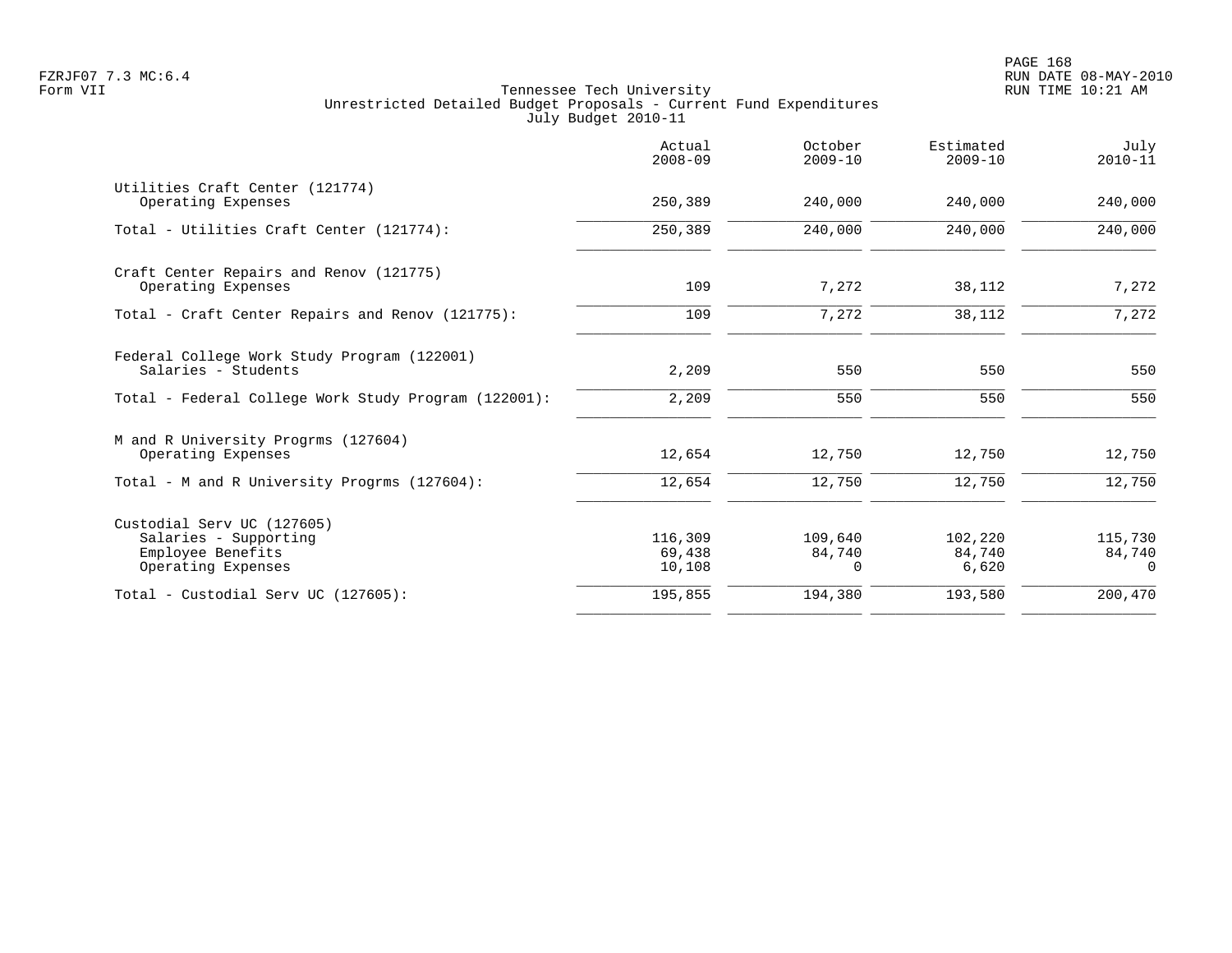Tennessee Tech University
Unrestricted Detailed Budget Proposals - Current Fund Expenditures
July Budget 2010-11

Form VII

| | Actual 2008-09 | October 2009-10 | Estimated 2009-10 | July 2010-11 |
|---|---|---|---|---|
| Utilities Craft Center (121774) | | | | |
| Operating Expenses | 250,389 | 240,000 | 240,000 | 240,000 |
| Total - Utilities Craft Center (121774): | 250,389 | 240,000 | 240,000 | 240,000 |
| Craft Center Repairs and Renov (121775) | | | | |
| Operating Expenses | 109 | 7,272 | 38,112 | 7,272 |
| Total - Craft Center Repairs and Renov (121775): | 109 | 7,272 | 38,112 | 7,272 |
| Federal College Work Study Program (122001) | | | | |
| Salaries - Students | 2,209 | 550 | 550 | 550 |
| Total - Federal College Work Study Program (122001): | 2,209 | 550 | 550 | 550 |
| M and R University Progrms (127604) | | | | |
| Operating Expenses | 12,654 | 12,750 | 12,750 | 12,750 |
| Total - M and R University Progrms (127604): | 12,654 | 12,750 | 12,750 | 12,750 |
| Custodial Serv UC (127605) | | | | |
| Salaries - Supporting | 116,309 | 109,640 | 102,220 | 115,730 |
| Employee Benefits | 69,438 | 84,740 | 84,740 | 84,740 |
| Operating Expenses | 10,108 | 0 | 6,620 | 0 |
| Total - Custodial Serv UC (127605): | 195,855 | 194,380 | 193,580 | 200,470 |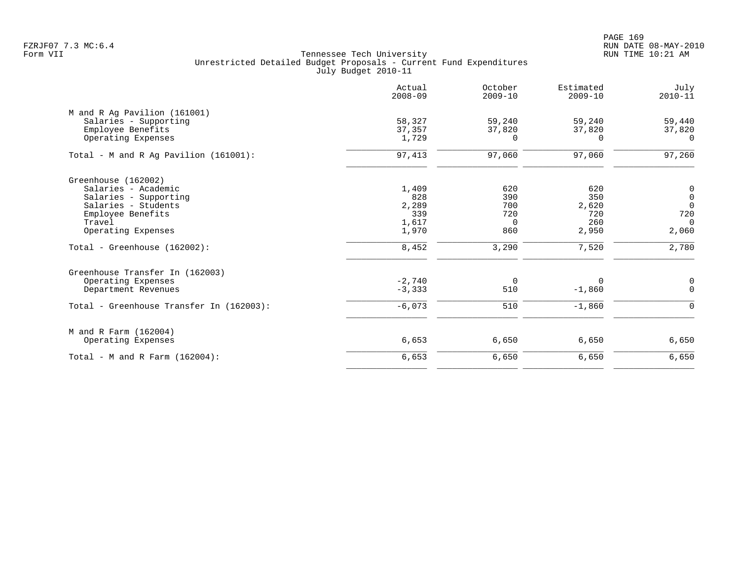Tennessee Tech University
Unrestricted Detailed Budget Proposals - Current Fund Expenditures
July Budget 2010-11

Form VII

| | Actual 2008-09 | October 2009-10 | Estimated 2009-10 | July 2010-11 |
|---|---|---|---|---|
| **M and R Ag Pavilion (161001)** | | | | |
| Salaries - Supporting | 58,327 | 59,240 | 59,240 | 59,440 |
| Employee Benefits | 37,357 | 37,820 | 37,820 | 37,820 |
| Operating Expenses | 1,729 | 0 | 0 | 0 |
| Total - M and R Ag Pavilion (161001): | 97,413 | 97,060 | 97,060 | 97,260 |
| **Greenhouse (162002)** | | | | |
| Salaries - Academic | 1,409 | 620 | 620 | 0 |
| Salaries - Supporting | 828 | 390 | 350 | 0 |
| Salaries - Students | 2,289 | 700 | 2,620 | 0 |
| Employee Benefits | 339 | 720 | 720 | 720 |
| Travel | 1,617 | 0 | 260 | 0 |
| Operating Expenses | 1,970 | 860 | 2,950 | 2,060 |
| Total - Greenhouse (162002): | 8,452 | 3,290 | 7,520 | 2,780 |
| **Greenhouse Transfer In (162003)** | | | | |
| Operating Expenses | -2,740 | 0 | 0 | 0 |
| Department Revenues | -3,333 | 510 | -1,860 | 0 |
| Total - Greenhouse Transfer In (162003): | -6,073 | 510 | -1,860 | 0 |
| **M and R Farm (162004)** | | | | |
| Operating Expenses | 6,653 | 6,650 | 6,650 | 6,650 |
| Total - M and R Farm (162004): | 6,653 | 6,650 | 6,650 | 6,650 |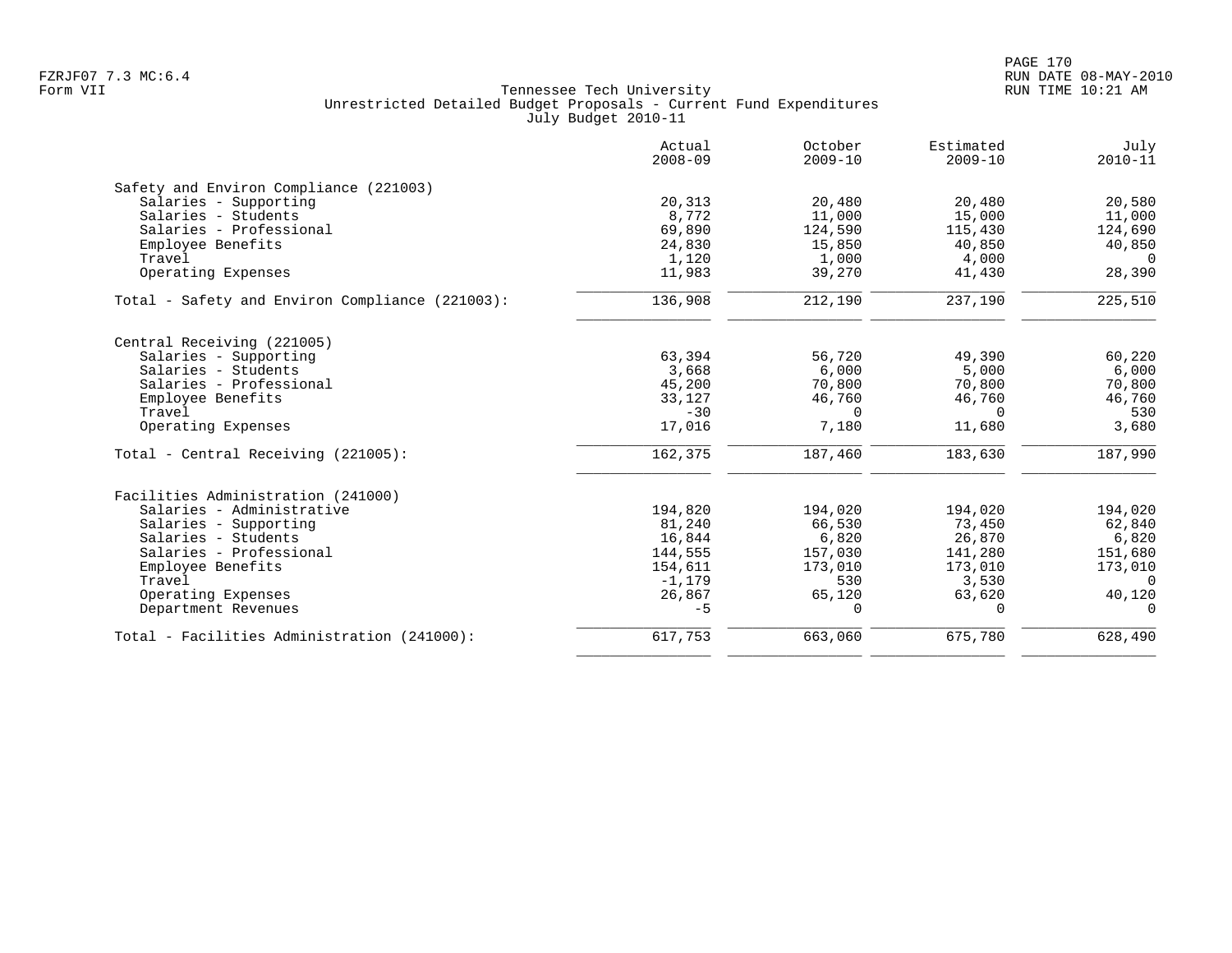Tennessee Tech University
Unrestricted Detailed Budget Proposals - Current Fund Expenditures
July Budget 2010-11

| | Actual 2008-09 | October 2009-10 | Estimated 2009-10 | July 2010-11 |
|---|---|---|---|---|
| **Safety and Environ Compliance (221003)** | | | | |
| Salaries - Supporting | 20,313 | 20,480 | 20,480 | 20,580 |
| Salaries - Students | 8,772 | 11,000 | 15,000 | 11,000 |
| Salaries - Professional | 69,890 | 124,590 | 115,430 | 124,690 |
| Employee Benefits | 24,830 | 15,850 | 40,850 | 40,850 |
| Travel | 1,120 | 1,000 | 4,000 | 0 |
| Operating Expenses | 11,983 | 39,270 | 41,430 | 28,390 |
| Total - Safety and Environ Compliance (221003): | 136,908 | 212,190 | 237,190 | 225,510 |
| **Central Receiving (221005)** | | | | |
| Salaries - Supporting | 63,394 | 56,720 | 49,390 | 60,220 |
| Salaries - Students | 3,668 | 6,000 | 5,000 | 6,000 |
| Salaries - Professional | 45,200 | 70,800 | 70,800 | 70,800 |
| Employee Benefits | 33,127 | 46,760 | 46,760 | 46,760 |
| Travel | -30 | 0 | 0 | 530 |
| Operating Expenses | 17,016 | 7,180 | 11,680 | 3,680 |
| Total - Central Receiving (221005): | 162,375 | 187,460 | 183,630 | 187,990 |
| **Facilities Administration (241000)** | | | | |
| Salaries - Administrative | 194,820 | 194,020 | 194,020 | 194,020 |
| Salaries - Supporting | 81,240 | 66,530 | 73,450 | 62,840 |
| Salaries - Students | 16,844 | 6,820 | 26,870 | 6,820 |
| Salaries - Professional | 144,555 | 157,030 | 141,280 | 151,680 |
| Employee Benefits | 154,611 | 173,010 | 173,010 | 173,010 |
| Travel | -1,179 | 530 | 3,530 | 0 |
| Operating Expenses | 26,867 | 65,120 | 63,620 | 40,120 |
| Department Revenues | -5 | 0 | 0 | 0 |
| Total - Facilities Administration (241000): | 617,753 | 663,060 | 675,780 | 628,490 |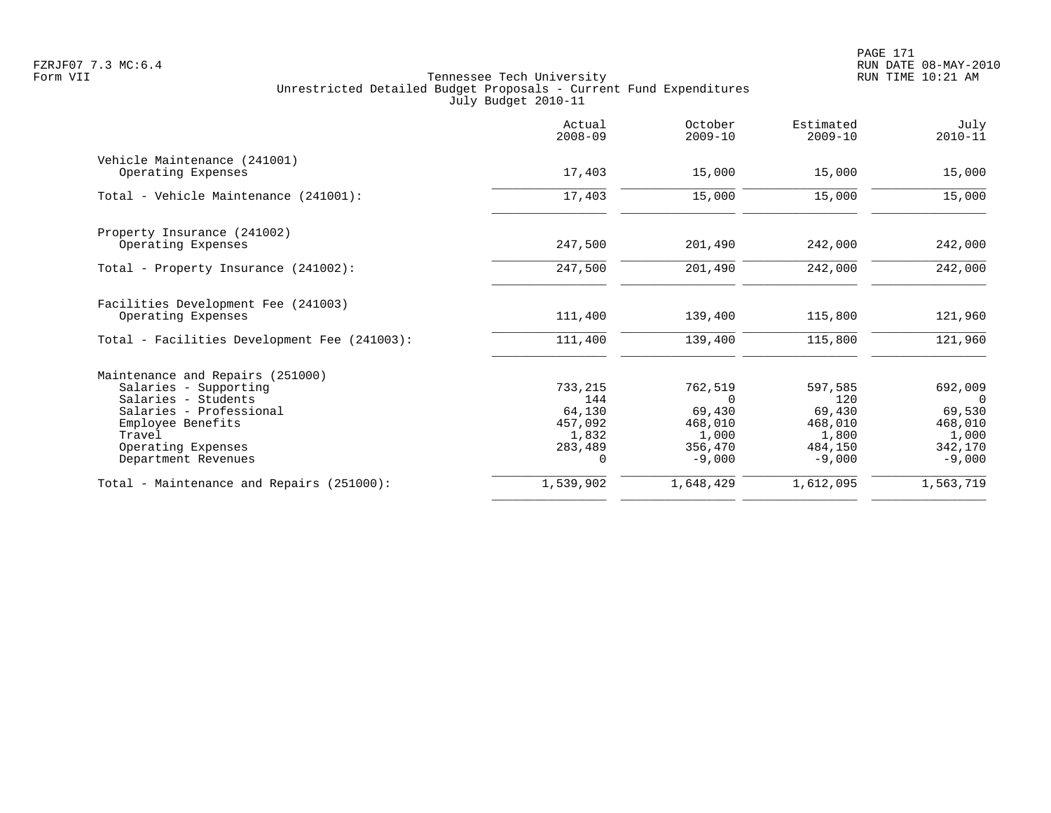Tennessee Tech University
Unrestricted Detailed Budget Proposals - Current Fund Expenditures
July Budget 2010-11

| | Actual 2008-09 | October 2009-10 | Estimated 2009-10 | July 2010-11 |
|---|---|---|---|---|
| **Vehicle Maintenance (241001)** | | | | |
| Operating Expenses | 17,403 | 15,000 | 15,000 | 15,000 |
| Total - Vehicle Maintenance (241001): | 17,403 | 15,000 | 15,000 | 15,000 |
| **Property Insurance (241002)** | | | | |
| Operating Expenses | 247,500 | 201,490 | 242,000 | 242,000 |
| Total - Property Insurance (241002): | 247,500 | 201,490 | 242,000 | 242,000 |
| **Facilities Development Fee (241003)** | | | | |
| Operating Expenses | 111,400 | 139,400 | 115,800 | 121,960 |
| Total - Facilities Development Fee (241003): | 111,400 | 139,400 | 115,800 | 121,960 |
| **Maintenance and Repairs (251000)** | | | | |
| Salaries - Supporting | 733,215 | 762,519 | 597,585 | 692,009 |
| Salaries - Students | 144 | 0 | 120 | 0 |
| Salaries - Professional | 64,130 | 69,430 | 69,430 | 69,530 |
| Employee Benefits | 457,092 | 468,010 | 468,010 | 468,010 |
| Travel | 1,832 | 1,000 | 1,800 | 1,000 |
| Operating Expenses | 283,489 | 356,470 | 484,150 | 342,170 |
| Department Revenues | 0 | -9,000 | -9,000 | -9,000 |
| Total - Maintenance and Repairs (251000): | 1,539,902 | 1,648,429 | 1,612,095 | 1,563,719 |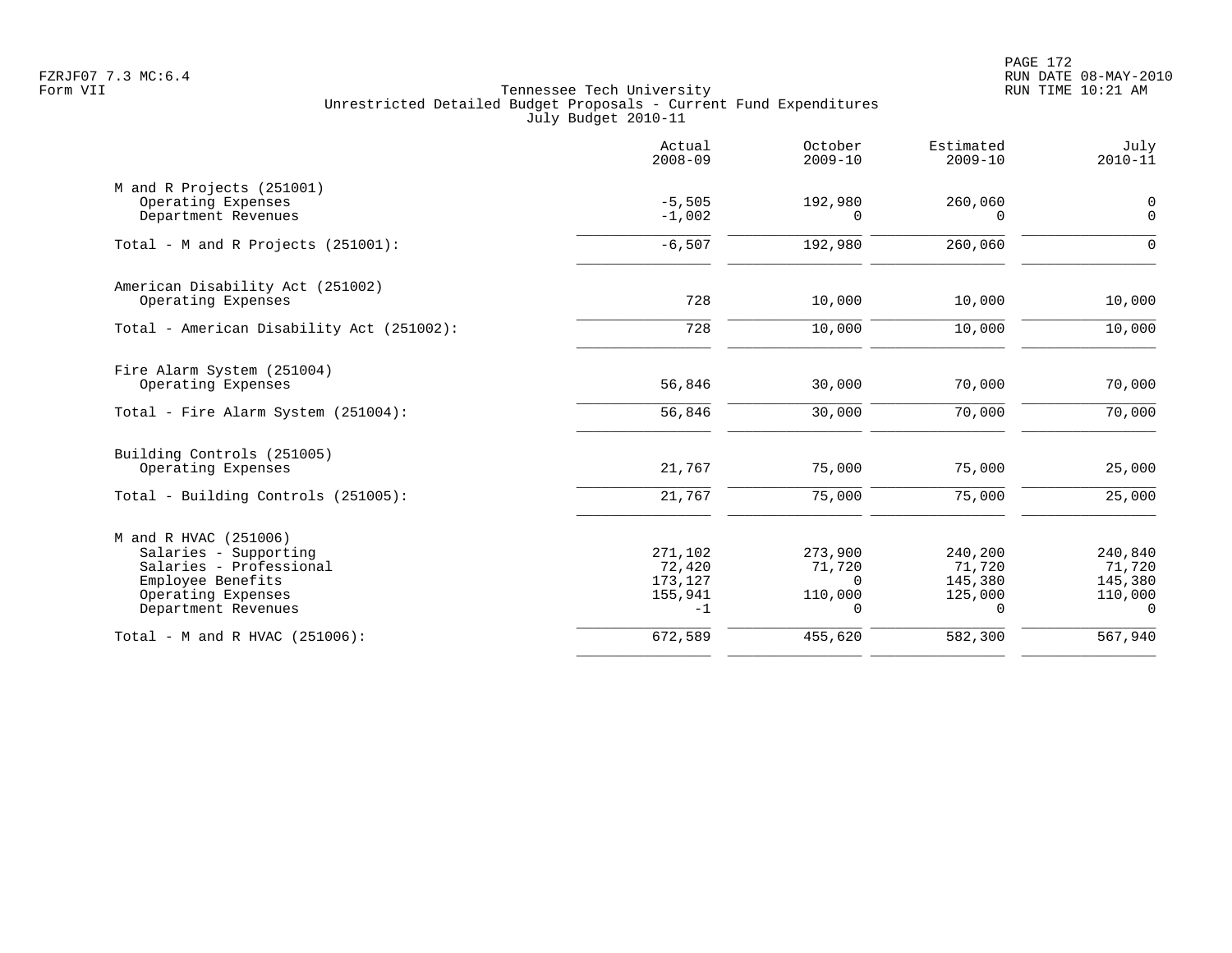Tennessee Tech University
Unrestricted Detailed Budget Proposals - Current Fund Expenditures
July Budget 2010-11

| | Actual 2008-09 | October 2009-10 | Estimated 2009-10 | July 2010-11 |
|---|---|---|---|---|
| **M and R Projects (251001)** | | | | |
| Operating Expenses | -5,505 | 192,980 | 260,060 | 0 |
| Department Revenues | -1,002 | 0 | 0 | 0 |
| Total - M and R Projects (251001): | -6,507 | 192,980 | 260,060 | 0 |
| **American Disability Act (251002)** | | | | |
| Operating Expenses | 728 | 10,000 | 10,000 | 10,000 |
| Total - American Disability Act (251002): | 728 | 10,000 | 10,000 | 10,000 |
| **Fire Alarm System (251004)** | | | | |
| Operating Expenses | 56,846 | 30,000 | 70,000 | 70,000 |
| Total - Fire Alarm System (251004): | 56,846 | 30,000 | 70,000 | 70,000 |
| **Building Controls (251005)** | | | | |
| Operating Expenses | 21,767 | 75,000 | 75,000 | 25,000 |
| Total - Building Controls (251005): | 21,767 | 75,000 | 75,000 | 25,000 |
| **M and R HVAC (251006)** | | | | |
| Salaries - Supporting | 271,102 | 273,900 | 240,200 | 240,840 |
| Salaries - Professional | 72,420 | 71,720 | 71,720 | 71,720 |
| Employee Benefits | 173,127 | 0 | 145,380 | 145,380 |
| Operating Expenses | 155,941 | 110,000 | 125,000 | 110,000 |
| Department Revenues | -1 | 0 | 0 | 0 |
| Total - M and R HVAC (251006): | 672,589 | 455,620 | 582,300 | 567,940 |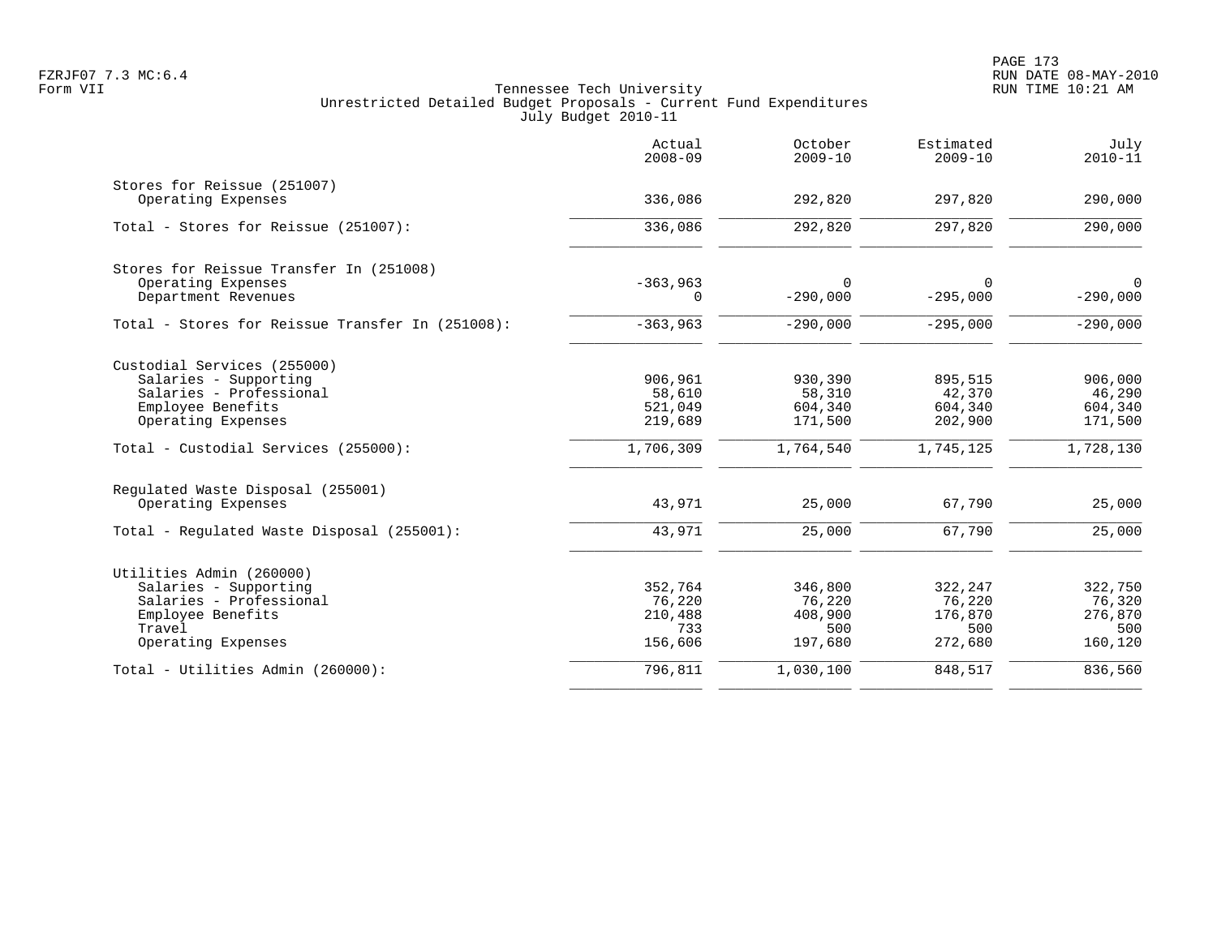Tennessee Tech University
Unrestricted Detailed Budget Proposals - Current Fund Expenditures
July Budget 2010-11

| | Actual 2008-09 | October 2009-10 | Estimated 2009-10 | July 2010-11 |
|---|---|---|---|---|
| Stores for Reissue (251007) | | | | |
| Operating Expenses | 336,086 | 292,820 | 297,820 | 290,000 |
| Total - Stores for Reissue (251007): | 336,086 | 292,820 | 297,820 | 290,000 |
| Stores for Reissue Transfer In (251008) | | | | |
| Operating Expenses | -363,963 | 0 | 0 | 0 |
| Department Revenues | 0 | -290,000 | -295,000 | -290,000 |
| Total - Stores for Reissue Transfer In (251008): | -363,963 | -290,000 | -295,000 | -290,000 |
| Custodial Services (255000) | | | | |
| Salaries - Supporting | 906,961 | 930,390 | 895,515 | 906,000 |
| Salaries - Professional | 58,610 | 58,310 | 42,370 | 46,290 |
| Employee Benefits | 521,049 | 604,340 | 604,340 | 604,340 |
| Operating Expenses | 219,689 | 171,500 | 202,900 | 171,500 |
| Total - Custodial Services (255000): | 1,706,309 | 1,764,540 | 1,745,125 | 1,728,130 |
| Regulated Waste Disposal (255001) | | | | |
| Operating Expenses | 43,971 | 25,000 | 67,790 | 25,000 |
| Total - Regulated Waste Disposal (255001): | 43,971 | 25,000 | 67,790 | 25,000 |
| Utilities Admin (260000) | | | | |
| Salaries - Supporting | 352,764 | 346,800 | 322,247 | 322,750 |
| Salaries - Professional | 76,220 | 76,220 | 76,220 | 76,320 |
| Employee Benefits | 210,488 | 408,900 | 176,870 | 276,870 |
| Travel | 733 | 500 | 500 | 500 |
| Operating Expenses | 156,606 | 197,680 | 272,680 | 160,120 |
| Total - Utilities Admin (260000): | 796,811 | 1,030,100 | 848,517 | 836,560 |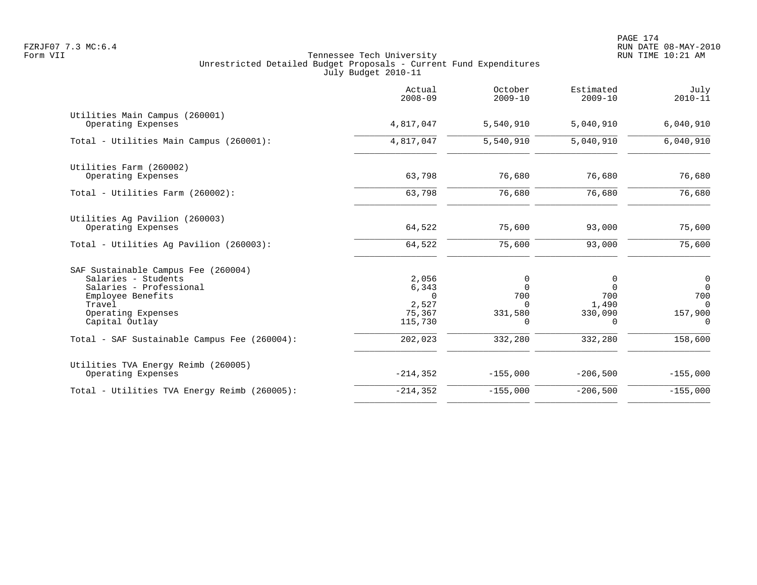FZRJF07 7.3 MC:6.4
Form VII

Tennessee Tech University
Unrestricted Detailed Budget Proposals - Current Fund Expenditures
July Budget 2010-11

RUN DATE 08-MAY-2010
RUN TIME 10:21 AM

| | Actual 2008-09 | October 2009-10 | Estimated 2009-10 | July 2010-11 |
|---|---|---|---|---|
| Utilities Main Campus (260001) | | | | |
| Operating Expenses | 4,817,047 | 5,540,910 | 5,040,910 | 6,040,910 |
| Total - Utilities Main Campus (260001): | 4,817,047 | 5,540,910 | 5,040,910 | 6,040,910 |
| Utilities Farm (260002) | | | | |
| Operating Expenses | 63,798 | 76,680 | 76,680 | 76,680 |
| Total - Utilities Farm (260002): | 63,798 | 76,680 | 76,680 | 76,680 |
| Utilities Ag Pavilion (260003) | | | | |
| Operating Expenses | 64,522 | 75,600 | 93,000 | 75,600 |
| Total - Utilities Ag Pavilion (260003): | 64,522 | 75,600 | 93,000 | 75,600 |
| SAF Sustainable Campus Fee (260004) | | | | |
| Salaries - Students | 2,056 | 0 | 0 | 0 |
| Salaries - Professional | 6,343 | 0 | 0 | 0 |
| Employee Benefits | 0 | 700 | 700 | 700 |
| Travel | 2,527 | 0 | 1,490 | 0 |
| Operating Expenses | 75,367 | 331,580 | 330,090 | 157,900 |
| Capital Outlay | 115,730 | 0 | 0 | 0 |
| Total - SAF Sustainable Campus Fee (260004): | 202,023 | 332,280 | 332,280 | 158,600 |
| Utilities TVA Energy Reimb (260005) | | | | |
| Operating Expenses | -214,352 | -155,000 | -206,500 | -155,000 |
| Total - Utilities TVA Energy Reimb (260005): | -214,352 | -155,000 | -206,500 | -155,000 |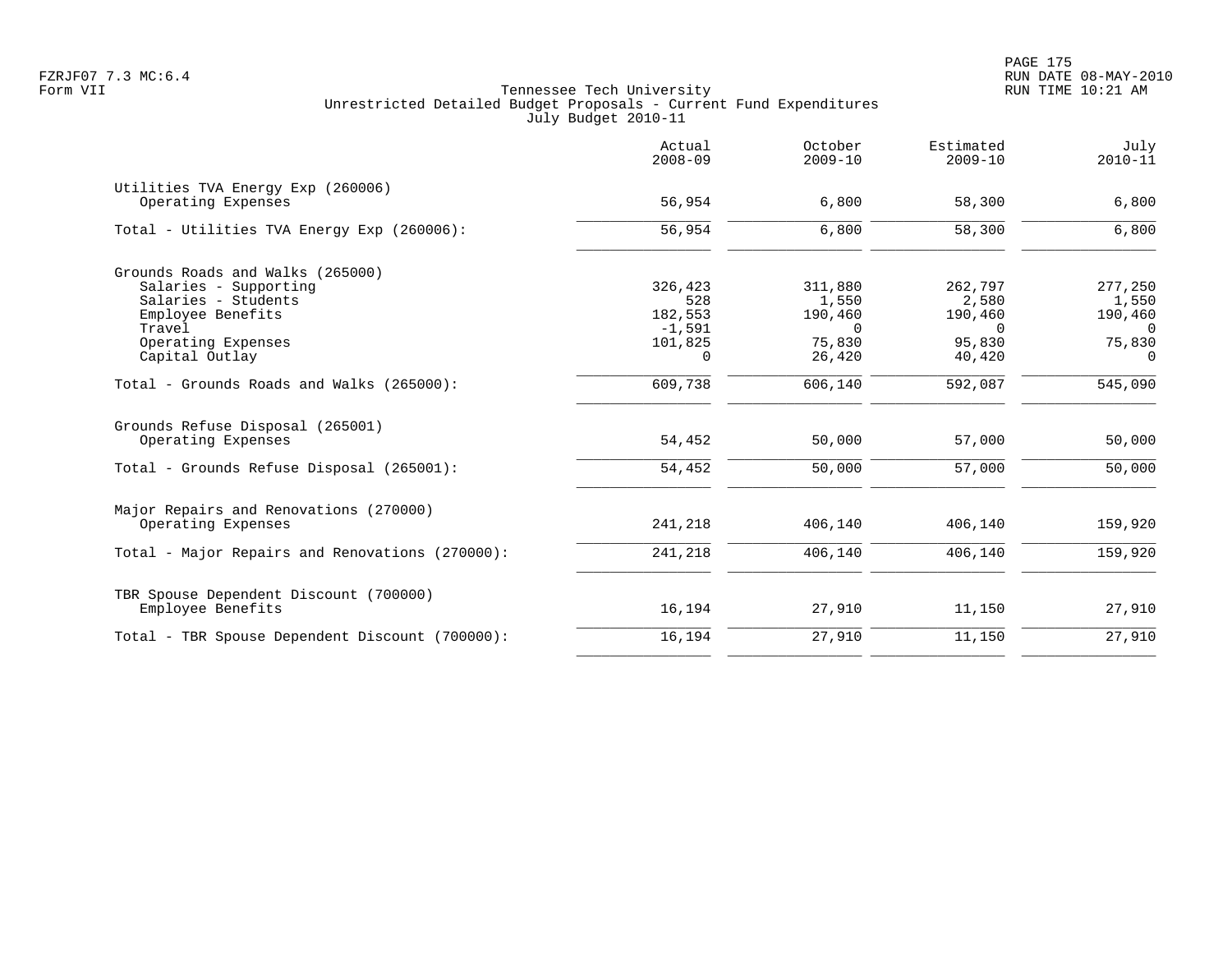Tennessee Tech University
Unrestricted Detailed Budget Proposals - Current Fund Expenditures
July Budget 2010-11

FZRJF07 7.3 MC:6.4
Form VII

RUN DATE 08-MAY-2010
RUN TIME 10:21 AM

| | Actual 2008-09 | October 2009-10 | Estimated 2009-10 | July 2010-11 |
|---|---|---|---|---|
| **Utilities TVA Energy Exp (260006)** | | | | |
| Operating Expenses | 56,954 | 6,800 | 58,300 | 6,800 |
| Total - Utilities TVA Energy Exp (260006): | 56,954 | 6,800 | 58,300 | 6,800 |
| **Grounds Roads and Walks (265000)** | | | | |
| Salaries - Supporting | 326,423 | 311,880 | 262,797 | 277,250 |
| Salaries - Students | 528 | 1,550 | 2,580 | 1,550 |
| Employee Benefits | 182,553 | 190,460 | 190,460 | 190,460 |
| Travel | -1,591 | 0 | 0 | 0 |
| Operating Expenses | 101,825 | 75,830 | 95,830 | 75,830 |
| Capital Outlay | 0 | 26,420 | 40,420 | 0 |
| Total - Grounds Roads and Walks (265000): | 609,738 | 606,140 | 592,087 | 545,090 |
| **Grounds Refuse Disposal (265001)** | | | | |
| Operating Expenses | 54,452 | 50,000 | 57,000 | 50,000 |
| Total - Grounds Refuse Disposal (265001): | 54,452 | 50,000 | 57,000 | 50,000 |
| **Major Repairs and Renovations (270000)** | | | | |
| Operating Expenses | 241,218 | 406,140 | 406,140 | 159,920 |
| Total - Major Repairs and Renovations (270000): | 241,218 | 406,140 | 406,140 | 159,920 |
| **TBR Spouse Dependent Discount (700000)** | | | | |
| Employee Benefits | 16,194 | 27,910 | 11,150 | 27,910 |
| Total - TBR Spouse Dependent Discount (700000): | 16,194 | 27,910 | 11,150 | 27,910 |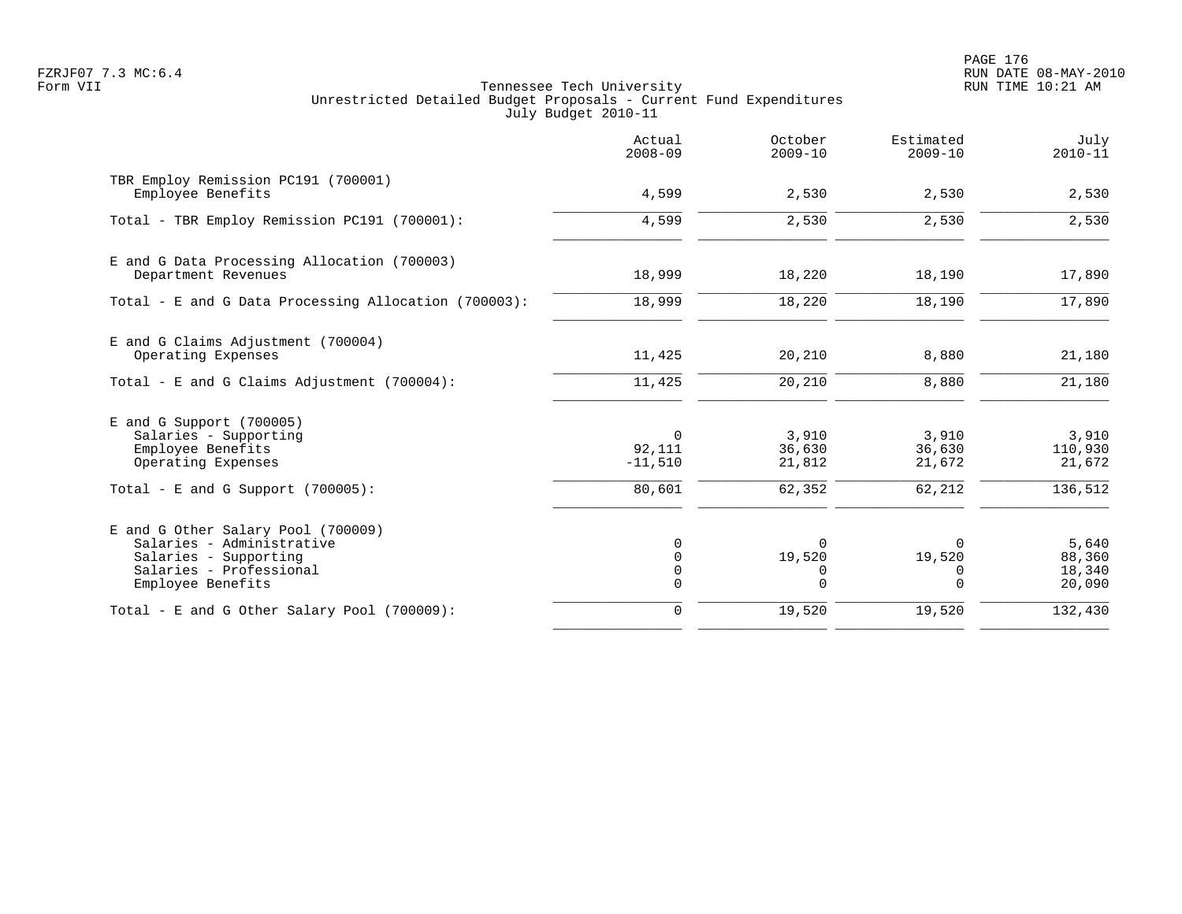Tennessee Tech University
Unrestricted Detailed Budget Proposals - Current Fund Expenditures
July Budget 2010-11

|  | Actual 2008-09 | October 2009-10 | Estimated 2009-10 | July 2010-11 |
|---|---|---|---|---|
| **TBR Employ Remission PC191 (700001)** |  |  |  |  |
| Employee Benefits | 4,599 | 2,530 | 2,530 | 2,530 |
| Total - TBR Employ Remission PC191 (700001): | 4,599 | 2,530 | 2,530 | 2,530 |
| **E and G Data Processing Allocation (700003)** |  |  |  |  |
| Department Revenues | 18,999 | 18,220 | 18,190 | 17,890 |
| Total - E and G Data Processing Allocation (700003): | 18,999 | 18,220 | 18,190 | 17,890 |
| **E and G Claims Adjustment (700004)** |  |  |  |  |
| Operating Expenses | 11,425 | 20,210 | 8,880 | 21,180 |
| Total - E and G Claims Adjustment (700004): | 11,425 | 20,210 | 8,880 | 21,180 |
| **E and G Support (700005)** |  |  |  |  |
| Salaries - Supporting | 0 | 3,910 | 3,910 | 3,910 |
| Employee Benefits | 92,111 | 36,630 | 36,630 | 110,930 |
| Operating Expenses | -11,510 | 21,812 | 21,672 | 21,672 |
| Total - E and G Support (700005): | 80,601 | 62,352 | 62,212 | 136,512 |
| **E and G Other Salary Pool (700009)** |  |  |  |  |
| Salaries - Administrative | 0 | 0 | 0 | 5,640 |
| Salaries - Supporting | 0 | 19,520 | 19,520 | 88,360 |
| Salaries - Professional | 0 | 0 | 0 | 18,340 |
| Employee Benefits | 0 | 0 | 0 | 20,090 |
| Total - E and G Other Salary Pool (700009): | 0 | 19,520 | 19,520 | 132,430 |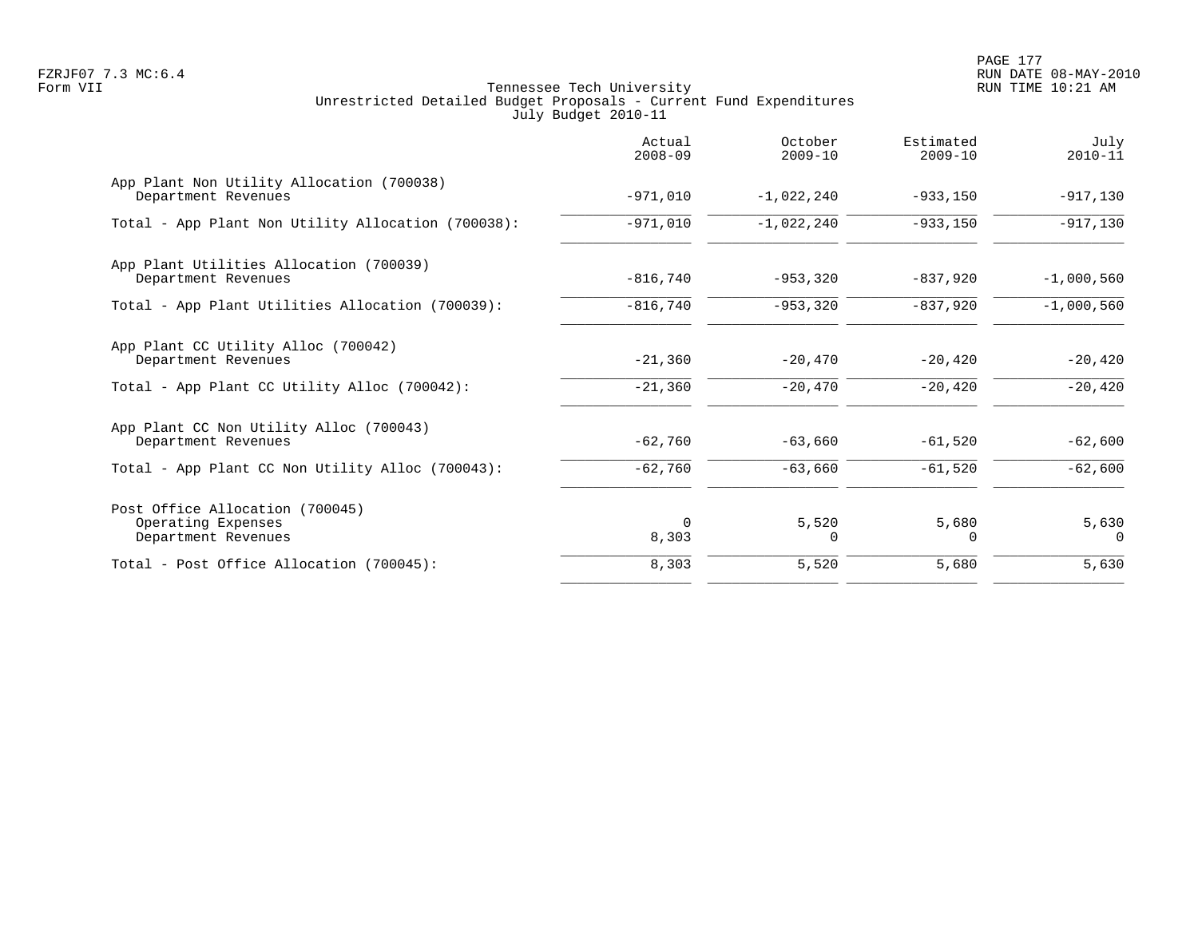Tennessee Tech University
Unrestricted Detailed Budget Proposals - Current Fund Expenditures
July Budget 2010-11

| | Actual 2008-09 | October 2009-10 | Estimated 2009-10 | July 2010-11 |
|---|---|---|---|---|
| App Plant Non Utility Allocation (700038) | | | | |
| Department Revenues | -971,010 | -1,022,240 | -933,150 | -917,130 |
| Total - App Plant Non Utility Allocation (700038): | -971,010 | -1,022,240 | -933,150 | -917,130 |
| App Plant Utilities Allocation (700039) | | | | |
| Department Revenues | -816,740 | -953,320 | -837,920 | -1,000,560 |
| Total - App Plant Utilities Allocation (700039): | -816,740 | -953,320 | -837,920 | -1,000,560 |
| App Plant CC Utility Alloc (700042) | | | | |
| Department Revenues | -21,360 | -20,470 | -20,420 | -20,420 |
| Total - App Plant CC Utility Alloc (700042): | -21,360 | -20,470 | -20,420 | -20,420 |
| App Plant CC Non Utility Alloc (700043) | | | | |
| Department Revenues | -62,760 | -63,660 | -61,520 | -62,600 |
| Total - App Plant CC Non Utility Alloc (700043): | -62,760 | -63,660 | -61,520 | -62,600 |
| Post Office Allocation (700045) | | | | |
| Operating Expenses | 0 | 5,520 | 5,680 | 5,630 |
| Department Revenues | 8,303 | 0 | 0 | 0 |
| Total - Post Office Allocation (700045): | 8,303 | 5,520 | 5,680 | 5,630 |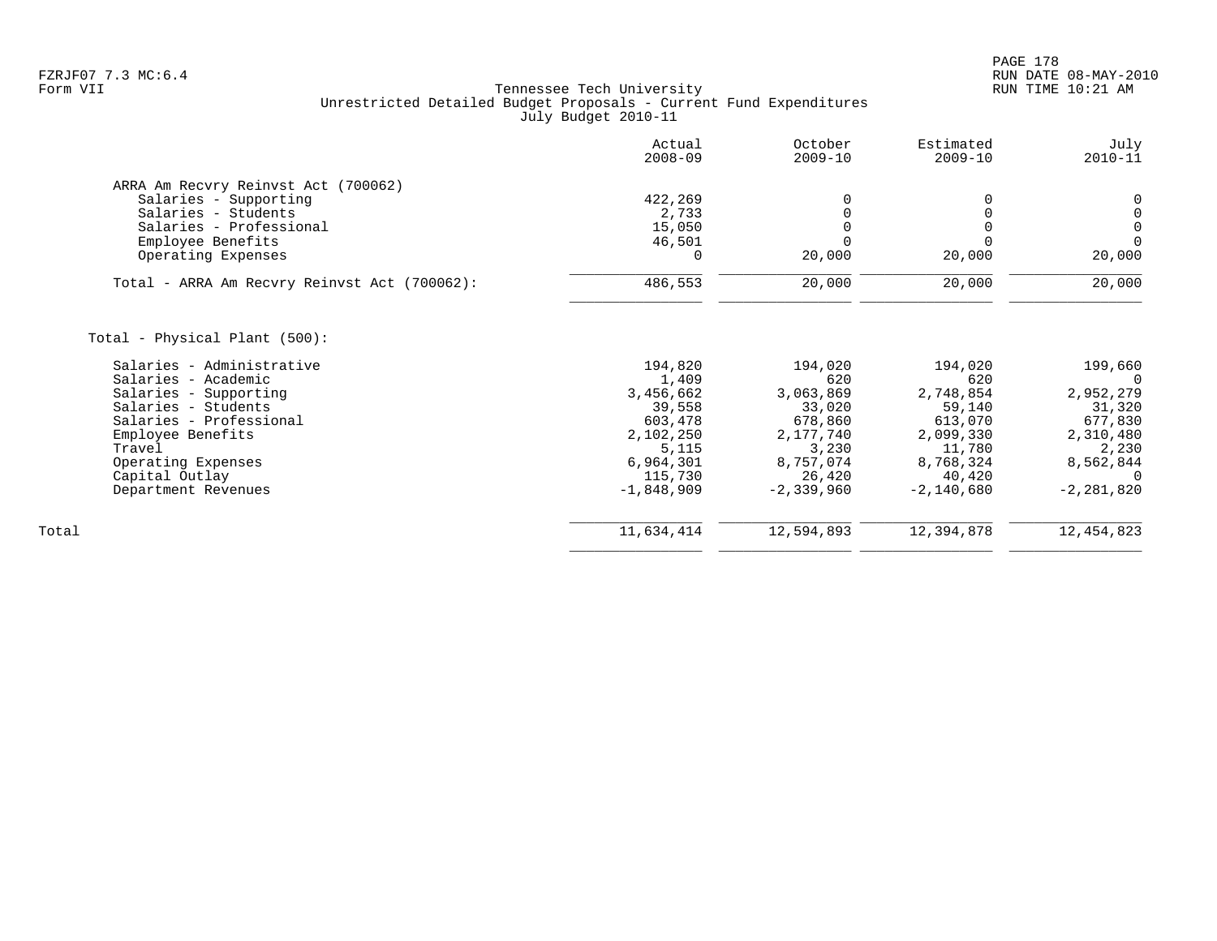FZRJF07 7.3 MC:6.4
Form VII

Tennessee Tech University
Unrestricted Detailed Budget Proposals - Current Fund Expenditures
July Budget 2010-11

RUN DATE 08-MAY-2010
RUN TIME 10:21 AM

| | Actual 2008-09 | October 2009-10 | Estimated 2009-10 | July 2010-11 |
|---|---|---|---|---|
| ARRA Am Recvry Reinvst Act (700062) | | | | |
| Salaries - Supporting | 422,269 | 0 | 0 | 0 |
| Salaries - Students | 2,733 | 0 | 0 | 0 |
| Salaries - Professional | 15,050 | 0 | 0 | 0 |
| Employee Benefits | 46,501 | 0 | 0 | 0 |
| Operating Expenses | 0 | 20,000 | 20,000 | 20,000 |
| Total - ARRA Am Recvry Reinvst Act (700062): | 486,553 | 20,000 | 20,000 | 20,000 |
| Total - Physical Plant (500): | | | | |
| Salaries - Administrative | 194,820 | 194,020 | 194,020 | 199,660 |
| Salaries - Academic | 1,409 | 620 | 620 | 0 |
| Salaries - Supporting | 3,456,662 | 3,063,869 | 2,748,854 | 2,952,279 |
| Salaries - Students | 39,558 | 33,020 | 59,140 | 31,320 |
| Salaries - Professional | 603,478 | 678,860 | 613,070 | 677,830 |
| Employee Benefits | 2,102,250 | 2,177,740 | 2,099,330 | 2,310,480 |
| Travel | 5,115 | 3,230 | 11,780 | 2,230 |
| Operating Expenses | 6,964,301 | 8,757,074 | 8,768,324 | 8,562,844 |
| Capital Outlay | 115,730 | 26,420 | 40,420 | 0 |
| Department Revenues | -1,848,909 | -2,339,960 | -2,140,680 | -2,281,820 |
| Total | 11,634,414 | 12,594,893 | 12,394,878 | 12,454,823 |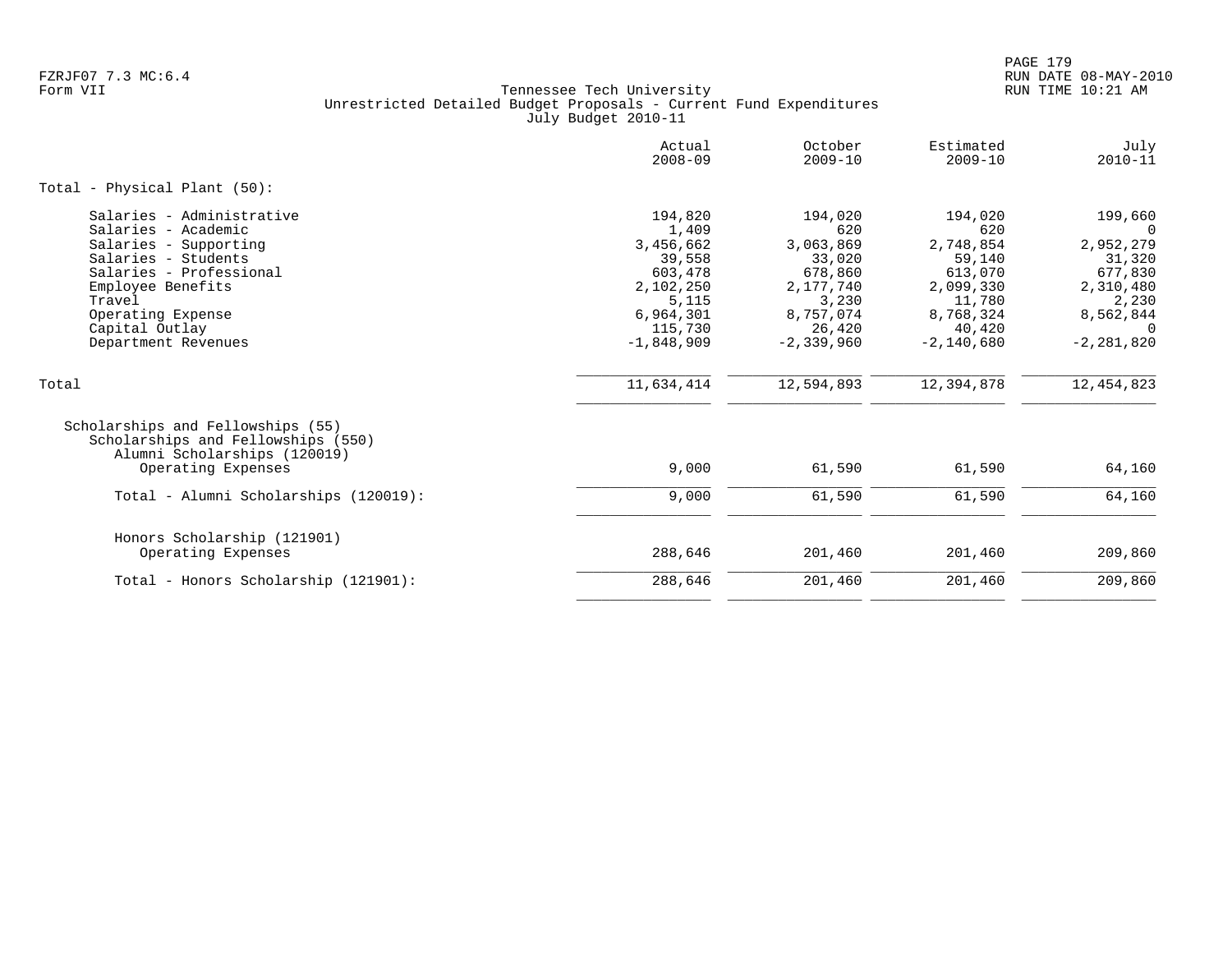Tennessee Tech University
Unrestricted Detailed Budget Proposals - Current Fund Expenditures
July Budget 2010-11

| | Actual 2008-09 | October 2009-10 | Estimated 2009-10 | July 2010-11 |
|---|---|---|---|---|
| Total - Physical Plant (50): | | | | |
| Salaries - Administrative | 194,820 | 194,020 | 194,020 | 199,660 |
| Salaries - Academic | 1,409 | 620 | 620 | 0 |
| Salaries - Supporting | 3,456,662 | 3,063,869 | 2,748,854 | 2,952,279 |
| Salaries - Students | 39,558 | 33,020 | 59,140 | 31,320 |
| Salaries - Professional | 603,478 | 678,860 | 613,070 | 677,830 |
| Employee Benefits | 2,102,250 | 2,177,740 | 2,099,330 | 2,310,480 |
| Travel | 5,115 | 3,230 | 11,780 | 2,230 |
| Operating Expense | 6,964,301 | 8,757,074 | 8,768,324 | 8,562,844 |
| Capital Outlay | 115,730 | 26,420 | 40,420 | 0 |
| Department Revenues | -1,848,909 | -2,339,960 | -2,140,680 | -2,281,820 |
| Total | 11,634,414 | 12,594,893 | 12,394,878 | 12,454,823 |
| Scholarships and Fellowships (55) | | | | |
| Scholarships and Fellowships (550) | | | | |
| Alumni Scholarships (120019) | | | | |
| Operating Expenses | 9,000 | 61,590 | 61,590 | 64,160 |
| Total - Alumni Scholarships (120019): | 9,000 | 61,590 | 61,590 | 64,160 |
| Honors Scholarship (121901) | | | | |
| Operating Expenses | 288,646 | 201,460 | 201,460 | 209,860 |
| Total - Honors Scholarship (121901): | 288,646 | 201,460 | 201,460 | 209,860 |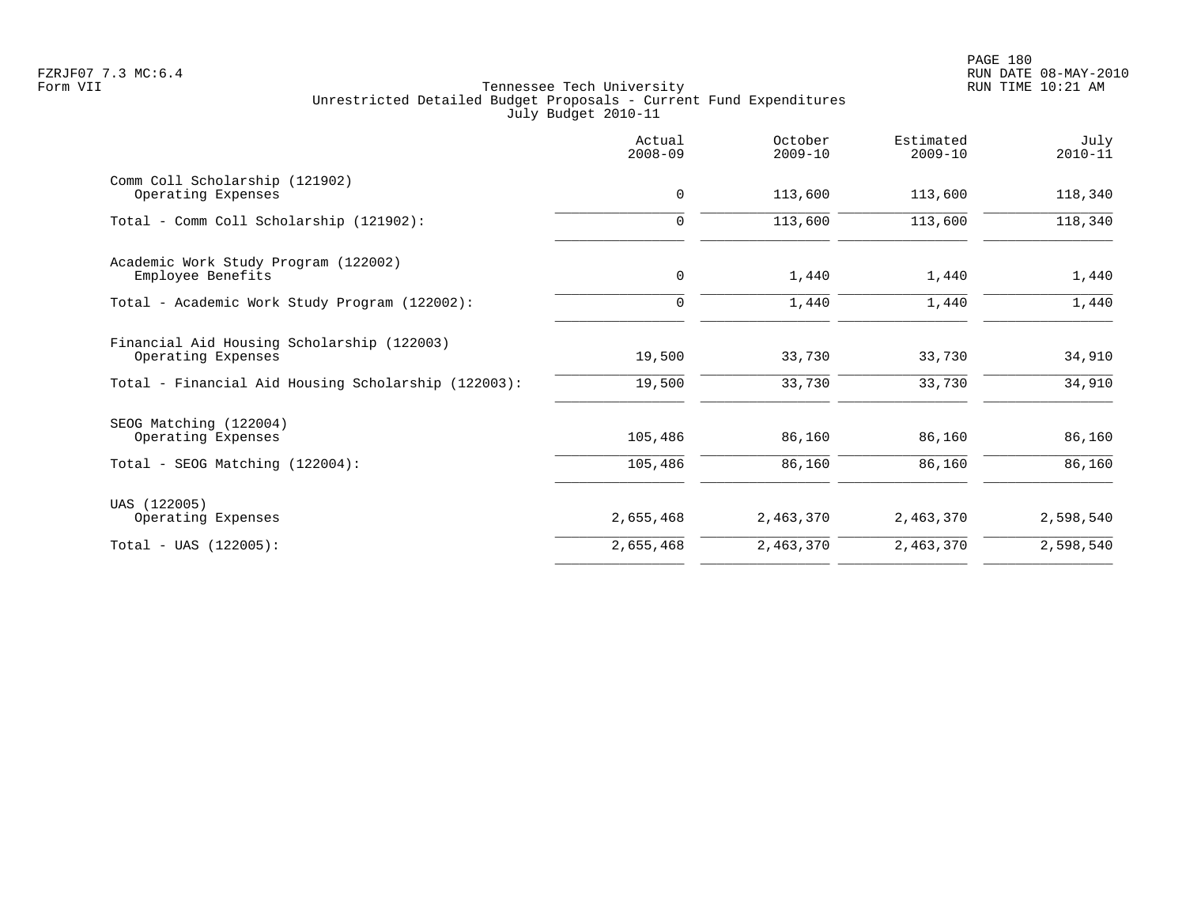Tennessee Tech University
Unrestricted Detailed Budget Proposals - Current Fund Expenditures
July Budget 2010-11

FZRJF07 7.3 MC:6.4
Form VII

RUN DATE 08-MAY-2010
RUN TIME 10:21 AM

| | Actual 2008-09 | October 2009-10 | Estimated 2009-10 | July 2010-11 |
|---|---|---|---|---|
| Comm Coll Scholarship (121902) | | | | |
| Operating Expenses | 0 | 113,600 | 113,600 | 118,340 |
| Total - Comm Coll Scholarship (121902): | 0 | 113,600 | 113,600 | 118,340 |
| Academic Work Study Program (122002) | | | | |
| Employee Benefits | 0 | 1,440 | 1,440 | 1,440 |
| Total - Academic Work Study Program (122002): | 0 | 1,440 | 1,440 | 1,440 |
| Financial Aid Housing Scholarship (122003) | | | | |
| Operating Expenses | 19,500 | 33,730 | 33,730 | 34,910 |
| Total - Financial Aid Housing Scholarship (122003): | 19,500 | 33,730 | 33,730 | 34,910 |
| SEOG Matching (122004) | | | | |
| Operating Expenses | 105,486 | 86,160 | 86,160 | 86,160 |
| Total - SEOG Matching (122004): | 105,486 | 86,160 | 86,160 | 86,160 |
| UAS (122005) | | | | |
| Operating Expenses | 2,655,468 | 2,463,370 | 2,463,370 | 2,598,540 |
| Total - UAS (122005): | 2,655,468 | 2,463,370 | 2,463,370 | 2,598,540 |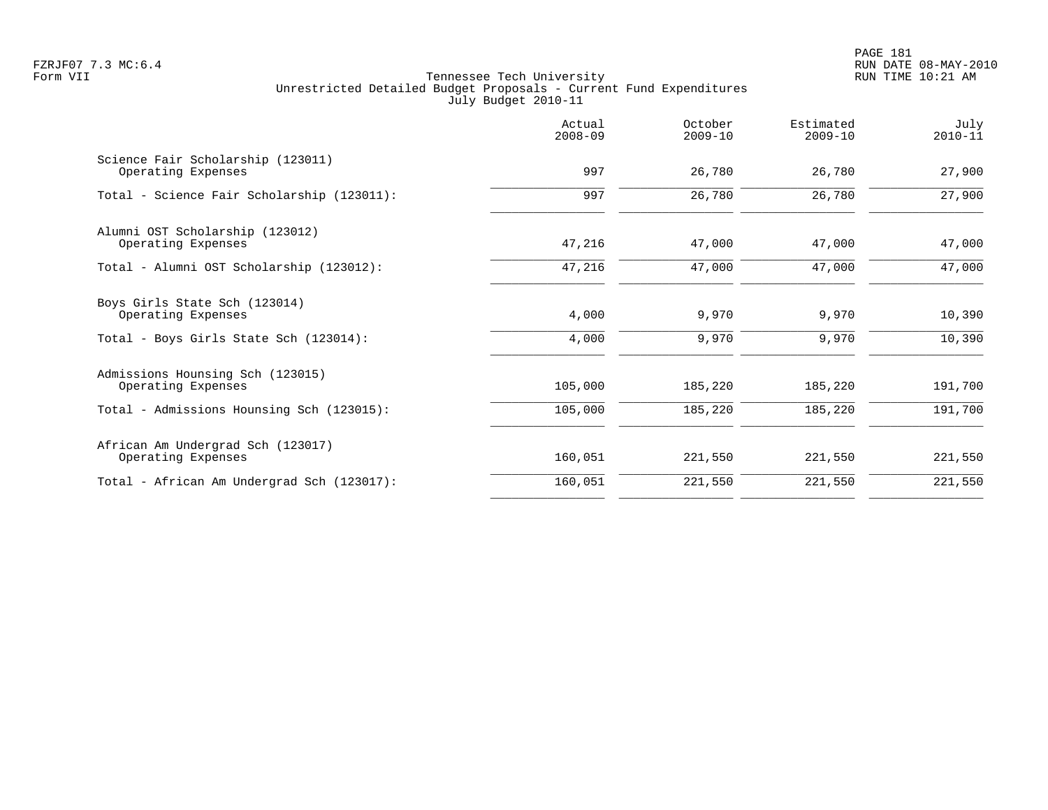FZRJF07 7.3 MC:6.4
Form VII

Tennessee Tech University
Unrestricted Detailed Budget Proposals - Current Fund Expenditures
July Budget 2010-11

| | Actual 2008-09 | October 2009-10 | Estimated 2009-10 | July 2010-11 |
|---|---|---|---|---|
| Science Fair Scholarship (123011) | | | | |
| Operating Expenses | 997 | 26,780 | 26,780 | 27,900 |
| Total - Science Fair Scholarship (123011): | 997 | 26,780 | 26,780 | 27,900 |
| Alumni OST Scholarship (123012) | | | | |
| Operating Expenses | 47,216 | 47,000 | 47,000 | 47,000 |
| Total - Alumni OST Scholarship (123012): | 47,216 | 47,000 | 47,000 | 47,000 |
| Boys Girls State Sch (123014) | | | | |
| Operating Expenses | 4,000 | 9,970 | 9,970 | 10,390 |
| Total - Boys Girls State Sch (123014): | 4,000 | 9,970 | 9,970 | 10,390 |
| Admissions Hounsing Sch (123015) | | | | |
| Operating Expenses | 105,000 | 185,220 | 185,220 | 191,700 |
| Total - Admissions Hounsing Sch (123015): | 105,000 | 185,220 | 185,220 | 191,700 |
| African Am Undergrad Sch (123017) | | | | |
| Operating Expenses | 160,051 | 221,550 | 221,550 | 221,550 |
| Total - African Am Undergrad Sch (123017): | 160,051 | 221,550 | 221,550 | 221,550 |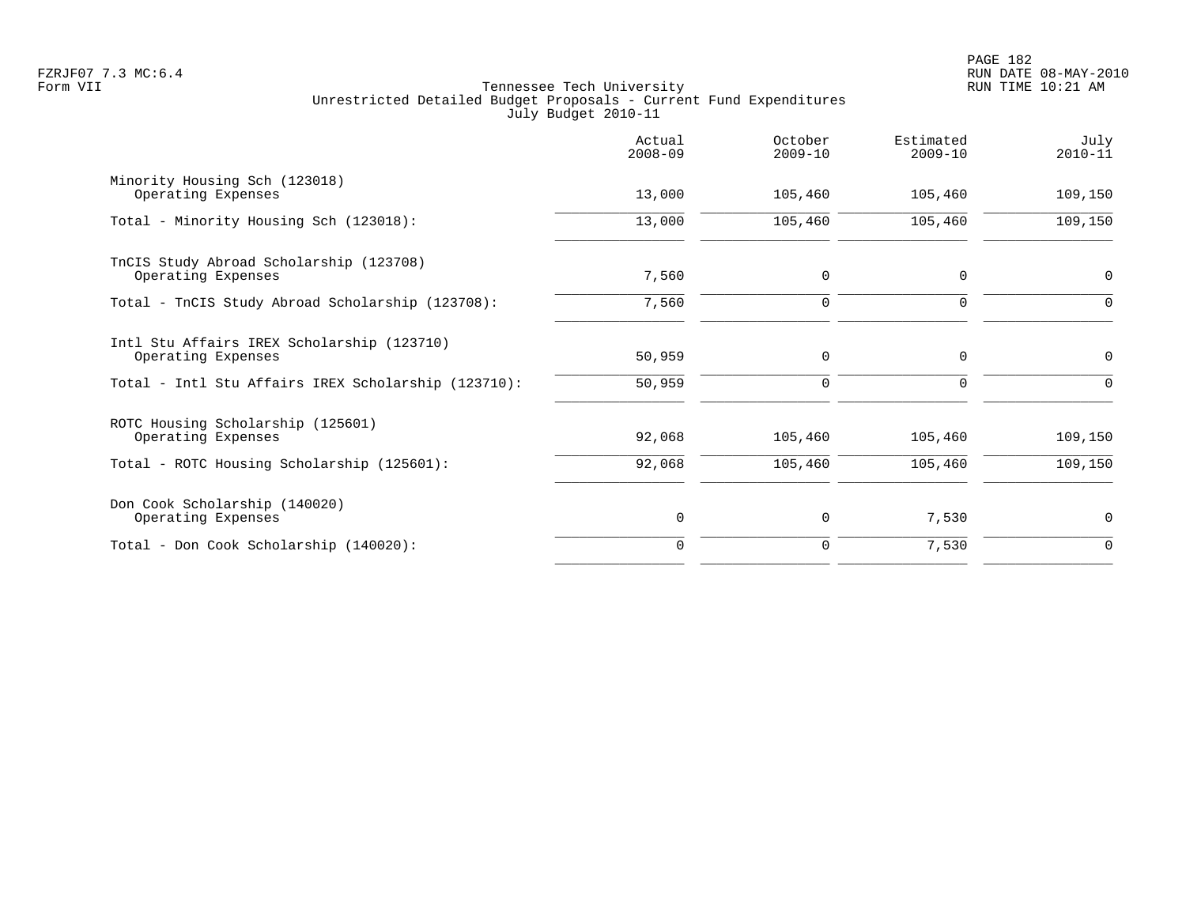Tennessee Tech University
Unrestricted Detailed Budget Proposals - Current Fund Expenditures
July Budget 2010-11

| | Actual 2008-09 | October 2009-10 | Estimated 2009-10 | July 2010-11 |
|---|---|---|---|---|
| Minority Housing Sch (123018) | | | | |
| Operating Expenses | 13,000 | 105,460 | 105,460 | 109,150 |
| Total - Minority Housing Sch (123018): | 13,000 | 105,460 | 105,460 | 109,150 |
| TnCIS Study Abroad Scholarship (123708) | | | | |
| Operating Expenses | 7,560 | 0 | 0 | 0 |
| Total - TnCIS Study Abroad Scholarship (123708): | 7,560 | 0 | 0 | 0 |
| Intl Stu Affairs IREX Scholarship (123710) | | | | |
| Operating Expenses | 50,959 | 0 | 0 | 0 |
| Total - Intl Stu Affairs IREX Scholarship (123710): | 50,959 | 0 | 0 | 0 |
| ROTC Housing Scholarship (125601) | | | | |
| Operating Expenses | 92,068 | 105,460 | 105,460 | 109,150 |
| Total - ROTC Housing Scholarship (125601): | 92,068 | 105,460 | 105,460 | 109,150 |
| Don Cook Scholarship (140020) | | | | |
| Operating Expenses | 0 | 0 | 7,530 | 0 |
| Total - Don Cook Scholarship (140020): | 0 | 0 | 7,530 | 0 |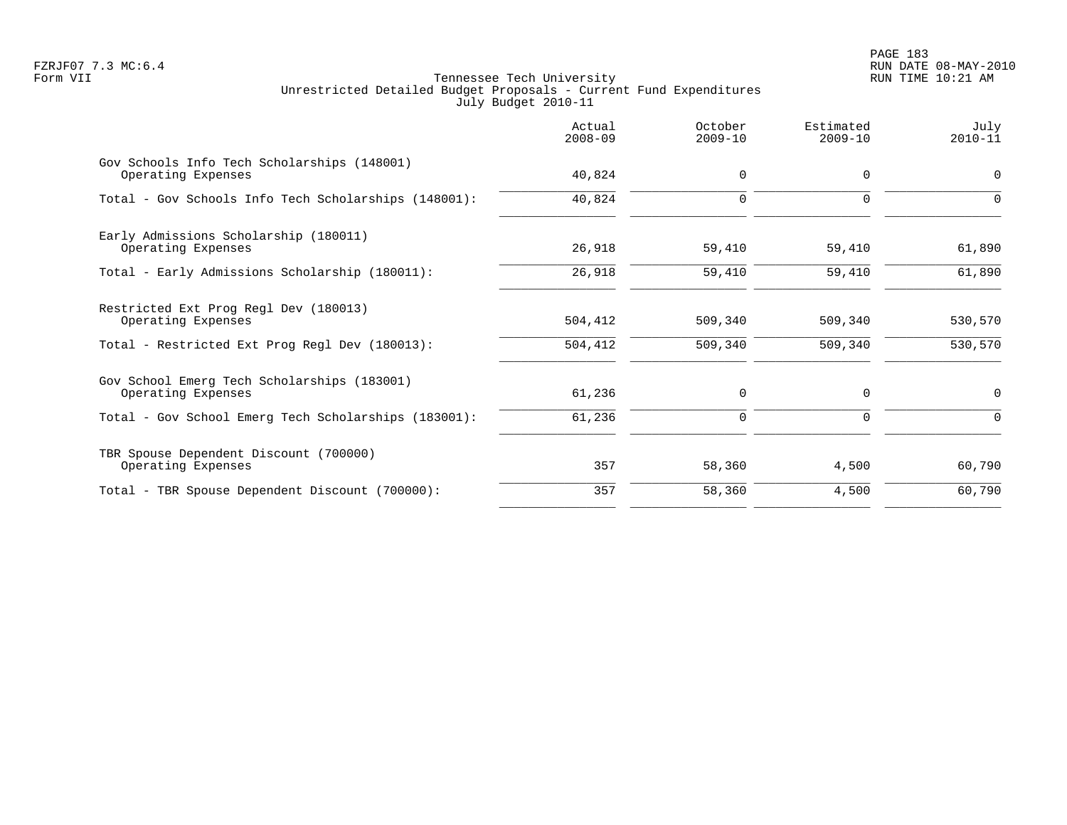Tennessee Tech University
Unrestricted Detailed Budget Proposals - Current Fund Expenditures
July Budget 2010-11

| | Actual 2008-09 | October 2009-10 | Estimated 2009-10 | July 2010-11 |
|---|---:|---:|---:|---:|
| Gov Schools Info Tech Scholarships (148001) | | | | |
| Operating Expenses | 40,824 | 0 | 0 | 0 |
| Total - Gov Schools Info Tech Scholarships (148001): | 40,824 | 0 | 0 | 0 |
| Early Admissions Scholarship (180011) | | | | |
| Operating Expenses | 26,918 | 59,410 | 59,410 | 61,890 |
| Total - Early Admissions Scholarship (180011): | 26,918 | 59,410 | 59,410 | 61,890 |
| Restricted Ext Prog Regl Dev (180013) | | | | |
| Operating Expenses | 504,412 | 509,340 | 509,340 | 530,570 |
| Total - Restricted Ext Prog Regl Dev (180013): | 504,412 | 509,340 | 509,340 | 530,570 |
| Gov School Emerg Tech Scholarships (183001) | | | | |
| Operating Expenses | 61,236 | 0 | 0 | 0 |
| Total - Gov School Emerg Tech Scholarships (183001): | 61,236 | 0 | 0 | 0 |
| TBR Spouse Dependent Discount (700000) | | | | |
| Operating Expenses | 357 | 58,360 | 4,500 | 60,790 |
| Total - TBR Spouse Dependent Discount (700000): | 357 | 58,360 | 4,500 | 60,790 |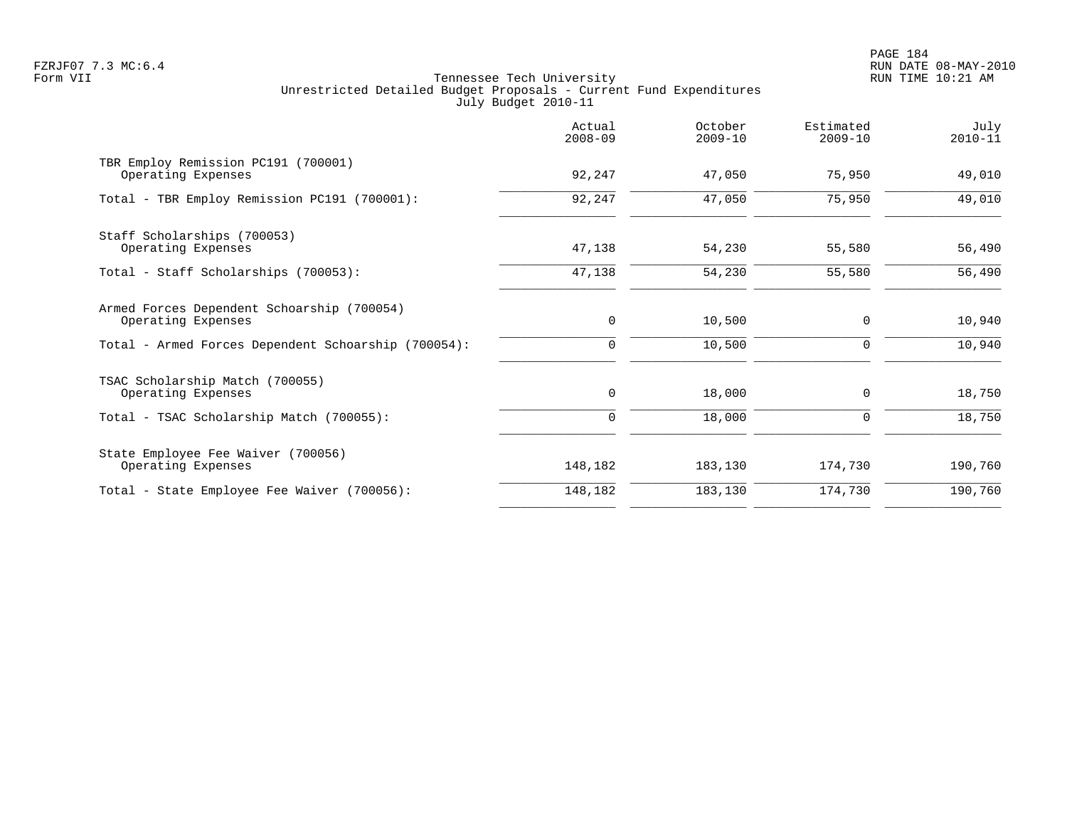Tennessee Tech University
Unrestricted Detailed Budget Proposals - Current Fund Expenditures
July Budget 2010-11

FZRJF07 7.3 MC:6.4
Form VII

RUN DATE 08-MAY-2010
RUN TIME 10:21 AM

| | Actual 2008-09 | October 2009-10 | Estimated 2009-10 | July 2010-11 |
|---|---|---|---|---|
| TBR Employ Remission PC191 (700001) | | | | |
| Operating Expenses | 92,247 | 47,050 | 75,950 | 49,010 |
| Total - TBR Employ Remission PC191 (700001): | 92,247 | 47,050 | 75,950 | 49,010 |
| Staff Scholarships (700053) | | | | |
| Operating Expenses | 47,138 | 54,230 | 55,580 | 56,490 |
| Total - Staff Scholarships (700053): | 47,138 | 54,230 | 55,580 | 56,490 |
| Armed Forces Dependent Schoarship (700054) | | | | |
| Operating Expenses | 0 | 10,500 | 0 | 10,940 |
| Total - Armed Forces Dependent Schoarship (700054): | 0 | 10,500 | 0 | 10,940 |
| TSAC Scholarship Match (700055) | | | | |
| Operating Expenses | 0 | 18,000 | 0 | 18,750 |
| Total - TSAC Scholarship Match (700055): | 0 | 18,000 | 0 | 18,750 |
| State Employee Fee Waiver (700056) | | | | |
| Operating Expenses | 148,182 | 183,130 | 174,730 | 190,760 |
| Total - State Employee Fee Waiver (700056): | 148,182 | 183,130 | 174,730 | 190,760 |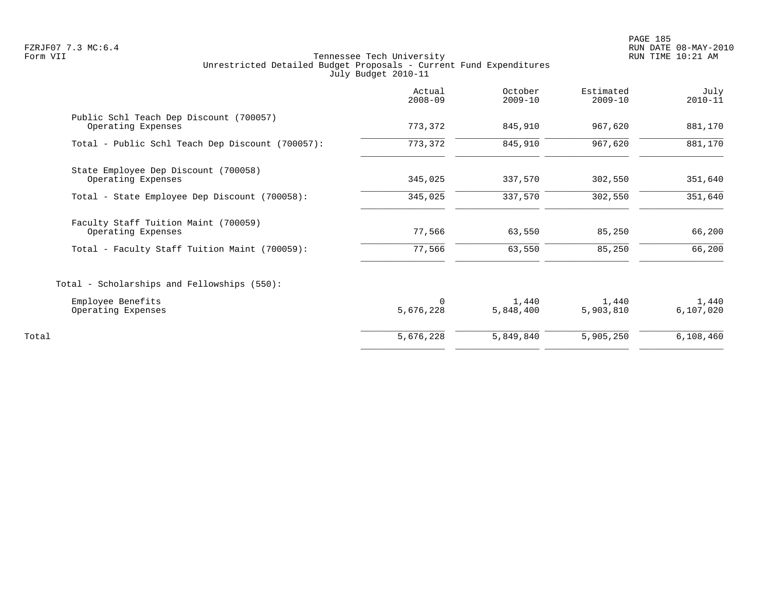Tennessee Tech University
Unrestricted Detailed Budget Proposals - Current Fund Expenditures
July Budget 2010-11

Form VII

| | Actual 2008-09 | October 2009-10 | Estimated 2009-10 | July 2010-11 |
|---|---|---|---|---|
| Public Schl Teach Dep Discount (700057) | | | | |
| Operating Expenses | 773,372 | 845,910 | 967,620 | 881,170 |
| Total - Public Schl Teach Dep Discount (700057): | 773,372 | 845,910 | 967,620 | 881,170 |
| State Employee Dep Discount (700058) | | | | |
| Operating Expenses | 345,025 | 337,570 | 302,550 | 351,640 |
| Total - State Employee Dep Discount (700058): | 345,025 | 337,570 | 302,550 | 351,640 |
| Faculty Staff Tuition Maint (700059) | | | | |
| Operating Expenses | 77,566 | 63,550 | 85,250 | 66,200 |
| Total - Faculty Staff Tuition Maint (700059): | 77,566 | 63,550 | 85,250 | 66,200 |
| Total - Scholarships and Fellowships (550): | | | | |
| Employee Benefits | 0 | 1,440 | 1,440 | 1,440 |
| Operating Expenses | 5,676,228 | 5,848,400 | 5,903,810 | 6,107,020 |
| Total | 5,676,228 | 5,849,840 | 5,905,250 | 6,108,460 |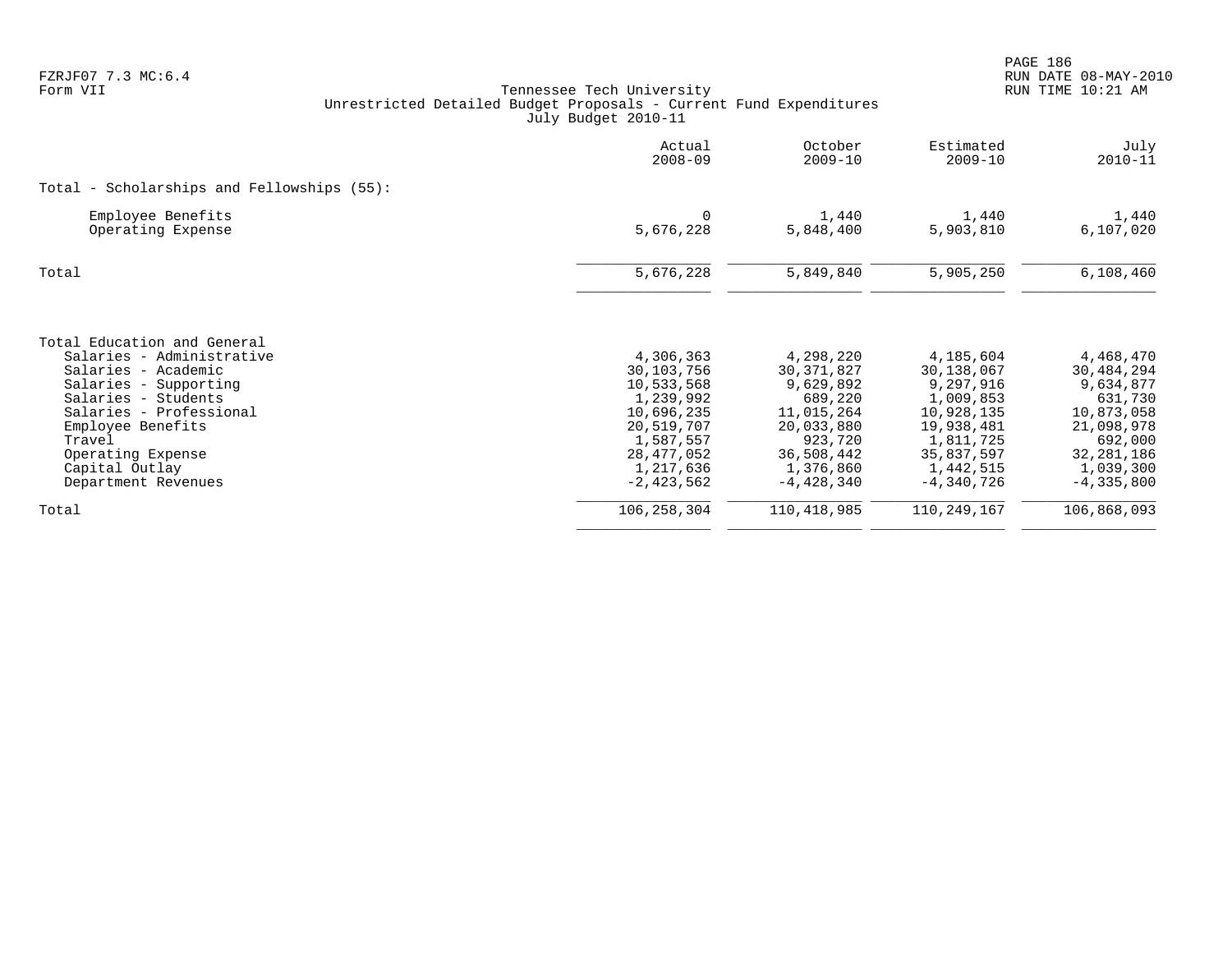Tennessee Tech University
Unrestricted Detailed Budget Proposals - Current Fund Expenditures
July Budget 2010-11

| | Actual 2008-09 | October 2009-10 | Estimated 2009-10 | July 2010-11 |
|---|---|---|---|---|
| **Total - Scholarships and Fellowships (55):** | | | | |
| Employee Benefits | 0 | 1,440 | 1,440 | 1,440 |
| Operating Expense | 5,676,228 | 5,848,400 | 5,903,810 | 6,107,020 |
| Total | 5,676,228 | 5,849,840 | 5,905,250 | 6,108,460 |
| **Total Education and General** | | | | |
| Salaries - Administrative | 4,306,363 | 4,298,220 | 4,185,604 | 4,468,470 |
| Salaries - Academic | 30,103,756 | 30,371,827 | 30,138,067 | 30,484,294 |
| Salaries - Supporting | 10,533,568 | 9,629,892 | 9,297,916 | 9,634,877 |
| Salaries - Students | 1,239,992 | 689,220 | 1,009,853 | 631,730 |
| Salaries - Professional | 10,696,235 | 11,015,264 | 10,928,135 | 10,873,058 |
| Employee Benefits | 20,519,707 | 20,033,880 | 19,938,481 | 21,098,978 |
| Travel | 1,587,557 | 923,720 | 1,811,725 | 692,000 |
| Operating Expense | 28,477,052 | 36,508,442 | 35,837,597 | 32,281,186 |
| Capital Outlay | 1,217,636 | 1,376,860 | 1,442,515 | 1,039,300 |
| Department Revenues | -2,423,562 | -4,428,340 | -4,340,726 | -4,335,800 |
| Total | 106,258,304 | 110,418,985 | 110,249,167 | 106,868,093 |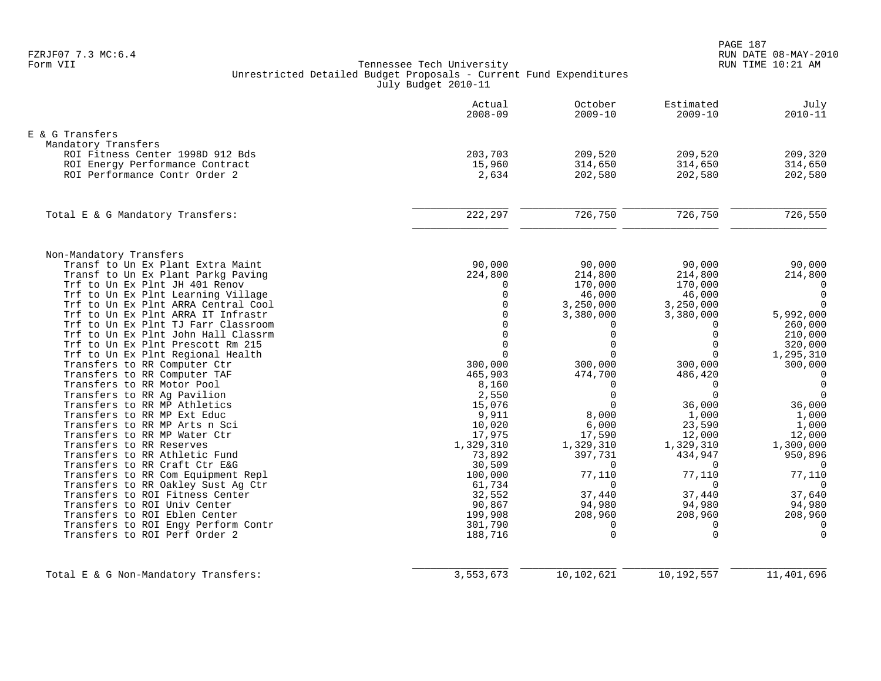Tennessee Tech University
Unrestricted Detailed Budget Proposals - Current Fund Expenditures
July Budget 2010-11

| | Actual 2008-09 | October 2009-10 | Estimated 2009-10 | July 2010-11 |
|---|---|---|---|---|
| **E & G Transfers** | | | | |
| Mandatory Transfers | | | | |
| ROI Fitness Center 1998D 912 Bds | 203,703 | 209,520 | 209,520 | 209,320 |
| ROI Energy Performance Contract | 15,960 | 314,650 | 314,650 | 314,650 |
| ROI Performance Contr Order 2 | 2,634 | 202,580 | 202,580 | 202,580 |
| Total E & G Mandatory Transfers: | 222,297 | 726,750 | 726,750 | 726,550 |
| Non-Mandatory Transfers | | | | |
| Transf to Un Ex Plant Extra Maint | 90,000 | 90,000 | 90,000 | 90,000 |
| Transf to Un Ex Plant Parkg Paving | 224,800 | 214,800 | 214,800 | 214,800 |
| Trf to Un Ex Plnt JH 401 Renov | 0 | 170,000 | 170,000 | 0 |
| Trf to Un Ex Plnt Learning Village | 0 | 46,000 | 46,000 | 0 |
| Trf to Un Ex Plnt ARRA Central Cool | 0 | 3,250,000 | 3,250,000 | 0 |
| Trf to Un Ex Plnt ARRA IT Infrastr | 0 | 3,380,000 | 3,380,000 | 5,992,000 |
| Trf to Un Ex Plnt TJ Farr Classroom | 0 | 0 | 0 | 260,000 |
| Trf to Un Ex Plnt John Hall Classrm | 0 | 0 | 0 | 210,000 |
| Trf to Un Ex Plnt Prescott Rm 215 | 0 | 0 | 0 | 320,000 |
| Trf to Un Ex Plnt Regional Health | 0 | 0 | 0 | 1,295,310 |
| Transfers to RR Computer Ctr | 300,000 | 300,000 | 300,000 | 300,000 |
| Transfers to RR Computer TAF | 465,903 | 474,700 | 486,420 | 0 |
| Transfers to RR Motor Pool | 8,160 | 0 | 0 | 0 |
| Transfers to RR Ag Pavilion | 2,550 | 0 | 0 | 0 |
| Transfers to RR MP Athletics | 15,076 | 0 | 36,000 | 36,000 |
| Transfers to RR MP Ext Educ | 9,911 | 8,000 | 1,000 | 1,000 |
| Transfers to RR MP Arts n Sci | 10,020 | 6,000 | 23,590 | 1,000 |
| Transfers to RR MP Water Ctr | 17,975 | 17,590 | 12,000 | 12,000 |
| Transfers to RR Reserves | 1,329,310 | 1,329,310 | 1,329,310 | 1,300,000 |
| Transfers to RR Athletic Fund | 73,892 | 397,731 | 434,947 | 950,896 |
| Transfers to RR Craft Ctr E&G | 30,509 | 0 | 0 | 0 |
| Transfers to RR Com Equipment Repl | 100,000 | 77,110 | 77,110 | 77,110 |
| Transfers to RR Oakley Sust Ag Ctr | 61,734 | 0 | 0 | 0 |
| Transfers to ROI Fitness Center | 32,552 | 37,440 | 37,440 | 37,640 |
| Transfers to ROI Univ Center | 90,867 | 94,980 | 94,980 | 94,980 |
| Transfers to ROI Eblen Center | 199,908 | 208,960 | 208,960 | 208,960 |
| Transfers to ROI Engy Perform Contr | 301,790 | 0 | 0 | 0 |
| Transfers to ROI Perf Order 2 | 188,716 | 0 | 0 | 0 |
| Total E & G Non-Mandatory Transfers: | 3,553,673 | 10,102,621 | 10,192,557 | 11,401,696 |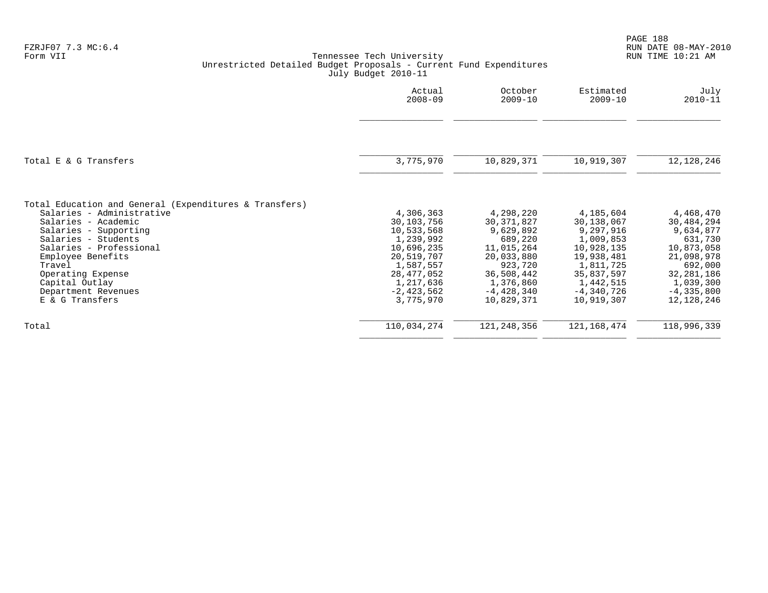FZRJF07 7.3 MC:6.4
Form VII

Tennessee Tech University
Unrestricted Detailed Budget Proposals - Current Fund Expenditures
July Budget 2010-11

| | Actual 2008-09 | October 2009-10 | Estimated 2009-10 | July 2010-11 |
|---|---|---|---|---|
| Total E & G Transfers | 3,775,970 | 10,829,371 | 10,919,307 | 12,128,246 |
| **Total Education and General (Expenditures & Transfers)** | | | | |
| Salaries - Administrative | 4,306,363 | 4,298,220 | 4,185,604 | 4,468,470 |
| Salaries - Academic | 30,103,756 | 30,371,827 | 30,138,067 | 30,484,294 |
| Salaries - Supporting | 10,533,568 | 9,629,892 | 9,297,916 | 9,634,877 |
| Salaries - Students | 1,239,992 | 689,220 | 1,009,853 | 631,730 |
| Salaries - Professional | 10,696,235 | 11,015,264 | 10,928,135 | 10,873,058 |
| Employee Benefits | 20,519,707 | 20,033,880 | 19,938,481 | 21,098,978 |
| Travel | 1,587,557 | 923,720 | 1,811,725 | 692,000 |
| Operating Expense | 28,477,052 | 36,508,442 | 35,837,597 | 32,281,186 |
| Capital Outlay | 1,217,636 | 1,376,860 | 1,442,515 | 1,039,300 |
| Department Revenues | -2,423,562 | -4,428,340 | -4,340,726 | -4,335,800 |
| E & G Transfers | 3,775,970 | 10,829,371 | 10,919,307 | 12,128,246 |
| Total | 110,034,274 | 121,248,356 | 121,168,474 | 118,996,339 |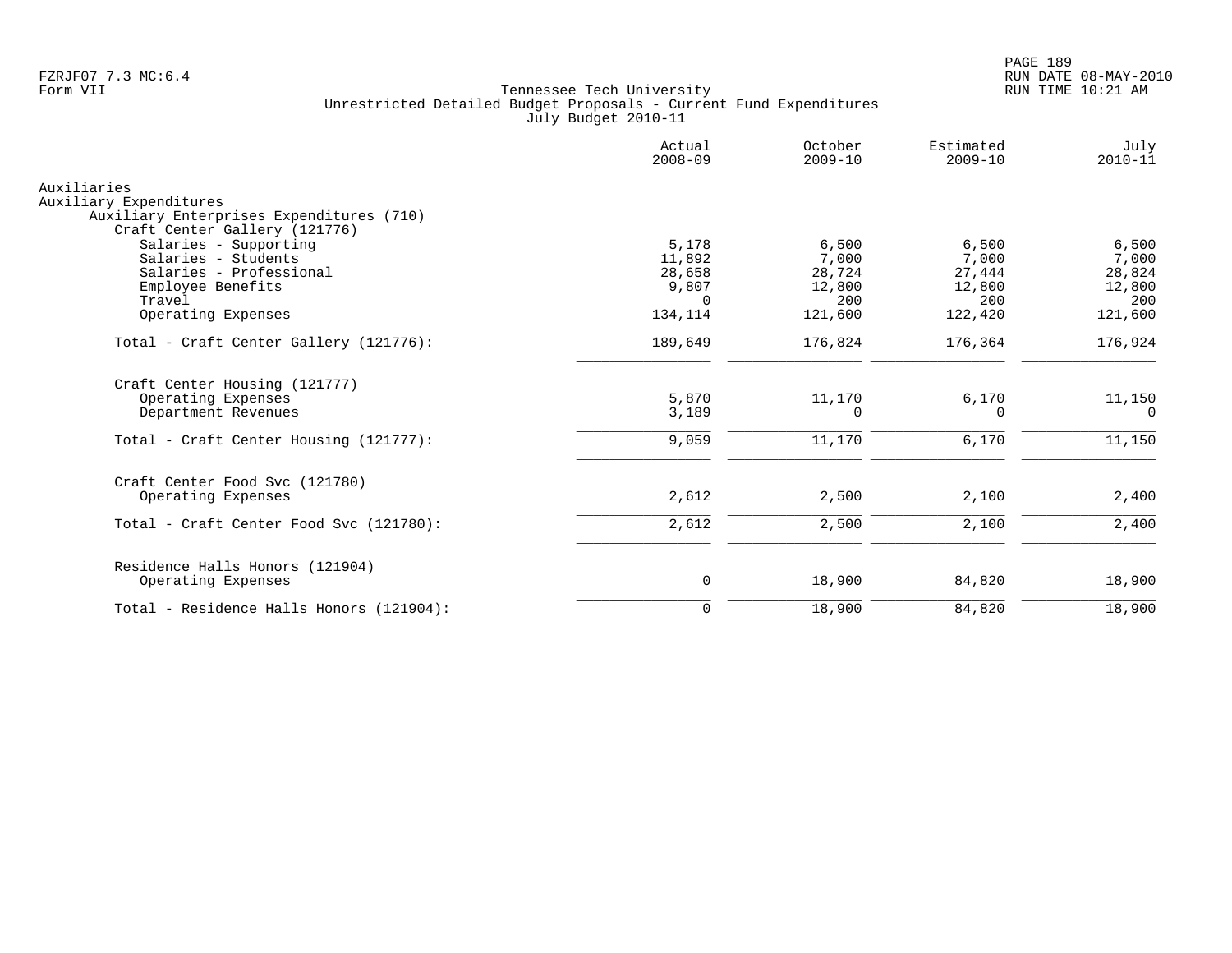FZRJF07 7.3 MC:6.4
Form VII

Tennessee Tech University
Unrestricted Detailed Budget Proposals - Current Fund Expenditures
July Budget 2010-11

RUN DATE 08-MAY-2010
RUN TIME 10:21 AM

| | Actual 2008-09 | October 2009-10 | Estimated 2009-10 | July 2010-11 |
|---|---|---|---|---|
| Auxiliaries | | | | |
| Auxiliary Expenditures | | | | |
| Auxiliary Enterprises Expenditures (710) | | | | |
| Craft Center Gallery (121776) | | | | |
| Salaries - Supporting | 5,178 | 6,500 | 6,500 | 6,500 |
| Salaries - Students | 11,892 | 7,000 | 7,000 | 7,000 |
| Salaries - Professional | 28,658 | 28,724 | 27,444 | 28,824 |
| Employee Benefits | 9,807 | 12,800 | 12,800 | 12,800 |
| Travel | 0 | 200 | 200 | 200 |
| Operating Expenses | 134,114 | 121,600 | 122,420 | 121,600 |
| Total - Craft Center Gallery (121776): | 189,649 | 176,824 | 176,364 | 176,924 |
| Craft Center Housing (121777) | | | | |
| Operating Expenses | 5,870 | 11,170 | 6,170 | 11,150 |
| Department Revenues | 3,189 | 0 | 0 | 0 |
| Total - Craft Center Housing (121777): | 9,059 | 11,170 | 6,170 | 11,150 |
| Craft Center Food Svc (121780) | | | | |
| Operating Expenses | 2,612 | 2,500 | 2,100 | 2,400 |
| Total - Craft Center Food Svc (121780): | 2,612 | 2,500 | 2,100 | 2,400 |
| Residence Halls Honors (121904) | | | | |
| Operating Expenses | 0 | 18,900 | 84,820 | 18,900 |
| Total - Residence Halls Honors (121904): | 0 | 18,900 | 84,820 | 18,900 |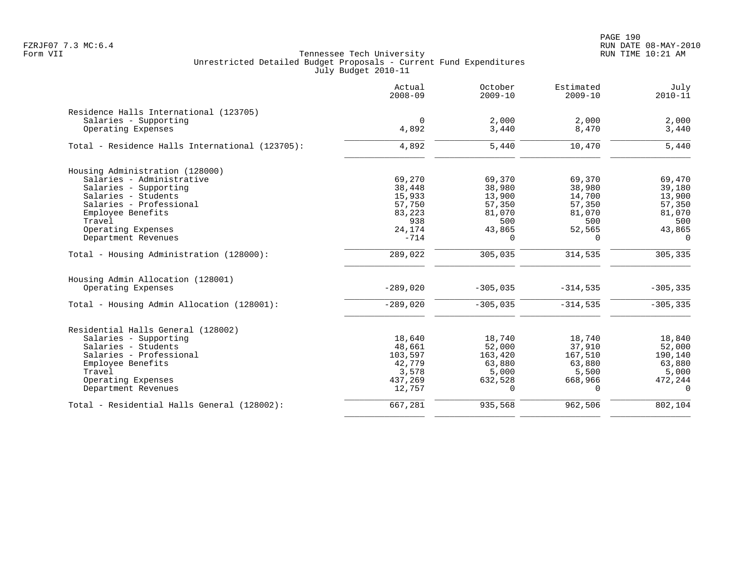Tennessee Tech University
Unrestricted Detailed Budget Proposals - Current Fund Expenditures
July Budget 2010-11

| | Actual 2008-09 | October 2009-10 | Estimated 2009-10 | July 2010-11 |
|---|---|---|---|---|
| **Residence Halls International (123705)** | | | | |
| Salaries - Supporting | 0 | 2,000 | 2,000 | 2,000 |
| Operating Expenses | 4,892 | 3,440 | 8,470 | 3,440 |
| Total - Residence Halls International (123705): | 4,892 | 5,440 | 10,470 | 5,440 |
| **Housing Administration (128000)** | | | | |
| Salaries - Administrative | 69,270 | 69,370 | 69,370 | 69,470 |
| Salaries - Supporting | 38,448 | 38,980 | 38,980 | 39,180 |
| Salaries - Students | 15,933 | 13,900 | 14,700 | 13,900 |
| Salaries - Professional | 57,750 | 57,350 | 57,350 | 57,350 |
| Employee Benefits | 83,223 | 81,070 | 81,070 | 81,070 |
| Travel | 938 | 500 | 500 | 500 |
| Operating Expenses | 24,174 | 43,865 | 52,565 | 43,865 |
| Department Revenues | -714 | 0 | 0 | 0 |
| Total - Housing Administration (128000): | 289,022 | 305,035 | 314,535 | 305,335 |
| **Housing Admin Allocation (128001)** | | | | |
| Operating Expenses | -289,020 | -305,035 | -314,535 | -305,335 |
| Total - Housing Admin Allocation (128001): | -289,020 | -305,035 | -314,535 | -305,335 |
| **Residential Halls General (128002)** | | | | |
| Salaries - Supporting | 18,640 | 18,740 | 18,740 | 18,840 |
| Salaries - Students | 48,661 | 52,000 | 37,910 | 52,000 |
| Salaries - Professional | 103,597 | 163,420 | 167,510 | 190,140 |
| Employee Benefits | 42,779 | 63,880 | 63,880 | 63,880 |
| Travel | 3,578 | 5,000 | 5,500 | 5,000 |
| Operating Expenses | 437,269 | 632,528 | 668,966 | 472,244 |
| Department Revenues | 12,757 | 0 | 0 | 0 |
| Total - Residential Halls General (128002): | 667,281 | 935,568 | 962,506 | 802,104 |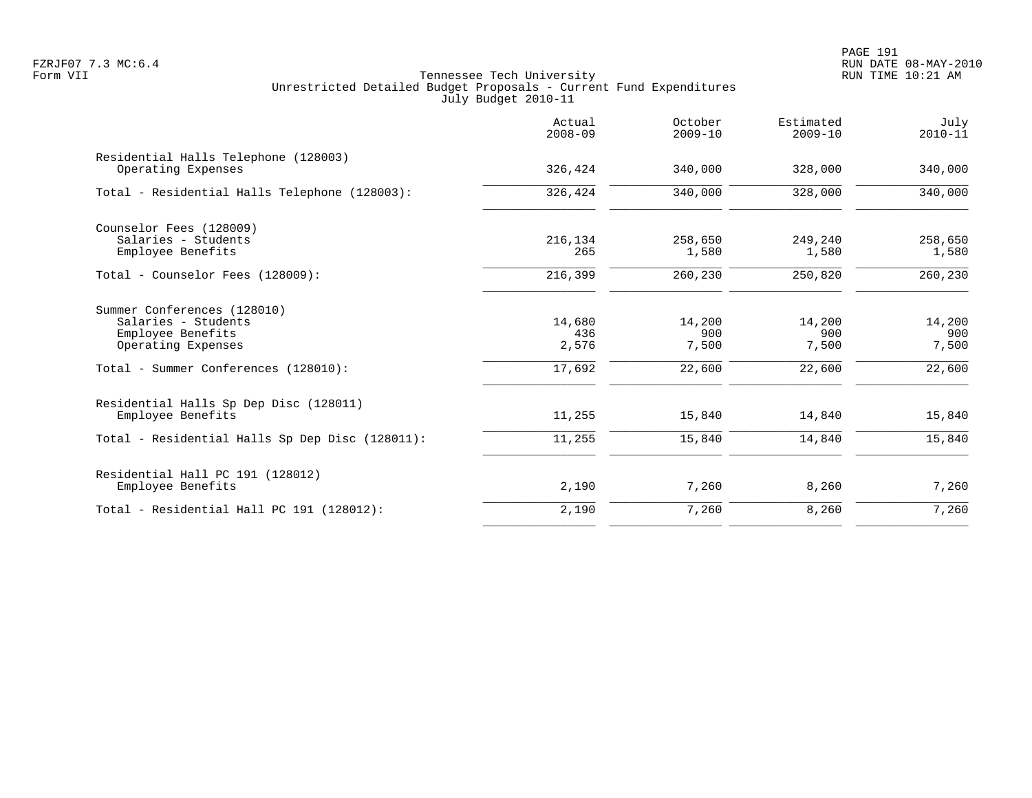Tennessee Tech University
Unrestricted Detailed Budget Proposals - Current Fund Expenditures
July Budget 2010-11

| | Actual 2008-09 | October 2009-10 | Estimated 2009-10 | July 2010-11 |
|---|---|---|---|---|
| Residential Halls Telephone (128003) | | | | |
| Operating Expenses | 326,424 | 340,000 | 328,000 | 340,000 |
| Total - Residential Halls Telephone (128003): | 326,424 | 340,000 | 328,000 | 340,000 |
| Counselor Fees (128009) | | | | |
| Salaries - Students | 216,134 | 258,650 | 249,240 | 258,650 |
| Employee Benefits | 265 | 1,580 | 1,580 | 1,580 |
| Total - Counselor Fees (128009): | 216,399 | 260,230 | 250,820 | 260,230 |
| Summer Conferences (128010) | | | | |
| Salaries - Students | 14,680 | 14,200 | 14,200 | 14,200 |
| Employee Benefits | 436 | 900 | 900 | 900 |
| Operating Expenses | 2,576 | 7,500 | 7,500 | 7,500 |
| Total - Summer Conferences (128010): | 17,692 | 22,600 | 22,600 | 22,600 |
| Residential Halls Sp Dep Disc (128011) | | | | |
| Employee Benefits | 11,255 | 15,840 | 14,840 | 15,840 |
| Total - Residential Halls Sp Dep Disc (128011): | 11,255 | 15,840 | 14,840 | 15,840 |
| Residential Hall PC 191 (128012) | | | | |
| Employee Benefits | 2,190 | 7,260 | 8,260 | 7,260 |
| Total - Residential Hall PC 191 (128012): | 2,190 | 7,260 | 8,260 | 7,260 |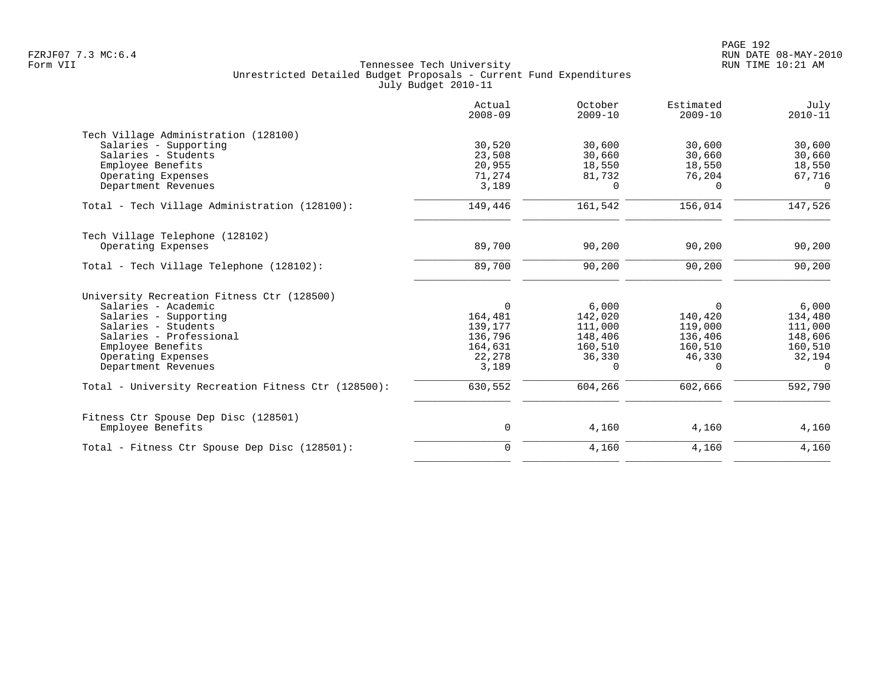Tennessee Tech University
Unrestricted Detailed Budget Proposals - Current Fund Expenditures
July Budget 2010-11

| | Actual 2008-09 | October 2009-10 | Estimated 2009-10 | July 2010-11 |
|---|---|---|---|---|
| **Tech Village Administration (128100)** | | | | |
| Salaries - Supporting | 30,520 | 30,600 | 30,600 | 30,600 |
| Salaries - Students | 23,508 | 30,660 | 30,660 | 30,660 |
| Employee Benefits | 20,955 | 18,550 | 18,550 | 18,550 |
| Operating Expenses | 71,274 | 81,732 | 76,204 | 67,716 |
| Department Revenues | 3,189 | 0 | 0 | 0 |
| Total - Tech Village Administration (128100): | 149,446 | 161,542 | 156,014 | 147,526 |
| **Tech Village Telephone (128102)** | | | | |
| Operating Expenses | 89,700 | 90,200 | 90,200 | 90,200 |
| Total - Tech Village Telephone (128102): | 89,700 | 90,200 | 90,200 | 90,200 |
| **University Recreation Fitness Ctr (128500)** | | | | |
| Salaries - Academic | 0 | 6,000 | 0 | 6,000 |
| Salaries - Supporting | 164,481 | 142,020 | 140,420 | 134,480 |
| Salaries - Students | 139,177 | 111,000 | 119,000 | 111,000 |
| Salaries - Professional | 136,796 | 148,406 | 136,406 | 148,606 |
| Employee Benefits | 164,631 | 160,510 | 160,510 | 160,510 |
| Operating Expenses | 22,278 | 36,330 | 46,330 | 32,194 |
| Department Revenues | 3,189 | 0 | 0 | 0 |
| Total - University Recreation Fitness Ctr (128500): | 630,552 | 604,266 | 602,666 | 592,790 |
| **Fitness Ctr Spouse Dep Disc (128501)** | | | | |
| Employee Benefits | 0 | 4,160 | 4,160 | 4,160 |
| Total - Fitness Ctr Spouse Dep Disc (128501): | 0 | 4,160 | 4,160 | 4,160 |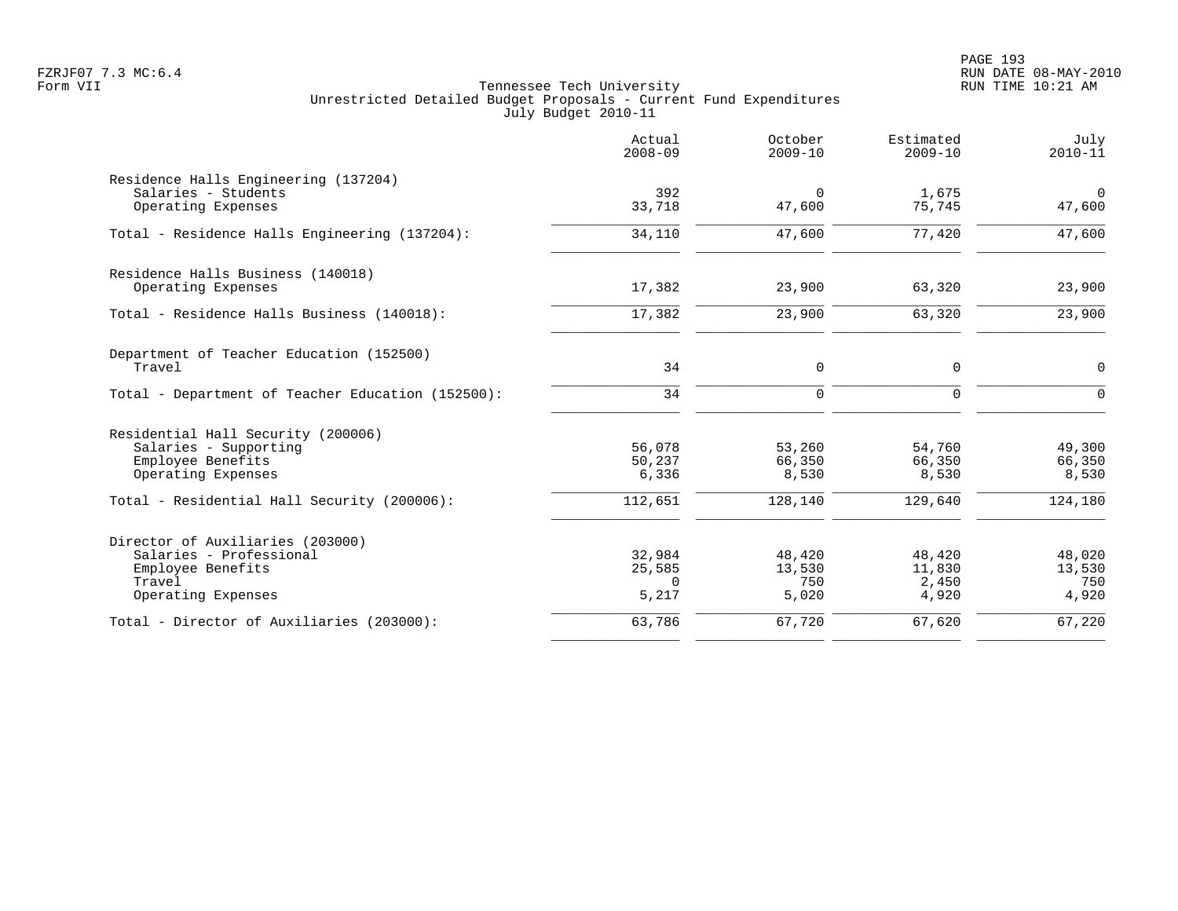Tennessee Tech University
Unrestricted Detailed Budget Proposals - Current Fund Expenditures
July Budget 2010-11

| | Actual 2008-09 | October 2009-10 | Estimated 2009-10 | July 2010-11 |
|---|---|---|---|---|
| **Residence Halls Engineering (137204)** | | | | |
| Salaries - Students | 392 | 0 | 1,675 | 0 |
| Operating Expenses | 33,718 | 47,600 | 75,745 | 47,600 |
| Total - Residence Halls Engineering (137204): | 34,110 | 47,600 | 77,420 | 47,600 |
| **Residence Halls Business (140018)** | | | | |
| Operating Expenses | 17,382 | 23,900 | 63,320 | 23,900 |
| Total - Residence Halls Business (140018): | 17,382 | 23,900 | 63,320 | 23,900 |
| **Department of Teacher Education (152500)** | | | | |
| Travel | 34 | 0 | 0 | 0 |
| Total - Department of Teacher Education (152500): | 34 | 0 | 0 | 0 |
| **Residential Hall Security (200006)** | | | | |
| Salaries - Supporting | 56,078 | 53,260 | 54,760 | 49,300 |
| Employee Benefits | 50,237 | 66,350 | 66,350 | 66,350 |
| Operating Expenses | 6,336 | 8,530 | 8,530 | 8,530 |
| Total - Residential Hall Security (200006): | 112,651 | 128,140 | 129,640 | 124,180 |
| **Director of Auxiliaries (203000)** | | | | |
| Salaries - Professional | 32,984 | 48,420 | 48,420 | 48,020 |
| Employee Benefits | 25,585 | 13,530 | 11,830 | 13,530 |
| Travel | 0 | 750 | 2,450 | 750 |
| Operating Expenses | 5,217 | 5,020 | 4,920 | 4,920 |
| Total - Director of Auxiliaries (203000): | 63,786 | 67,720 | 67,620 | 67,220 |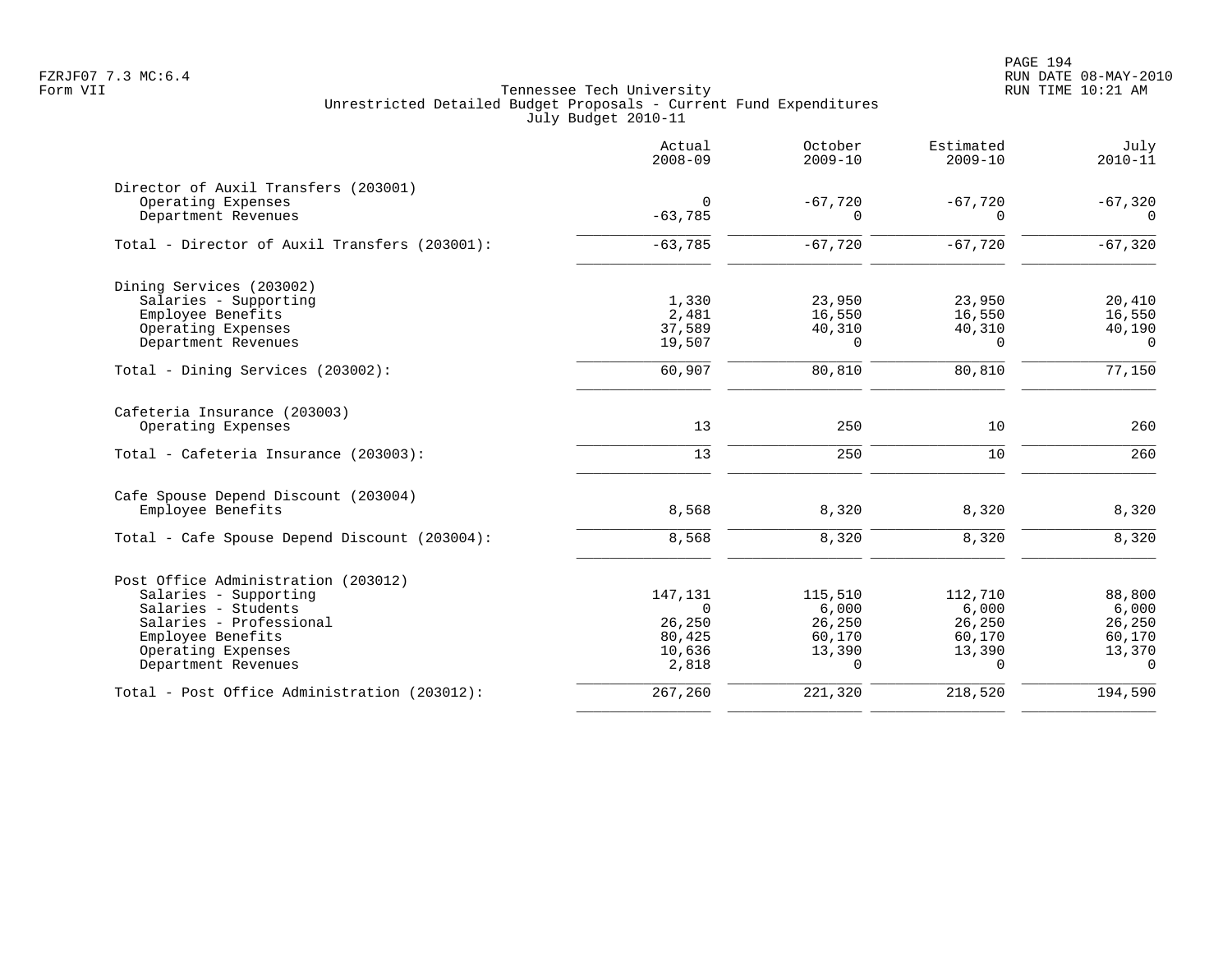Tennessee Tech University
Unrestricted Detailed Budget Proposals - Current Fund Expenditures
July Budget 2010-11

FZRJF07 7.3 MC:6.4
Form VII

RUN DATE 08-MAY-2010
RUN TIME 10:21 AM

| | Actual 2008-09 | October 2009-10 | Estimated 2009-10 | July 2010-11 |
|---|---|---|---|---|
| **Director of Auxil Transfers (203001)** | | | | |
| Operating Expenses | 0 | -67,720 | -67,720 | -67,320 |
| Department Revenues | -63,785 | 0 | 0 | 0 |
| Total - Director of Auxil Transfers (203001): | -63,785 | -67,720 | -67,720 | -67,320 |
| **Dining Services (203002)** | | | | |
| Salaries - Supporting | 1,330 | 23,950 | 23,950 | 20,410 |
| Employee Benefits | 2,481 | 16,550 | 16,550 | 16,550 |
| Operating Expenses | 37,589 | 40,310 | 40,310 | 40,190 |
| Department Revenues | 19,507 | 0 | 0 | 0 |
| Total - Dining Services (203002): | 60,907 | 80,810 | 80,810 | 77,150 |
| **Cafeteria Insurance (203003)** | | | | |
| Operating Expenses | 13 | 250 | 10 | 260 |
| Total - Cafeteria Insurance (203003): | 13 | 250 | 10 | 260 |
| **Cafe Spouse Depend Discount (203004)** | | | | |
| Employee Benefits | 8,568 | 8,320 | 8,320 | 8,320 |
| Total - Cafe Spouse Depend Discount (203004): | 8,568 | 8,320 | 8,320 | 8,320 |
| **Post Office Administration (203012)** | | | | |
| Salaries - Supporting | 147,131 | 115,510 | 112,710 | 88,800 |
| Salaries - Students | 0 | 6,000 | 6,000 | 6,000 |
| Salaries - Professional | 26,250 | 26,250 | 26,250 | 26,250 |
| Employee Benefits | 80,425 | 60,170 | 60,170 | 60,170 |
| Operating Expenses | 10,636 | 13,390 | 13,390 | 13,370 |
| Department Revenues | 2,818 | 0 | 0 | 0 |
| Total - Post Office Administration (203012): | 267,260 | 221,320 | 218,520 | 194,590 |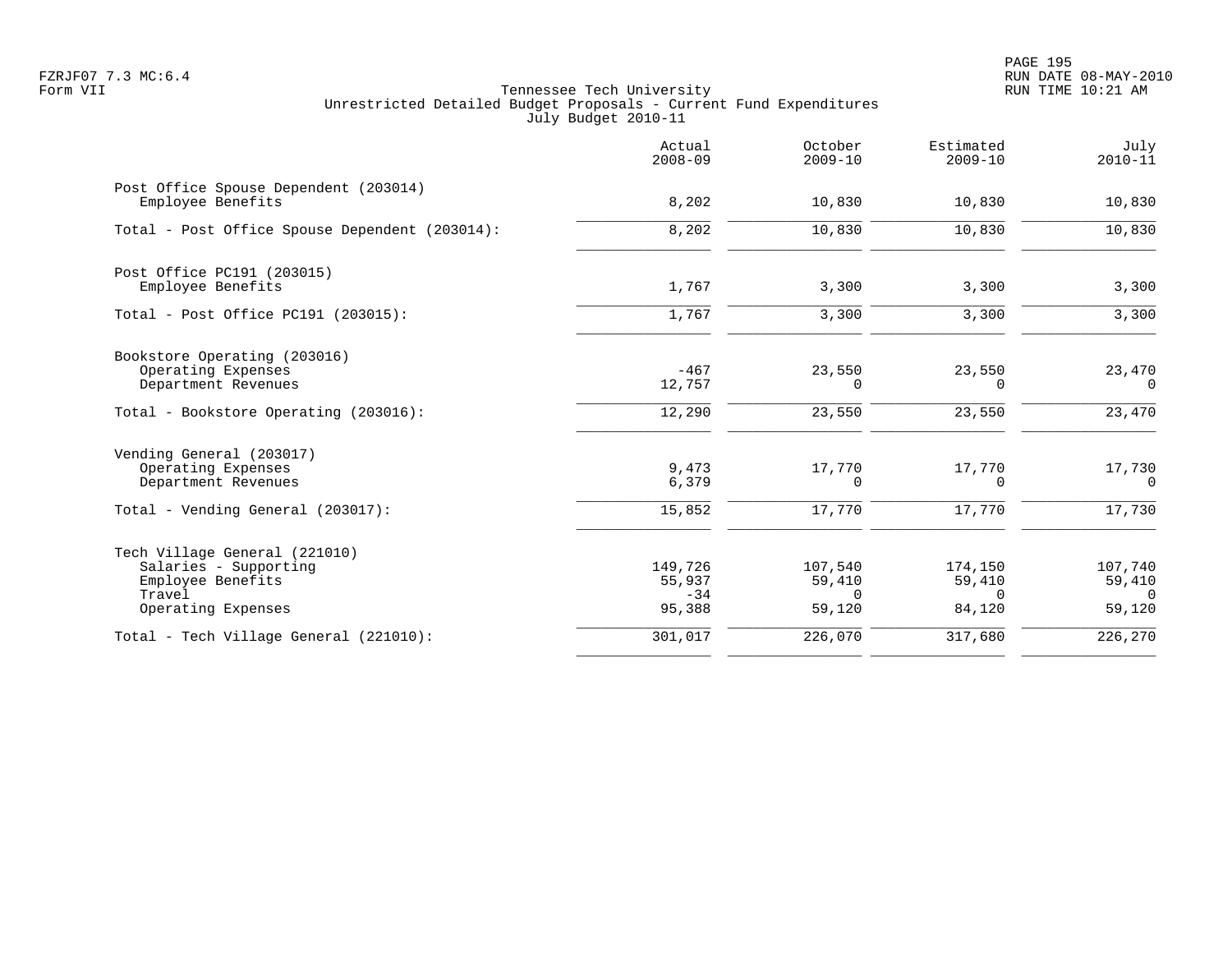Tennessee Tech University
Unrestricted Detailed Budget Proposals - Current Fund Expenditures
July Budget 2010-11

| | Actual 2008-09 | October 2009-10 | Estimated 2009-10 | July 2010-11 |
|---|---|---|---|---|
| **Post Office Spouse Dependent (203014)** | | | | |
| Employee Benefits | 8,202 | 10,830 | 10,830 | 10,830 |
| Total - Post Office Spouse Dependent (203014): | 8,202 | 10,830 | 10,830 | 10,830 |
| **Post Office PC191 (203015)** | | | | |
| Employee Benefits | 1,767 | 3,300 | 3,300 | 3,300 |
| Total - Post Office PC191 (203015): | 1,767 | 3,300 | 3,300 | 3,300 |
| **Bookstore Operating (203016)** | | | | |
| Operating Expenses | -467 | 23,550 | 23,550 | 23,470 |
| Department Revenues | 12,757 | 0 | 0 | 0 |
| Total - Bookstore Operating (203016): | 12,290 | 23,550 | 23,550 | 23,470 |
| **Vending General (203017)** | | | | |
| Operating Expenses | 9,473 | 17,770 | 17,770 | 17,730 |
| Department Revenues | 6,379 | 0 | 0 | 0 |
| Total - Vending General (203017): | 15,852 | 17,770 | 17,770 | 17,730 |
| **Tech Village General (221010)** | | | | |
| Salaries - Supporting | 149,726 | 107,540 | 174,150 | 107,740 |
| Employee Benefits | 55,937 | 59,410 | 59,410 | 59,410 |
| Travel | -34 | 0 | 0 | 0 |
| Operating Expenses | 95,388 | 59,120 | 84,120 | 59,120 |
| Total - Tech Village General (221010): | 301,017 | 226,070 | 317,680 | 226,270 |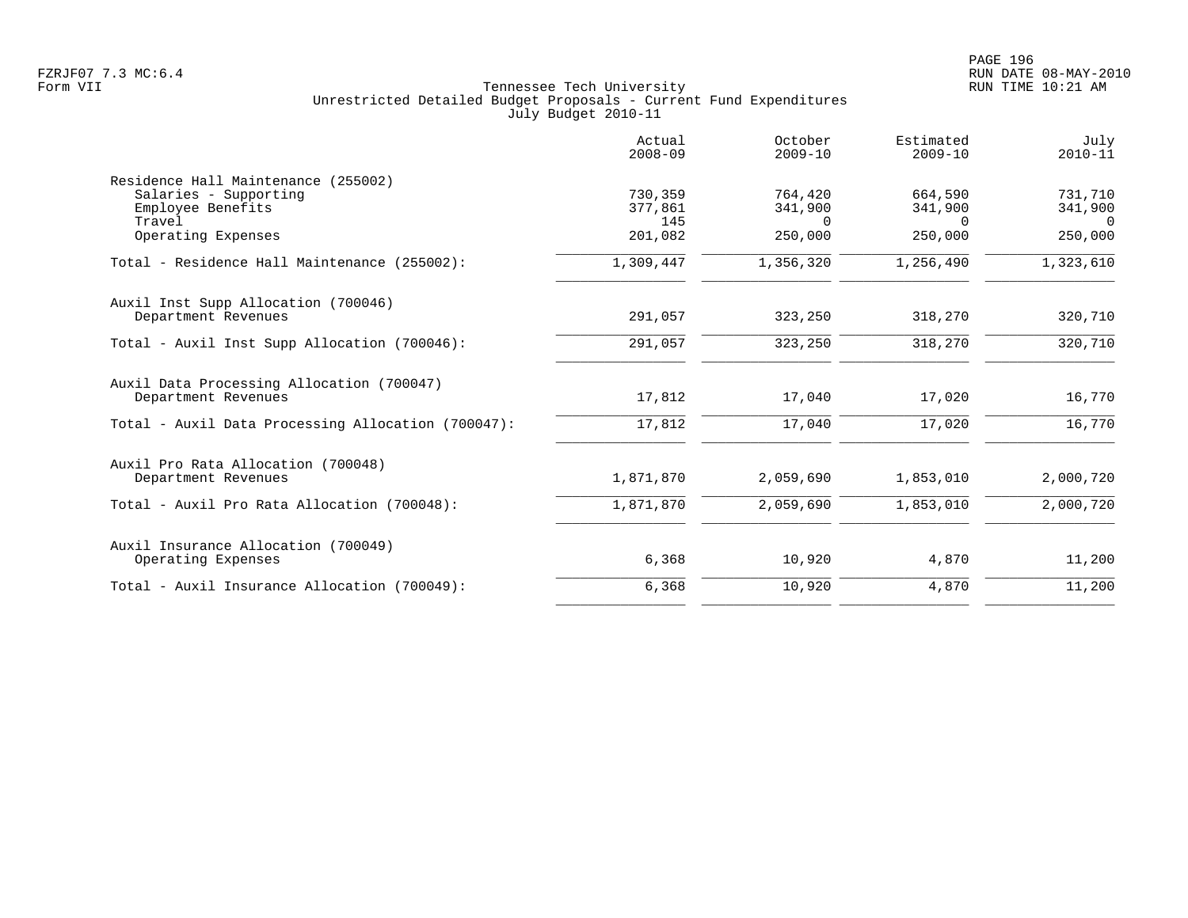Tennessee Tech University
Unrestricted Detailed Budget Proposals - Current Fund Expenditures
July Budget 2010-11

Form VII

| | Actual 2008-09 | October 2009-10 | Estimated 2009-10 | July 2010-11 |
|---|---|---|---|---|
| **Residence Hall Maintenance (255002)** | | | | |
| Salaries - Supporting | 730,359 | 764,420 | 664,590 | 731,710 |
| Employee Benefits | 377,861 | 341,900 | 341,900 | 341,900 |
| Travel | 145 | 0 | 0 | 0 |
| Operating Expenses | 201,082 | 250,000 | 250,000 | 250,000 |
| Total - Residence Hall Maintenance (255002): | 1,309,447 | 1,356,320 | 1,256,490 | 1,323,610 |
| **Auxil Inst Supp Allocation (700046)** | | | | |
| Department Revenues | 291,057 | 323,250 | 318,270 | 320,710 |
| Total - Auxil Inst Supp Allocation (700046): | 291,057 | 323,250 | 318,270 | 320,710 |
| **Auxil Data Processing Allocation (700047)** | | | | |
| Department Revenues | 17,812 | 17,040 | 17,020 | 16,770 |
| Total - Auxil Data Processing Allocation (700047): | 17,812 | 17,040 | 17,020 | 16,770 |
| **Auxil Pro Rata Allocation (700048)** | | | | |
| Department Revenues | 1,871,870 | 2,059,690 | 1,853,010 | 2,000,720 |
| Total - Auxil Pro Rata Allocation (700048): | 1,871,870 | 2,059,690 | 1,853,010 | 2,000,720 |
| **Auxil Insurance Allocation (700049)** | | | | |
| Operating Expenses | 6,368 | 10,920 | 4,870 | 11,200 |
| Total - Auxil Insurance Allocation (700049): | 6,368 | 10,920 | 4,870 | 11,200 |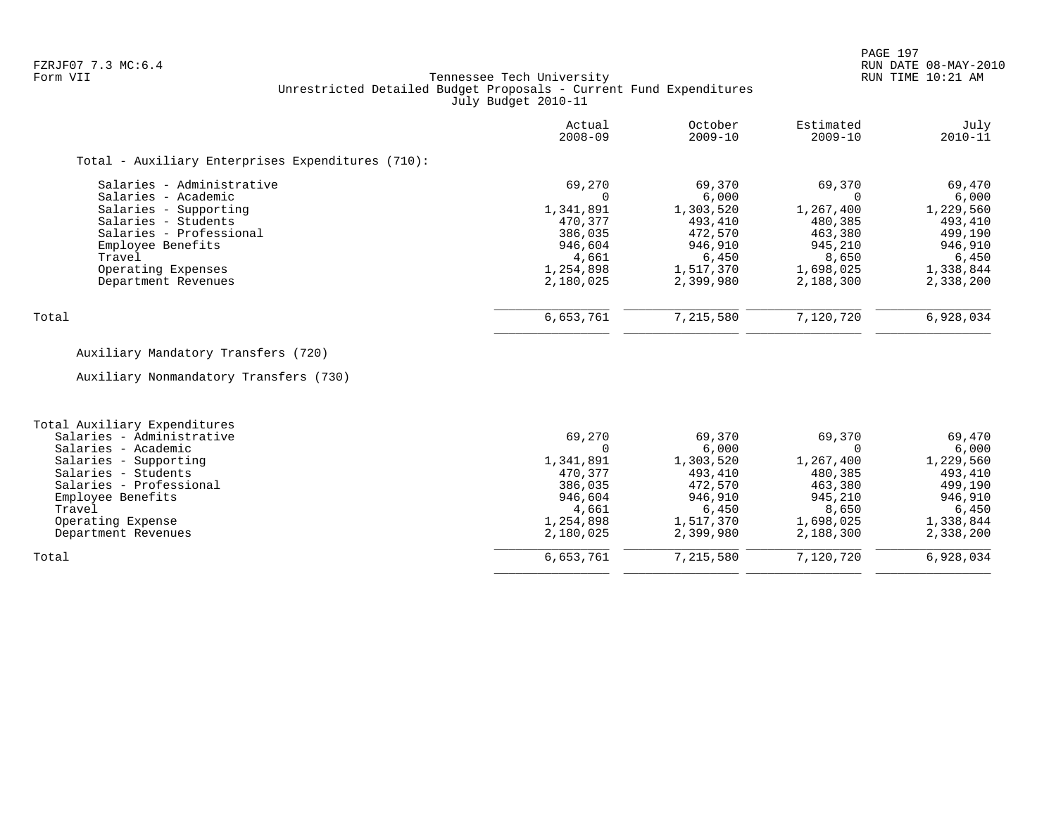FZRJF07 7.3 MC:6.4
Form VII

Tennessee Tech University
Unrestricted Detailed Budget Proposals - Current Fund Expenditures
July Budget 2010-11

RUN DATE 08-MAY-2010
RUN TIME 10:21 AM

| | Actual 2008-09 | October 2009-10 | Estimated 2009-10 | July 2010-11 |
|---|---|---|---|---|
| Total - Auxiliary Enterprises Expenditures (710): | | | | |
| Salaries - Administrative | 69,270 | 69,370 | 69,370 | 69,470 |
| Salaries - Academic | 0 | 6,000 | 0 | 6,000 |
| Salaries - Supporting | 1,341,891 | 1,303,520 | 1,267,400 | 1,229,560 |
| Salaries - Students | 470,377 | 493,410 | 480,385 | 493,410 |
| Salaries - Professional | 386,035 | 472,570 | 463,380 | 499,190 |
| Employee Benefits | 946,604 | 946,910 | 945,210 | 946,910 |
| Travel | 4,661 | 6,450 | 8,650 | 6,450 |
| Operating Expenses | 1,254,898 | 1,517,370 | 1,698,025 | 1,338,844 |
| Department Revenues | 2,180,025 | 2,399,980 | 2,188,300 | 2,338,200 |
| Total | 6,653,761 | 7,215,580 | 7,120,720 | 6,928,034 |
| Auxiliary Mandatory Transfers (720) | | | | |
| Auxiliary Nonmandatory Transfers (730) | | | | |
| Total Auxiliary Expenditures | | | | |
| Salaries - Administrative | 69,270 | 69,370 | 69,370 | 69,470 |
| Salaries - Academic | 0 | 6,000 | 0 | 6,000 |
| Salaries - Supporting | 1,341,891 | 1,303,520 | 1,267,400 | 1,229,560 |
| Salaries - Students | 470,377 | 493,410 | 480,385 | 493,410 |
| Salaries - Professional | 386,035 | 472,570 | 463,380 | 499,190 |
| Employee Benefits | 946,604 | 946,910 | 945,210 | 946,910 |
| Travel | 4,661 | 6,450 | 8,650 | 6,450 |
| Operating Expense | 1,254,898 | 1,517,370 | 1,698,025 | 1,338,844 |
| Department Revenues | 2,180,025 | 2,399,980 | 2,188,300 | 2,338,200 |
| Total | 6,653,761 | 7,215,580 | 7,120,720 | 6,928,034 |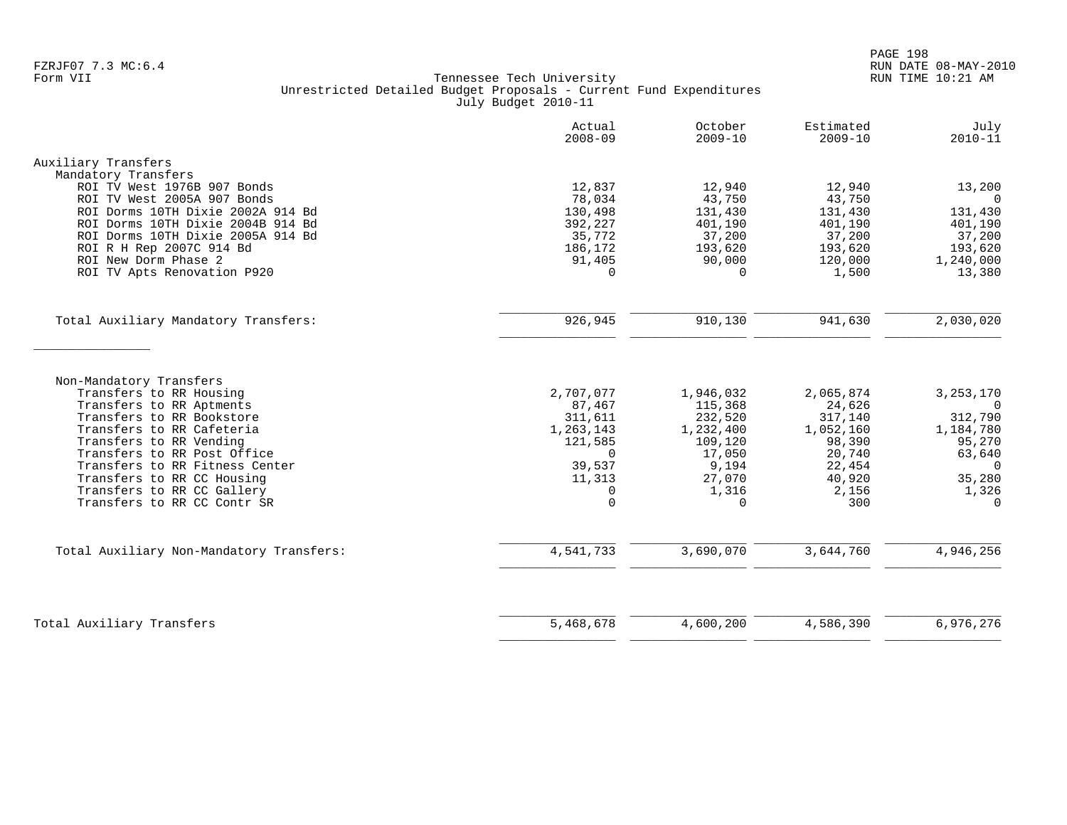FZRJF07 7.3 MC:6.4
Form VII

Tennessee Tech University
Unrestricted Detailed Budget Proposals - Current Fund Expenditures
July Budget 2010-11

RUN DATE 08-MAY-2010
RUN TIME 10:21 AM

| | Actual 2008-09 | October 2009-10 | Estimated 2009-10 | July 2010-11 |
|---|---|---|---|---|
| **Auxiliary Transfers** | | | | |
| Mandatory Transfers | | | | |
| ROI TV West 1976B 907 Bonds | 12,837 | 12,940 | 12,940 | 13,200 |
| ROI TV West 2005A 907 Bonds | 78,034 | 43,750 | 43,750 | 0 |
| ROI Dorms 10TH Dixie 2002A 914 Bd | 130,498 | 131,430 | 131,430 | 131,430 |
| ROI Dorms 10TH Dixie 2004B 914 Bd | 392,227 | 401,190 | 401,190 | 401,190 |
| ROI Dorms 10TH Dixie 2005A 914 Bd | 35,772 | 37,200 | 37,200 | 37,200 |
| ROI R H Rep 2007C 914 Bd | 186,172 | 193,620 | 193,620 | 193,620 |
| ROI New Dorm Phase 2 | 91,405 | 90,000 | 120,000 | 1,240,000 |
| ROI TV Apts Renovation P920 | 0 | 0 | 1,500 | 13,380 |
| Total Auxiliary Mandatory Transfers: | 926,945 | 910,130 | 941,630 | 2,030,020 |
| Non-Mandatory Transfers | | | | |
| Transfers to RR Housing | 2,707,077 | 1,946,032 | 2,065,874 | 3,253,170 |
| Transfers to RR Aptments | 87,467 | 115,368 | 24,626 | 0 |
| Transfers to RR Bookstore | 311,611 | 232,520 | 317,140 | 312,790 |
| Transfers to RR Cafeteria | 1,263,143 | 1,232,400 | 1,052,160 | 1,184,780 |
| Transfers to RR Vending | 121,585 | 109,120 | 98,390 | 95,270 |
| Transfers to RR Post Office | 0 | 17,050 | 20,740 | 63,640 |
| Transfers to RR Fitness Center | 39,537 | 9,194 | 22,454 | 0 |
| Transfers to RR CC Housing | 11,313 | 27,070 | 40,920 | 35,280 |
| Transfers to RR CC Gallery | 0 | 1,316 | 2,156 | 1,326 |
| Transfers to RR CC Contr SR | 0 | 0 | 300 | 0 |
| Total Auxiliary Non-Mandatory Transfers: | 4,541,733 | 3,690,070 | 3,644,760 | 4,946,256 |
| Total Auxiliary Transfers | 5,468,678 | 4,600,200 | 4,586,390 | 6,976,276 |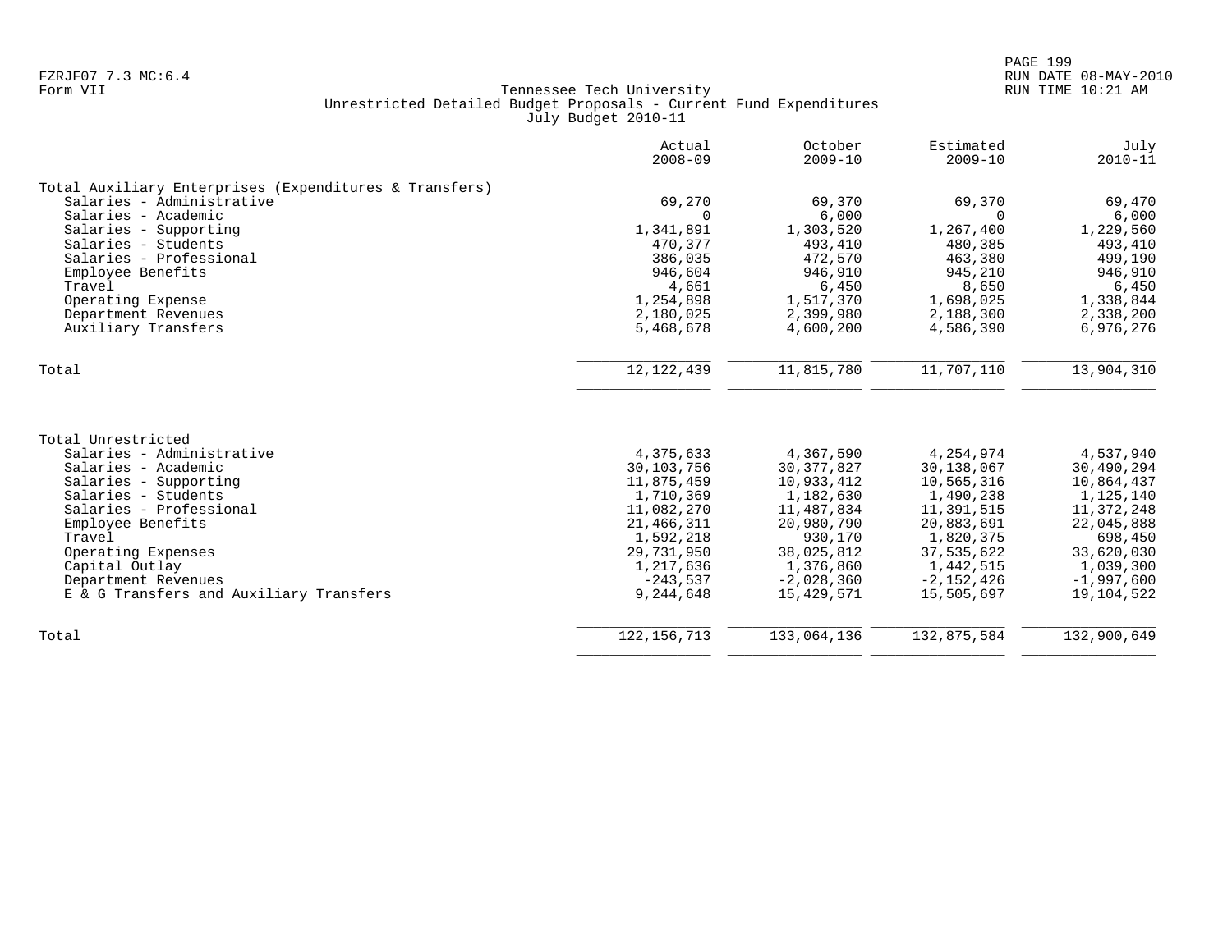FZRJF07 7.3 MC:6.4
Form VII

RUN DATE 08-MAY-2010
RUN TIME 10:21 AM

Tennessee Tech University
Unrestricted Detailed Budget Proposals - Current Fund Expenditures
July Budget 2010-11

| | Actual 2008-09 | October 2009-10 | Estimated 2009-10 | July 2010-11 |
|---|---|---|---|---|
| **Total Auxiliary Enterprises (Expenditures & Transfers)** | | | | |
| Salaries - Administrative | 69,270 | 69,370 | 69,370 | 69,470 |
| Salaries - Academic | 0 | 6,000 | 0 | 6,000 |
| Salaries - Supporting | 1,341,891 | 1,303,520 | 1,267,400 | 1,229,560 |
| Salaries - Students | 470,377 | 493,410 | 480,385 | 493,410 |
| Salaries - Professional | 386,035 | 472,570 | 463,380 | 499,190 |
| Employee Benefits | 946,604 | 946,910 | 945,210 | 946,910 |
| Travel | 4,661 | 6,450 | 8,650 | 6,450 |
| Operating Expense | 1,254,898 | 1,517,370 | 1,698,025 | 1,338,844 |
| Department Revenues | 2,180,025 | 2,399,980 | 2,188,300 | 2,338,200 |
| Auxiliary Transfers | 5,468,678 | 4,600,200 | 4,586,390 | 6,976,276 |
| Total | 12,122,439 | 11,815,780 | 11,707,110 | 13,904,310 |
| **Total Unrestricted** | | | | |
| Salaries - Administrative | 4,375,633 | 4,367,590 | 4,254,974 | 4,537,940 |
| Salaries - Academic | 30,103,756 | 30,377,827 | 30,138,067 | 30,490,294 |
| Salaries - Supporting | 11,875,459 | 10,933,412 | 10,565,316 | 10,864,437 |
| Salaries - Students | 1,710,369 | 1,182,630 | 1,490,238 | 1,125,140 |
| Salaries - Professional | 11,082,270 | 11,487,834 | 11,391,515 | 11,372,248 |
| Employee Benefits | 21,466,311 | 20,980,790 | 20,883,691 | 22,045,888 |
| Travel | 1,592,218 | 930,170 | 1,820,375 | 698,450 |
| Operating Expenses | 29,731,950 | 38,025,812 | 37,535,622 | 33,620,030 |
| Capital Outlay | 1,217,636 | 1,376,860 | 1,442,515 | 1,039,300 |
| Department Revenues | -243,537 | -2,028,360 | -2,152,426 | -1,997,600 |
| E & G Transfers and Auxiliary Transfers | 9,244,648 | 15,429,571 | 15,505,697 | 19,104,522 |
| Total | 122,156,713 | 133,064,136 | 132,875,584 | 132,900,649 |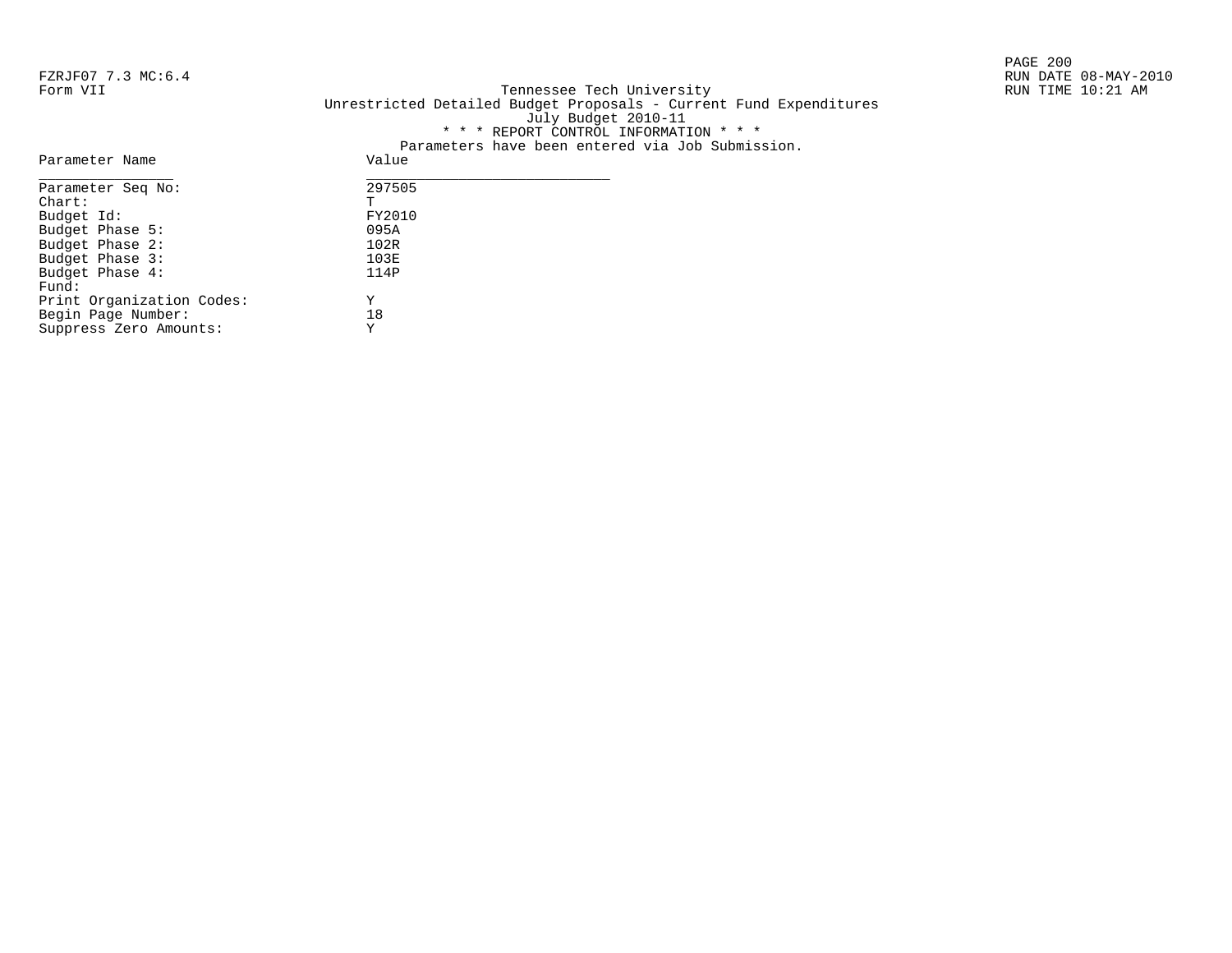FZRJF07 7.3 MC:6.4
Form VII

Tennessee Tech University
Unrestricted Detailed Budget Proposals - Current Fund Expenditures
July Budget 2010-11

RUN DATE 08-MAY-2010
RUN TIME 10:21 AM

\* \* \* REPORT CONTROL INFORMATION \* \* \*

Parameters have been entered via Job Submission.

| Parameter Name | Value |
|---|---|
| Parameter Seq No: | 297505 |
| Chart: | T |
| Budget Id: | FY2010 |
| Budget Phase 5: | 095A |
| Budget Phase 2: | 102R |
| Budget Phase 3: | 103E |
| Budget Phase 4: | 114P |
| Fund: | |
| Print Organization Codes: | Y |
| Begin Page Number: | 18 |
| Suppress Zero Amounts: | Y |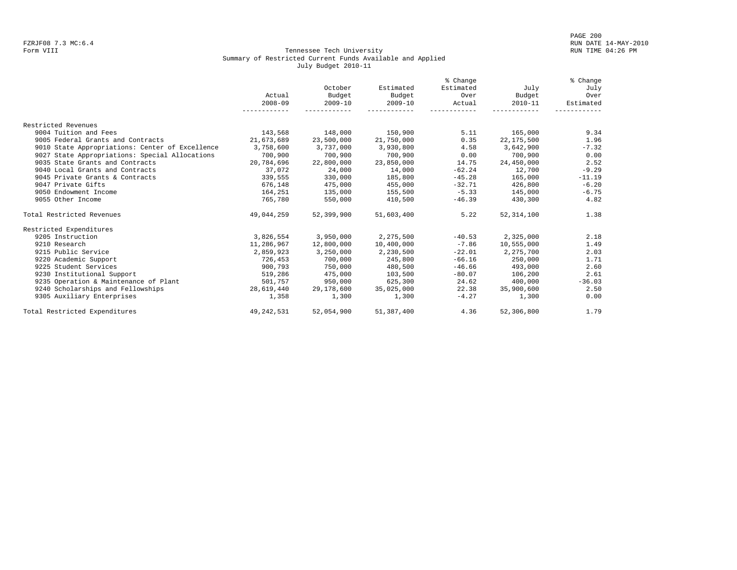Form VIII

# Tennessee Tech University
## Summary of Restricted Current Funds Available and Applied
### July Budget 2010-11

| | Actual 2008-09 | October Budget 2009-10 | Estimated Budget 2009-10 | % Change Estimated Over Actual | July Budget 2010-11 | % Change July Over Estimated |
|---|---|---|---|---|---|---|
| Restricted Revenues | | | | | | |
| 9004 Tuition and Fees | 143,568 | 148,000 | 150,900 | 5.11 | 165,000 | 9.34 |
| 9005 Federal Grants and Contracts | 21,673,689 | 23,500,000 | 21,750,000 | 0.35 | 22,175,500 | 1.96 |
| 9010 State Appropriations: Center of Excellence | 3,758,600 | 3,737,000 | 3,930,800 | 4.58 | 3,642,900 | -7.32 |
| 9027 State Appropriations: Special Allocations | 700,900 | 700,900 | 700,900 | 0.00 | 700,900 | 0.00 |
| 9035 State Grants and Contracts | 20,784,696 | 22,800,000 | 23,850,000 | 14.75 | 24,450,000 | 2.52 |
| 9040 Local Grants and Contracts | 37,072 | 24,000 | 14,000 | -62.24 | 12,700 | -9.29 |
| 9045 Private Grants & Contracts | 339,555 | 330,000 | 185,800 | -45.28 | 165,000 | -11.19 |
| 9047 Private Gifts | 676,148 | 475,000 | 455,000 | -32.71 | 426,800 | -6.20 |
| 9050 Endowment Income | 164,251 | 135,000 | 155,500 | -5.33 | 145,000 | -6.75 |
| 9055 Other Income | 765,780 | 550,000 | 410,500 | -46.39 | 430,300 | 4.82 |
| Total Restricted Revenues | 49,044,259 | 52,399,900 | 51,603,400 | 5.22 | 52,314,100 | 1.38 |
| Restricted Expenditures | | | | | | |
| 9205 Instruction | 3,826,554 | 3,950,000 | 2,275,500 | -40.53 | 2,325,000 | 2.18 |
| 9210 Research | 11,286,967 | 12,800,000 | 10,400,000 | -7.86 | 10,555,000 | 1.49 |
| 9215 Public Service | 2,859,923 | 3,250,000 | 2,230,500 | -22.01 | 2,275,700 | 2.03 |
| 9220 Academic Support | 726,453 | 700,000 | 245,800 | -66.16 | 250,000 | 1.71 |
| 9225 Student Services | 900,793 | 750,000 | 480,500 | -46.66 | 493,000 | 2.60 |
| 9230 Institutional Support | 519,286 | 475,000 | 103,500 | -80.07 | 106,200 | 2.61 |
| 9235 Operation & Maintenance of Plant | 501,757 | 950,000 | 625,300 | 24.62 | 400,000 | -36.03 |
| 9240 Scholarships and Fellowships | 28,619,440 | 29,178,600 | 35,025,000 | 22.38 | 35,900,600 | 2.50 |
| 9305 Auxiliary Enterprises | 1,358 | 1,300 | 1,300 | -4.27 | 1,300 | 0.00 |
| Total Restricted Expenditures | 49,242,531 | 52,054,900 | 51,387,400 | 4.36 | 52,306,800 | 1.79 |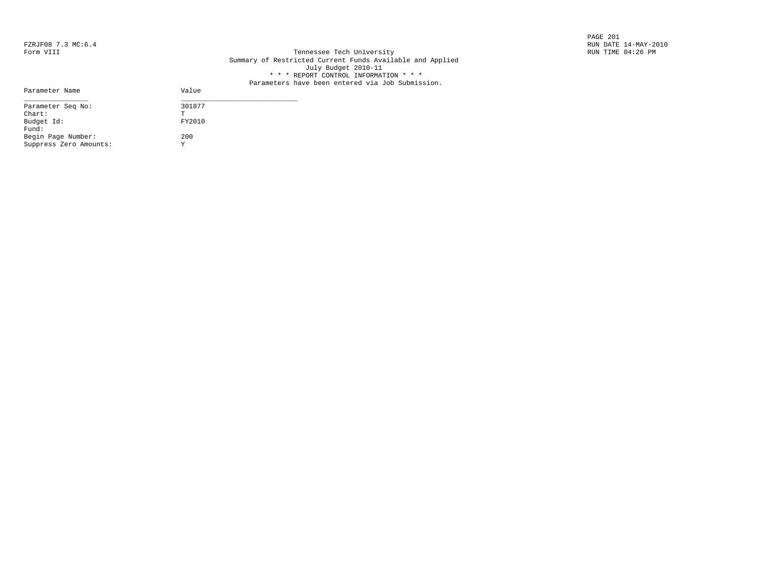FZRJF08 7.3 MC:6.4
Form VIII

Tennessee Tech University
Summary of Restricted Current Funds Available and Applied
July Budget 2010-11

RUN DATE 14-MAY-2010
RUN TIME 04:26 PM

\* \* \* REPORT CONTROL INFORMATION \* \* \*
Parameters have been entered via Job Submission.

| Parameter Name | Value |
|---|---|
| Parameter Seq No: | 301877 |
| Chart: | T |
| Budget Id: | FY2010 |
| Fund: | |
| Begin Page Number: | 200 |
| Suppress Zero Amounts: | Y |